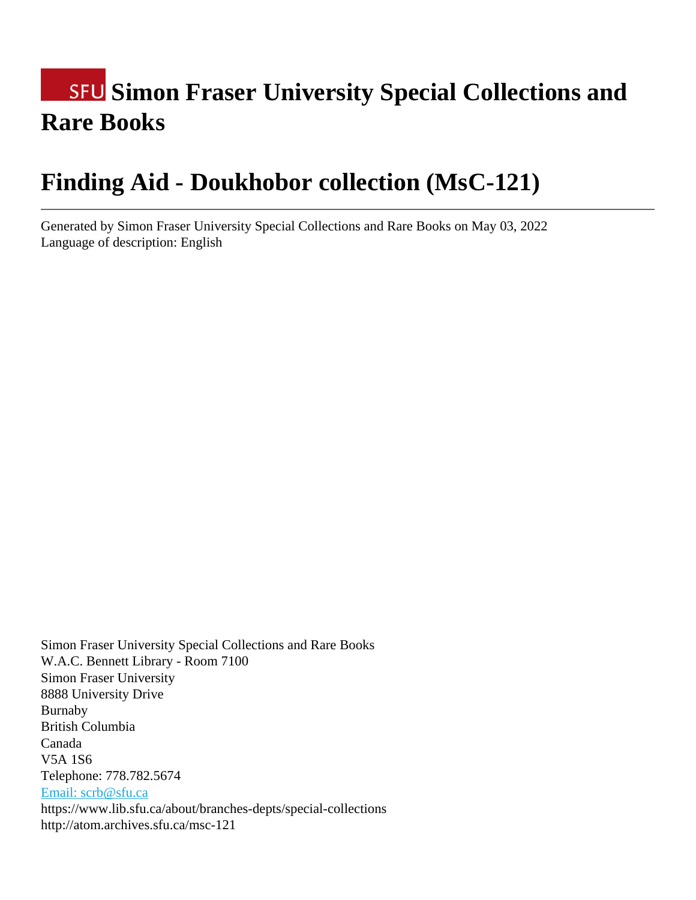# SFU Simon Fraser University Special Collections and Rare Books

# Finding Aid - Doukhobor collection (MsC-121)

---

Generated by Simon Fraser University Special Collections and Rare Books on May 03, 2022
Language of description: English

Simon Fraser University Special Collections and Rare Books
W.A.C. Bennett Library - Room 7100
Simon Fraser University
8888 University Drive
Burnaby
British Columbia
Canada
V5A 1S6
Telephone: 778.782.5674
Email: scrb@sfu.ca
https://www.lib.sfu.ca/about/branches-depts/special-collections
http://atom.archives.sfu.ca/msc-121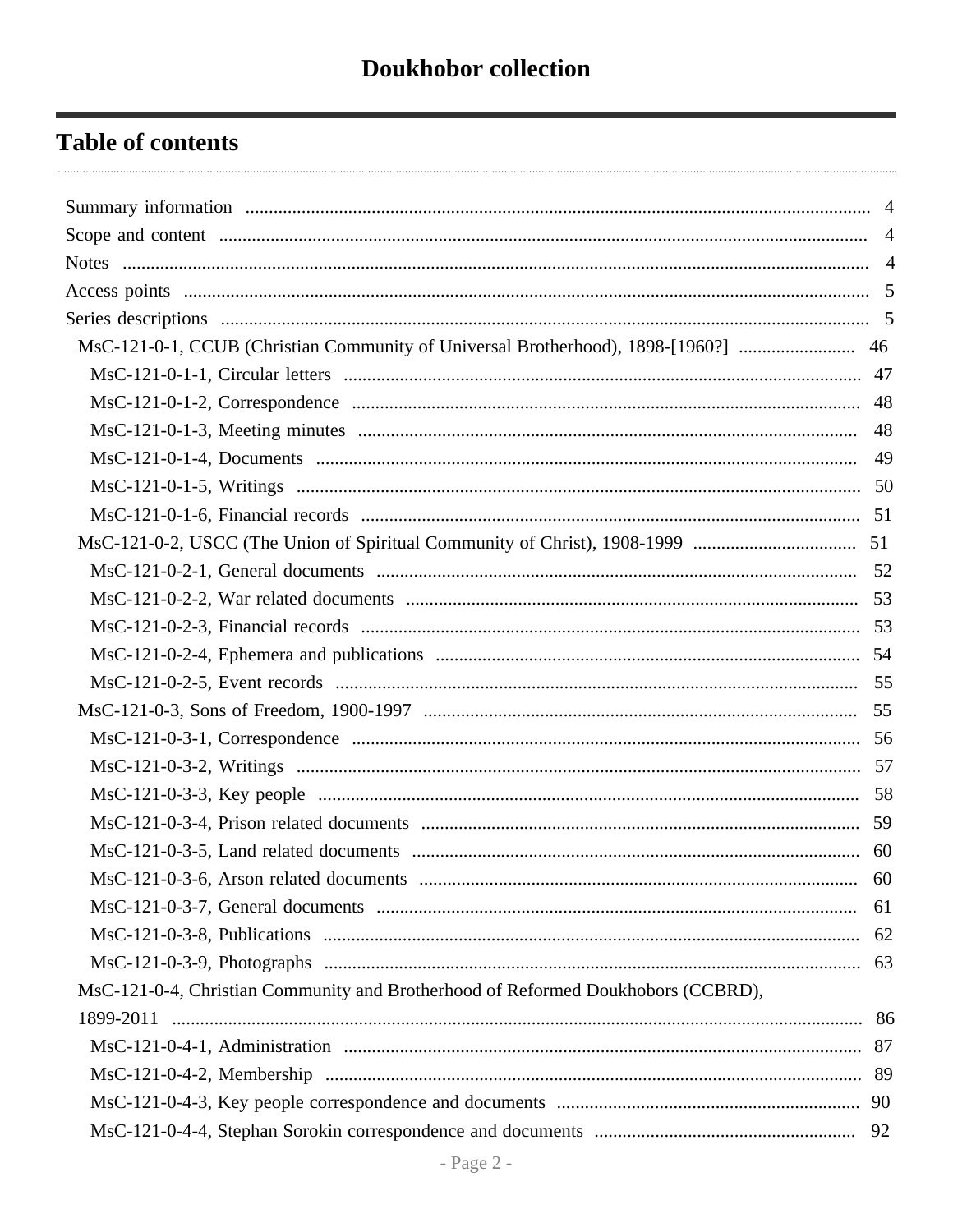# Doukhobor collection

## Table of contents

- Summary information ... 4
- Scope and content ... 4
- Notes ... 4
- Access points ... 5
- Series descriptions ... 5
  - MsC-121-0-1, CCUB (Christian Community of Universal Brotherhood), 1898-[1960?] ... 46
    - MsC-121-0-1-1, Circular letters ... 47
    - MsC-121-0-1-2, Correspondence ... 48
    - MsC-121-0-1-3, Meeting minutes ... 48
    - MsC-121-0-1-4, Documents ... 49
    - MsC-121-0-1-5, Writings ... 50
    - MsC-121-0-1-6, Financial records ... 51
  - MsC-121-0-2, USCC (The Union of Spiritual Community of Christ), 1908-1999 ... 51
    - MsC-121-0-2-1, General documents ... 52
    - MsC-121-0-2-2, War related documents ... 53
    - MsC-121-0-2-3, Financial records ... 53
    - MsC-121-0-2-4, Ephemera and publications ... 54
    - MsC-121-0-2-5, Event records ... 55
  - MsC-121-0-3, Sons of Freedom, 1900-1997 ... 55
    - MsC-121-0-3-1, Correspondence ... 56
    - MsC-121-0-3-2, Writings ... 57
    - MsC-121-0-3-3, Key people ... 58
    - MsC-121-0-3-4, Prison related documents ... 59
    - MsC-121-0-3-5, Land related documents ... 60
    - MsC-121-0-3-6, Arson related documents ... 60
    - MsC-121-0-3-7, General documents ... 61
    - MsC-121-0-3-8, Publications ... 62
    - MsC-121-0-3-9, Photographs ... 63
  - MsC-121-0-4, Christian Community and Brotherhood of Reformed Doukhobors (CCBRD), 1899-2011 ... 86
    - MsC-121-0-4-1, Administration ... 87
    - MsC-121-0-4-2, Membership ... 89
    - MsC-121-0-4-3, Key people correspondence and documents ... 90
    - MsC-121-0-4-4, Stephan Sorokin correspondence and documents ... 92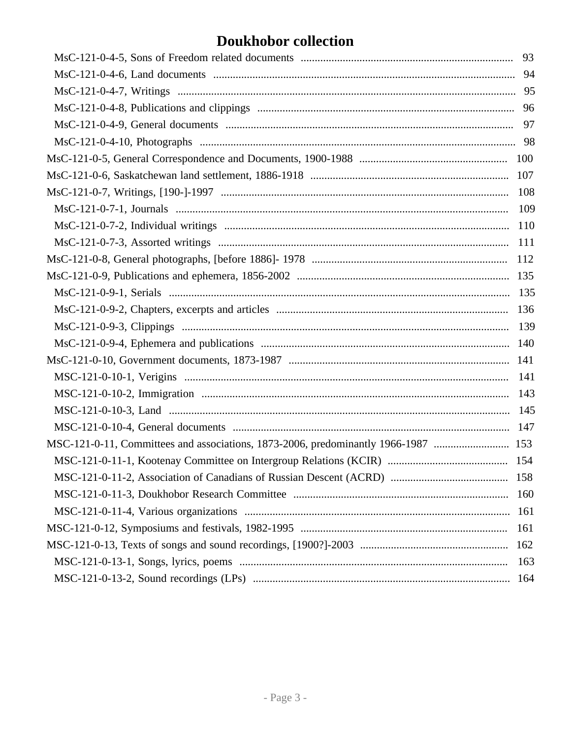# Doukhobor collection

- MsC-121-0-4-5, Sons of Freedom related documents ..... 93
- MsC-121-0-4-6, Land documents ..... 94
- MsC-121-0-4-7, Writings ..... 95
- MsC-121-0-4-8, Publications and clippings ..... 96
- MsC-121-0-4-9, General documents ..... 97
- MsC-121-0-4-10, Photographs ..... 98

MsC-121-0-5, General Correspondence and Documents, 1900-1988 ..... 100

MsC-121-0-6, Saskatchewan land settlement, 1886-1918 ..... 107

MsC-121-0-7, Writings, [190-]-1997 ..... 108

- MsC-121-0-7-1, Journals ..... 109
- MsC-121-0-7-2, Individual writings ..... 110
- MsC-121-0-7-3, Assorted writings ..... 111

MsC-121-0-8, General photographs, [before 1886]- 1978 ..... 112

MsC-121-0-9, Publications and ephemera, 1856-2002 ..... 135

- MsC-121-0-9-1, Serials ..... 135
- MsC-121-0-9-2, Chapters, excerpts and articles ..... 136
- MsC-121-0-9-3, Clippings ..... 139
- MsC-121-0-9-4, Ephemera and publications ..... 140

MsC-121-0-10, Government documents, 1873-1987 ..... 141

- MSC-121-0-10-1, Verigins ..... 141
- MSC-121-0-10-2, Immigration ..... 143
- MSC-121-0-10-3, Land ..... 145
- MSC-121-0-10-4, General documents ..... 147

MSC-121-0-11, Committees and associations, 1873-2006, predominantly 1966-1987 ..... 153

- MSC-121-0-11-1, Kootenay Committee on Intergroup Relations (KCIR) ..... 154
- MSC-121-0-11-2, Association of Canadians of Russian Descent (ACRD) ..... 158
- MSC-121-0-11-3, Doukhobor Research Committee ..... 160
- MSC-121-0-11-4, Various organizations ..... 161

MSC-121-0-12, Symposiums and festivals, 1982-1995 ..... 161

MSC-121-0-13, Texts of songs and sound recordings, [1900?]-2003 ..... 162

- MSC-121-0-13-1, Songs, lyrics, poems ..... 163
- MSC-121-0-13-2, Sound recordings (LPs) ..... 164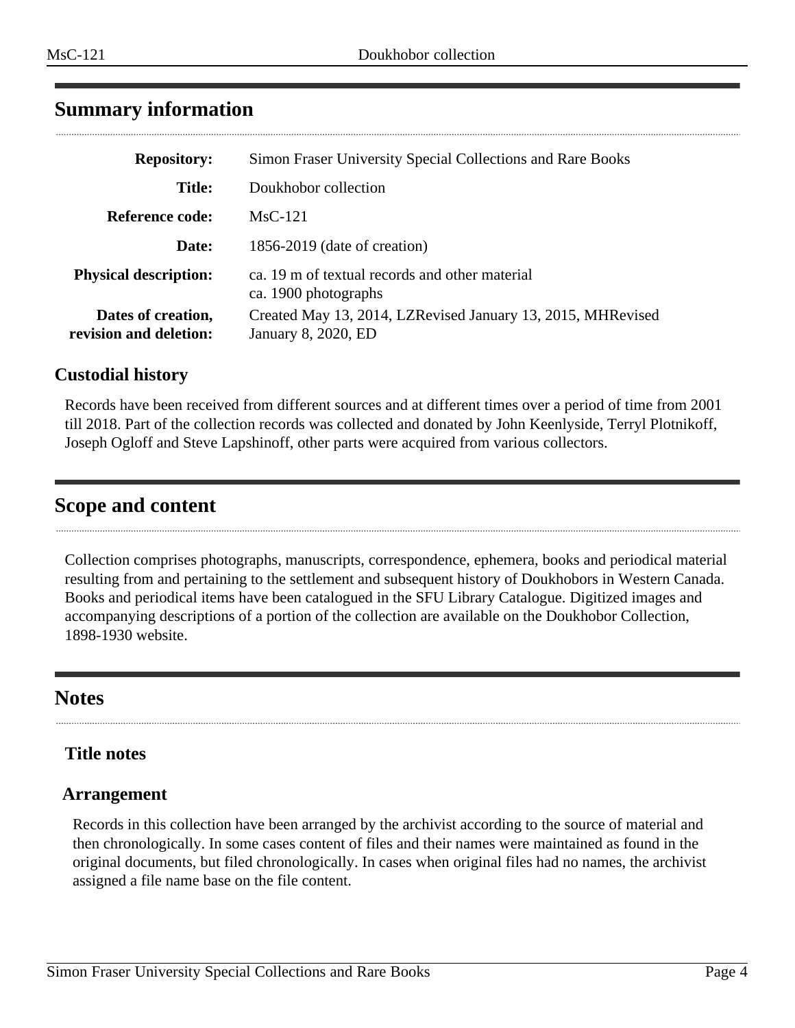## Summary information

| | |
|---|---|
| **Repository:** | Simon Fraser University Special Collections and Rare Books |
| **Title:** | Doukhobor collection |
| **Reference code:** | MsC-121 |
| **Date:** | 1856-2019 (date of creation) |
| **Physical description:** | ca. 19 m of textual records and other material<br>ca. 1900 photographs |
| **Dates of creation, revision and deletion:** | Created May 13, 2014, LZRevised January 13, 2015, MHRevised January 8, 2020, ED |

### Custodial history

Records have been received from different sources and at different times over a period of time from 2001 till 2018. Part of the collection records was collected and donated by John Keenlyside, Terryl Plotnikoff, Joseph Ogloff and Steve Lapshinoff, other parts were acquired from various collectors.

## Scope and content

Collection comprises photographs, manuscripts, correspondence, ephemera, books and periodical material resulting from and pertaining to the settlement and subsequent history of Doukhobors in Western Canada. Books and periodical items have been catalogued in the SFU Library Catalogue. Digitized images and accompanying descriptions of a portion of the collection are available on the Doukhobor Collection, 1898-1930 website.

## Notes

### Title notes

### Arrangement

Records in this collection have been arranged by the archivist according to the source of material and then chronologically. In some cases content of files and their names were maintained as found in the original documents, but filed chronologically. In cases when original files had no names, the archivist assigned a file name base on the file content.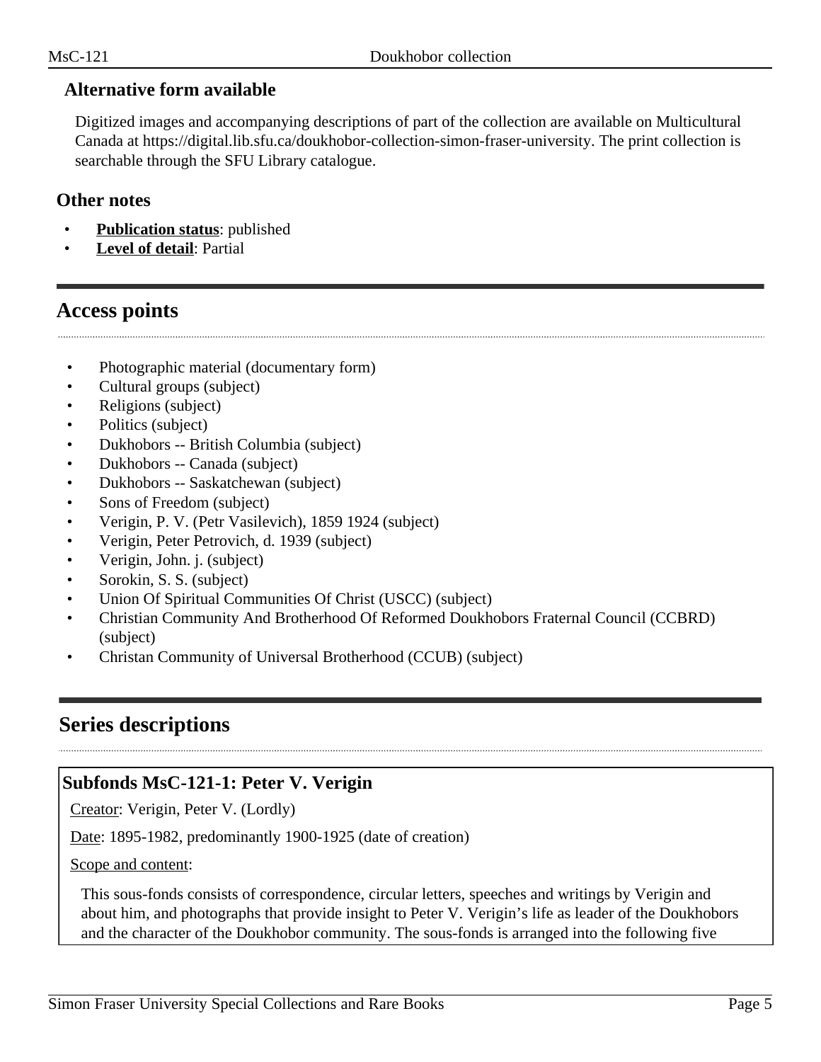### Alternative form available

Digitized images and accompanying descriptions of part of the collection are available on Multicultural Canada at https://digital.lib.sfu.ca/doukhobor-collection-simon-fraser-university. The print collection is searchable through the SFU Library catalogue.

### Other notes

- **Publication status**: published
- **Level of detail**: Partial

## Access points

- Photographic material (documentary form)
- Cultural groups (subject)
- Religions (subject)
- Politics (subject)
- Dukhobors -- British Columbia (subject)
- Dukhobors -- Canada (subject)
- Dukhobors -- Saskatchewan (subject)
- Sons of Freedom (subject)
- Verigin, P. V. (Petr Vasilevich), 1859 1924 (subject)
- Verigin, Peter Petrovich, d. 1939 (subject)
- Verigin, John. j. (subject)
- Sorokin, S. S. (subject)
- Union Of Spiritual Communities Of Christ (USCC) (subject)
- Christian Community And Brotherhood Of Reformed Doukhobors Fraternal Council (CCBRD) (subject)
- Christan Community of Universal Brotherhood (CCUB) (subject)

## Series descriptions

### Subfonds MsC-121-1: Peter V. Verigin

Creator: Verigin, Peter V. (Lordly)

Date: 1895-1982, predominantly 1900-1925 (date of creation)

Scope and content:

This sous-fonds consists of correspondence, circular letters, speeches and writings by Verigin and about him, and photographs that provide insight to Peter V. Verigin's life as leader of the Doukhobors and the character of the Doukhobor community. The sous-fonds is arranged into the following five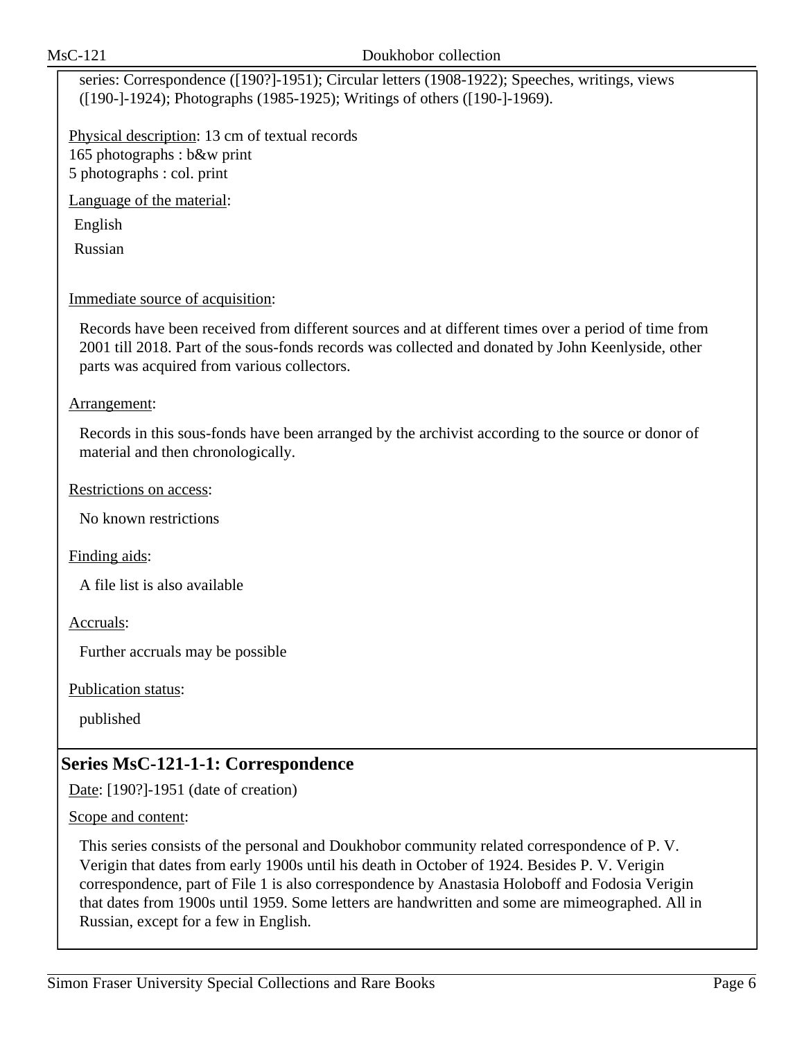series: Correspondence ([190?]-1951); Circular letters (1908-1922); Speeches, writings, views ([190-]-1924); Photographs (1985-1925); Writings of others ([190-]-1969).

Physical description: 13 cm of textual records
165 photographs : b&w print
5 photographs : col. print

Language of the material:

English

Russian

Immediate source of acquisition:

Records have been received from different sources and at different times over a period of time from 2001 till 2018. Part of the sous-fonds records was collected and donated by John Keenlyside, other parts was acquired from various collectors.

Arrangement:

Records in this sous-fonds have been arranged by the archivist according to the source or donor of material and then chronologically.

Restrictions on access:

No known restrictions

Finding aids:

A file list is also available

Accruals:

Further accruals may be possible

Publication status:

published

## Series MsC-121-1-1: Correspondence

Date: [190?]-1951 (date of creation)

Scope and content:

This series consists of the personal and Doukhobor community related correspondence of P. V. Verigin that dates from early 1900s until his death in October of 1924. Besides P. V. Verigin correspondence, part of File 1 is also correspondence by Anastasia Holoboff and Fodosia Verigin that dates from 1900s until 1959. Some letters are handwritten and some are mimeographed. All in Russian, except for a few in English.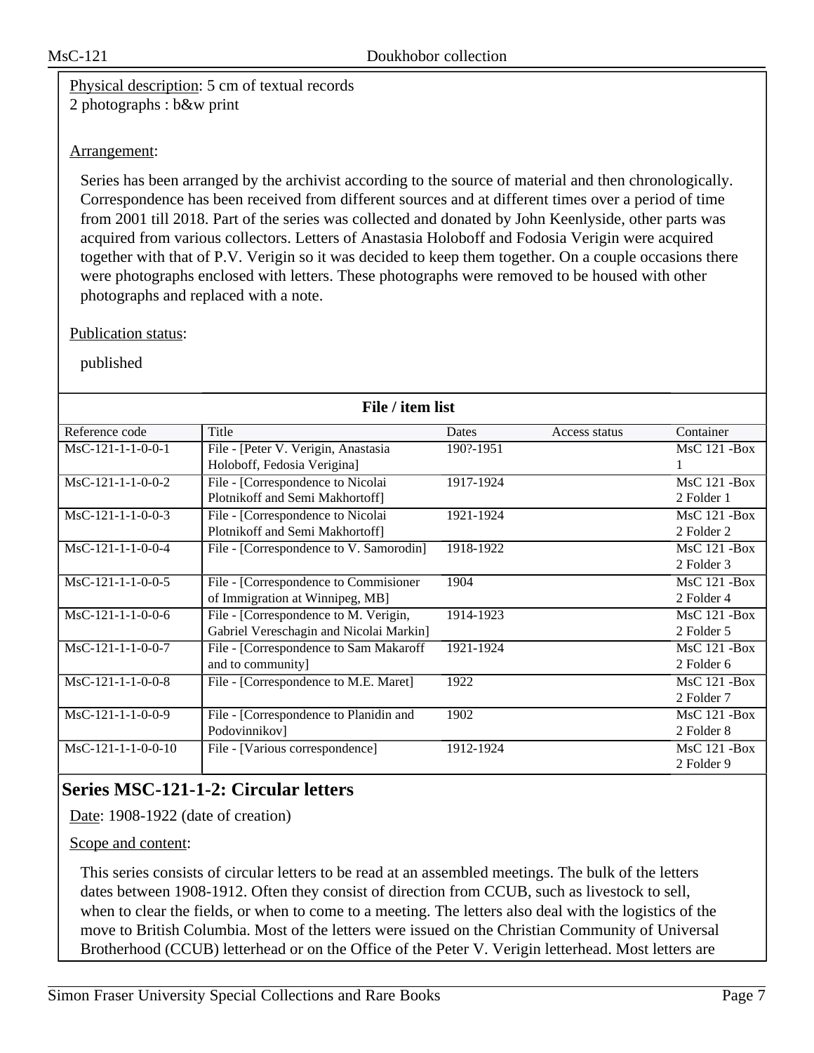Physical description: 5 cm of textual records
2 photographs : b&w print

Arrangement:

Series has been arranged by the archivist according to the source of material and then chronologically. Correspondence has been received from different sources and at different times over a period of time from 2001 till 2018. Part of the series was collected and donated by John Keenlyside, other parts was acquired from various collectors. Letters of Anastasia Holoboff and Fodosia Verigin were acquired together with that of P.V. Verigin so it was decided to keep them together. On a couple occasions there were photographs enclosed with letters. These photographs were removed to be housed with other photographs and replaced with a note.

Publication status:

published

**File / item list**

| Reference code | Title | Dates | Access status | Container |
|---|---|---|---|---|
| MsC-121-1-1-0-0-1 | File - [Peter V. Verigin, Anastasia Holoboff, Fedosia Verigina] | 190?-1951 | | MsC 121 -Box 1 |
| MsC-121-1-1-0-0-2 | File - [Correspondence to Nicolai Plotnikoff and Semi Makhortoff] | 1917-1924 | | MsC 121 -Box 2 Folder 1 |
| MsC-121-1-1-0-0-3 | File - [Correspondence to Nicolai Plotnikoff and Semi Makhortoff] | 1921-1924 | | MsC 121 -Box 2 Folder 2 |
| MsC-121-1-1-0-0-4 | File - [Correspondence to V. Samorodin] | 1918-1922 | | MsC 121 -Box 2 Folder 3 |
| MsC-121-1-1-0-0-5 | File - [Correspondence to Commisioner of Immigration at Winnipeg, MB] | 1904 | | MsC 121 -Box 2 Folder 4 |
| MsC-121-1-1-0-0-6 | File - [Correspondence to M. Verigin, Gabriel Vereschagin and Nicolai Markin] | 1914-1923 | | MsC 121 -Box 2 Folder 5 |
| MsC-121-1-1-0-0-7 | File - [Correspondence to Sam Makaroff and to community] | 1921-1924 | | MsC 121 -Box 2 Folder 6 |
| MsC-121-1-1-0-0-8 | File - [Correspondence to M.E. Maret] | 1922 | | MsC 121 -Box 2 Folder 7 |
| MsC-121-1-1-0-0-9 | File - [Correspondence to Planidin and Podovinnikov] | 1902 | | MsC 121 -Box 2 Folder 8 |
| MsC-121-1-1-0-0-10 | File - [Various correspondence] | 1912-1924 | | MsC 121 -Box 2 Folder 9 |

## Series MSC-121-1-2: Circular letters

Date: 1908-1922 (date of creation)

Scope and content:

This series consists of circular letters to be read at an assembled meetings. The bulk of the letters dates between 1908-1912. Often they consist of direction from CCUB, such as livestock to sell, when to clear the fields, or when to come to a meeting. The letters also deal with the logistics of the move to British Columbia. Most of the letters were issued on the Christian Community of Universal Brotherhood (CCUB) letterhead or on the Office of the Peter V. Verigin letterhead. Most letters are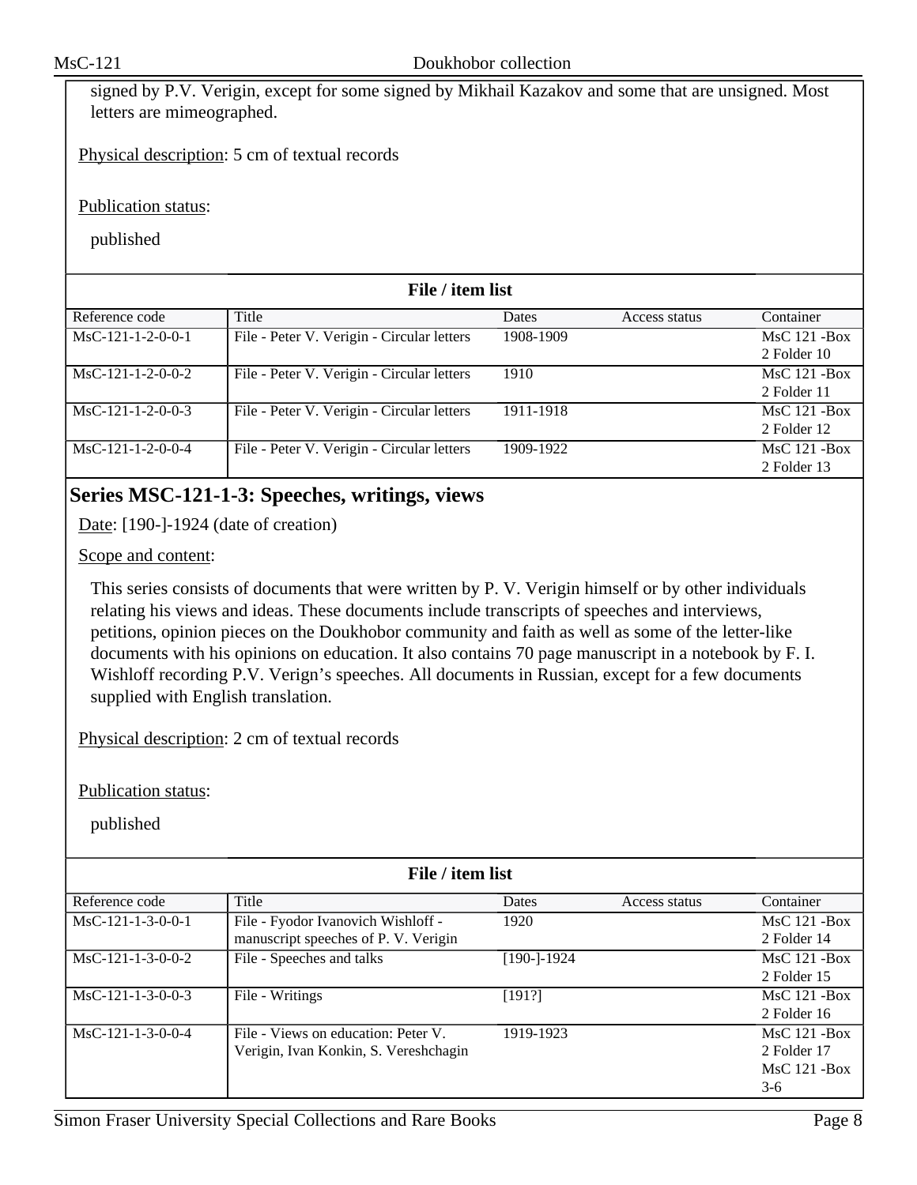signed by P.V. Verigin, except for some signed by Mikhail Kazakov and some that are unsigned. Most letters are mimeographed.

Physical description: 5 cm of textual records

Publication status:

published

**File / item list**

| Reference code | Title | Dates | Access status | Container |
|---|---|---|---|---|
| MsC-121-1-2-0-0-1 | File - Peter V. Verigin - Circular letters | 1908-1909 | | MsC 121 -Box 2 Folder 10 |
| MsC-121-1-2-0-0-2 | File - Peter V. Verigin - Circular letters | 1910 | | MsC 121 -Box 2 Folder 11 |
| MsC-121-1-2-0-0-3 | File - Peter V. Verigin - Circular letters | 1911-1918 | | MsC 121 -Box 2 Folder 12 |
| MsC-121-1-2-0-0-4 | File - Peter V. Verigin - Circular letters | 1909-1922 | | MsC 121 -Box 2 Folder 13 |

## Series MSC-121-1-3: Speeches, writings, views

Date: [190-]-1924 (date of creation)

Scope and content:

This series consists of documents that were written by P. V. Verigin himself or by other individuals relating his views and ideas. These documents include transcripts of speeches and interviews, petitions, opinion pieces on the Doukhobor community and faith as well as some of the letter-like documents with his opinions on education. It also contains 70 page manuscript in a notebook by F. I. Wishloff recording P.V. Verign's speeches. All documents in Russian, except for a few documents supplied with English translation.

Physical description: 2 cm of textual records

Publication status:

published

**File / item list**

| Reference code | Title | Dates | Access status | Container |
|---|---|---|---|---|
| MsC-121-1-3-0-0-1 | File - Fyodor Ivanovich Wishloff - manuscript speeches of P. V. Verigin | 1920 | | MsC 121 -Box 2 Folder 14 |
| MsC-121-1-3-0-0-2 | File - Speeches and talks | [190-]-1924 | | MsC 121 -Box 2 Folder 15 |
| MsC-121-1-3-0-0-3 | File - Writings | [191?] | | MsC 121 -Box 2 Folder 16 |
| MsC-121-1-3-0-0-4 | File - Views on education: Peter V. Verigin, Ivan Konkin, S. Vereshchagin | 1919-1923 | | MsC 121 -Box 2 Folder 17 MsC 121 -Box 3-6 |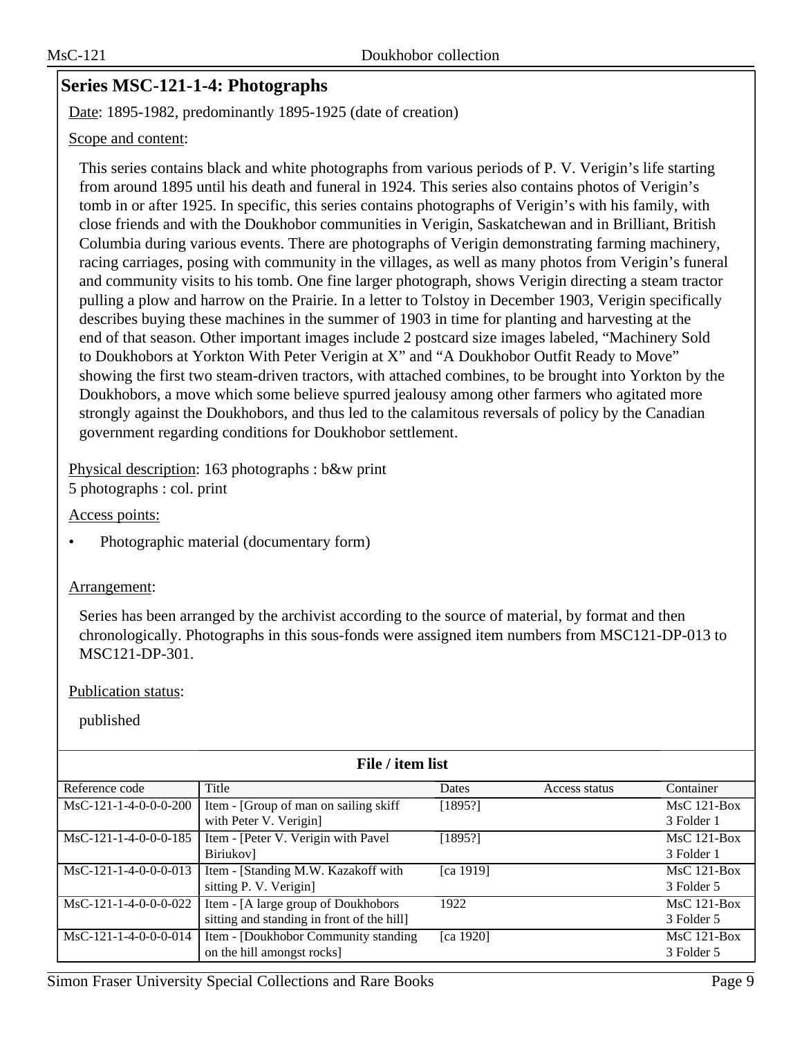## Series MSC-121-1-4: Photographs

Date: 1895-1982, predominantly 1895-1925 (date of creation)

Scope and content:

This series contains black and white photographs from various periods of P. V. Verigin's life starting from around 1895 until his death and funeral in 1924. This series also contains photos of Verigin's tomb in or after 1925. In specific, this series contains photographs of Verigin's with his family, with close friends and with the Doukhobor communities in Verigin, Saskatchewan and in Brilliant, British Columbia during various events. There are photographs of Verigin demonstrating farming machinery, racing carriages, posing with community in the villages, as well as many photos from Verigin's funeral and community visits to his tomb. One fine larger photograph, shows Verigin directing a steam tractor pulling a plow and harrow on the Prairie. In a letter to Tolstoy in December 1903, Verigin specifically describes buying these machines in the summer of 1903 in time for planting and harvesting at the end of that season. Other important images include 2 postcard size images labeled, "Machinery Sold to Doukhobors at Yorkton With Peter Verigin at X" and "A Doukhobor Outfit Ready to Move" showing the first two steam-driven tractors, with attached combines, to be brought into Yorkton by the Doukhobors, a move which some believe spurred jealousy among other farmers who agitated more strongly against the Doukhobors, and thus led to the calamitous reversals of policy by the Canadian government regarding conditions for Doukhobor settlement.

Physical description: 163 photographs : b&w print
5 photographs : col. print

Access points:

- Photographic material (documentary form)

Arrangement:

Series has been arranged by the archivist according to the source of material, by format and then chronologically. Photographs in this sous-fonds were assigned item numbers from MSC121-DP-013 to MSC121-DP-301.

Publication status:

published

**File / item list**

| Reference code | Title | Dates | Access status | Container |
|---|---|---|---|---|
| MsC-121-1-4-0-0-0-200 | Item - [Group of man on sailing skiff with Peter V. Verigin] | [1895?] | | MsC 121-Box 3 Folder 1 |
| MsC-121-1-4-0-0-0-185 | Item - [Peter V. Verigin with Pavel Biriukov] | [1895?] | | MsC 121-Box 3 Folder 1 |
| MsC-121-1-4-0-0-0-013 | Item - [Standing M.W. Kazakoff with sitting P. V. Verigin] | [ca 1919] | | MsC 121-Box 3 Folder 5 |
| MsC-121-1-4-0-0-0-022 | Item - [A large group of Doukhobors sitting and standing in front of the hill] | 1922 | | MsC 121-Box 3 Folder 5 |
| MsC-121-1-4-0-0-0-014 | Item - [Doukhobor Community standing on the hill amongst rocks] | [ca 1920] | | MsC 121-Box 3 Folder 5 |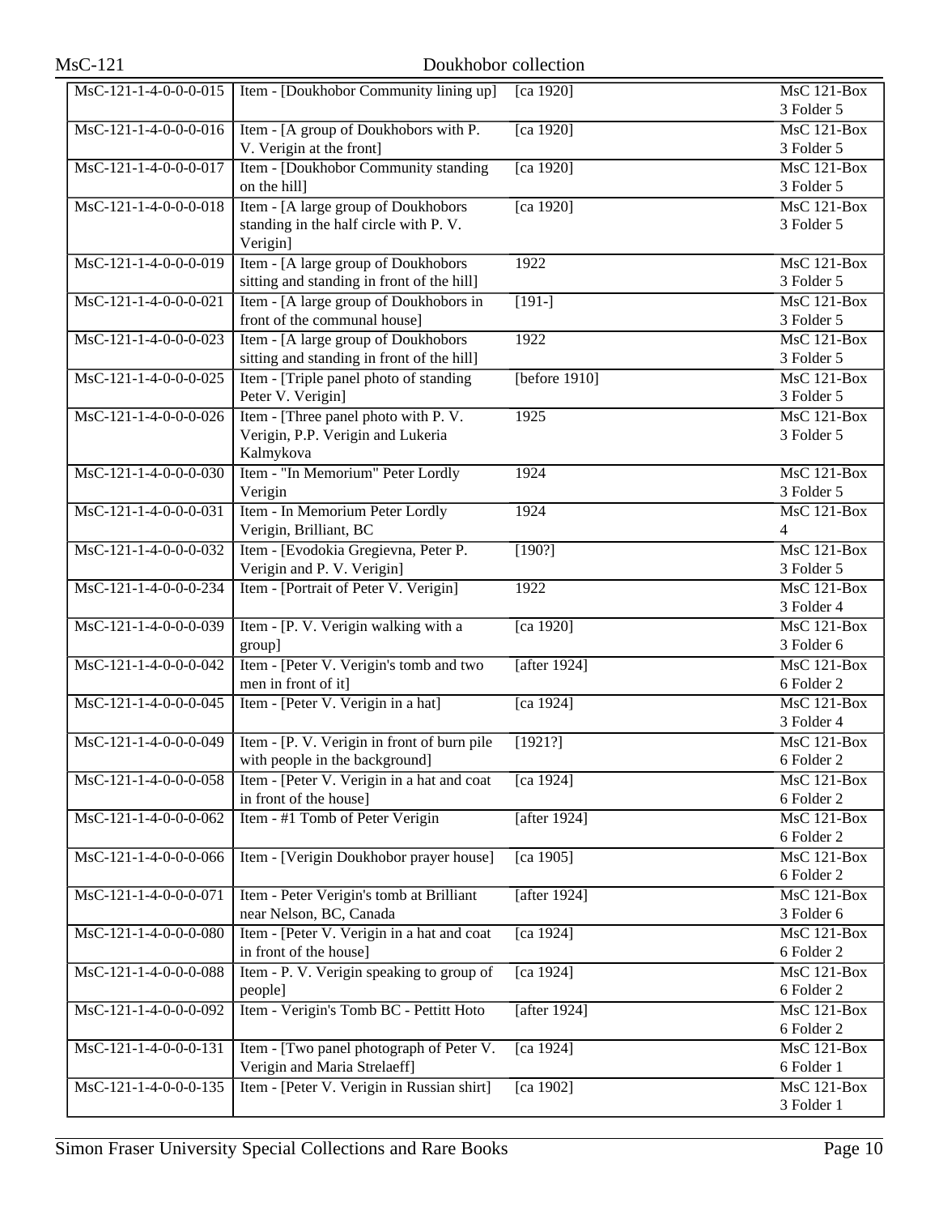| | | | |
|---|---|---|---|
| MsC-121-1-4-0-0-0-015 | Item - [Doukhobor Community lining up] | [ca 1920] | MsC 121-Box 3 Folder 5 |
| MsC-121-1-4-0-0-0-016 | Item - [A group of Doukhobors with P. V. Verigin at the front] | [ca 1920] | MsC 121-Box 3 Folder 5 |
| MsC-121-1-4-0-0-0-017 | Item - [Doukhobor Community standing on the hill] | [ca 1920] | MsC 121-Box 3 Folder 5 |
| MsC-121-1-4-0-0-0-018 | Item - [A large group of Doukhobors standing in the half circle with P. V. Verigin] | [ca 1920] | MsC 121-Box 3 Folder 5 |
| MsC-121-1-4-0-0-0-019 | Item - [A large group of Doukhobors sitting and standing in front of the hill] | 1922 | MsC 121-Box 3 Folder 5 |
| MsC-121-1-4-0-0-0-021 | Item - [A large group of Doukhobors in front of the communal house] | [191-] | MsC 121-Box 3 Folder 5 |
| MsC-121-1-4-0-0-0-023 | Item - [A large group of Doukhobors sitting and standing in front of the hill] | 1922 | MsC 121-Box 3 Folder 5 |
| MsC-121-1-4-0-0-0-025 | Item - [Triple panel photo of standing Peter V. Verigin] | [before 1910] | MsC 121-Box 3 Folder 5 |
| MsC-121-1-4-0-0-0-026 | Item - [Three panel photo with P. V. Verigin, P.P. Verigin and Lukeria Kalmykova | 1925 | MsC 121-Box 3 Folder 5 |
| MsC-121-1-4-0-0-0-030 | Item - "In Memorium" Peter Lordly Verigin | 1924 | MsC 121-Box 3 Folder 5 |
| MsC-121-1-4-0-0-0-031 | Item - In Memorium Peter Lordly Verigin, Brilliant, BC | 1924 | MsC 121-Box 4 |
| MsC-121-1-4-0-0-0-032 | Item - [Evodokia Gregievna, Peter P. Verigin and P. V. Verigin] | [190?] | MsC 121-Box 3 Folder 5 |
| MsC-121-1-4-0-0-0-234 | Item - [Portrait of Peter V. Verigin] | 1922 | MsC 121-Box 3 Folder 4 |
| MsC-121-1-4-0-0-0-039 | Item - [P. V. Verigin walking with a group] | [ca 1920] | MsC 121-Box 3 Folder 6 |
| MsC-121-1-4-0-0-0-042 | Item - [Peter V. Verigin's tomb and two men in front of it] | [after 1924] | MsC 121-Box 6 Folder 2 |
| MsC-121-1-4-0-0-0-045 | Item - [Peter V. Verigin in a hat] | [ca 1924] | MsC 121-Box 3 Folder 4 |
| MsC-121-1-4-0-0-0-049 | Item - [P. V. Verigin in front of burn pile with people in the background] | [1921?] | MsC 121-Box 6 Folder 2 |
| MsC-121-1-4-0-0-0-058 | Item - [Peter V. Verigin in a hat and coat in front of the house] | [ca 1924] | MsC 121-Box 6 Folder 2 |
| MsC-121-1-4-0-0-0-062 | Item - #1 Tomb of Peter Verigin | [after 1924] | MsC 121-Box 6 Folder 2 |
| MsC-121-1-4-0-0-0-066 | Item - [Verigin Doukhobor prayer house] | [ca 1905] | MsC 121-Box 6 Folder 2 |
| MsC-121-1-4-0-0-0-071 | Item - Peter Verigin's tomb at Brilliant near Nelson, BC, Canada | [after 1924] | MsC 121-Box 3 Folder 6 |
| MsC-121-1-4-0-0-0-080 | Item - [Peter V. Verigin in a hat and coat in front of the house] | [ca 1924] | MsC 121-Box 6 Folder 2 |
| MsC-121-1-4-0-0-0-088 | Item - P. V. Verigin speaking to group of people] | [ca 1924] | MsC 121-Box 6 Folder 2 |
| MsC-121-1-4-0-0-0-092 | Item - Verigin's Tomb BC - Pettitt Hoto | [after 1924] | MsC 121-Box 6 Folder 2 |
| MsC-121-1-4-0-0-0-131 | Item - [Two panel photograph of Peter V. Verigin and Maria Strelaeff] | [ca 1924] | MsC 121-Box 6 Folder 1 |
| MsC-121-1-4-0-0-0-135 | Item - [Peter V. Verigin in Russian shirt] | [ca 1902] | MsC 121-Box 3 Folder 1 |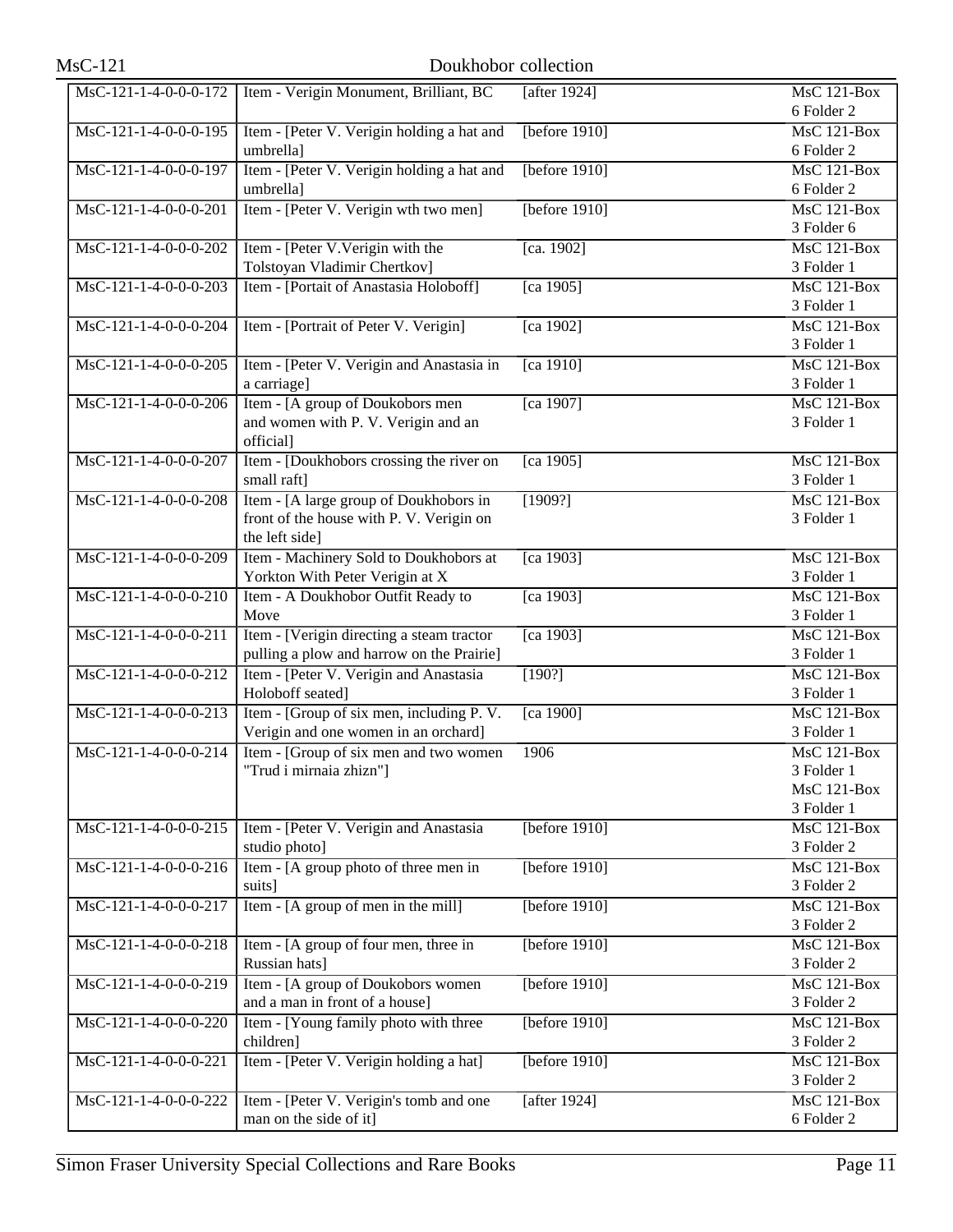| | | | |
|---|---|---|---|
| MsC-121-1-4-0-0-0-172 | Item - Verigin Monument, Brilliant, BC | [after 1924] | MsC 121-Box 6 Folder 2 |
| MsC-121-1-4-0-0-0-195 | Item - [Peter V. Verigin holding a hat and umbrella] | [before 1910] | MsC 121-Box 6 Folder 2 |
| MsC-121-1-4-0-0-0-197 | Item - [Peter V. Verigin holding a hat and umbrella] | [before 1910] | MsC 121-Box 6 Folder 2 |
| MsC-121-1-4-0-0-0-201 | Item - [Peter V. Verigin wth two men] | [before 1910] | MsC 121-Box 3 Folder 6 |
| MsC-121-1-4-0-0-0-202 | Item - [Peter V.Verigin with the Tolstoyan Vladimir Chertkov] | [ca. 1902] | MsC 121-Box 3 Folder 1 |
| MsC-121-1-4-0-0-0-203 | Item - [Portait of Anastasia Holoboff] | [ca 1905] | MsC 121-Box 3 Folder 1 |
| MsC-121-1-4-0-0-0-204 | Item - [Portrait of Peter V. Verigin] | [ca 1902] | MsC 121-Box 3 Folder 1 |
| MsC-121-1-4-0-0-0-205 | Item - [Peter V. Verigin and Anastasia in a carriage] | [ca 1910] | MsC 121-Box 3 Folder 1 |
| MsC-121-1-4-0-0-0-206 | Item - [A group of Doukobors men and women with P. V. Verigin and an official] | [ca 1907] | MsC 121-Box 3 Folder 1 |
| MsC-121-1-4-0-0-0-207 | Item - [Doukhobors crossing the river on small raft] | [ca 1905] | MsC 121-Box 3 Folder 1 |
| MsC-121-1-4-0-0-0-208 | Item - [A large group of Doukhobors in front of the house with P. V. Verigin on the left side] | [1909?] | MsC 121-Box 3 Folder 1 |
| MsC-121-1-4-0-0-0-209 | Item - Machinery Sold to Doukhobors at Yorkton With Peter Verigin at X | [ca 1903] | MsC 121-Box 3 Folder 1 |
| MsC-121-1-4-0-0-0-210 | Item - A Doukhobor Outfit Ready to Move | [ca 1903] | MsC 121-Box 3 Folder 1 |
| MsC-121-1-4-0-0-0-211 | Item - [Verigin directing a steam tractor pulling a plow and harrow on the Prairie] | [ca 1903] | MsC 121-Box 3 Folder 1 |
| MsC-121-1-4-0-0-0-212 | Item - [Peter V. Verigin and Anastasia Holoboff seated] | [190?] | MsC 121-Box 3 Folder 1 |
| MsC-121-1-4-0-0-0-213 | Item - [Group of six men, including P. V. Verigin and one women in an orchard] | [ca 1900] | MsC 121-Box 3 Folder 1 |
| MsC-121-1-4-0-0-0-214 | Item - [Group of six men and two women "Trud i mirnaia zhizn"] | 1906 | MsC 121-Box 3 Folder 1 MsC 121-Box 3 Folder 1 |
| MsC-121-1-4-0-0-0-215 | Item - [Peter V. Verigin and Anastasia studio photo] | [before 1910] | MsC 121-Box 3 Folder 2 |
| MsC-121-1-4-0-0-0-216 | Item - [A group photo of three men in suits] | [before 1910] | MsC 121-Box 3 Folder 2 |
| MsC-121-1-4-0-0-0-217 | Item - [A group of men in the mill] | [before 1910] | MsC 121-Box 3 Folder 2 |
| MsC-121-1-4-0-0-0-218 | Item - [A group of four men, three in Russian hats] | [before 1910] | MsC 121-Box 3 Folder 2 |
| MsC-121-1-4-0-0-0-219 | Item - [A group of Doukobors women and a man in front of a house] | [before 1910] | MsC 121-Box 3 Folder 2 |
| MsC-121-1-4-0-0-0-220 | Item - [Young family photo with three children] | [before 1910] | MsC 121-Box 3 Folder 2 |
| MsC-121-1-4-0-0-0-221 | Item - [Peter V. Verigin holding a hat] | [before 1910] | MsC 121-Box 3 Folder 2 |
| MsC-121-1-4-0-0-0-222 | Item - [Peter V. Verigin's tomb and one man on the side of it] | [after 1924] | MsC 121-Box 6 Folder 2 |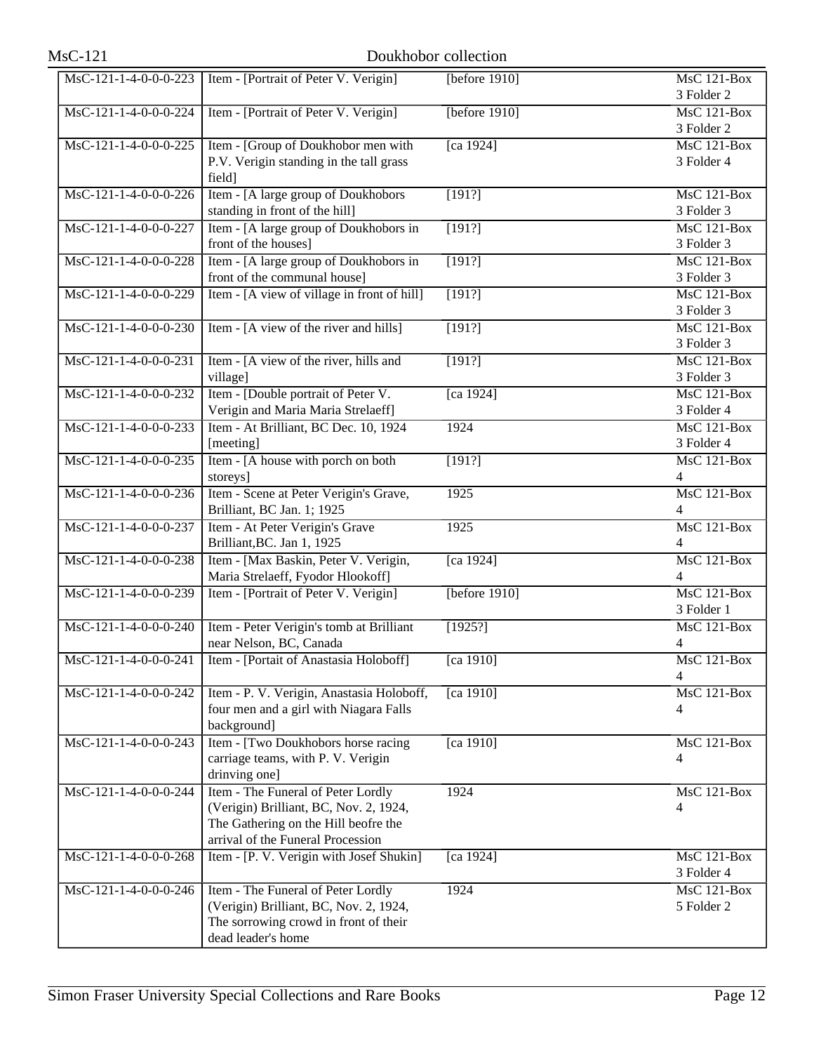| | | | |
|---|---|---|---|
| MsC-121-1-4-0-0-223 | Item - [Portrait of Peter V. Verigin] | [before 1910] | MsC 121-Box 3 Folder 2 |
| MsC-121-1-4-0-0-224 | Item - [Portrait of Peter V. Verigin] | [before 1910] | MsC 121-Box 3 Folder 2 |
| MsC-121-1-4-0-0-225 | Item - [Group of Doukhobor men with P.V. Verigin standing in the tall grass field] | [ca 1924] | MsC 121-Box 3 Folder 4 |
| MsC-121-1-4-0-0-226 | Item - [A large group of Doukhobors standing in front of the hill] | [191?] | MsC 121-Box 3 Folder 3 |
| MsC-121-1-4-0-0-227 | Item - [A large group of Doukhobors in front of the houses] | [191?] | MsC 121-Box 3 Folder 3 |
| MsC-121-1-4-0-0-228 | Item - [A large group of Doukhobors in front of the communal house] | [191?] | MsC 121-Box 3 Folder 3 |
| MsC-121-1-4-0-0-229 | Item - [A view of village in front of hill] | [191?] | MsC 121-Box 3 Folder 3 |
| MsC-121-1-4-0-0-230 | Item - [A view of the river and hills] | [191?] | MsC 121-Box 3 Folder 3 |
| MsC-121-1-4-0-0-231 | Item - [A view of the river, hills and village] | [191?] | MsC 121-Box 3 Folder 3 |
| MsC-121-1-4-0-0-232 | Item - [Double portrait of Peter V. Verigin and Maria Maria Strelaeff] | [ca 1924] | MsC 121-Box 3 Folder 4 |
| MsC-121-1-4-0-0-233 | Item - At Brilliant, BC Dec. 10, 1924 [meeting] | 1924 | MsC 121-Box 3 Folder 4 |
| MsC-121-1-4-0-0-235 | Item - [A house with porch on both storeys] | [191?] | MsC 121-Box 4 |
| MsC-121-1-4-0-0-236 | Item - Scene at Peter Verigin's Grave, Brilliant, BC Jan. 1; 1925 | 1925 | MsC 121-Box 4 |
| MsC-121-1-4-0-0-237 | Item - At Peter Verigin's Grave Brilliant,BC. Jan 1, 1925 | 1925 | MsC 121-Box 4 |
| MsC-121-1-4-0-0-238 | Item - [Max Baskin, Peter V. Verigin, Maria Strelaeff, Fyodor Hlookoff] | [ca 1924] | MsC 121-Box 4 |
| MsC-121-1-4-0-0-239 | Item - [Portrait of Peter V. Verigin] | [before 1910] | MsC 121-Box 3 Folder 1 |
| MsC-121-1-4-0-0-240 | Item - Peter Verigin's tomb at Brilliant near Nelson, BC, Canada | [1925?] | MsC 121-Box 4 |
| MsC-121-1-4-0-0-241 | Item - [Portait of Anastasia Holoboff] | [ca 1910] | MsC 121-Box 4 |
| MsC-121-1-4-0-0-242 | Item - P. V. Verigin, Anastasia Holoboff, four men and a girl with Niagara Falls background] | [ca 1910] | MsC 121-Box 4 |
| MsC-121-1-4-0-0-243 | Item - [Two Doukhobors horse racing carriage teams, with P. V. Verigin drinving one] | [ca 1910] | MsC 121-Box 4 |
| MsC-121-1-4-0-0-244 | Item - The Funeral of Peter Lordly (Verigin) Brilliant, BC, Nov. 2, 1924, The Gathering on the Hill beofre the arrival of the Funeral Procession | 1924 | MsC 121-Box 4 |
| MsC-121-1-4-0-0-268 | Item - [P. V. Verigin with Josef Shukin] | [ca 1924] | MsC 121-Box 3 Folder 4 |
| MsC-121-1-4-0-0-246 | Item - The Funeral of Peter Lordly (Verigin) Brilliant, BC, Nov. 2, 1924, The sorrowing crowd in front of their dead leader's home | 1924 | MsC 121-Box 5 Folder 2 |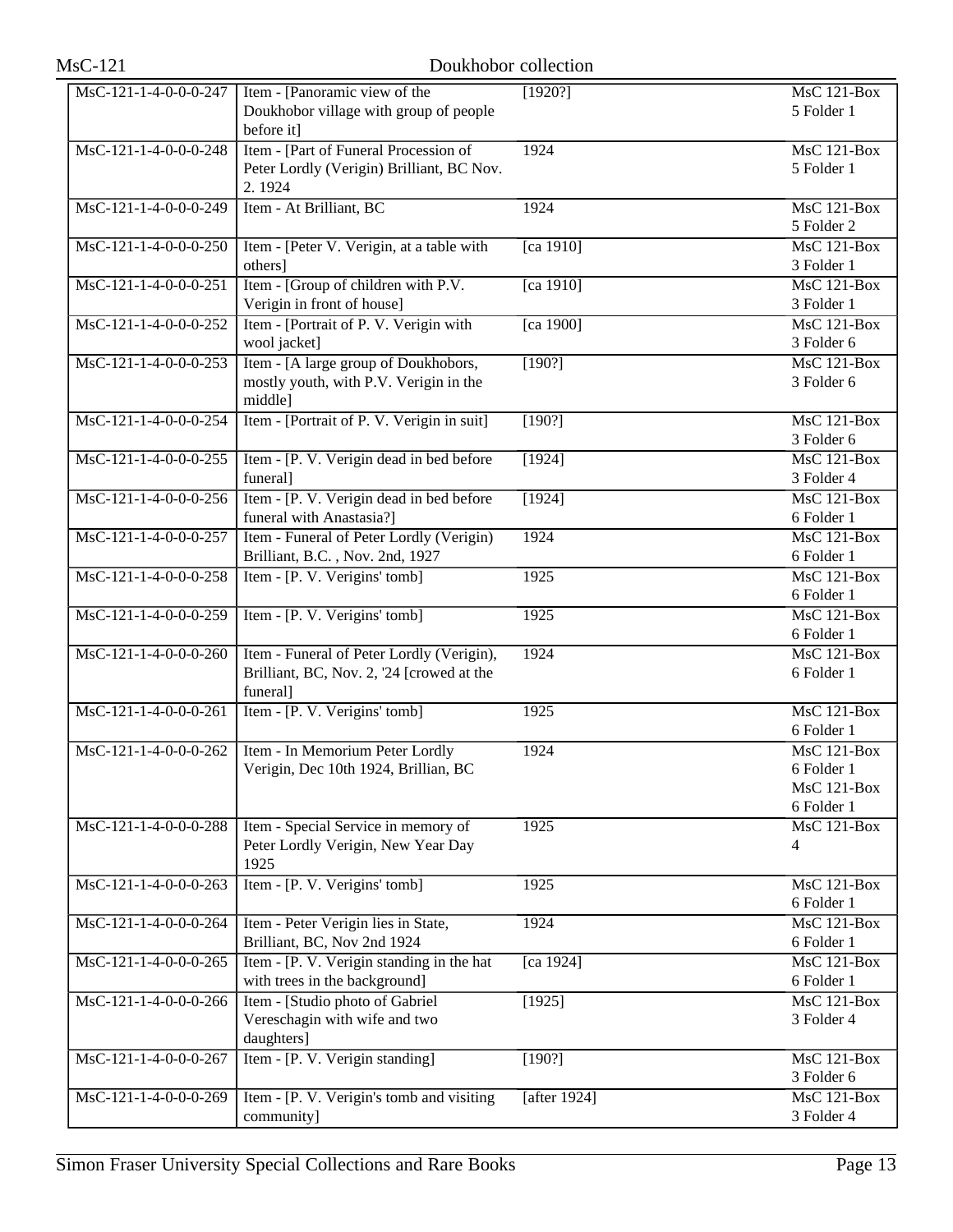| | | | |
|---|---|---|---|
| MsC-121-1-4-0-0-0-247 | Item - [Panoramic view of the Doukhobor village with group of people before it] | [1920?] | MsC 121-Box 5 Folder 1 |
| MsC-121-1-4-0-0-0-248 | Item - [Part of Funeral Procession of Peter Lordly (Verigin) Brilliant, BC Nov. 2. 1924 | 1924 | MsC 121-Box 5 Folder 1 |
| MsC-121-1-4-0-0-0-249 | Item - At Brilliant, BC | 1924 | MsC 121-Box 5 Folder 2 |
| MsC-121-1-4-0-0-0-250 | Item - [Peter V. Verigin, at a table with others] | [ca 1910] | MsC 121-Box 3 Folder 1 |
| MsC-121-1-4-0-0-0-251 | Item - [Group of children with P.V. Verigin in front of house] | [ca 1910] | MsC 121-Box 3 Folder 1 |
| MsC-121-1-4-0-0-0-252 | Item - [Portrait of P. V. Verigin with wool jacket] | [ca 1900] | MsC 121-Box 3 Folder 6 |
| MsC-121-1-4-0-0-0-253 | Item - [A large group of Doukhobors, mostly youth, with P.V. Verigin in the middle] | [190?] | MsC 121-Box 3 Folder 6 |
| MsC-121-1-4-0-0-0-254 | Item - [Portrait of P. V. Verigin in suit] | [190?] | MsC 121-Box 3 Folder 6 |
| MsC-121-1-4-0-0-0-255 | Item - [P. V. Verigin dead in bed before funeral] | [1924] | MsC 121-Box 3 Folder 4 |
| MsC-121-1-4-0-0-0-256 | Item - [P. V. Verigin dead in bed before funeral with Anastasia?] | [1924] | MsC 121-Box 6 Folder 1 |
| MsC-121-1-4-0-0-0-257 | Item - Funeral of Peter Lordly (Verigin) Brilliant, B.C. , Nov. 2nd, 1927 | 1924 | MsC 121-Box 6 Folder 1 |
| MsC-121-1-4-0-0-0-258 | Item - [P. V. Verigins' tomb] | 1925 | MsC 121-Box 6 Folder 1 |
| MsC-121-1-4-0-0-0-259 | Item - [P. V. Verigins' tomb] | 1925 | MsC 121-Box 6 Folder 1 |
| MsC-121-1-4-0-0-0-260 | Item - Funeral of Peter Lordly (Verigin), Brilliant, BC, Nov. 2, '24 [crowed at the funeral] | 1924 | MsC 121-Box 6 Folder 1 |
| MsC-121-1-4-0-0-0-261 | Item - [P. V. Verigins' tomb] | 1925 | MsC 121-Box 6 Folder 1 |
| MsC-121-1-4-0-0-0-262 | Item - In Memorium Peter Lordly Verigin, Dec 10th 1924, Brillian, BC | 1924 | MsC 121-Box 6 Folder 1 MsC 121-Box 6 Folder 1 |
| MsC-121-1-4-0-0-0-288 | Item - Special Service in memory of Peter Lordly Verigin, New Year Day 1925 | 1925 | MsC 121-Box 4 |
| MsC-121-1-4-0-0-0-263 | Item - [P. V. Verigins' tomb] | 1925 | MsC 121-Box 6 Folder 1 |
| MsC-121-1-4-0-0-0-264 | Item - Peter Verigin lies in State, Brilliant, BC, Nov 2nd 1924 | 1924 | MsC 121-Box 6 Folder 1 |
| MsC-121-1-4-0-0-0-265 | Item - [P. V. Verigin standing in the hat with trees in the background] | [ca 1924] | MsC 121-Box 6 Folder 1 |
| MsC-121-1-4-0-0-0-266 | Item - [Studio photo of Gabriel Vereschagin with wife and two daughters] | [1925] | MsC 121-Box 3 Folder 4 |
| MsC-121-1-4-0-0-0-267 | Item - [P. V. Verigin standing] | [190?] | MsC 121-Box 3 Folder 6 |
| MsC-121-1-4-0-0-0-269 | Item - [P. V. Verigin's tomb and visiting community] | [after 1924] | MsC 121-Box 3 Folder 4 |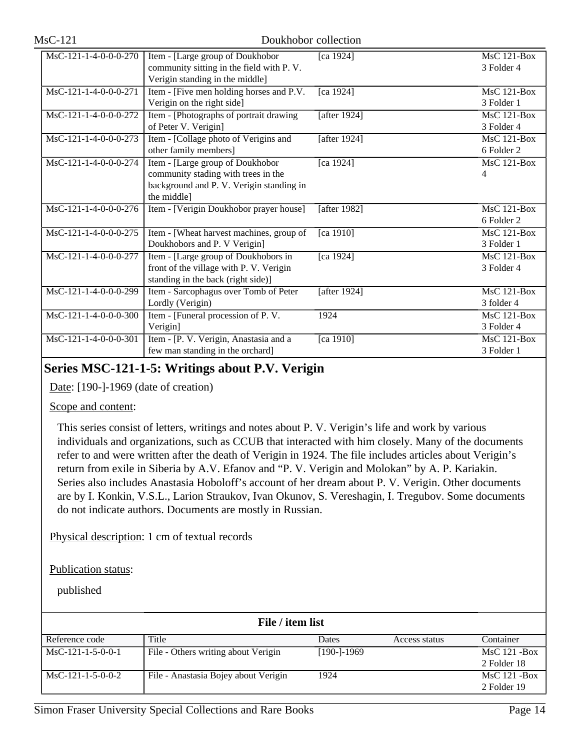| MsC-121-1-4-0-0-0-270 | Item - [Large group of Doukhobor community sitting in the field with P. V. Verigin standing in the middle] | [ca 1924] | | MsC 121-Box 3 Folder 4 |
|---|---|---|---|---|
| MsC-121-1-4-0-0-0-271 | Item - [Five men holding horses and P.V. Verigin on the right side] | [ca 1924] | | MsC 121-Box 3 Folder 1 |
| MsC-121-1-4-0-0-0-272 | Item - [Photographs of portrait drawing of Peter V. Verigin] | [after 1924] | | MsC 121-Box 3 Folder 4 |
| MsC-121-1-4-0-0-0-273 | Item - [Collage photo of Verigins and other family members] | [after 1924] | | MsC 121-Box 6 Folder 2 |
| MsC-121-1-4-0-0-0-274 | Item - [Large group of Doukhobor community stading with trees in the background and P. V. Verigin standing in the middle] | [ca 1924] | | MsC 121-Box 4 |
| MsC-121-1-4-0-0-0-276 | Item - [Verigin Doukhobor prayer house] | [after 1982] | | MsC 121-Box 6 Folder 2 |
| MsC-121-1-4-0-0-0-275 | Item - [Wheat harvest machines, group of Doukhobors and P. V Verigin] | [ca 1910] | | MsC 121-Box 3 Folder 1 |
| MsC-121-1-4-0-0-0-277 | Item - [Large group of Doukhobors in front of the village with P. V. Verigin standing in the back (right side)] | [ca 1924] | | MsC 121-Box 3 Folder 4 |
| MsC-121-1-4-0-0-0-299 | Item - Sarcophagus over Tomb of Peter Lordly (Verigin) | [after 1924] | | MsC 121-Box 3 folder 4 |
| MsC-121-1-4-0-0-0-300 | Item - [Funeral procession of P. V. Verigin] | 1924 | | MsC 121-Box 3 Folder 4 |
| MsC-121-1-4-0-0-0-301 | Item - [P. V. Verigin, Anastasia and a few man standing in the orchard] | [ca 1910] | | MsC 121-Box 3 Folder 1 |

## Series MSC-121-1-5: Writings about P.V. Verigin

Date: [190-]-1969 (date of creation)

Scope and content:

This series consist of letters, writings and notes about P. V. Verigin's life and work by various individuals and organizations, such as CCUB that interacted with him closely. Many of the documents refer to and were written after the death of Verigin in 1924. The file includes articles about Verigin's return from exile in Siberia by A.V. Efanov and "P. V. Verigin and Molokan" by A. P. Kariakin. Series also includes Anastasia Hoboloff's account of her dream about P. V. Verigin. Other documents are by I. Konkin, V.S.L., Larion Straukov, Ivan Okunov, S. Vereshagin, I. Tregubov. Some documents do not indicate authors. Documents are mostly in Russian.

Physical description: 1 cm of textual records

Publication status:

published

**File / item list**

| Reference code | Title | Dates | Access status | Container |
|---|---|---|---|---|
| MsC-121-1-5-0-0-1 | File - Others writing about Verigin | [190-]-1969 | | MsC 121 -Box 2 Folder 18 |
| MsC-121-1-5-0-0-2 | File - Anastasia Bojey about Verigin | 1924 | | MsC 121 -Box 2 Folder 19 |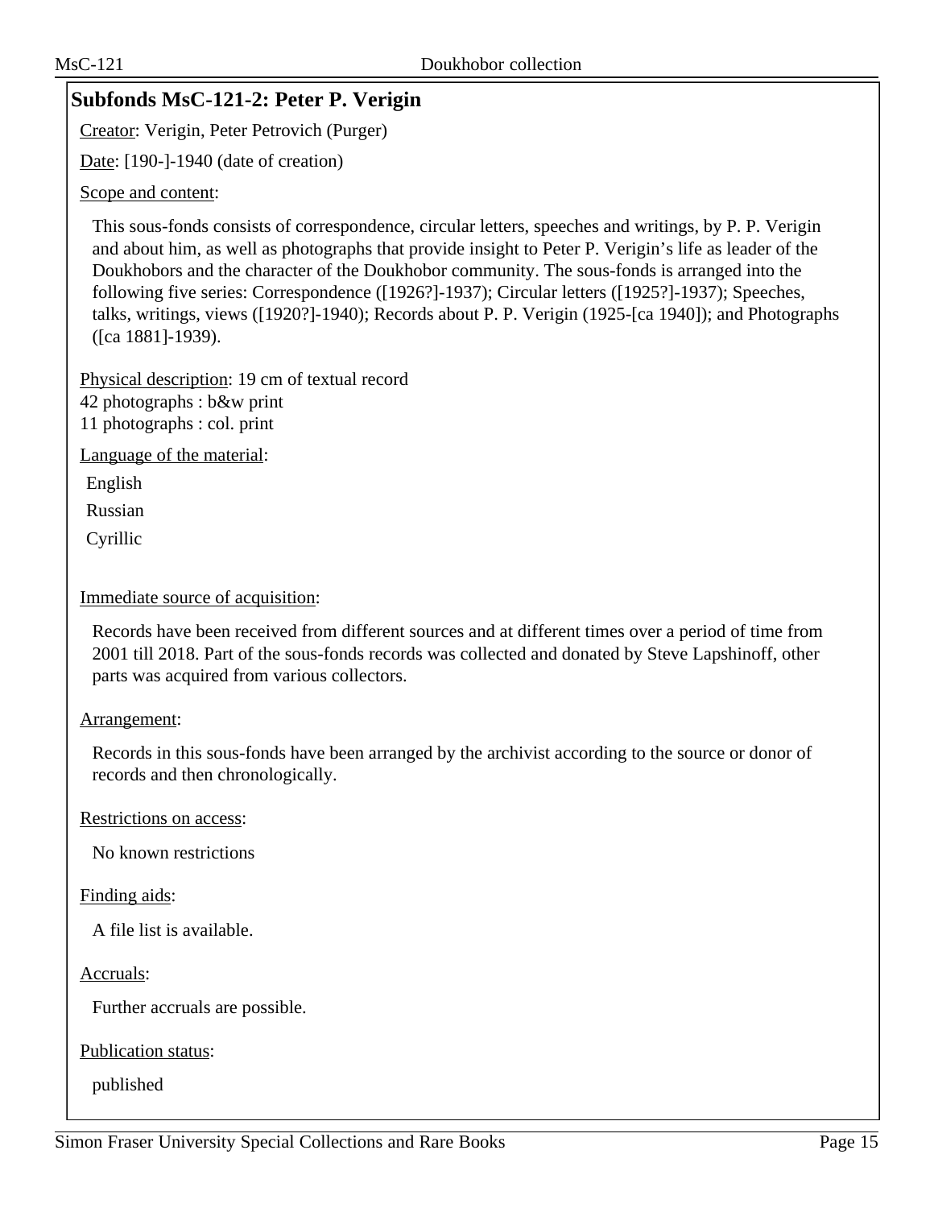## Subfonds MsC-121-2: Peter P. Verigin

Creator: Verigin, Peter Petrovich (Purger)

Date: [190-]-1940 (date of creation)

Scope and content:

This sous-fonds consists of correspondence, circular letters, speeches and writings, by P. P. Verigin and about him, as well as photographs that provide insight to Peter P. Verigin's life as leader of the Doukhobors and the character of the Doukhobor community. The sous-fonds is arranged into the following five series: Correspondence ([1926?]-1937); Circular letters ([1925?]-1937); Speeches, talks, writings, views ([1920?]-1940); Records about P. P. Verigin (1925-[ca 1940]); and Photographs ([ca 1881]-1939).

Physical description: 19 cm of textual record
42 photographs : b&w print
11 photographs : col. print

Language of the material:

English

Russian

Cyrillic

Immediate source of acquisition:

Records have been received from different sources and at different times over a period of time from 2001 till 2018. Part of the sous-fonds records was collected and donated by Steve Lapshinoff, other parts was acquired from various collectors.

Arrangement:

Records in this sous-fonds have been arranged by the archivist according to the source or donor of records and then chronologically.

Restrictions on access:

No known restrictions

Finding aids:

A file list is available.

Accruals:

Further accruals are possible.

Publication status:

published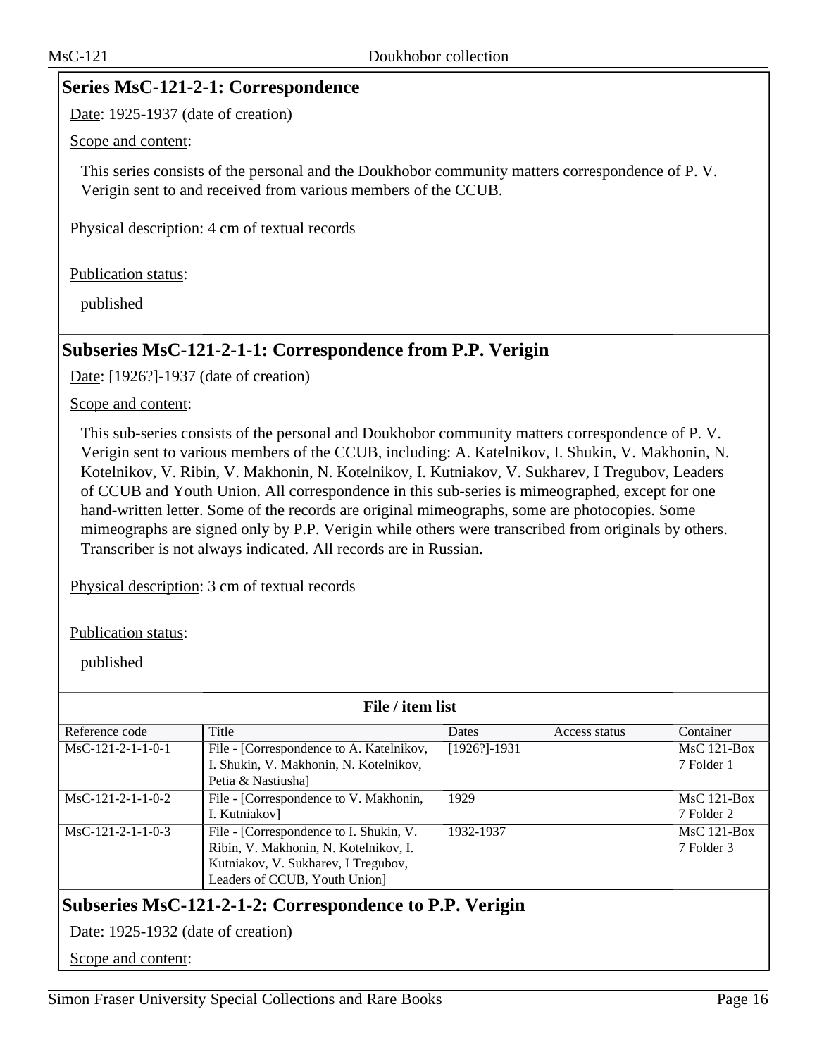## Series MsC-121-2-1: Correspondence

Date: 1925-1937 (date of creation)

Scope and content:

This series consists of the personal and the Doukhobor community matters correspondence of P. V. Verigin sent to and received from various members of the CCUB.

Physical description: 4 cm of textual records

Publication status:

published

## Subseries MsC-121-2-1-1: Correspondence from P.P. Verigin

Date: [1926?]-1937 (date of creation)

Scope and content:

This sub-series consists of the personal and Doukhobor community matters correspondence of P. V. Verigin sent to various members of the CCUB, including: A. Katelnikov, I. Shukin, V. Makhonin, N. Kotelnikov, V. Ribin, V. Makhonin, N. Kotelnikov, I. Kutniakov, V. Sukharev, I Tregubov, Leaders of CCUB and Youth Union. All correspondence in this sub-series is mimeographed, except for one hand-written letter. Some of the records are original mimeographs, some are photocopies. Some mimeographs are signed only by P.P. Verigin while others were transcribed from originals by others. Transcriber is not always indicated. All records are in Russian.

Physical description: 3 cm of textual records

Publication status:

published

**File / item list**

| Reference code | Title | Dates | Access status | Container |
|---|---|---|---|---|
| MsC-121-2-1-1-0-1 | File - [Correspondence to A. Katelnikov, I. Shukin, V. Makhonin, N. Kotelnikov, Petia & Nastiusha] | [1926?]-1931 | | MsC 121-Box 7 Folder 1 |
| MsC-121-2-1-1-0-2 | File - [Correspondence to V. Makhonin, I. Kutniakov] | 1929 | | MsC 121-Box 7 Folder 2 |
| MsC-121-2-1-1-0-3 | File - [Correspondence to I. Shukin, V. Ribin, V. Makhonin, N. Kotelnikov, I. Kutniakov, V. Sukharev, I Tregubov, Leaders of CCUB, Youth Union] | 1932-1937 | | MsC 121-Box 7 Folder 3 |

## Subseries MsC-121-2-1-2: Correspondence to P.P. Verigin

Date: 1925-1932 (date of creation)

Scope and content: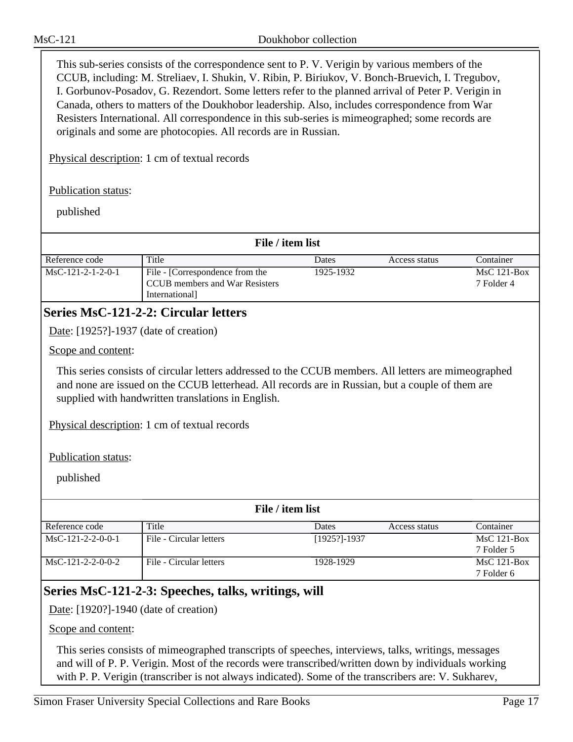This sub-series consists of the correspondence sent to P. V. Verigin by various members of the CCUB, including: M. Streliaev, I. Shukin, V. Ribin, P. Biriukov, V. Bonch-Bruevich, I. Tregubov, I. Gorbunov-Posadov, G. Rezendort. Some letters refer to the planned arrival of Peter P. Verigin in Canada, others to matters of the Doukhobor leadership. Also, includes correspondence from War Resisters International. All correspondence in this sub-series is mimeographed; some records are originals and some are photocopies. All records are in Russian.

Physical description: 1 cm of textual records

Publication status:

published

**File / item list**

| Reference code | Title | Dates | Access status | Container |
|---|---|---|---|---|
| MsC-121-2-1-2-0-1 | File - [Correspondence from the CCUB members and War Resisters International] | 1925-1932 | | MsC 121-Box 7 Folder 4 |

## Series MsC-121-2-2: Circular letters

Date: [1925?]-1937 (date of creation)

Scope and content:

This series consists of circular letters addressed to the CCUB members. All letters are mimeographed and none are issued on the CCUB letterhead. All records are in Russian, but a couple of them are supplied with handwritten translations in English.

Physical description: 1 cm of textual records

Publication status:

published

**File / item list**

| Reference code | Title | Dates | Access status | Container |
|---|---|---|---|---|
| MsC-121-2-2-0-0-1 | File - Circular letters | [1925?]-1937 | | MsC 121-Box 7 Folder 5 |
| MsC-121-2-2-0-0-2 | File - Circular letters | 1928-1929 | | MsC 121-Box 7 Folder 6 |

## Series MsC-121-2-3: Speeches, talks, writings, will

Date: [1920?]-1940 (date of creation)

Scope and content:

This series consists of mimeographed transcripts of speeches, interviews, talks, writings, messages and will of P. P. Verigin. Most of the records were transcribed/written down by individuals working with P. P. Verigin (transcriber is not always indicated). Some of the transcribers are: V. Sukharev,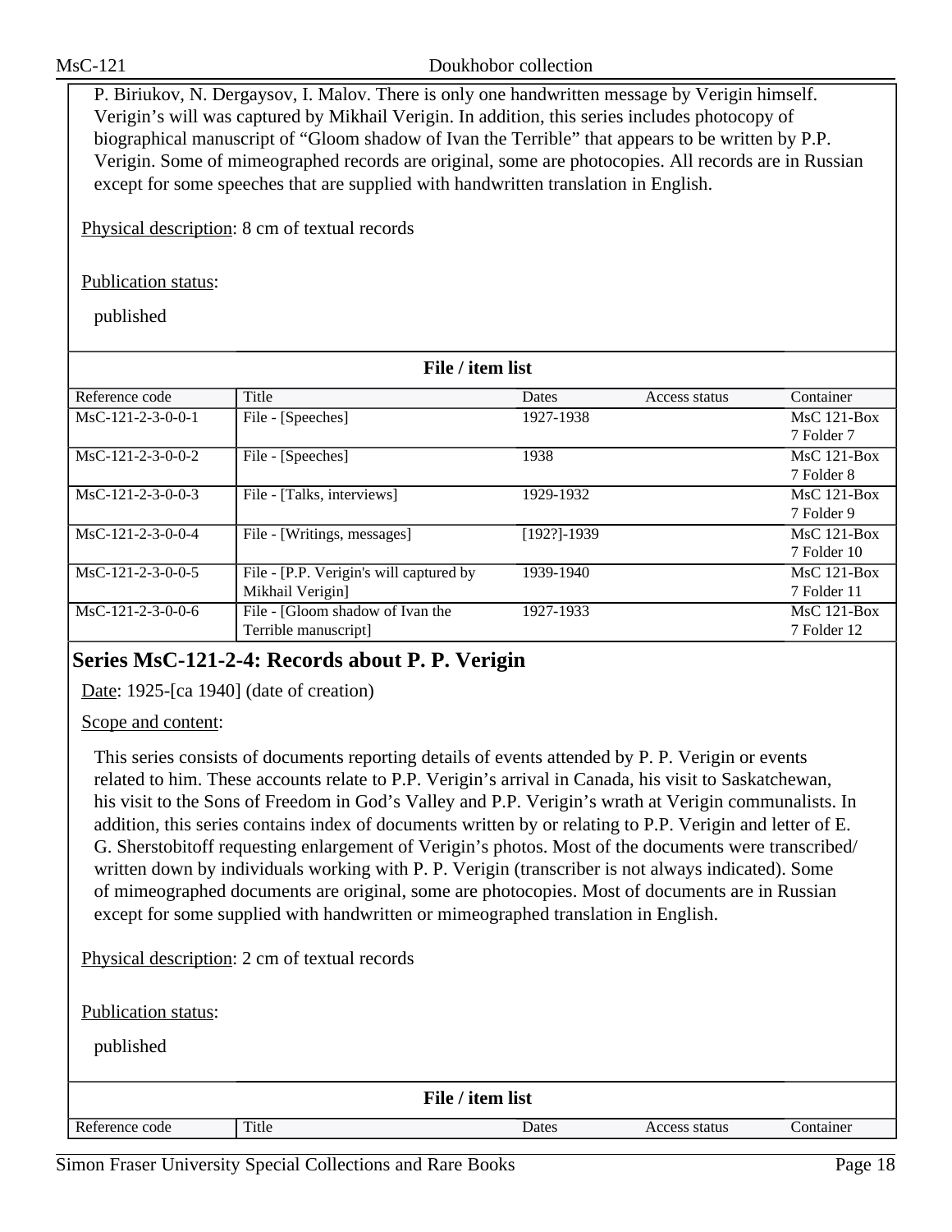P. Biriukov, N. Dergaysov, I. Malov. There is only one handwritten message by Verigin himself. Verigin's will was captured by Mikhail Verigin. In addition, this series includes photocopy of biographical manuscript of "Gloom shadow of Ivan the Terrible" that appears to be written by P.P. Verigin. Some of mimeographed records are original, some are photocopies. All records are in Russian except for some speeches that are supplied with handwritten translation in English.

Physical description: 8 cm of textual records

Publication status:

published

**File / item list**

| Reference code | Title | Dates | Access status | Container |
|---|---|---|---|---|
| MsC-121-2-3-0-0-1 | File - [Speeches] | 1927-1938 | | MsC 121-Box 7 Folder 7 |
| MsC-121-2-3-0-0-2 | File - [Speeches] | 1938 | | MsC 121-Box 7 Folder 8 |
| MsC-121-2-3-0-0-3 | File - [Talks, interviews] | 1929-1932 | | MsC 121-Box 7 Folder 9 |
| MsC-121-2-3-0-0-4 | File - [Writings, messages] | [192?]-1939 | | MsC 121-Box 7 Folder 10 |
| MsC-121-2-3-0-0-5 | File - [P.P. Verigin's will captured by Mikhail Verigin] | 1939-1940 | | MsC 121-Box 7 Folder 11 |
| MsC-121-2-3-0-0-6 | File - [Gloom shadow of Ivan the Terrible manuscript] | 1927-1933 | | MsC 121-Box 7 Folder 12 |

## Series MsC-121-2-4: Records about P. P. Verigin

Date: 1925-[ca 1940] (date of creation)

Scope and content:

This series consists of documents reporting details of events attended by P. P. Verigin or events related to him. These accounts relate to P.P. Verigin's arrival in Canada, his visit to Saskatchewan, his visit to the Sons of Freedom in God's Valley and P.P. Verigin's wrath at Verigin communalists. In addition, this series contains index of documents written by or relating to P.P. Verigin and letter of E. G. Sherstobitoff requesting enlargement of Verigin's photos. Most of the documents were transcribed/ written down by individuals working with P. P. Verigin (transcriber is not always indicated). Some of mimeographed documents are original, some are photocopies. Most of documents are in Russian except for some supplied with handwritten or mimeographed translation in English.

Physical description: 2 cm of textual records

Publication status:

published

**File / item list**

| Reference code | Title | Dates | Access status | Container |
|---|---|---|---|---|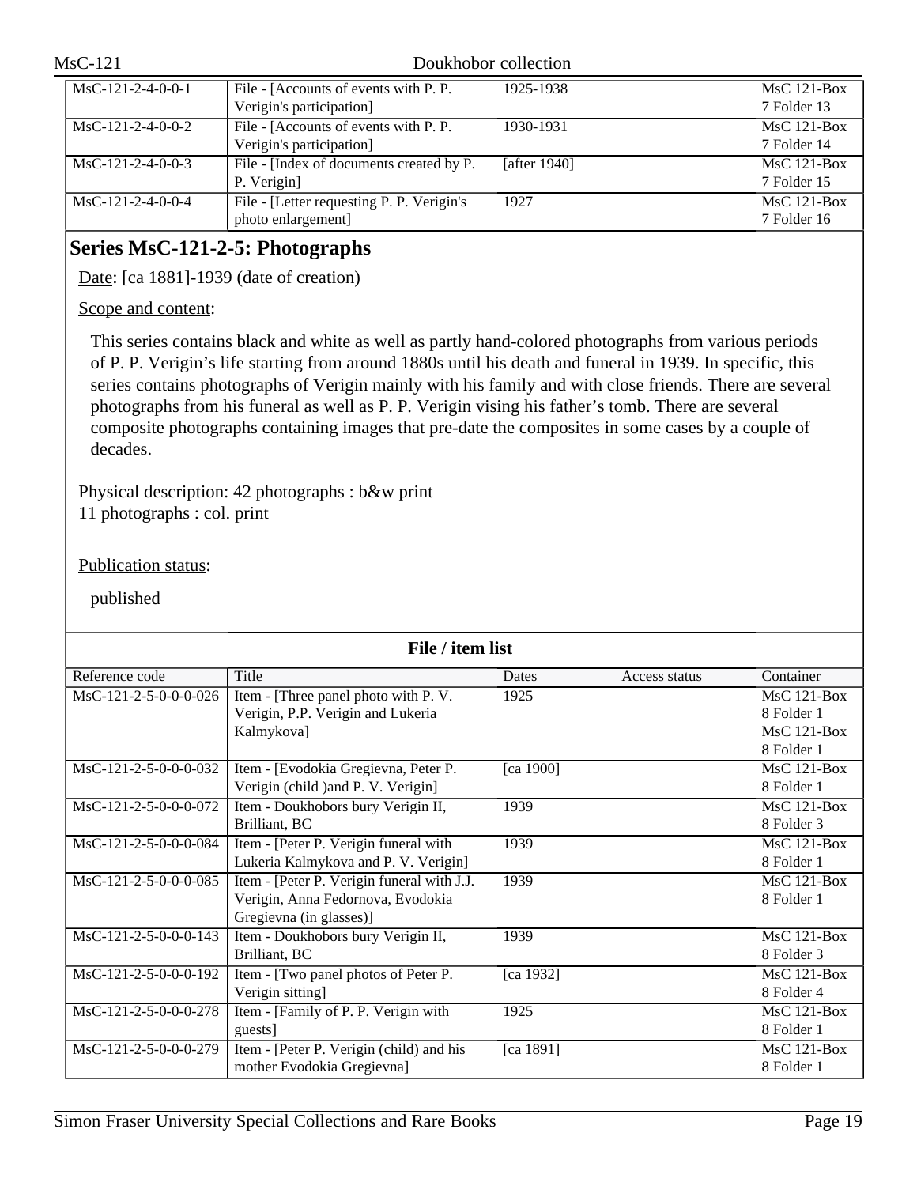| MsC-121-2-4-0-0-1 | File - [Accounts of events with P. P. Verigin's participation] | 1925-1938 | | MsC 121-Box 7 Folder 13 |
|---|---|---|---|---|
| MsC-121-2-4-0-0-2 | File - [Accounts of events with P. P. Verigin's participation] | 1930-1931 | | MsC 121-Box 7 Folder 14 |
| MsC-121-2-4-0-0-3 | File - [Index of documents created by P. P. Verigin] | [after 1940] | | MsC 121-Box 7 Folder 15 |
| MsC-121-2-4-0-0-4 | File - [Letter requesting P. P. Verigin's photo enlargement] | 1927 | | MsC 121-Box 7 Folder 16 |

## Series MsC-121-2-5: Photographs

Date: [ca 1881]-1939 (date of creation)

Scope and content:

This series contains black and white as well as partly hand-colored photographs from various periods of P. P. Verigin's life starting from around 1880s until his death and funeral in 1939. In specific, this series contains photographs of Verigin mainly with his family and with close friends. There are several photographs from his funeral as well as P. P. Verigin vising his father's tomb. There are several composite photographs containing images that pre-date the composites in some cases by a couple of decades.

Physical description: 42 photographs : b&w print
11 photographs : col. print

Publication status:

published

**File / item list**

| Reference code | Title | Dates | Access status | Container |
|---|---|---|---|---|
| MsC-121-2-5-0-0-0-026 | Item - [Three panel photo with P. V. Verigin, P.P. Verigin and Lukeria Kalmykova] | 1925 | | MsC 121-Box 8 Folder 1 MsC 121-Box 8 Folder 1 |
| MsC-121-2-5-0-0-0-032 | Item - [Evodokia Gregievna, Peter P. Verigin (child )and P. V. Verigin] | [ca 1900] | | MsC 121-Box 8 Folder 1 |
| MsC-121-2-5-0-0-0-072 | Item - Doukhobors bury Verigin II, Brilliant, BC | 1939 | | MsC 121-Box 8 Folder 3 |
| MsC-121-2-5-0-0-0-084 | Item - [Peter P. Verigin funeral with Lukeria Kalmykova and P. V. Verigin] | 1939 | | MsC 121-Box 8 Folder 1 |
| MsC-121-2-5-0-0-0-085 | Item - [Peter P. Verigin funeral with J.J. Verigin, Anna Fedornova, Evodokia Gregievna (in glasses)] | 1939 | | MsC 121-Box 8 Folder 1 |
| MsC-121-2-5-0-0-0-143 | Item - Doukhobors bury Verigin II, Brilliant, BC | 1939 | | MsC 121-Box 8 Folder 3 |
| MsC-121-2-5-0-0-0-192 | Item - [Two panel photos of Peter P. Verigin sitting] | [ca 1932] | | MsC 121-Box 8 Folder 4 |
| MsC-121-2-5-0-0-0-278 | Item - [Family of P. P. Verigin with guests] | 1925 | | MsC 121-Box 8 Folder 1 |
| MsC-121-2-5-0-0-0-279 | Item - [Peter P. Verigin (child) and his mother Evodokia Gregievna] | [ca 1891] | | MsC 121-Box 8 Folder 1 |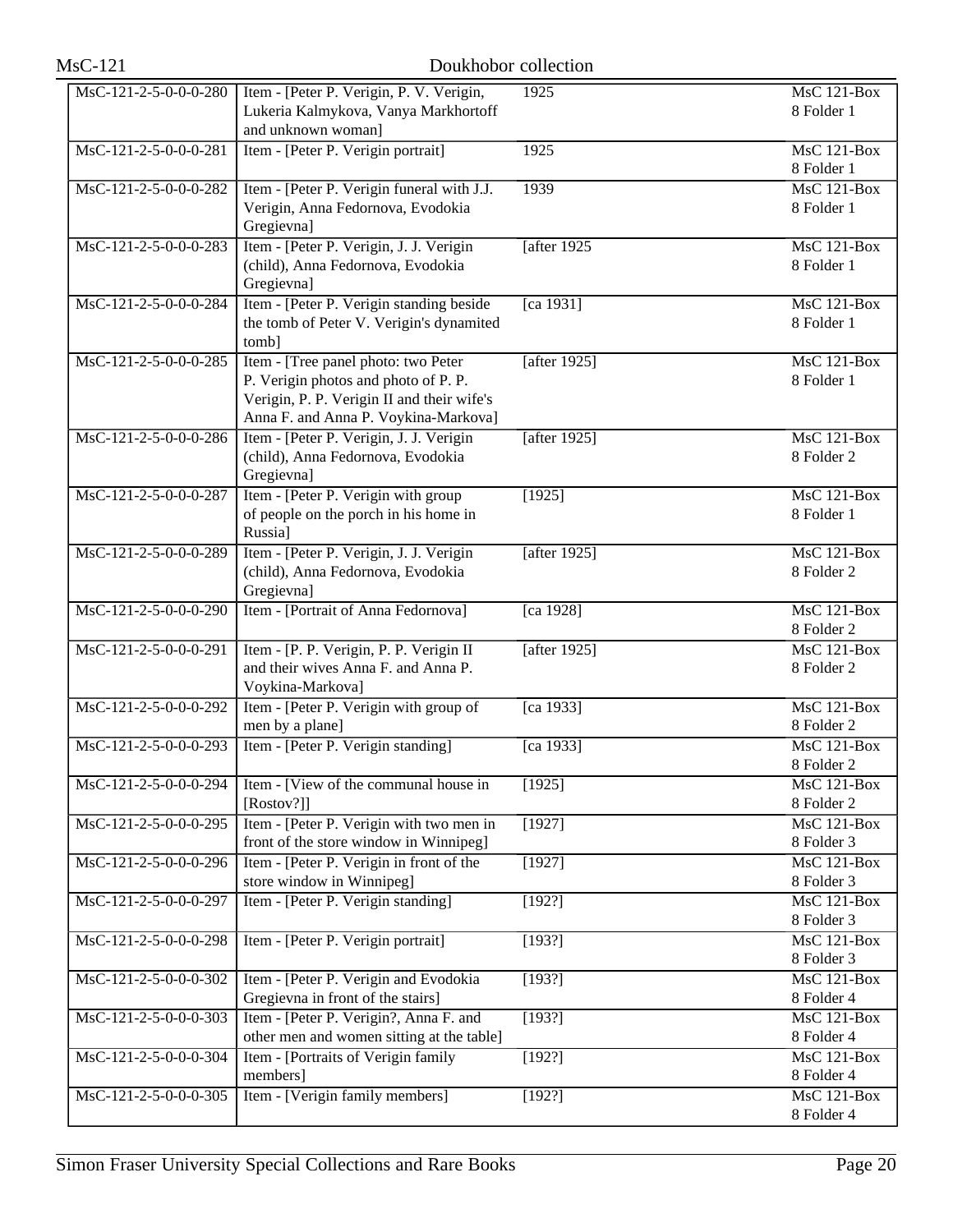| | | | |
|---|---|---|---|
| MsC-121-2-5-0-0-0-280 | Item - [Peter P. Verigin, P. V. Verigin, Lukeria Kalmykova, Vanya Markhortoff and unknown woman] | 1925 | MsC 121-Box 8 Folder 1 |
| MsC-121-2-5-0-0-0-281 | Item - [Peter P. Verigin portrait] | 1925 | MsC 121-Box 8 Folder 1 |
| MsC-121-2-5-0-0-0-282 | Item - [Peter P. Verigin funeral with J.J. Verigin, Anna Fedornova, Evodokia Gregievna] | 1939 | MsC 121-Box 8 Folder 1 |
| MsC-121-2-5-0-0-0-283 | Item - [Peter P. Verigin, J. J. Verigin (child), Anna Fedornova, Evodokia Gregievna] | [after 1925 | MsC 121-Box 8 Folder 1 |
| MsC-121-2-5-0-0-0-284 | Item - [Peter P. Verigin standing beside the tomb of Peter V. Verigin's dynamited tomb] | [ca 1931] | MsC 121-Box 8 Folder 1 |
| MsC-121-2-5-0-0-0-285 | Item - [Tree panel photo: two Peter P. Verigin photos and photo of P. P. Verigin, P. P. Verigin II and their wife's Anna F. and Anna P. Voykina-Markova] | [after 1925] | MsC 121-Box 8 Folder 1 |
| MsC-121-2-5-0-0-0-286 | Item - [Peter P. Verigin, J. J. Verigin (child), Anna Fedornova, Evodokia Gregievna] | [after 1925] | MsC 121-Box 8 Folder 2 |
| MsC-121-2-5-0-0-0-287 | Item - [Peter P. Verigin with group of people on the porch in his home in Russia] | [1925] | MsC 121-Box 8 Folder 1 |
| MsC-121-2-5-0-0-0-289 | Item - [Peter P. Verigin, J. J. Verigin (child), Anna Fedornova, Evodokia Gregievna] | [after 1925] | MsC 121-Box 8 Folder 2 |
| MsC-121-2-5-0-0-0-290 | Item - [Portrait of Anna Fedornova] | [ca 1928] | MsC 121-Box 8 Folder 2 |
| MsC-121-2-5-0-0-0-291 | Item - [P. P. Verigin, P. P. Verigin II and their wives Anna F. and Anna P. Voykina-Markova] | [after 1925] | MsC 121-Box 8 Folder 2 |
| MsC-121-2-5-0-0-0-292 | Item - [Peter P. Verigin with group of men by a plane] | [ca 1933] | MsC 121-Box 8 Folder 2 |
| MsC-121-2-5-0-0-0-293 | Item - [Peter P. Verigin standing] | [ca 1933] | MsC 121-Box 8 Folder 2 |
| MsC-121-2-5-0-0-0-294 | Item - [View of the communal house in [Rostov?]] | [1925] | MsC 121-Box 8 Folder 2 |
| MsC-121-2-5-0-0-0-295 | Item - [Peter P. Verigin with two men in front of the store window in Winnipeg] | [1927] | MsC 121-Box 8 Folder 3 |
| MsC-121-2-5-0-0-0-296 | Item - [Peter P. Verigin in front of the store window in Winnipeg] | [1927] | MsC 121-Box 8 Folder 3 |
| MsC-121-2-5-0-0-0-297 | Item - [Peter P. Verigin standing] | [192?] | MsC 121-Box 8 Folder 3 |
| MsC-121-2-5-0-0-0-298 | Item - [Peter P. Verigin portrait] | [193?] | MsC 121-Box 8 Folder 3 |
| MsC-121-2-5-0-0-0-302 | Item - [Peter P. Verigin and Evodokia Gregievna in front of the stairs] | [193?] | MsC 121-Box 8 Folder 4 |
| MsC-121-2-5-0-0-0-303 | Item - [Peter P. Verigin?, Anna F. and other men and women sitting at the table] | [193?] | MsC 121-Box 8 Folder 4 |
| MsC-121-2-5-0-0-0-304 | Item - [Portraits of Verigin family members] | [192?] | MsC 121-Box 8 Folder 4 |
| MsC-121-2-5-0-0-0-305 | Item - [Verigin family members] | [192?] | MsC 121-Box 8 Folder 4 |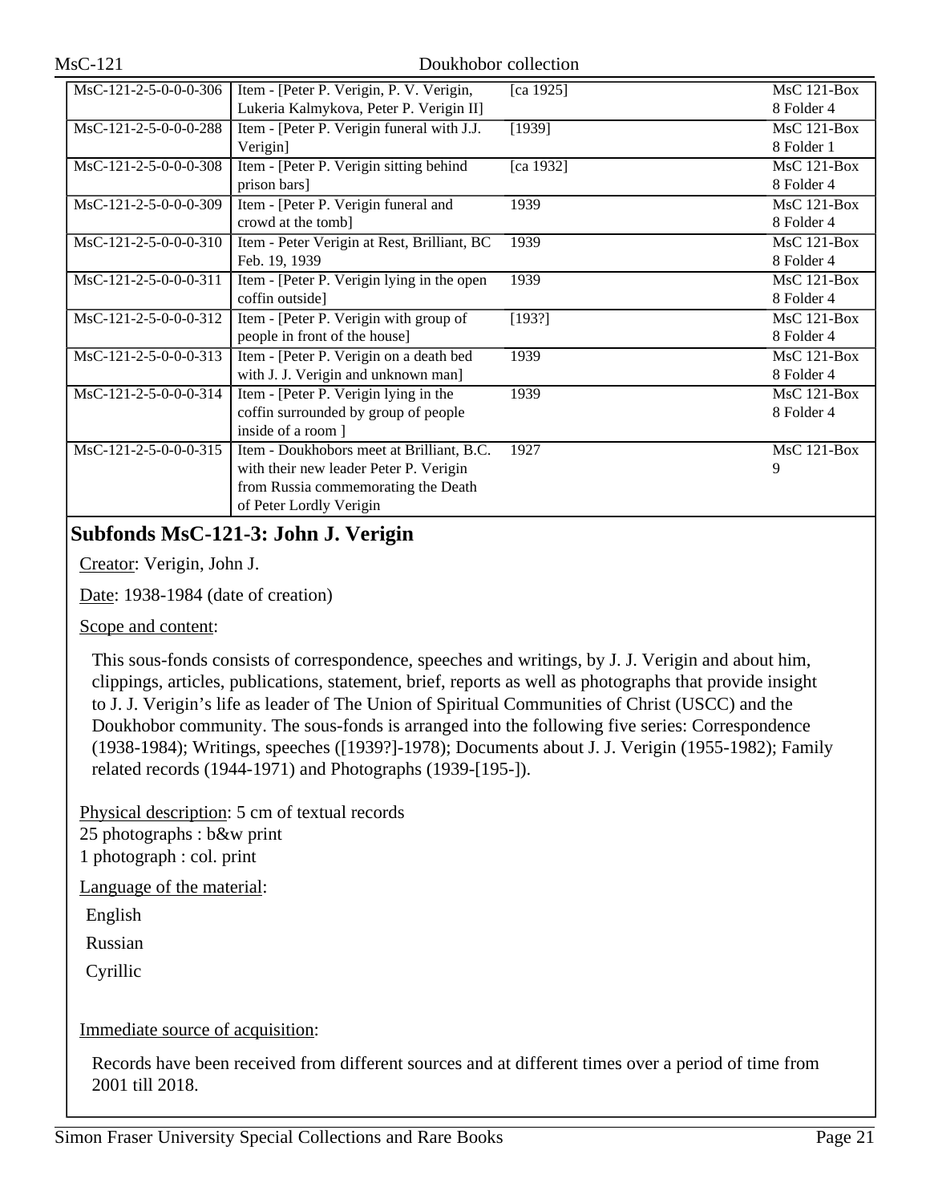| | | | |
|---|---|---|---|
| MsC-121-2-5-0-0-0-306 | Item - [Peter P. Verigin, P. V. Verigin, Lukeria Kalmykova, Peter P. Verigin II] | [ca 1925] | MsC 121-Box 8 Folder 4 |
| MsC-121-2-5-0-0-0-288 | Item - [Peter P. Verigin funeral with J.J. Verigin] | [1939] | MsC 121-Box 8 Folder 1 |
| MsC-121-2-5-0-0-0-308 | Item - [Peter P. Verigin sitting behind prison bars] | [ca 1932] | MsC 121-Box 8 Folder 4 |
| MsC-121-2-5-0-0-0-309 | Item - [Peter P. Verigin funeral and crowd at the tomb] | 1939 | MsC 121-Box 8 Folder 4 |
| MsC-121-2-5-0-0-0-310 | Item - Peter Verigin at Rest, Brilliant, BC Feb. 19, 1939 | 1939 | MsC 121-Box 8 Folder 4 |
| MsC-121-2-5-0-0-0-311 | Item - [Peter P. Verigin lying in the open coffin outside] | 1939 | MsC 121-Box 8 Folder 4 |
| MsC-121-2-5-0-0-0-312 | Item - [Peter P. Verigin with group of people in front of the house] | [193?] | MsC 121-Box 8 Folder 4 |
| MsC-121-2-5-0-0-0-313 | Item - [Peter P. Verigin on a death bed with J. J. Verigin and unknown man] | 1939 | MsC 121-Box 8 Folder 4 |
| MsC-121-2-5-0-0-0-314 | Item - [Peter P. Verigin lying in the coffin surrounded by group of people inside of a room ] | 1939 | MsC 121-Box 8 Folder 4 |
| MsC-121-2-5-0-0-0-315 | Item - Doukhobors meet at Brilliant, B.C. with their new leader Peter P. Verigin from Russia commemorating the Death of Peter Lordly Verigin | 1927 | MsC 121-Box 9 |

## Subfonds MsC-121-3: John J. Verigin

Creator: Verigin, John J.

Date: 1938-1984 (date of creation)

Scope and content:

This sous-fonds consists of correspondence, speeches and writings, by J. J. Verigin and about him, clippings, articles, publications, statement, brief, reports as well as photographs that provide insight to J. J. Verigin's life as leader of The Union of Spiritual Communities of Christ (USCC) and the Doukhobor community. The sous-fonds is arranged into the following five series: Correspondence (1938-1984); Writings, speeches ([1939?]-1978); Documents about J. J. Verigin (1955-1982); Family related records (1944-1971) and Photographs (1939-[195-]).

Physical description: 5 cm of textual records
25 photographs : b&w print
1 photograph : col. print

Language of the material:

English

Russian

Cyrillic

Immediate source of acquisition:

Records have been received from different sources and at different times over a period of time from 2001 till 2018.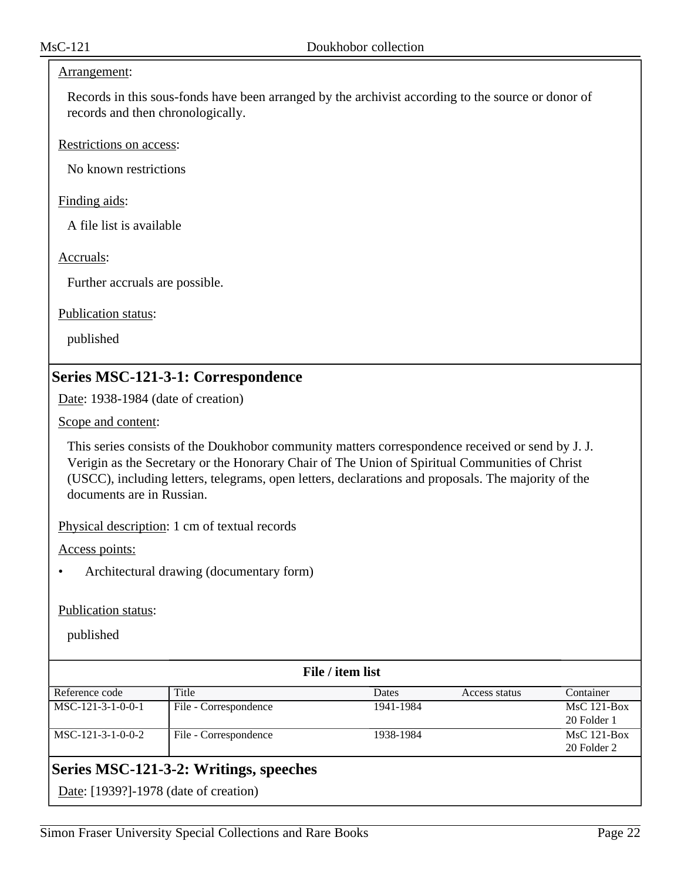Arrangement:

Records in this sous-fonds have been arranged by the archivist according to the source or donor of records and then chronologically.

Restrictions on access:

No known restrictions

Finding aids:

A file list is available

Accruals:

Further accruals are possible.

Publication status:

published

## Series MSC-121-3-1: Correspondence

Date: 1938-1984 (date of creation)

Scope and content:

This series consists of the Doukhobor community matters correspondence received or send by J. J. Verigin as the Secretary or the Honorary Chair of The Union of Spiritual Communities of Christ (USCC), including letters, telegrams, open letters, declarations and proposals. The majority of the documents are in Russian.

Physical description: 1 cm of textual records

Access points:

- Architectural drawing (documentary form)

Publication status:

published

**File / item list**

| Reference code | Title | Dates | Access status | Container |
|---|---|---|---|---|
| MSC-121-3-1-0-0-1 | File - Correspondence | 1941-1984 | | MsC 121-Box 20 Folder 1 |
| MSC-121-3-1-0-0-2 | File - Correspondence | 1938-1984 | | MsC 121-Box 20 Folder 2 |

## Series MSC-121-3-2: Writings, speeches

Date: [1939?]-1978 (date of creation)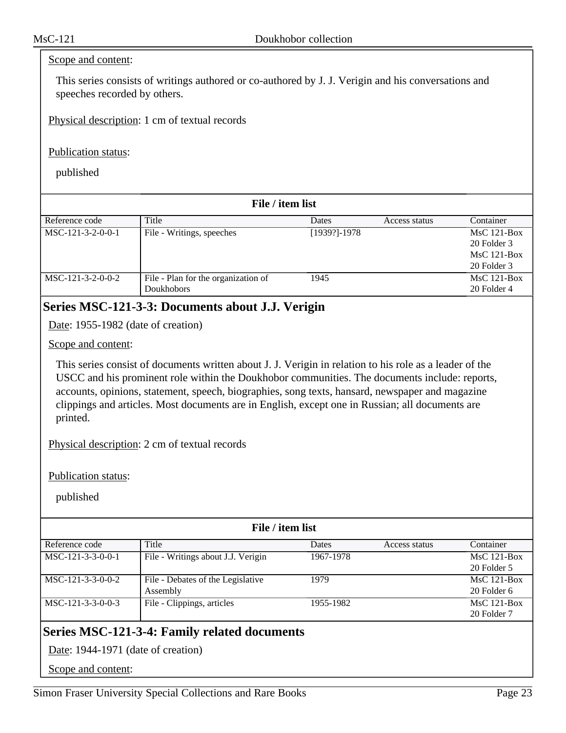Scope and content:

This series consists of writings authored or co-authored by J. J. Verigin and his conversations and speeches recorded by others.

Physical description: 1 cm of textual records

Publication status:

published

**File / item list**

| Reference code | Title | Dates | Access status | Container |
|---|---|---|---|---|
| MSC-121-3-2-0-0-1 | File - Writings, speeches | [1939?]-1978 | | MsC 121-Box 20 Folder 3 MsC 121-Box 20 Folder 3 |
| MSC-121-3-2-0-0-2 | File - Plan for the organization of Doukhobors | 1945 | | MsC 121-Box 20 Folder 4 |

## Series MSC-121-3-3: Documents about J.J. Verigin

Date: 1955-1982 (date of creation)

Scope and content:

This series consist of documents written about J. J. Verigin in relation to his role as a leader of the USCC and his prominent role within the Doukhobor communities. The documents include: reports, accounts, opinions, statement, speech, biographies, song texts, hansard, newspaper and magazine clippings and articles. Most documents are in English, except one in Russian; all documents are printed.

Physical description: 2 cm of textual records

Publication status:

published

**File / item list**

| Reference code | Title | Dates | Access status | Container |
|---|---|---|---|---|
| MSC-121-3-3-0-0-1 | File - Writings about J.J. Verigin | 1967-1978 | | MsC 121-Box 20 Folder 5 |
| MSC-121-3-3-0-0-2 | File - Debates of the Legislative Assembly | 1979 | | MsC 121-Box 20 Folder 6 |
| MSC-121-3-3-0-0-3 | File - Clippings, articles | 1955-1982 | | MsC 121-Box 20 Folder 7 |

## Series MSC-121-3-4: Family related documents

Date: 1944-1971 (date of creation)

Scope and content: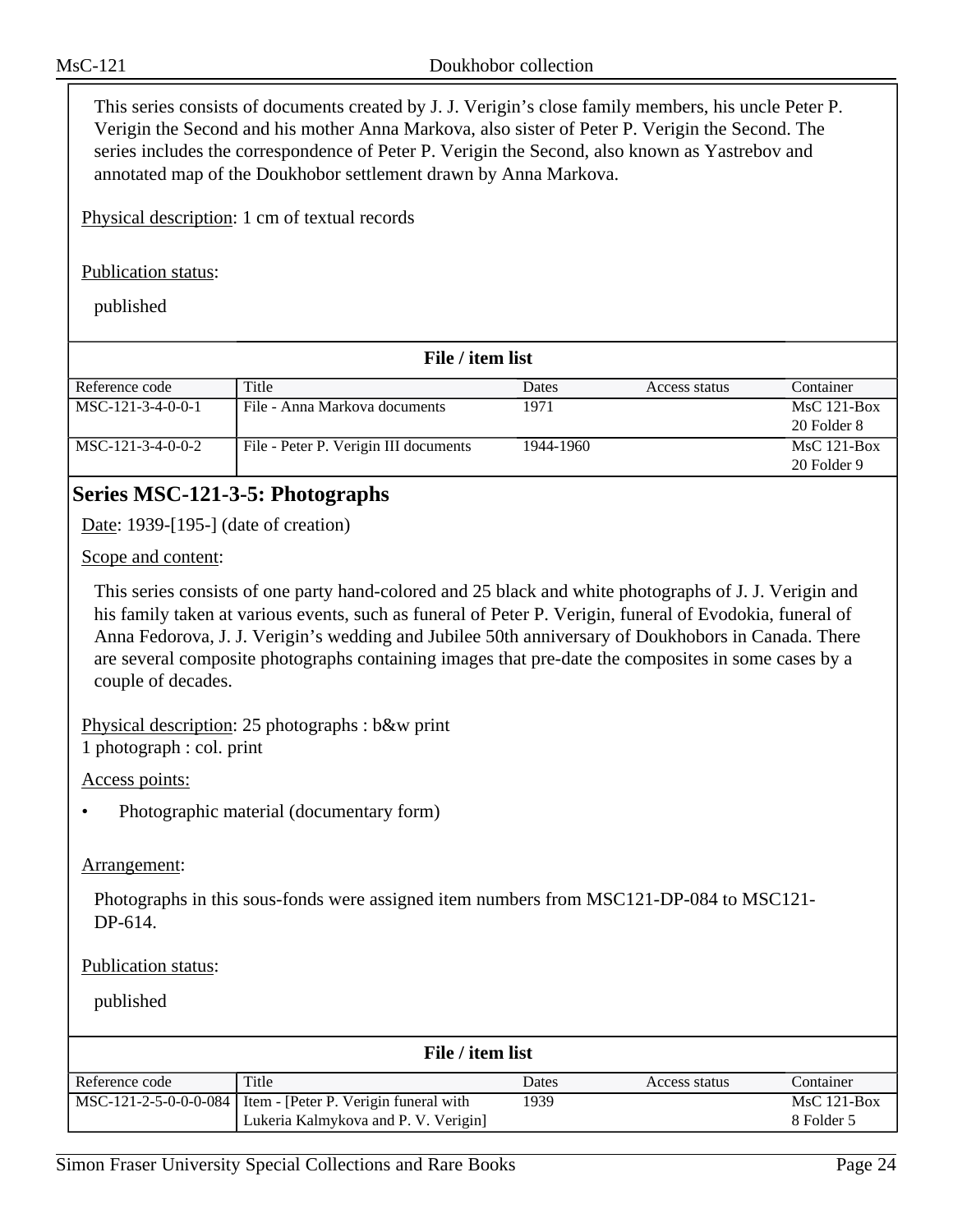This series consists of documents created by J. J. Verigin's close family members, his uncle Peter P. Verigin the Second and his mother Anna Markova, also sister of Peter P. Verigin the Second. The series includes the correspondence of Peter P. Verigin the Second, also known as Yastrebov and annotated map of the Doukhobor settlement drawn by Anna Markova.

Physical description: 1 cm of textual records

Publication status:

published

**File / item list**

| Reference code | Title | Dates | Access status | Container |
|---|---|---|---|---|
| MSC-121-3-4-0-0-1 | File - Anna Markova documents | 1971 | | MsC 121-Box 20 Folder 8 |
| MSC-121-3-4-0-0-2 | File - Peter P. Verigin III documents | 1944-1960 | | MsC 121-Box 20 Folder 9 |

## Series MSC-121-3-5: Photographs

Date: 1939-[195-] (date of creation)

Scope and content:

This series consists of one party hand-colored and 25 black and white photographs of J. J. Verigin and his family taken at various events, such as funeral of Peter P. Verigin, funeral of Evodokia, funeral of Anna Fedorova, J. J. Verigin's wedding and Jubilee 50th anniversary of Doukhobors in Canada. There are several composite photographs containing images that pre-date the composites in some cases by a couple of decades.

Physical description: 25 photographs : b&w print
1 photograph : col. print

Access points:

- Photographic material (documentary form)

Arrangement:

Photographs in this sous-fonds were assigned item numbers from MSC121-DP-084 to MSC121-DP-614.

Publication status:

published

**File / item list**

| Reference code | Title | Dates | Access status | Container |
|---|---|---|---|---|
| MSC-121-2-5-0-0-0-084 | Item - [Peter P. Verigin funeral with Lukeria Kalmykova and P. V. Verigin] | 1939 | | MsC 121-Box 8 Folder 5 |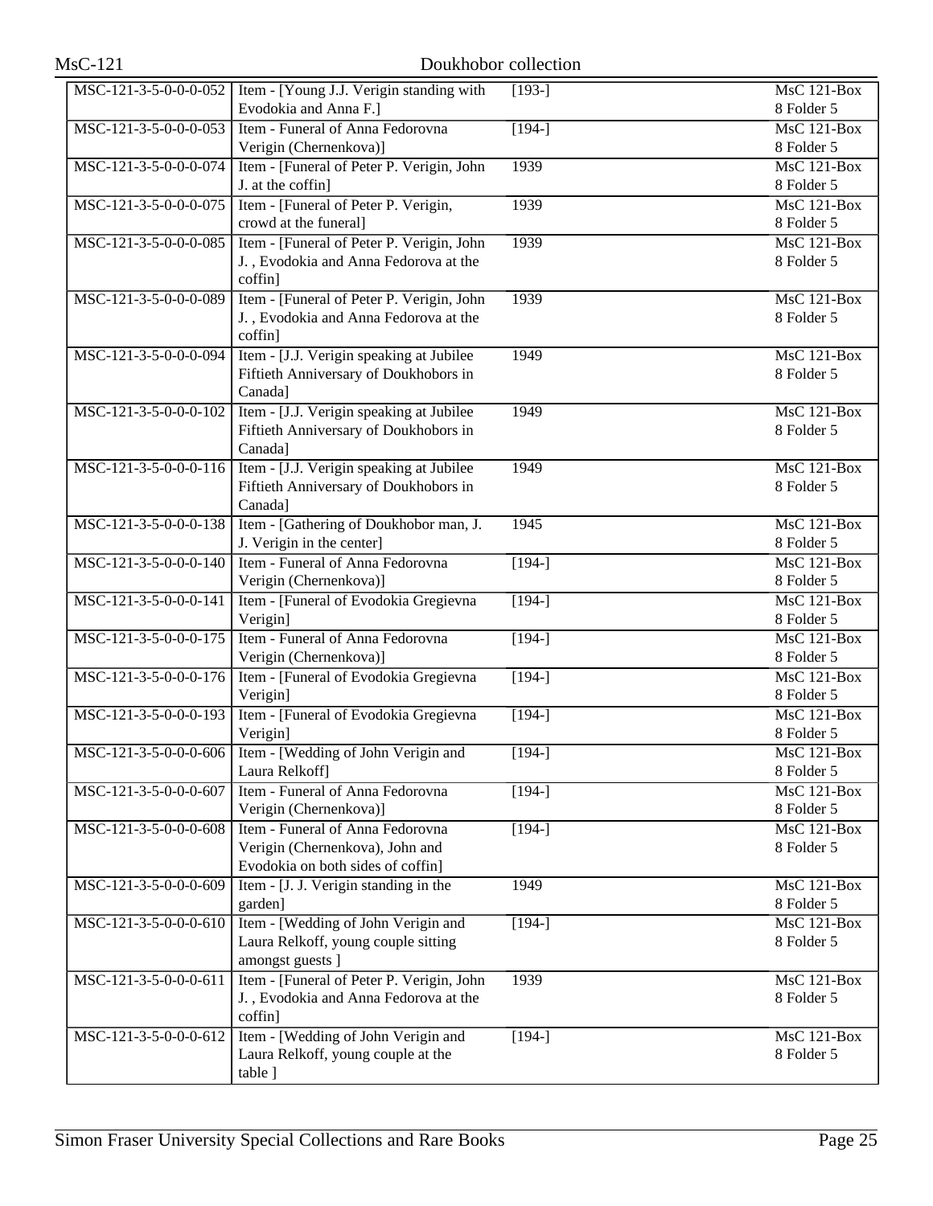| MSC-121-3-5-0-0-0-052 | Item - [Young J.J. Verigin standing with Evodokia and Anna F.] | [193-] | MsC 121-Box 8 Folder 5 |
|---|---|---|---|
| MSC-121-3-5-0-0-0-053 | Item - Funeral of Anna Fedorovna Verigin (Chernenkova)] | [194-] | MsC 121-Box 8 Folder 5 |
| MSC-121-3-5-0-0-0-074 | Item - [Funeral of Peter P. Verigin, John J. at the coffin] | 1939 | MsC 121-Box 8 Folder 5 |
| MSC-121-3-5-0-0-0-075 | Item - [Funeral of Peter P. Verigin, crowd at the funeral] | 1939 | MsC 121-Box 8 Folder 5 |
| MSC-121-3-5-0-0-0-085 | Item - [Funeral of Peter P. Verigin, John J. , Evodokia and Anna Fedorova at the coffin] | 1939 | MsC 121-Box 8 Folder 5 |
| MSC-121-3-5-0-0-0-089 | Item - [Funeral of Peter P. Verigin, John J. , Evodokia and Anna Fedorova at the coffin] | 1939 | MsC 121-Box 8 Folder 5 |
| MSC-121-3-5-0-0-0-094 | Item - [J.J. Verigin speaking at Jubilee Fiftieth Anniversary of Doukhobors in Canada] | 1949 | MsC 121-Box 8 Folder 5 |
| MSC-121-3-5-0-0-0-102 | Item - [J.J. Verigin speaking at Jubilee Fiftieth Anniversary of Doukhobors in Canada] | 1949 | MsC 121-Box 8 Folder 5 |
| MSC-121-3-5-0-0-0-116 | Item - [J.J. Verigin speaking at Jubilee Fiftieth Anniversary of Doukhobors in Canada] | 1949 | MsC 121-Box 8 Folder 5 |
| MSC-121-3-5-0-0-0-138 | Item - [Gathering of Doukhobor man, J. J. Verigin in the center] | 1945 | MsC 121-Box 8 Folder 5 |
| MSC-121-3-5-0-0-0-140 | Item - Funeral of Anna Fedorovna Verigin (Chernenkova)] | [194-] | MsC 121-Box 8 Folder 5 |
| MSC-121-3-5-0-0-0-141 | Item - [Funeral of Evodokia Gregievna Verigin] | [194-] | MsC 121-Box 8 Folder 5 |
| MSC-121-3-5-0-0-0-175 | Item - Funeral of Anna Fedorovna Verigin (Chernenkova)] | [194-] | MsC 121-Box 8 Folder 5 |
| MSC-121-3-5-0-0-0-176 | Item - [Funeral of Evodokia Gregievna Verigin] | [194-] | MsC 121-Box 8 Folder 5 |
| MSC-121-3-5-0-0-0-193 | Item - [Funeral of Evodokia Gregievna Verigin] | [194-] | MsC 121-Box 8 Folder 5 |
| MSC-121-3-5-0-0-0-606 | Item - [Wedding of John Verigin and Laura Relkoff] | [194-] | MsC 121-Box 8 Folder 5 |
| MSC-121-3-5-0-0-0-607 | Item - Funeral of Anna Fedorovna Verigin (Chernenkova)] | [194-] | MsC 121-Box 8 Folder 5 |
| MSC-121-3-5-0-0-0-608 | Item - Funeral of Anna Fedorovna Verigin (Chernenkova), John and Evodokia on both sides of coffin] | [194-] | MsC 121-Box 8 Folder 5 |
| MSC-121-3-5-0-0-0-609 | Item - [J. J. Verigin standing in the garden] | 1949 | MsC 121-Box 8 Folder 5 |
| MSC-121-3-5-0-0-0-610 | Item - [Wedding of John Verigin and Laura Relkoff, young couple sitting amongst guests ] | [194-] | MsC 121-Box 8 Folder 5 |
| MSC-121-3-5-0-0-0-611 | Item - [Funeral of Peter P. Verigin, John J. , Evodokia and Anna Fedorova at the coffin] | 1939 | MsC 121-Box 8 Folder 5 |
| MSC-121-3-5-0-0-0-612 | Item - [Wedding of John Verigin and Laura Relkoff, young couple at the table ] | [194-] | MsC 121-Box 8 Folder 5 |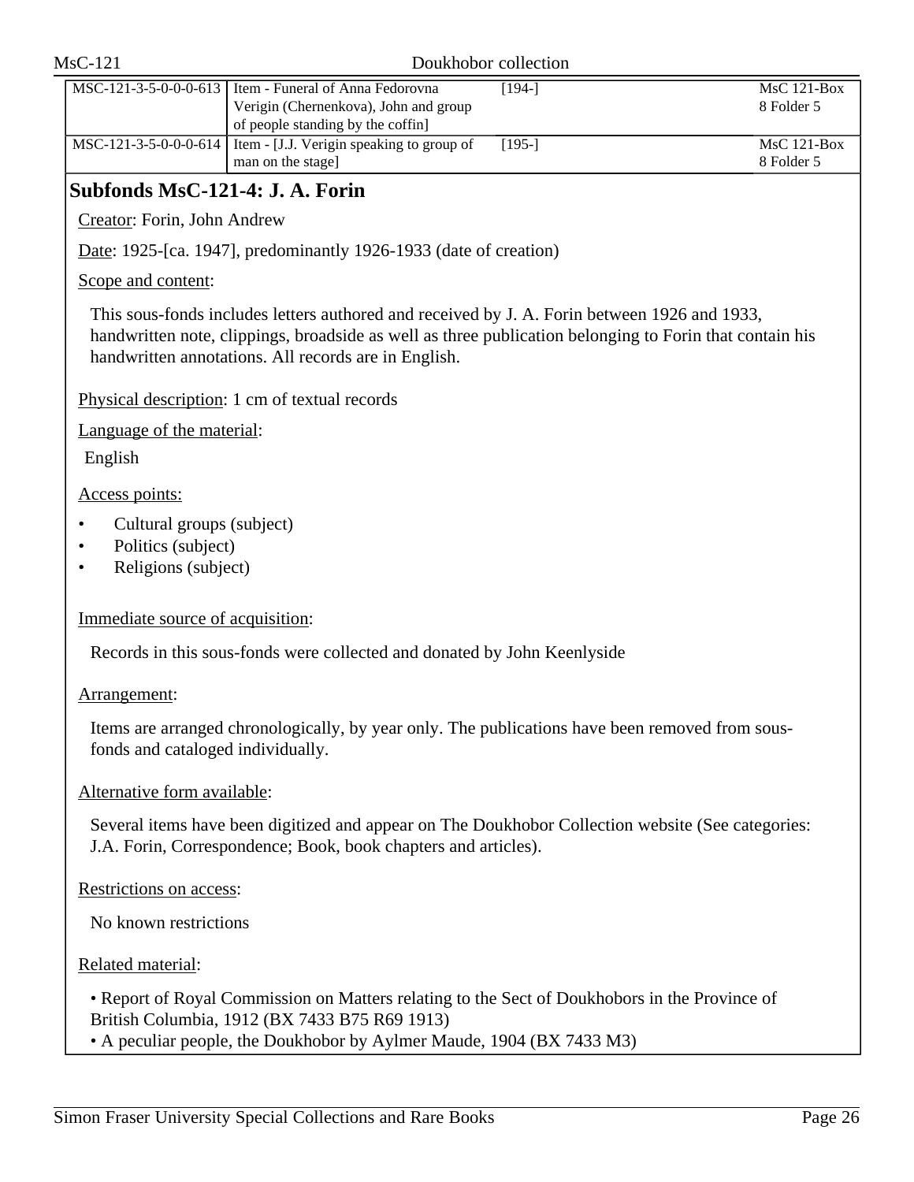| | | | |
|---|---|---|---|
| MSC-121-3-5-0-0-0-613 | Item - Funeral of Anna Fedorovna Verigin (Chernenkova), John and group of people standing by the coffin] | [194-] | MsC 121-Box 8 Folder 5 |
| MSC-121-3-5-0-0-0-614 | Item - [J.J. Verigin speaking to group of man on the stage] | [195-] | MsC 121-Box 8 Folder 5 |

## Subfonds MsC-121-4: J. A. Forin

Creator: Forin, John Andrew

Date: 1925-[ca. 1947], predominantly 1926-1933 (date of creation)

Scope and content:

This sous-fonds includes letters authored and received by J. A. Forin between 1926 and 1933, handwritten note, clippings, broadside as well as three publication belonging to Forin that contain his handwritten annotations. All records are in English.

Physical description: 1 cm of textual records

Language of the material:

English

Access points:

- Cultural groups (subject)
- Politics (subject)
- Religions (subject)

Immediate source of acquisition:

Records in this sous-fonds were collected and donated by John Keenlyside

Arrangement:

Items are arranged chronologically, by year only. The publications have been removed from sous-fonds and cataloged individually.

Alternative form available:

Several items have been digitized and appear on The Doukhobor Collection website (See categories: J.A. Forin, Correspondence; Book, book chapters and articles).

Restrictions on access:

No known restrictions

Related material:

• Report of Royal Commission on Matters relating to the Sect of Doukhobors in the Province of British Columbia, 1912 (BX 7433 B75 R69 1913)
• A peculiar people, the Doukhobor by Aylmer Maude, 1904 (BX 7433 M3)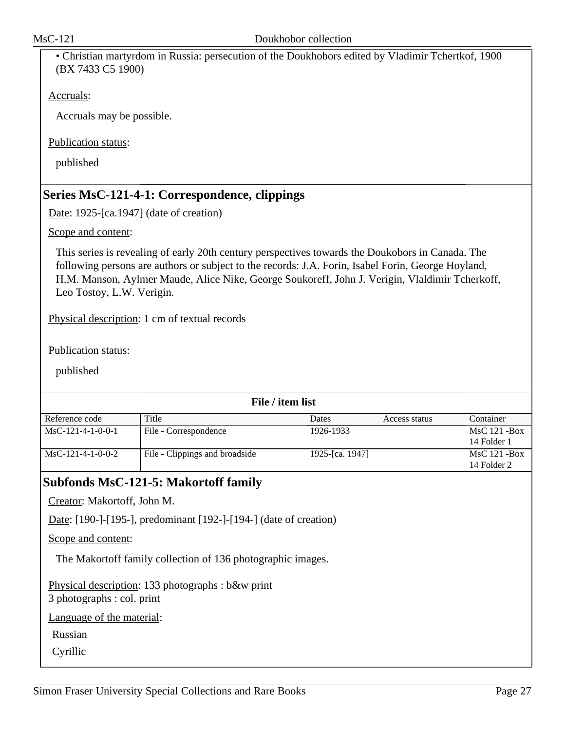• Christian martyrdom in Russia: persecution of the Doukhobors edited by Vladimir Tchertkof, 1900 (BX 7433 C5 1900)

Accruals:

Accruals may be possible.

Publication status:

published

## Series MsC-121-4-1: Correspondence, clippings

Date: 1925-[ca.1947] (date of creation)

Scope and content:

This series is revealing of early 20th century perspectives towards the Doukobors in Canada. The following persons are authors or subject to the records: J.A. Forin, Isabel Forin, George Hoyland, H.M. Manson, Aylmer Maude, Alice Nike, George Soukoreff, John J. Verigin, Vlaldimir Tcherkoff, Leo Tostoy, L.W. Verigin.

Physical description: 1 cm of textual records

Publication status:

published

**File / item list**

| Reference code | Title | Dates | Access status | Container |
|---|---|---|---|---|
| MsC-121-4-1-0-0-1 | File - Correspondence | 1926-1933 | | MsC 121 -Box 14 Folder 1 |
| MsC-121-4-1-0-0-2 | File - Clippings and broadside | 1925-[ca. 1947] | | MsC 121 -Box 14 Folder 2 |

## Subfonds MsC-121-5: Makortoff family

Creator: Makortoff, John M.

Date: [190-]-[195-], predominant [192-]-[194-] (date of creation)

Scope and content:

The Makortoff family collection of 136 photographic images.

Physical description: 133 photographs : b&w print
3 photographs : col. print

Language of the material:

Russian

Cyrillic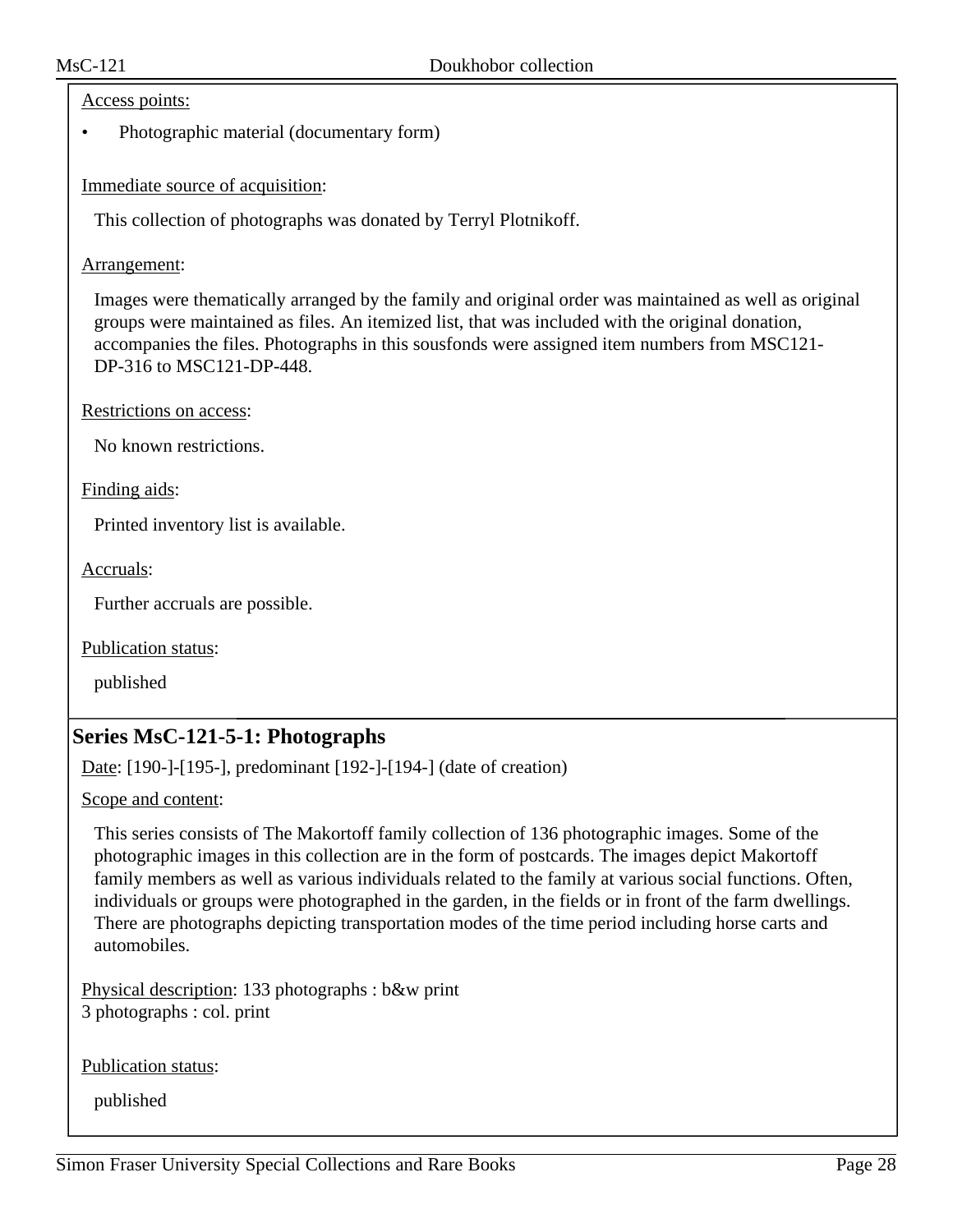Access points:

- Photographic material (documentary form)

Immediate source of acquisition:

This collection of photographs was donated by Terryl Plotnikoff.

Arrangement:

Images were thematically arranged by the family and original order was maintained as well as original groups were maintained as files. An itemized list, that was included with the original donation, accompanies the files. Photographs in this sousfonds were assigned item numbers from MSC121-DP-316 to MSC121-DP-448.

Restrictions on access:

No known restrictions.

Finding aids:

Printed inventory list is available.

Accruals:

Further accruals are possible.

Publication status:

published

## Series MsC-121-5-1: Photographs

Date: [190-]-[195-], predominant [192-]-[194-] (date of creation)

Scope and content:

This series consists of The Makortoff family collection of 136 photographic images. Some of the photographic images in this collection are in the form of postcards. The images depict Makortoff family members as well as various individuals related to the family at various social functions. Often, individuals or groups were photographed in the garden, in the fields or in front of the farm dwellings. There are photographs depicting transportation modes of the time period including horse carts and automobiles.

Physical description: 133 photographs : b&w print
3 photographs : col. print

Publication status:

published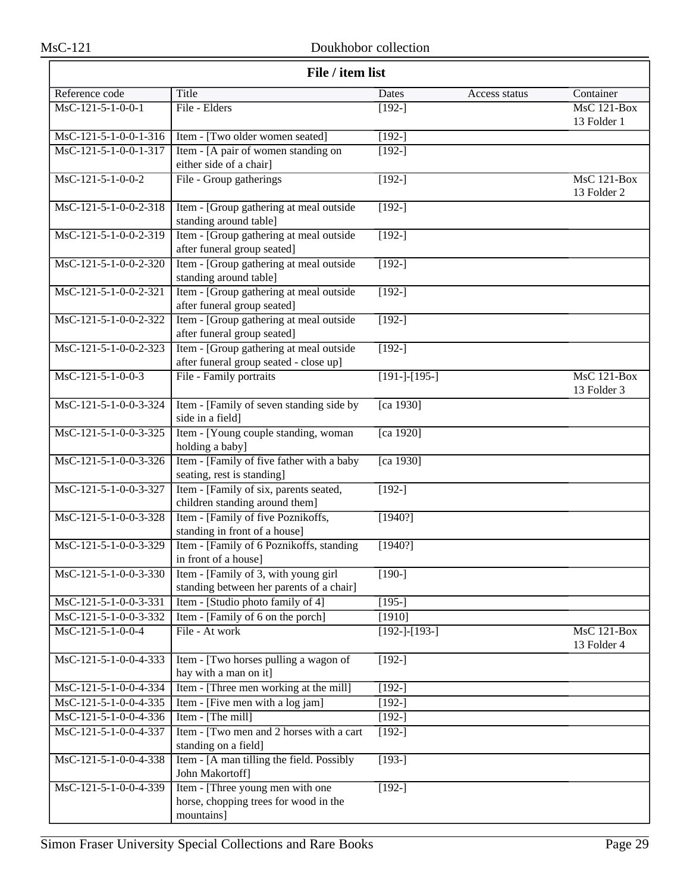## File / item list

| Reference code | Title | Dates | Access status | Container |
|---|---|---|---|---|
| MsC-121-5-1-0-0-1 | File - Elders | [192-] | | MsC 121-Box 13 Folder 1 |
| MsC-121-5-1-0-0-1-316 | Item - [Two older women seated] | [192-] | | |
| MsC-121-5-1-0-0-1-317 | Item - [A pair of women standing on either side of a chair] | [192-] | | |
| MsC-121-5-1-0-0-2 | File - Group gatherings | [192-] | | MsC 121-Box 13 Folder 2 |
| MsC-121-5-1-0-0-2-318 | Item - [Group gathering at meal outside standing around table] | [192-] | | |
| MsC-121-5-1-0-0-2-319 | Item - [Group gathering at meal outside after funeral group seated] | [192-] | | |
| MsC-121-5-1-0-0-2-320 | Item - [Group gathering at meal outside standing around table] | [192-] | | |
| MsC-121-5-1-0-0-2-321 | Item - [Group gathering at meal outside after funeral group seated] | [192-] | | |
| MsC-121-5-1-0-0-2-322 | Item - [Group gathering at meal outside after funeral group seated] | [192-] | | |
| MsC-121-5-1-0-0-2-323 | Item - [Group gathering at meal outside after funeral group seated - close up] | [192-] | | |
| MsC-121-5-1-0-0-3 | File - Family portraits | [191-]-[195-] | | MsC 121-Box 13 Folder 3 |
| MsC-121-5-1-0-0-3-324 | Item - [Family of seven standing side by side in a field] | [ca 1930] | | |
| MsC-121-5-1-0-0-3-325 | Item - [Young couple standing, woman holding a baby] | [ca 1920] | | |
| MsC-121-5-1-0-0-3-326 | Item - [Family of five father with a baby seating, rest is standing] | [ca 1930] | | |
| MsC-121-5-1-0-0-3-327 | Item - [Family of six, parents seated, children standing around them] | [192-] | | |
| MsC-121-5-1-0-0-3-328 | Item - [Family of five Poznikoffs, standing in front of a house] | [1940?] | | |
| MsC-121-5-1-0-0-3-329 | Item - [Family of 6 Poznikoffs, standing in front of a house] | [1940?] | | |
| MsC-121-5-1-0-0-3-330 | Item - [Family of 3, with young girl standing between her parents of a chair] | [190-] | | |
| MsC-121-5-1-0-0-3-331 | Item - [Studio photo family of 4] | [195-] | | |
| MsC-121-5-1-0-0-3-332 | Item - [Family of 6 on the porch] | [1910] | | |
| MsC-121-5-1-0-0-4 | File - At work | [192-]-[193-] | | MsC 121-Box 13 Folder 4 |
| MsC-121-5-1-0-0-4-333 | Item - [Two horses pulling a wagon of hay with a man on it] | [192-] | | |
| MsC-121-5-1-0-0-4-334 | Item - [Three men working at the mill] | [192-] | | |
| MsC-121-5-1-0-0-4-335 | Item - [Five men with a log jam] | [192-] | | |
| MsC-121-5-1-0-0-4-336 | Item - [The mill] | [192-] | | |
| MsC-121-5-1-0-0-4-337 | Item - [Two men and 2 horses with a cart standing on a field] | [192-] | | |
| MsC-121-5-1-0-0-4-338 | Item - [A man tilling the field. Possibly John Makortoff] | [193-] | | |
| MsC-121-5-1-0-0-4-339 | Item - [Three young men with one horse, chopping trees for wood in the mountains] | [192-] | | |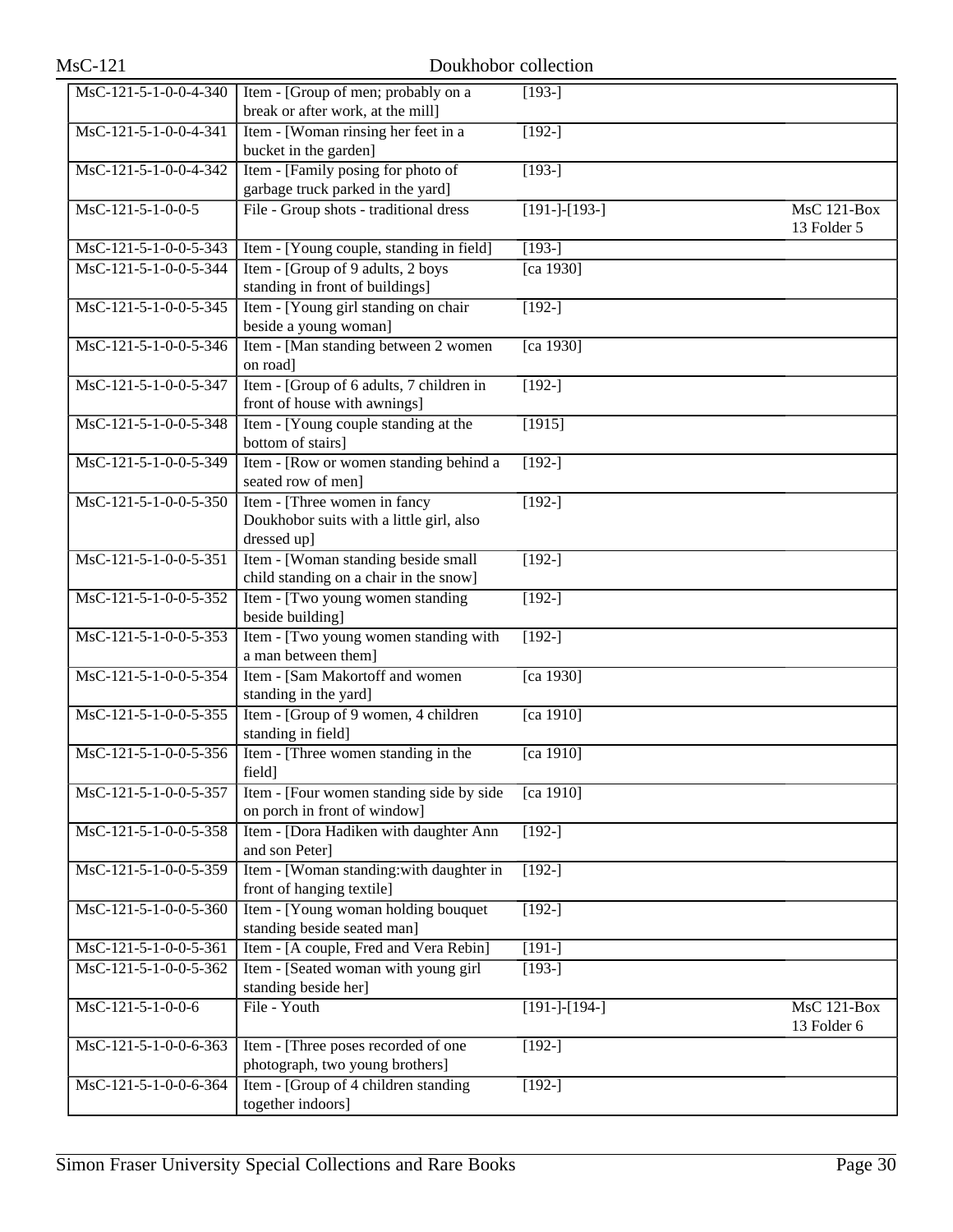| | | | |
|---|---|---|---|
| MsC-121-5-1-0-0-4-340 | Item - [Group of men; probably on a break or after work, at the mill] | [193-] | |
| MsC-121-5-1-0-0-4-341 | Item - [Woman rinsing her feet in a bucket in the garden] | [192-] | |
| MsC-121-5-1-0-0-4-342 | Item - [Family posing for photo of garbage truck parked in the yard] | [193-] | |
| MsC-121-5-1-0-0-5 | File - Group shots - traditional dress | [191-]-[193-] | MsC 121-Box 13 Folder 5 |
| MsC-121-5-1-0-0-5-343 | Item - [Young couple, standing in field] | [193-] | |
| MsC-121-5-1-0-0-5-344 | Item - [Group of 9 adults, 2 boys standing in front of buildings] | [ca 1930] | |
| MsC-121-5-1-0-0-5-345 | Item - [Young girl standing on chair beside a young woman] | [192-] | |
| MsC-121-5-1-0-0-5-346 | Item - [Man standing between 2 women on road] | [ca 1930] | |
| MsC-121-5-1-0-0-5-347 | Item - [Group of 6 adults, 7 children in front of house with awnings] | [192-] | |
| MsC-121-5-1-0-0-5-348 | Item - [Young couple standing at the bottom of stairs] | [1915] | |
| MsC-121-5-1-0-0-5-349 | Item - [Row or women standing behind a seated row of men] | [192-] | |
| MsC-121-5-1-0-0-5-350 | Item - [Three women in fancy Doukhobor suits with a little girl, also dressed up] | [192-] | |
| MsC-121-5-1-0-0-5-351 | Item - [Woman standing beside small child standing on a chair in the snow] | [192-] | |
| MsC-121-5-1-0-0-5-352 | Item - [Two young women standing beside building] | [192-] | |
| MsC-121-5-1-0-0-5-353 | Item - [Two young women standing with a man between them] | [192-] | |
| MsC-121-5-1-0-0-5-354 | Item - [Sam Makortoff and women standing in the yard] | [ca 1930] | |
| MsC-121-5-1-0-0-5-355 | Item - [Group of 9 women, 4 children standing in field] | [ca 1910] | |
| MsC-121-5-1-0-0-5-356 | Item - [Three women standing in the field] | [ca 1910] | |
| MsC-121-5-1-0-0-5-357 | Item - [Four women standing side by side on porch in front of window] | [ca 1910] | |
| MsC-121-5-1-0-0-5-358 | Item - [Dora Hadiken with daughter Ann and son Peter] | [192-] | |
| MsC-121-5-1-0-0-5-359 | Item - [Woman standing:with daughter in front of hanging textile] | [192-] | |
| MsC-121-5-1-0-0-5-360 | Item - [Young woman holding bouquet standing beside seated man] | [192-] | |
| MsC-121-5-1-0-0-5-361 | Item - [A couple, Fred and Vera Rebin] | [191-] | |
| MsC-121-5-1-0-0-5-362 | Item - [Seated woman with young girl standing beside her] | [193-] | |
| MsC-121-5-1-0-0-6 | File - Youth | [191-]-[194-] | MsC 121-Box 13 Folder 6 |
| MsC-121-5-1-0-0-6-363 | Item - [Three poses recorded of one photograph, two young brothers] | [192-] | |
| MsC-121-5-1-0-0-6-364 | Item - [Group of 4 children standing together indoors] | [192-] | |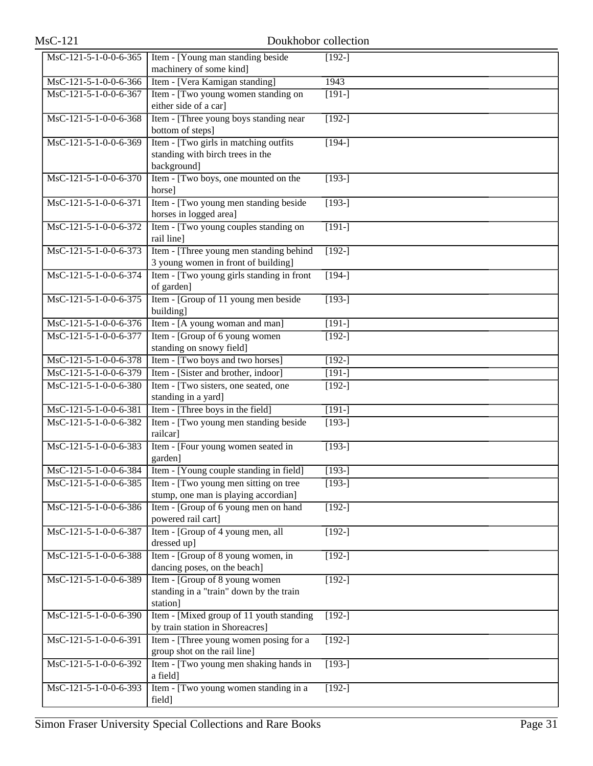| | | |
|---|---|---|
| MsC-121-5-1-0-0-6-365 | Item - [Young man standing beside machinery of some kind] | [192-] |
| MsC-121-5-1-0-0-6-366 | Item - [Vera Kamigan standing] | 1943 |
| MsC-121-5-1-0-0-6-367 | Item - [Two young women standing on either side of a car] | [191-] |
| MsC-121-5-1-0-0-6-368 | Item - [Three young boys standing near bottom of steps] | [192-] |
| MsC-121-5-1-0-0-6-369 | Item - [Two girls in matching outfits standing with birch trees in the background] | [194-] |
| MsC-121-5-1-0-0-6-370 | Item - [Two boys, one mounted on the horse] | [193-] |
| MsC-121-5-1-0-0-6-371 | Item - [Two young men standing beside horses in logged area] | [193-] |
| MsC-121-5-1-0-0-6-372 | Item - [Two young couples standing on rail line] | [191-] |
| MsC-121-5-1-0-0-6-373 | Item - [Three young men standing behind 3 young women in front of building] | [192-] |
| MsC-121-5-1-0-0-6-374 | Item - [Two young girls standing in front of garden] | [194-] |
| MsC-121-5-1-0-0-6-375 | Item - [Group of 11 young men beside building] | [193-] |
| MsC-121-5-1-0-0-6-376 | Item - [A young woman and man] | [191-] |
| MsC-121-5-1-0-0-6-377 | Item - [Group of 6 young women standing on snowy field] | [192-] |
| MsC-121-5-1-0-0-6-378 | Item - [Two boys and two horses] | [192-] |
| MsC-121-5-1-0-0-6-379 | Item - [Sister and brother, indoor] | [191-] |
| MsC-121-5-1-0-0-6-380 | Item - [Two sisters, one seated, one standing in a yard] | [192-] |
| MsC-121-5-1-0-0-6-381 | Item - [Three boys in the field] | [191-] |
| MsC-121-5-1-0-0-6-382 | Item - [Two young men standing beside railcar] | [193-] |
| MsC-121-5-1-0-0-6-383 | Item - [Four young women seated in garden] | [193-] |
| MsC-121-5-1-0-0-6-384 | Item - [Young couple standing in field] | [193-] |
| MsC-121-5-1-0-0-6-385 | Item - [Two young men sitting on tree stump, one man is playing accordian] | [193-] |
| MsC-121-5-1-0-0-6-386 | Item - [Group of 6 young men on hand powered rail cart] | [192-] |
| MsC-121-5-1-0-0-6-387 | Item - [Group of 4 young men, all dressed up] | [192-] |
| MsC-121-5-1-0-0-6-388 | Item - [Group of 8 young women, in dancing poses, on the beach] | [192-] |
| MsC-121-5-1-0-0-6-389 | Item - [Group of 8 young women standing in a "train" down by the train station] | [192-] |
| MsC-121-5-1-0-0-6-390 | Item - [Mixed group of 11 youth standing by train station in Shoreacres] | [192-] |
| MsC-121-5-1-0-0-6-391 | Item - [Three young women posing for a group shot on the rail line] | [192-] |
| MsC-121-5-1-0-0-6-392 | Item - [Two young men shaking hands in a field] | [193-] |
| MsC-121-5-1-0-0-6-393 | Item - [Two young women standing in a field] | [192-] |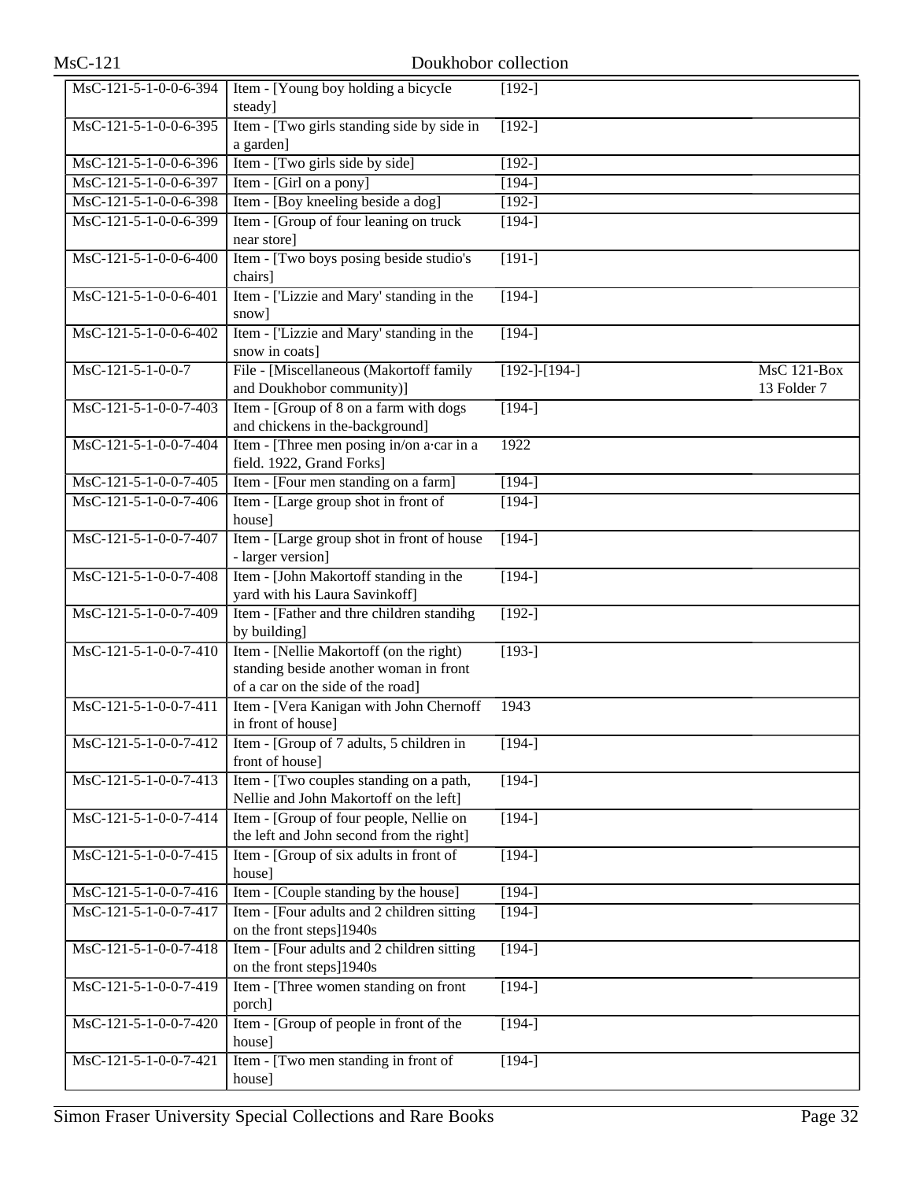| | | | |
|---|---|---|---|
| MsC-121-5-1-0-0-6-394 | Item - [Young boy holding a bicycle steady] | [192-] | |
| MsC-121-5-1-0-0-6-395 | Item - [Two girls standing side by side in a garden] | [192-] | |
| MsC-121-5-1-0-0-6-396 | Item - [Two girls side by side] | [192-] | |
| MsC-121-5-1-0-0-6-397 | Item - [Girl on a pony] | [194-] | |
| MsC-121-5-1-0-0-6-398 | Item - [Boy kneeling beside a dog] | [192-] | |
| MsC-121-5-1-0-0-6-399 | Item - [Group of four leaning on truck near store] | [194-] | |
| MsC-121-5-1-0-0-6-400 | Item - [Two boys posing beside studio's chairs] | [191-] | |
| MsC-121-5-1-0-0-6-401 | Item - ['Lizzie and Mary' standing in the snow] | [194-] | |
| MsC-121-5-1-0-0-6-402 | Item - ['Lizzie and Mary' standing in the snow in coats] | [194-] | |
| MsC-121-5-1-0-0-7 | File - [Miscellaneous (Makortoff family and Doukhobor community)] | [192-]-[194-] | MsC 121-Box 13 Folder 7 |
| MsC-121-5-1-0-0-7-403 | Item - [Group of 8 on a farm with dogs and chickens in the-background] | [194-] | |
| MsC-121-5-1-0-0-7-404 | Item - [Three men posing in/on a·car in a field. 1922, Grand Forks] | 1922 | |
| MsC-121-5-1-0-0-7-405 | Item - [Four men standing on a farm] | [194-] | |
| MsC-121-5-1-0-0-7-406 | Item - [Large group shot in front of house] | [194-] | |
| MsC-121-5-1-0-0-7-407 | Item - [Large group shot in front of house - larger version] | [194-] | |
| MsC-121-5-1-0-0-7-408 | Item - [John Makortoff standing in the yard with his Laura Savinkoff] | [194-] | |
| MsC-121-5-1-0-0-7-409 | Item - [Father and thre children standihg by building] | [192-] | |
| MsC-121-5-1-0-0-7-410 | Item - [Nellie Makortoff (on the right) standing beside another woman in front of a car on the side of the road] | [193-] | |
| MsC-121-5-1-0-0-7-411 | Item - [Vera Kanigan with John Chernoff in front of house] | 1943 | |
| MsC-121-5-1-0-0-7-412 | Item - [Group of 7 adults, 5 children in front of house] | [194-] | |
| MsC-121-5-1-0-0-7-413 | Item - [Two couples standing on a path, Nellie and John Makortoff on the left] | [194-] | |
| MsC-121-5-1-0-0-7-414 | Item - [Group of four people, Nellie on the left and John second from the right] | [194-] | |
| MsC-121-5-1-0-0-7-415 | Item - [Group of six adults in front of house] | [194-] | |
| MsC-121-5-1-0-0-7-416 | Item - [Couple standing by the house] | [194-] | |
| MsC-121-5-1-0-0-7-417 | Item - [Four adults and 2 children sitting on the front steps]1940s | [194-] | |
| MsC-121-5-1-0-0-7-418 | Item - [Four adults and 2 children sitting on the front steps]1940s | [194-] | |
| MsC-121-5-1-0-0-7-419 | Item - [Three women standing on front porch] | [194-] | |
| MsC-121-5-1-0-0-7-420 | Item - [Group of people in front of the house] | [194-] | |
| MsC-121-5-1-0-0-7-421 | Item - [Two men standing in front of house] | [194-] | |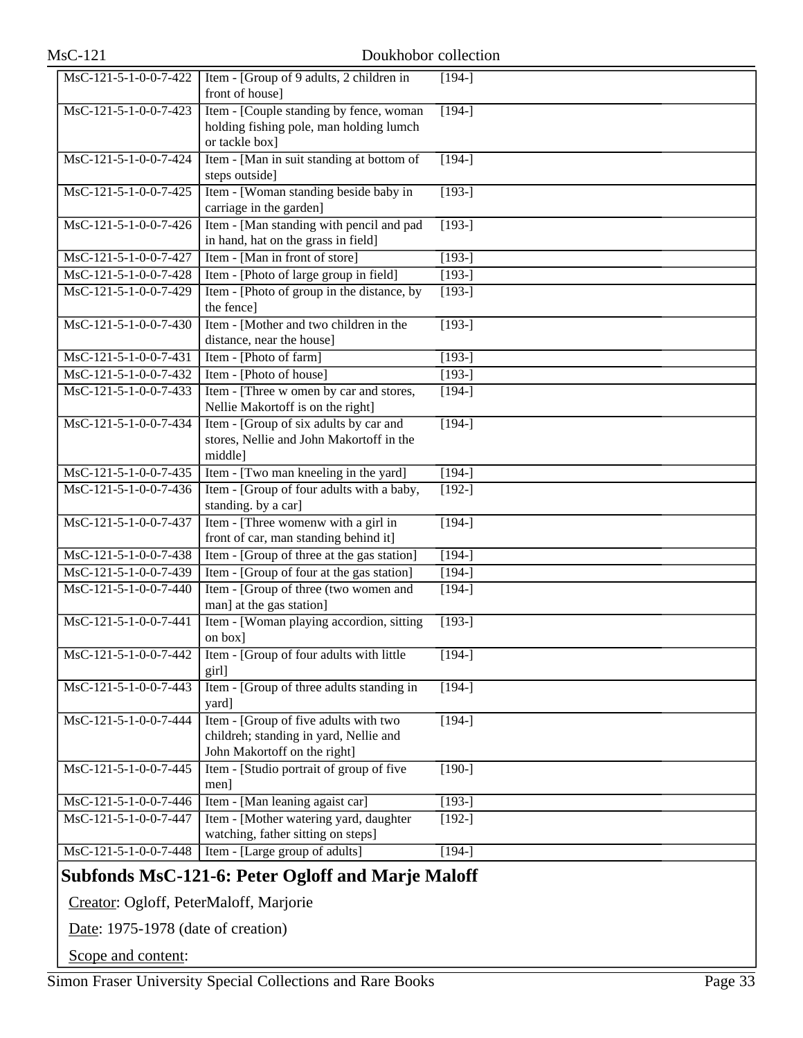| | | |
|---|---|---|
| MsC-121-5-1-0-0-7-422 | Item - [Group of 9 adults, 2 children in front of house] | [194-] |
| MsC-121-5-1-0-0-7-423 | Item - [Couple standing by fence, woman holding fishing pole, man holding lumch or tackle box] | [194-] |
| MsC-121-5-1-0-0-7-424 | Item - [Man in suit standing at bottom of steps outside] | [194-] |
| MsC-121-5-1-0-0-7-425 | Item - [Woman standing beside baby in carriage in the garden] | [193-] |
| MsC-121-5-1-0-0-7-426 | Item - [Man standing with pencil and pad in hand, hat on the grass in field] | [193-] |
| MsC-121-5-1-0-0-7-427 | Item - [Man in front of store] | [193-] |
| MsC-121-5-1-0-0-7-428 | Item - [Photo of large group in field] | [193-] |
| MsC-121-5-1-0-0-7-429 | Item - [Photo of group in the distance, by the fence] | [193-] |
| MsC-121-5-1-0-0-7-430 | Item - [Mother and two children in the distance, near the house] | [193-] |
| MsC-121-5-1-0-0-7-431 | Item - [Photo of farm] | [193-] |
| MsC-121-5-1-0-0-7-432 | Item - [Photo of house] | [193-] |
| MsC-121-5-1-0-0-7-433 | Item - [Three w omen by car and stores, Nellie Makortoff is on the right] | [194-] |
| MsC-121-5-1-0-0-7-434 | Item - [Group of six adults by car and stores, Nellie and John Makortoff in the middle] | [194-] |
| MsC-121-5-1-0-0-7-435 | Item - [Two man kneeling in the yard] | [194-] |
| MsC-121-5-1-0-0-7-436 | Item - [Group of four adults with a baby, standing. by a car] | [192-] |
| MsC-121-5-1-0-0-7-437 | Item - [Three womenw with a girl in front of car, man standing behind it] | [194-] |
| MsC-121-5-1-0-0-7-438 | Item - [Group of three at the gas station] | [194-] |
| MsC-121-5-1-0-0-7-439 | Item - [Group of four at the gas station] | [194-] |
| MsC-121-5-1-0-0-7-440 | Item - [Group of three (two women and man] at the gas station] | [194-] |
| MsC-121-5-1-0-0-7-441 | Item - [Woman playing accordion, sitting on box] | [193-] |
| MsC-121-5-1-0-0-7-442 | Item - [Group of four adults with little girl] | [194-] |
| MsC-121-5-1-0-0-7-443 | Item - [Group of three adults standing in yard] | [194-] |
| MsC-121-5-1-0-0-7-444 | Item - [Group of five adults with two childreh; standing in yard, Nellie and John Makortoff on the right] | [194-] |
| MsC-121-5-1-0-0-7-445 | Item - [Studio portrait of group of five men] | [190-] |
| MsC-121-5-1-0-0-7-446 | Item - [Man leaning agaist car] | [193-] |
| MsC-121-5-1-0-0-7-447 | Item - [Mother watering yard, daughter watching, father sitting on steps] | [192-] |
| MsC-121-5-1-0-0-7-448 | Item - [Large group of adults] | [194-] |

## Subfonds MsC-121-6: Peter Ogloff and Marje Maloff

Creator: Ogloff, PeterMaloff, Marjorie

Date: 1975-1978 (date of creation)

Scope and content: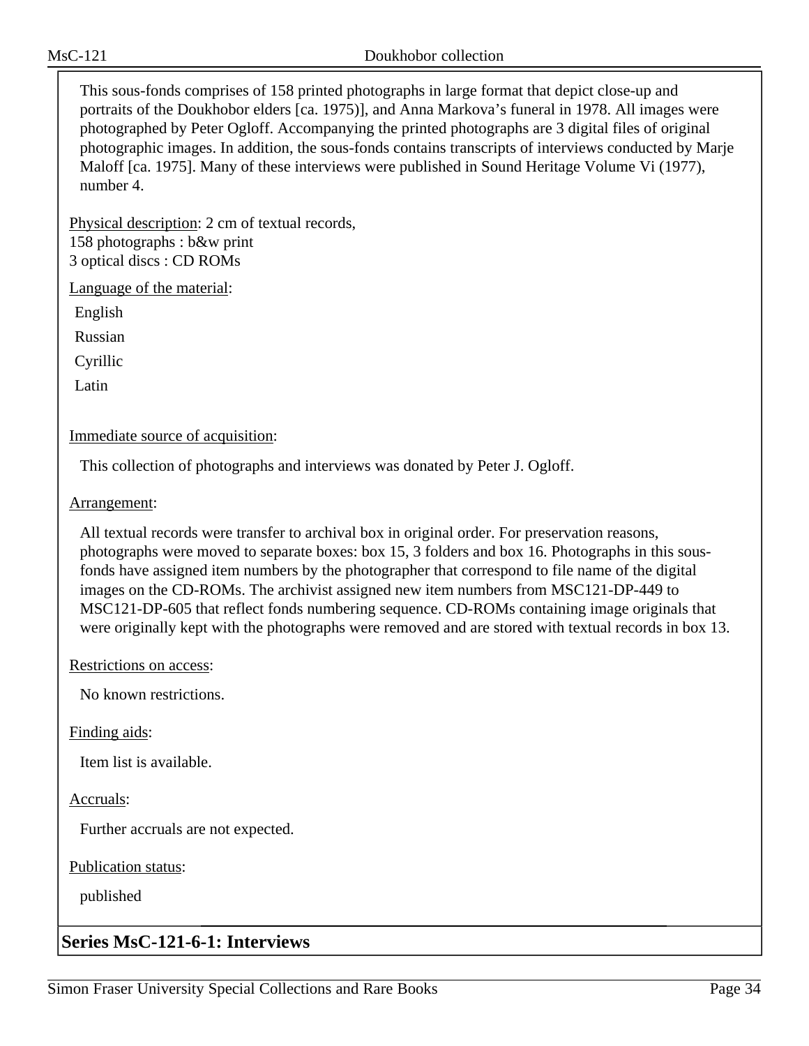This sous-fonds comprises of 158 printed photographs in large format that depict close-up and portraits of the Doukhobor elders [ca. 1975)], and Anna Markova's funeral in 1978. All images were photographed by Peter Ogloff. Accompanying the printed photographs are 3 digital files of original photographic images. In addition, the sous-fonds contains transcripts of interviews conducted by Marje Maloff [ca. 1975]. Many of these interviews were published in Sound Heritage Volume Vi (1977), number 4.

Physical description: 2 cm of textual records,
158 photographs : b&w print
3 optical discs : CD ROMs

Language of the material:

English

Russian

Cyrillic

Latin

Immediate source of acquisition:

This collection of photographs and interviews was donated by Peter J. Ogloff.

Arrangement:

All textual records were transfer to archival box in original order. For preservation reasons, photographs were moved to separate boxes: box 15, 3 folders and box 16. Photographs in this sous-fonds have assigned item numbers by the photographer that correspond to file name of the digital images on the CD-ROMs. The archivist assigned new item numbers from MSC121-DP-449 to MSC121-DP-605 that reflect fonds numbering sequence. CD-ROMs containing image originals that were originally kept with the photographs were removed and are stored with textual records in box 13.

Restrictions on access:

No known restrictions.

Finding aids:

Item list is available.

Accruals:

Further accruals are not expected.

Publication status:

published

## Series MsC-121-6-1: Interviews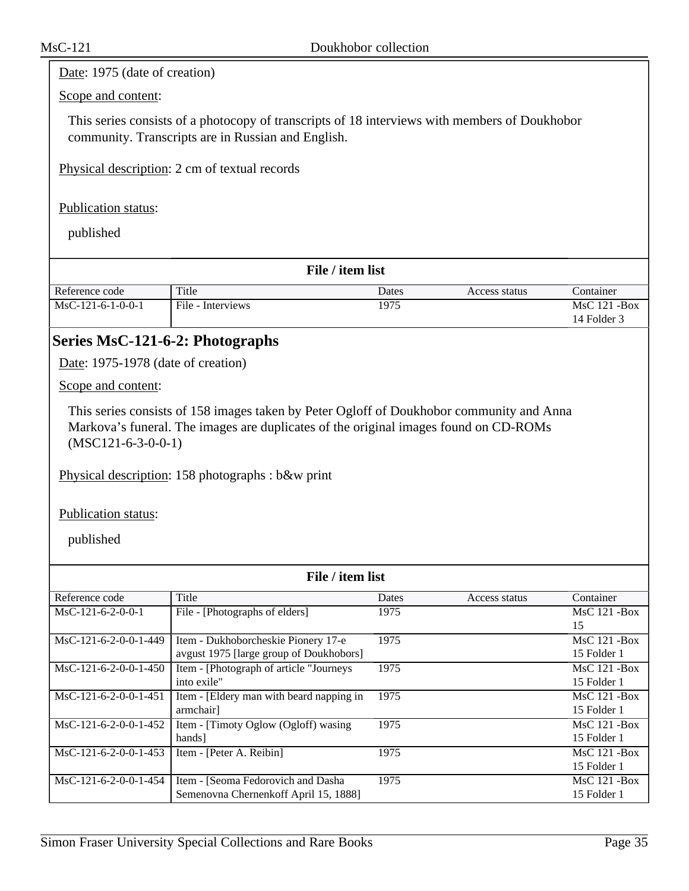Date: 1975 (date of creation)

Scope and content:

This series consists of a photocopy of transcripts of 18 interviews with members of Doukhobor community. Transcripts are in Russian and English.

Physical description: 2 cm of textual records

Publication status:

published

**File / item list**

| Reference code | Title | Dates | Access status | Container |
|---|---|---|---|---|
| MsC-121-6-1-0-0-1 | File - Interviews | 1975 | | MsC 121 -Box 14 Folder 3 |

## Series MsC-121-6-2: Photographs

Date: 1975-1978 (date of creation)

Scope and content:

This series consists of 158 images taken by Peter Ogloff of Doukhobor community and Anna Markova's funeral. The images are duplicates of the original images found on CD-ROMs (MSC121-6-3-0-0-1)

Physical description: 158 photographs : b&w print

Publication status:

published

**File / item list**

| Reference code | Title | Dates | Access status | Container |
|---|---|---|---|---|
| MsC-121-6-2-0-0-1 | File - [Photographs of elders] | 1975 | | MsC 121 -Box 15 |
| MsC-121-6-2-0-0-1-449 | Item - Dukhoborcheskie Pionery 17-e avgust 1975 [large group of Doukhobors] | 1975 | | MsC 121 -Box 15 Folder 1 |
| MsC-121-6-2-0-0-1-450 | Item - [Photograph of article "Journeys into exile" | 1975 | | MsC 121 -Box 15 Folder 1 |
| MsC-121-6-2-0-0-1-451 | Item - [Eldery man with beard napping in armchair] | 1975 | | MsC 121 -Box 15 Folder 1 |
| MsC-121-6-2-0-0-1-452 | Item - [Timoty Oglow (Ogloff) wasing hands] | 1975 | | MsC 121 -Box 15 Folder 1 |
| MsC-121-6-2-0-0-1-453 | Item - [Peter A. Reibin] | 1975 | | MsC 121 -Box 15 Folder 1 |
| MsC-121-6-2-0-0-1-454 | Item - [Seoma Fedorovich and Dasha Semenovna Chernenkoff April 15, 1888] | 1975 | | MsC 121 -Box 15 Folder 1 |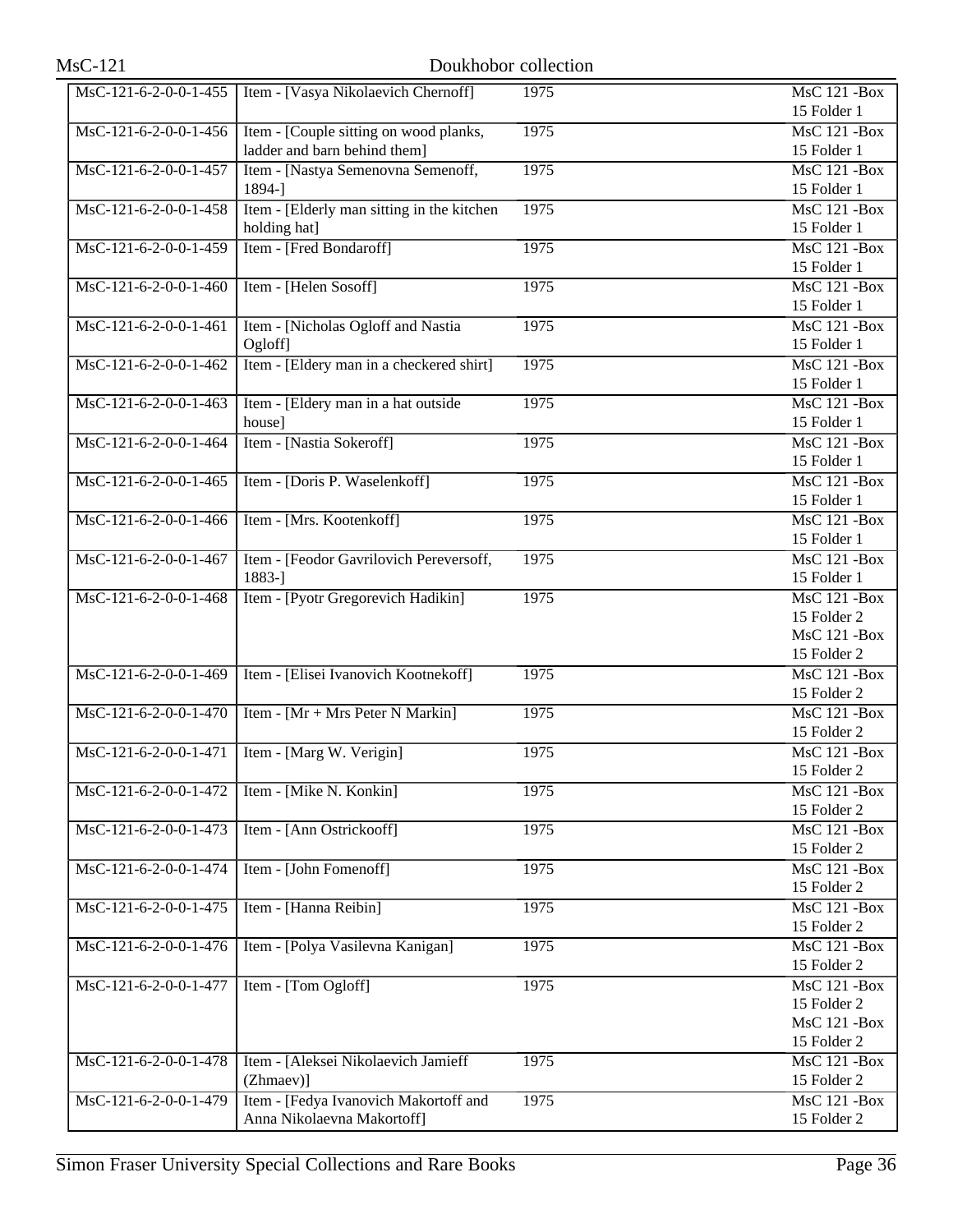| MsC-121-6-2-0-0-1-455 | Item - [Vasya Nikolaevich Chernoff] | 1975 | MsC 121 -Box 15 Folder 1 |
|---|---|---|---|
| MsC-121-6-2-0-0-1-456 | Item - [Couple sitting on wood planks, ladder and barn behind them] | 1975 | MsC 121 -Box 15 Folder 1 |
| MsC-121-6-2-0-0-1-457 | Item - [Nastya Semenovna Semenoff, 1894-] | 1975 | MsC 121 -Box 15 Folder 1 |
| MsC-121-6-2-0-0-1-458 | Item - [Elderly man sitting in the kitchen holding hat] | 1975 | MsC 121 -Box 15 Folder 1 |
| MsC-121-6-2-0-0-1-459 | Item - [Fred Bondaroff] | 1975 | MsC 121 -Box 15 Folder 1 |
| MsC-121-6-2-0-0-1-460 | Item - [Helen Sosoff] | 1975 | MsC 121 -Box 15 Folder 1 |
| MsC-121-6-2-0-0-1-461 | Item - [Nicholas Ogloff and Nastia Ogloff] | 1975 | MsC 121 -Box 15 Folder 1 |
| MsC-121-6-2-0-0-1-462 | Item - [Eldery man in a checkered shirt] | 1975 | MsC 121 -Box 15 Folder 1 |
| MsC-121-6-2-0-0-1-463 | Item - [Eldery man in a hat outside house] | 1975 | MsC 121 -Box 15 Folder 1 |
| MsC-121-6-2-0-0-1-464 | Item - [Nastia Sokeroff] | 1975 | MsC 121 -Box 15 Folder 1 |
| MsC-121-6-2-0-0-1-465 | Item - [Doris P. Waselenkoff] | 1975 | MsC 121 -Box 15 Folder 1 |
| MsC-121-6-2-0-0-1-466 | Item - [Mrs. Kootenkoff] | 1975 | MsC 121 -Box 15 Folder 1 |
| MsC-121-6-2-0-0-1-467 | Item - [Feodor Gavrilovich Pereversoff, 1883-] | 1975 | MsC 121 -Box 15 Folder 1 |
| MsC-121-6-2-0-0-1-468 | Item - [Pyotr Gregorevich Hadikin] | 1975 | MsC 121 -Box 15 Folder 2 MsC 121 -Box 15 Folder 2 |
| MsC-121-6-2-0-0-1-469 | Item - [Elisei Ivanovich Kootnekoff] | 1975 | MsC 121 -Box 15 Folder 2 |
| MsC-121-6-2-0-0-1-470 | Item - [Mr + Mrs Peter N Markin] | 1975 | MsC 121 -Box 15 Folder 2 |
| MsC-121-6-2-0-0-1-471 | Item - [Marg W. Verigin] | 1975 | MsC 121 -Box 15 Folder 2 |
| MsC-121-6-2-0-0-1-472 | Item - [Mike N. Konkin] | 1975 | MsC 121 -Box 15 Folder 2 |
| MsC-121-6-2-0-0-1-473 | Item - [Ann Ostrickooff] | 1975 | MsC 121 -Box 15 Folder 2 |
| MsC-121-6-2-0-0-1-474 | Item - [John Fomenoff] | 1975 | MsC 121 -Box 15 Folder 2 |
| MsC-121-6-2-0-0-1-475 | Item - [Hanna Reibin] | 1975 | MsC 121 -Box 15 Folder 2 |
| MsC-121-6-2-0-0-1-476 | Item - [Polya Vasilevna Kanigan] | 1975 | MsC 121 -Box 15 Folder 2 |
| MsC-121-6-2-0-0-1-477 | Item - [Tom Ogloff] | 1975 | MsC 121 -Box 15 Folder 2 MsC 121 -Box 15 Folder 2 |
| MsC-121-6-2-0-0-1-478 | Item - [Aleksei Nikolaevich Jamieff (Zhmaev)] | 1975 | MsC 121 -Box 15 Folder 2 |
| MsC-121-6-2-0-0-1-479 | Item - [Fedya Ivanovich Makortoff and Anna Nikolaevna Makortoff] | 1975 | MsC 121 -Box 15 Folder 2 |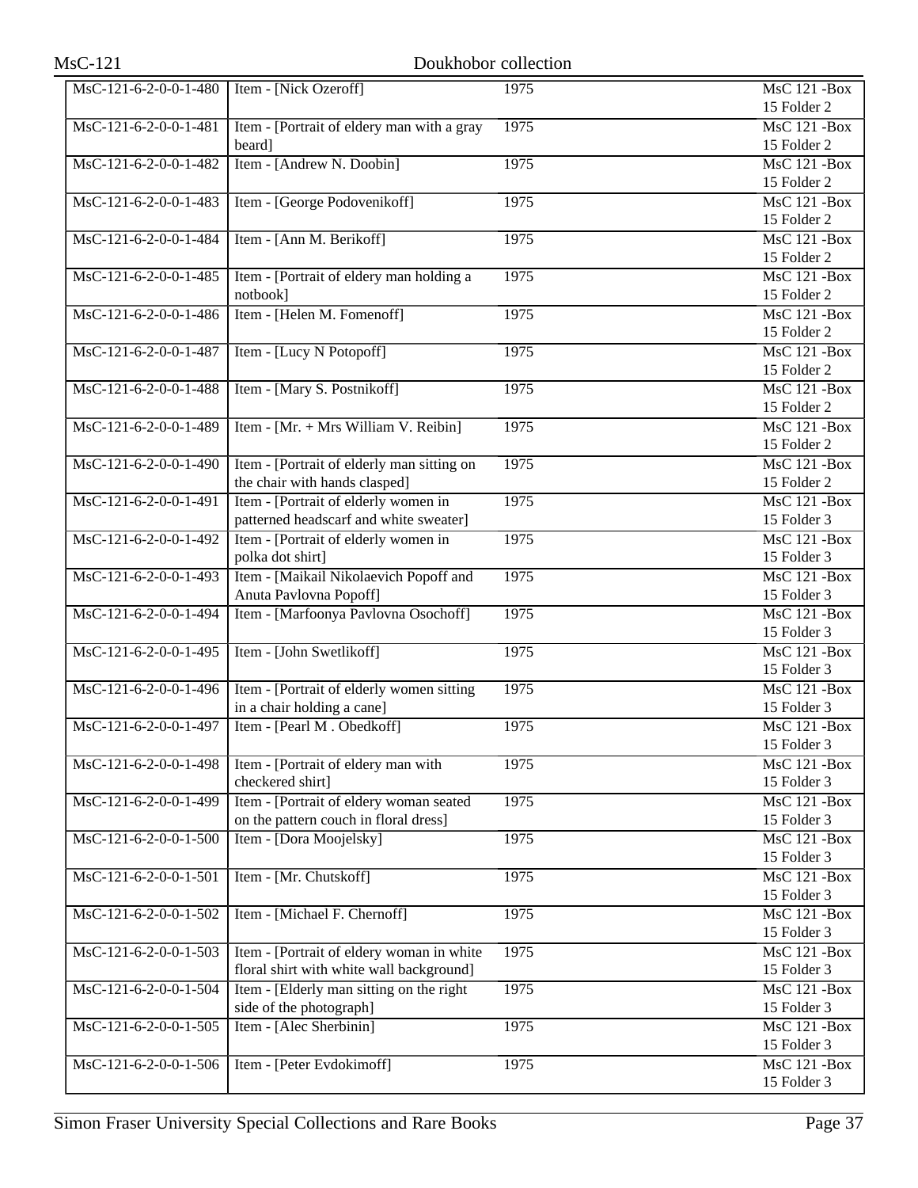| MsC-121-6-2-0-0-1-480 | Item - [Nick Ozeroff] | 1975 | MsC 121 -Box 15 Folder 2 |
|---|---|---|---|
| MsC-121-6-2-0-0-1-481 | Item - [Portrait of eldery man with a gray beard] | 1975 | MsC 121 -Box 15 Folder 2 |
| MsC-121-6-2-0-0-1-482 | Item - [Andrew N. Doobin] | 1975 | MsC 121 -Box 15 Folder 2 |
| MsC-121-6-2-0-0-1-483 | Item - [George Podovenikoff] | 1975 | MsC 121 -Box 15 Folder 2 |
| MsC-121-6-2-0-0-1-484 | Item - [Ann M. Berikoff] | 1975 | MsC 121 -Box 15 Folder 2 |
| MsC-121-6-2-0-0-1-485 | Item - [Portrait of eldery man holding a notbook] | 1975 | MsC 121 -Box 15 Folder 2 |
| MsC-121-6-2-0-0-1-486 | Item - [Helen M. Fomenoff] | 1975 | MsC 121 -Box 15 Folder 2 |
| MsC-121-6-2-0-0-1-487 | Item - [Lucy N Potopoff] | 1975 | MsC 121 -Box 15 Folder 2 |
| MsC-121-6-2-0-0-1-488 | Item - [Mary S. Postnikoff] | 1975 | MsC 121 -Box 15 Folder 2 |
| MsC-121-6-2-0-0-1-489 | Item - [Mr. + Mrs William V. Reibin] | 1975 | MsC 121 -Box 15 Folder 2 |
| MsC-121-6-2-0-0-1-490 | Item - [Portrait of elderly man sitting on the chair with hands clasped] | 1975 | MsC 121 -Box 15 Folder 2 |
| MsC-121-6-2-0-0-1-491 | Item - [Portrait of elderly women in patterned headscarf and white sweater] | 1975 | MsC 121 -Box 15 Folder 3 |
| MsC-121-6-2-0-0-1-492 | Item - [Portrait of elderly women in polka dot shirt] | 1975 | MsC 121 -Box 15 Folder 3 |
| MsC-121-6-2-0-0-1-493 | Item - [Maikail Nikolaevich Popoff and Anuta Pavlovna Popoff] | 1975 | MsC 121 -Box 15 Folder 3 |
| MsC-121-6-2-0-0-1-494 | Item - [Marfoonya Pavlovna Osochoff] | 1975 | MsC 121 -Box 15 Folder 3 |
| MsC-121-6-2-0-0-1-495 | Item - [John Swetlikoff] | 1975 | MsC 121 -Box 15 Folder 3 |
| MsC-121-6-2-0-0-1-496 | Item - [Portrait of elderly women sitting in a chair holding a cane] | 1975 | MsC 121 -Box 15 Folder 3 |
| MsC-121-6-2-0-0-1-497 | Item - [Pearl M . Obedkoff] | 1975 | MsC 121 -Box 15 Folder 3 |
| MsC-121-6-2-0-0-1-498 | Item - [Portrait of eldery man with checkered shirt] | 1975 | MsC 121 -Box 15 Folder 3 |
| MsC-121-6-2-0-0-1-499 | Item - [Portrait of eldery woman seated on the pattern couch in floral dress] | 1975 | MsC 121 -Box 15 Folder 3 |
| MsC-121-6-2-0-0-1-500 | Item - [Dora Moojelsky] | 1975 | MsC 121 -Box 15 Folder 3 |
| MsC-121-6-2-0-0-1-501 | Item - [Mr. Chutskoff] | 1975 | MsC 121 -Box 15 Folder 3 |
| MsC-121-6-2-0-0-1-502 | Item - [Michael F. Chernoff] | 1975 | MsC 121 -Box 15 Folder 3 |
| MsC-121-6-2-0-0-1-503 | Item - [Portrait of eldery woman in white floral shirt with white wall background] | 1975 | MsC 121 -Box 15 Folder 3 |
| MsC-121-6-2-0-0-1-504 | Item - [Elderly man sitting on the right side of the photograph] | 1975 | MsC 121 -Box 15 Folder 3 |
| MsC-121-6-2-0-0-1-505 | Item - [Alec Sherbinin] | 1975 | MsC 121 -Box 15 Folder 3 |
| MsC-121-6-2-0-0-1-506 | Item - [Peter Evdokimoff] | 1975 | MsC 121 -Box 15 Folder 3 |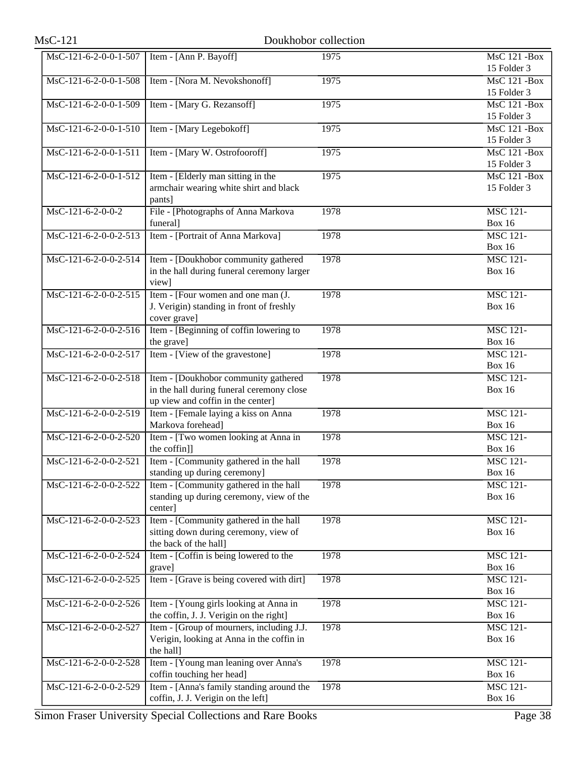| | | | |
|---|---|---|---|
| MsC-121-6-2-0-0-1-507 | Item - [Ann P. Bayoff] | 1975 | MsC 121 -Box 15 Folder 3 |
| MsC-121-6-2-0-0-1-508 | Item - [Nora M. Nevokshonoff] | 1975 | MsC 121 -Box 15 Folder 3 |
| MsC-121-6-2-0-0-1-509 | Item - [Mary G. Rezansoff] | 1975 | MsC 121 -Box 15 Folder 3 |
| MsC-121-6-2-0-0-1-510 | Item - [Mary Legebokoff] | 1975 | MsC 121 -Box 15 Folder 3 |
| MsC-121-6-2-0-0-1-511 | Item - [Mary W. Ostrofooroff] | 1975 | MsC 121 -Box 15 Folder 3 |
| MsC-121-6-2-0-0-1-512 | Item - [Elderly man sitting in the armchair wearing white shirt and black pants] | 1975 | MsC 121 -Box 15 Folder 3 |
| MsC-121-6-2-0-0-2 | File - [Photographs of Anna Markova funeral] | 1978 | MSC 121- Box 16 |
| MsC-121-6-2-0-0-2-513 | Item - [Portrait of Anna Markova] | 1978 | MSC 121- Box 16 |
| MsC-121-6-2-0-0-2-514 | Item - [Doukhobor community gathered in the hall during funeral ceremony larger view] | 1978 | MSC 121- Box 16 |
| MsC-121-6-2-0-0-2-515 | Item - [Four women and one man (J. J. Verigin) standing in front of freshly cover grave] | 1978 | MSC 121- Box 16 |
| MsC-121-6-2-0-0-2-516 | Item - [Beginning of coffin lowering to the grave] | 1978 | MSC 121- Box 16 |
| MsC-121-6-2-0-0-2-517 | Item - [View of the gravestone] | 1978 | MSC 121- Box 16 |
| MsC-121-6-2-0-0-2-518 | Item - [Doukhobor community gathered in the hall during funeral ceremony close up view and coffin in the center] | 1978 | MSC 121- Box 16 |
| MsC-121-6-2-0-0-2-519 | Item - [Female laying a kiss on Anna Markova forehead] | 1978 | MSC 121- Box 16 |
| MsC-121-6-2-0-0-2-520 | Item - [Two women looking at Anna in the coffin]] | 1978 | MSC 121- Box 16 |
| MsC-121-6-2-0-0-2-521 | Item - [Community gathered in the hall standing up during ceremony] | 1978 | MSC 121- Box 16 |
| MsC-121-6-2-0-0-2-522 | Item - [Community gathered in the hall standing up during ceremony, view of the center] | 1978 | MSC 121- Box 16 |
| MsC-121-6-2-0-0-2-523 | Item - [Community gathered in the hall sitting down during ceremony, view of the back of the hall] | 1978 | MSC 121- Box 16 |
| MsC-121-6-2-0-0-2-524 | Item - [Coffin is being lowered to the grave] | 1978 | MSC 121- Box 16 |
| MsC-121-6-2-0-0-2-525 | Item - [Grave is being covered with dirt] | 1978 | MSC 121- Box 16 |
| MsC-121-6-2-0-0-2-526 | Item - [Young girls looking at Anna in the coffin, J. J. Verigin on the right] | 1978 | MSC 121- Box 16 |
| MsC-121-6-2-0-0-2-527 | Item - [Group of mourners, including J.J. Verigin, looking at Anna in the coffin in the hall] | 1978 | MSC 121- Box 16 |
| MsC-121-6-2-0-0-2-528 | Item - [Young man leaning over Anna's coffin touching her head] | 1978 | MSC 121- Box 16 |
| MsC-121-6-2-0-0-2-529 | Item - [Anna's family standing around the coffin, J. J. Verigin on the left] | 1978 | MSC 121- Box 16 |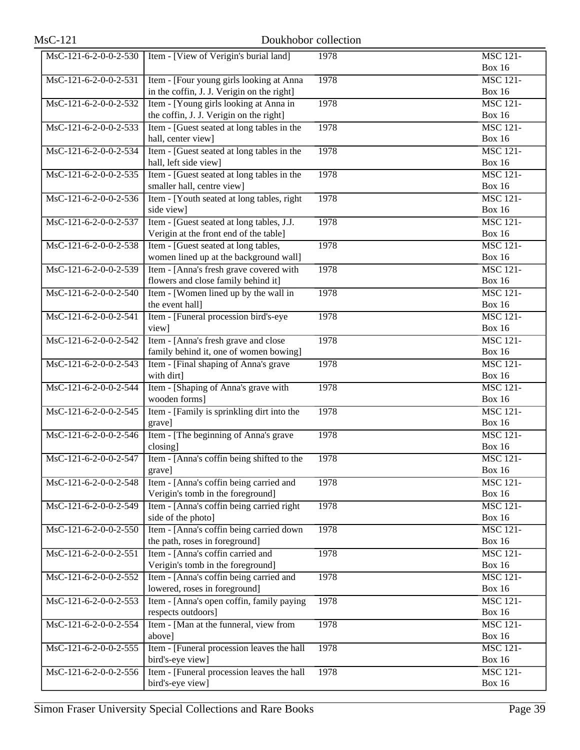| | | | | |
|---|---|---|---|---|
| MsC-121-6-2-0-0-2-530 | Item - [View of Verigin's burial land] | 1978 | | MSC 121-Box 16 |
| MsC-121-6-2-0-0-2-531 | Item - [Four young girls looking at Anna in the coffin, J. J. Verigin on the right] | 1978 | | MSC 121-Box 16 |
| MsC-121-6-2-0-0-2-532 | Item - [Young girls looking at Anna in the coffin, J. J. Verigin on the right] | 1978 | | MSC 121-Box 16 |
| MsC-121-6-2-0-0-2-533 | Item - [Guest seated at long tables in the hall, center view] | 1978 | | MSC 121-Box 16 |
| MsC-121-6-2-0-0-2-534 | Item - [Guest seated at long tables in the hall, left side view] | 1978 | | MSC 121-Box 16 |
| MsC-121-6-2-0-0-2-535 | Item - [Guest seated at long tables in the smaller hall, centre view] | 1978 | | MSC 121-Box 16 |
| MsC-121-6-2-0-0-2-536 | Item - [Youth seated at long tables, right side view] | 1978 | | MSC 121-Box 16 |
| MsC-121-6-2-0-0-2-537 | Item - [Guest seated at long tables, J.J. Verigin at the front end of the table] | 1978 | | MSC 121-Box 16 |
| MsC-121-6-2-0-0-2-538 | Item - [Guest seated at long tables, women lined up at the background wall] | 1978 | | MSC 121-Box 16 |
| MsC-121-6-2-0-0-2-539 | Item - [Anna's fresh grave covered with flowers and close family behind it] | 1978 | | MSC 121-Box 16 |
| MsC-121-6-2-0-0-2-540 | Item - [Women lined up by the wall in the event hall] | 1978 | | MSC 121-Box 16 |
| MsC-121-6-2-0-0-2-541 | Item - [Funeral procession bird's-eye view] | 1978 | | MSC 121-Box 16 |
| MsC-121-6-2-0-0-2-542 | Item - [Anna's fresh grave and close family behind it, one of women bowing] | 1978 | | MSC 121-Box 16 |
| MsC-121-6-2-0-0-2-543 | Item - [Final shaping of Anna's grave with dirt] | 1978 | | MSC 121-Box 16 |
| MsC-121-6-2-0-0-2-544 | Item - [Shaping of Anna's grave with wooden forms] | 1978 | | MSC 121-Box 16 |
| MsC-121-6-2-0-0-2-545 | Item - [Family is sprinkling dirt into the grave] | 1978 | | MSC 121-Box 16 |
| MsC-121-6-2-0-0-2-546 | Item - [The beginning of Anna's grave closing] | 1978 | | MSC 121-Box 16 |
| MsC-121-6-2-0-0-2-547 | Item - [Anna's coffin being shifted to the grave] | 1978 | | MSC 121-Box 16 |
| MsC-121-6-2-0-0-2-548 | Item - [Anna's coffin being carried and Verigin's tomb in the foreground] | 1978 | | MSC 121-Box 16 |
| MsC-121-6-2-0-0-2-549 | Item - [Anna's coffin being carried right side of the photo] | 1978 | | MSC 121-Box 16 |
| MsC-121-6-2-0-0-2-550 | Item - [Anna's coffin being carried down the path, roses in foreground] | 1978 | | MSC 121-Box 16 |
| MsC-121-6-2-0-0-2-551 | Item - [Anna's coffin carried and Verigin's tomb in the foreground] | 1978 | | MSC 121-Box 16 |
| MsC-121-6-2-0-0-2-552 | Item - [Anna's coffin being carried and lowered, roses in foreground] | 1978 | | MSC 121-Box 16 |
| MsC-121-6-2-0-0-2-553 | Item - [Anna's open coffin, family paying respects outdoors] | 1978 | | MSC 121-Box 16 |
| MsC-121-6-2-0-0-2-554 | Item - [Man at the funneral, view from above] | 1978 | | MSC 121-Box 16 |
| MsC-121-6-2-0-0-2-555 | Item - [Funeral procession leaves the hall bird's-eye view] | 1978 | | MSC 121-Box 16 |
| MsC-121-6-2-0-0-2-556 | Item - [Funeral procession leaves the hall bird's-eye view] | 1978 | | MSC 121-Box 16 |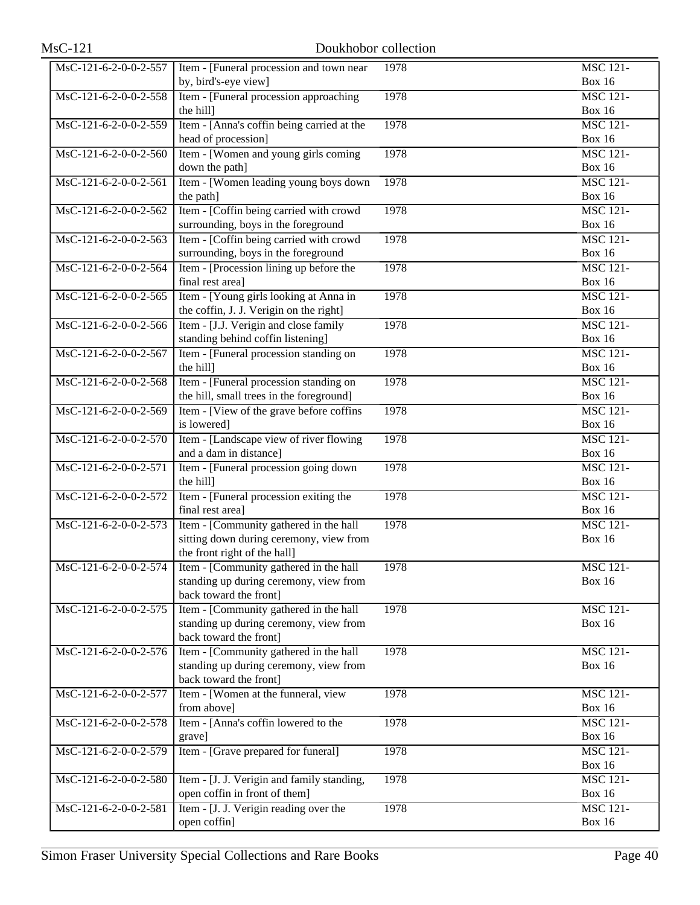| | | | |
|---|---|---|---|
| MsC-121-6-2-0-0-2-557 | Item - [Funeral procession and town near by, bird's-eye view] | 1978 | MSC 121-Box 16 |
| MsC-121-6-2-0-0-2-558 | Item - [Funeral procession approaching the hill] | 1978 | MSC 121-Box 16 |
| MsC-121-6-2-0-0-2-559 | Item - [Anna's coffin being carried at the head of procession] | 1978 | MSC 121-Box 16 |
| MsC-121-6-2-0-0-2-560 | Item - [Women and young girls coming down the path] | 1978 | MSC 121-Box 16 |
| MsC-121-6-2-0-0-2-561 | Item - [Women leading young boys down the path] | 1978 | MSC 121-Box 16 |
| MsC-121-6-2-0-0-2-562 | Item - [Coffin being carried with crowd surrounding, boys in the foreground | 1978 | MSC 121-Box 16 |
| MsC-121-6-2-0-0-2-563 | Item - [Coffin being carried with crowd surrounding, boys in the foreground | 1978 | MSC 121-Box 16 |
| MsC-121-6-2-0-0-2-564 | Item - [Procession lining up before the final rest area] | 1978 | MSC 121-Box 16 |
| MsC-121-6-2-0-0-2-565 | Item - [Young girls looking at Anna in the coffin, J. J. Verigin on the right] | 1978 | MSC 121-Box 16 |
| MsC-121-6-2-0-0-2-566 | Item - [J.J. Verigin and close family standing behind coffin listening] | 1978 | MSC 121-Box 16 |
| MsC-121-6-2-0-0-2-567 | Item - [Funeral procession standing on the hill] | 1978 | MSC 121-Box 16 |
| MsC-121-6-2-0-0-2-568 | Item - [Funeral procession standing on the hill, small trees in the foreground] | 1978 | MSC 121-Box 16 |
| MsC-121-6-2-0-0-2-569 | Item - [View of the grave before coffins is lowered] | 1978 | MSC 121-Box 16 |
| MsC-121-6-2-0-0-2-570 | Item - [Landscape view of river flowing and a dam in distance] | 1978 | MSC 121-Box 16 |
| MsC-121-6-2-0-0-2-571 | Item - [Funeral procession going down the hill] | 1978 | MSC 121-Box 16 |
| MsC-121-6-2-0-0-2-572 | Item - [Funeral procession exiting the final rest area] | 1978 | MSC 121-Box 16 |
| MsC-121-6-2-0-0-2-573 | Item - [Community gathered in the hall sitting down during ceremony, view from the front right of the hall] | 1978 | MSC 121-Box 16 |
| MsC-121-6-2-0-0-2-574 | Item - [Community gathered in the hall standing up during ceremony, view from back toward the front] | 1978 | MSC 121-Box 16 |
| MsC-121-6-2-0-0-2-575 | Item - [Community gathered in the hall standing up during ceremony, view from back toward the front] | 1978 | MSC 121-Box 16 |
| MsC-121-6-2-0-0-2-576 | Item - [Community gathered in the hall standing up during ceremony, view from back toward the front] | 1978 | MSC 121-Box 16 |
| MsC-121-6-2-0-0-2-577 | Item - [Women at the funneral, view from above] | 1978 | MSC 121-Box 16 |
| MsC-121-6-2-0-0-2-578 | Item - [Anna's coffin lowered to the grave] | 1978 | MSC 121-Box 16 |
| MsC-121-6-2-0-0-2-579 | Item - [Grave prepared for funeral] | 1978 | MSC 121-Box 16 |
| MsC-121-6-2-0-0-2-580 | Item - [J. J. Verigin and family standing, open coffin in front of them] | 1978 | MSC 121-Box 16 |
| MsC-121-6-2-0-0-2-581 | Item - [J. J. Verigin reading over the open coffin] | 1978 | MSC 121-Box 16 |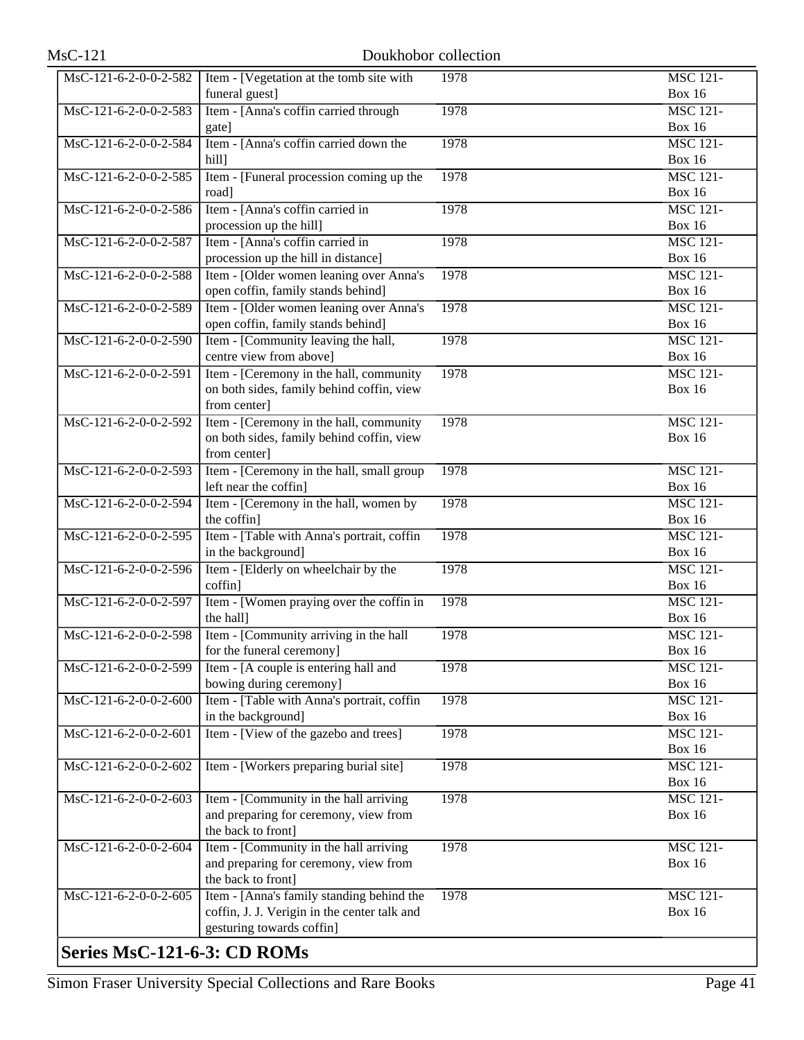| | | | |
|---|---|---|---|
| MsC-121-6-2-0-0-2-582 | Item - [Vegetation at the tomb site with funeral guest] | 1978 | MSC 121-Box 16 |
| MsC-121-6-2-0-0-2-583 | Item - [Anna's coffin carried through gate] | 1978 | MSC 121-Box 16 |
| MsC-121-6-2-0-0-2-584 | Item - [Anna's coffin carried down the hill] | 1978 | MSC 121-Box 16 |
| MsC-121-6-2-0-0-2-585 | Item - [Funeral procession coming up the road] | 1978 | MSC 121-Box 16 |
| MsC-121-6-2-0-0-2-586 | Item - [Anna's coffin carried in procession up the hill] | 1978 | MSC 121-Box 16 |
| MsC-121-6-2-0-0-2-587 | Item - [Anna's coffin carried in procession up the hill in distance] | 1978 | MSC 121-Box 16 |
| MsC-121-6-2-0-0-2-588 | Item - [Older women leaning over Anna's open coffin, family stands behind] | 1978 | MSC 121-Box 16 |
| MsC-121-6-2-0-0-2-589 | Item - [Older women leaning over Anna's open coffin, family stands behind] | 1978 | MSC 121-Box 16 |
| MsC-121-6-2-0-0-2-590 | Item - [Community leaving the hall, centre view from above] | 1978 | MSC 121-Box 16 |
| MsC-121-6-2-0-0-2-591 | Item - [Ceremony in the hall, community on both sides, family behind coffin, view from center] | 1978 | MSC 121-Box 16 |
| MsC-121-6-2-0-0-2-592 | Item - [Ceremony in the hall, community on both sides, family behind coffin, view from center] | 1978 | MSC 121-Box 16 |
| MsC-121-6-2-0-0-2-593 | Item - [Ceremony in the hall, small group left near the coffin] | 1978 | MSC 121-Box 16 |
| MsC-121-6-2-0-0-2-594 | Item - [Ceremony in the hall, women by the coffin] | 1978 | MSC 121-Box 16 |
| MsC-121-6-2-0-0-2-595 | Item - [Table with Anna's portrait, coffin in the background] | 1978 | MSC 121-Box 16 |
| MsC-121-6-2-0-0-2-596 | Item - [Elderly on wheelchair by the coffin] | 1978 | MSC 121-Box 16 |
| MsC-121-6-2-0-0-2-597 | Item - [Women praying over the coffin in the hall] | 1978 | MSC 121-Box 16 |
| MsC-121-6-2-0-0-2-598 | Item - [Community arriving in the hall for the funeral ceremony] | 1978 | MSC 121-Box 16 |
| MsC-121-6-2-0-0-2-599 | Item - [A couple is entering hall and bowing during ceremony] | 1978 | MSC 121-Box 16 |
| MsC-121-6-2-0-0-2-600 | Item - [Table with Anna's portrait, coffin in the background] | 1978 | MSC 121-Box 16 |
| MsC-121-6-2-0-0-2-601 | Item - [View of the gazebo and trees] | 1978 | MSC 121-Box 16 |
| MsC-121-6-2-0-0-2-602 | Item - [Workers preparing burial site] | 1978 | MSC 121-Box 16 |
| MsC-121-6-2-0-0-2-603 | Item - [Community in the hall arriving and preparing for ceremony, view from the back to front] | 1978 | MSC 121-Box 16 |
| MsC-121-6-2-0-0-2-604 | Item - [Community in the hall arriving and preparing for ceremony, view from the back to front] | 1978 | MSC 121-Box 16 |
| MsC-121-6-2-0-0-2-605 | Item - [Anna's family standing behind the coffin, J. J. Verigin in the center talk and gesturing towards coffin] | 1978 | MSC 121-Box 16 |

## Series MsC-121-6-3: CD ROMs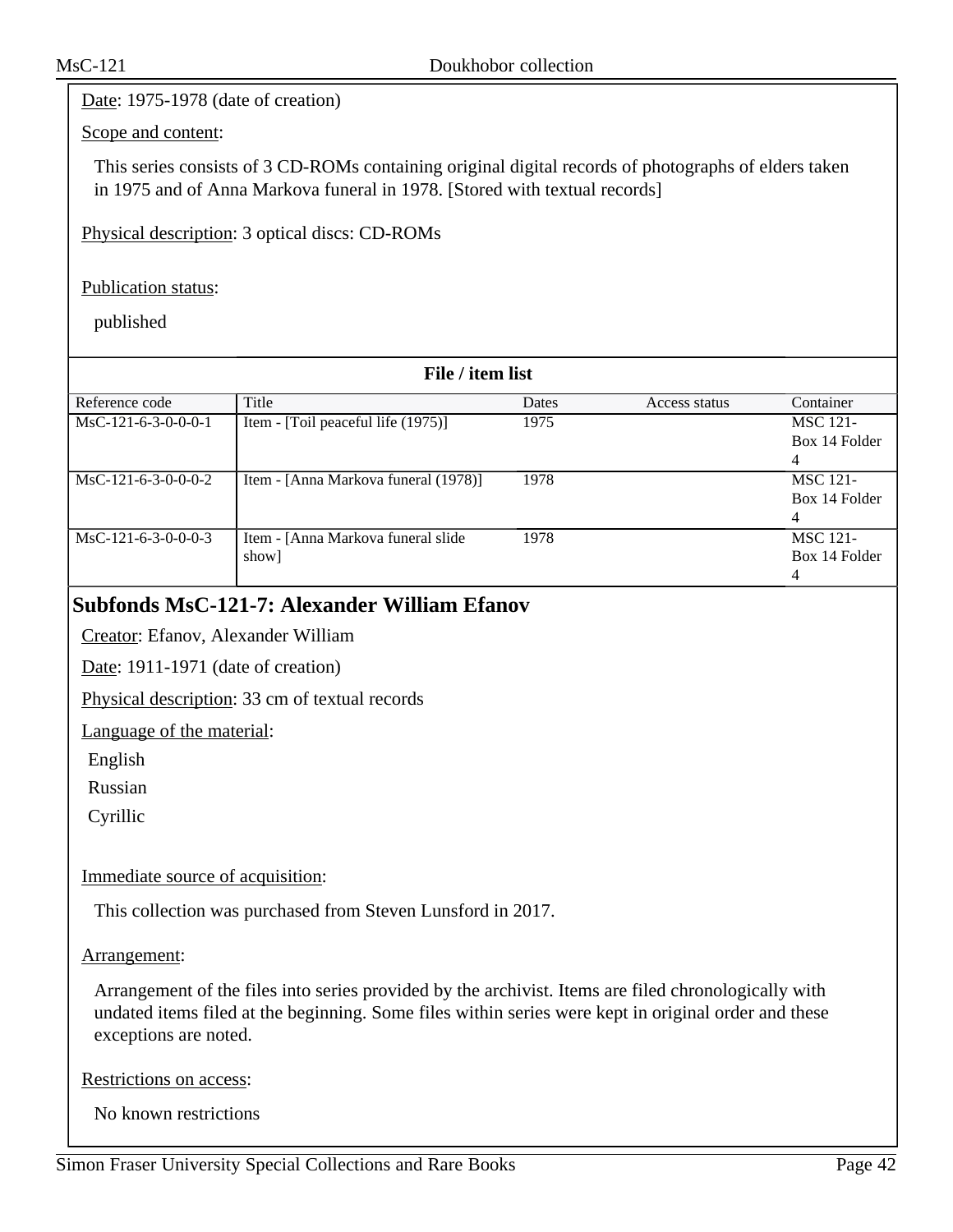Date: 1975-1978 (date of creation)

Scope and content:

This series consists of 3 CD-ROMs containing original digital records of photographs of elders taken in 1975 and of Anna Markova funeral in 1978. [Stored with textual records]

Physical description: 3 optical discs: CD-ROMs

Publication status:

published

**File / item list**

| Reference code | Title | Dates | Access status | Container |
|---|---|---|---|---|
| MsC-121-6-3-0-0-0-1 | Item - [Toil peaceful life (1975)] | 1975 | | MSC 121-Box 14 Folder 4 |
| MsC-121-6-3-0-0-0-2 | Item - [Anna Markova funeral (1978)] | 1978 | | MSC 121-Box 14 Folder 4 |
| MsC-121-6-3-0-0-0-3 | Item - [Anna Markova funeral slide show] | 1978 | | MSC 121-Box 14 Folder 4 |

## Subfonds MsC-121-7: Alexander William Efanov

Creator: Efanov, Alexander William

Date: 1911-1971 (date of creation)

Physical description: 33 cm of textual records

Language of the material:

English

Russian

Cyrillic

Immediate source of acquisition:

This collection was purchased from Steven Lunsford in 2017.

Arrangement:

Arrangement of the files into series provided by the archivist. Items are filed chronologically with undated items filed at the beginning. Some files within series were kept in original order and these exceptions are noted.

Restrictions on access:

No known restrictions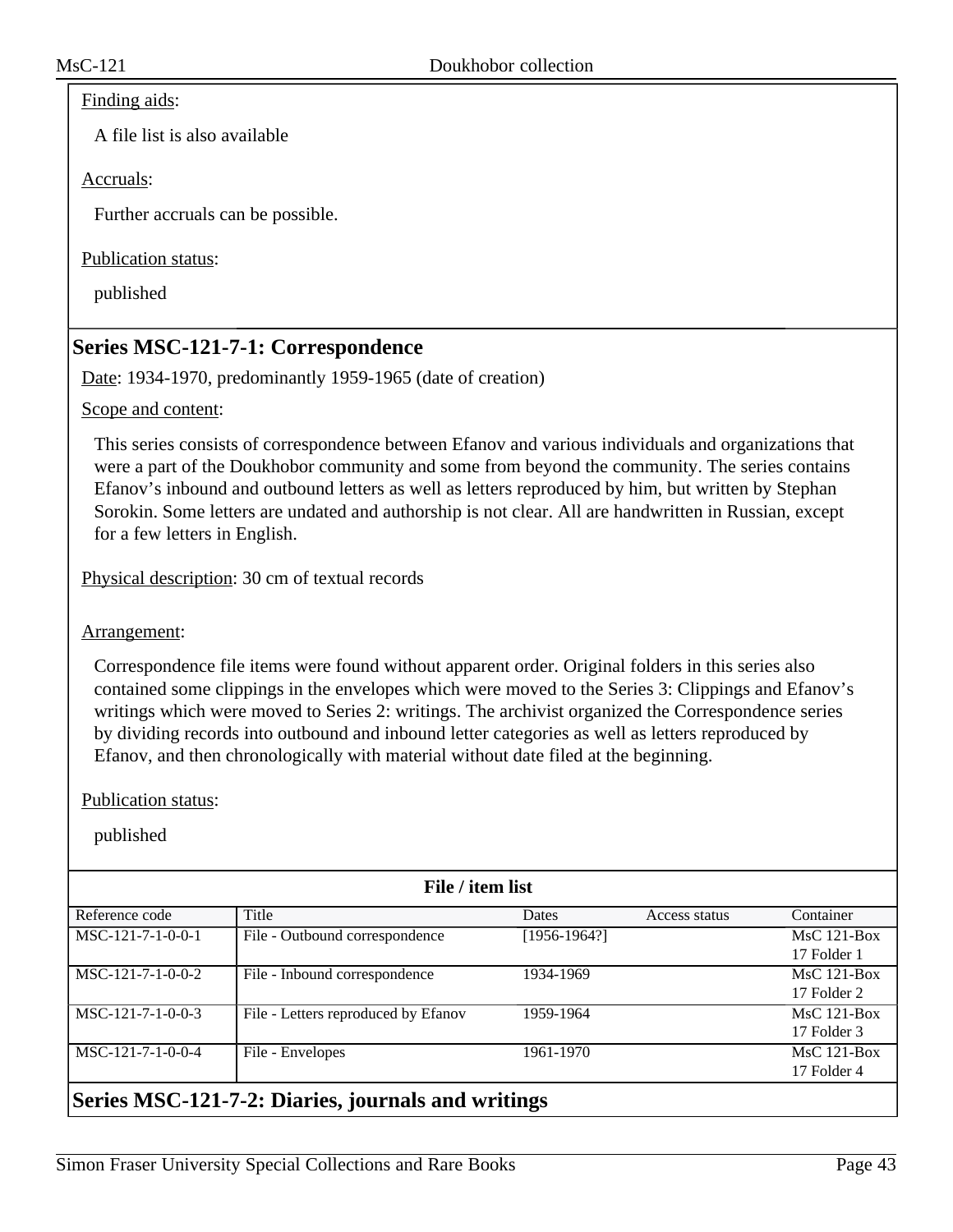Finding aids:

A file list is also available

Accruals:

Further accruals can be possible.

Publication status:

published

## Series MSC-121-7-1: Correspondence

Date: 1934-1970, predominantly 1959-1965 (date of creation)

Scope and content:

This series consists of correspondence between Efanov and various individuals and organizations that were a part of the Doukhobor community and some from beyond the community. The series contains Efanov's inbound and outbound letters as well as letters reproduced by him, but written by Stephan Sorokin. Some letters are undated and authorship is not clear. All are handwritten in Russian, except for a few letters in English.

Physical description: 30 cm of textual records

Arrangement:

Correspondence file items were found without apparent order. Original folders in this series also contained some clippings in the envelopes which were moved to the Series 3: Clippings and Efanov's writings which were moved to Series 2: writings. The archivist organized the Correspondence series by dividing records into outbound and inbound letter categories as well as letters reproduced by Efanov, and then chronologically with material without date filed at the beginning.

Publication status:

published

**File / item list**

| Reference code | Title | Dates | Access status | Container |
|---|---|---|---|---|
| MSC-121-7-1-0-0-1 | File - Outbound correspondence | [1956-1964?] | | MsC 121-Box 17 Folder 1 |
| MSC-121-7-1-0-0-2 | File - Inbound correspondence | 1934-1969 | | MsC 121-Box 17 Folder 2 |
| MSC-121-7-1-0-0-3 | File - Letters reproduced by Efanov | 1959-1964 | | MsC 121-Box 17 Folder 3 |
| MSC-121-7-1-0-0-4 | File - Envelopes | 1961-1970 | | MsC 121-Box 17 Folder 4 |

## Series MSC-121-7-2: Diaries, journals and writings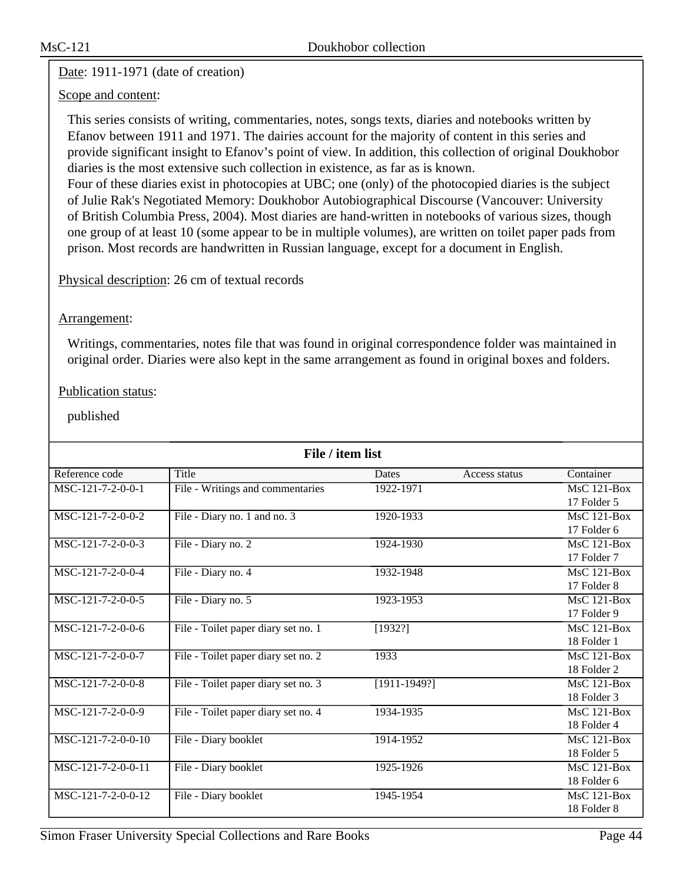Date: 1911-1971 (date of creation)

Scope and content:

This series consists of writing, commentaries, notes, songs texts, diaries and notebooks written by Efanov between 1911 and 1971. The dairies account for the majority of content in this series and provide significant insight to Efanov's point of view. In addition, this collection of original Doukhobor diaries is the most extensive such collection in existence, as far as is known.
Four of these diaries exist in photocopies at UBC; one (only) of the photocopied diaries is the subject of Julie Rak's Negotiated Memory: Doukhobor Autobiographical Discourse (Vancouver: University of British Columbia Press, 2004). Most diaries are hand-written in notebooks of various sizes, though one group of at least 10 (some appear to be in multiple volumes), are written on toilet paper pads from prison. Most records are handwritten in Russian language, except for a document in English.

Physical description: 26 cm of textual records

Arrangement:

Writings, commentaries, notes file that was found in original correspondence folder was maintained in original order. Diaries were also kept in the same arrangement as found in original boxes and folders.

Publication status:

published

**File / item list**

| Reference code | Title | Dates | Access status | Container |
|---|---|---|---|---|
| MSC-121-7-2-0-0-1 | File - Writings and commentaries | 1922-1971 | | MsC 121-Box 17 Folder 5 |
| MSC-121-7-2-0-0-2 | File - Diary no. 1 and no. 3 | 1920-1933 | | MsC 121-Box 17 Folder 6 |
| MSC-121-7-2-0-0-3 | File - Diary no. 2 | 1924-1930 | | MsC 121-Box 17 Folder 7 |
| MSC-121-7-2-0-0-4 | File - Diary no. 4 | 1932-1948 | | MsC 121-Box 17 Folder 8 |
| MSC-121-7-2-0-0-5 | File - Diary no. 5 | 1923-1953 | | MsC 121-Box 17 Folder 9 |
| MSC-121-7-2-0-0-6 | File - Toilet paper diary set no. 1 | [1932?] | | MsC 121-Box 18 Folder 1 |
| MSC-121-7-2-0-0-7 | File - Toilet paper diary set no. 2 | 1933 | | MsC 121-Box 18 Folder 2 |
| MSC-121-7-2-0-0-8 | File - Toilet paper diary set no. 3 | [1911-1949?] | | MsC 121-Box 18 Folder 3 |
| MSC-121-7-2-0-0-9 | File - Toilet paper diary set no. 4 | 1934-1935 | | MsC 121-Box 18 Folder 4 |
| MSC-121-7-2-0-0-10 | File - Diary booklet | 1914-1952 | | MsC 121-Box 18 Folder 5 |
| MSC-121-7-2-0-0-11 | File - Diary booklet | 1925-1926 | | MsC 121-Box 18 Folder 6 |
| MSC-121-7-2-0-0-12 | File - Diary booklet | 1945-1954 | | MsC 121-Box 18 Folder 8 |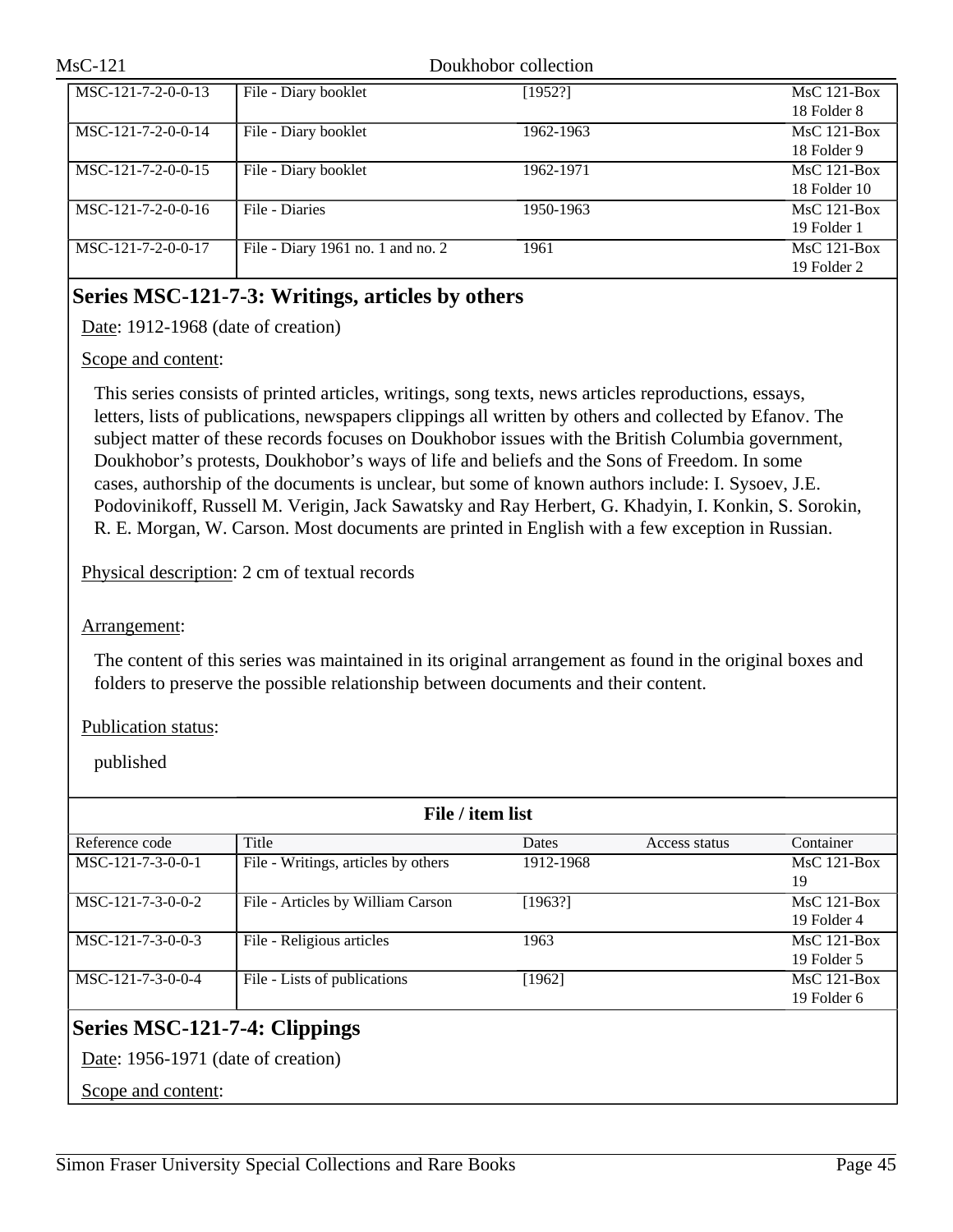| | | | | |
|---|---|---|---|---|
| MSC-121-7-2-0-0-13 | File - Diary booklet | [1952?] | | MsC 121-Box 18 Folder 8 |
| MSC-121-7-2-0-0-14 | File - Diary booklet | 1962-1963 | | MsC 121-Box 18 Folder 9 |
| MSC-121-7-2-0-0-15 | File - Diary booklet | 1962-1971 | | MsC 121-Box 18 Folder 10 |
| MSC-121-7-2-0-0-16 | File - Diaries | 1950-1963 | | MsC 121-Box 19 Folder 1 |
| MSC-121-7-2-0-0-17 | File - Diary 1961 no. 1 and no. 2 | 1961 | | MsC 121-Box 19 Folder 2 |

## Series MSC-121-7-3: Writings, articles by others

Date: 1912-1968 (date of creation)

Scope and content:

This series consists of printed articles, writings, song texts, news articles reproductions, essays, letters, lists of publications, newspapers clippings all written by others and collected by Efanov. The subject matter of these records focuses on Doukhobor issues with the British Columbia government, Doukhobor's protests, Doukhobor's ways of life and beliefs and the Sons of Freedom. In some cases, authorship of the documents is unclear, but some of known authors include: I. Sysoev, J.E. Podovinikoff, Russell M. Verigin, Jack Sawatsky and Ray Herbert, G. Khadyin, I. Konkin, S. Sorokin, R. E. Morgan, W. Carson. Most documents are printed in English with a few exception in Russian.

Physical description: 2 cm of textual records

Arrangement:

The content of this series was maintained in its original arrangement as found in the original boxes and folders to preserve the possible relationship between documents and their content.

Publication status:

published

**File / item list**

| Reference code | Title | Dates | Access status | Container |
|---|---|---|---|---|
| MSC-121-7-3-0-0-1 | File - Writings, articles by others | 1912-1968 | | MsC 121-Box 19 |
| MSC-121-7-3-0-0-2 | File - Articles by William Carson | [1963?] | | MsC 121-Box 19 Folder 4 |
| MSC-121-7-3-0-0-3 | File - Religious articles | 1963 | | MsC 121-Box 19 Folder 5 |
| MSC-121-7-3-0-0-4 | File - Lists of publications | [1962] | | MsC 121-Box 19 Folder 6 |

## Series MSC-121-7-4: Clippings

Date: 1956-1971 (date of creation)

Scope and content: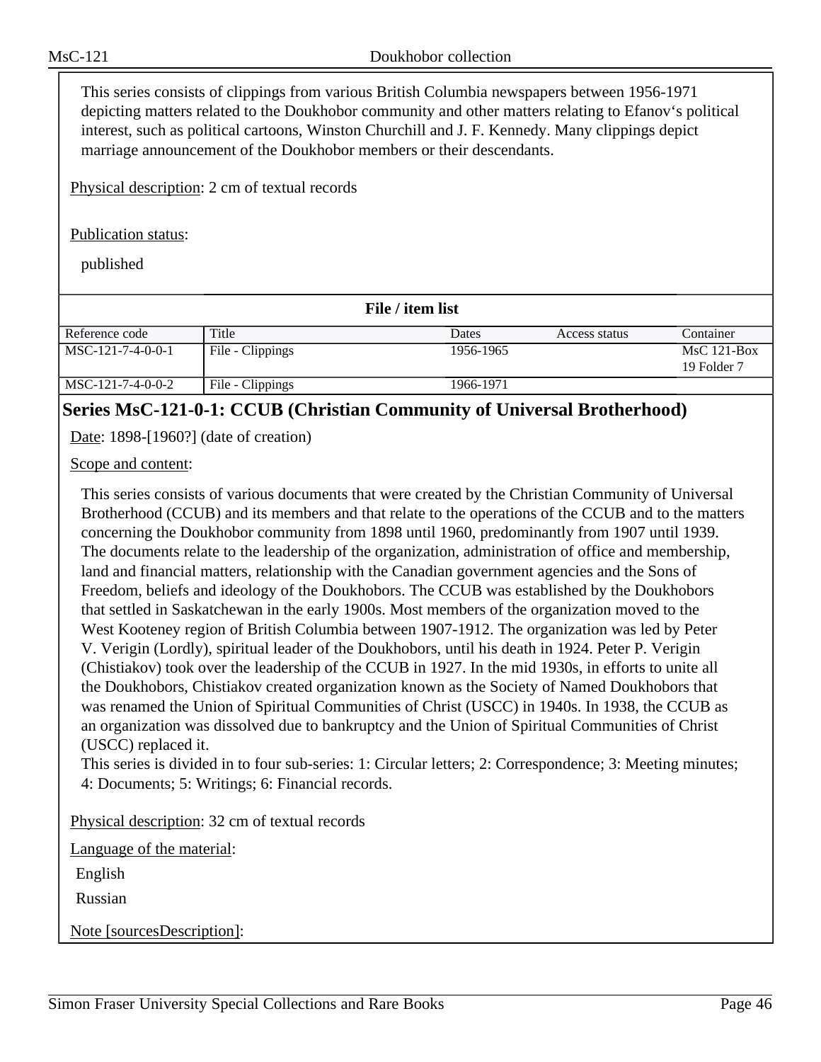This series consists of clippings from various British Columbia newspapers between 1956-1971 depicting matters related to the Doukhobor community and other matters relating to Efanov's political interest, such as political cartoons, Winston Churchill and J. F. Kennedy. Many clippings depict marriage announcement of the Doukhobor members or their descendants.

Physical description: 2 cm of textual records

Publication status:

published

**File / item list**

| Reference code | Title | Dates | Access status | Container |
|---|---|---|---|---|
| MSC-121-7-4-0-0-1 | File - Clippings | 1956-1965 | | MsC 121-Box 19 Folder 7 |
| MSC-121-7-4-0-0-2 | File - Clippings | 1966-1971 | | |

## Series MsC-121-0-1: CCUB (Christian Community of Universal Brotherhood)

Date: 1898-[1960?] (date of creation)

Scope and content:

This series consists of various documents that were created by the Christian Community of Universal Brotherhood (CCUB) and its members and that relate to the operations of the CCUB and to the matters concerning the Doukhobor community from 1898 until 1960, predominantly from 1907 until 1939. The documents relate to the leadership of the organization, administration of office and membership, land and financial matters, relationship with the Canadian government agencies and the Sons of Freedom, beliefs and ideology of the Doukhobors. The CCUB was established by the Doukhobors that settled in Saskatchewan in the early 1900s. Most members of the organization moved to the West Kooteney region of British Columbia between 1907-1912. The organization was led by Peter V. Verigin (Lordly), spiritual leader of the Doukhobors, until his death in 1924. Peter P. Verigin (Chistiakov) took over the leadership of the CCUB in 1927. In the mid 1930s, in efforts to unite all the Doukhobors, Chistiakov created organization known as the Society of Named Doukhobors that was renamed the Union of Spiritual Communities of Christ (USCC) in 1940s. In 1938, the CCUB as an organization was dissolved due to bankruptcy and the Union of Spiritual Communities of Christ (USCC) replaced it.
This series is divided in to four sub-series: 1: Circular letters; 2: Correspondence; 3: Meeting minutes; 4: Documents; 5: Writings; 6: Financial records.

Physical description: 32 cm of textual records

Language of the material:

English

Russian

Note [sourcesDescription]: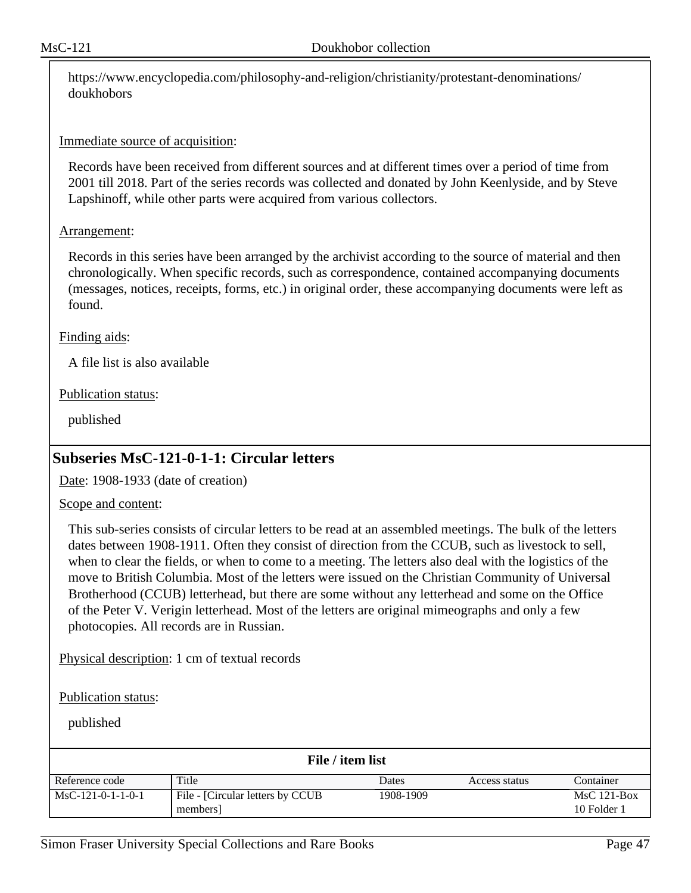https://www.encyclopedia.com/philosophy-and-religion/christianity/protestant-denominations/doukhobors

Immediate source of acquisition:

Records have been received from different sources and at different times over a period of time from 2001 till 2018. Part of the series records was collected and donated by John Keenlyside, and by Steve Lapshinoff, while other parts were acquired from various collectors.

Arrangement:

Records in this series have been arranged by the archivist according to the source of material and then chronologically. When specific records, such as correspondence, contained accompanying documents (messages, notices, receipts, forms, etc.) in original order, these accompanying documents were left as found.

Finding aids:

A file list is also available

Publication status:

published

## Subseries MsC-121-0-1-1: Circular letters

Date: 1908-1933 (date of creation)

Scope and content:

This sub-series consists of circular letters to be read at an assembled meetings. The bulk of the letters dates between 1908-1911. Often they consist of direction from the CCUB, such as livestock to sell, when to clear the fields, or when to come to a meeting. The letters also deal with the logistics of the move to British Columbia. Most of the letters were issued on the Christian Community of Universal Brotherhood (CCUB) letterhead, but there are some without any letterhead and some on the Office of the Peter V. Verigin letterhead. Most of the letters are original mimeographs and only a few photocopies. All records are in Russian.

Physical description: 1 cm of textual records

Publication status:

published

**File / item list**

| Reference code | Title | Dates | Access status | Container |
|---|---|---|---|---|
| MsC-121-0-1-1-0-1 | File - [Circular letters by CCUB members] | 1908-1909 | | MsC 121-Box 10 Folder 1 |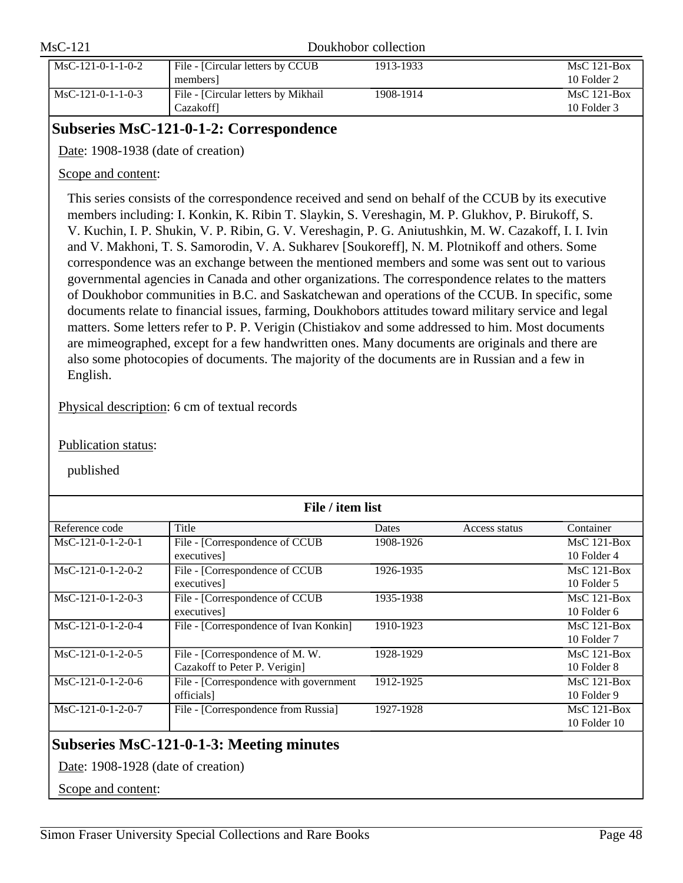| Reference code | Title | Dates | Access status | Container |
|---|---|---|---|---|
| MsC-121-0-1-1-0-2 | File - [Circular letters by CCUB members] | 1913-1933 | | MsC 121-Box 10 Folder 2 |
| MsC-121-0-1-1-0-3 | File - [Circular letters by Mikhail Cazakoff] | 1908-1914 | | MsC 121-Box 10 Folder 3 |

## Subseries MsC-121-0-1-2: Correspondence

Date: 1908-1938 (date of creation)

Scope and content:

This series consists of the correspondence received and send on behalf of the CCUB by its executive members including: I. Konkin, K. Ribin T. Slaykin, S. Vereshagin, M. P. Glukhov, P. Birukoff, S. V. Kuchin, I. P. Shukin, V. P. Ribin, G. V. Vereshagin, P. G. Aniutushkin, M. W. Cazakoff, I. I. Ivin and V. Makhoni, T. S. Samorodin, V. A. Sukharev [Soukoreff], N. M. Plotnikoff and others. Some correspondence was an exchange between the mentioned members and some was sent out to various governmental agencies in Canada and other organizations. The correspondence relates to the matters of Doukhobor communities in B.C. and Saskatchewan and operations of the CCUB. In specific, some documents relate to financial issues, farming, Doukhobors attitudes toward military service and legal matters. Some letters refer to P. P. Verigin (Chistiakov and some addressed to him. Most documents are mimeographed, except for a few handwritten ones. Many documents are originals and there are also some photocopies of documents. The majority of the documents are in Russian and a few in English.

Physical description: 6 cm of textual records

Publication status:

published

**File / item list**

| Reference code | Title | Dates | Access status | Container |
|---|---|---|---|---|
| MsC-121-0-1-2-0-1 | File - [Correspondence of CCUB executives] | 1908-1926 | | MsC 121-Box 10 Folder 4 |
| MsC-121-0-1-2-0-2 | File - [Correspondence of CCUB executives] | 1926-1935 | | MsC 121-Box 10 Folder 5 |
| MsC-121-0-1-2-0-3 | File - [Correspondence of CCUB executives] | 1935-1938 | | MsC 121-Box 10 Folder 6 |
| MsC-121-0-1-2-0-4 | File - [Correspondence of Ivan Konkin] | 1910-1923 | | MsC 121-Box 10 Folder 7 |
| MsC-121-0-1-2-0-5 | File - [Correspondence of M. W. Cazakoff to Peter P. Verigin] | 1928-1929 | | MsC 121-Box 10 Folder 8 |
| MsC-121-0-1-2-0-6 | File - [Correspondence with government officials] | 1912-1925 | | MsC 121-Box 10 Folder 9 |
| MsC-121-0-1-2-0-7 | File - [Correspondence from Russia] | 1927-1928 | | MsC 121-Box 10 Folder 10 |

## Subseries MsC-121-0-1-3: Meeting minutes

Date: 1908-1928 (date of creation)

Scope and content: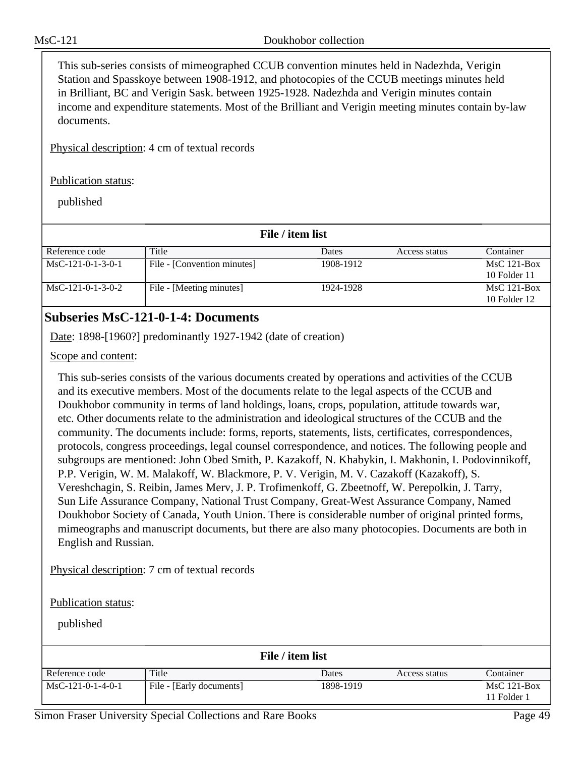This sub-series consists of mimeographed CCUB convention minutes held in Nadezhda, Verigin Station and Spasskoye between 1908-1912, and photocopies of the CCUB meetings minutes held in Brilliant, BC and Verigin Sask. between 1925-1928. Nadezhda and Verigin minutes contain income and expenditure statements. Most of the Brilliant and Verigin meeting minutes contain by-law documents.

Physical description: 4 cm of textual records

Publication status:

published

**File / item list**

| Reference code | Title | Dates | Access status | Container |
|---|---|---|---|---|
| MsC-121-0-1-3-0-1 | File - [Convention minutes] | 1908-1912 | | MsC 121-Box 10 Folder 11 |
| MsC-121-0-1-3-0-2 | File - [Meeting minutes] | 1924-1928 | | MsC 121-Box 10 Folder 12 |

## Subseries MsC-121-0-1-4: Documents

Date: 1898-[1960?] predominantly 1927-1942 (date of creation)

Scope and content:

This sub-series consists of the various documents created by operations and activities of the CCUB and its executive members. Most of the documents relate to the legal aspects of the CCUB and Doukhobor community in terms of land holdings, loans, crops, population, attitude towards war, etc. Other documents relate to the administration and ideological structures of the CCUB and the community. The documents include: forms, reports, statements, lists, certificates, correspondences, protocols, congress proceedings, legal counsel correspondence, and notices. The following people and subgroups are mentioned: John Obed Smith, P. Kazakoff, N. Khabykin, I. Makhonin, I. Podovinnikoff, P.P. Verigin, W. M. Malakoff, W. Blackmore, P. V. Verigin, M. V. Cazakoff (Kazakoff), S. Vereshchagin, S. Reibin, James Merv, J. P. Trofimenkoff, G. Zbeetnoff, W. Perepolkin, J. Tarry, Sun Life Assurance Company, National Trust Company, Great-West Assurance Company, Named Doukhobor Society of Canada, Youth Union. There is considerable number of original printed forms, mimeographs and manuscript documents, but there are also many photocopies. Documents are both in English and Russian.

Physical description: 7 cm of textual records

Publication status:

published

**File / item list**

| Reference code | Title | Dates | Access status | Container |
|---|---|---|---|---|
| MsC-121-0-1-4-0-1 | File - [Early documents] | 1898-1919 | | MsC 121-Box 11 Folder 1 |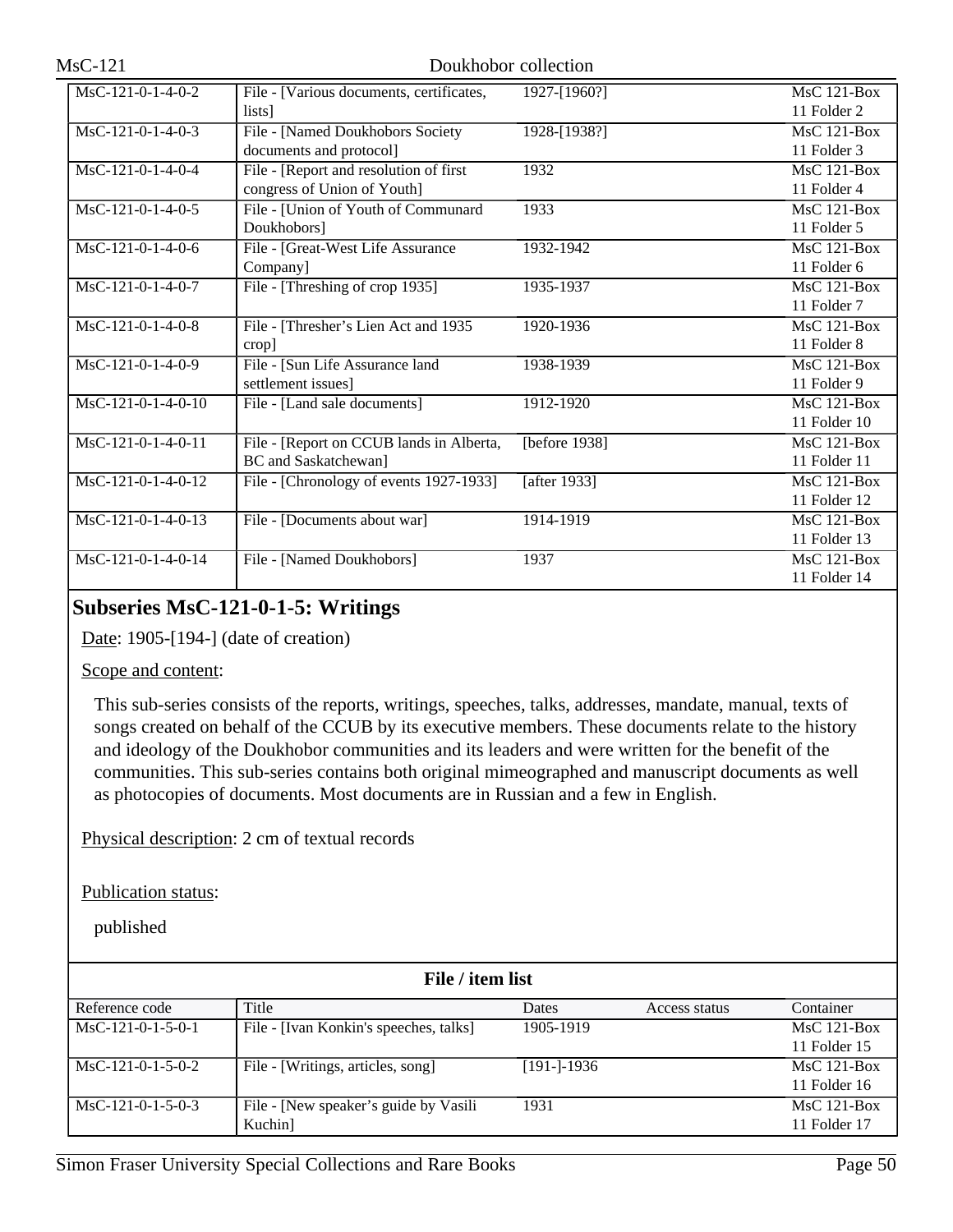| | | | | |
|---|---|---|---|---|
| MsC-121-0-1-4-0-2 | File - [Various documents, certificates, lists] | 1927-[1960?] | | MsC 121-Box 11 Folder 2 |
| MsC-121-0-1-4-0-3 | File - [Named Doukhobors Society documents and protocol] | 1928-[1938?] | | MsC 121-Box 11 Folder 3 |
| MsC-121-0-1-4-0-4 | File - [Report and resolution of first congress of Union of Youth] | 1932 | | MsC 121-Box 11 Folder 4 |
| MsC-121-0-1-4-0-5 | File - [Union of Youth of Communard Doukhobors] | 1933 | | MsC 121-Box 11 Folder 5 |
| MsC-121-0-1-4-0-6 | File - [Great-West Life Assurance Company] | 1932-1942 | | MsC 121-Box 11 Folder 6 |
| MsC-121-0-1-4-0-7 | File - [Threshing of crop 1935] | 1935-1937 | | MsC 121-Box 11 Folder 7 |
| MsC-121-0-1-4-0-8 | File - [Thresher's Lien Act and 1935 crop] | 1920-1936 | | MsC 121-Box 11 Folder 8 |
| MsC-121-0-1-4-0-9 | File - [Sun Life Assurance land settlement issues] | 1938-1939 | | MsC 121-Box 11 Folder 9 |
| MsC-121-0-1-4-0-10 | File - [Land sale documents] | 1912-1920 | | MsC 121-Box 11 Folder 10 |
| MsC-121-0-1-4-0-11 | File - [Report on CCUB lands in Alberta, BC and Saskatchewan] | [before 1938] | | MsC 121-Box 11 Folder 11 |
| MsC-121-0-1-4-0-12 | File - [Chronology of events 1927-1933] | [after 1933] | | MsC 121-Box 11 Folder 12 |
| MsC-121-0-1-4-0-13 | File - [Documents about war] | 1914-1919 | | MsC 121-Box 11 Folder 13 |
| MsC-121-0-1-4-0-14 | File - [Named Doukhobors] | 1937 | | MsC 121-Box 11 Folder 14 |

## Subseries MsC-121-0-1-5: Writings

Date: 1905-[194-] (date of creation)

Scope and content:

This sub-series consists of the reports, writings, speeches, talks, addresses, mandate, manual, texts of songs created on behalf of the CCUB by its executive members. These documents relate to the history and ideology of the Doukhobor communities and its leaders and were written for the benefit of the communities. This sub-series contains both original mimeographed and manuscript documents as well as photocopies of documents. Most documents are in Russian and a few in English.

Physical description: 2 cm of textual records

Publication status:

published

**File / item list**

| Reference code | Title | Dates | Access status | Container |
|---|---|---|---|---|
| MsC-121-0-1-5-0-1 | File - [Ivan Konkin's speeches, talks] | 1905-1919 | | MsC 121-Box 11 Folder 15 |
| MsC-121-0-1-5-0-2 | File - [Writings, articles, song] | [191-]-1936 | | MsC 121-Box 11 Folder 16 |
| MsC-121-0-1-5-0-3 | File - [New speaker's guide by Vasili Kuchin] | 1931 | | MsC 121-Box 11 Folder 17 |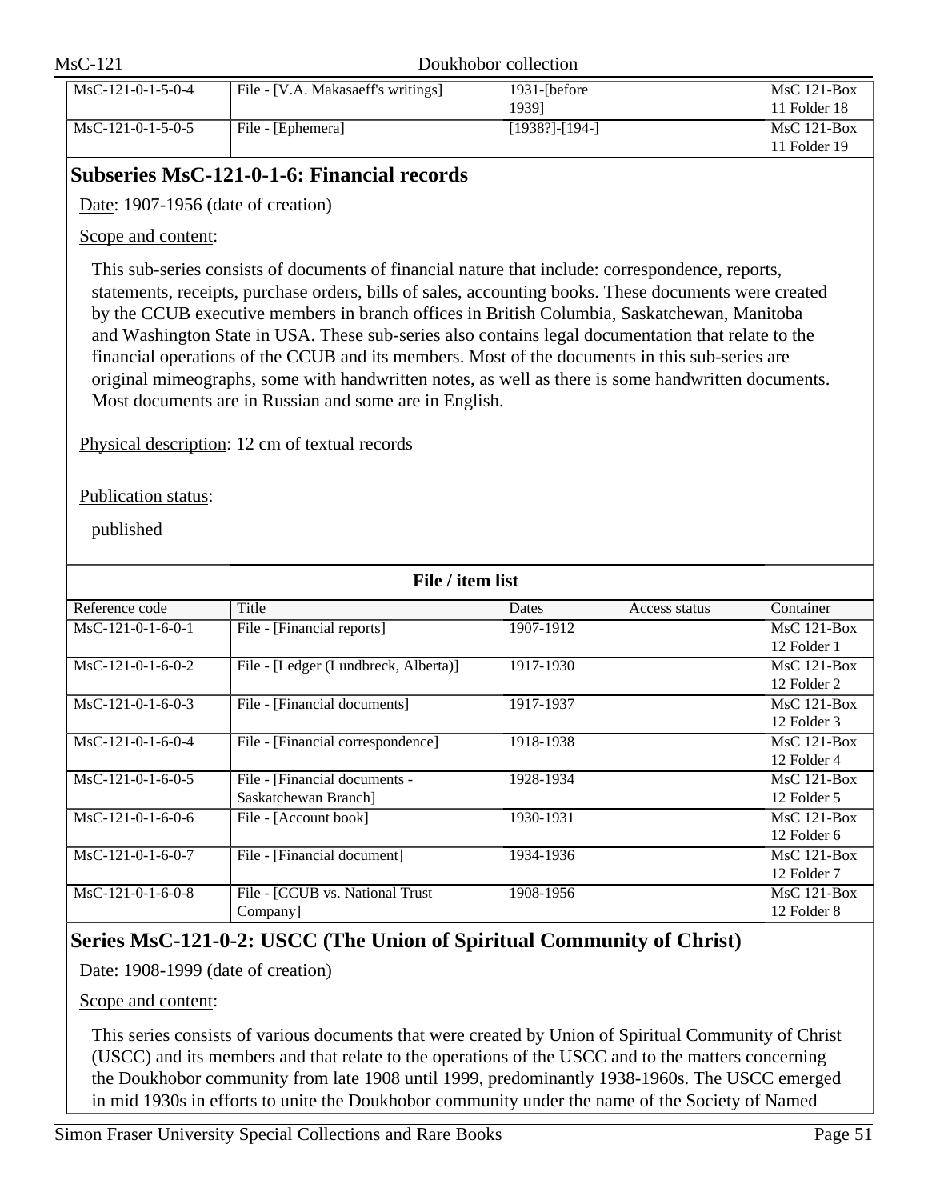| Reference code | Title | Dates | Access status | Container |
|---|---|---|---|---|
| MsC-121-0-1-5-0-4 | File - [V.A. Makasaeff's writings] | 1931-[before 1939] | | MsC 121-Box 11 Folder 18 |
| MsC-121-0-1-5-0-5 | File - [Ephemera] | [1938?]-[194-] | | MsC 121-Box 11 Folder 19 |

## Subseries MsC-121-0-1-6: Financial records

Date: 1907-1956 (date of creation)

Scope and content:

This sub-series consists of documents of financial nature that include: correspondence, reports, statements, receipts, purchase orders, bills of sales, accounting books. These documents were created by the CCUB executive members in branch offices in British Columbia, Saskatchewan, Manitoba and Washington State in USA. These sub-series also contains legal documentation that relate to the financial operations of the CCUB and its members. Most of the documents in this sub-series are original mimeographs, some with handwritten notes, as well as there is some handwritten documents. Most documents are in Russian and some are in English.

Physical description: 12 cm of textual records

Publication status:

published

**File / item list**

| Reference code | Title | Dates | Access status | Container |
|---|---|---|---|---|
| MsC-121-0-1-6-0-1 | File - [Financial reports] | 1907-1912 | | MsC 121-Box 12 Folder 1 |
| MsC-121-0-1-6-0-2 | File - [Ledger (Lundbreck, Alberta)] | 1917-1930 | | MsC 121-Box 12 Folder 2 |
| MsC-121-0-1-6-0-3 | File - [Financial documents] | 1917-1937 | | MsC 121-Box 12 Folder 3 |
| MsC-121-0-1-6-0-4 | File - [Financial correspondence] | 1918-1938 | | MsC 121-Box 12 Folder 4 |
| MsC-121-0-1-6-0-5 | File - [Financial documents - Saskatchewan Branch] | 1928-1934 | | MsC 121-Box 12 Folder 5 |
| MsC-121-0-1-6-0-6 | File - [Account book] | 1930-1931 | | MsC 121-Box 12 Folder 6 |
| MsC-121-0-1-6-0-7 | File - [Financial document] | 1934-1936 | | MsC 121-Box 12 Folder 7 |
| MsC-121-0-1-6-0-8 | File - [CCUB vs. National Trust Company] | 1908-1956 | | MsC 121-Box 12 Folder 8 |

## Series MsC-121-0-2: USCC (The Union of Spiritual Community of Christ)

Date: 1908-1999 (date of creation)

Scope and content:

This series consists of various documents that were created by Union of Spiritual Community of Christ (USCC) and its members and that relate to the operations of the USCC and to the matters concerning the Doukhobor community from late 1908 until 1999, predominantly 1938-1960s. The USCC emerged in mid 1930s in efforts to unite the Doukhobor community under the name of the Society of Named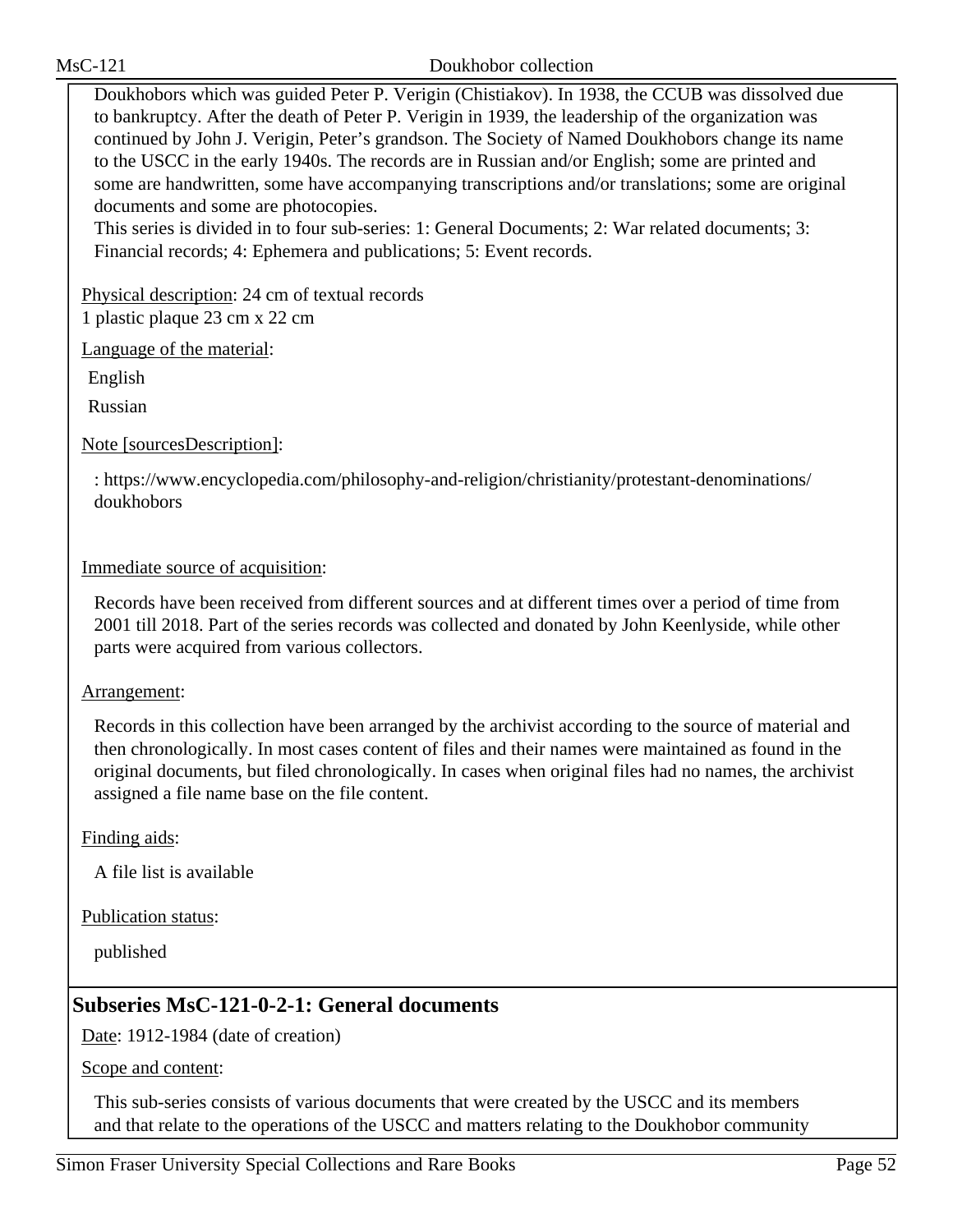Doukhobors which was guided Peter P. Verigin (Chistiakov). In 1938, the CCUB was dissolved due to bankruptcy. After the death of Peter P. Verigin in 1939, the leadership of the organization was continued by John J. Verigin, Peter's grandson. The Society of Named Doukhobors change its name to the USCC in the early 1940s. The records are in Russian and/or English; some are printed and some are handwritten, some have accompanying transcriptions and/or translations; some are original documents and some are photocopies.
This series is divided in to four sub-series: 1: General Documents; 2: War related documents; 3: Financial records; 4: Ephemera and publications; 5: Event records.

Physical description: 24 cm of textual records
1 plastic plaque 23 cm x 22 cm

Language of the material:

English

Russian

Note [sourcesDescription]:

: https://www.encyclopedia.com/philosophy-and-religion/christianity/protestant-denominations/doukhobors

Immediate source of acquisition:

Records have been received from different sources and at different times over a period of time from 2001 till 2018. Part of the series records was collected and donated by John Keenlyside, while other parts were acquired from various collectors.

Arrangement:

Records in this collection have been arranged by the archivist according to the source of material and then chronologically. In most cases content of files and their names were maintained as found in the original documents, but filed chronologically. In cases when original files had no names, the archivist assigned a file name base on the file content.

Finding aids:

A file list is available

Publication status:

published

## Subseries MsC-121-0-2-1: General documents

Date: 1912-1984 (date of creation)

Scope and content:

This sub-series consists of various documents that were created by the USCC and its members and that relate to the operations of the USCC and matters relating to the Doukhobor community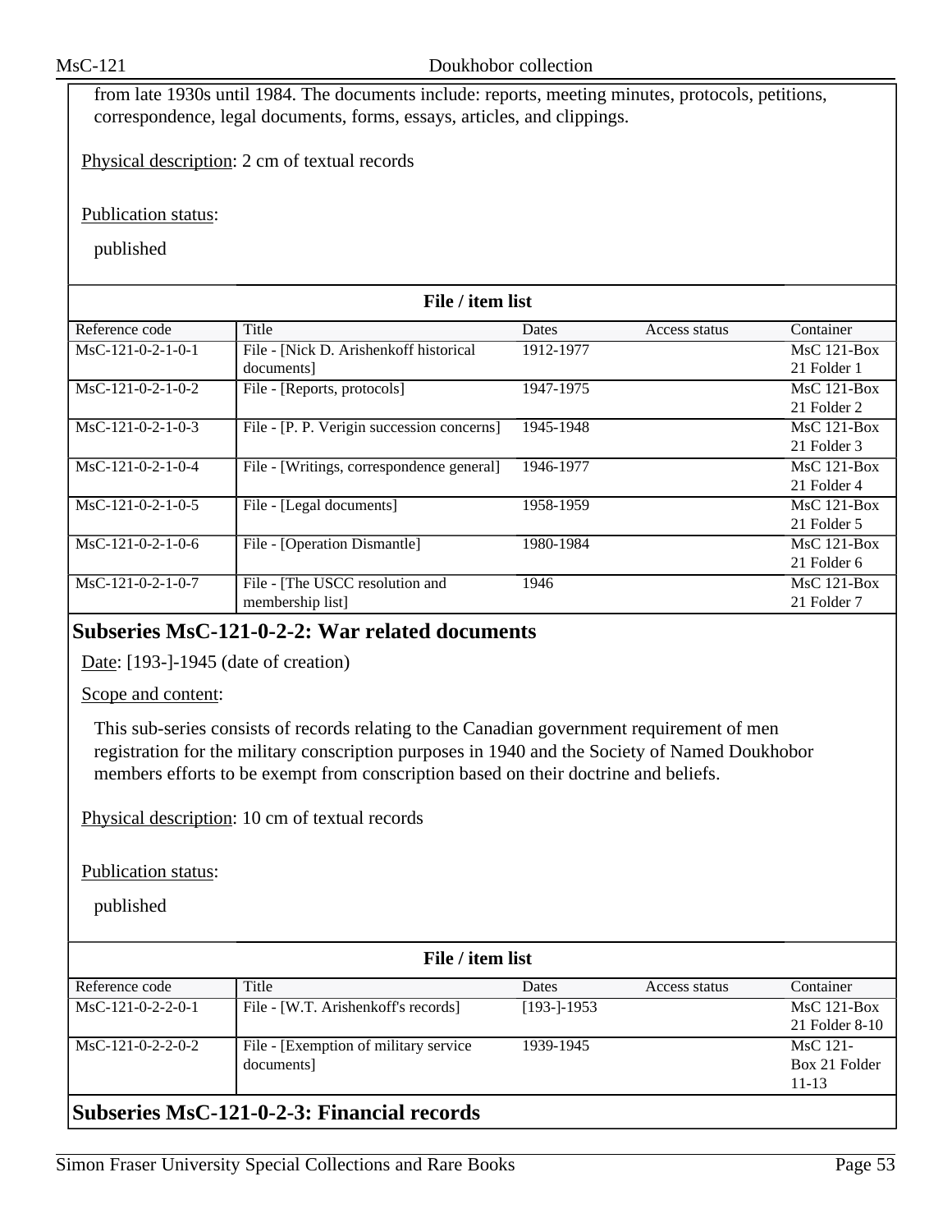from late 1930s until 1984. The documents include: reports, meeting minutes, protocols, petitions, correspondence, legal documents, forms, essays, articles, and clippings.

Physical description: 2 cm of textual records

Publication status:

published

**File / item list**

| Reference code | Title | Dates | Access status | Container |
|---|---|---|---|---|
| MsC-121-0-2-1-0-1 | File - [Nick D. Arishenkoff historical documents] | 1912-1977 | | MsC 121-Box 21 Folder 1 |
| MsC-121-0-2-1-0-2 | File - [Reports, protocols] | 1947-1975 | | MsC 121-Box 21 Folder 2 |
| MsC-121-0-2-1-0-3 | File - [P. P. Verigin succession concerns] | 1945-1948 | | MsC 121-Box 21 Folder 3 |
| MsC-121-0-2-1-0-4 | File - [Writings, correspondence general] | 1946-1977 | | MsC 121-Box 21 Folder 4 |
| MsC-121-0-2-1-0-5 | File - [Legal documents] | 1958-1959 | | MsC 121-Box 21 Folder 5 |
| MsC-121-0-2-1-0-6 | File - [Operation Dismantle] | 1980-1984 | | MsC 121-Box 21 Folder 6 |
| MsC-121-0-2-1-0-7 | File - [The USCC resolution and membership list] | 1946 | | MsC 121-Box 21 Folder 7 |

## Subseries MsC-121-0-2-2: War related documents

Date: [193-]-1945 (date of creation)

Scope and content:

This sub-series consists of records relating to the Canadian government requirement of men registration for the military conscription purposes in 1940 and the Society of Named Doukhobor members efforts to be exempt from conscription based on their doctrine and beliefs.

Physical description: 10 cm of textual records

Publication status:

published

**File / item list**

| Reference code | Title | Dates | Access status | Container |
|---|---|---|---|---|
| MsC-121-0-2-2-0-1 | File - [W.T. Arishenkoff's records] | [193-]-1953 | | MsC 121-Box 21 Folder 8-10 |
| MsC-121-0-2-2-0-2 | File - [Exemption of military service documents] | 1939-1945 | | MsC 121-Box 21 Folder 11-13 |

## Subseries MsC-121-0-2-3: Financial records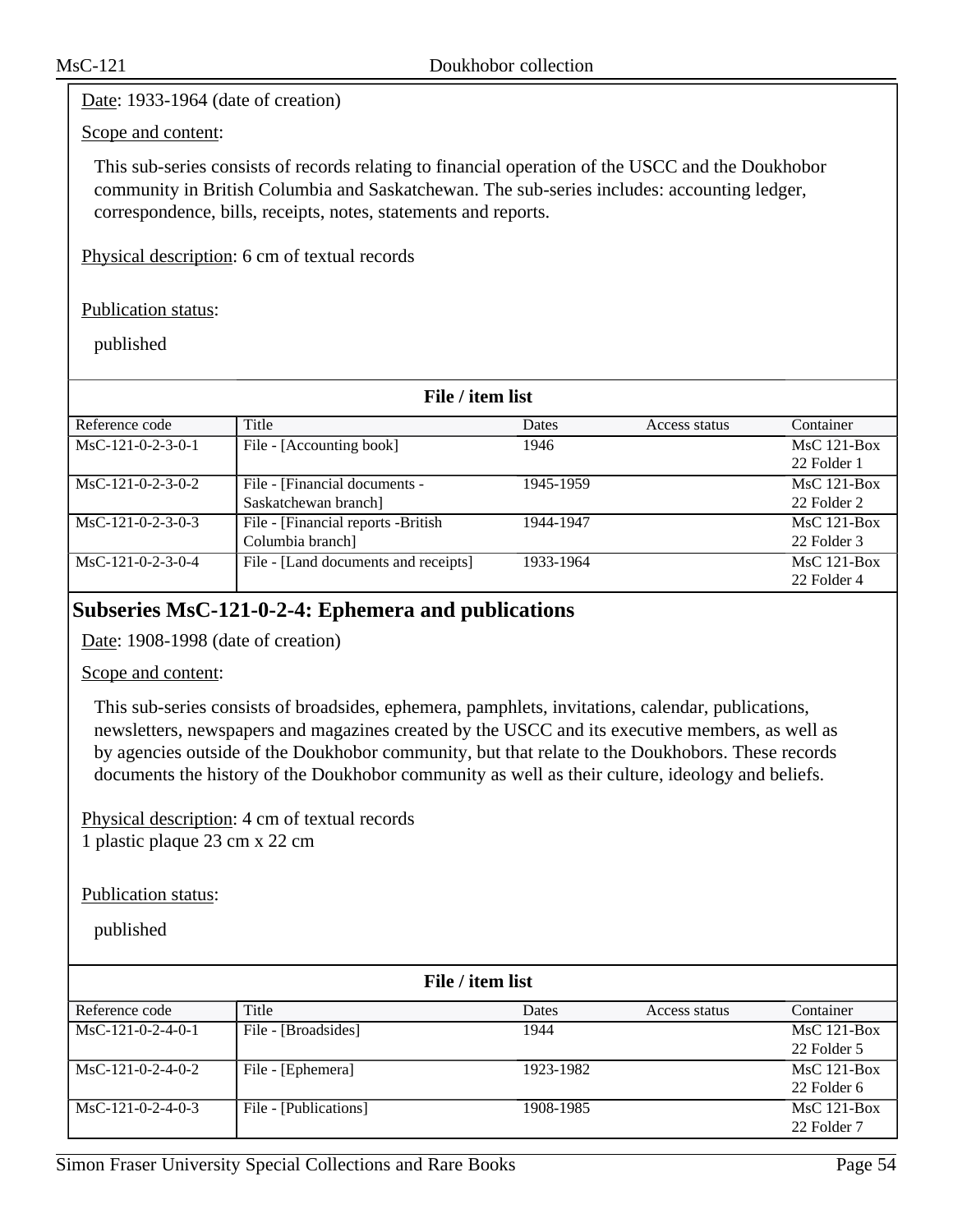Date: 1933-1964 (date of creation)

Scope and content:

This sub-series consists of records relating to financial operation of the USCC and the Doukhobor community in British Columbia and Saskatchewan. The sub-series includes: accounting ledger, correspondence, bills, receipts, notes, statements and reports.

Physical description: 6 cm of textual records

Publication status:

published

**File / item list**

| Reference code | Title | Dates | Access status | Container |
|---|---|---|---|---|
| MsC-121-0-2-3-0-1 | File - [Accounting book] | 1946 | | MsC 121-Box 22 Folder 1 |
| MsC-121-0-2-3-0-2 | File - [Financial documents - Saskatchewan branch] | 1945-1959 | | MsC 121-Box 22 Folder 2 |
| MsC-121-0-2-3-0-3 | File - [Financial reports -British Columbia branch] | 1944-1947 | | MsC 121-Box 22 Folder 3 |
| MsC-121-0-2-3-0-4 | File - [Land documents and receipts] | 1933-1964 | | MsC 121-Box 22 Folder 4 |

## Subseries MsC-121-0-2-4: Ephemera and publications

Date: 1908-1998 (date of creation)

Scope and content:

This sub-series consists of broadsides, ephemera, pamphlets, invitations, calendar, publications, newsletters, newspapers and magazines created by the USCC and its executive members, as well as by agencies outside of the Doukhobor community, but that relate to the Doukhobors. These records documents the history of the Doukhobor community as well as their culture, ideology and beliefs.

Physical description: 4 cm of textual records
1 plastic plaque 23 cm x 22 cm

Publication status:

published

**File / item list**

| Reference code | Title | Dates | Access status | Container |
|---|---|---|---|---|
| MsC-121-0-2-4-0-1 | File - [Broadsides] | 1944 | | MsC 121-Box 22 Folder 5 |
| MsC-121-0-2-4-0-2 | File - [Ephemera] | 1923-1982 | | MsC 121-Box 22 Folder 6 |
| MsC-121-0-2-4-0-3 | File - [Publications] | 1908-1985 | | MsC 121-Box 22 Folder 7 |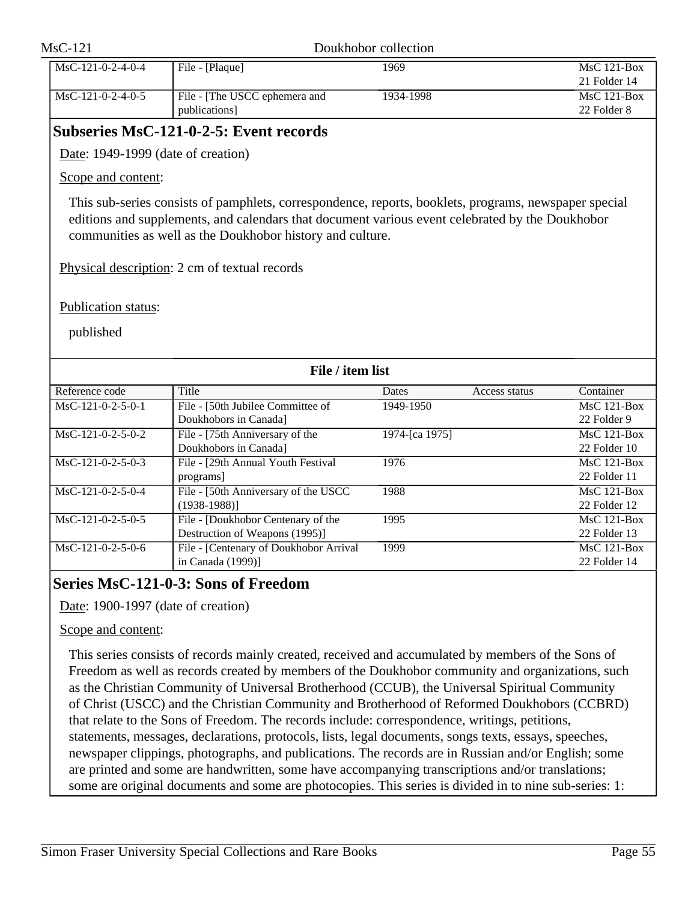| | | | | |
|---|---|---|---|---|
| MsC-121-0-2-4-0-4 | File - [Plaque] | 1969 | | MsC 121-Box 21 Folder 14 |
| MsC-121-0-2-4-0-5 | File - [The USCC ephemera and publications] | 1934-1998 | | MsC 121-Box 22 Folder 8 |

## Subseries MsC-121-0-2-5: Event records

Date: 1949-1999 (date of creation)

Scope and content:

This sub-series consists of pamphlets, correspondence, reports, booklets, programs, newspaper special editions and supplements, and calendars that document various event celebrated by the Doukhobor communities as well as the Doukhobor history and culture.

Physical description: 2 cm of textual records

Publication status:

published

**File / item list**

| Reference code | Title | Dates | Access status | Container |
|---|---|---|---|---|
| MsC-121-0-2-5-0-1 | File - [50th Jubilee Committee of Doukhobors in Canada] | 1949-1950 | | MsC 121-Box 22 Folder 9 |
| MsC-121-0-2-5-0-2 | File - [75th Anniversary of the Doukhobors in Canada] | 1974-[ca 1975] | | MsC 121-Box 22 Folder 10 |
| MsC-121-0-2-5-0-3 | File - [29th Annual Youth Festival programs] | 1976 | | MsC 121-Box 22 Folder 11 |
| MsC-121-0-2-5-0-4 | File - [50th Anniversary of the USCC (1938-1988)] | 1988 | | MsC 121-Box 22 Folder 12 |
| MsC-121-0-2-5-0-5 | File - [Doukhobor Centenary of the Destruction of Weapons (1995)] | 1995 | | MsC 121-Box 22 Folder 13 |
| MsC-121-0-2-5-0-6 | File - [Centenary of Doukhobor Arrival in Canada (1999)] | 1999 | | MsC 121-Box 22 Folder 14 |

## Series MsC-121-0-3: Sons of Freedom

Date: 1900-1997 (date of creation)

Scope and content:

This series consists of records mainly created, received and accumulated by members of the Sons of Freedom as well as records created by members of the Doukhobor community and organizations, such as the Christian Community of Universal Brotherhood (CCUB), the Universal Spiritual Community of Christ (USCC) and the Christian Community and Brotherhood of Reformed Doukhobors (CCBRD) that relate to the Sons of Freedom. The records include: correspondence, writings, petitions, statements, messages, declarations, protocols, lists, legal documents, songs texts, essays, speeches, newspaper clippings, photographs, and publications. The records are in Russian and/or English; some are printed and some are handwritten, some have accompanying transcriptions and/or translations; some are original documents and some are photocopies. This series is divided in to nine sub-series: 1: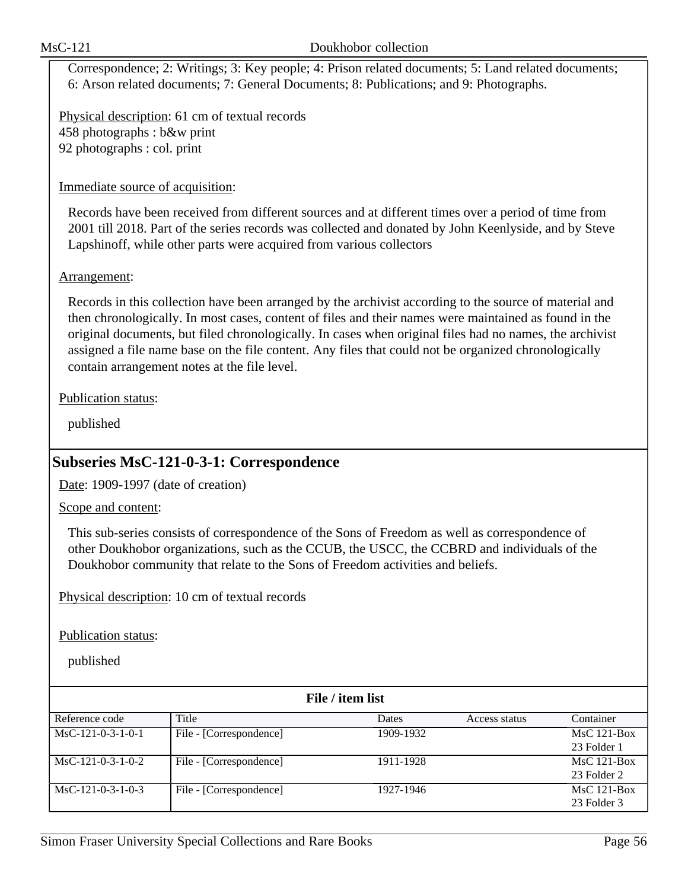Correspondence; 2: Writings; 3: Key people; 4: Prison related documents; 5: Land related documents; 6: Arson related documents; 7: General Documents; 8: Publications; and 9: Photographs.

Physical description: 61 cm of textual records
458 photographs : b&w print
92 photographs : col. print

Immediate source of acquisition:

Records have been received from different sources and at different times over a period of time from 2001 till 2018. Part of the series records was collected and donated by John Keenlyside, and by Steve Lapshinoff, while other parts were acquired from various collectors

Arrangement:

Records in this collection have been arranged by the archivist according to the source of material and then chronologically. In most cases, content of files and their names were maintained as found in the original documents, but filed chronologically. In cases when original files had no names, the archivist assigned a file name base on the file content. Any files that could not be organized chronologically contain arrangement notes at the file level.

Publication status:

published

## Subseries MsC-121-0-3-1: Correspondence

Date: 1909-1997 (date of creation)

Scope and content:

This sub-series consists of correspondence of the Sons of Freedom as well as correspondence of other Doukhobor organizations, such as the CCUB, the USCC, the CCBRD and individuals of the Doukhobor community that relate to the Sons of Freedom activities and beliefs.

Physical description: 10 cm of textual records

Publication status:

published

**File / item list**

| Reference code | Title | Dates | Access status | Container |
|---|---|---|---|---|
| MsC-121-0-3-1-0-1 | File - [Correspondence] | 1909-1932 | | MsC 121-Box 23 Folder 1 |
| MsC-121-0-3-1-0-2 | File - [Correspondence] | 1911-1928 | | MsC 121-Box 23 Folder 2 |
| MsC-121-0-3-1-0-3 | File - [Correspondence] | 1927-1946 | | MsC 121-Box 23 Folder 3 |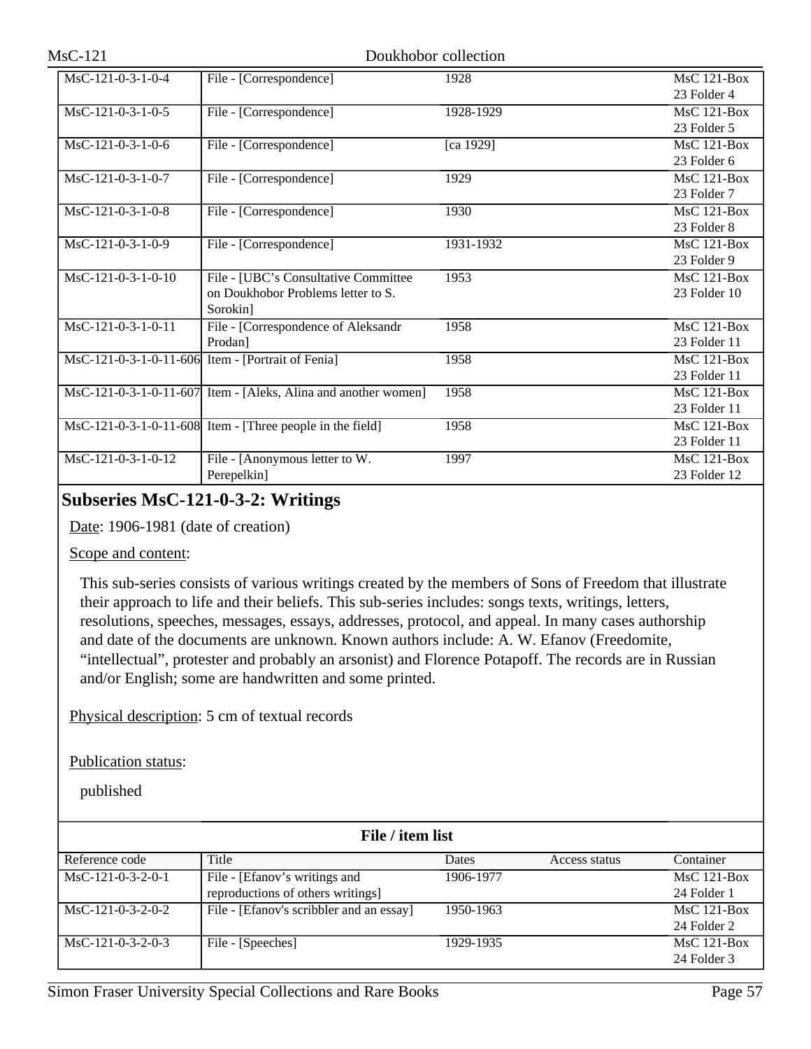| Reference code | Title | Dates | Access status | Container |
| --- | --- | --- | --- | --- |
| MsC-121-0-3-1-0-4 | File - [Correspondence] | 1928 | | MsC 121-Box 23 Folder 4 |
| MsC-121-0-3-1-0-5 | File - [Correspondence] | 1928-1929 | | MsC 121-Box 23 Folder 5 |
| MsC-121-0-3-1-0-6 | File - [Correspondence] | [ca 1929] | | MsC 121-Box 23 Folder 6 |
| MsC-121-0-3-1-0-7 | File - [Correspondence] | 1929 | | MsC 121-Box 23 Folder 7 |
| MsC-121-0-3-1-0-8 | File - [Correspondence] | 1930 | | MsC 121-Box 23 Folder 8 |
| MsC-121-0-3-1-0-9 | File - [Correspondence] | 1931-1932 | | MsC 121-Box 23 Folder 9 |
| MsC-121-0-3-1-0-10 | File - [UBC's Consultative Committee on Doukhobor Problems letter to S. Sorokin] | 1953 | | MsC 121-Box 23 Folder 10 |
| MsC-121-0-3-1-0-11 | File - [Correspondence of Aleksandr Prodan] | 1958 | | MsC 121-Box 23 Folder 11 |
| MsC-121-0-3-1-0-11-606 | Item - [Portrait of Fenia] | 1958 | | MsC 121-Box 23 Folder 11 |
| MsC-121-0-3-1-0-11-607 | Item - [Aleks, Alina and another women] | 1958 | | MsC 121-Box 23 Folder 11 |
| MsC-121-0-3-1-0-11-608 | Item - [Three people in the field] | 1958 | | MsC 121-Box 23 Folder 11 |
| MsC-121-0-3-1-0-12 | File - [Anonymous letter to W. Perepelkin] | 1997 | | MsC 121-Box 23 Folder 12 |

## Subseries MsC-121-0-3-2: Writings

Date: 1906-1981 (date of creation)

Scope and content:

This sub-series consists of various writings created by the members of Sons of Freedom that illustrate their approach to life and their beliefs. This sub-series includes: songs texts, writings, letters, resolutions, speeches, messages, essays, addresses, protocol, and appeal. In many cases authorship and date of the documents are unknown. Known authors include: A. W. Efanov (Freedomite, "intellectual", protester and probably an arsonist) and Florence Potapoff. The records are in Russian and/or English; some are handwritten and some printed.

Physical description: 5 cm of textual records

Publication status:

published

**File / item list**

| Reference code | Title | Dates | Access status | Container |
| --- | --- | --- | --- | --- |
| MsC-121-0-3-2-0-1 | File - [Efanov's writings and reproductions of others writings] | 1906-1977 | | MsC 121-Box 24 Folder 1 |
| MsC-121-0-3-2-0-2 | File - [Efanov's scribbler and an essay] | 1950-1963 | | MsC 121-Box 24 Folder 2 |
| MsC-121-0-3-2-0-3 | File - [Speeches] | 1929-1935 | | MsC 121-Box 24 Folder 3 |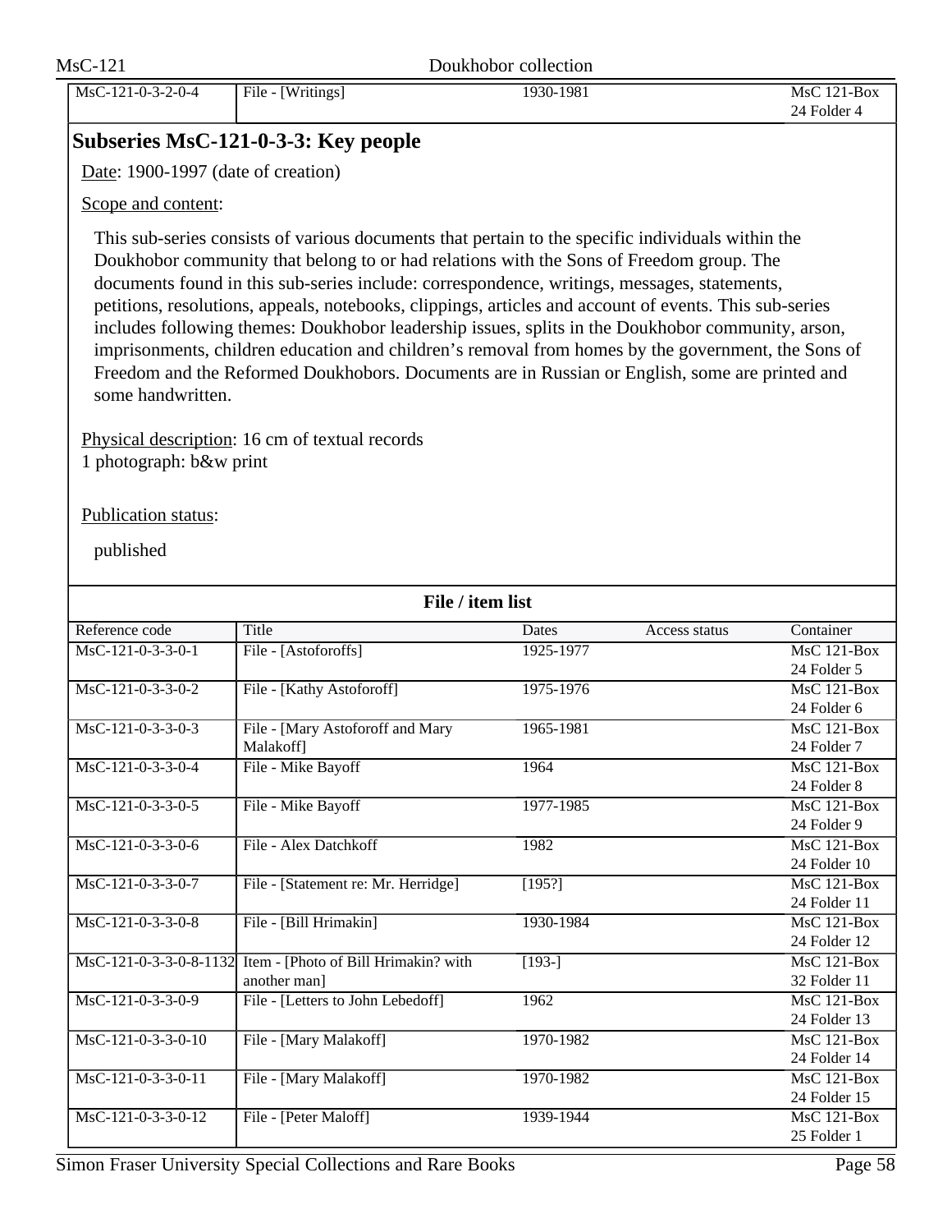| MsC-121-0-3-2-0-4 | File - [Writings] | 1930-1981 | | MsC 121-Box 24 Folder 4 |
|---|---|---|---|---|

## Subseries MsC-121-0-3-3: Key people

Date: 1900-1997 (date of creation)

Scope and content:

This sub-series consists of various documents that pertain to the specific individuals within the Doukhobor community that belong to or had relations with the Sons of Freedom group. The documents found in this sub-series include: correspondence, writings, messages, statements, petitions, resolutions, appeals, notebooks, clippings, articles and account of events. This sub-series includes following themes: Doukhobor leadership issues, splits in the Doukhobor community, arson, imprisonments, children education and children's removal from homes by the government, the Sons of Freedom and the Reformed Doukhobors. Documents are in Russian or English, some are printed and some handwritten.

Physical description: 16 cm of textual records
1 photograph: b&w print

Publication status:

published

**File / item list**

| Reference code | Title | Dates | Access status | Container |
|---|---|---|---|---|
| MsC-121-0-3-3-0-1 | File - [Astoforoffs] | 1925-1977 | | MsC 121-Box 24 Folder 5 |
| MsC-121-0-3-3-0-2 | File - [Kathy Astoforoff] | 1975-1976 | | MsC 121-Box 24 Folder 6 |
| MsC-121-0-3-3-0-3 | File - [Mary Astoforoff and Mary Malakoff] | 1965-1981 | | MsC 121-Box 24 Folder 7 |
| MsC-121-0-3-3-0-4 | File - Mike Bayoff | 1964 | | MsC 121-Box 24 Folder 8 |
| MsC-121-0-3-3-0-5 | File - Mike Bayoff | 1977-1985 | | MsC 121-Box 24 Folder 9 |
| MsC-121-0-3-3-0-6 | File - Alex Datchkoff | 1982 | | MsC 121-Box 24 Folder 10 |
| MsC-121-0-3-3-0-7 | File - [Statement re: Mr. Herridge] | [195?] | | MsC 121-Box 24 Folder 11 |
| MsC-121-0-3-3-0-8 | File - [Bill Hrimakin] | 1930-1984 | | MsC 121-Box 24 Folder 12 |
| MsC-121-0-3-3-0-8-1132 | Item - [Photo of Bill Hrimakin? with another man] | [193-] | | MsC 121-Box 32 Folder 11 |
| MsC-121-0-3-3-0-9 | File - [Letters to John Lebedoff] | 1962 | | MsC 121-Box 24 Folder 13 |
| MsC-121-0-3-3-0-10 | File - [Mary Malakoff] | 1970-1982 | | MsC 121-Box 24 Folder 14 |
| MsC-121-0-3-3-0-11 | File - [Mary Malakoff] | 1970-1982 | | MsC 121-Box 24 Folder 15 |
| MsC-121-0-3-3-0-12 | File - [Peter Maloff] | 1939-1944 | | MsC 121-Box 25 Folder 1 |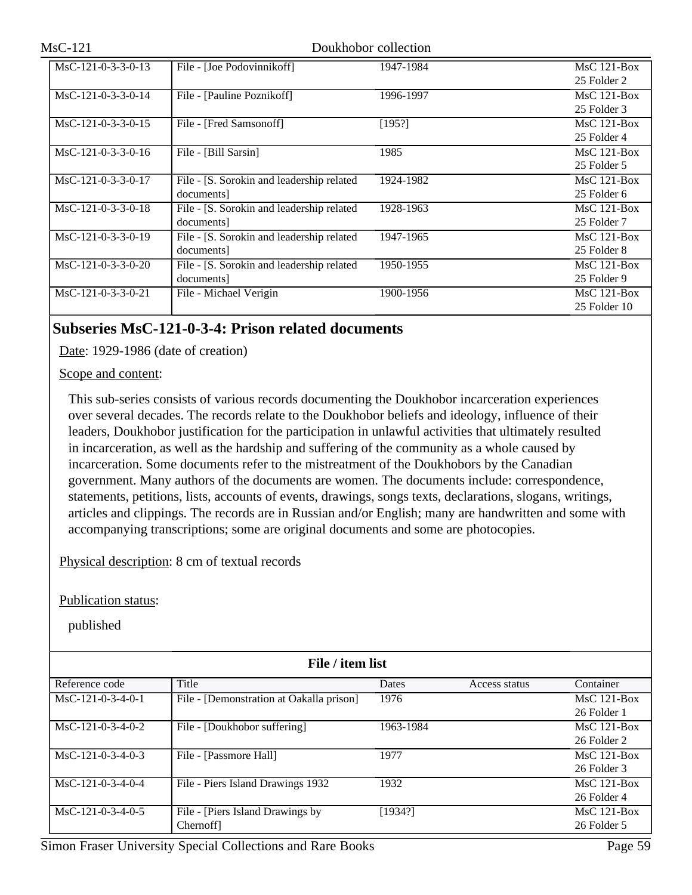| Reference code | Title | Dates | Access status | Container |
|---|---|---|---|---|
| MsC-121-0-3-3-0-13 | File - [Joe Podovinnikoff] | 1947-1984 | | MsC 121-Box 25 Folder 2 |
| MsC-121-0-3-3-0-14 | File - [Pauline Poznikoff] | 1996-1997 | | MsC 121-Box 25 Folder 3 |
| MsC-121-0-3-3-0-15 | File - [Fred Samsonoff] | [195?] | | MsC 121-Box 25 Folder 4 |
| MsC-121-0-3-3-0-16 | File - [Bill Sarsin] | 1985 | | MsC 121-Box 25 Folder 5 |
| MsC-121-0-3-3-0-17 | File - [S. Sorokin and leadership related documents] | 1924-1982 | | MsC 121-Box 25 Folder 6 |
| MsC-121-0-3-3-0-18 | File - [S. Sorokin and leadership related documents] | 1928-1963 | | MsC 121-Box 25 Folder 7 |
| MsC-121-0-3-3-0-19 | File - [S. Sorokin and leadership related documents] | 1947-1965 | | MsC 121-Box 25 Folder 8 |
| MsC-121-0-3-3-0-20 | File - [S. Sorokin and leadership related documents] | 1950-1955 | | MsC 121-Box 25 Folder 9 |
| MsC-121-0-3-3-0-21 | File - Michael Verigin | 1900-1956 | | MsC 121-Box 25 Folder 10 |

## Subseries MsC-121-0-3-4: Prison related documents

Date: 1929-1986 (date of creation)

Scope and content:

This sub-series consists of various records documenting the Doukhobor incarceration experiences over several decades. The records relate to the Doukhobor beliefs and ideology, influence of their leaders, Doukhobor justification for the participation in unlawful activities that ultimately resulted in incarceration, as well as the hardship and suffering of the community as a whole caused by incarceration. Some documents refer to the mistreatment of the Doukhobors by the Canadian government. Many authors of the documents are women. The documents include: correspondence, statements, petitions, lists, accounts of events, drawings, songs texts, declarations, slogans, writings, articles and clippings. The records are in Russian and/or English; many are handwritten and some with accompanying transcriptions; some are original documents and some are photocopies.

Physical description: 8 cm of textual records

Publication status:

published

**File / item list**

| Reference code | Title | Dates | Access status | Container |
|---|---|---|---|---|
| MsC-121-0-3-4-0-1 | File - [Demonstration at Oakalla prison] | 1976 | | MsC 121-Box 26 Folder 1 |
| MsC-121-0-3-4-0-2 | File - [Doukhobor suffering] | 1963-1984 | | MsC 121-Box 26 Folder 2 |
| MsC-121-0-3-4-0-3 | File - [Passmore Hall] | 1977 | | MsC 121-Box 26 Folder 3 |
| MsC-121-0-3-4-0-4 | File - Piers Island Drawings 1932 | 1932 | | MsC 121-Box 26 Folder 4 |
| MsC-121-0-3-4-0-5 | File - [Piers Island Drawings by Chernoff] | [1934?] | | MsC 121-Box 26 Folder 5 |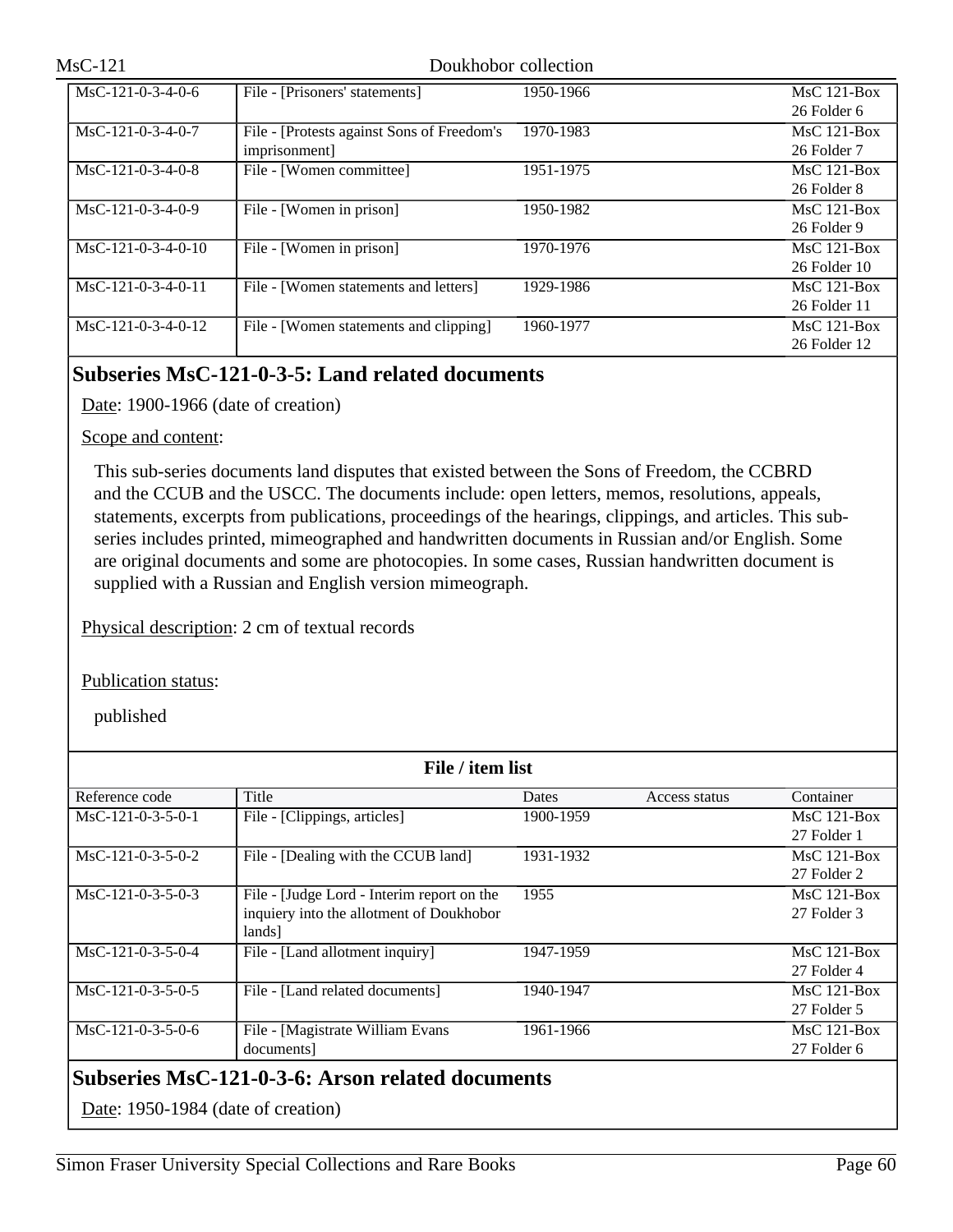| Reference code | Title | Dates | Access status | Container |
|---|---|---|---|---|
| MsC-121-0-3-4-0-6 | File - [Prisoners' statements] | 1950-1966 | | MsC 121-Box 26 Folder 6 |
| MsC-121-0-3-4-0-7 | File - [Protests against Sons of Freedom's imprisonment] | 1970-1983 | | MsC 121-Box 26 Folder 7 |
| MsC-121-0-3-4-0-8 | File - [Women committee] | 1951-1975 | | MsC 121-Box 26 Folder 8 |
| MsC-121-0-3-4-0-9 | File - [Women in prison] | 1950-1982 | | MsC 121-Box 26 Folder 9 |
| MsC-121-0-3-4-0-10 | File - [Women in prison] | 1970-1976 | | MsC 121-Box 26 Folder 10 |
| MsC-121-0-3-4-0-11 | File - [Women statements and letters] | 1929-1986 | | MsC 121-Box 26 Folder 11 |
| MsC-121-0-3-4-0-12 | File - [Women statements and clipping] | 1960-1977 | | MsC 121-Box 26 Folder 12 |

## Subseries MsC-121-0-3-5: Land related documents

Date: 1900-1966 (date of creation)

Scope and content:

This sub-series documents land disputes that existed between the Sons of Freedom, the CCBRD and the CCUB and the USCC. The documents include: open letters, memos, resolutions, appeals, statements, excerpts from publications, proceedings of the hearings, clippings, and articles. This sub-series includes printed, mimeographed and handwritten documents in Russian and/or English. Some are original documents and some are photocopies. In some cases, Russian handwritten document is supplied with a Russian and English version mimeograph.

Physical description: 2 cm of textual records

Publication status:

published

**File / item list**

| Reference code | Title | Dates | Access status | Container |
|---|---|---|---|---|
| MsC-121-0-3-5-0-1 | File - [Clippings, articles] | 1900-1959 | | MsC 121-Box 27 Folder 1 |
| MsC-121-0-3-5-0-2 | File - [Dealing with the CCUB land] | 1931-1932 | | MsC 121-Box 27 Folder 2 |
| MsC-121-0-3-5-0-3 | File - [Judge Lord - Interim report on the inquiery into the allotment of Doukhobor lands] | 1955 | | MsC 121-Box 27 Folder 3 |
| MsC-121-0-3-5-0-4 | File - [Land allotment inquiry] | 1947-1959 | | MsC 121-Box 27 Folder 4 |
| MsC-121-0-3-5-0-5 | File - [Land related documents] | 1940-1947 | | MsC 121-Box 27 Folder 5 |
| MsC-121-0-3-5-0-6 | File - [Magistrate William Evans documents] | 1961-1966 | | MsC 121-Box 27 Folder 6 |

## Subseries MsC-121-0-3-6: Arson related documents

Date: 1950-1984 (date of creation)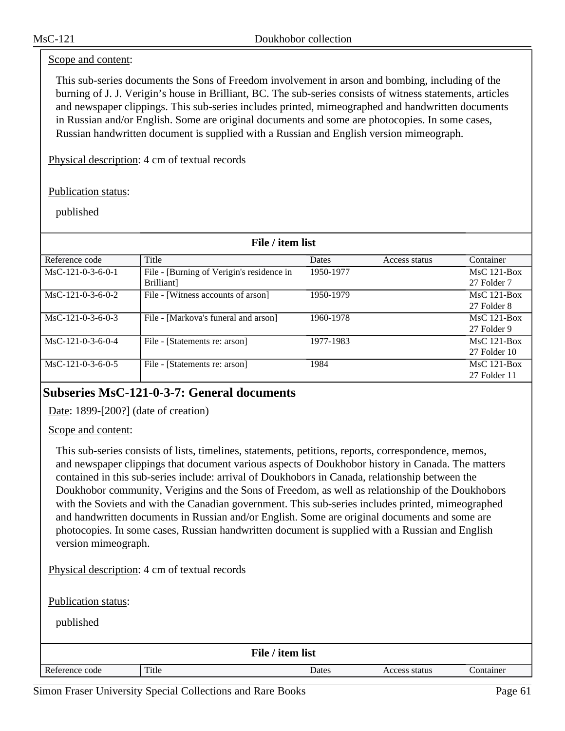Scope and content:

This sub-series documents the Sons of Freedom involvement in arson and bombing, including of the burning of J. J. Verigin's house in Brilliant, BC. The sub-series consists of witness statements, articles and newspaper clippings. This sub-series includes printed, mimeographed and handwritten documents in Russian and/or English. Some are original documents and some are photocopies. In some cases, Russian handwritten document is supplied with a Russian and English version mimeograph.

Physical description: 4 cm of textual records

Publication status:

published

**File / item list**

| Reference code | Title | Dates | Access status | Container |
|---|---|---|---|---|
| MsC-121-0-3-6-0-1 | File - [Burning of Verigin's residence in Brilliant] | 1950-1977 | | MsC 121-Box 27 Folder 7 |
| MsC-121-0-3-6-0-2 | File - [Witness accounts of arson] | 1950-1979 | | MsC 121-Box 27 Folder 8 |
| MsC-121-0-3-6-0-3 | File - [Markova's funeral and arson] | 1960-1978 | | MsC 121-Box 27 Folder 9 |
| MsC-121-0-3-6-0-4 | File - [Statements re: arson] | 1977-1983 | | MsC 121-Box 27 Folder 10 |
| MsC-121-0-3-6-0-5 | File - [Statements re: arson] | 1984 | | MsC 121-Box 27 Folder 11 |

## Subseries MsC-121-0-3-7: General documents

Date: 1899-[200?] (date of creation)

Scope and content:

This sub-series consists of lists, timelines, statements, petitions, reports, correspondence, memos, and newspaper clippings that document various aspects of Doukhobor history in Canada. The matters contained in this sub-series include: arrival of Doukhobors in Canada, relationship between the Doukhobor community, Verigins and the Sons of Freedom, as well as relationship of the Doukhobors with the Soviets and with the Canadian government. This sub-series includes printed, mimeographed and handwritten documents in Russian and/or English. Some are original documents and some are photocopies. In some cases, Russian handwritten document is supplied with a Russian and English version mimeograph.

Physical description: 4 cm of textual records

Publication status:

published

**File / item list**

| Reference code | Title | Dates | Access status | Container |
|---|---|---|---|---|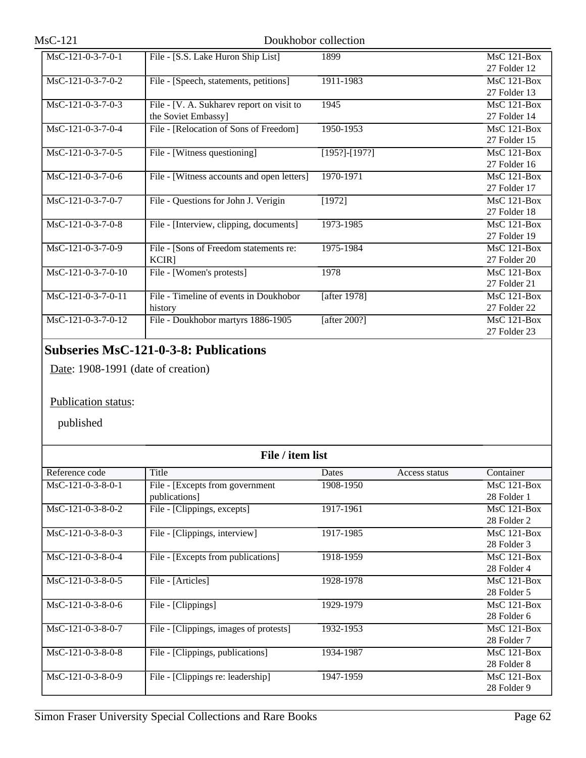| Reference code | Title | Dates | Access status | Container |
|---|---|---|---|---|
| MsC-121-0-3-7-0-1 | File - [S.S. Lake Huron Ship List] | 1899 | | MsC 121-Box 27 Folder 12 |
| MsC-121-0-3-7-0-2 | File - [Speech, statements, petitions] | 1911-1983 | | MsC 121-Box 27 Folder 13 |
| MsC-121-0-3-7-0-3 | File - [V. A. Sukharev report on visit to the Soviet Embassy] | 1945 | | MsC 121-Box 27 Folder 14 |
| MsC-121-0-3-7-0-4 | File - [Relocation of Sons of Freedom] | 1950-1953 | | MsC 121-Box 27 Folder 15 |
| MsC-121-0-3-7-0-5 | File - [Witness questioning] | [195?]-[197?] | | MsC 121-Box 27 Folder 16 |
| MsC-121-0-3-7-0-6 | File - [Witness accounts and open letters] | 1970-1971 | | MsC 121-Box 27 Folder 17 |
| MsC-121-0-3-7-0-7 | File - Questions for John J. Verigin | [1972] | | MsC 121-Box 27 Folder 18 |
| MsC-121-0-3-7-0-8 | File - [Interview, clipping, documents] | 1973-1985 | | MsC 121-Box 27 Folder 19 |
| MsC-121-0-3-7-0-9 | File - [Sons of Freedom statements re: KCIR] | 1975-1984 | | MsC 121-Box 27 Folder 20 |
| MsC-121-0-3-7-0-10 | File - [Women's protests] | 1978 | | MsC 121-Box 27 Folder 21 |
| MsC-121-0-3-7-0-11 | File - Timeline of events in Doukhobor history | [after 1978] | | MsC 121-Box 27 Folder 22 |
| MsC-121-0-3-7-0-12 | File - Doukhobor martyrs 1886-1905 | [after 200?] | | MsC 121-Box 27 Folder 23 |

## Subseries MsC-121-0-3-8: Publications

Date: 1908-1991 (date of creation)

Publication status:

published

**File / item list**

| Reference code | Title | Dates | Access status | Container |
|---|---|---|---|---|
| MsC-121-0-3-8-0-1 | File - [Excepts from government publications] | 1908-1950 | | MsC 121-Box 28 Folder 1 |
| MsC-121-0-3-8-0-2 | File - [Clippings, excepts] | 1917-1961 | | MsC 121-Box 28 Folder 2 |
| MsC-121-0-3-8-0-3 | File - [Clippings, interview] | 1917-1985 | | MsC 121-Box 28 Folder 3 |
| MsC-121-0-3-8-0-4 | File - [Excepts from publications] | 1918-1959 | | MsC 121-Box 28 Folder 4 |
| MsC-121-0-3-8-0-5 | File - [Articles] | 1928-1978 | | MsC 121-Box 28 Folder 5 |
| MsC-121-0-3-8-0-6 | File - [Clippings] | 1929-1979 | | MsC 121-Box 28 Folder 6 |
| MsC-121-0-3-8-0-7 | File - [Clippings, images of protests] | 1932-1953 | | MsC 121-Box 28 Folder 7 |
| MsC-121-0-3-8-0-8 | File - [Clippings, publications] | 1934-1987 | | MsC 121-Box 28 Folder 8 |
| MsC-121-0-3-8-0-9 | File - [Clippings re: leadership] | 1947-1959 | | MsC 121-Box 28 Folder 9 |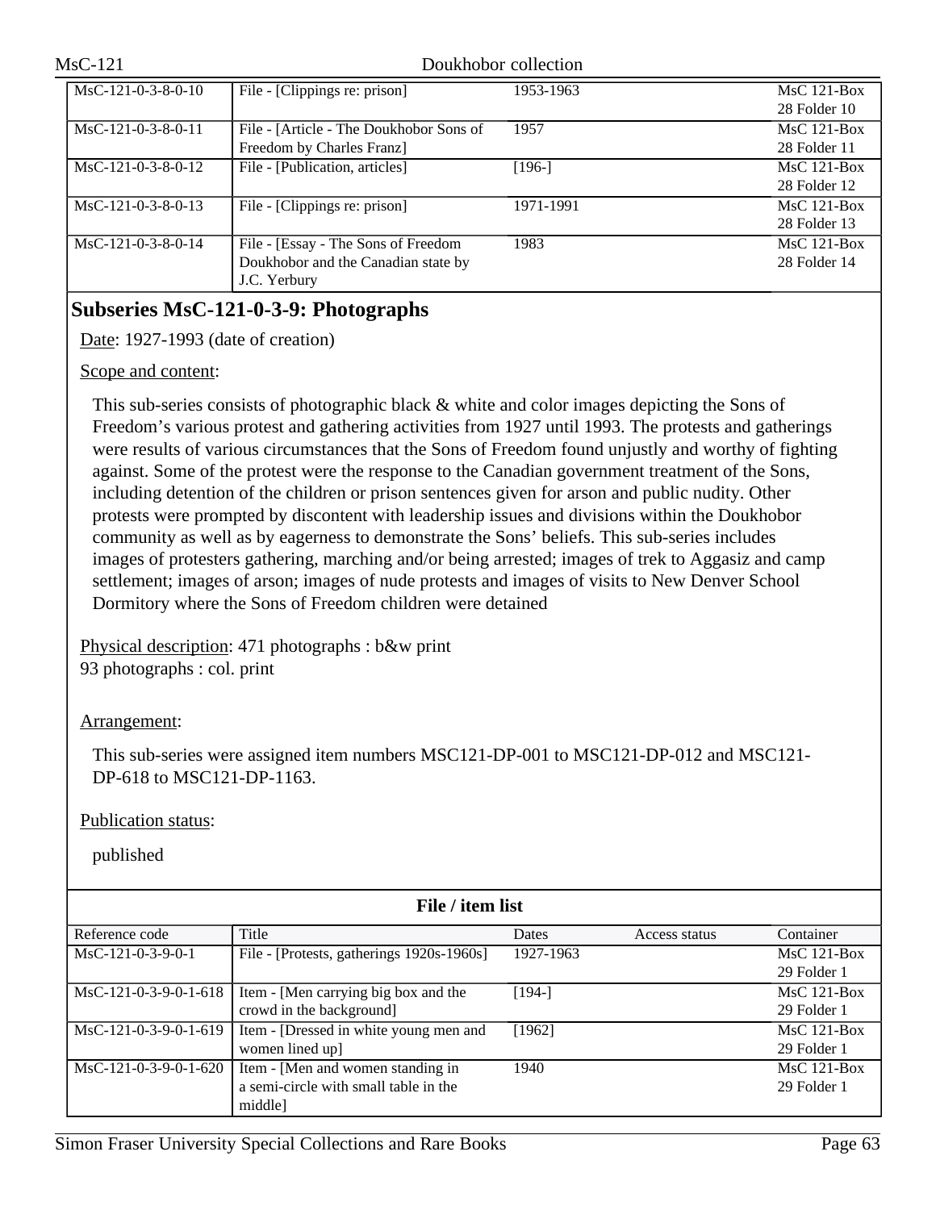| Reference code | Title | Dates | Access status | Container |
| --- | --- | --- | --- | --- |
| MsC-121-0-3-8-0-10 | File - [Clippings re: prison] | 1953-1963 | | MsC 121-Box 28 Folder 10 |
| MsC-121-0-3-8-0-11 | File - [Article - The Doukhobor Sons of Freedom by Charles Franz] | 1957 | | MsC 121-Box 28 Folder 11 |
| MsC-121-0-3-8-0-12 | File - [Publication, articles] | [196-] | | MsC 121-Box 28 Folder 12 |
| MsC-121-0-3-8-0-13 | File - [Clippings re: prison] | 1971-1991 | | MsC 121-Box 28 Folder 13 |
| MsC-121-0-3-8-0-14 | File - [Essay - The Sons of Freedom Doukhobor and the Canadian state by J.C. Yerbury | 1983 | | MsC 121-Box 28 Folder 14 |

## Subseries MsC-121-0-3-9: Photographs

Date: 1927-1993 (date of creation)

Scope and content:

This sub-series consists of photographic black & white and color images depicting the Sons of Freedom's various protest and gathering activities from 1927 until 1993. The protests and gatherings were results of various circumstances that the Sons of Freedom found unjustly and worthy of fighting against. Some of the protest were the response to the Canadian government treatment of the Sons, including detention of the children or prison sentences given for arson and public nudity. Other protests were prompted by discontent with leadership issues and divisions within the Doukhobor community as well as by eagerness to demonstrate the Sons' beliefs. This sub-series includes images of protesters gathering, marching and/or being arrested; images of trek to Aggasiz and camp settlement; images of arson; images of nude protests and images of visits to New Denver School Dormitory where the Sons of Freedom children were detained

Physical description: 471 photographs : b&w print
93 photographs : col. print

Arrangement:

This sub-series were assigned item numbers MSC121-DP-001 to MSC121-DP-012 and MSC121-DP-618 to MSC121-DP-1163.

Publication status:

published

**File / item list**

| Reference code | Title | Dates | Access status | Container |
| --- | --- | --- | --- | --- |
| MsC-121-0-3-9-0-1 | File - [Protests, gatherings 1920s-1960s] | 1927-1963 | | MsC 121-Box 29 Folder 1 |
| MsC-121-0-3-9-0-1-618 | Item - [Men carrying big box and the crowd in the background] | [194-] | | MsC 121-Box 29 Folder 1 |
| MsC-121-0-3-9-0-1-619 | Item - [Dressed in white young men and women lined up] | [1962] | | MsC 121-Box 29 Folder 1 |
| MsC-121-0-3-9-0-1-620 | Item - [Men and women standing in a semi-circle with small table in the middle] | 1940 | | MsC 121-Box 29 Folder 1 |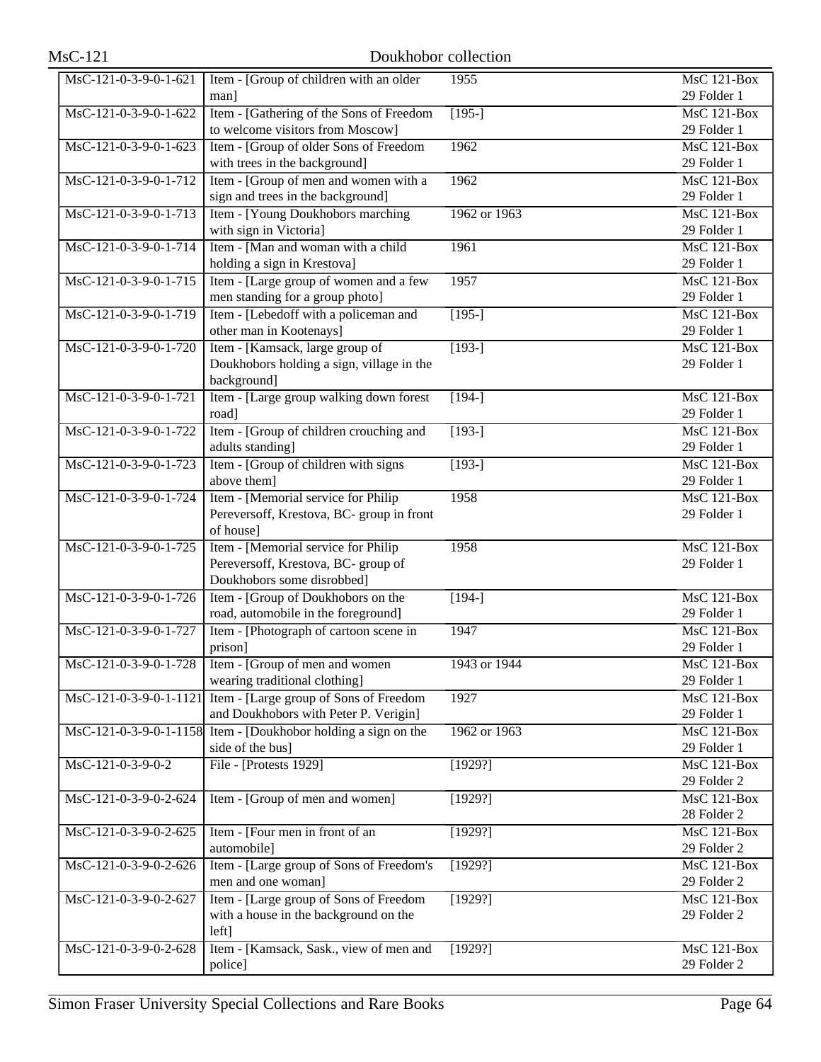| | | | |
|---|---|---|---|
| MsC-121-0-3-9-0-1-621 | Item - [Group of children with an older man] | 1955 | MsC 121-Box 29 Folder 1 |
| MsC-121-0-3-9-0-1-622 | Item - [Gathering of the Sons of Freedom to welcome visitors from Moscow] | [195-] | MsC 121-Box 29 Folder 1 |
| MsC-121-0-3-9-0-1-623 | Item - [Group of older Sons of Freedom with trees in the background] | 1962 | MsC 121-Box 29 Folder 1 |
| MsC-121-0-3-9-0-1-712 | Item - [Group of men and women with a sign and trees in the background] | 1962 | MsC 121-Box 29 Folder 1 |
| MsC-121-0-3-9-0-1-713 | Item - [Young Doukhobors marching with sign in Victoria] | 1962 or 1963 | MsC 121-Box 29 Folder 1 |
| MsC-121-0-3-9-0-1-714 | Item - [Man and woman with a child holding a sign in Krestova] | 1961 | MsC 121-Box 29 Folder 1 |
| MsC-121-0-3-9-0-1-715 | Item - [Large group of women and a few men standing for a group photo] | 1957 | MsC 121-Box 29 Folder 1 |
| MsC-121-0-3-9-0-1-719 | Item - [Lebedoff with a policeman and other man in Kootenays] | [195-] | MsC 121-Box 29 Folder 1 |
| MsC-121-0-3-9-0-1-720 | Item - [Kamsack, large group of Doukhobors holding a sign, village in the background] | [193-] | MsC 121-Box 29 Folder 1 |
| MsC-121-0-3-9-0-1-721 | Item - [Large group walking down forest road] | [194-] | MsC 121-Box 29 Folder 1 |
| MsC-121-0-3-9-0-1-722 | Item - [Group of children crouching and adults standing] | [193-] | MsC 121-Box 29 Folder 1 |
| MsC-121-0-3-9-0-1-723 | Item - [Group of children with signs above them] | [193-] | MsC 121-Box 29 Folder 1 |
| MsC-121-0-3-9-0-1-724 | Item - [Memorial service for Philip Pereversoff, Krestova, BC- group in front of house] | 1958 | MsC 121-Box 29 Folder 1 |
| MsC-121-0-3-9-0-1-725 | Item - [Memorial service for Philip Pereversoff, Krestova, BC- group of Doukhobors some disrobbed] | 1958 | MsC 121-Box 29 Folder 1 |
| MsC-121-0-3-9-0-1-726 | Item - [Group of Doukhobors on the road, automobile in the foreground] | [194-] | MsC 121-Box 29 Folder 1 |
| MsC-121-0-3-9-0-1-727 | Item - [Photograph of cartoon scene in prison] | 1947 | MsC 121-Box 29 Folder 1 |
| MsC-121-0-3-9-0-1-728 | Item - [Group of men and women wearing traditional clothing] | 1943 or 1944 | MsC 121-Box 29 Folder 1 |
| MsC-121-0-3-9-0-1-1121 | Item - [Large group of Sons of Freedom and Doukhobors with Peter P. Verigin] | 1927 | MsC 121-Box 29 Folder 1 |
| MsC-121-0-3-9-0-1-1158 | Item - [Doukhobor holding a sign on the side of the bus] | 1962 or 1963 | MsC 121-Box 29 Folder 1 |
| MsC-121-0-3-9-0-2 | File - [Protests 1929] | [1929?] | MsC 121-Box 29 Folder 2 |
| MsC-121-0-3-9-0-2-624 | Item - [Group of men and women] | [1929?] | MsC 121-Box 28 Folder 2 |
| MsC-121-0-3-9-0-2-625 | Item - [Four men in front of an automobile] | [1929?] | MsC 121-Box 29 Folder 2 |
| MsC-121-0-3-9-0-2-626 | Item - [Large group of Sons of Freedom's men and one woman] | [1929?] | MsC 121-Box 29 Folder 2 |
| MsC-121-0-3-9-0-2-627 | Item - [Large group of Sons of Freedom with a house in the background on the left] | [1929?] | MsC 121-Box 29 Folder 2 |
| MsC-121-0-3-9-0-2-628 | Item - [Kamsack, Sask., view of men and police] | [1929?] | MsC 121-Box 29 Folder 2 |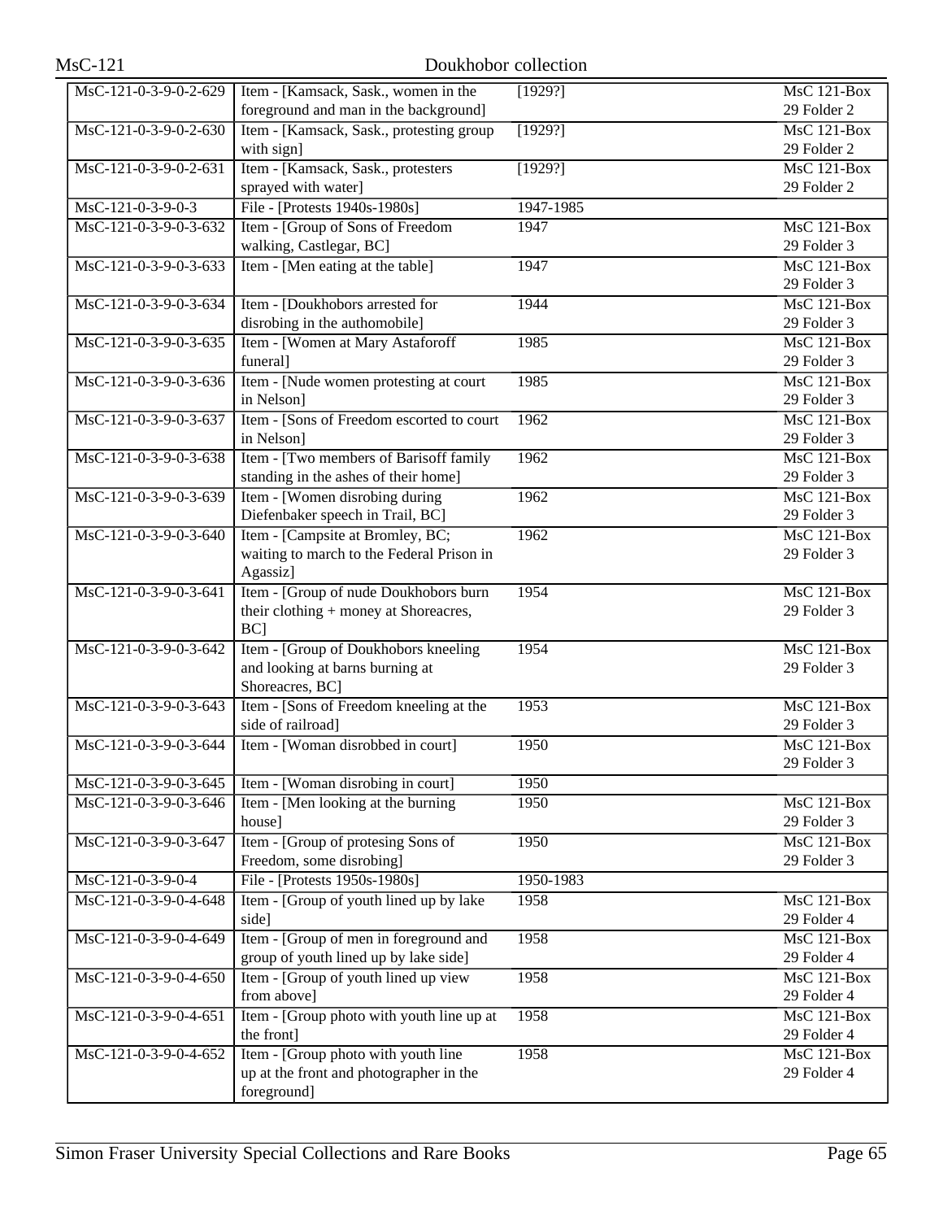| | | | |
|---|---|---|---|
| MsC-121-0-3-9-0-2-629 | Item - [Kamsack, Sask., women in the foreground and man in the background] | [1929?] | MsC 121-Box 29 Folder 2 |
| MsC-121-0-3-9-0-2-630 | Item - [Kamsack, Sask., protesting group with sign] | [1929?] | MsC 121-Box 29 Folder 2 |
| MsC-121-0-3-9-0-2-631 | Item - [Kamsack, Sask., protesters sprayed with water] | [1929?] | MsC 121-Box 29 Folder 2 |
| MsC-121-0-3-9-0-3 | File - [Protests 1940s-1980s] | 1947-1985 | |
| MsC-121-0-3-9-0-3-632 | Item - [Group of Sons of Freedom walking, Castlegar, BC] | 1947 | MsC 121-Box 29 Folder 3 |
| MsC-121-0-3-9-0-3-633 | Item - [Men eating at the table] | 1947 | MsC 121-Box 29 Folder 3 |
| MsC-121-0-3-9-0-3-634 | Item - [Doukhobors arrested for disrobing in the authomobile] | 1944 | MsC 121-Box 29 Folder 3 |
| MsC-121-0-3-9-0-3-635 | Item - [Women at Mary Astaforoff funeral] | 1985 | MsC 121-Box 29 Folder 3 |
| MsC-121-0-3-9-0-3-636 | Item - [Nude women protesting at court in Nelson] | 1985 | MsC 121-Box 29 Folder 3 |
| MsC-121-0-3-9-0-3-637 | Item - [Sons of Freedom escorted to court in Nelson] | 1962 | MsC 121-Box 29 Folder 3 |
| MsC-121-0-3-9-0-3-638 | Item - [Two members of Barisoff family standing in the ashes of their home] | 1962 | MsC 121-Box 29 Folder 3 |
| MsC-121-0-3-9-0-3-639 | Item - [Women disrobing during Diefenbaker speech in Trail, BC] | 1962 | MsC 121-Box 29 Folder 3 |
| MsC-121-0-3-9-0-3-640 | Item - [Campsite at Bromley, BC; waiting to march to the Federal Prison in Agassiz] | 1962 | MsC 121-Box 29 Folder 3 |
| MsC-121-0-3-9-0-3-641 | Item - [Group of nude Doukhobors burn their clothing + money at Shoreacres, BC] | 1954 | MsC 121-Box 29 Folder 3 |
| MsC-121-0-3-9-0-3-642 | Item - [Group of Doukhobors kneeling and looking at barns burning at Shoreacres, BC] | 1954 | MsC 121-Box 29 Folder 3 |
| MsC-121-0-3-9-0-3-643 | Item - [Sons of Freedom kneeling at the side of railroad] | 1953 | MsC 121-Box 29 Folder 3 |
| MsC-121-0-3-9-0-3-644 | Item - [Woman disrobbed in court] | 1950 | MsC 121-Box 29 Folder 3 |
| MsC-121-0-3-9-0-3-645 | Item - [Woman disrobing in court] | 1950 | |
| MsC-121-0-3-9-0-3-646 | Item - [Men looking at the burning house] | 1950 | MsC 121-Box 29 Folder 3 |
| MsC-121-0-3-9-0-3-647 | Item - [Group of protesing Sons of Freedom, some disrobing] | 1950 | MsC 121-Box 29 Folder 3 |
| MsC-121-0-3-9-0-4 | File - [Protests 1950s-1980s] | 1950-1983 | |
| MsC-121-0-3-9-0-4-648 | Item - [Group of youth lined up by lake side] | 1958 | MsC 121-Box 29 Folder 4 |
| MsC-121-0-3-9-0-4-649 | Item - [Group of men in foreground and group of youth lined up by lake side] | 1958 | MsC 121-Box 29 Folder 4 |
| MsC-121-0-3-9-0-4-650 | Item - [Group of youth lined up view from above] | 1958 | MsC 121-Box 29 Folder 4 |
| MsC-121-0-3-9-0-4-651 | Item - [Group photo with youth line up at the front] | 1958 | MsC 121-Box 29 Folder 4 |
| MsC-121-0-3-9-0-4-652 | Item - [Group photo with youth line up at the front and photographer in the foreground] | 1958 | MsC 121-Box 29 Folder 4 |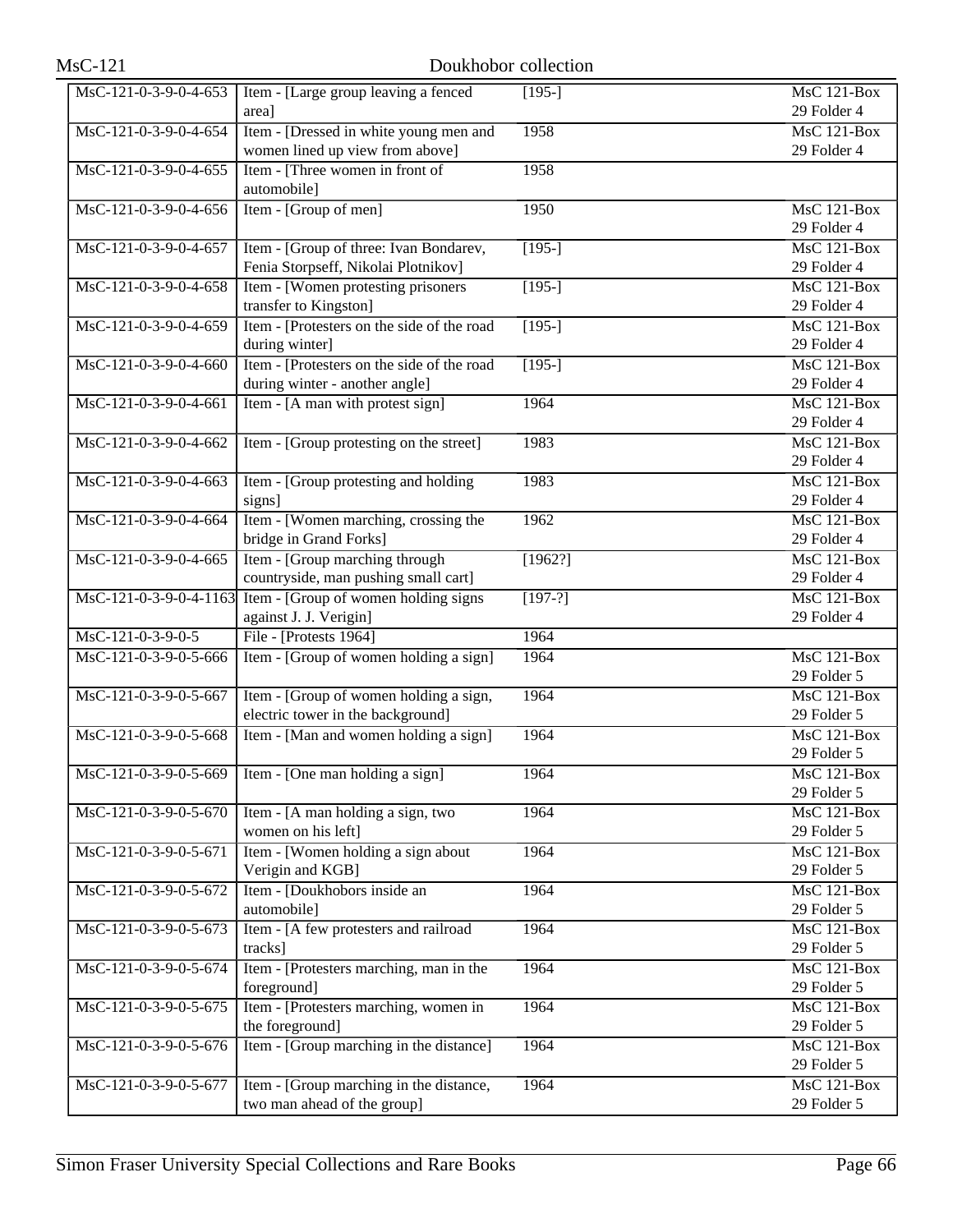| | | | |
|---|---|---|---|
| MsC-121-0-3-9-0-4-653 | Item - [Large group leaving a fenced area] | [195-] | MsC 121-Box 29 Folder 4 |
| MsC-121-0-3-9-0-4-654 | Item - [Dressed in white young men and women lined up view from above] | 1958 | MsC 121-Box 29 Folder 4 |
| MsC-121-0-3-9-0-4-655 | Item - [Three women in front of automobile] | 1958 | |
| MsC-121-0-3-9-0-4-656 | Item - [Group of men] | 1950 | MsC 121-Box 29 Folder 4 |
| MsC-121-0-3-9-0-4-657 | Item - [Group of three: Ivan Bondarev, Fenia Storpseff, Nikolai Plotnikov] | [195-] | MsC 121-Box 29 Folder 4 |
| MsC-121-0-3-9-0-4-658 | Item - [Women protesting prisoners transfer to Kingston] | [195-] | MsC 121-Box 29 Folder 4 |
| MsC-121-0-3-9-0-4-659 | Item - [Protesters on the side of the road during winter] | [195-] | MsC 121-Box 29 Folder 4 |
| MsC-121-0-3-9-0-4-660 | Item - [Protesters on the side of the road during winter - another angle] | [195-] | MsC 121-Box 29 Folder 4 |
| MsC-121-0-3-9-0-4-661 | Item - [A man with protest sign] | 1964 | MsC 121-Box 29 Folder 4 |
| MsC-121-0-3-9-0-4-662 | Item - [Group protesting on the street] | 1983 | MsC 121-Box 29 Folder 4 |
| MsC-121-0-3-9-0-4-663 | Item - [Group protesting and holding signs] | 1983 | MsC 121-Box 29 Folder 4 |
| MsC-121-0-3-9-0-4-664 | Item - [Women marching, crossing the bridge in Grand Forks] | 1962 | MsC 121-Box 29 Folder 4 |
| MsC-121-0-3-9-0-4-665 | Item - [Group marching through countryside, man pushing small cart] | [1962?] | MsC 121-Box 29 Folder 4 |
| MsC-121-0-3-9-0-4-1163 | Item - [Group of women holding signs against J. J. Verigin] | [197-?] | MsC 121-Box 29 Folder 4 |
| MsC-121-0-3-9-0-5 | File - [Protests 1964] | 1964 | |
| MsC-121-0-3-9-0-5-666 | Item - [Group of women holding a sign] | 1964 | MsC 121-Box 29 Folder 5 |
| MsC-121-0-3-9-0-5-667 | Item - [Group of women holding a sign, electric tower in the background] | 1964 | MsC 121-Box 29 Folder 5 |
| MsC-121-0-3-9-0-5-668 | Item - [Man and women holding a sign] | 1964 | MsC 121-Box 29 Folder 5 |
| MsC-121-0-3-9-0-5-669 | Item - [One man holding a sign] | 1964 | MsC 121-Box 29 Folder 5 |
| MsC-121-0-3-9-0-5-670 | Item - [A man holding a sign, two women on his left] | 1964 | MsC 121-Box 29 Folder 5 |
| MsC-121-0-3-9-0-5-671 | Item - [Women holding a sign about Verigin and KGB] | 1964 | MsC 121-Box 29 Folder 5 |
| MsC-121-0-3-9-0-5-672 | Item - [Doukhobors inside an automobile] | 1964 | MsC 121-Box 29 Folder 5 |
| MsC-121-0-3-9-0-5-673 | Item - [A few protesters and railroad tracks] | 1964 | MsC 121-Box 29 Folder 5 |
| MsC-121-0-3-9-0-5-674 | Item - [Protesters marching, man in the foreground] | 1964 | MsC 121-Box 29 Folder 5 |
| MsC-121-0-3-9-0-5-675 | Item - [Protesters marching, women in the foreground] | 1964 | MsC 121-Box 29 Folder 5 |
| MsC-121-0-3-9-0-5-676 | Item - [Group marching in the distance] | 1964 | MsC 121-Box 29 Folder 5 |
| MsC-121-0-3-9-0-5-677 | Item - [Group marching in the distance, two man ahead of the group] | 1964 | MsC 121-Box 29 Folder 5 |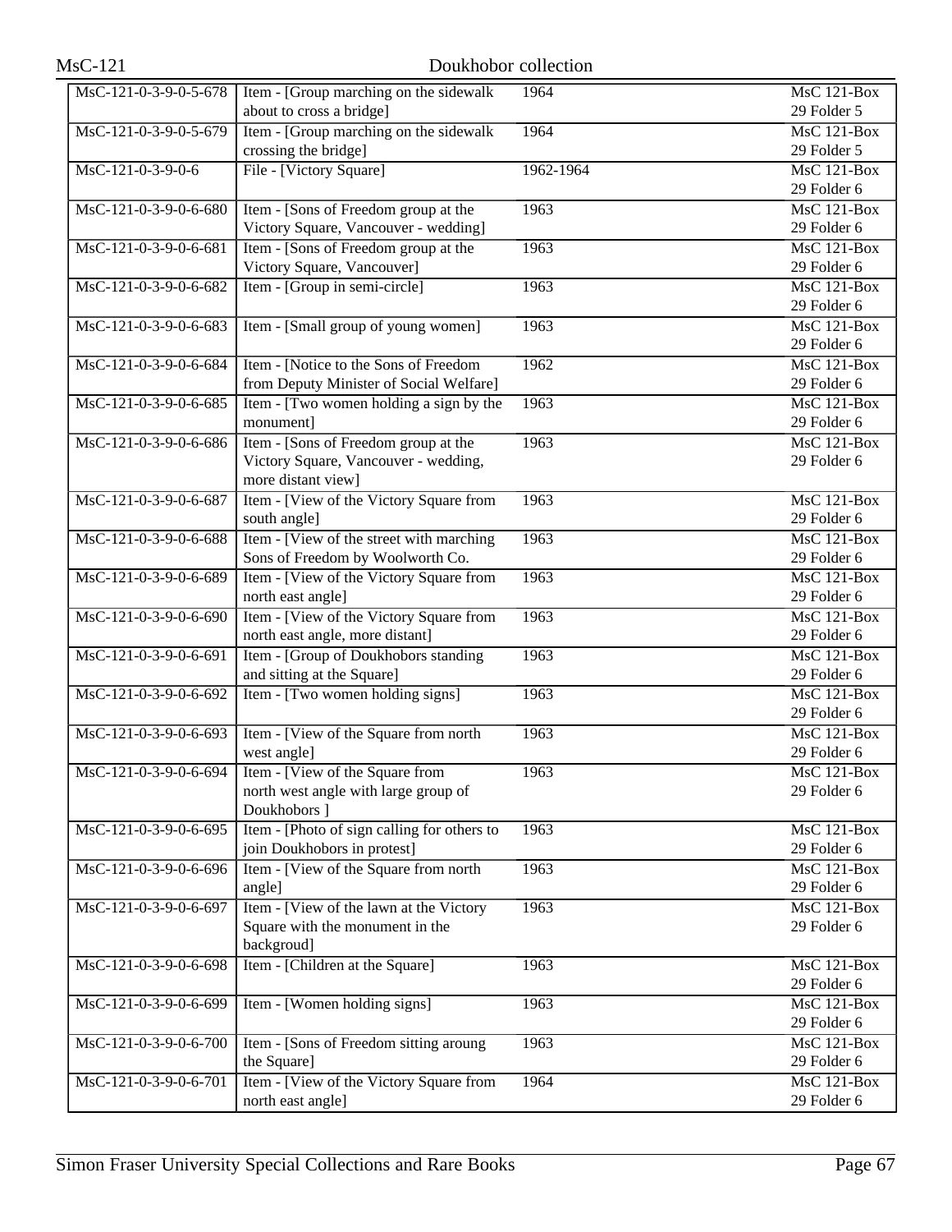| | | | |
|---|---|---|---|
| MsC-121-0-3-9-0-5-678 | Item - [Group marching on the sidewalk about to cross a bridge] | 1964 | MsC 121-Box 29 Folder 5 |
| MsC-121-0-3-9-0-5-679 | Item - [Group marching on the sidewalk crossing the bridge] | 1964 | MsC 121-Box 29 Folder 5 |
| MsC-121-0-3-9-0-6 | File - [Victory Square] | 1962-1964 | MsC 121-Box 29 Folder 6 |
| MsC-121-0-3-9-0-6-680 | Item - [Sons of Freedom group at the Victory Square, Vancouver - wedding] | 1963 | MsC 121-Box 29 Folder 6 |
| MsC-121-0-3-9-0-6-681 | Item - [Sons of Freedom group at the Victory Square, Vancouver] | 1963 | MsC 121-Box 29 Folder 6 |
| MsC-121-0-3-9-0-6-682 | Item - [Group in semi-circle] | 1963 | MsC 121-Box 29 Folder 6 |
| MsC-121-0-3-9-0-6-683 | Item - [Small group of young women] | 1963 | MsC 121-Box 29 Folder 6 |
| MsC-121-0-3-9-0-6-684 | Item - [Notice to the Sons of Freedom from Deputy Minister of Social Welfare] | 1962 | MsC 121-Box 29 Folder 6 |
| MsC-121-0-3-9-0-6-685 | Item - [Two women holding a sign by the monument] | 1963 | MsC 121-Box 29 Folder 6 |
| MsC-121-0-3-9-0-6-686 | Item - [Sons of Freedom group at the Victory Square, Vancouver - wedding, more distant view] | 1963 | MsC 121-Box 29 Folder 6 |
| MsC-121-0-3-9-0-6-687 | Item - [View of the Victory Square from south angle] | 1963 | MsC 121-Box 29 Folder 6 |
| MsC-121-0-3-9-0-6-688 | Item - [View of the street with marching Sons of Freedom by Woolworth Co. | 1963 | MsC 121-Box 29 Folder 6 |
| MsC-121-0-3-9-0-6-689 | Item - [View of the Victory Square from north east angle] | 1963 | MsC 121-Box 29 Folder 6 |
| MsC-121-0-3-9-0-6-690 | Item - [View of the Victory Square from north east angle, more distant] | 1963 | MsC 121-Box 29 Folder 6 |
| MsC-121-0-3-9-0-6-691 | Item - [Group of Doukhobors standing and sitting at the Square] | 1963 | MsC 121-Box 29 Folder 6 |
| MsC-121-0-3-9-0-6-692 | Item - [Two women holding signs] | 1963 | MsC 121-Box 29 Folder 6 |
| MsC-121-0-3-9-0-6-693 | Item - [View of the Square from north west angle] | 1963 | MsC 121-Box 29 Folder 6 |
| MsC-121-0-3-9-0-6-694 | Item - [View of the Square from north west angle with large group of Doukhobors ] | 1963 | MsC 121-Box 29 Folder 6 |
| MsC-121-0-3-9-0-6-695 | Item - [Photo of sign calling for others to join Doukhobors in protest] | 1963 | MsC 121-Box 29 Folder 6 |
| MsC-121-0-3-9-0-6-696 | Item - [View of the Square from north angle] | 1963 | MsC 121-Box 29 Folder 6 |
| MsC-121-0-3-9-0-6-697 | Item - [View of the lawn at the Victory Square with the monument in the backgroud] | 1963 | MsC 121-Box 29 Folder 6 |
| MsC-121-0-3-9-0-6-698 | Item - [Children at the Square] | 1963 | MsC 121-Box 29 Folder 6 |
| MsC-121-0-3-9-0-6-699 | Item - [Women holding signs] | 1963 | MsC 121-Box 29 Folder 6 |
| MsC-121-0-3-9-0-6-700 | Item - [Sons of Freedom sitting aroung the Square] | 1963 | MsC 121-Box 29 Folder 6 |
| MsC-121-0-3-9-0-6-701 | Item - [View of the Victory Square from north east angle] | 1964 | MsC 121-Box 29 Folder 6 |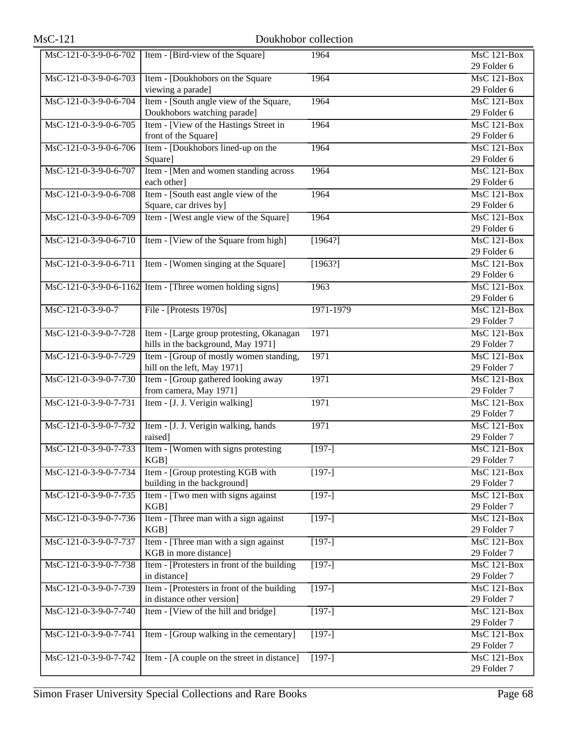| MsC-121-0-3-9-0-6-702 | Item - [Bird-view of the Square] | 1964 | MsC 121-Box 29 Folder 6 |
|---|---|---|---|
| MsC-121-0-3-9-0-6-703 | Item - [Doukhobors on the Square viewing a parade] | 1964 | MsC 121-Box 29 Folder 6 |
| MsC-121-0-3-9-0-6-704 | Item - [South angle view of the Square, Doukhobors watching parade] | 1964 | MsC 121-Box 29 Folder 6 |
| MsC-121-0-3-9-0-6-705 | Item - [View of the Hastings Street in front of the Square] | 1964 | MsC 121-Box 29 Folder 6 |
| MsC-121-0-3-9-0-6-706 | Item - [Doukhobors lined-up on the Square] | 1964 | MsC 121-Box 29 Folder 6 |
| MsC-121-0-3-9-0-6-707 | Item - [Men and women standing across each other] | 1964 | MsC 121-Box 29 Folder 6 |
| MsC-121-0-3-9-0-6-708 | Item - [South east angle view of the Square, car drives by] | 1964 | MsC 121-Box 29 Folder 6 |
| MsC-121-0-3-9-0-6-709 | Item - [West angle view of the Square] | 1964 | MsC 121-Box 29 Folder 6 |
| MsC-121-0-3-9-0-6-710 | Item - [View of the Square from high] | [1964?] | MsC 121-Box 29 Folder 6 |
| MsC-121-0-3-9-0-6-711 | Item - [Women singing at the Square] | [1963?] | MsC 121-Box 29 Folder 6 |
| MsC-121-0-3-9-0-6-1162 | Item - [Three women holding signs] | 1963 | MsC 121-Box 29 Folder 6 |
| MsC-121-0-3-9-0-7 | File - [Protests 1970s] | 1971-1979 | MsC 121-Box 29 Folder 7 |
| MsC-121-0-3-9-0-7-728 | Item - [Large group protesting, Okanagan hills in the background, May 1971] | 1971 | MsC 121-Box 29 Folder 7 |
| MsC-121-0-3-9-0-7-729 | Item - [Group of mostly women standing, hill on the left, May 1971] | 1971 | MsC 121-Box 29 Folder 7 |
| MsC-121-0-3-9-0-7-730 | Item - [Group gathered looking away from camera, May 1971] | 1971 | MsC 121-Box 29 Folder 7 |
| MsC-121-0-3-9-0-7-731 | Item - [J. J. Verigin walking] | 1971 | MsC 121-Box 29 Folder 7 |
| MsC-121-0-3-9-0-7-732 | Item - [J. J. Verigin walking, hands raised] | 1971 | MsC 121-Box 29 Folder 7 |
| MsC-121-0-3-9-0-7-733 | Item - [Women with signs protesting KGB] | [197-] | MsC 121-Box 29 Folder 7 |
| MsC-121-0-3-9-0-7-734 | Item - [Group protesting KGB with building in the background] | [197-] | MsC 121-Box 29 Folder 7 |
| MsC-121-0-3-9-0-7-735 | Item - [Two men with signs against KGB] | [197-] | MsC 121-Box 29 Folder 7 |
| MsC-121-0-3-9-0-7-736 | Item - [Three man with a sign against KGB] | [197-] | MsC 121-Box 29 Folder 7 |
| MsC-121-0-3-9-0-7-737 | Item - [Three man with a sign against KGB in more distance] | [197-] | MsC 121-Box 29 Folder 7 |
| MsC-121-0-3-9-0-7-738 | Item - [Protesters in front of the building in distance] | [197-] | MsC 121-Box 29 Folder 7 |
| MsC-121-0-3-9-0-7-739 | Item - [Protesters in front of the building in distance other version] | [197-] | MsC 121-Box 29 Folder 7 |
| MsC-121-0-3-9-0-7-740 | Item - [View of the hill and bridge] | [197-] | MsC 121-Box 29 Folder 7 |
| MsC-121-0-3-9-0-7-741 | Item - [Group walking in the cementary] | [197-] | MsC 121-Box 29 Folder 7 |
| MsC-121-0-3-9-0-7-742 | Item - [A couple on the street in distance] | [197-] | MsC 121-Box 29 Folder 7 |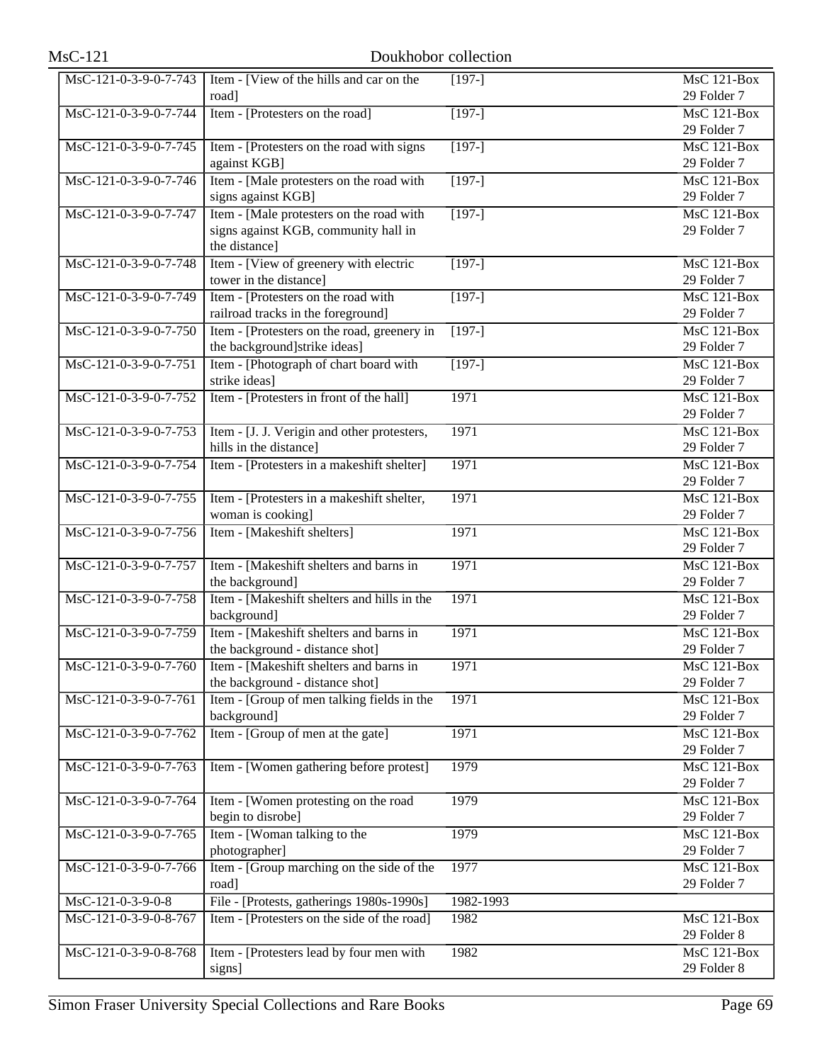| | | | |
|---|---|---|---|
| MsC-121-0-3-9-0-7-743 | Item - [View of the hills and car on the road] | [197-] | MsC 121-Box 29 Folder 7 |
| MsC-121-0-3-9-0-7-744 | Item - [Protesters on the road] | [197-] | MsC 121-Box 29 Folder 7 |
| MsC-121-0-3-9-0-7-745 | Item - [Protesters on the road with signs against KGB] | [197-] | MsC 121-Box 29 Folder 7 |
| MsC-121-0-3-9-0-7-746 | Item - [Male protesters on the road with signs against KGB] | [197-] | MsC 121-Box 29 Folder 7 |
| MsC-121-0-3-9-0-7-747 | Item - [Male protesters on the road with signs against KGB, community hall in the distance] | [197-] | MsC 121-Box 29 Folder 7 |
| MsC-121-0-3-9-0-7-748 | Item - [View of greenery with electric tower in the distance] | [197-] | MsC 121-Box 29 Folder 7 |
| MsC-121-0-3-9-0-7-749 | Item - [Protesters on the road with railroad tracks in the foreground] | [197-] | MsC 121-Box 29 Folder 7 |
| MsC-121-0-3-9-0-7-750 | Item - [Protesters on the road, greenery in the background]strike ideas] | [197-] | MsC 121-Box 29 Folder 7 |
| MsC-121-0-3-9-0-7-751 | Item - [Photograph of chart board with strike ideas] | [197-] | MsC 121-Box 29 Folder 7 |
| MsC-121-0-3-9-0-7-752 | Item - [Protesters in front of the hall] | 1971 | MsC 121-Box 29 Folder 7 |
| MsC-121-0-3-9-0-7-753 | Item - [J. J. Verigin and other protesters, hills in the distance] | 1971 | MsC 121-Box 29 Folder 7 |
| MsC-121-0-3-9-0-7-754 | Item - [Protesters in a makeshift shelter] | 1971 | MsC 121-Box 29 Folder 7 |
| MsC-121-0-3-9-0-7-755 | Item - [Protesters in a makeshift shelter, woman is cooking] | 1971 | MsC 121-Box 29 Folder 7 |
| MsC-121-0-3-9-0-7-756 | Item - [Makeshift shelters] | 1971 | MsC 121-Box 29 Folder 7 |
| MsC-121-0-3-9-0-7-757 | Item - [Makeshift shelters and barns in the background] | 1971 | MsC 121-Box 29 Folder 7 |
| MsC-121-0-3-9-0-7-758 | Item - [Makeshift shelters and hills in the background] | 1971 | MsC 121-Box 29 Folder 7 |
| MsC-121-0-3-9-0-7-759 | Item - [Makeshift shelters and barns in the background - distance shot] | 1971 | MsC 121-Box 29 Folder 7 |
| MsC-121-0-3-9-0-7-760 | Item - [Makeshift shelters and barns in the background - distance shot] | 1971 | MsC 121-Box 29 Folder 7 |
| MsC-121-0-3-9-0-7-761 | Item - [Group of men talking fields in the background] | 1971 | MsC 121-Box 29 Folder 7 |
| MsC-121-0-3-9-0-7-762 | Item - [Group of men at the gate] | 1971 | MsC 121-Box 29 Folder 7 |
| MsC-121-0-3-9-0-7-763 | Item - [Women gathering before protest] | 1979 | MsC 121-Box 29 Folder 7 |
| MsC-121-0-3-9-0-7-764 | Item - [Women protesting on the road begin to disrobe] | 1979 | MsC 121-Box 29 Folder 7 |
| MsC-121-0-3-9-0-7-765 | Item - [Woman talking to the photographer] | 1979 | MsC 121-Box 29 Folder 7 |
| MsC-121-0-3-9-0-7-766 | Item - [Group marching on the side of the road] | 1977 | MsC 121-Box 29 Folder 7 |
| MsC-121-0-3-9-0-8 | File - [Protests, gatherings 1980s-1990s] | 1982-1993 | |
| MsC-121-0-3-9-0-8-767 | Item - [Protesters on the side of the road] | 1982 | MsC 121-Box 29 Folder 8 |
| MsC-121-0-3-9-0-8-768 | Item - [Protesters lead by four men with signs] | 1982 | MsC 121-Box 29 Folder 8 |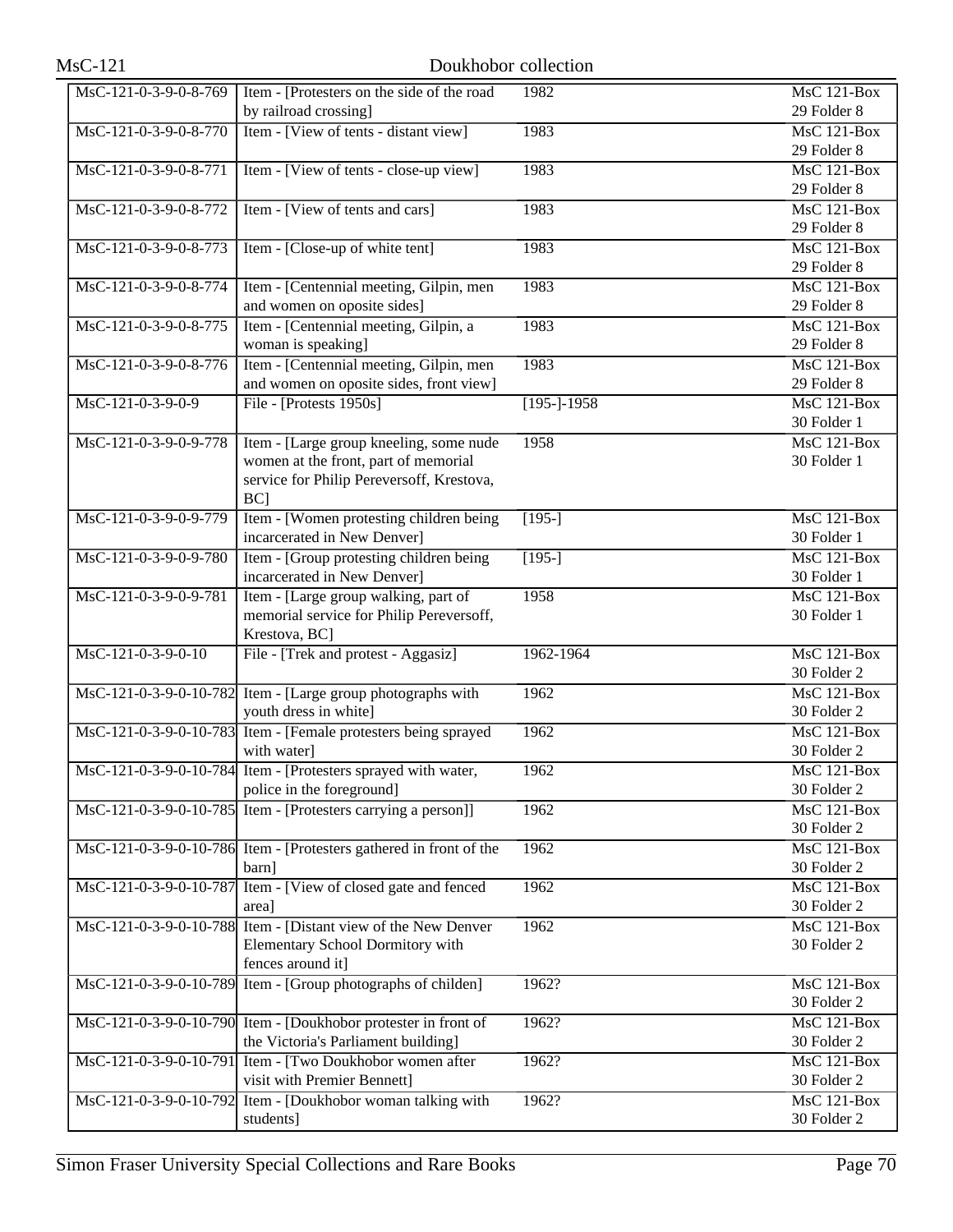| | | | |
|---|---|---|---|
| MsC-121-0-3-9-0-8-769 | Item - [Protesters on the side of the road by railroad crossing] | 1982 | MsC 121-Box 29 Folder 8 |
| MsC-121-0-3-9-0-8-770 | Item - [View of tents - distant view] | 1983 | MsC 121-Box 29 Folder 8 |
| MsC-121-0-3-9-0-8-771 | Item - [View of tents - close-up view] | 1983 | MsC 121-Box 29 Folder 8 |
| MsC-121-0-3-9-0-8-772 | Item - [View of tents and cars] | 1983 | MsC 121-Box 29 Folder 8 |
| MsC-121-0-3-9-0-8-773 | Item - [Close-up of white tent] | 1983 | MsC 121-Box 29 Folder 8 |
| MsC-121-0-3-9-0-8-774 | Item - [Centennial meeting, Gilpin, men and women on oposite sides] | 1983 | MsC 121-Box 29 Folder 8 |
| MsC-121-0-3-9-0-8-775 | Item - [Centennial meeting, Gilpin, a woman is speaking] | 1983 | MsC 121-Box 29 Folder 8 |
| MsC-121-0-3-9-0-8-776 | Item - [Centennial meeting, Gilpin, men and women on oposite sides, front view] | 1983 | MsC 121-Box 29 Folder 8 |
| MsC-121-0-3-9-0-9 | File - [Protests 1950s] | [195-]-1958 | MsC 121-Box 30 Folder 1 |
| MsC-121-0-3-9-0-9-778 | Item - [Large group kneeling, some nude women at the front, part of memorial service for Philip Pereversoff, Krestova, BC] | 1958 | MsC 121-Box 30 Folder 1 |
| MsC-121-0-3-9-0-9-779 | Item - [Women protesting children being incarcerated in New Denver] | [195-] | MsC 121-Box 30 Folder 1 |
| MsC-121-0-3-9-0-9-780 | Item - [Group protesting children being incarcerated in New Denver] | [195-] | MsC 121-Box 30 Folder 1 |
| MsC-121-0-3-9-0-9-781 | Item - [Large group walking, part of memorial service for Philip Pereversoff, Krestova, BC] | 1958 | MsC 121-Box 30 Folder 1 |
| MsC-121-0-3-9-0-10 | File - [Trek and protest - Aggasiz] | 1962-1964 | MsC 121-Box 30 Folder 2 |
| MsC-121-0-3-9-0-10-782 | Item - [Large group photographs with youth dress in white] | 1962 | MsC 121-Box 30 Folder 2 |
| MsC-121-0-3-9-0-10-783 | Item - [Female protesters being sprayed with water] | 1962 | MsC 121-Box 30 Folder 2 |
| MsC-121-0-3-9-0-10-784 | Item - [Protesters sprayed with water, police in the foreground] | 1962 | MsC 121-Box 30 Folder 2 |
| MsC-121-0-3-9-0-10-785 | Item - [Protesters carrying a person]] | 1962 | MsC 121-Box 30 Folder 2 |
| MsC-121-0-3-9-0-10-786 | Item - [Protesters gathered in front of the barn] | 1962 | MsC 121-Box 30 Folder 2 |
| MsC-121-0-3-9-0-10-787 | Item - [View of closed gate and fenced area] | 1962 | MsC 121-Box 30 Folder 2 |
| MsC-121-0-3-9-0-10-788 | Item - [Distant view of the New Denver Elementary School Dormitory with fences around it] | 1962 | MsC 121-Box 30 Folder 2 |
| MsC-121-0-3-9-0-10-789 | Item - [Group photographs of childen] | 1962? | MsC 121-Box 30 Folder 2 |
| MsC-121-0-3-9-0-10-790 | Item - [Doukhobor protester in front of the Victoria's Parliament building] | 1962? | MsC 121-Box 30 Folder 2 |
| MsC-121-0-3-9-0-10-791 | Item - [Two Doukhobor women after visit with Premier Bennett] | 1962? | MsC 121-Box 30 Folder 2 |
| MsC-121-0-3-9-0-10-792 | Item - [Doukhobor woman talking with students] | 1962? | MsC 121-Box 30 Folder 2 |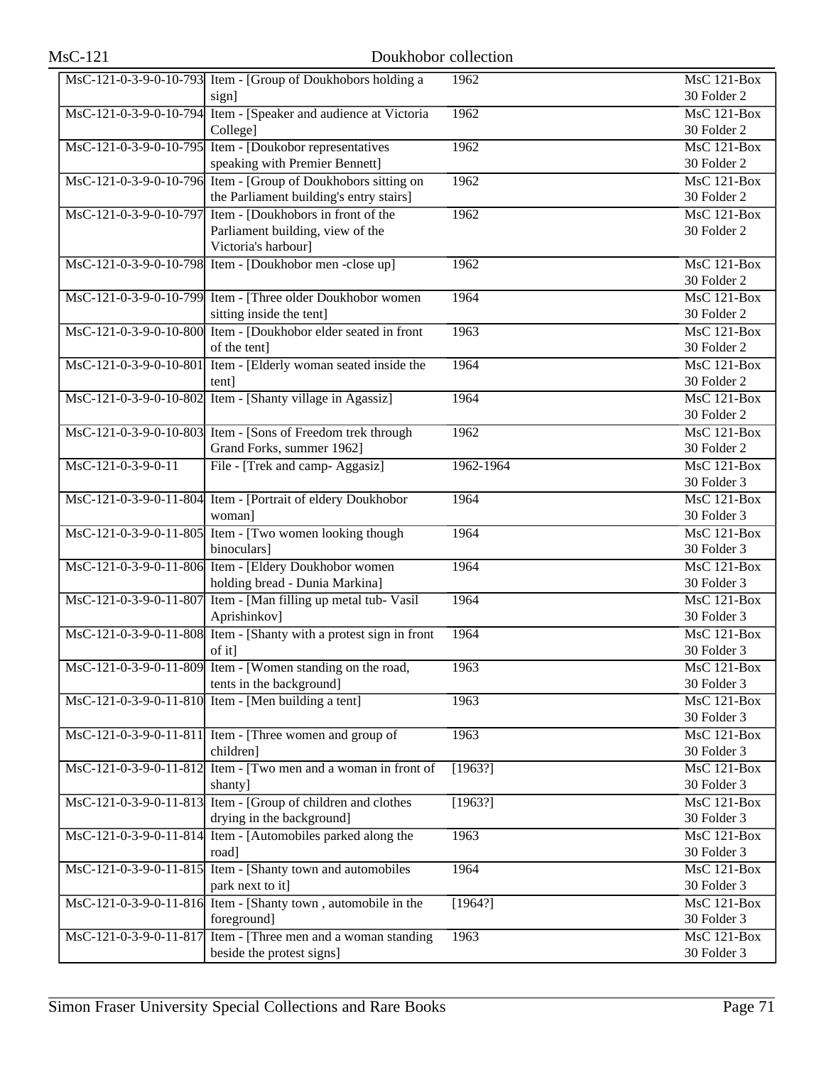| | | | |
|---|---|---|---|
| MsC-121-0-3-9-0-10-793 | Item - [Group of Doukhobors holding a sign] | 1962 | MsC 121-Box 30 Folder 2 |
| MsC-121-0-3-9-0-10-794 | Item - [Speaker and audience at Victoria College] | 1962 | MsC 121-Box 30 Folder 2 |
| MsC-121-0-3-9-0-10-795 | Item - [Doukobor representatives speaking with Premier Bennett] | 1962 | MsC 121-Box 30 Folder 2 |
| MsC-121-0-3-9-0-10-796 | Item - [Group of Doukhobors sitting on the Parliament building's entry stairs] | 1962 | MsC 121-Box 30 Folder 2 |
| MsC-121-0-3-9-0-10-797 | Item - [Doukhobors in front of the Parliament building, view of the Victoria's harbour] | 1962 | MsC 121-Box 30 Folder 2 |
| MsC-121-0-3-9-0-10-798 | Item - [Doukhobor men -close up] | 1962 | MsC 121-Box 30 Folder 2 |
| MsC-121-0-3-9-0-10-799 | Item - [Three older Doukhobor women sitting inside the tent] | 1964 | MsC 121-Box 30 Folder 2 |
| MsC-121-0-3-9-0-10-800 | Item - [Doukhobor elder seated in front of the tent] | 1963 | MsC 121-Box 30 Folder 2 |
| MsC-121-0-3-9-0-10-801 | Item - [Elderly woman seated inside the tent] | 1964 | MsC 121-Box 30 Folder 2 |
| MsC-121-0-3-9-0-10-802 | Item - [Shanty village in Agassiz] | 1964 | MsC 121-Box 30 Folder 2 |
| MsC-121-0-3-9-0-10-803 | Item - [Sons of Freedom trek through Grand Forks, summer 1962] | 1962 | MsC 121-Box 30 Folder 2 |
| MsC-121-0-3-9-0-11 | File - [Trek and camp- Aggasiz] | 1962-1964 | MsC 121-Box 30 Folder 3 |
| MsC-121-0-3-9-0-11-804 | Item - [Portrait of eldery Doukhobor woman] | 1964 | MsC 121-Box 30 Folder 3 |
| MsC-121-0-3-9-0-11-805 | Item - [Two women looking though binoculars] | 1964 | MsC 121-Box 30 Folder 3 |
| MsC-121-0-3-9-0-11-806 | Item - [Eldery Doukhobor women holding bread - Dunia Markina] | 1964 | MsC 121-Box 30 Folder 3 |
| MsC-121-0-3-9-0-11-807 | Item - [Man filling up metal tub- Vasil Aprishinkov] | 1964 | MsC 121-Box 30 Folder 3 |
| MsC-121-0-3-9-0-11-808 | Item - [Shanty with a protest sign in front of it] | 1964 | MsC 121-Box 30 Folder 3 |
| MsC-121-0-3-9-0-11-809 | Item - [Women standing on the road, tents in the background] | 1963 | MsC 121-Box 30 Folder 3 |
| MsC-121-0-3-9-0-11-810 | Item - [Men building a tent] | 1963 | MsC 121-Box 30 Folder 3 |
| MsC-121-0-3-9-0-11-811 | Item - [Three women and group of children] | 1963 | MsC 121-Box 30 Folder 3 |
| MsC-121-0-3-9-0-11-812 | Item - [Two men and a woman in front of shanty] | [1963?] | MsC 121-Box 30 Folder 3 |
| MsC-121-0-3-9-0-11-813 | Item - [Group of children and clothes drying in the background] | [1963?] | MsC 121-Box 30 Folder 3 |
| MsC-121-0-3-9-0-11-814 | Item - [Automobiles parked along the road] | 1963 | MsC 121-Box 30 Folder 3 |
| MsC-121-0-3-9-0-11-815 | Item - [Shanty town and automobiles park next to it] | 1964 | MsC 121-Box 30 Folder 3 |
| MsC-121-0-3-9-0-11-816 | Item - [Shanty town , automobile in the foreground] | [1964?] | MsC 121-Box 30 Folder 3 |
| MsC-121-0-3-9-0-11-817 | Item - [Three men and a woman standing beside the protest signs] | 1963 | MsC 121-Box 30 Folder 3 |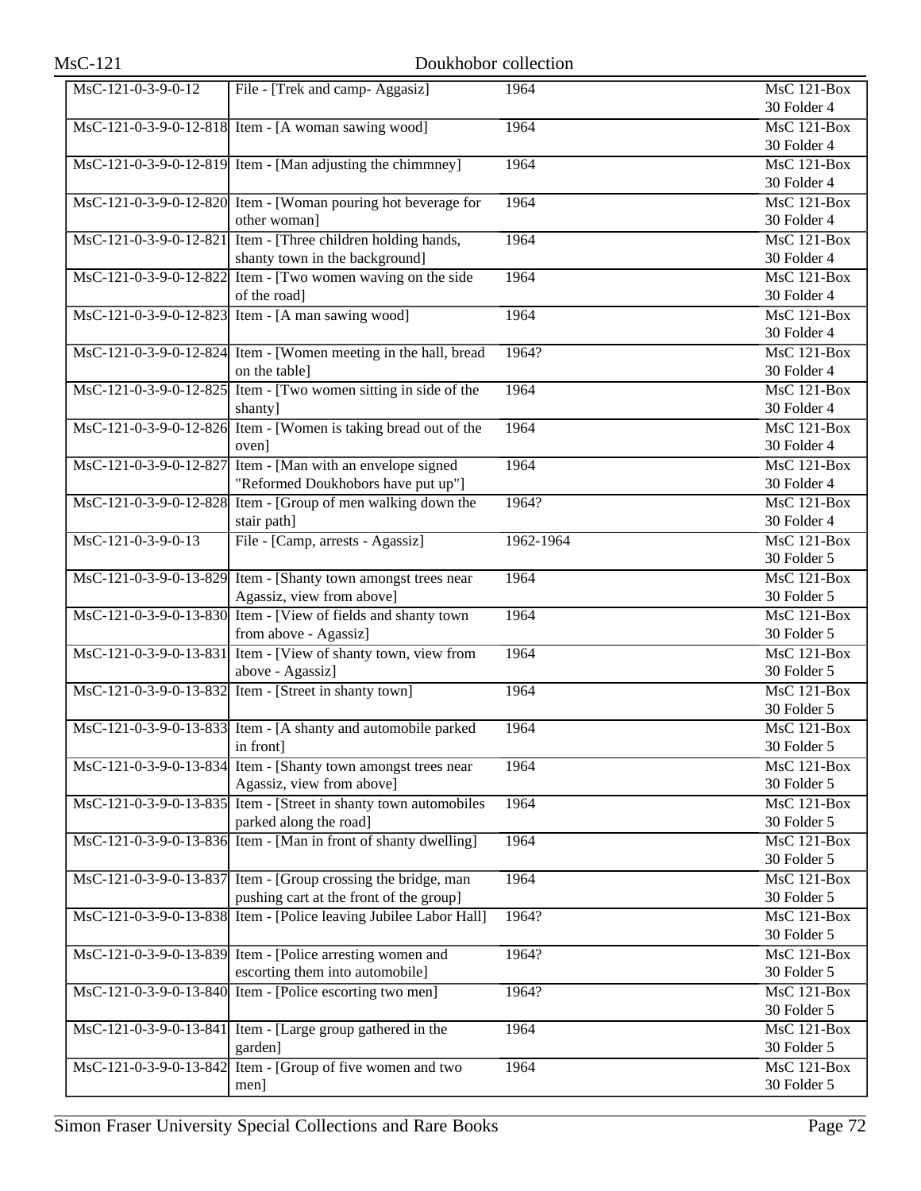| MsC-121-0-3-9-0-12 | File - [Trek and camp- Aggasiz] | 1964 | MsC 121-Box 30 Folder 4 |
|---|---|---|---|
| MsC-121-0-3-9-0-12-818 | Item - [A woman sawing wood] | 1964 | MsC 121-Box 30 Folder 4 |
| MsC-121-0-3-9-0-12-819 | Item - [Man adjusting the chimmney] | 1964 | MsC 121-Box 30 Folder 4 |
| MsC-121-0-3-9-0-12-820 | Item - [Woman pouring hot beverage for other woman] | 1964 | MsC 121-Box 30 Folder 4 |
| MsC-121-0-3-9-0-12-821 | Item - [Three children holding hands, shanty town in the background] | 1964 | MsC 121-Box 30 Folder 4 |
| MsC-121-0-3-9-0-12-822 | Item - [Two women waving on the side of the road] | 1964 | MsC 121-Box 30 Folder 4 |
| MsC-121-0-3-9-0-12-823 | Item - [A man sawing wood] | 1964 | MsC 121-Box 30 Folder 4 |
| MsC-121-0-3-9-0-12-824 | Item - [Women meeting in the hall, bread on the table] | 1964? | MsC 121-Box 30 Folder 4 |
| MsC-121-0-3-9-0-12-825 | Item - [Two women sitting in side of the shanty] | 1964 | MsC 121-Box 30 Folder 4 |
| MsC-121-0-3-9-0-12-826 | Item - [Women is taking bread out of the oven] | 1964 | MsC 121-Box 30 Folder 4 |
| MsC-121-0-3-9-0-12-827 | Item - [Man with an envelope signed "Reformed Doukhobors have put up"] | 1964 | MsC 121-Box 30 Folder 4 |
| MsC-121-0-3-9-0-12-828 | Item - [Group of men walking down the stair path] | 1964? | MsC 121-Box 30 Folder 4 |
| MsC-121-0-3-9-0-13 | File - [Camp, arrests - Agassiz] | 1962-1964 | MsC 121-Box 30 Folder 5 |
| MsC-121-0-3-9-0-13-829 | Item - [Shanty town amongst trees near Agassiz, view from above] | 1964 | MsC 121-Box 30 Folder 5 |
| MsC-121-0-3-9-0-13-830 | Item - [View of fields and shanty town from above - Agassiz] | 1964 | MsC 121-Box 30 Folder 5 |
| MsC-121-0-3-9-0-13-831 | Item - [View of shanty town, view from above - Agassiz] | 1964 | MsC 121-Box 30 Folder 5 |
| MsC-121-0-3-9-0-13-832 | Item - [Street in shanty town] | 1964 | MsC 121-Box 30 Folder 5 |
| MsC-121-0-3-9-0-13-833 | Item - [A shanty and automobile parked in front] | 1964 | MsC 121-Box 30 Folder 5 |
| MsC-121-0-3-9-0-13-834 | Item - [Shanty town amongst trees near Agassiz, view from above] | 1964 | MsC 121-Box 30 Folder 5 |
| MsC-121-0-3-9-0-13-835 | Item - [Street in shanty town automobiles parked along the road] | 1964 | MsC 121-Box 30 Folder 5 |
| MsC-121-0-3-9-0-13-836 | Item - [Man in front of shanty dwelling] | 1964 | MsC 121-Box 30 Folder 5 |
| MsC-121-0-3-9-0-13-837 | Item - [Group crossing the bridge, man pushing cart at the front of the group] | 1964 | MsC 121-Box 30 Folder 5 |
| MsC-121-0-3-9-0-13-838 | Item - [Police leaving Jubilee Labor Hall] | 1964? | MsC 121-Box 30 Folder 5 |
| MsC-121-0-3-9-0-13-839 | Item - [Police arresting women and escorting them into automobile] | 1964? | MsC 121-Box 30 Folder 5 |
| MsC-121-0-3-9-0-13-840 | Item - [Police escorting two men] | 1964? | MsC 121-Box 30 Folder 5 |
| MsC-121-0-3-9-0-13-841 | Item - [Large group gathered in the garden] | 1964 | MsC 121-Box 30 Folder 5 |
| MsC-121-0-3-9-0-13-842 | Item - [Group of five women and two men] | 1964 | MsC 121-Box 30 Folder 5 |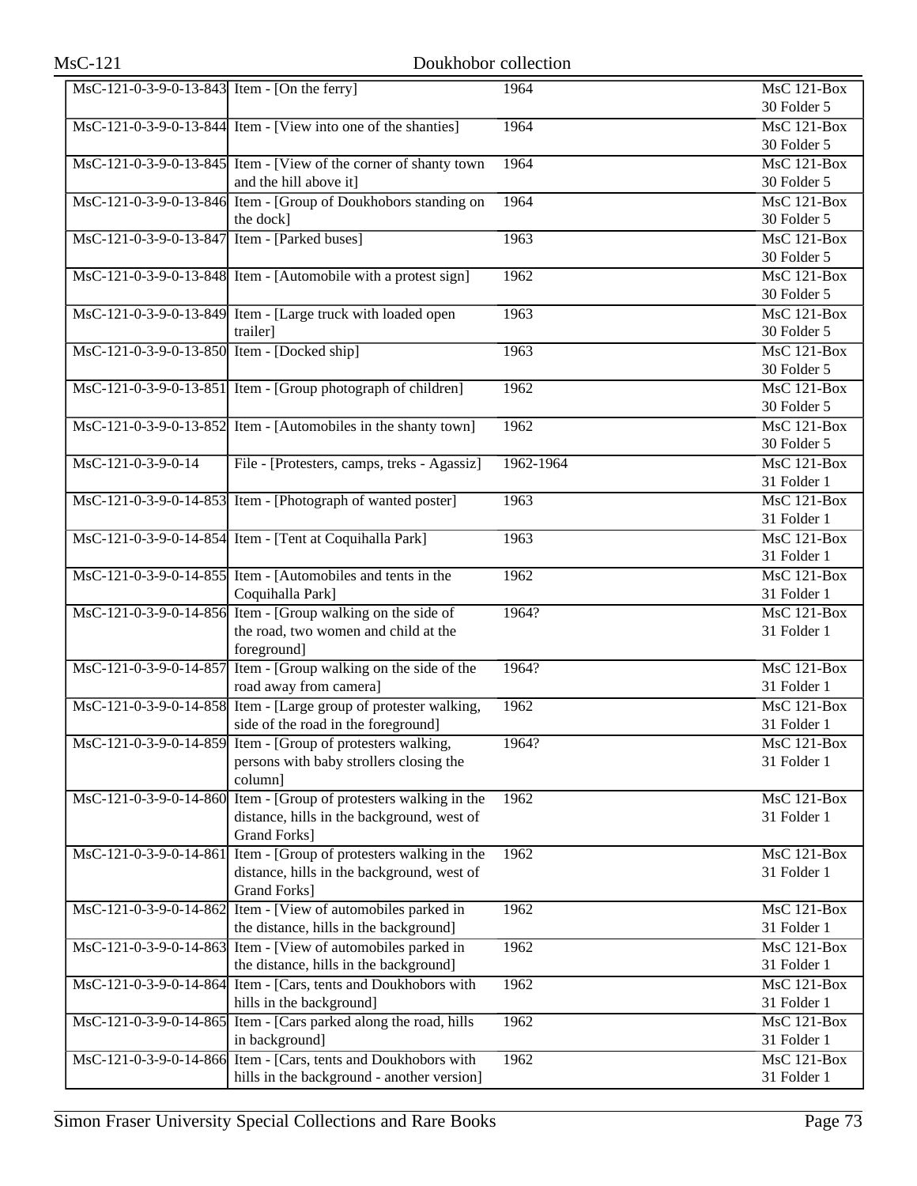| | | | |
|---|---|---|---|
| MsC-121-0-3-9-0-13-843 | Item - [On the ferry] | 1964 | MsC 121-Box 30 Folder 5 |
| MsC-121-0-3-9-0-13-844 | Item - [View into one of the shanties] | 1964 | MsC 121-Box 30 Folder 5 |
| MsC-121-0-3-9-0-13-845 | Item - [View of the corner of shanty town and the hill above it] | 1964 | MsC 121-Box 30 Folder 5 |
| MsC-121-0-3-9-0-13-846 | Item - [Group of Doukhobors standing on the dock] | 1964 | MsC 121-Box 30 Folder 5 |
| MsC-121-0-3-9-0-13-847 | Item - [Parked buses] | 1963 | MsC 121-Box 30 Folder 5 |
| MsC-121-0-3-9-0-13-848 | Item - [Automobile with a protest sign] | 1962 | MsC 121-Box 30 Folder 5 |
| MsC-121-0-3-9-0-13-849 | Item - [Large truck with loaded open trailer] | 1963 | MsC 121-Box 30 Folder 5 |
| MsC-121-0-3-9-0-13-850 | Item - [Docked ship] | 1963 | MsC 121-Box 30 Folder 5 |
| MsC-121-0-3-9-0-13-851 | Item - [Group photograph of children] | 1962 | MsC 121-Box 30 Folder 5 |
| MsC-121-0-3-9-0-13-852 | Item - [Automobiles in the shanty town] | 1962 | MsC 121-Box 30 Folder 5 |
| MsC-121-0-3-9-0-14 | File - [Protesters, camps, treks - Agassiz] | 1962-1964 | MsC 121-Box 31 Folder 1 |
| MsC-121-0-3-9-0-14-853 | Item - [Photograph of wanted poster] | 1963 | MsC 121-Box 31 Folder 1 |
| MsC-121-0-3-9-0-14-854 | Item - [Tent at Coquihalla Park] | 1963 | MsC 121-Box 31 Folder 1 |
| MsC-121-0-3-9-0-14-855 | Item - [Automobiles and tents in the Coquihalla Park] | 1962 | MsC 121-Box 31 Folder 1 |
| MsC-121-0-3-9-0-14-856 | Item - [Group walking on the side of the road, two women and child at the foreground] | 1964? | MsC 121-Box 31 Folder 1 |
| MsC-121-0-3-9-0-14-857 | Item - [Group walking on the side of the road away from camera] | 1964? | MsC 121-Box 31 Folder 1 |
| MsC-121-0-3-9-0-14-858 | Item - [Large group of protester walking, side of the road in the foreground] | 1962 | MsC 121-Box 31 Folder 1 |
| MsC-121-0-3-9-0-14-859 | Item - [Group of protesters walking, persons with baby strollers closing the column] | 1964? | MsC 121-Box 31 Folder 1 |
| MsC-121-0-3-9-0-14-860 | Item - [Group of protesters walking in the distance, hills in the background, west of Grand Forks] | 1962 | MsC 121-Box 31 Folder 1 |
| MsC-121-0-3-9-0-14-861 | Item - [Group of protesters walking in the distance, hills in the background, west of Grand Forks] | 1962 | MsC 121-Box 31 Folder 1 |
| MsC-121-0-3-9-0-14-862 | Item - [View of automobiles parked in the distance, hills in the background] | 1962 | MsC 121-Box 31 Folder 1 |
| MsC-121-0-3-9-0-14-863 | Item - [View of automobiles parked in the distance, hills in the background] | 1962 | MsC 121-Box 31 Folder 1 |
| MsC-121-0-3-9-0-14-864 | Item - [Cars, tents and Doukhobors with hills in the background] | 1962 | MsC 121-Box 31 Folder 1 |
| MsC-121-0-3-9-0-14-865 | Item - [Cars parked along the road, hills in background] | 1962 | MsC 121-Box 31 Folder 1 |
| MsC-121-0-3-9-0-14-866 | Item - [Cars, tents and Doukhobors with hills in the background - another version] | 1962 | MsC 121-Box 31 Folder 1 |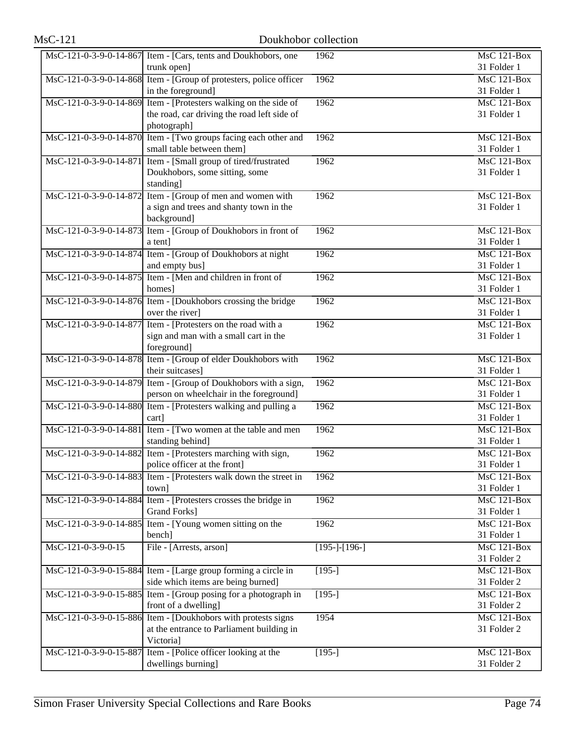| | | | |
|---|---|---|---|
| MsC-121-0-3-9-0-14-867 | Item - [Cars, tents and Doukhobors, one trunk open] | 1962 | MsC 121-Box 31 Folder 1 |
| MsC-121-0-3-9-0-14-868 | Item - [Group of protesters, police officer in the foreground] | 1962 | MsC 121-Box 31 Folder 1 |
| MsC-121-0-3-9-0-14-869 | Item - [Protesters walking on the side of the road, car driving the road left side of photograph] | 1962 | MsC 121-Box 31 Folder 1 |
| MsC-121-0-3-9-0-14-870 | Item - [Two groups facing each other and small table between them] | 1962 | MsC 121-Box 31 Folder 1 |
| MsC-121-0-3-9-0-14-871 | Item - [Small group of tired/frustrated Doukhobors, some sitting, some standing] | 1962 | MsC 121-Box 31 Folder 1 |
| MsC-121-0-3-9-0-14-872 | Item - [Group of men and women with a sign and trees and shanty town in the background] | 1962 | MsC 121-Box 31 Folder 1 |
| MsC-121-0-3-9-0-14-873 | Item - [Group of Doukhobors in front of a tent] | 1962 | MsC 121-Box 31 Folder 1 |
| MsC-121-0-3-9-0-14-874 | Item - [Group of Doukhobors at night and empty bus] | 1962 | MsC 121-Box 31 Folder 1 |
| MsC-121-0-3-9-0-14-875 | Item - [Men and children in front of homes] | 1962 | MsC 121-Box 31 Folder 1 |
| MsC-121-0-3-9-0-14-876 | Item - [Doukhobors crossing the bridge over the river] | 1962 | MsC 121-Box 31 Folder 1 |
| MsC-121-0-3-9-0-14-877 | Item - [Protesters on the road with a sign and man with a small cart in the foreground] | 1962 | MsC 121-Box 31 Folder 1 |
| MsC-121-0-3-9-0-14-878 | Item - [Group of elder Doukhobors with their suitcases] | 1962 | MsC 121-Box 31 Folder 1 |
| MsC-121-0-3-9-0-14-879 | Item - [Group of Doukhobors with a sign, person on wheelchair in the foreground] | 1962 | MsC 121-Box 31 Folder 1 |
| MsC-121-0-3-9-0-14-880 | Item - [Protesters walking and pulling a cart] | 1962 | MsC 121-Box 31 Folder 1 |
| MsC-121-0-3-9-0-14-881 | Item - [Two women at the table and men standing behind] | 1962 | MsC 121-Box 31 Folder 1 |
| MsC-121-0-3-9-0-14-882 | Item - [Protesters marching with sign, police officer at the front] | 1962 | MsC 121-Box 31 Folder 1 |
| MsC-121-0-3-9-0-14-883 | Item - [Protesters walk down the street in town] | 1962 | MsC 121-Box 31 Folder 1 |
| MsC-121-0-3-9-0-14-884 | Item - [Protesters crosses the bridge in Grand Forks] | 1962 | MsC 121-Box 31 Folder 1 |
| MsC-121-0-3-9-0-14-885 | Item - [Young women sitting on the bench] | 1962 | MsC 121-Box 31 Folder 1 |
| MsC-121-0-3-9-0-15 | File - [Arrests, arson] | [195-]-[196-] | MsC 121-Box 31 Folder 2 |
| MsC-121-0-3-9-0-15-884 | Item - [Large group forming a circle in side which items are being burned] | [195-] | MsC 121-Box 31 Folder 2 |
| MsC-121-0-3-9-0-15-885 | Item - [Group posing for a photograph in front of a dwelling] | [195-] | MsC 121-Box 31 Folder 2 |
| MsC-121-0-3-9-0-15-886 | Item - [Doukhobors with protests signs at the entrance to Parliament building in Victoria] | 1954 | MsC 121-Box 31 Folder 2 |
| MsC-121-0-3-9-0-15-887 | Item - [Police officer looking at the dwellings burning] | [195-] | MsC 121-Box 31 Folder 2 |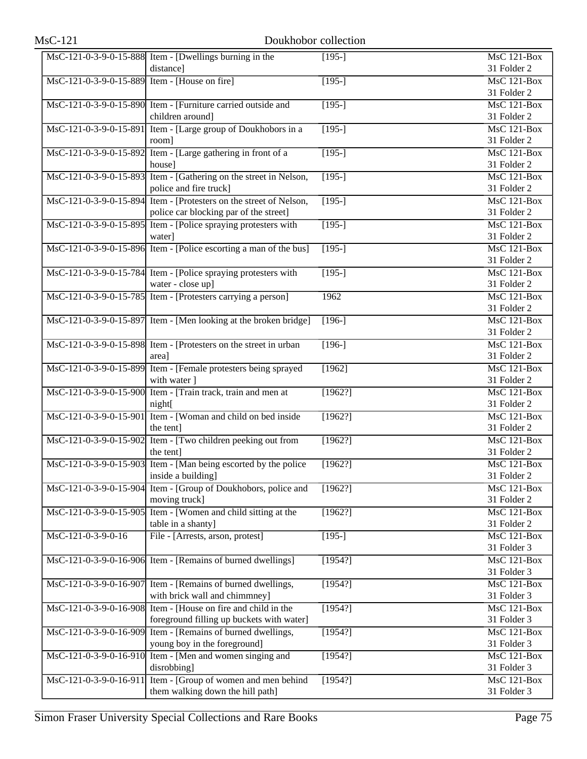| | | | |
|---|---|---|---|
| MsC-121-0-3-9-0-15-888 | Item - [Dwellings burning in the distance] | [195-] | MsC 121-Box 31 Folder 2 |
| MsC-121-0-3-9-0-15-889 | Item - [House on fire] | [195-] | MsC 121-Box 31 Folder 2 |
| MsC-121-0-3-9-0-15-890 | Item - [Furniture carried outside and children around] | [195-] | MsC 121-Box 31 Folder 2 |
| MsC-121-0-3-9-0-15-891 | Item - [Large group of Doukhobors in a room] | [195-] | MsC 121-Box 31 Folder 2 |
| MsC-121-0-3-9-0-15-892 | Item - [Large gathering in front of a house] | [195-] | MsC 121-Box 31 Folder 2 |
| MsC-121-0-3-9-0-15-893 | Item - [Gathering on the street in Nelson, police and fire truck] | [195-] | MsC 121-Box 31 Folder 2 |
| MsC-121-0-3-9-0-15-894 | Item - [Protesters on the street of Nelson, police car blocking par of the street] | [195-] | MsC 121-Box 31 Folder 2 |
| MsC-121-0-3-9-0-15-895 | Item - [Police spraying protesters with water] | [195-] | MsC 121-Box 31 Folder 2 |
| MsC-121-0-3-9-0-15-896 | Item - [Police escorting a man of the bus] | [195-] | MsC 121-Box 31 Folder 2 |
| MsC-121-0-3-9-0-15-784 | Item - [Police spraying protesters with water - close up] | [195-] | MsC 121-Box 31 Folder 2 |
| MsC-121-0-3-9-0-15-785 | Item - [Protesters carrying a person] | 1962 | MsC 121-Box 31 Folder 2 |
| MsC-121-0-3-9-0-15-897 | Item - [Men looking at the broken bridge] | [196-] | MsC 121-Box 31 Folder 2 |
| MsC-121-0-3-9-0-15-898 | Item - [Protesters on the street in urban area] | [196-] | MsC 121-Box 31 Folder 2 |
| MsC-121-0-3-9-0-15-899 | Item - [Female protesters being sprayed with water ] | [1962] | MsC 121-Box 31 Folder 2 |
| MsC-121-0-3-9-0-15-900 | Item - [Train track, train and men at night[ | [1962?] | MsC 121-Box 31 Folder 2 |
| MsC-121-0-3-9-0-15-901 | Item - [Woman and child on bed inside the tent] | [1962?] | MsC 121-Box 31 Folder 2 |
| MsC-121-0-3-9-0-15-902 | Item - [Two children peeking out from the tent] | [1962?] | MsC 121-Box 31 Folder 2 |
| MsC-121-0-3-9-0-15-903 | Item - [Man being escorted by the police inside a building] | [1962?] | MsC 121-Box 31 Folder 2 |
| MsC-121-0-3-9-0-15-904 | Item - [Group of Doukhobors, police and moving truck] | [1962?] | MsC 121-Box 31 Folder 2 |
| MsC-121-0-3-9-0-15-905 | Item - [Women and child sitting at the table in a shanty] | [1962?] | MsC 121-Box 31 Folder 2 |
| MsC-121-0-3-9-0-16 | File - [Arrests, arson, protest] | [195-] | MsC 121-Box 31 Folder 3 |
| MsC-121-0-3-9-0-16-906 | Item - [Remains of burned dwellings] | [1954?] | MsC 121-Box 31 Folder 3 |
| MsC-121-0-3-9-0-16-907 | Item - [Remains of burned dwellings, with brick wall and chimmney] | [1954?] | MsC 121-Box 31 Folder 3 |
| MsC-121-0-3-9-0-16-908 | Item - [House on fire and child in the foreground filling up buckets with water] | [1954?] | MsC 121-Box 31 Folder 3 |
| MsC-121-0-3-9-0-16-909 | Item - [Remains of burned dwellings, young boy in the foreground] | [1954?] | MsC 121-Box 31 Folder 3 |
| MsC-121-0-3-9-0-16-910 | Item - [Men and women singing and disrobbing] | [1954?] | MsC 121-Box 31 Folder 3 |
| MsC-121-0-3-9-0-16-911 | Item - [Group of women and men behind them walking down the hill path] | [1954?] | MsC 121-Box 31 Folder 3 |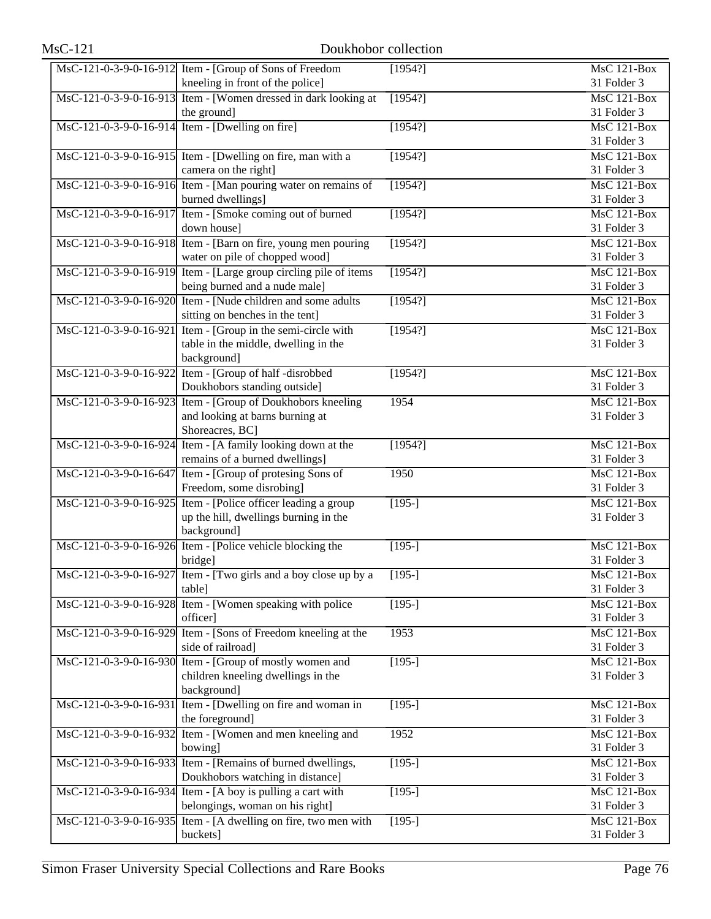| | | | |
|---|---|---|---|
| MsC-121-0-3-9-0-16-912 | Item - [Group of Sons of Freedom kneeling in front of the police] | [1954?] | MsC 121-Box 31 Folder 3 |
| MsC-121-0-3-9-0-16-913 | Item - [Women dressed in dark looking at the ground] | [1954?] | MsC 121-Box 31 Folder 3 |
| MsC-121-0-3-9-0-16-914 | Item - [Dwelling on fire] | [1954?] | MsC 121-Box 31 Folder 3 |
| MsC-121-0-3-9-0-16-915 | Item - [Dwelling on fire, man with a camera on the right] | [1954?] | MsC 121-Box 31 Folder 3 |
| MsC-121-0-3-9-0-16-916 | Item - [Man pouring water on remains of burned dwellings] | [1954?] | MsC 121-Box 31 Folder 3 |
| MsC-121-0-3-9-0-16-917 | Item - [Smoke coming out of burned down house] | [1954?] | MsC 121-Box 31 Folder 3 |
| MsC-121-0-3-9-0-16-918 | Item - [Barn on fire, young men pouring water on pile of chopped wood] | [1954?] | MsC 121-Box 31 Folder 3 |
| MsC-121-0-3-9-0-16-919 | Item - [Large group circling pile of items being burned and a nude male] | [1954?] | MsC 121-Box 31 Folder 3 |
| MsC-121-0-3-9-0-16-920 | Item - [Nude children and some adults sitting on benches in the tent] | [1954?] | MsC 121-Box 31 Folder 3 |
| MsC-121-0-3-9-0-16-921 | Item - [Group in the semi-circle with table in the middle, dwelling in the background] | [1954?] | MsC 121-Box 31 Folder 3 |
| MsC-121-0-3-9-0-16-922 | Item - [Group of half -disrobbed Doukhobors standing outside] | [1954?] | MsC 121-Box 31 Folder 3 |
| MsC-121-0-3-9-0-16-923 | Item - [Group of Doukhobors kneeling and looking at barns burning at Shoreacres, BC] | 1954 | MsC 121-Box 31 Folder 3 |
| MsC-121-0-3-9-0-16-924 | Item - [A family looking down at the remains of a burned dwellings] | [1954?] | MsC 121-Box 31 Folder 3 |
| MsC-121-0-3-9-0-16-647 | Item - [Group of protesing Sons of Freedom, some disrobing] | 1950 | MsC 121-Box 31 Folder 3 |
| MsC-121-0-3-9-0-16-925 | Item - [Police officer leading a group up the hill, dwellings burning in the background] | [195-] | MsC 121-Box 31 Folder 3 |
| MsC-121-0-3-9-0-16-926 | Item - [Police vehicle blocking the bridge] | [195-] | MsC 121-Box 31 Folder 3 |
| MsC-121-0-3-9-0-16-927 | Item - [Two girls and a boy close up by a table] | [195-] | MsC 121-Box 31 Folder 3 |
| MsC-121-0-3-9-0-16-928 | Item - [Women speaking with police officer] | [195-] | MsC 121-Box 31 Folder 3 |
| MsC-121-0-3-9-0-16-929 | Item - [Sons of Freedom kneeling at the side of railroad] | 1953 | MsC 121-Box 31 Folder 3 |
| MsC-121-0-3-9-0-16-930 | Item - [Group of mostly women and children kneeling dwellings in the background] | [195-] | MsC 121-Box 31 Folder 3 |
| MsC-121-0-3-9-0-16-931 | Item - [Dwelling on fire and woman in the foreground] | [195-] | MsC 121-Box 31 Folder 3 |
| MsC-121-0-3-9-0-16-932 | Item - [Women and men kneeling and bowing] | 1952 | MsC 121-Box 31 Folder 3 |
| MsC-121-0-3-9-0-16-933 | Item - [Remains of burned dwellings, Doukhobors watching in distance] | [195-] | MsC 121-Box 31 Folder 3 |
| MsC-121-0-3-9-0-16-934 | Item - [A boy is pulling a cart with belongings, woman on his right] | [195-] | MsC 121-Box 31 Folder 3 |
| MsC-121-0-3-9-0-16-935 | Item - [A dwelling on fire, two men with buckets] | [195-] | MsC 121-Box 31 Folder 3 |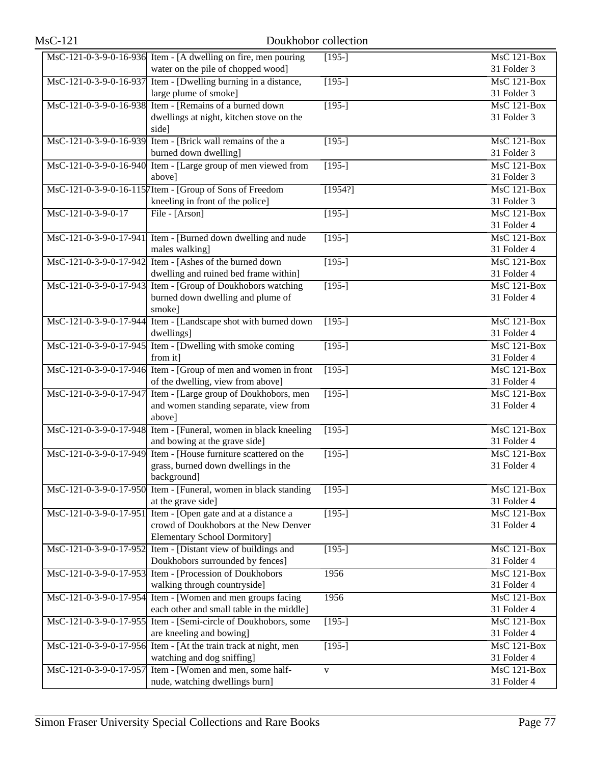| | | | |
|---|---|---|---|
| MsC-121-0-3-9-0-16-936 | Item - [A dwelling on fire, men pouring water on the pile of chopped wood] | [195-] | MsC 121-Box 31 Folder 3 |
| MsC-121-0-3-9-0-16-937 | Item - [Dwelling burning in a distance, large plume of smoke] | [195-] | MsC 121-Box 31 Folder 3 |
| MsC-121-0-3-9-0-16-938 | Item - [Remains of a burned down dwellings at night, kitchen stove on the side] | [195-] | MsC 121-Box 31 Folder 3 |
| MsC-121-0-3-9-0-16-939 | Item - [Brick wall remains of the a burned down dwelling] | [195-] | MsC 121-Box 31 Folder 3 |
| MsC-121-0-3-9-0-16-940 | Item - [Large group of men viewed from above] | [195-] | MsC 121-Box 31 Folder 3 |
| MsC-121-0-3-9-0-16-1157 | Item - [Group of Sons of Freedom kneeling in front of the police] | [1954?] | MsC 121-Box 31 Folder 3 |
| MsC-121-0-3-9-0-17 | File - [Arson] | [195-] | MsC 121-Box 31 Folder 4 |
| MsC-121-0-3-9-0-17-941 | Item - [Burned down dwelling and nude males walking] | [195-] | MsC 121-Box 31 Folder 4 |
| MsC-121-0-3-9-0-17-942 | Item - [Ashes of the burned down dwelling and ruined bed frame within] | [195-] | MsC 121-Box 31 Folder 4 |
| MsC-121-0-3-9-0-17-943 | Item - [Group of Doukhobors watching burned down dwelling and plume of smoke] | [195-] | MsC 121-Box 31 Folder 4 |
| MsC-121-0-3-9-0-17-944 | Item - [Landscape shot with burned down dwellings] | [195-] | MsC 121-Box 31 Folder 4 |
| MsC-121-0-3-9-0-17-945 | Item - [Dwelling with smoke coming from it] | [195-] | MsC 121-Box 31 Folder 4 |
| MsC-121-0-3-9-0-17-946 | Item - [Group of men and women in front of the dwelling, view from above] | [195-] | MsC 121-Box 31 Folder 4 |
| MsC-121-0-3-9-0-17-947 | Item - [Large group of Doukhobors, men and women standing separate, view from above] | [195-] | MsC 121-Box 31 Folder 4 |
| MsC-121-0-3-9-0-17-948 | Item - [Funeral, women in black kneeling and bowing at the grave side] | [195-] | MsC 121-Box 31 Folder 4 |
| MsC-121-0-3-9-0-17-949 | Item - [House furniture scattered on the grass, burned down dwellings in the background] | [195-] | MsC 121-Box 31 Folder 4 |
| MsC-121-0-3-9-0-17-950 | Item - [Funeral, women in black standing at the grave side] | [195-] | MsC 121-Box 31 Folder 4 |
| MsC-121-0-3-9-0-17-951 | Item - [Open gate and at a distance a crowd of Doukhobors at the New Denver Elementary School Dormitory] | [195-] | MsC 121-Box 31 Folder 4 |
| MsC-121-0-3-9-0-17-952 | Item - [Distant view of buildings and Doukhobors surrounded by fences] | [195-] | MsC 121-Box 31 Folder 4 |
| MsC-121-0-3-9-0-17-953 | Item - [Procession of Doukhobors walking through countryside] | 1956 | MsC 121-Box 31 Folder 4 |
| MsC-121-0-3-9-0-17-954 | Item - [Women and men groups facing each other and small table in the middle] | 1956 | MsC 121-Box 31 Folder 4 |
| MsC-121-0-3-9-0-17-955 | Item - [Semi-circle of Doukhobors, some are kneeling and bowing] | [195-] | MsC 121-Box 31 Folder 4 |
| MsC-121-0-3-9-0-17-956 | Item - [At the train track at night, men watching and dog sniffing] | [195-] | MsC 121-Box 31 Folder 4 |
| MsC-121-0-3-9-0-17-957 | Item - [Women and men, some half-nude, watching dwellings burn] | v | MsC 121-Box 31 Folder 4 |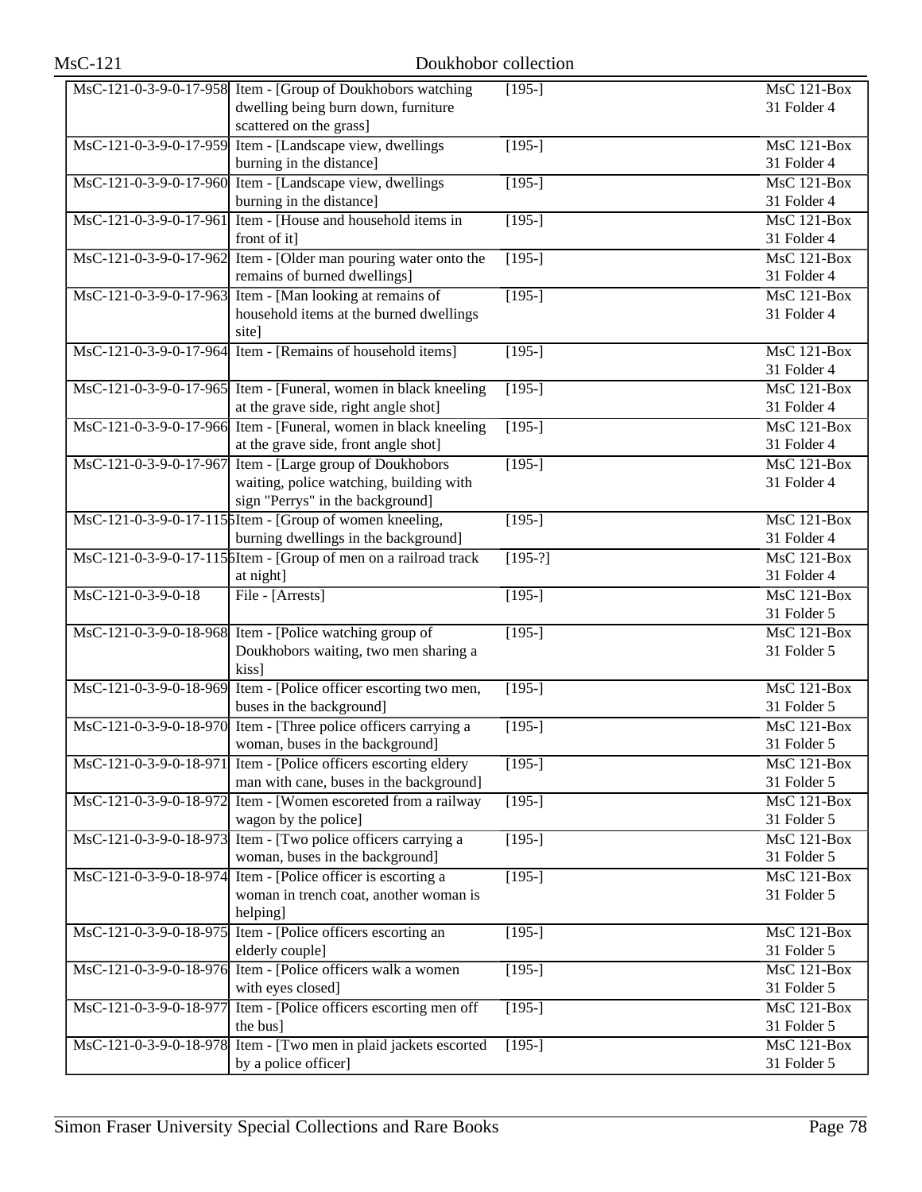| | | | |
|---|---|---|---|
| MsC-121-0-3-9-0-17-958 | Item - [Group of Doukhobors watching dwelling being burn down, furniture scattered on the grass] | [195-] | MsC 121-Box 31 Folder 4 |
| MsC-121-0-3-9-0-17-959 | Item - [Landscape view, dwellings burning in the distance] | [195-] | MsC 121-Box 31 Folder 4 |
| MsC-121-0-3-9-0-17-960 | Item - [Landscape view, dwellings burning in the distance] | [195-] | MsC 121-Box 31 Folder 4 |
| MsC-121-0-3-9-0-17-961 | Item - [House and household items in front of it] | [195-] | MsC 121-Box 31 Folder 4 |
| MsC-121-0-3-9-0-17-962 | Item - [Older man pouring water onto the remains of burned dwellings] | [195-] | MsC 121-Box 31 Folder 4 |
| MsC-121-0-3-9-0-17-963 | Item - [Man looking at remains of household items at the burned dwellings site] | [195-] | MsC 121-Box 31 Folder 4 |
| MsC-121-0-3-9-0-17-964 | Item - [Remains of household items] | [195-] | MsC 121-Box 31 Folder 4 |
| MsC-121-0-3-9-0-17-965 | Item - [Funeral, women in black kneeling at the grave side, right angle shot] | [195-] | MsC 121-Box 31 Folder 4 |
| MsC-121-0-3-9-0-17-966 | Item - [Funeral, women in black kneeling at the grave side, front angle shot] | [195-] | MsC 121-Box 31 Folder 4 |
| MsC-121-0-3-9-0-17-967 | Item - [Large group of Doukhobors waiting, police watching, building with sign "Perrys" in the background] | [195-] | MsC 121-Box 31 Folder 4 |
| MsC-121-0-3-9-0-17-1155 | Item - [Group of women kneeling, burning dwellings in the background] | [195-] | MsC 121-Box 31 Folder 4 |
| MsC-121-0-3-9-0-17-1156 | Item - [Group of men on a railroad track at night] | [195-?] | MsC 121-Box 31 Folder 4 |
| MsC-121-0-3-9-0-18 | File - [Arrests] | [195-] | MsC 121-Box 31 Folder 5 |
| MsC-121-0-3-9-0-18-968 | Item - [Police watching group of Doukhobors waiting, two men sharing a kiss] | [195-] | MsC 121-Box 31 Folder 5 |
| MsC-121-0-3-9-0-18-969 | Item - [Police officer escorting two men, buses in the background] | [195-] | MsC 121-Box 31 Folder 5 |
| MsC-121-0-3-9-0-18-970 | Item - [Three police officers carrying a woman, buses in the background] | [195-] | MsC 121-Box 31 Folder 5 |
| MsC-121-0-3-9-0-18-971 | Item - [Police officers escorting eldery man with cane, buses in the background] | [195-] | MsC 121-Box 31 Folder 5 |
| MsC-121-0-3-9-0-18-972 | Item - [Women escoreted from a railway wagon by the police] | [195-] | MsC 121-Box 31 Folder 5 |
| MsC-121-0-3-9-0-18-973 | Item - [Two police officers carrying a woman, buses in the background] | [195-] | MsC 121-Box 31 Folder 5 |
| MsC-121-0-3-9-0-18-974 | Item - [Police officer is escorting a woman in trench coat, another woman is helping] | [195-] | MsC 121-Box 31 Folder 5 |
| MsC-121-0-3-9-0-18-975 | Item - [Police officers escorting an elderly couple] | [195-] | MsC 121-Box 31 Folder 5 |
| MsC-121-0-3-9-0-18-976 | Item - [Police officers walk a women with eyes closed] | [195-] | MsC 121-Box 31 Folder 5 |
| MsC-121-0-3-9-0-18-977 | Item - [Police officers escorting men off the bus] | [195-] | MsC 121-Box 31 Folder 5 |
| MsC-121-0-3-9-0-18-978 | Item - [Two men in plaid jackets escorted by a police officer] | [195-] | MsC 121-Box 31 Folder 5 |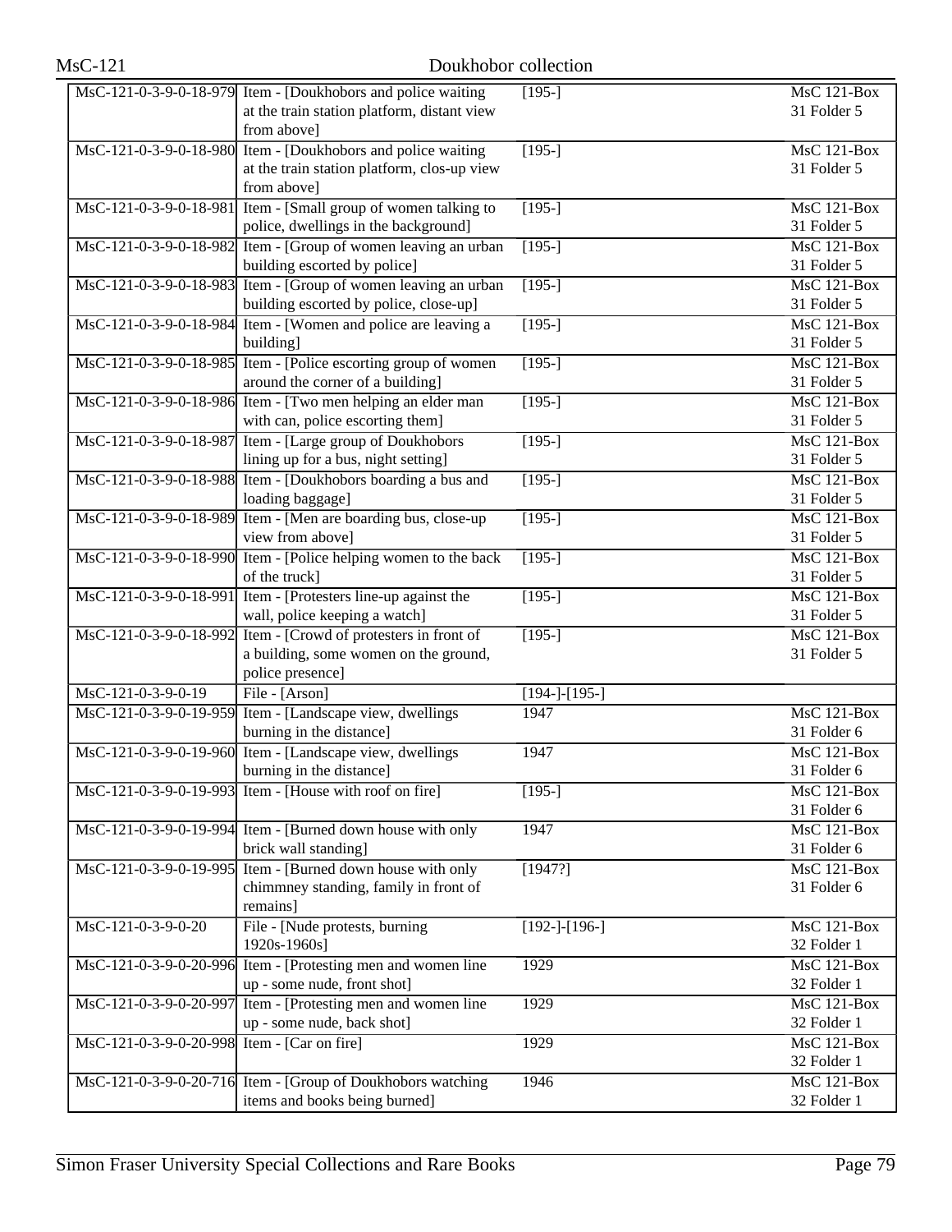| | | | |
|---|---|---|---|
| MsC-121-0-3-9-0-18-979 | Item - [Doukhobors and police waiting at the train station platform, distant view from above] | [195-] | MsC 121-Box 31 Folder 5 |
| MsC-121-0-3-9-0-18-980 | Item - [Doukhobors and police waiting at the train station platform, clos-up view from above] | [195-] | MsC 121-Box 31 Folder 5 |
| MsC-121-0-3-9-0-18-981 | Item - [Small group of women talking to police, dwellings in the background] | [195-] | MsC 121-Box 31 Folder 5 |
| MsC-121-0-3-9-0-18-982 | Item - [Group of women leaving an urban building escorted by police] | [195-] | MsC 121-Box 31 Folder 5 |
| MsC-121-0-3-9-0-18-983 | Item - [Group of women leaving an urban building escorted by police, close-up] | [195-] | MsC 121-Box 31 Folder 5 |
| MsC-121-0-3-9-0-18-984 | Item - [Women and police are leaving a building] | [195-] | MsC 121-Box 31 Folder 5 |
| MsC-121-0-3-9-0-18-985 | Item - [Police escorting group of women around the corner of a building] | [195-] | MsC 121-Box 31 Folder 5 |
| MsC-121-0-3-9-0-18-986 | Item - [Two men helping an elder man with can, police escorting them] | [195-] | MsC 121-Box 31 Folder 5 |
| MsC-121-0-3-9-0-18-987 | Item - [Large group of Doukhobors lining up for a bus, night setting] | [195-] | MsC 121-Box 31 Folder 5 |
| MsC-121-0-3-9-0-18-988 | Item - [Doukhobors boarding a bus and loading baggage] | [195-] | MsC 121-Box 31 Folder 5 |
| MsC-121-0-3-9-0-18-989 | Item - [Men are boarding bus, close-up view from above] | [195-] | MsC 121-Box 31 Folder 5 |
| MsC-121-0-3-9-0-18-990 | Item - [Police helping women to the back of the truck] | [195-] | MsC 121-Box 31 Folder 5 |
| MsC-121-0-3-9-0-18-991 | Item - [Protesters line-up against the wall, police keeping a watch] | [195-] | MsC 121-Box 31 Folder 5 |
| MsC-121-0-3-9-0-18-992 | Item - [Crowd of protesters in front of a building, some women on the ground, police presence] | [195-] | MsC 121-Box 31 Folder 5 |
| MsC-121-0-3-9-0-19 | File - [Arson] | [194-]-[195-] | |
| MsC-121-0-3-9-0-19-959 | Item - [Landscape view, dwellings burning in the distance] | 1947 | MsC 121-Box 31 Folder 6 |
| MsC-121-0-3-9-0-19-960 | Item - [Landscape view, dwellings burning in the distance] | 1947 | MsC 121-Box 31 Folder 6 |
| MsC-121-0-3-9-0-19-993 | Item - [House with roof on fire] | [195-] | MsC 121-Box 31 Folder 6 |
| MsC-121-0-3-9-0-19-994 | Item - [Burned down house with only brick wall standing] | 1947 | MsC 121-Box 31 Folder 6 |
| MsC-121-0-3-9-0-19-995 | Item - [Burned down house with only chimmney standing, family in front of remains] | [1947?] | MsC 121-Box 31 Folder 6 |
| MsC-121-0-3-9-0-20 | File - [Nude protests, burning 1920s-1960s] | [192-]-[196-] | MsC 121-Box 32 Folder 1 |
| MsC-121-0-3-9-0-20-996 | Item - [Protesting men and women line up - some nude, front shot] | 1929 | MsC 121-Box 32 Folder 1 |
| MsC-121-0-3-9-0-20-997 | Item - [Protesting men and women line up - some nude, back shot] | 1929 | MsC 121-Box 32 Folder 1 |
| MsC-121-0-3-9-0-20-998 | Item - [Car on fire] | 1929 | MsC 121-Box 32 Folder 1 |
| MsC-121-0-3-9-0-20-716 | Item - [Group of Doukhobors watching items and books being burned] | 1946 | MsC 121-Box 32 Folder 1 |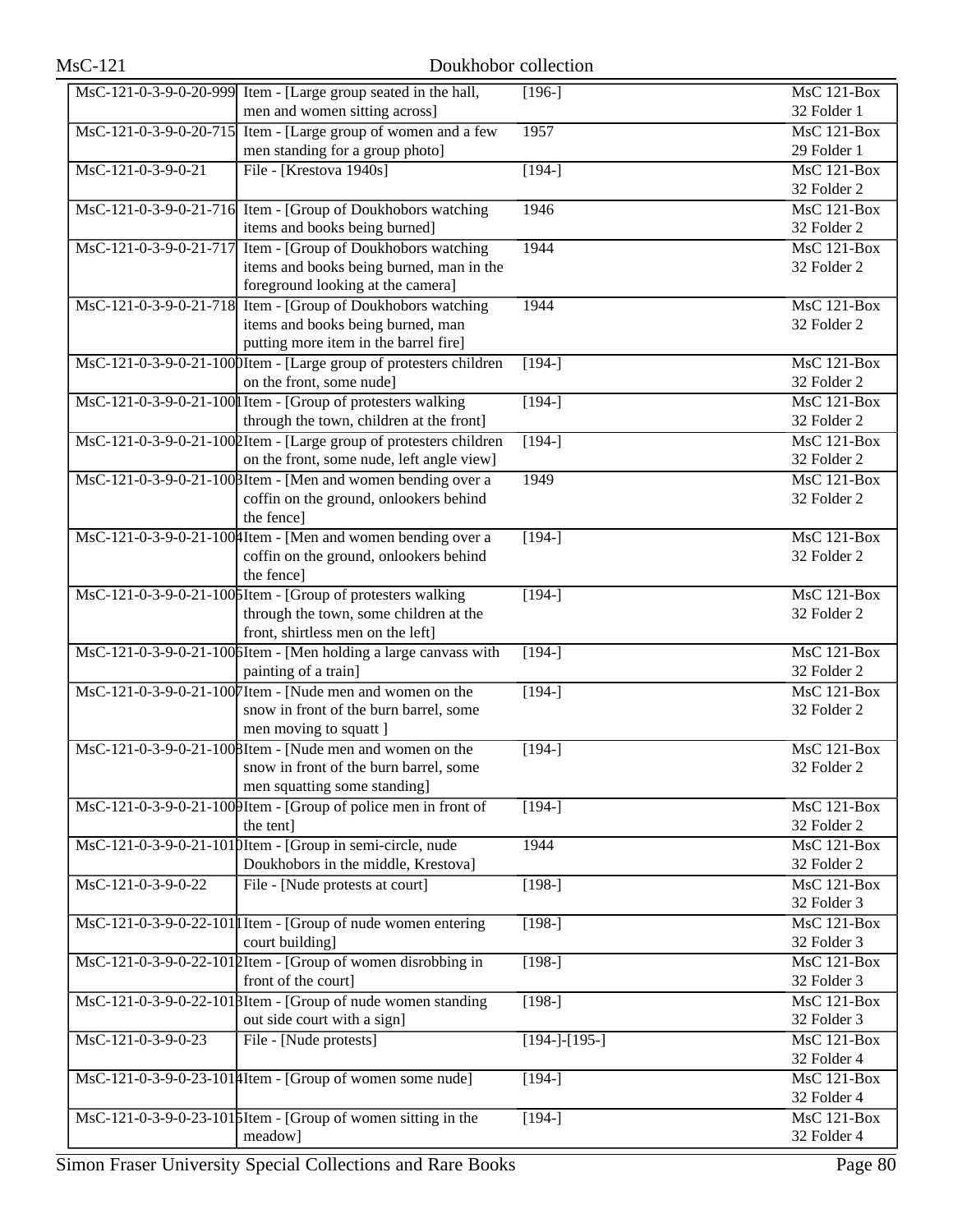| | | | |
|---|---|---|---|
| MsC-121-0-3-9-0-20-999 | Item - [Large group seated in the hall, men and women sitting across] | [196-] | MsC 121-Box 32 Folder 1 |
| MsC-121-0-3-9-0-20-715 | Item - [Large group of women and a few men standing for a group photo] | 1957 | MsC 121-Box 29 Folder 1 |
| MsC-121-0-3-9-0-21 | File - [Krestova 1940s] | [194-] | MsC 121-Box 32 Folder 2 |
| MsC-121-0-3-9-0-21-716 | Item - [Group of Doukhobors watching items and books being burned] | 1946 | MsC 121-Box 32 Folder 2 |
| MsC-121-0-3-9-0-21-717 | Item - [Group of Doukhobors watching items and books being burned, man in the foreground looking at the camera] | 1944 | MsC 121-Box 32 Folder 2 |
| MsC-121-0-3-9-0-21-718 | Item - [Group of Doukhobors watching items and books being burned, man putting more item in the barrel fire] | 1944 | MsC 121-Box 32 Folder 2 |
| MsC-121-0-3-9-0-21-1000 | Item - [Large group of protesters children on the front, some nude] | [194-] | MsC 121-Box 32 Folder 2 |
| MsC-121-0-3-9-0-21-1001 | Item - [Group of protesters walking through the town, children at the front] | [194-] | MsC 121-Box 32 Folder 2 |
| MsC-121-0-3-9-0-21-1002 | Item - [Large group of protesters children on the front, some nude, left angle view] | [194-] | MsC 121-Box 32 Folder 2 |
| MsC-121-0-3-9-0-21-1003 | Item - [Men and women bending over a coffin on the ground, onlookers behind the fence] | 1949 | MsC 121-Box 32 Folder 2 |
| MsC-121-0-3-9-0-21-1004 | Item - [Men and women bending over a coffin on the ground, onlookers behind the fence] | [194-] | MsC 121-Box 32 Folder 2 |
| MsC-121-0-3-9-0-21-1005 | Item - [Group of protesters walking through the town, some children at the front, shirtless men on the left] | [194-] | MsC 121-Box 32 Folder 2 |
| MsC-121-0-3-9-0-21-1006 | Item - [Men holding a large canvass with painting of a train] | [194-] | MsC 121-Box 32 Folder 2 |
| MsC-121-0-3-9-0-21-1007 | Item - [Nude men and women on the snow in front of the burn barrel, some men moving to squatt ] | [194-] | MsC 121-Box 32 Folder 2 |
| MsC-121-0-3-9-0-21-1008 | Item - [Nude men and women on the snow in front of the burn barrel, some men squatting some standing] | [194-] | MsC 121-Box 32 Folder 2 |
| MsC-121-0-3-9-0-21-1009 | Item - [Group of police men in front of the tent] | [194-] | MsC 121-Box 32 Folder 2 |
| MsC-121-0-3-9-0-21-1010 | Item - [Group in semi-circle, nude Doukhobors in the middle, Krestova] | 1944 | MsC 121-Box 32 Folder 2 |
| MsC-121-0-3-9-0-22 | File - [Nude protests at court] | [198-] | MsC 121-Box 32 Folder 3 |
| MsC-121-0-3-9-0-22-1011 | Item - [Group of nude women entering court building] | [198-] | MsC 121-Box 32 Folder 3 |
| MsC-121-0-3-9-0-22-1012 | Item - [Group of women disrobbing in front of the court] | [198-] | MsC 121-Box 32 Folder 3 |
| MsC-121-0-3-9-0-22-1013 | Item - [Group of nude women standing out side court with a sign] | [198-] | MsC 121-Box 32 Folder 3 |
| MsC-121-0-3-9-0-23 | File - [Nude protests] | [194-]-[195-] | MsC 121-Box 32 Folder 4 |
| MsC-121-0-3-9-0-23-1014 | Item - [Group of women some nude] | [194-] | MsC 121-Box 32 Folder 4 |
| MsC-121-0-3-9-0-23-1015 | Item - [Group of women sitting in the meadow] | [194-] | MsC 121-Box 32 Folder 4 |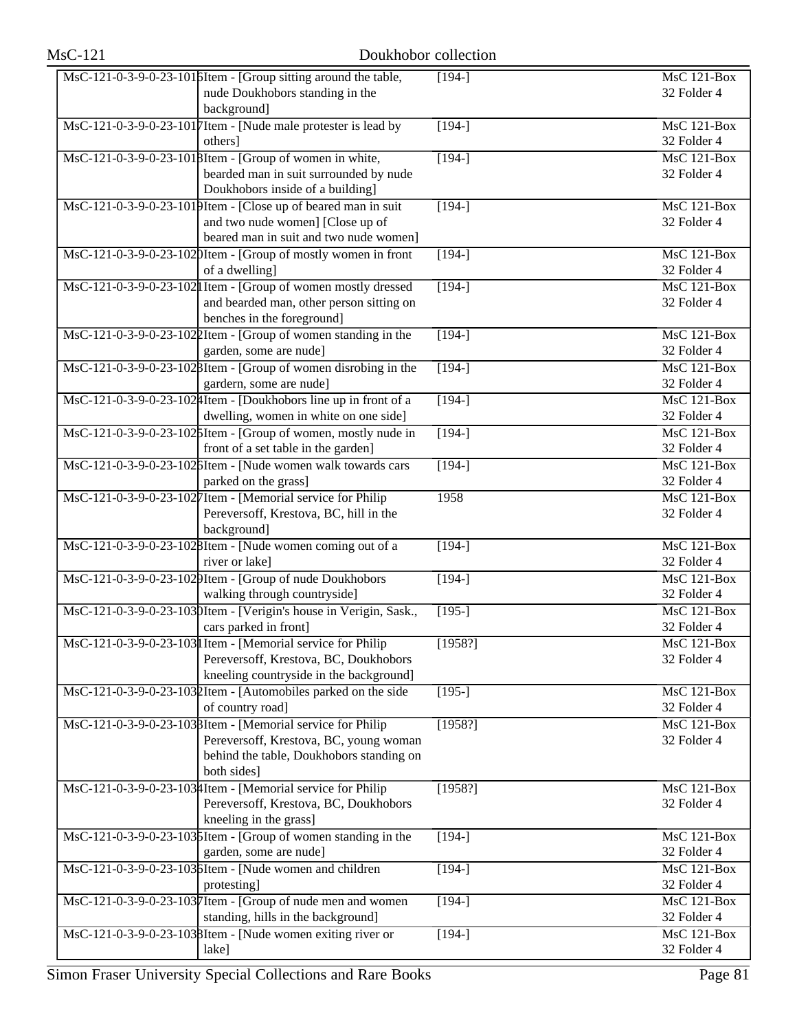| | | | |
|---|---|---|---|
| MsC-121-0-3-9-0-23-1016 | Item - [Group sitting around the table, nude Doukhobors standing in the background] | [194-] | MsC 121-Box 32 Folder 4 |
| MsC-121-0-3-9-0-23-1017 | Item - [Nude male protester is lead by others] | [194-] | MsC 121-Box 32 Folder 4 |
| MsC-121-0-3-9-0-23-1018 | Item - [Group of women in white, bearded man in suit surrounded by nude Doukhobors inside of a building] | [194-] | MsC 121-Box 32 Folder 4 |
| MsC-121-0-3-9-0-23-1019 | Item - [Close up of beared man in suit and two nude women] [Close up of beared man in suit and two nude women] | [194-] | MsC 121-Box 32 Folder 4 |
| MsC-121-0-3-9-0-23-1020 | Item - [Group of mostly women in front of a dwelling] | [194-] | MsC 121-Box 32 Folder 4 |
| MsC-121-0-3-9-0-23-1021 | Item - [Group of women mostly dressed and bearded man, other person sitting on benches in the foreground] | [194-] | MsC 121-Box 32 Folder 4 |
| MsC-121-0-3-9-0-23-1022 | Item - [Group of women standing in the garden, some are nude] | [194-] | MsC 121-Box 32 Folder 4 |
| MsC-121-0-3-9-0-23-1023 | Item - [Group of women disrobing in the gardern, some are nude] | [194-] | MsC 121-Box 32 Folder 4 |
| MsC-121-0-3-9-0-23-1024 | Item - [Doukhobors line up in front of a dwelling, women in white on one side] | [194-] | MsC 121-Box 32 Folder 4 |
| MsC-121-0-3-9-0-23-1025 | Item - [Group of women, mostly nude in front of a set table in the garden] | [194-] | MsC 121-Box 32 Folder 4 |
| MsC-121-0-3-9-0-23-1026 | Item - [Nude women walk towards cars parked on the grass] | [194-] | MsC 121-Box 32 Folder 4 |
| MsC-121-0-3-9-0-23-1027 | Item - [Memorial service for Philip Pereversoff, Krestova, BC, hill in the background] | 1958 | MsC 121-Box 32 Folder 4 |
| MsC-121-0-3-9-0-23-1028 | Item - [Nude women coming out of a river or lake] | [194-] | MsC 121-Box 32 Folder 4 |
| MsC-121-0-3-9-0-23-1029 | Item - [Group of nude Doukhobors walking through countryside] | [194-] | MsC 121-Box 32 Folder 4 |
| MsC-121-0-3-9-0-23-1030 | Item - [Verigin's house in Verigin, Sask., cars parked in front] | [195-] | MsC 121-Box 32 Folder 4 |
| MsC-121-0-3-9-0-23-1031 | Item - [Memorial service for Philip Pereversoff, Krestova, BC, Doukhobors kneeling countryside in the background] | [1958?] | MsC 121-Box 32 Folder 4 |
| MsC-121-0-3-9-0-23-1032 | Item - [Automobiles parked on the side of country road] | [195-] | MsC 121-Box 32 Folder 4 |
| MsC-121-0-3-9-0-23-1033 | Item - [Memorial service for Philip Pereversoff, Krestova, BC, young woman behind the table, Doukhobors standing on both sides] | [1958?] | MsC 121-Box 32 Folder 4 |
| MsC-121-0-3-9-0-23-1034 | Item - [Memorial service for Philip Pereversoff, Krestova, BC, Doukhobors kneeling in the grass] | [1958?] | MsC 121-Box 32 Folder 4 |
| MsC-121-0-3-9-0-23-1035 | Item - [Group of women standing in the garden, some are nude] | [194-] | MsC 121-Box 32 Folder 4 |
| MsC-121-0-3-9-0-23-1036 | Item - [Nude women and children protesting] | [194-] | MsC 121-Box 32 Folder 4 |
| MsC-121-0-3-9-0-23-1037 | Item - [Group of nude men and women standing, hills in the background] | [194-] | MsC 121-Box 32 Folder 4 |
| MsC-121-0-3-9-0-23-1038 | Item - [Nude women exiting river or lake] | [194-] | MsC 121-Box 32 Folder 4 |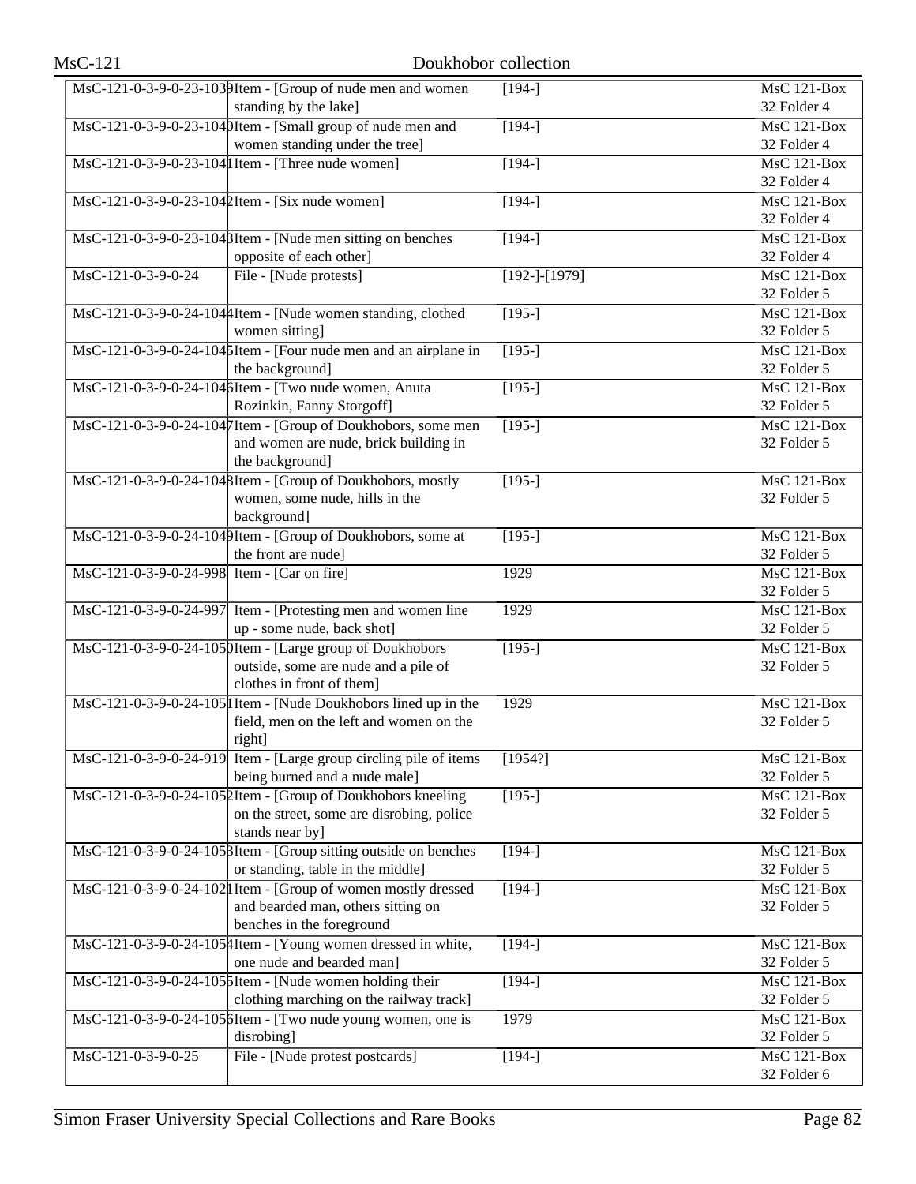| | | | |
|---|---|---|---|
| MsC-121-0-3-9-0-23-1039 | Item - [Group of nude men and women standing by the lake] | [194-] | MsC 121-Box 32 Folder 4 |
| MsC-121-0-3-9-0-23-1040 | Item - [Small group of nude men and women standing under the tree] | [194-] | MsC 121-Box 32 Folder 4 |
| MsC-121-0-3-9-0-23-1041 | Item - [Three nude women] | [194-] | MsC 121-Box 32 Folder 4 |
| MsC-121-0-3-9-0-23-1042 | Item - [Six nude women] | [194-] | MsC 121-Box 32 Folder 4 |
| MsC-121-0-3-9-0-23-1043 | Item - [Nude men sitting on benches opposite of each other] | [194-] | MsC 121-Box 32 Folder 4 |
| MsC-121-0-3-9-0-24 | File - [Nude protests] | [192-]-[1979] | MsC 121-Box 32 Folder 5 |
| MsC-121-0-3-9-0-24-1044 | Item - [Nude women standing, clothed women sitting] | [195-] | MsC 121-Box 32 Folder 5 |
| MsC-121-0-3-9-0-24-1045 | Item - [Four nude men and an airplane in the background] | [195-] | MsC 121-Box 32 Folder 5 |
| MsC-121-0-3-9-0-24-1046 | Item - [Two nude women, Anuta Rozinkin, Fanny Storgoff] | [195-] | MsC 121-Box 32 Folder 5 |
| MsC-121-0-3-9-0-24-1047 | Item - [Group of Doukhobors, some men and women are nude, brick building in the background] | [195-] | MsC 121-Box 32 Folder 5 |
| MsC-121-0-3-9-0-24-1048 | Item - [Group of Doukhobors, mostly women, some nude, hills in the background] | [195-] | MsC 121-Box 32 Folder 5 |
| MsC-121-0-3-9-0-24-1049 | Item - [Group of Doukhobors, some at the front are nude] | [195-] | MsC 121-Box 32 Folder 5 |
| MsC-121-0-3-9-0-24-998 | Item - [Car on fire] | 1929 | MsC 121-Box 32 Folder 5 |
| MsC-121-0-3-9-0-24-997 | Item - [Protesting men and women line up - some nude, back shot] | 1929 | MsC 121-Box 32 Folder 5 |
| MsC-121-0-3-9-0-24-1050 | Item - [Large group of Doukhobors outside, some are nude and a pile of clothes in front of them] | [195-] | MsC 121-Box 32 Folder 5 |
| MsC-121-0-3-9-0-24-1051 | Item - [Nude Doukhobors lined up in the field, men on the left and women on the right] | 1929 | MsC 121-Box 32 Folder 5 |
| MsC-121-0-3-9-0-24-919 | Item - [Large group circling pile of items being burned and a nude male] | [1954?] | MsC 121-Box 32 Folder 5 |
| MsC-121-0-3-9-0-24-1052 | Item - [Group of Doukhobors kneeling on the street, some are disrobing, police stands near by] | [195-] | MsC 121-Box 32 Folder 5 |
| MsC-121-0-3-9-0-24-1053 | Item - [Group sitting outside on benches or standing, table in the middle] | [194-] | MsC 121-Box 32 Folder 5 |
| MsC-121-0-3-9-0-24-1021 | Item - [Group of women mostly dressed and bearded man, others sitting on benches in the foreground | [194-] | MsC 121-Box 32 Folder 5 |
| MsC-121-0-3-9-0-24-1054 | Item - [Young women dressed in white, one nude and bearded man] | [194-] | MsC 121-Box 32 Folder 5 |
| MsC-121-0-3-9-0-24-1055 | Item - [Nude women holding their clothing marching on the railway track] | [194-] | MsC 121-Box 32 Folder 5 |
| MsC-121-0-3-9-0-24-1056 | Item - [Two nude young women, one is disrobing] | 1979 | MsC 121-Box 32 Folder 5 |
| MsC-121-0-3-9-0-25 | File - [Nude protest postcards] | [194-] | MsC 121-Box 32 Folder 6 |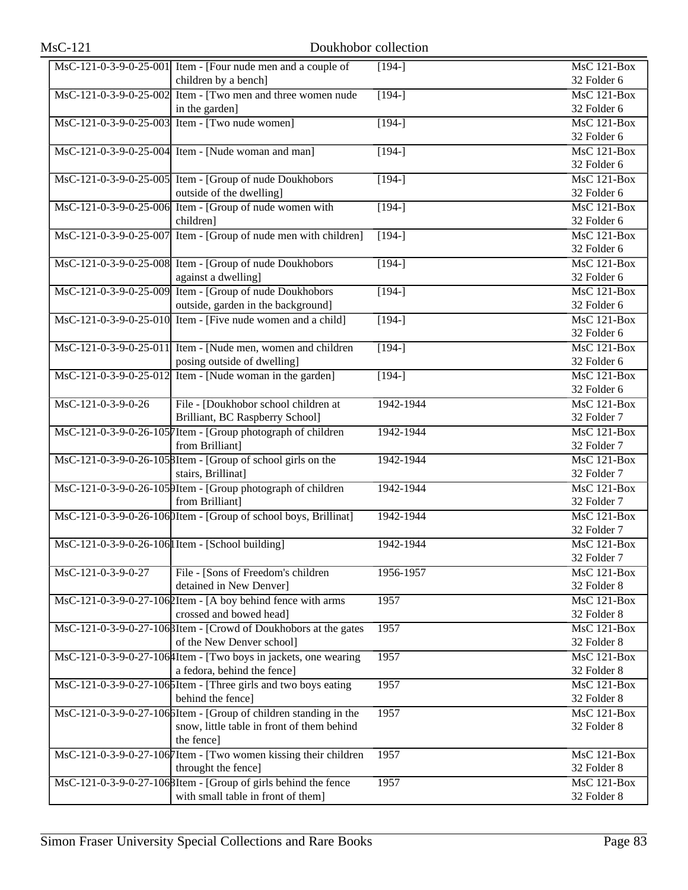| | | | |
|---|---|---|---|
| MsC-121-0-3-9-0-25-001 | Item - [Four nude men and a couple of children by a bench] | [194-] | MsC 121-Box 32 Folder 6 |
| MsC-121-0-3-9-0-25-002 | Item - [Two men and three women nude in the garden] | [194-] | MsC 121-Box 32 Folder 6 |
| MsC-121-0-3-9-0-25-003 | Item - [Two nude women] | [194-] | MsC 121-Box 32 Folder 6 |
| MsC-121-0-3-9-0-25-004 | Item - [Nude woman and man] | [194-] | MsC 121-Box 32 Folder 6 |
| MsC-121-0-3-9-0-25-005 | Item - [Group of nude Doukhobors outside of the dwelling] | [194-] | MsC 121-Box 32 Folder 6 |
| MsC-121-0-3-9-0-25-006 | Item - [Group of nude women with children] | [194-] | MsC 121-Box 32 Folder 6 |
| MsC-121-0-3-9-0-25-007 | Item - [Group of nude men with children] | [194-] | MsC 121-Box 32 Folder 6 |
| MsC-121-0-3-9-0-25-008 | Item - [Group of nude Doukhobors against a dwelling] | [194-] | MsC 121-Box 32 Folder 6 |
| MsC-121-0-3-9-0-25-009 | Item - [Group of nude Doukhobors outside, garden in the background] | [194-] | MsC 121-Box 32 Folder 6 |
| MsC-121-0-3-9-0-25-010 | Item - [Five nude women and a child] | [194-] | MsC 121-Box 32 Folder 6 |
| MsC-121-0-3-9-0-25-011 | Item - [Nude men, women and children posing outside of dwelling] | [194-] | MsC 121-Box 32 Folder 6 |
| MsC-121-0-3-9-0-25-012 | Item - [Nude woman in the garden] | [194-] | MsC 121-Box 32 Folder 6 |
| MsC-121-0-3-9-0-26 | File - [Doukhobor school children at Brilliant, BC Raspberry School] | 1942-1944 | MsC 121-Box 32 Folder 7 |
| MsC-121-0-3-9-0-26-1057 | Item - [Group photograph of children from Brilliant] | 1942-1944 | MsC 121-Box 32 Folder 7 |
| MsC-121-0-3-9-0-26-1058 | Item - [Group of school girls on the stairs, Brillinat] | 1942-1944 | MsC 121-Box 32 Folder 7 |
| MsC-121-0-3-9-0-26-1059 | Item - [Group photograph of children from Brilliant] | 1942-1944 | MsC 121-Box 32 Folder 7 |
| MsC-121-0-3-9-0-26-1060 | Item - [Group of school boys, Brillinat] | 1942-1944 | MsC 121-Box 32 Folder 7 |
| MsC-121-0-3-9-0-26-1061 | Item - [School building] | 1942-1944 | MsC 121-Box 32 Folder 7 |
| MsC-121-0-3-9-0-27 | File - [Sons of Freedom's children detained in New Denver] | 1956-1957 | MsC 121-Box 32 Folder 8 |
| MsC-121-0-3-9-0-27-1062 | Item - [A boy behind fence with arms crossed and bowed head] | 1957 | MsC 121-Box 32 Folder 8 |
| MsC-121-0-3-9-0-27-1063 | Item - [Crowd of Doukhobors at the gates of the New Denver school] | 1957 | MsC 121-Box 32 Folder 8 |
| MsC-121-0-3-9-0-27-1064 | Item - [Two boys in jackets, one wearing a fedora, behind the fence] | 1957 | MsC 121-Box 32 Folder 8 |
| MsC-121-0-3-9-0-27-1065 | Item - [Three girls and two boys eating behind the fence] | 1957 | MsC 121-Box 32 Folder 8 |
| MsC-121-0-3-9-0-27-1066 | Item - [Group of children standing in the snow, little table in front of them behind the fence] | 1957 | MsC 121-Box 32 Folder 8 |
| MsC-121-0-3-9-0-27-1067 | Item - [Two women kissing their children throught the fence] | 1957 | MsC 121-Box 32 Folder 8 |
| MsC-121-0-3-9-0-27-1068 | Item - [Group of girls behind the fence with small table in front of them] | 1957 | MsC 121-Box 32 Folder 8 |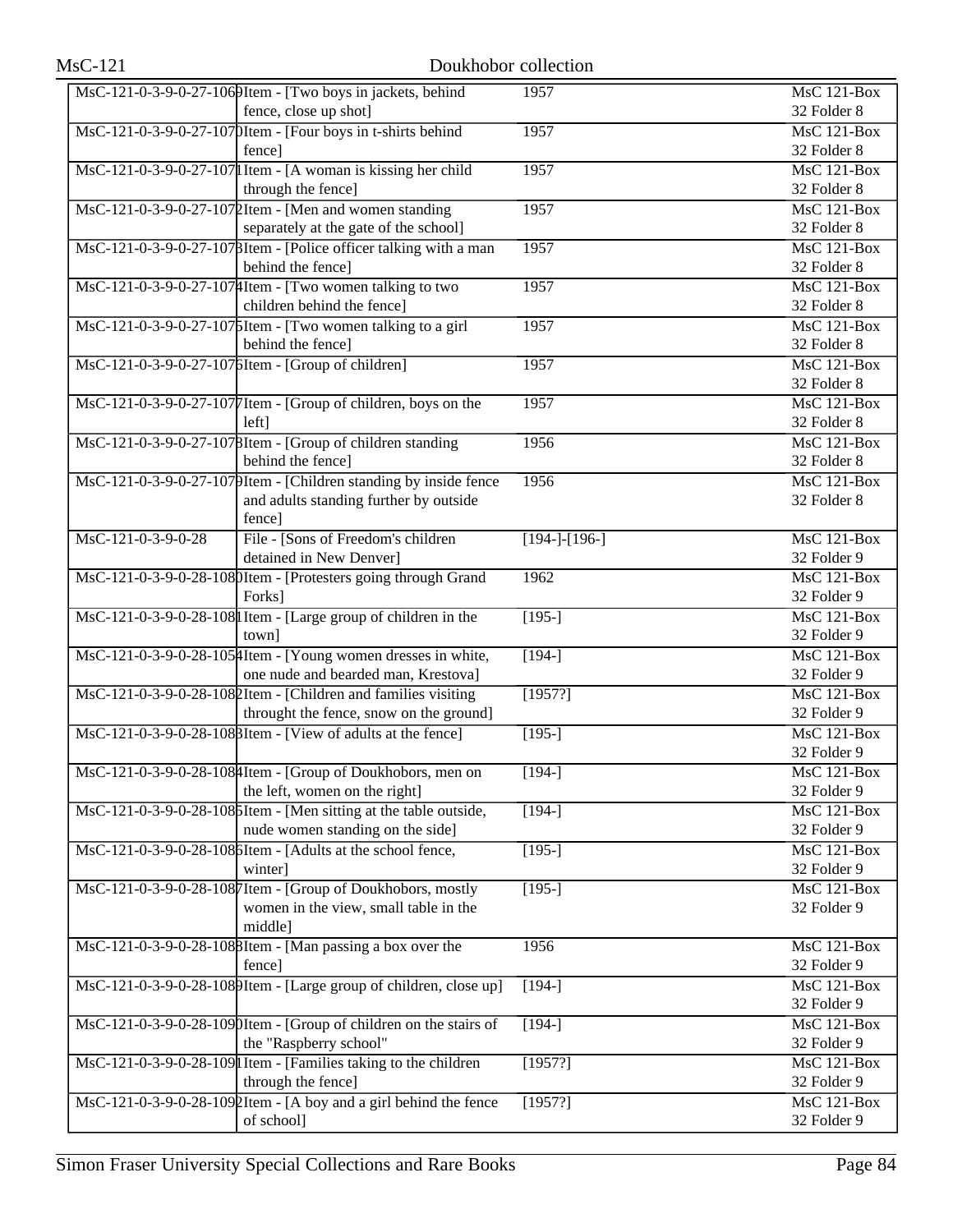| | | | |
|---|---|---|---|
| MsC-121-0-3-9-0-27-1069 | Item - [Two boys in jackets, behind fence, close up shot] | 1957 | MsC 121-Box 32 Folder 8 |
| MsC-121-0-3-9-0-27-1070 | Item - [Four boys in t-shirts behind fence] | 1957 | MsC 121-Box 32 Folder 8 |
| MsC-121-0-3-9-0-27-1071 | Item - [A woman is kissing her child through the fence] | 1957 | MsC 121-Box 32 Folder 8 |
| MsC-121-0-3-9-0-27-1072 | Item - [Men and women standing separately at the gate of the school] | 1957 | MsC 121-Box 32 Folder 8 |
| MsC-121-0-3-9-0-27-1073 | Item - [Police officer talking with a man behind the fence] | 1957 | MsC 121-Box 32 Folder 8 |
| MsC-121-0-3-9-0-27-1074 | Item - [Two women talking to two children behind the fence] | 1957 | MsC 121-Box 32 Folder 8 |
| MsC-121-0-3-9-0-27-1075 | Item - [Two women talking to a girl behind the fence] | 1957 | MsC 121-Box 32 Folder 8 |
| MsC-121-0-3-9-0-27-1076 | Item - [Group of children] | 1957 | MsC 121-Box 32 Folder 8 |
| MsC-121-0-3-9-0-27-1077 | Item - [Group of children, boys on the left] | 1957 | MsC 121-Box 32 Folder 8 |
| MsC-121-0-3-9-0-27-1078 | Item - [Group of children standing behind the fence] | 1956 | MsC 121-Box 32 Folder 8 |
| MsC-121-0-3-9-0-27-1079 | Item - [Children standing by inside fence and adults standing further by outside fence] | 1956 | MsC 121-Box 32 Folder 8 |
| MsC-121-0-3-9-0-28 | File - [Sons of Freedom's children detained in New Denver] | [194-]-[196-] | MsC 121-Box 32 Folder 9 |
| MsC-121-0-3-9-0-28-1080 | Item - [Protesters going through Grand Forks] | 1962 | MsC 121-Box 32 Folder 9 |
| MsC-121-0-3-9-0-28-1081 | Item - [Large group of children in the town] | [195-] | MsC 121-Box 32 Folder 9 |
| MsC-121-0-3-9-0-28-1054 | Item - [Young women dresses in white, one nude and bearded man, Krestova] | [194-] | MsC 121-Box 32 Folder 9 |
| MsC-121-0-3-9-0-28-1082 | Item - [Children and families visiting throught the fence, snow on the ground] | [1957?] | MsC 121-Box 32 Folder 9 |
| MsC-121-0-3-9-0-28-1083 | Item - [View of adults at the fence] | [195-] | MsC 121-Box 32 Folder 9 |
| MsC-121-0-3-9-0-28-1084 | Item - [Group of Doukhobors, men on the left, women on the right] | [194-] | MsC 121-Box 32 Folder 9 |
| MsC-121-0-3-9-0-28-1085 | Item - [Men sitting at the table outside, nude women standing on the side] | [194-] | MsC 121-Box 32 Folder 9 |
| MsC-121-0-3-9-0-28-1086 | Item - [Adults at the school fence, winter] | [195-] | MsC 121-Box 32 Folder 9 |
| MsC-121-0-3-9-0-28-1087 | Item - [Group of Doukhobors, mostly women in the view, small table in the middle] | [195-] | MsC 121-Box 32 Folder 9 |
| MsC-121-0-3-9-0-28-1088 | Item - [Man passing a box over the fence] | 1956 | MsC 121-Box 32 Folder 9 |
| MsC-121-0-3-9-0-28-1089 | Item - [Large group of children, close up] | [194-] | MsC 121-Box 32 Folder 9 |
| MsC-121-0-3-9-0-28-1090 | Item - [Group of children on the stairs of the "Raspberry school" | [194-] | MsC 121-Box 32 Folder 9 |
| MsC-121-0-3-9-0-28-1091 | Item - [Families taking to the children through the fence] | [1957?] | MsC 121-Box 32 Folder 9 |
| MsC-121-0-3-9-0-28-1092 | Item - [A boy and a girl behind the fence of school] | [1957?] | MsC 121-Box 32 Folder 9 |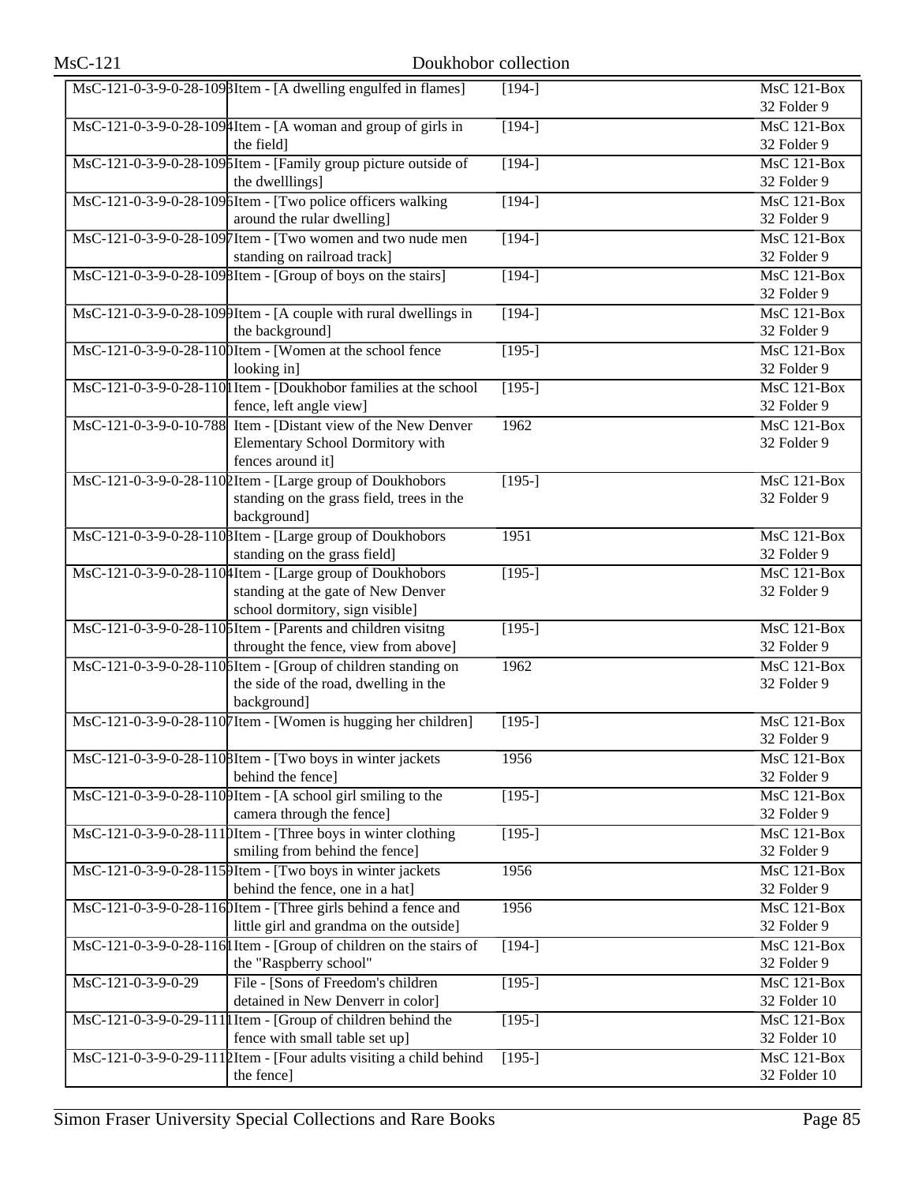| | | | |
|---|---|---|---|
| MsC-121-0-3-9-0-28-1093 | Item - [A dwelling engulfed in flames] | [194-] | MsC 121-Box 32 Folder 9 |
| MsC-121-0-3-9-0-28-1094 | Item - [A woman and group of girls in the field] | [194-] | MsC 121-Box 32 Folder 9 |
| MsC-121-0-3-9-0-28-1095 | Item - [Family group picture outside of the dwelllings] | [194-] | MsC 121-Box 32 Folder 9 |
| MsC-121-0-3-9-0-28-1096 | Item - [Two police officers walking around the rular dwelling] | [194-] | MsC 121-Box 32 Folder 9 |
| MsC-121-0-3-9-0-28-1097 | Item - [Two women and two nude men standing on railroad track] | [194-] | MsC 121-Box 32 Folder 9 |
| MsC-121-0-3-9-0-28-1098 | Item - [Group of boys on the stairs] | [194-] | MsC 121-Box 32 Folder 9 |
| MsC-121-0-3-9-0-28-1099 | Item - [A couple with rural dwellings in the background] | [194-] | MsC 121-Box 32 Folder 9 |
| MsC-121-0-3-9-0-28-1100 | Item - [Women at the school fence looking in] | [195-] | MsC 121-Box 32 Folder 9 |
| MsC-121-0-3-9-0-28-1101 | Item - [Doukhobor families at the school fence, left angle view] | [195-] | MsC 121-Box 32 Folder 9 |
| MsC-121-0-3-9-0-10-788 | Item - [Distant view of the New Denver Elementary School Dormitory with fences around it] | 1962 | MsC 121-Box 32 Folder 9 |
| MsC-121-0-3-9-0-28-1102 | Item - [Large group of Doukhobors standing on the grass field, trees in the background] | [195-] | MsC 121-Box 32 Folder 9 |
| MsC-121-0-3-9-0-28-1103 | Item - [Large group of Doukhobors standing on the grass field] | 1951 | MsC 121-Box 32 Folder 9 |
| MsC-121-0-3-9-0-28-1104 | Item - [Large group of Doukhobors standing at the gate of New Denver school dormitory, sign visible] | [195-] | MsC 121-Box 32 Folder 9 |
| MsC-121-0-3-9-0-28-1105 | Item - [Parents and children visitng throught the fence, view from above] | [195-] | MsC 121-Box 32 Folder 9 |
| MsC-121-0-3-9-0-28-1106 | Item - [Group of children standing on the side of the road, dwelling in the background] | 1962 | MsC 121-Box 32 Folder 9 |
| MsC-121-0-3-9-0-28-1107 | Item - [Women is hugging her children] | [195-] | MsC 121-Box 32 Folder 9 |
| MsC-121-0-3-9-0-28-1108 | Item - [Two boys in winter jackets behind the fence] | 1956 | MsC 121-Box 32 Folder 9 |
| MsC-121-0-3-9-0-28-1109 | Item - [A school girl smiling to the camera through the fence] | [195-] | MsC 121-Box 32 Folder 9 |
| MsC-121-0-3-9-0-28-1110 | Item - [Three boys in winter clothing smiling from behind the fence] | [195-] | MsC 121-Box 32 Folder 9 |
| MsC-121-0-3-9-0-28-1159 | Item - [Two boys in winter jackets behind the fence, one in a hat] | 1956 | MsC 121-Box 32 Folder 9 |
| MsC-121-0-3-9-0-28-1160 | Item - [Three girls behind a fence and little girl and grandma on the outside] | 1956 | MsC 121-Box 32 Folder 9 |
| MsC-121-0-3-9-0-28-1161 | Item - [Group of children on the stairs of the "Raspberry school" | [194-] | MsC 121-Box 32 Folder 9 |
| MsC-121-0-3-9-0-29 | File - [Sons of Freedom's children detained in New Denverr in color] | [195-] | MsC 121-Box 32 Folder 10 |
| MsC-121-0-3-9-0-29-1111 | Item - [Group of children behind the fence with small table set up] | [195-] | MsC 121-Box 32 Folder 10 |
| MsC-121-0-3-9-0-29-1112 | Item - [Four adults visiting a child behind the fence] | [195-] | MsC 121-Box 32 Folder 10 |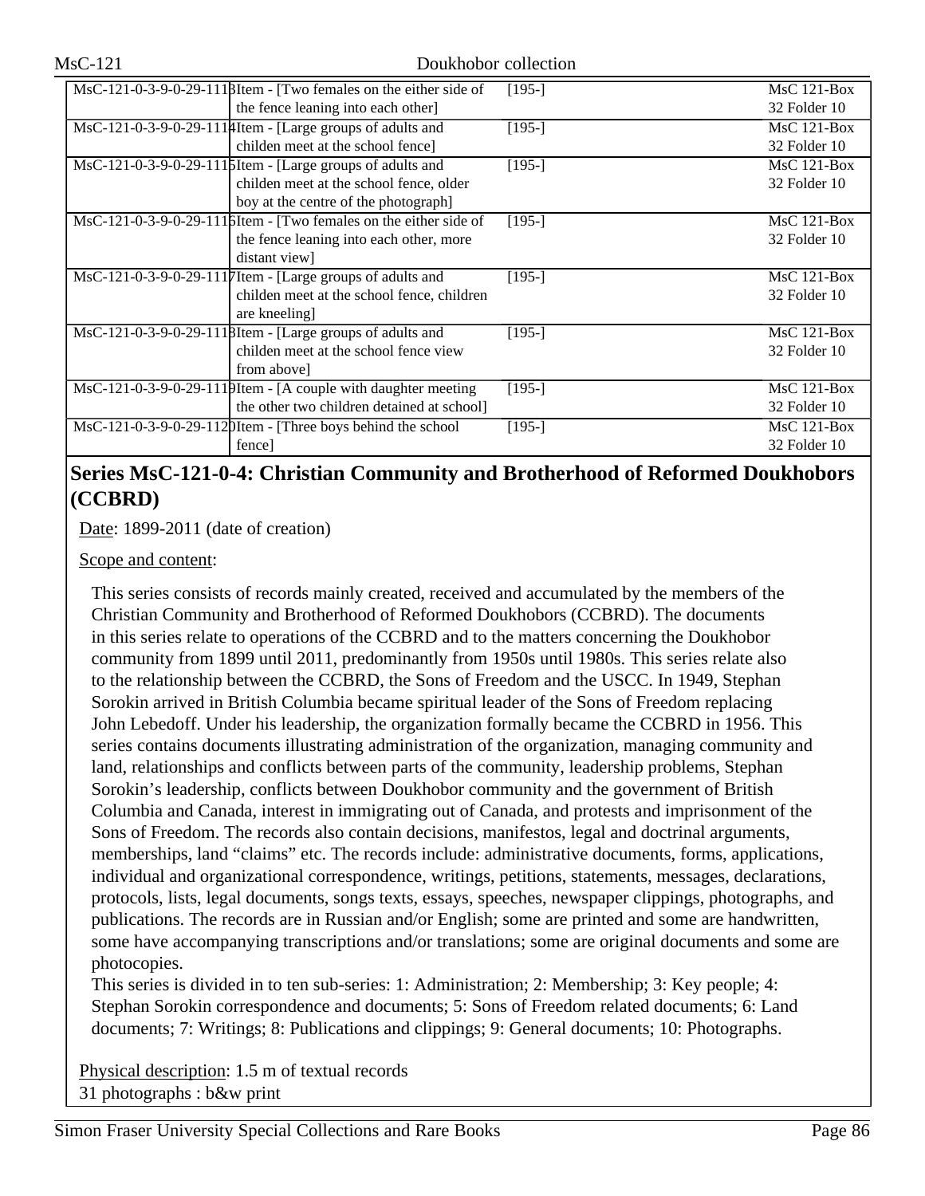| | | | |
|---|---|---|---|
| MsC-121-0-3-9-0-29-1113 | Item - [Two females on the either side of the fence leaning into each other] | [195-] | MsC 121-Box 32 Folder 10 |
| MsC-121-0-3-9-0-29-1114 | Item - [Large groups of adults and childen meet at the school fence] | [195-] | MsC 121-Box 32 Folder 10 |
| MsC-121-0-3-9-0-29-1115 | Item - [Large groups of adults and childen meet at the school fence, older boy at the centre of the photograph] | [195-] | MsC 121-Box 32 Folder 10 |
| MsC-121-0-3-9-0-29-1116 | Item - [Two females on the either side of the fence leaning into each other, more distant view] | [195-] | MsC 121-Box 32 Folder 10 |
| MsC-121-0-3-9-0-29-1117 | Item - [Large groups of adults and childen meet at the school fence, children are kneeling] | [195-] | MsC 121-Box 32 Folder 10 |
| MsC-121-0-3-9-0-29-1118 | Item - [Large groups of adults and childen meet at the school fence view from above] | [195-] | MsC 121-Box 32 Folder 10 |
| MsC-121-0-3-9-0-29-1119 | Item - [A couple with daughter meeting the other two children detained at school] | [195-] | MsC 121-Box 32 Folder 10 |
| MsC-121-0-3-9-0-29-1120 | Item - [Three boys behind the school fence] | [195-] | MsC 121-Box 32 Folder 10 |

## Series MsC-121-0-4: Christian Community and Brotherhood of Reformed Doukhobors (CCBRD)

Date: 1899-2011 (date of creation)

Scope and content:

This series consists of records mainly created, received and accumulated by the members of the Christian Community and Brotherhood of Reformed Doukhobors (CCBRD). The documents in this series relate to operations of the CCBRD and to the matters concerning the Doukhobor community from 1899 until 2011, predominantly from 1950s until 1980s. This series relate also to the relationship between the CCBRD, the Sons of Freedom and the USCC. In 1949, Stephan Sorokin arrived in British Columbia became spiritual leader of the Sons of Freedom replacing John Lebedoff. Under his leadership, the organization formally became the CCBRD in 1956. This series contains documents illustrating administration of the organization, managing community and land, relationships and conflicts between parts of the community, leadership problems, Stephan Sorokin's leadership, conflicts between Doukhobor community and the government of British Columbia and Canada, interest in immigrating out of Canada, and protests and imprisonment of the Sons of Freedom. The records also contain decisions, manifestos, legal and doctrinal arguments, memberships, land "claims" etc. The records include: administrative documents, forms, applications, individual and organizational correspondence, writings, petitions, statements, messages, declarations, protocols, lists, legal documents, songs texts, essays, speeches, newspaper clippings, photographs, and publications. The records are in Russian and/or English; some are printed and some are handwritten, some have accompanying transcriptions and/or translations; some are original documents and some are photocopies.

This series is divided in to ten sub-series: 1: Administration; 2: Membership; 3: Key people; 4: Stephan Sorokin correspondence and documents; 5: Sons of Freedom related documents; 6: Land documents; 7: Writings; 8: Publications and clippings; 9: General documents; 10: Photographs.

Physical description: 1.5 m of textual records
31 photographs : b&w print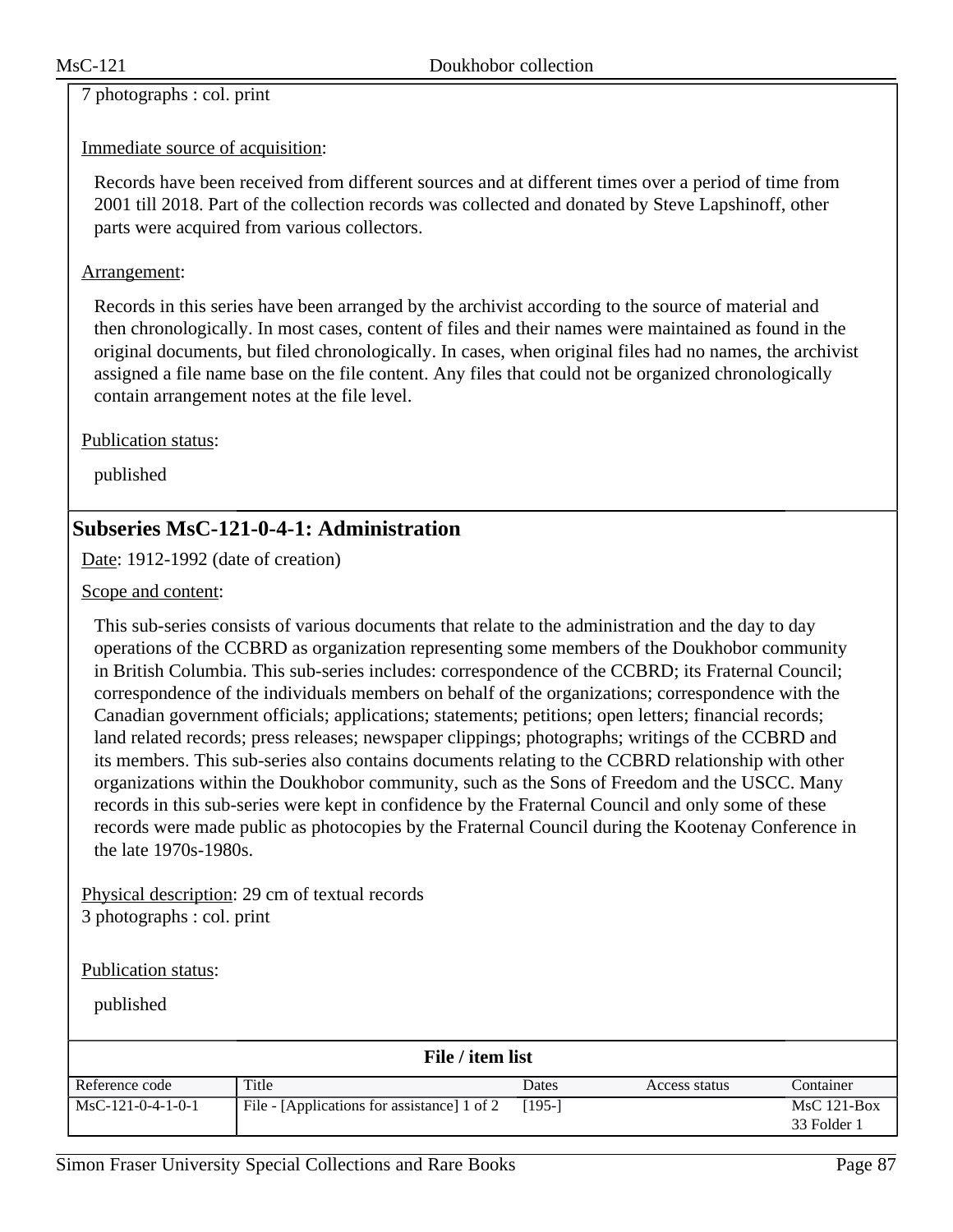7 photographs : col. print

Immediate source of acquisition:

Records have been received from different sources and at different times over a period of time from 2001 till 2018. Part of the collection records was collected and donated by Steve Lapshinoff, other parts were acquired from various collectors.

Arrangement:

Records in this series have been arranged by the archivist according to the source of material and then chronologically. In most cases, content of files and their names were maintained as found in the original documents, but filed chronologically. In cases, when original files had no names, the archivist assigned a file name base on the file content. Any files that could not be organized chronologically contain arrangement notes at the file level.

Publication status:

published

## Subseries MsC-121-0-4-1: Administration

Date: 1912-1992 (date of creation)

Scope and content:

This sub-series consists of various documents that relate to the administration and the day to day operations of the CCBRD as organization representing some members of the Doukhobor community in British Columbia. This sub-series includes: correspondence of the CCBRD; its Fraternal Council; correspondence of the individuals members on behalf of the organizations; correspondence with the Canadian government officials; applications; statements; petitions; open letters; financial records; land related records; press releases; newspaper clippings; photographs; writings of the CCBRD and its members. This sub-series also contains documents relating to the CCBRD relationship with other organizations within the Doukhobor community, such as the Sons of Freedom and the USCC. Many records in this sub-series were kept in confidence by the Fraternal Council and only some of these records were made public as photocopies by the Fraternal Council during the Kootenay Conference in the late 1970s-1980s.

Physical description: 29 cm of textual records
3 photographs : col. print

Publication status:

published

**File / item list**

| Reference code | Title | Dates | Access status | Container |
|---|---|---|---|---|
| MsC-121-0-4-1-0-1 | File - [Applications for assistance] 1 of 2 | [195-] | | MsC 121-Box 33 Folder 1 |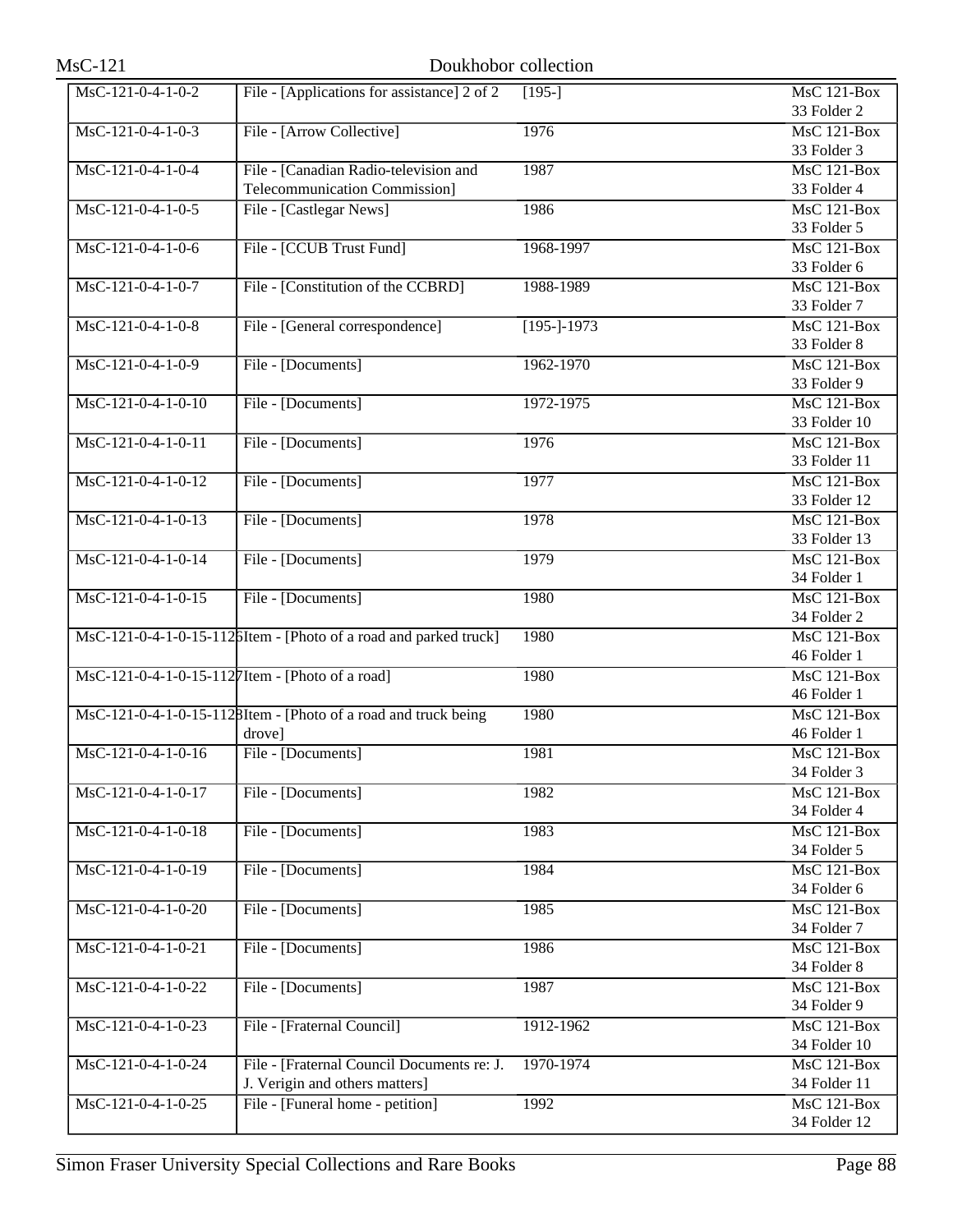| | | | |
|---|---|---|---|
| MsC-121-0-4-1-0-2 | File - [Applications for assistance] 2 of 2 | [195-] | MsC 121-Box 33 Folder 2 |
| MsC-121-0-4-1-0-3 | File - [Arrow Collective] | 1976 | MsC 121-Box 33 Folder 3 |
| MsC-121-0-4-1-0-4 | File - [Canadian Radio-television and Telecommunication Commission] | 1987 | MsC 121-Box 33 Folder 4 |
| MsC-121-0-4-1-0-5 | File - [Castlegar News] | 1986 | MsC 121-Box 33 Folder 5 |
| MsC-121-0-4-1-0-6 | File - [CCUB Trust Fund] | 1968-1997 | MsC 121-Box 33 Folder 6 |
| MsC-121-0-4-1-0-7 | File - [Constitution of the CCBRD] | 1988-1989 | MsC 121-Box 33 Folder 7 |
| MsC-121-0-4-1-0-8 | File - [General correspondence] | [195-]-1973 | MsC 121-Box 33 Folder 8 |
| MsC-121-0-4-1-0-9 | File - [Documents] | 1962-1970 | MsC 121-Box 33 Folder 9 |
| MsC-121-0-4-1-0-10 | File - [Documents] | 1972-1975 | MsC 121-Box 33 Folder 10 |
| MsC-121-0-4-1-0-11 | File - [Documents] | 1976 | MsC 121-Box 33 Folder 11 |
| MsC-121-0-4-1-0-12 | File - [Documents] | 1977 | MsC 121-Box 33 Folder 12 |
| MsC-121-0-4-1-0-13 | File - [Documents] | 1978 | MsC 121-Box 33 Folder 13 |
| MsC-121-0-4-1-0-14 | File - [Documents] | 1979 | MsC 121-Box 34 Folder 1 |
| MsC-121-0-4-1-0-15 | File - [Documents] | 1980 | MsC 121-Box 34 Folder 2 |
| MsC-121-0-4-1-0-15-1126 | Item - [Photo of a road and parked truck] | 1980 | MsC 121-Box 46 Folder 1 |
| MsC-121-0-4-1-0-15-1127 | Item - [Photo of a road] | 1980 | MsC 121-Box 46 Folder 1 |
| MsC-121-0-4-1-0-15-1128 | Item - [Photo of a road and truck being drove] | 1980 | MsC 121-Box 46 Folder 1 |
| MsC-121-0-4-1-0-16 | File - [Documents] | 1981 | MsC 121-Box 34 Folder 3 |
| MsC-121-0-4-1-0-17 | File - [Documents] | 1982 | MsC 121-Box 34 Folder 4 |
| MsC-121-0-4-1-0-18 | File - [Documents] | 1983 | MsC 121-Box 34 Folder 5 |
| MsC-121-0-4-1-0-19 | File - [Documents] | 1984 | MsC 121-Box 34 Folder 6 |
| MsC-121-0-4-1-0-20 | File - [Documents] | 1985 | MsC 121-Box 34 Folder 7 |
| MsC-121-0-4-1-0-21 | File - [Documents] | 1986 | MsC 121-Box 34 Folder 8 |
| MsC-121-0-4-1-0-22 | File - [Documents] | 1987 | MsC 121-Box 34 Folder 9 |
| MsC-121-0-4-1-0-23 | File - [Fraternal Council] | 1912-1962 | MsC 121-Box 34 Folder 10 |
| MsC-121-0-4-1-0-24 | File - [Fraternal Council Documents re: J. J. Verigin and others matters] | 1970-1974 | MsC 121-Box 34 Folder 11 |
| MsC-121-0-4-1-0-25 | File - [Funeral home - petition] | 1992 | MsC 121-Box 34 Folder 12 |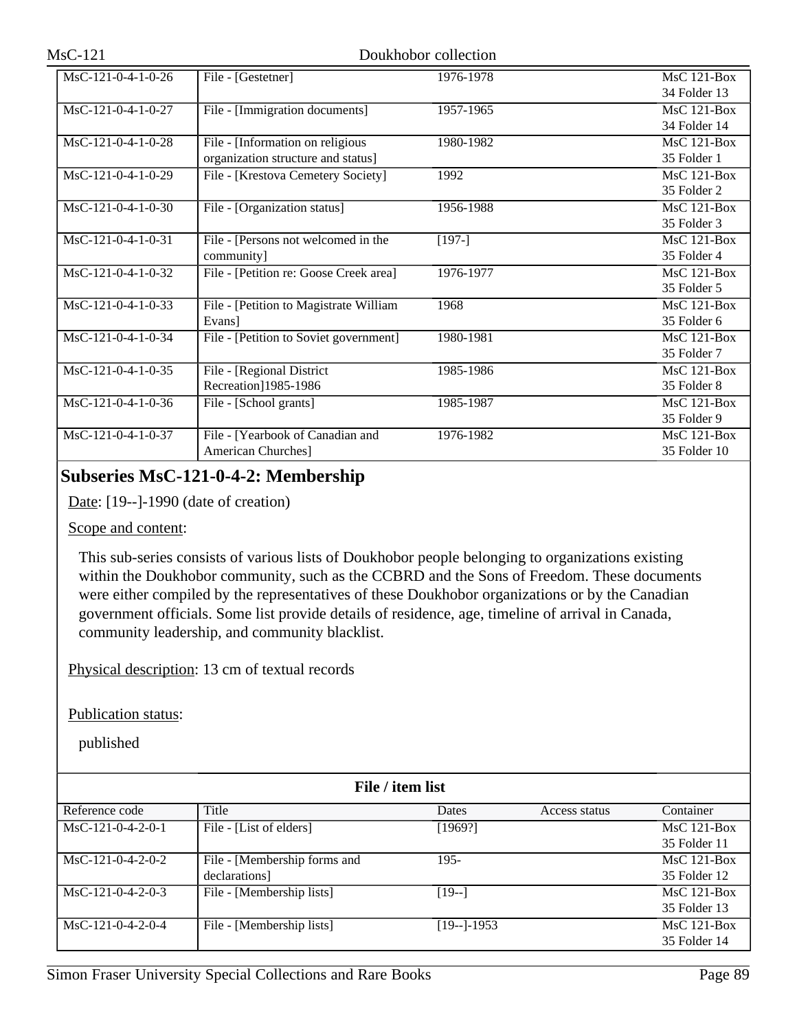| Reference code | Title | Dates | Access status | Container |
|---|---|---|---|---|
| MsC-121-0-4-1-0-26 | File - [Gestetner] | 1976-1978 | | MsC 121-Box 34 Folder 13 |
| MsC-121-0-4-1-0-27 | File - [Immigration documents] | 1957-1965 | | MsC 121-Box 34 Folder 14 |
| MsC-121-0-4-1-0-28 | File - [Information on religious organization structure and status] | 1980-1982 | | MsC 121-Box 35 Folder 1 |
| MsC-121-0-4-1-0-29 | File - [Krestova Cemetery Society] | 1992 | | MsC 121-Box 35 Folder 2 |
| MsC-121-0-4-1-0-30 | File - [Organization status] | 1956-1988 | | MsC 121-Box 35 Folder 3 |
| MsC-121-0-4-1-0-31 | File - [Persons not welcomed in the community] | [197-] | | MsC 121-Box 35 Folder 4 |
| MsC-121-0-4-1-0-32 | File - [Petition re: Goose Creek area] | 1976-1977 | | MsC 121-Box 35 Folder 5 |
| MsC-121-0-4-1-0-33 | File - [Petition to Magistrate William Evans] | 1968 | | MsC 121-Box 35 Folder 6 |
| MsC-121-0-4-1-0-34 | File - [Petition to Soviet government] | 1980-1981 | | MsC 121-Box 35 Folder 7 |
| MsC-121-0-4-1-0-35 | File - [Regional District Recreation]1985-1986 | 1985-1986 | | MsC 121-Box 35 Folder 8 |
| MsC-121-0-4-1-0-36 | File - [School grants] | 1985-1987 | | MsC 121-Box 35 Folder 9 |
| MsC-121-0-4-1-0-37 | File - [Yearbook of Canadian and American Churches] | 1976-1982 | | MsC 121-Box 35 Folder 10 |

## Subseries MsC-121-0-4-2: Membership

Date: [19--]-1990 (date of creation)

Scope and content:

This sub-series consists of various lists of Doukhobor people belonging to organizations existing within the Doukhobor community, such as the CCBRD and the Sons of Freedom. These documents were either compiled by the representatives of these Doukhobor organizations or by the Canadian government officials. Some list provide details of residence, age, timeline of arrival in Canada, community leadership, and community blacklist.

Physical description: 13 cm of textual records

Publication status:

published

**File / item list**

| Reference code | Title | Dates | Access status | Container |
|---|---|---|---|---|
| MsC-121-0-4-2-0-1 | File - [List of elders] | [1969?] | | MsC 121-Box 35 Folder 11 |
| MsC-121-0-4-2-0-2 | File - [Membership forms and declarations] | 195- | | MsC 121-Box 35 Folder 12 |
| MsC-121-0-4-2-0-3 | File - [Membership lists] | [19--] | | MsC 121-Box 35 Folder 13 |
| MsC-121-0-4-2-0-4 | File - [Membership lists] | [19--]-1953 | | MsC 121-Box 35 Folder 14 |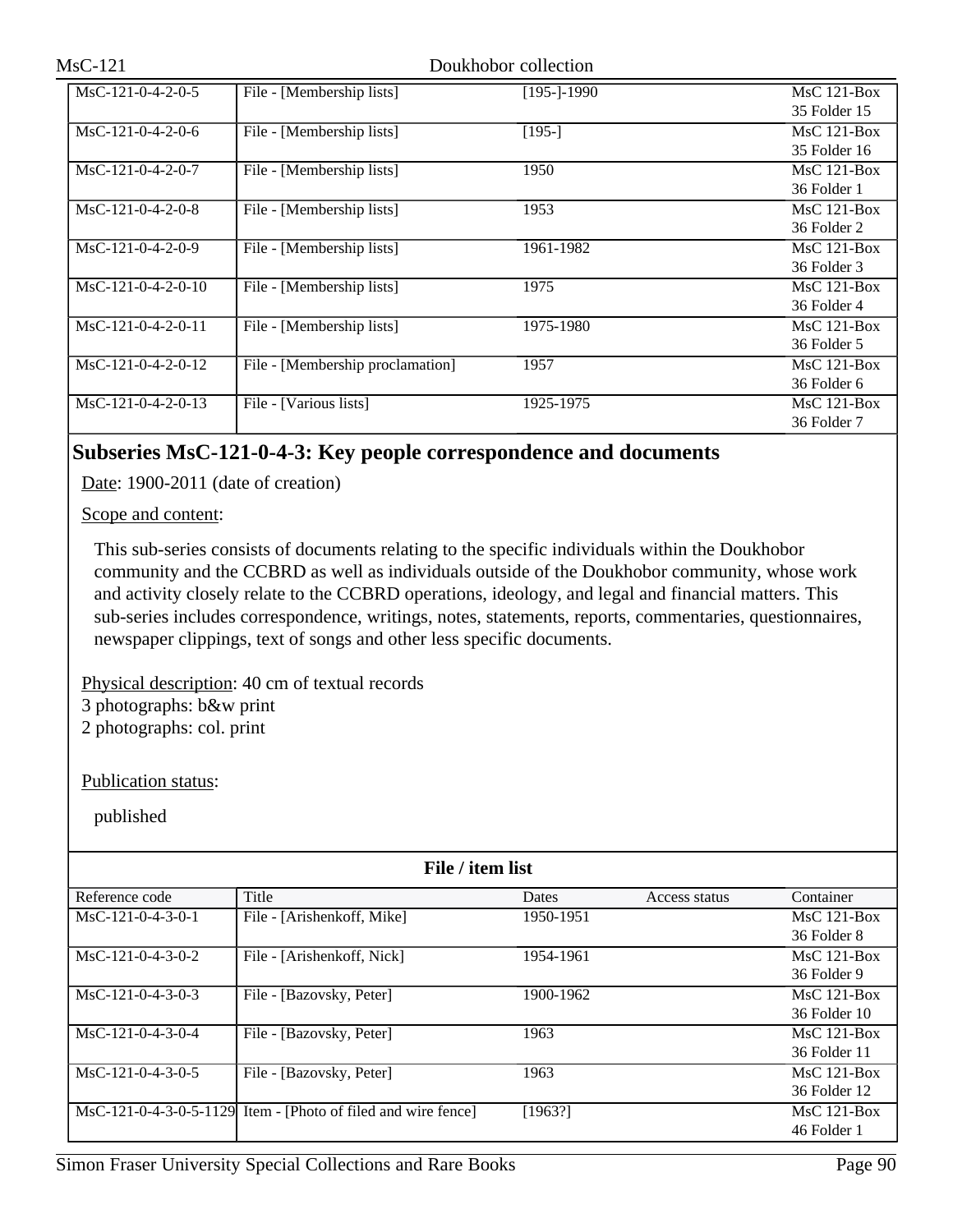| Reference code | Title | Dates | Access status | Container |
|---|---|---|---|---|
| MsC-121-0-4-2-0-5 | File - [Membership lists] | [195-]-1990 | | MsC 121-Box 35 Folder 15 |
| MsC-121-0-4-2-0-6 | File - [Membership lists] | [195-] | | MsC 121-Box 35 Folder 16 |
| MsC-121-0-4-2-0-7 | File - [Membership lists] | 1950 | | MsC 121-Box 36 Folder 1 |
| MsC-121-0-4-2-0-8 | File - [Membership lists] | 1953 | | MsC 121-Box 36 Folder 2 |
| MsC-121-0-4-2-0-9 | File - [Membership lists] | 1961-1982 | | MsC 121-Box 36 Folder 3 |
| MsC-121-0-4-2-0-10 | File - [Membership lists] | 1975 | | MsC 121-Box 36 Folder 4 |
| MsC-121-0-4-2-0-11 | File - [Membership lists] | 1975-1980 | | MsC 121-Box 36 Folder 5 |
| MsC-121-0-4-2-0-12 | File - [Membership proclamation] | 1957 | | MsC 121-Box 36 Folder 6 |
| MsC-121-0-4-2-0-13 | File - [Various lists] | 1925-1975 | | MsC 121-Box 36 Folder 7 |

## Subseries MsC-121-0-4-3: Key people correspondence and documents

Date: 1900-2011 (date of creation)

Scope and content:

This sub-series consists of documents relating to the specific individuals within the Doukhobor community and the CCBRD as well as individuals outside of the Doukhobor community, whose work and activity closely relate to the CCBRD operations, ideology, and legal and financial matters. This sub-series includes correspondence, writings, notes, statements, reports, commentaries, questionnaires, newspaper clippings, text of songs and other less specific documents.

Physical description: 40 cm of textual records
3 photographs: b&w print
2 photographs: col. print

Publication status:

published

**File / item list**

| Reference code | Title | Dates | Access status | Container |
|---|---|---|---|---|
| MsC-121-0-4-3-0-1 | File - [Arishenkoff, Mike] | 1950-1951 | | MsC 121-Box 36 Folder 8 |
| MsC-121-0-4-3-0-2 | File - [Arishenkoff, Nick] | 1954-1961 | | MsC 121-Box 36 Folder 9 |
| MsC-121-0-4-3-0-3 | File - [Bazovsky, Peter] | 1900-1962 | | MsC 121-Box 36 Folder 10 |
| MsC-121-0-4-3-0-4 | File - [Bazovsky, Peter] | 1963 | | MsC 121-Box 36 Folder 11 |
| MsC-121-0-4-3-0-5 | File - [Bazovsky, Peter] | 1963 | | MsC 121-Box 36 Folder 12 |
| MsC-121-0-4-3-0-5-1129 | Item - [Photo of filed and wire fence] | [1963?] | | MsC 121-Box 46 Folder 1 |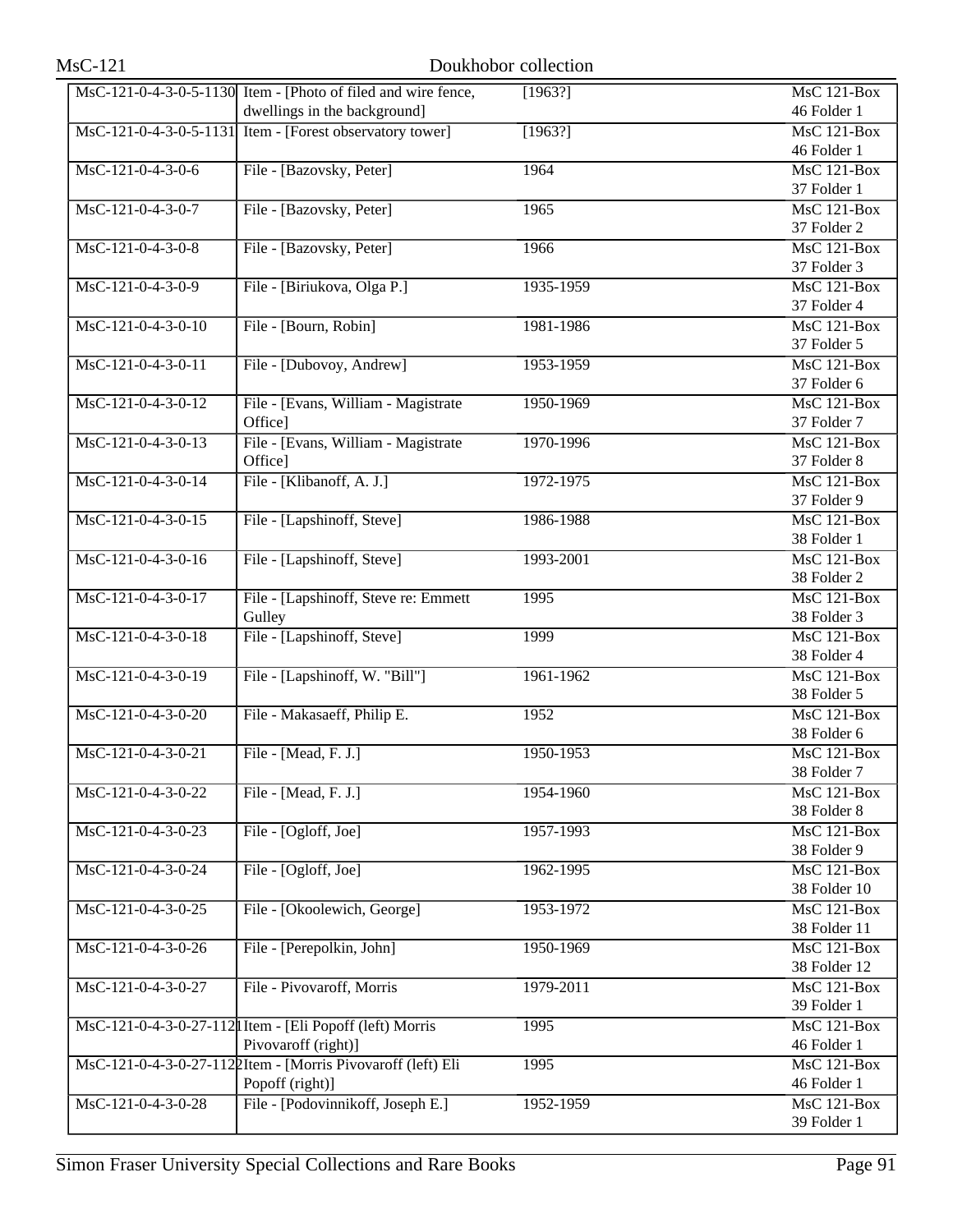| | | | |
|---|---|---|---|
| MsC-121-0-4-3-0-5-1130 | Item - [Photo of filed and wire fence, dwellings in the background] | [1963?] | MsC 121-Box 46 Folder 1 |
| MsC-121-0-4-3-0-5-1131 | Item - [Forest observatory tower] | [1963?] | MsC 121-Box 46 Folder 1 |
| MsC-121-0-4-3-0-6 | File - [Bazovsky, Peter] | 1964 | MsC 121-Box 37 Folder 1 |
| MsC-121-0-4-3-0-7 | File - [Bazovsky, Peter] | 1965 | MsC 121-Box 37 Folder 2 |
| MsC-121-0-4-3-0-8 | File - [Bazovsky, Peter] | 1966 | MsC 121-Box 37 Folder 3 |
| MsC-121-0-4-3-0-9 | File - [Biriukova, Olga P.] | 1935-1959 | MsC 121-Box 37 Folder 4 |
| MsC-121-0-4-3-0-10 | File - [Bourn, Robin] | 1981-1986 | MsC 121-Box 37 Folder 5 |
| MsC-121-0-4-3-0-11 | File - [Dubovoy, Andrew] | 1953-1959 | MsC 121-Box 37 Folder 6 |
| MsC-121-0-4-3-0-12 | File - [Evans, William - Magistrate Office] | 1950-1969 | MsC 121-Box 37 Folder 7 |
| MsC-121-0-4-3-0-13 | File - [Evans, William - Magistrate Office] | 1970-1996 | MsC 121-Box 37 Folder 8 |
| MsC-121-0-4-3-0-14 | File - [Klibanoff, A. J.] | 1972-1975 | MsC 121-Box 37 Folder 9 |
| MsC-121-0-4-3-0-15 | File - [Lapshinoff, Steve] | 1986-1988 | MsC 121-Box 38 Folder 1 |
| MsC-121-0-4-3-0-16 | File - [Lapshinoff, Steve] | 1993-2001 | MsC 121-Box 38 Folder 2 |
| MsC-121-0-4-3-0-17 | File - [Lapshinoff, Steve re: Emmett Gulley | 1995 | MsC 121-Box 38 Folder 3 |
| MsC-121-0-4-3-0-18 | File - [Lapshinoff, Steve] | 1999 | MsC 121-Box 38 Folder 4 |
| MsC-121-0-4-3-0-19 | File - [Lapshinoff, W. "Bill"] | 1961-1962 | MsC 121-Box 38 Folder 5 |
| MsC-121-0-4-3-0-20 | File - Makasaeff, Philip E. | 1952 | MsC 121-Box 38 Folder 6 |
| MsC-121-0-4-3-0-21 | File - [Mead, F. J.] | 1950-1953 | MsC 121-Box 38 Folder 7 |
| MsC-121-0-4-3-0-22 | File - [Mead, F. J.] | 1954-1960 | MsC 121-Box 38 Folder 8 |
| MsC-121-0-4-3-0-23 | File - [Ogloff, Joe] | 1957-1993 | MsC 121-Box 38 Folder 9 |
| MsC-121-0-4-3-0-24 | File - [Ogloff, Joe] | 1962-1995 | MsC 121-Box 38 Folder 10 |
| MsC-121-0-4-3-0-25 | File - [Okoolewich, George] | 1953-1972 | MsC 121-Box 38 Folder 11 |
| MsC-121-0-4-3-0-26 | File - [Perepolkin, John] | 1950-1969 | MsC 121-Box 38 Folder 12 |
| MsC-121-0-4-3-0-27 | File - Pivovaroff, Morris | 1979-2011 | MsC 121-Box 39 Folder 1 |
| MsC-121-0-4-3-0-27-1121 | Item - [Eli Popoff (left) Morris Pivovaroff (right)] | 1995 | MsC 121-Box 46 Folder 1 |
| MsC-121-0-4-3-0-27-1122 | Item - [Morris Pivovaroff (left) Eli Popoff (right)] | 1995 | MsC 121-Box 46 Folder 1 |
| MsC-121-0-4-3-0-28 | File - [Podovinnikoff, Joseph E.] | 1952-1959 | MsC 121-Box 39 Folder 1 |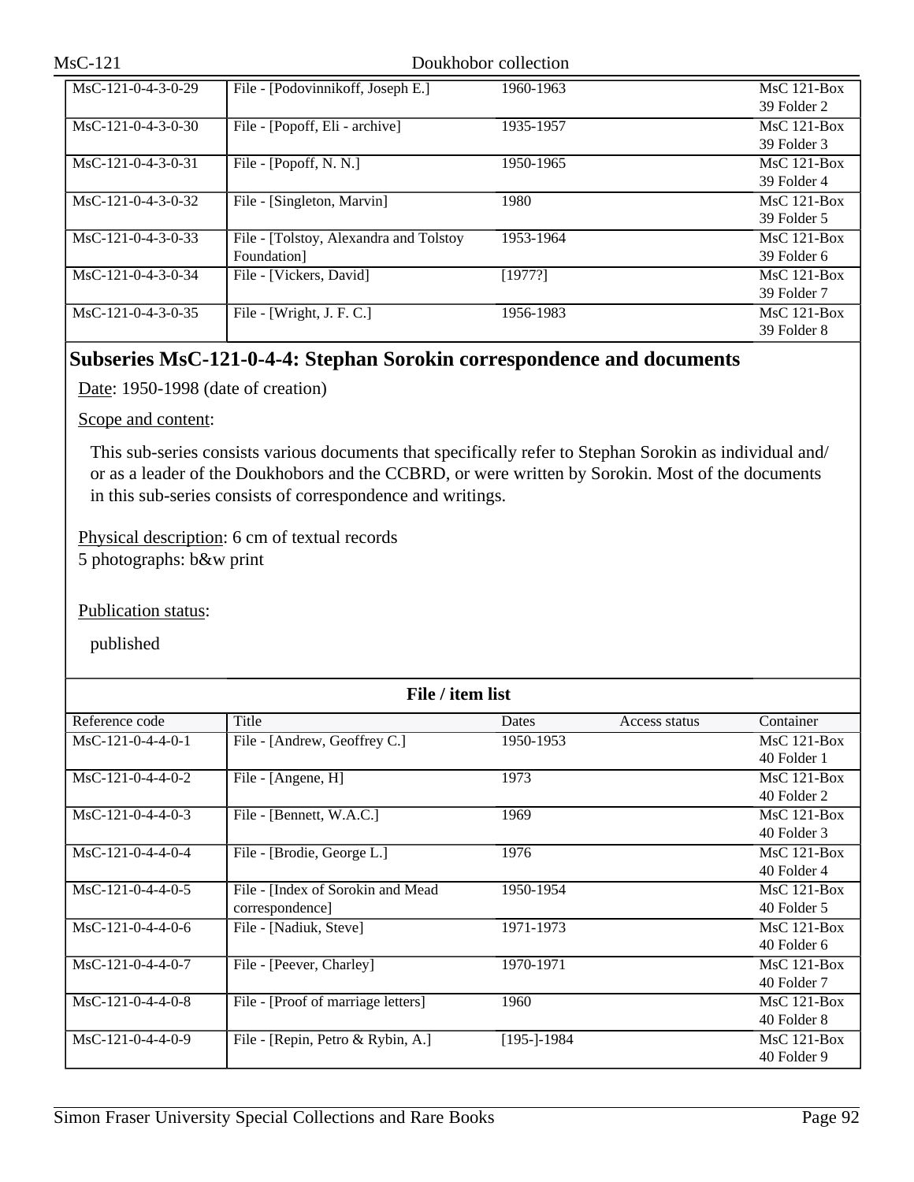| MsC-121-0-4-3-0-29 | File - [Podovinnikoff, Joseph E.] | 1960-1963 | | MsC 121-Box 39 Folder 2 |
|---|---|---|---|---|
| MsC-121-0-4-3-0-30 | File - [Popoff, Eli - archive] | 1935-1957 | | MsC 121-Box 39 Folder 3 |
| MsC-121-0-4-3-0-31 | File - [Popoff, N. N.] | 1950-1965 | | MsC 121-Box 39 Folder 4 |
| MsC-121-0-4-3-0-32 | File - [Singleton, Marvin] | 1980 | | MsC 121-Box 39 Folder 5 |
| MsC-121-0-4-3-0-33 | File - [Tolstoy, Alexandra and Tolstoy Foundation] | 1953-1964 | | MsC 121-Box 39 Folder 6 |
| MsC-121-0-4-3-0-34 | File - [Vickers, David] | [1977?] | | MsC 121-Box 39 Folder 7 |
| MsC-121-0-4-3-0-35 | File - [Wright, J. F. C.] | 1956-1983 | | MsC 121-Box 39 Folder 8 |

## Subseries MsC-121-0-4-4: Stephan Sorokin correspondence and documents

Date: 1950-1998 (date of creation)

Scope and content:

This sub-series consists various documents that specifically refer to Stephan Sorokin as individual and/or as a leader of the Doukhobors and the CCBRD, or were written by Sorokin. Most of the documents in this sub-series consists of correspondence and writings.

Physical description: 6 cm of textual records
5 photographs: b&w print

Publication status:

published

**File / item list**

| Reference code | Title | Dates | Access status | Container |
|---|---|---|---|---|
| MsC-121-0-4-4-0-1 | File - [Andrew, Geoffrey C.] | 1950-1953 | | MsC 121-Box 40 Folder 1 |
| MsC-121-0-4-4-0-2 | File - [Angene, H] | 1973 | | MsC 121-Box 40 Folder 2 |
| MsC-121-0-4-4-0-3 | File - [Bennett, W.A.C.] | 1969 | | MsC 121-Box 40 Folder 3 |
| MsC-121-0-4-4-0-4 | File - [Brodie, George L.] | 1976 | | MsC 121-Box 40 Folder 4 |
| MsC-121-0-4-4-0-5 | File - [Index of Sorokin and Mead correspondence] | 1950-1954 | | MsC 121-Box 40 Folder 5 |
| MsC-121-0-4-4-0-6 | File - [Nadiuk, Steve] | 1971-1973 | | MsC 121-Box 40 Folder 6 |
| MsC-121-0-4-4-0-7 | File - [Peever, Charley] | 1970-1971 | | MsC 121-Box 40 Folder 7 |
| MsC-121-0-4-4-0-8 | File - [Proof of marriage letters] | 1960 | | MsC 121-Box 40 Folder 8 |
| MsC-121-0-4-4-0-9 | File - [Repin, Petro & Rybin, A.] | [195-]-1984 | | MsC 121-Box 40 Folder 9 |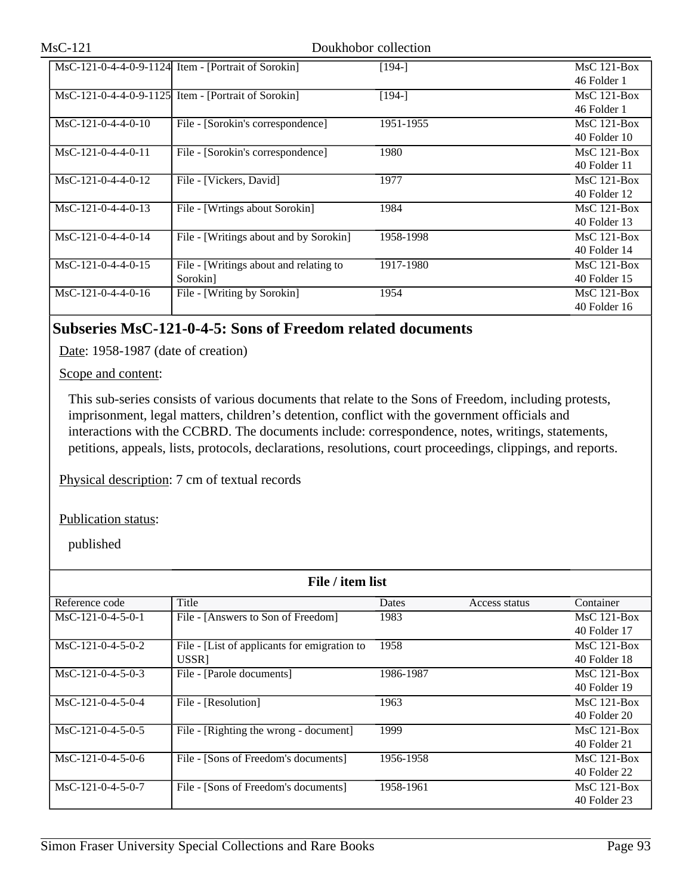| Reference code | Title | Dates | Access status | Container |
|---|---|---|---|---|
| MsC-121-0-4-4-0-9-1124 | Item - [Portrait of Sorokin] | [194-] | | MsC 121-Box 46 Folder 1 |
| MsC-121-0-4-4-0-9-1125 | Item - [Portrait of Sorokin] | [194-] | | MsC 121-Box 46 Folder 1 |
| MsC-121-0-4-4-0-10 | File - [Sorokin's correspondence] | 1951-1955 | | MsC 121-Box 40 Folder 10 |
| MsC-121-0-4-4-0-11 | File - [Sorokin's correspondence] | 1980 | | MsC 121-Box 40 Folder 11 |
| MsC-121-0-4-4-0-12 | File - [Vickers, David] | 1977 | | MsC 121-Box 40 Folder 12 |
| MsC-121-0-4-4-0-13 | File - [Wrtings about Sorokin] | 1984 | | MsC 121-Box 40 Folder 13 |
| MsC-121-0-4-4-0-14 | File - [Writings about and by Sorokin] | 1958-1998 | | MsC 121-Box 40 Folder 14 |
| MsC-121-0-4-4-0-15 | File - [Writings about and relating to Sorokin] | 1917-1980 | | MsC 121-Box 40 Folder 15 |
| MsC-121-0-4-4-0-16 | File - [Writing by Sorokin] | 1954 | | MsC 121-Box 40 Folder 16 |

## Subseries MsC-121-0-4-5: Sons of Freedom related documents

Date: 1958-1987 (date of creation)

Scope and content:

This sub-series consists of various documents that relate to the Sons of Freedom, including protests, imprisonment, legal matters, children's detention, conflict with the government officials and interactions with the CCBRD. The documents include: correspondence, notes, writings, statements, petitions, appeals, lists, protocols, declarations, resolutions, court proceedings, clippings, and reports.

Physical description: 7 cm of textual records

Publication status:

published

**File / item list**

| Reference code | Title | Dates | Access status | Container |
|---|---|---|---|---|
| MsC-121-0-4-5-0-1 | File - [Answers to Son of Freedom] | 1983 | | MsC 121-Box 40 Folder 17 |
| MsC-121-0-4-5-0-2 | File - [List of applicants for emigration to USSR] | 1958 | | MsC 121-Box 40 Folder 18 |
| MsC-121-0-4-5-0-3 | File - [Parole documents] | 1986-1987 | | MsC 121-Box 40 Folder 19 |
| MsC-121-0-4-5-0-4 | File - [Resolution] | 1963 | | MsC 121-Box 40 Folder 20 |
| MsC-121-0-4-5-0-5 | File - [Righting the wrong - document] | 1999 | | MsC 121-Box 40 Folder 21 |
| MsC-121-0-4-5-0-6 | File - [Sons of Freedom's documents] | 1956-1958 | | MsC 121-Box 40 Folder 22 |
| MsC-121-0-4-5-0-7 | File - [Sons of Freedom's documents] | 1958-1961 | | MsC 121-Box 40 Folder 23 |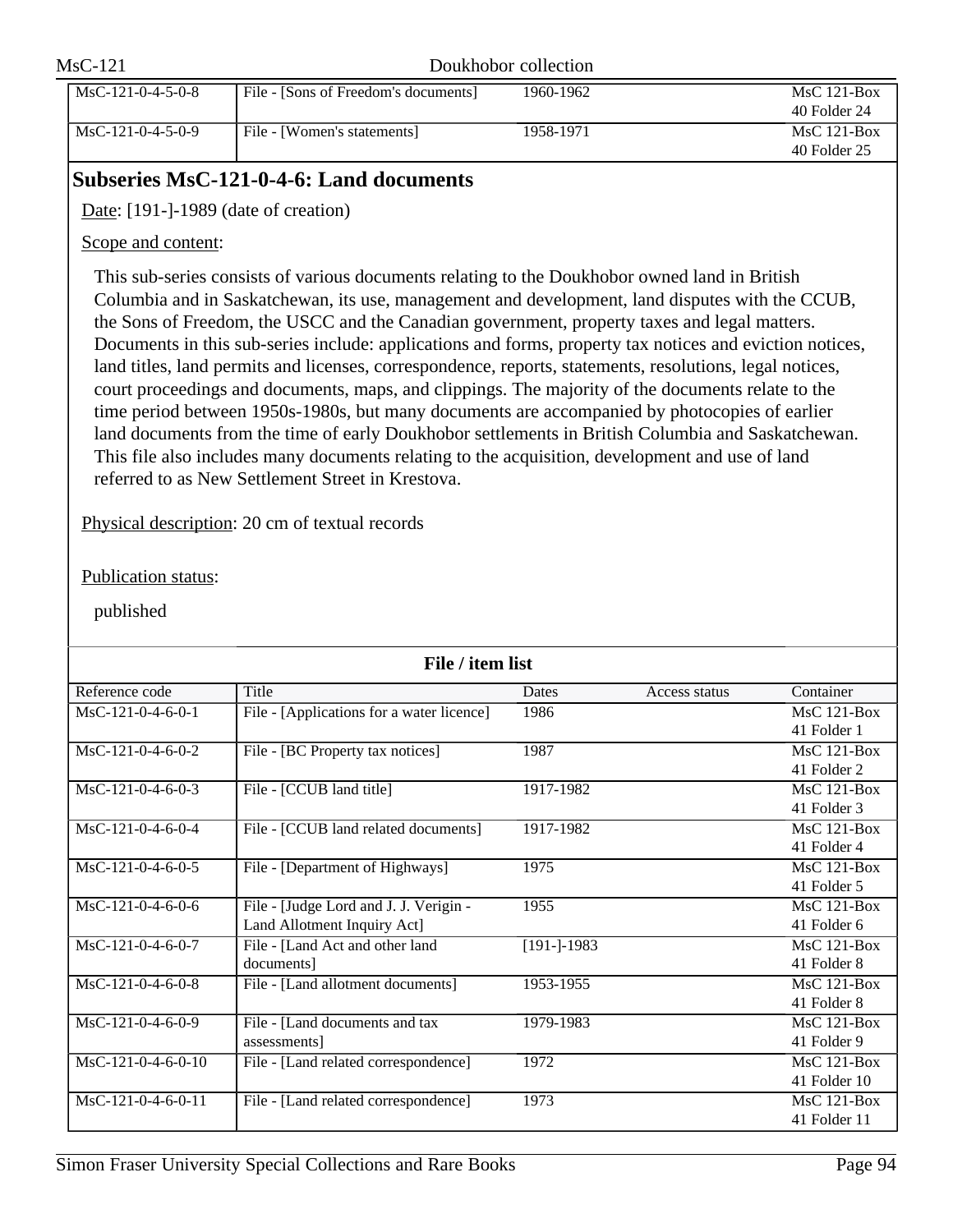| Reference code | Title | Dates | Access status | Container |
|---|---|---|---|---|
| MsC-121-0-4-5-0-8 | File - [Sons of Freedom's documents] | 1960-1962 | | MsC 121-Box 40 Folder 24 |
| MsC-121-0-4-5-0-9 | File - [Women's statements] | 1958-1971 | | MsC 121-Box 40 Folder 25 |

## Subseries MsC-121-0-4-6: Land documents

Date: [191-]-1989 (date of creation)

Scope and content:

This sub-series consists of various documents relating to the Doukhobor owned land in British Columbia and in Saskatchewan, its use, management and development, land disputes with the CCUB, the Sons of Freedom, the USCC and the Canadian government, property taxes and legal matters. Documents in this sub-series include: applications and forms, property tax notices and eviction notices, land titles, land permits and licenses, correspondence, reports, statements, resolutions, legal notices, court proceedings and documents, maps, and clippings. The majority of the documents relate to the time period between 1950s-1980s, but many documents are accompanied by photocopies of earlier land documents from the time of early Doukhobor settlements in British Columbia and Saskatchewan. This file also includes many documents relating to the acquisition, development and use of land referred to as New Settlement Street in Krestova.

Physical description: 20 cm of textual records

Publication status:

published

**File / item list**

| Reference code | Title | Dates | Access status | Container |
|---|---|---|---|---|
| MsC-121-0-4-6-0-1 | File - [Applications for a water licence] | 1986 | | MsC 121-Box 41 Folder 1 |
| MsC-121-0-4-6-0-2 | File - [BC Property tax notices] | 1987 | | MsC 121-Box 41 Folder 2 |
| MsC-121-0-4-6-0-3 | File - [CCUB land title] | 1917-1982 | | MsC 121-Box 41 Folder 3 |
| MsC-121-0-4-6-0-4 | File - [CCUB land related documents] | 1917-1982 | | MsC 121-Box 41 Folder 4 |
| MsC-121-0-4-6-0-5 | File - [Department of Highways] | 1975 | | MsC 121-Box 41 Folder 5 |
| MsC-121-0-4-6-0-6 | File - [Judge Lord and J. J. Verigin - Land Allotment Inquiry Act] | 1955 | | MsC 121-Box 41 Folder 6 |
| MsC-121-0-4-6-0-7 | File - [Land Act and other land documents] | [191-]-1983 | | MsC 121-Box 41 Folder 8 |
| MsC-121-0-4-6-0-8 | File - [Land allotment documents] | 1953-1955 | | MsC 121-Box 41 Folder 8 |
| MsC-121-0-4-6-0-9 | File - [Land documents and tax assessments] | 1979-1983 | | MsC 121-Box 41 Folder 9 |
| MsC-121-0-4-6-0-10 | File - [Land related correspondence] | 1972 | | MsC 121-Box 41 Folder 10 |
| MsC-121-0-4-6-0-11 | File - [Land related correspondence] | 1973 | | MsC 121-Box 41 Folder 11 |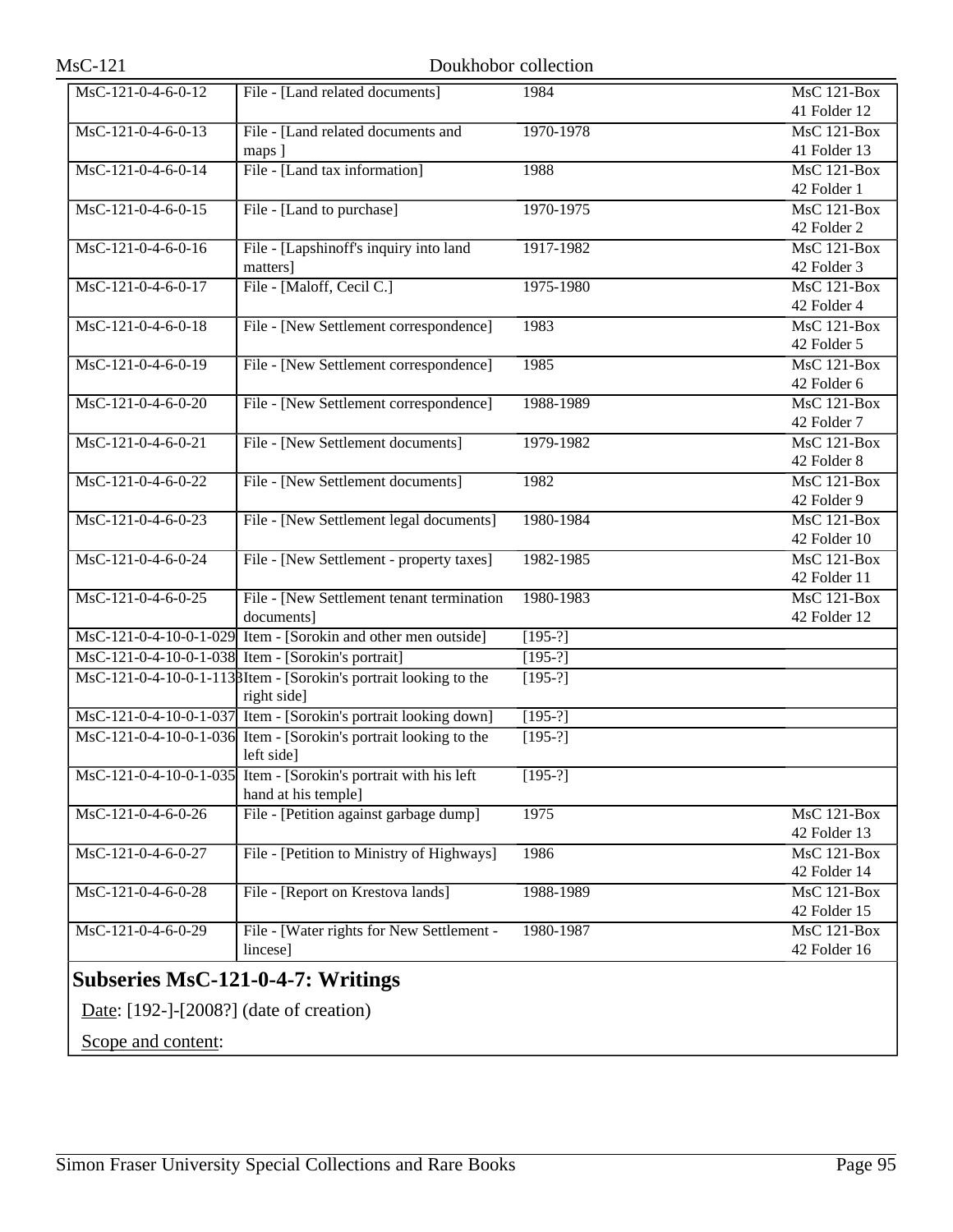| | | | |
|---|---|---|---|
| MsC-121-0-4-6-0-12 | File - [Land related documents] | 1984 | MsC 121-Box 41 Folder 12 |
| MsC-121-0-4-6-0-13 | File - [Land related documents and maps ] | 1970-1978 | MsC 121-Box 41 Folder 13 |
| MsC-121-0-4-6-0-14 | File - [Land tax information] | 1988 | MsC 121-Box 42 Folder 1 |
| MsC-121-0-4-6-0-15 | File - [Land to purchase] | 1970-1975 | MsC 121-Box 42 Folder 2 |
| MsC-121-0-4-6-0-16 | File - [Lapshinoff's inquiry into land matters] | 1917-1982 | MsC 121-Box 42 Folder 3 |
| MsC-121-0-4-6-0-17 | File - [Maloff, Cecil C.] | 1975-1980 | MsC 121-Box 42 Folder 4 |
| MsC-121-0-4-6-0-18 | File - [New Settlement correspondence] | 1983 | MsC 121-Box 42 Folder 5 |
| MsC-121-0-4-6-0-19 | File - [New Settlement correspondence] | 1985 | MsC 121-Box 42 Folder 6 |
| MsC-121-0-4-6-0-20 | File - [New Settlement correspondence] | 1988-1989 | MsC 121-Box 42 Folder 7 |
| MsC-121-0-4-6-0-21 | File - [New Settlement documents] | 1979-1982 | MsC 121-Box 42 Folder 8 |
| MsC-121-0-4-6-0-22 | File - [New Settlement documents] | 1982 | MsC 121-Box 42 Folder 9 |
| MsC-121-0-4-6-0-23 | File - [New Settlement legal documents] | 1980-1984 | MsC 121-Box 42 Folder 10 |
| MsC-121-0-4-6-0-24 | File - [New Settlement - property taxes] | 1982-1985 | MsC 121-Box 42 Folder 11 |
| MsC-121-0-4-6-0-25 | File - [New Settlement tenant termination documents] | 1980-1983 | MsC 121-Box 42 Folder 12 |
| MsC-121-0-4-10-0-1-029 | Item - [Sorokin and other men outside] | [195-?] | |
| MsC-121-0-4-10-0-1-038 | Item - [Sorokin's portrait] | [195-?] | |
| MsC-121-0-4-10-0-1-1138 | Item - [Sorokin's portrait looking to the right side] | [195-?] | |
| MsC-121-0-4-10-0-1-037 | Item - [Sorokin's portrait looking down] | [195-?] | |
| MsC-121-0-4-10-0-1-036 | Item - [Sorokin's portrait looking to the left side] | [195-?] | |
| MsC-121-0-4-10-0-1-035 | Item - [Sorokin's portrait with his left hand at his temple] | [195-?] | |
| MsC-121-0-4-6-0-26 | File - [Petition against garbage dump] | 1975 | MsC 121-Box 42 Folder 13 |
| MsC-121-0-4-6-0-27 | File - [Petition to Ministry of Highways] | 1986 | MsC 121-Box 42 Folder 14 |
| MsC-121-0-4-6-0-28 | File - [Report on Krestova lands] | 1988-1989 | MsC 121-Box 42 Folder 15 |
| MsC-121-0-4-6-0-29 | File - [Water rights for New Settlement - lincese] | 1980-1987 | MsC 121-Box 42 Folder 16 |

## Subseries MsC-121-0-4-7: Writings

Date: [192-]-[2008?] (date of creation)

Scope and content: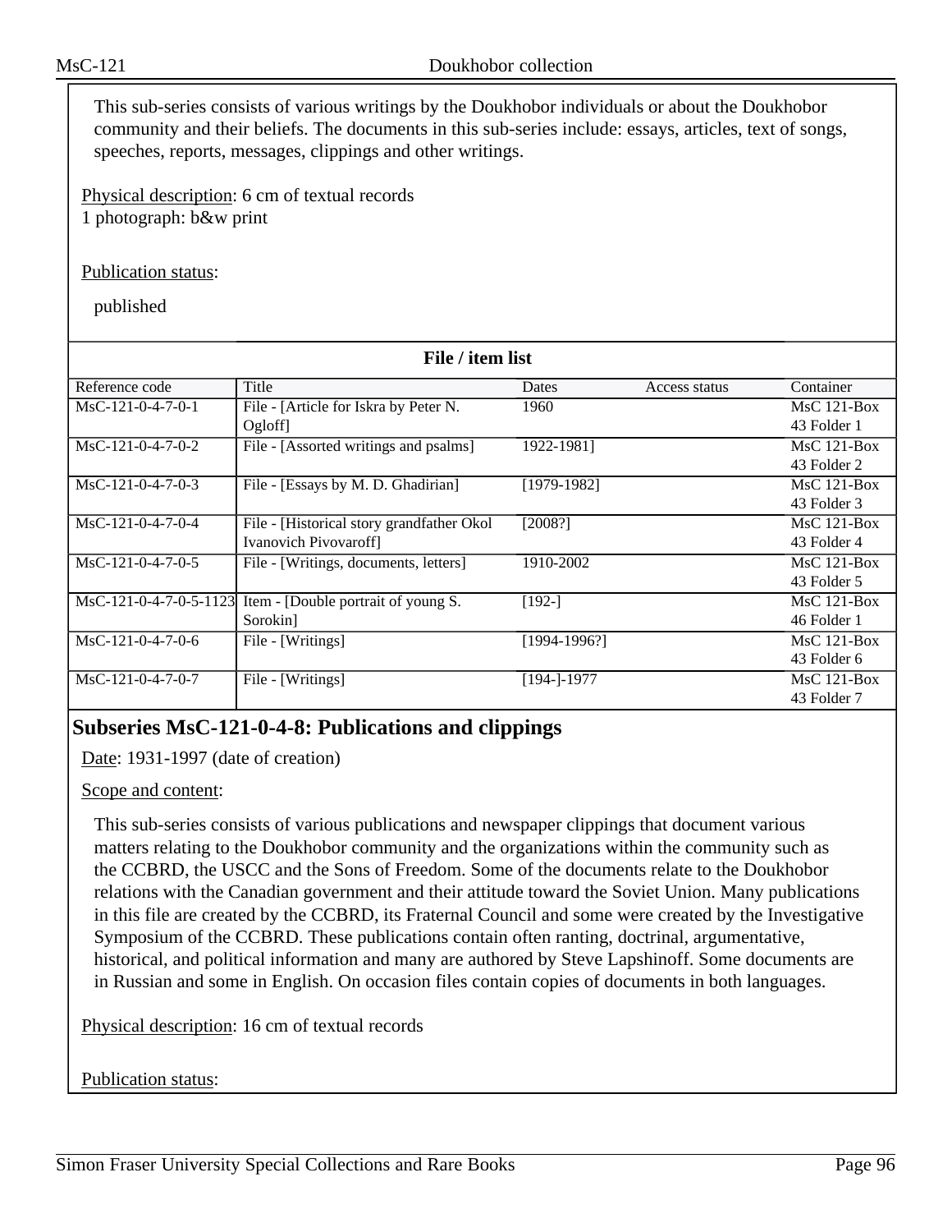This sub-series consists of various writings by the Doukhobor individuals or about the Doukhobor community and their beliefs. The documents in this sub-series include: essays, articles, text of songs, speeches, reports, messages, clippings and other writings.

Physical description: 6 cm of textual records
1 photograph: b&w print

Publication status:

published

**File / item list**

| Reference code | Title | Dates | Access status | Container |
|---|---|---|---|---|
| MsC-121-0-4-7-0-1 | File - [Article for Iskra by Peter N. Ogloff] | 1960 | | MsC 121-Box 43 Folder 1 |
| MsC-121-0-4-7-0-2 | File - [Assorted writings and psalms] | 1922-1981] | | MsC 121-Box 43 Folder 2 |
| MsC-121-0-4-7-0-3 | File - [Essays by M. D. Ghadirian] | [1979-1982] | | MsC 121-Box 43 Folder 3 |
| MsC-121-0-4-7-0-4 | File - [Historical story grandfather Okol Ivanovich Pivovaroff] | [2008?] | | MsC 121-Box 43 Folder 4 |
| MsC-121-0-4-7-0-5 | File - [Writings, documents, letters] | 1910-2002 | | MsC 121-Box 43 Folder 5 |
| MsC-121-0-4-7-0-5-1123 | Item - [Double portrait of young S. Sorokin] | [192-] | | MsC 121-Box 46 Folder 1 |
| MsC-121-0-4-7-0-6 | File - [Writings] | [1994-1996?] | | MsC 121-Box 43 Folder 6 |
| MsC-121-0-4-7-0-7 | File - [Writings] | [194-]-1977 | | MsC 121-Box 43 Folder 7 |

## Subseries MsC-121-0-4-8: Publications and clippings

Date: 1931-1997 (date of creation)

Scope and content:

This sub-series consists of various publications and newspaper clippings that document various matters relating to the Doukhobor community and the organizations within the community such as the CCBRD, the USCC and the Sons of Freedom. Some of the documents relate to the Doukhobor relations with the Canadian government and their attitude toward the Soviet Union. Many publications in this file are created by the CCBRD, its Fraternal Council and some were created by the Investigative Symposium of the CCBRD. These publications contain often ranting, doctrinal, argumentative, historical, and political information and many are authored by Steve Lapshinoff. Some documents are in Russian and some in English. On occasion files contain copies of documents in both languages.

Physical description: 16 cm of textual records

Publication status: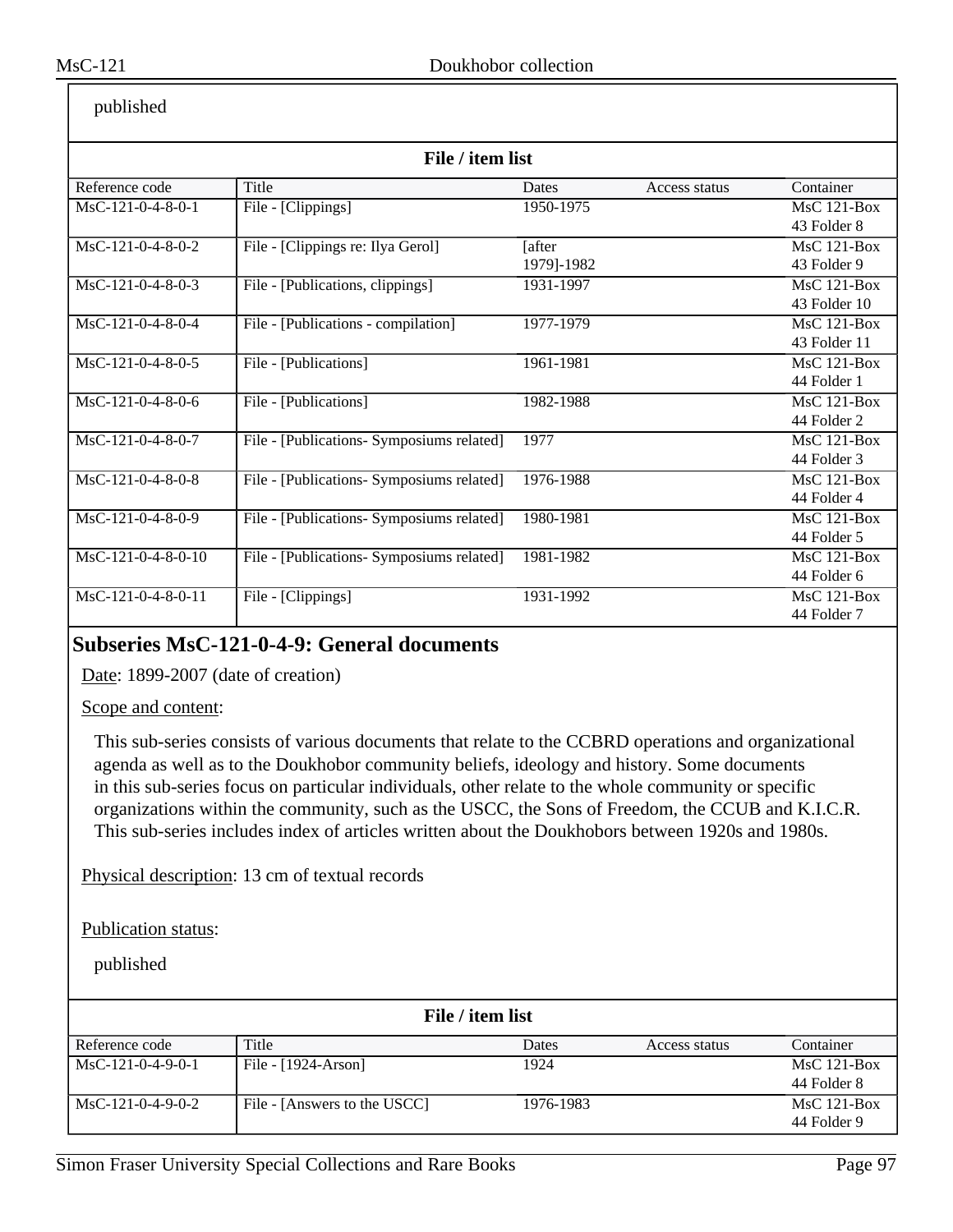published

**File / item list**

| Reference code | Title | Dates | Access status | Container |
|---|---|---|---|---|
| MsC-121-0-4-8-0-1 | File - [Clippings] | 1950-1975 | | MsC 121-Box 43 Folder 8 |
| MsC-121-0-4-8-0-2 | File - [Clippings re: Ilya Gerol] | [after 1979]-1982 | | MsC 121-Box 43 Folder 9 |
| MsC-121-0-4-8-0-3 | File - [Publications, clippings] | 1931-1997 | | MsC 121-Box 43 Folder 10 |
| MsC-121-0-4-8-0-4 | File - [Publications - compilation] | 1977-1979 | | MsC 121-Box 43 Folder 11 |
| MsC-121-0-4-8-0-5 | File - [Publications] | 1961-1981 | | MsC 121-Box 44 Folder 1 |
| MsC-121-0-4-8-0-6 | File - [Publications] | 1982-1988 | | MsC 121-Box 44 Folder 2 |
| MsC-121-0-4-8-0-7 | File - [Publications- Symposiums related] | 1977 | | MsC 121-Box 44 Folder 3 |
| MsC-121-0-4-8-0-8 | File - [Publications- Symposiums related] | 1976-1988 | | MsC 121-Box 44 Folder 4 |
| MsC-121-0-4-8-0-9 | File - [Publications- Symposiums related] | 1980-1981 | | MsC 121-Box 44 Folder 5 |
| MsC-121-0-4-8-0-10 | File - [Publications- Symposiums related] | 1981-1982 | | MsC 121-Box 44 Folder 6 |
| MsC-121-0-4-8-0-11 | File - [Clippings] | 1931-1992 | | MsC 121-Box 44 Folder 7 |

## Subseries MsC-121-0-4-9: General documents

Date: 1899-2007 (date of creation)

Scope and content:

This sub-series consists of various documents that relate to the CCBRD operations and organizational agenda as well as to the Doukhobor community beliefs, ideology and history. Some documents in this sub-series focus on particular individuals, other relate to the whole community or specific organizations within the community, such as the USCC, the Sons of Freedom, the CCUB and K.I.C.R. This sub-series includes index of articles written about the Doukhobors between 1920s and 1980s.

Physical description: 13 cm of textual records

Publication status:

published

**File / item list**

| Reference code | Title | Dates | Access status | Container |
|---|---|---|---|---|
| MsC-121-0-4-9-0-1 | File - [1924-Arson] | 1924 | | MsC 121-Box 44 Folder 8 |
| MsC-121-0-4-9-0-2 | File - [Answers to the USCC] | 1976-1983 | | MsC 121-Box 44 Folder 9 |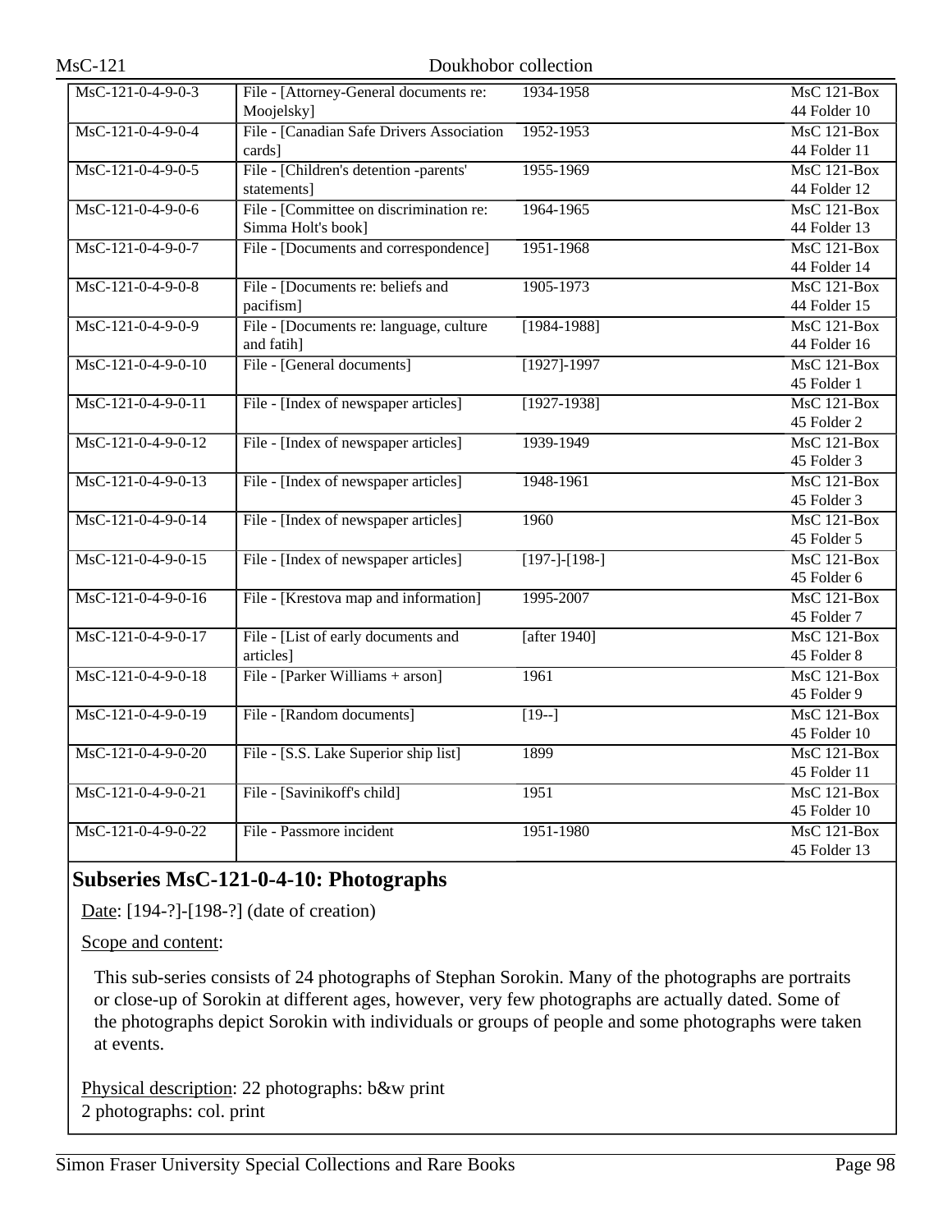| | | | |
|---|---|---|---|
| MsC-121-0-4-9-0-3 | File - [Attorney-General documents re: Moojelsky] | 1934-1958 | MsC 121-Box 44 Folder 10 |
| MsC-121-0-4-9-0-4 | File - [Canadian Safe Drivers Association cards] | 1952-1953 | MsC 121-Box 44 Folder 11 |
| MsC-121-0-4-9-0-5 | File - [Children's detention -parents' statements] | 1955-1969 | MsC 121-Box 44 Folder 12 |
| MsC-121-0-4-9-0-6 | File - [Committee on discrimination re: Simma Holt's book] | 1964-1965 | MsC 121-Box 44 Folder 13 |
| MsC-121-0-4-9-0-7 | File - [Documents and correspondence] | 1951-1968 | MsC 121-Box 44 Folder 14 |
| MsC-121-0-4-9-0-8 | File - [Documents re: beliefs and pacifism] | 1905-1973 | MsC 121-Box 44 Folder 15 |
| MsC-121-0-4-9-0-9 | File - [Documents re: language, culture and fatih] | [1984-1988] | MsC 121-Box 44 Folder 16 |
| MsC-121-0-4-9-0-10 | File - [General documents] | [1927]-1997 | MsC 121-Box 45 Folder 1 |
| MsC-121-0-4-9-0-11 | File - [Index of newspaper articles] | [1927-1938] | MsC 121-Box 45 Folder 2 |
| MsC-121-0-4-9-0-12 | File - [Index of newspaper articles] | 1939-1949 | MsC 121-Box 45 Folder 3 |
| MsC-121-0-4-9-0-13 | File - [Index of newspaper articles] | 1948-1961 | MsC 121-Box 45 Folder 3 |
| MsC-121-0-4-9-0-14 | File - [Index of newspaper articles] | 1960 | MsC 121-Box 45 Folder 5 |
| MsC-121-0-4-9-0-15 | File - [Index of newspaper articles] | [197-]-[198-] | MsC 121-Box 45 Folder 6 |
| MsC-121-0-4-9-0-16 | File - [Krestova map and information] | 1995-2007 | MsC 121-Box 45 Folder 7 |
| MsC-121-0-4-9-0-17 | File - [List of early documents and articles] | [after 1940] | MsC 121-Box 45 Folder 8 |
| MsC-121-0-4-9-0-18 | File - [Parker Williams + arson] | 1961 | MsC 121-Box 45 Folder 9 |
| MsC-121-0-4-9-0-19 | File - [Random documents] | [19--] | MsC 121-Box 45 Folder 10 |
| MsC-121-0-4-9-0-20 | File - [S.S. Lake Superior ship list] | 1899 | MsC 121-Box 45 Folder 11 |
| MsC-121-0-4-9-0-21 | File - [Savinikoff's child] | 1951 | MsC 121-Box 45 Folder 10 |
| MsC-121-0-4-9-0-22 | File - Passmore incident | 1951-1980 | MsC 121-Box 45 Folder 13 |

## Subseries MsC-121-0-4-10: Photographs

Date: [194-?]-[198-?] (date of creation)

Scope and content:

This sub-series consists of 24 photographs of Stephan Sorokin. Many of the photographs are portraits or close-up of Sorokin at different ages, however, very few photographs are actually dated. Some of the photographs depict Sorokin with individuals or groups of people and some photographs were taken at events.

Physical description: 22 photographs: b&w print
2 photographs: col. print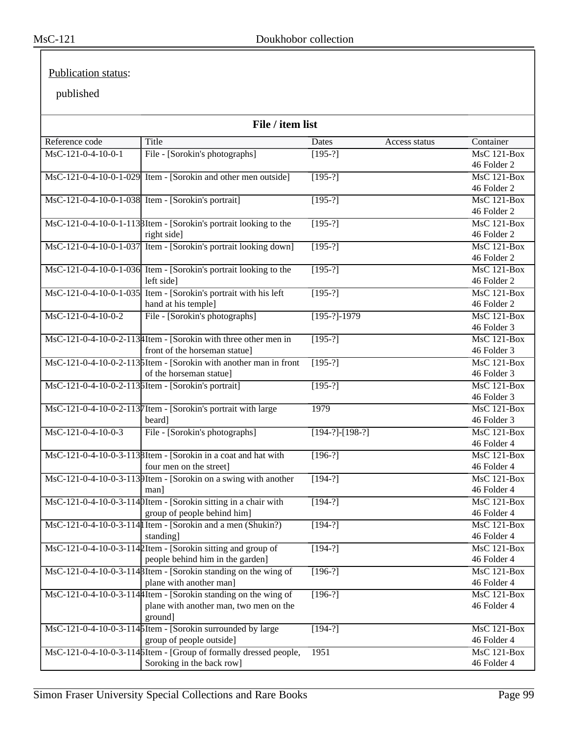Publication status:

published

**File / item list**

| Reference code | Title | Dates | Access status | Container |
|---|---|---|---|---|
| MsC-121-0-4-10-0-1 | File - [Sorokin's photographs] | [195-?] | | MsC 121-Box 46 Folder 2 |
| MsC-121-0-4-10-0-1-029 | Item - [Sorokin and other men outside] | [195-?] | | MsC 121-Box 46 Folder 2 |
| MsC-121-0-4-10-0-1-038 | Item - [Sorokin's portrait] | [195-?] | | MsC 121-Box 46 Folder 2 |
| MsC-121-0-4-10-0-1-1133 | Item - [Sorokin's portrait looking to the right side] | [195-?] | | MsC 121-Box 46 Folder 2 |
| MsC-121-0-4-10-0-1-037 | Item - [Sorokin's portrait looking down] | [195-?] | | MsC 121-Box 46 Folder 2 |
| MsC-121-0-4-10-0-1-036 | Item - [Sorokin's portrait looking to the left side] | [195-?] | | MsC 121-Box 46 Folder 2 |
| MsC-121-0-4-10-0-1-035 | Item - [Sorokin's portrait with his left hand at his temple] | [195-?] | | MsC 121-Box 46 Folder 2 |
| MsC-121-0-4-10-0-2 | File - [Sorokin's photographs] | [195-?]-1979 | | MsC 121-Box 46 Folder 3 |
| MsC-121-0-4-10-0-2-1134 | Item - [Sorokin with three other men in front of the horseman statue] | [195-?] | | MsC 121-Box 46 Folder 3 |
| MsC-121-0-4-10-0-2-1135 | Item - [Sorokin with another man in front of the horseman statue] | [195-?] | | MsC 121-Box 46 Folder 3 |
| MsC-121-0-4-10-0-2-1136 | Item - [Sorokin's portrait] | [195-?] | | MsC 121-Box 46 Folder 3 |
| MsC-121-0-4-10-0-2-1137 | Item - [Sorokin's portrait with large beard] | 1979 | | MsC 121-Box 46 Folder 3 |
| MsC-121-0-4-10-0-3 | File - [Sorokin's photographs] | [194-?]-[198-?] | | MsC 121-Box 46 Folder 4 |
| MsC-121-0-4-10-0-3-1138 | Item - [Sorokin in a coat and hat with four men on the street] | [196-?] | | MsC 121-Box 46 Folder 4 |
| MsC-121-0-4-10-0-3-1139 | Item - [Sorokin on a swing with another man] | [194-?] | | MsC 121-Box 46 Folder 4 |
| MsC-121-0-4-10-0-3-1140 | Item - [Sorokin sitting in a chair with group of people behind him] | [194-?] | | MsC 121-Box 46 Folder 4 |
| MsC-121-0-4-10-0-3-1141 | Item - [Sorokin and a men (Shukin?) standing] | [194-?] | | MsC 121-Box 46 Folder 4 |
| MsC-121-0-4-10-0-3-1142 | Item - [Sorokin sitting and group of people behind him in the garden] | [194-?] | | MsC 121-Box 46 Folder 4 |
| MsC-121-0-4-10-0-3-1143 | Item - [Sorokin standing on the wing of plane with another man] | [196-?] | | MsC 121-Box 46 Folder 4 |
| MsC-121-0-4-10-0-3-1144 | Item - [Sorokin standing on the wing of plane with another man, two men on the ground] | [196-?] | | MsC 121-Box 46 Folder 4 |
| MsC-121-0-4-10-0-3-1145 | Item - [Sorokin surrounded by large group of people outside] | [194-?] | | MsC 121-Box 46 Folder 4 |
| MsC-121-0-4-10-0-3-1146 | Item - [Group of formally dressed people, Soroking in the back row] | 1951 | | MsC 121-Box 46 Folder 4 |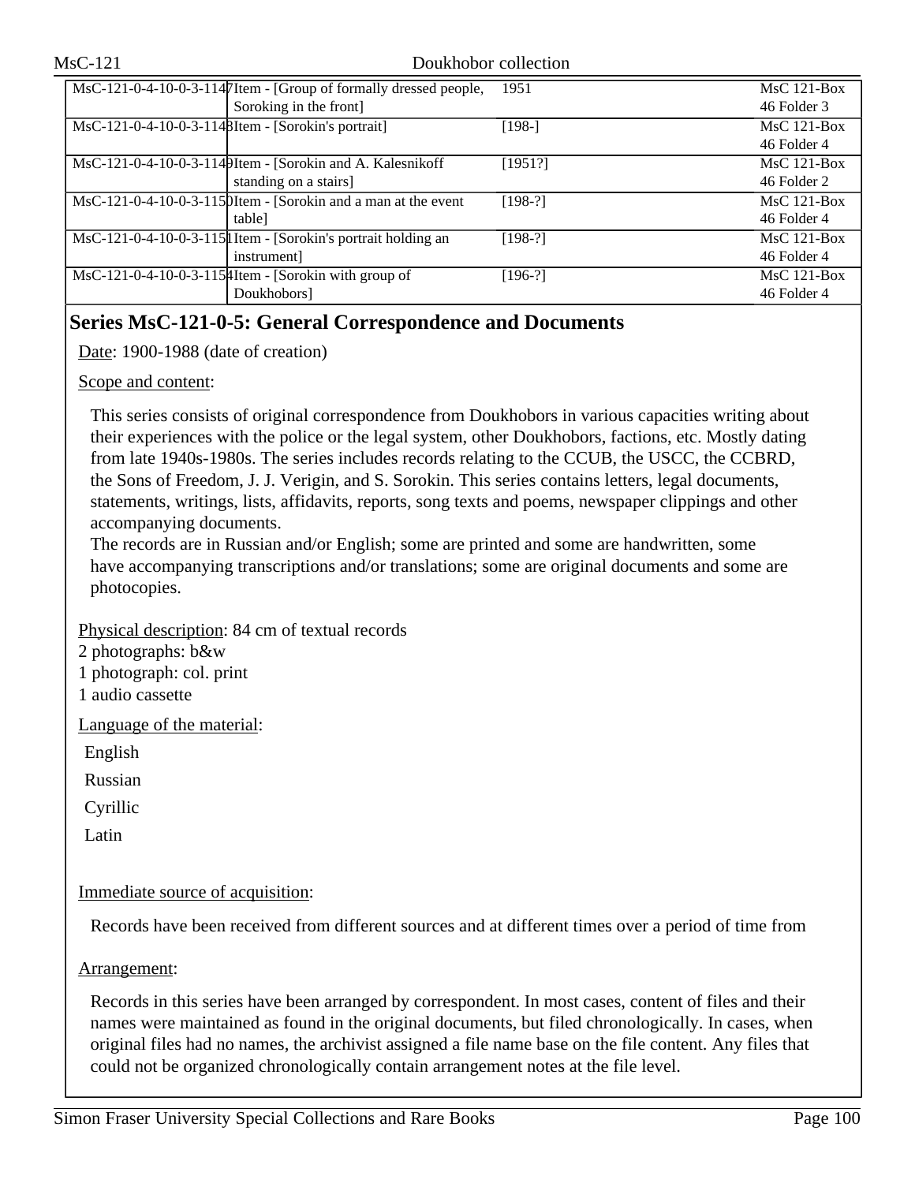| | | | |
|---|---|---|---|
| MsC-121-0-4-10-0-3-1147 | Item - [Group of formally dressed people, Soroking in the front] | 1951 | MsC 121-Box 46 Folder 3 |
| MsC-121-0-4-10-0-3-1148 | Item - [Sorokin's portrait] | [198-] | MsC 121-Box 46 Folder 4 |
| MsC-121-0-4-10-0-3-1149 | Item - [Sorokin and A. Kalesnikoff standing on a stairs] | [1951?] | MsC 121-Box 46 Folder 2 |
| MsC-121-0-4-10-0-3-1150 | Item - [Sorokin and a man at the event table] | [198-?] | MsC 121-Box 46 Folder 4 |
| MsC-121-0-4-10-0-3-1151 | Item - [Sorokin's portrait holding an instrument] | [198-?] | MsC 121-Box 46 Folder 4 |
| MsC-121-0-4-10-0-3-1154 | Item - [Sorokin with group of Doukhobors] | [196-?] | MsC 121-Box 46 Folder 4 |

## Series MsC-121-0-5: General Correspondence and Documents

Date: 1900-1988 (date of creation)

Scope and content:

This series consists of original correspondence from Doukhobors in various capacities writing about their experiences with the police or the legal system, other Doukhobors, factions, etc. Mostly dating from late 1940s-1980s. The series includes records relating to the CCUB, the USCC, the CCBRD, the Sons of Freedom, J. J. Verigin, and S. Sorokin. This series contains letters, legal documents, statements, writings, lists, affidavits, reports, song texts and poems, newspaper clippings and other accompanying documents.
The records are in Russian and/or English; some are printed and some are handwritten, some have accompanying transcriptions and/or translations; some are original documents and some are photocopies.

Physical description: 84 cm of textual records
2 photographs: b&w
1 photograph: col. print
1 audio cassette

Language of the material:

English

Russian

Cyrillic

Latin

Immediate source of acquisition:

Records have been received from different sources and at different times over a period of time from

Arrangement:

Records in this series have been arranged by correspondent. In most cases, content of files and their names were maintained as found in the original documents, but filed chronologically. In cases, when original files had no names, the archivist assigned a file name base on the file content. Any files that could not be organized chronologically contain arrangement notes at the file level.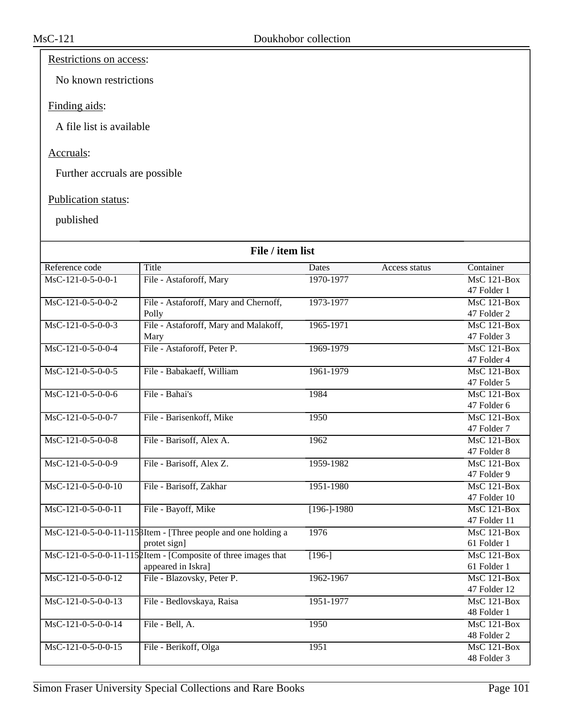Restrictions on access:

No known restrictions

Finding aids:

A file list is available

Accruals:

Further accruals are possible

Publication status:

published

**File / item list**

| Reference code | Title | Dates | Access status | Container |
|---|---|---|---|---|
| MsC-121-0-5-0-0-1 | File - Astaforoff, Mary | 1970-1977 | | MsC 121-Box 47 Folder 1 |
| MsC-121-0-5-0-0-2 | File - Astaforoff, Mary and Chernoff, Polly | 1973-1977 | | MsC 121-Box 47 Folder 2 |
| MsC-121-0-5-0-0-3 | File - Astaforoff, Mary and Malakoff, Mary | 1965-1971 | | MsC 121-Box 47 Folder 3 |
| MsC-121-0-5-0-0-4 | File - Astaforoff, Peter P. | 1969-1979 | | MsC 121-Box 47 Folder 4 |
| MsC-121-0-5-0-0-5 | File - Babakaeff, William | 1961-1979 | | MsC 121-Box 47 Folder 5 |
| MsC-121-0-5-0-0-6 | File - Bahai's | 1984 | | MsC 121-Box 47 Folder 6 |
| MsC-121-0-5-0-0-7 | File - Barisenkoff, Mike | 1950 | | MsC 121-Box 47 Folder 7 |
| MsC-121-0-5-0-0-8 | File - Barisoff, Alex A. | 1962 | | MsC 121-Box 47 Folder 8 |
| MsC-121-0-5-0-0-9 | File - Barisoff, Alex Z. | 1959-1982 | | MsC 121-Box 47 Folder 9 |
| MsC-121-0-5-0-0-10 | File - Barisoff, Zakhar | 1951-1980 | | MsC 121-Box 47 Folder 10 |
| MsC-121-0-5-0-0-11 | File - Bayoff, Mike | [196-]-1980 | | MsC 121-Box 47 Folder 11 |
| MsC-121-0-5-0-0-11-1153 | Item - [Three people and one holding a protet sign] | 1976 | | MsC 121-Box 61 Folder 1 |
| MsC-121-0-5-0-0-11-1152 | Item - [Composite of three images that appeared in Iskra] | [196-] | | MsC 121-Box 61 Folder 1 |
| MsC-121-0-5-0-0-12 | File - Blazovsky, Peter P. | 1962-1967 | | MsC 121-Box 47 Folder 12 |
| MsC-121-0-5-0-0-13 | File - Bedlovskaya, Raisa | 1951-1977 | | MsC 121-Box 48 Folder 1 |
| MsC-121-0-5-0-0-14 | File - Bell, A. | 1950 | | MsC 121-Box 48 Folder 2 |
| MsC-121-0-5-0-0-15 | File - Berikoff, Olga | 1951 | | MsC 121-Box 48 Folder 3 |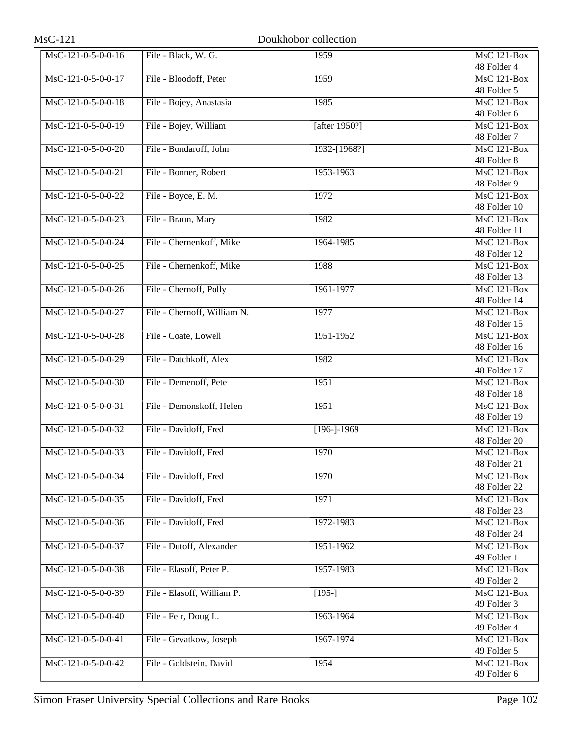| | | | |
|---|---|---|---|
| MsC-121-0-5-0-0-16 | File - Black, W. G. | 1959 | MsC 121-Box 48 Folder 4 |
| MsC-121-0-5-0-0-17 | File - Bloodoff, Peter | 1959 | MsC 121-Box 48 Folder 5 |
| MsC-121-0-5-0-0-18 | File - Bojey, Anastasia | 1985 | MsC 121-Box 48 Folder 6 |
| MsC-121-0-5-0-0-19 | File - Bojey, William | [after 1950?] | MsC 121-Box 48 Folder 7 |
| MsC-121-0-5-0-0-20 | File - Bondaroff, John | 1932-[1968?] | MsC 121-Box 48 Folder 8 |
| MsC-121-0-5-0-0-21 | File - Bonner, Robert | 1953-1963 | MsC 121-Box 48 Folder 9 |
| MsC-121-0-5-0-0-22 | File - Boyce, E. M. | 1972 | MsC 121-Box 48 Folder 10 |
| MsC-121-0-5-0-0-23 | File - Braun, Mary | 1982 | MsC 121-Box 48 Folder 11 |
| MsC-121-0-5-0-0-24 | File - Chernenkoff, Mike | 1964-1985 | MsC 121-Box 48 Folder 12 |
| MsC-121-0-5-0-0-25 | File - Chernenkoff, Mike | 1988 | MsC 121-Box 48 Folder 13 |
| MsC-121-0-5-0-0-26 | File - Chernoff, Polly | 1961-1977 | MsC 121-Box 48 Folder 14 |
| MsC-121-0-5-0-0-27 | File - Chernoff, William N. | 1977 | MsC 121-Box 48 Folder 15 |
| MsC-121-0-5-0-0-28 | File - Coate, Lowell | 1951-1952 | MsC 121-Box 48 Folder 16 |
| MsC-121-0-5-0-0-29 | File - Datchkoff, Alex | 1982 | MsC 121-Box 48 Folder 17 |
| MsC-121-0-5-0-0-30 | File - Demenoff, Pete | 1951 | MsC 121-Box 48 Folder 18 |
| MsC-121-0-5-0-0-31 | File - Demonskoff, Helen | 1951 | MsC 121-Box 48 Folder 19 |
| MsC-121-0-5-0-0-32 | File - Davidoff, Fred | [196-]-1969 | MsC 121-Box 48 Folder 20 |
| MsC-121-0-5-0-0-33 | File - Davidoff, Fred | 1970 | MsC 121-Box 48 Folder 21 |
| MsC-121-0-5-0-0-34 | File - Davidoff, Fred | 1970 | MsC 121-Box 48 Folder 22 |
| MsC-121-0-5-0-0-35 | File - Davidoff, Fred | 1971 | MsC 121-Box 48 Folder 23 |
| MsC-121-0-5-0-0-36 | File - Davidoff, Fred | 1972-1983 | MsC 121-Box 48 Folder 24 |
| MsC-121-0-5-0-0-37 | File - Dutoff, Alexander | 1951-1962 | MsC 121-Box 49 Folder 1 |
| MsC-121-0-5-0-0-38 | File - Elasoff, Peter P. | 1957-1983 | MsC 121-Box 49 Folder 2 |
| MsC-121-0-5-0-0-39 | File - Elasoff, William P. | [195-] | MsC 121-Box 49 Folder 3 |
| MsC-121-0-5-0-0-40 | File - Feir, Doug L. | 1963-1964 | MsC 121-Box 49 Folder 4 |
| MsC-121-0-5-0-0-41 | File - Gevatkow, Joseph | 1967-1974 | MsC 121-Box 49 Folder 5 |
| MsC-121-0-5-0-0-42 | File - Goldstein, David | 1954 | MsC 121-Box 49 Folder 6 |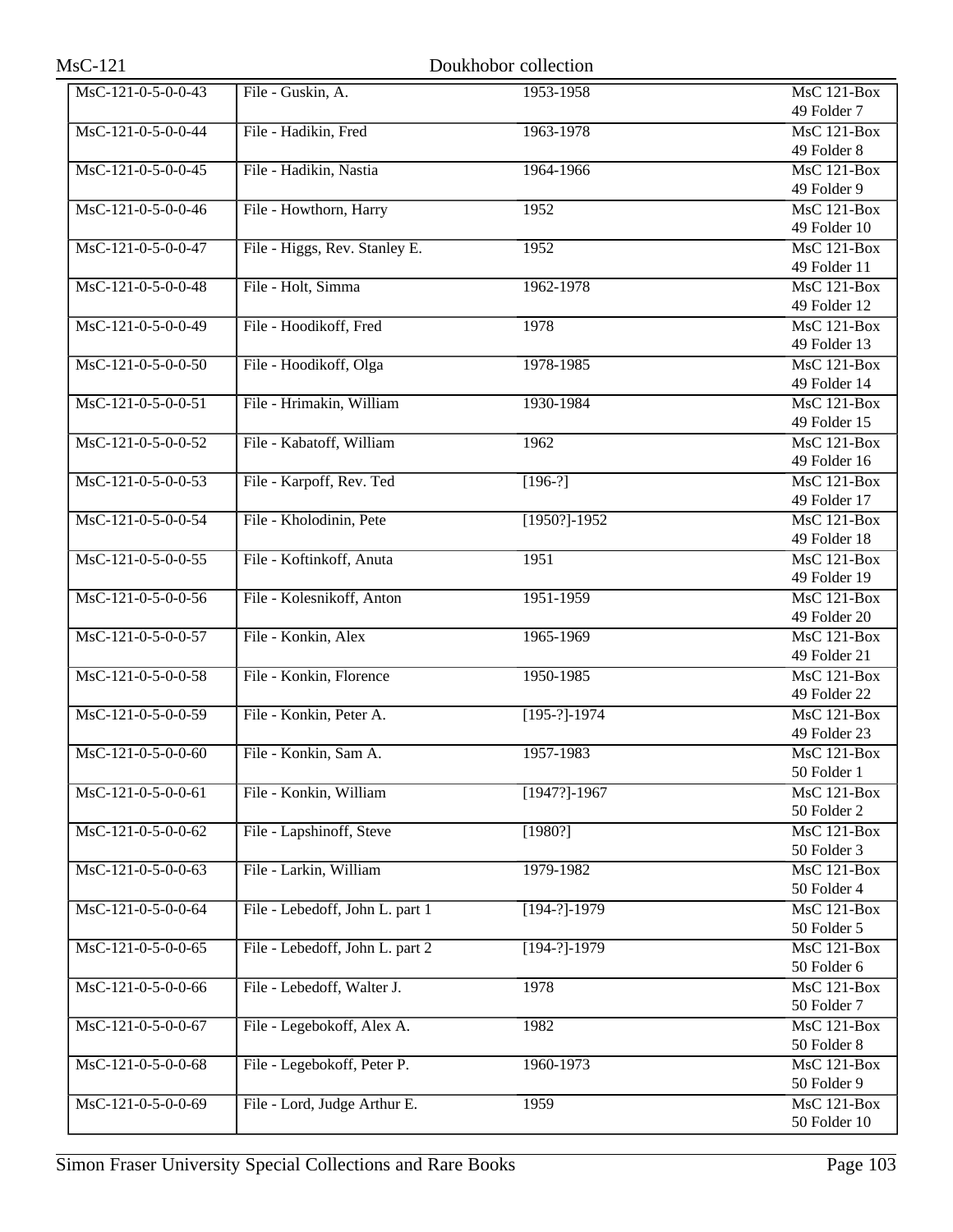| MsC-121-0-5-0-0-43 | File - Guskin, A. | 1953-1958 | MsC 121-Box 49 Folder 7 |
|---|---|---|---|
| MsC-121-0-5-0-0-44 | File - Hadikin, Fred | 1963-1978 | MsC 121-Box 49 Folder 8 |
| MsC-121-0-5-0-0-45 | File - Hadikin, Nastia | 1964-1966 | MsC 121-Box 49 Folder 9 |
| MsC-121-0-5-0-0-46 | File - Howthorn, Harry | 1952 | MsC 121-Box 49 Folder 10 |
| MsC-121-0-5-0-0-47 | File - Higgs, Rev. Stanley E. | 1952 | MsC 121-Box 49 Folder 11 |
| MsC-121-0-5-0-0-48 | File - Holt, Simma | 1962-1978 | MsC 121-Box 49 Folder 12 |
| MsC-121-0-5-0-0-49 | File - Hoodikoff, Fred | 1978 | MsC 121-Box 49 Folder 13 |
| MsC-121-0-5-0-0-50 | File - Hoodikoff, Olga | 1978-1985 | MsC 121-Box 49 Folder 14 |
| MsC-121-0-5-0-0-51 | File - Hrimakin, William | 1930-1984 | MsC 121-Box 49 Folder 15 |
| MsC-121-0-5-0-0-52 | File - Kabatoff, William | 1962 | MsC 121-Box 49 Folder 16 |
| MsC-121-0-5-0-0-53 | File - Karpoff, Rev. Ted | [196-?] | MsC 121-Box 49 Folder 17 |
| MsC-121-0-5-0-0-54 | File - Kholodinin, Pete | [1950?]-1952 | MsC 121-Box 49 Folder 18 |
| MsC-121-0-5-0-0-55 | File - Koftinkoff, Anuta | 1951 | MsC 121-Box 49 Folder 19 |
| MsC-121-0-5-0-0-56 | File - Kolesnikoff, Anton | 1951-1959 | MsC 121-Box 49 Folder 20 |
| MsC-121-0-5-0-0-57 | File - Konkin, Alex | 1965-1969 | MsC 121-Box 49 Folder 21 |
| MsC-121-0-5-0-0-58 | File - Konkin, Florence | 1950-1985 | MsC 121-Box 49 Folder 22 |
| MsC-121-0-5-0-0-59 | File - Konkin, Peter A. | [195-?]-1974 | MsC 121-Box 49 Folder 23 |
| MsC-121-0-5-0-0-60 | File - Konkin, Sam A. | 1957-1983 | MsC 121-Box 50 Folder 1 |
| MsC-121-0-5-0-0-61 | File - Konkin, William | [1947?]-1967 | MsC 121-Box 50 Folder 2 |
| MsC-121-0-5-0-0-62 | File - Lapshinoff, Steve | [1980?] | MsC 121-Box 50 Folder 3 |
| MsC-121-0-5-0-0-63 | File - Larkin, William | 1979-1982 | MsC 121-Box 50 Folder 4 |
| MsC-121-0-5-0-0-64 | File - Lebedoff, John L. part 1 | [194-?]-1979 | MsC 121-Box 50 Folder 5 |
| MsC-121-0-5-0-0-65 | File - Lebedoff, John L. part 2 | [194-?]-1979 | MsC 121-Box 50 Folder 6 |
| MsC-121-0-5-0-0-66 | File - Lebedoff, Walter J. | 1978 | MsC 121-Box 50 Folder 7 |
| MsC-121-0-5-0-0-67 | File - Legebokoff, Alex A. | 1982 | MsC 121-Box 50 Folder 8 |
| MsC-121-0-5-0-0-68 | File - Legebokoff, Peter P. | 1960-1973 | MsC 121-Box 50 Folder 9 |
| MsC-121-0-5-0-0-69 | File - Lord, Judge Arthur E. | 1959 | MsC 121-Box 50 Folder 10 |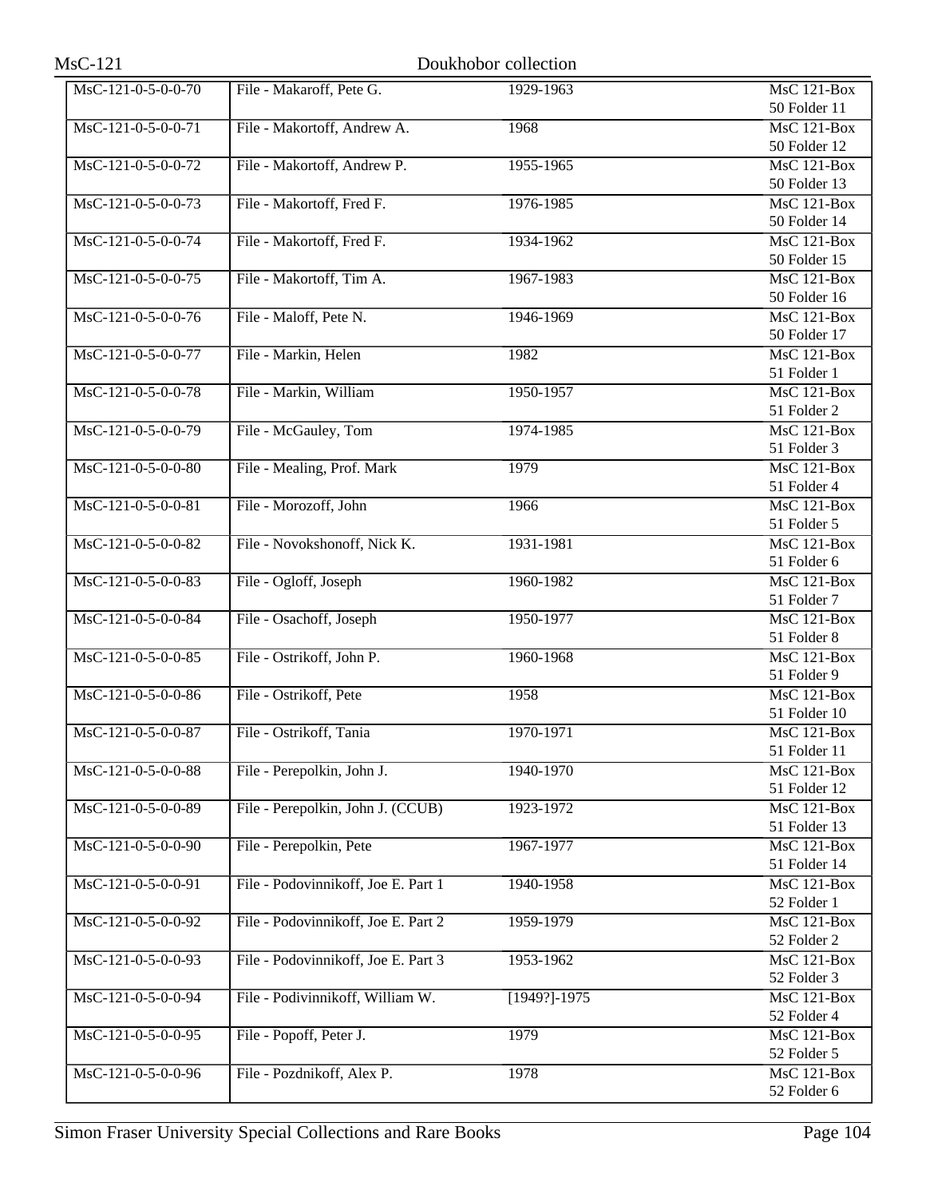| | | | |
|---|---|---|---|
| MsC-121-0-5-0-0-70 | File - Makaroff, Pete G. | 1929-1963 | MsC 121-Box 50 Folder 11 |
| MsC-121-0-5-0-0-71 | File - Makortoff, Andrew A. | 1968 | MsC 121-Box 50 Folder 12 |
| MsC-121-0-5-0-0-72 | File - Makortoff, Andrew P. | 1955-1965 | MsC 121-Box 50 Folder 13 |
| MsC-121-0-5-0-0-73 | File - Makortoff, Fred F. | 1976-1985 | MsC 121-Box 50 Folder 14 |
| MsC-121-0-5-0-0-74 | File - Makortoff, Fred F. | 1934-1962 | MsC 121-Box 50 Folder 15 |
| MsC-121-0-5-0-0-75 | File - Makortoff, Tim A. | 1967-1983 | MsC 121-Box 50 Folder 16 |
| MsC-121-0-5-0-0-76 | File - Maloff, Pete N. | 1946-1969 | MsC 121-Box 50 Folder 17 |
| MsC-121-0-5-0-0-77 | File - Markin, Helen | 1982 | MsC 121-Box 51 Folder 1 |
| MsC-121-0-5-0-0-78 | File - Markin, William | 1950-1957 | MsC 121-Box 51 Folder 2 |
| MsC-121-0-5-0-0-79 | File - McGauley, Tom | 1974-1985 | MsC 121-Box 51 Folder 3 |
| MsC-121-0-5-0-0-80 | File - Mealing, Prof. Mark | 1979 | MsC 121-Box 51 Folder 4 |
| MsC-121-0-5-0-0-81 | File - Morozoff, John | 1966 | MsC 121-Box 51 Folder 5 |
| MsC-121-0-5-0-0-82 | File - Novokshonoff, Nick K. | 1931-1981 | MsC 121-Box 51 Folder 6 |
| MsC-121-0-5-0-0-83 | File - Ogloff, Joseph | 1960-1982 | MsC 121-Box 51 Folder 7 |
| MsC-121-0-5-0-0-84 | File - Osachoff, Joseph | 1950-1977 | MsC 121-Box 51 Folder 8 |
| MsC-121-0-5-0-0-85 | File - Ostrikoff, John P. | 1960-1968 | MsC 121-Box 51 Folder 9 |
| MsC-121-0-5-0-0-86 | File - Ostrikoff, Pete | 1958 | MsC 121-Box 51 Folder 10 |
| MsC-121-0-5-0-0-87 | File - Ostrikoff, Tania | 1970-1971 | MsC 121-Box 51 Folder 11 |
| MsC-121-0-5-0-0-88 | File - Perepolkin, John J. | 1940-1970 | MsC 121-Box 51 Folder 12 |
| MsC-121-0-5-0-0-89 | File - Perepolkin, John J. (CCUB) | 1923-1972 | MsC 121-Box 51 Folder 13 |
| MsC-121-0-5-0-0-90 | File - Perepolkin, Pete | 1967-1977 | MsC 121-Box 51 Folder 14 |
| MsC-121-0-5-0-0-91 | File - Podovinnikoff, Joe E. Part 1 | 1940-1958 | MsC 121-Box 52 Folder 1 |
| MsC-121-0-5-0-0-92 | File - Podovinnikoff, Joe E. Part 2 | 1959-1979 | MsC 121-Box 52 Folder 2 |
| MsC-121-0-5-0-0-93 | File - Podovinnikoff, Joe E. Part 3 | 1953-1962 | MsC 121-Box 52 Folder 3 |
| MsC-121-0-5-0-0-94 | File - Podivinnikoff, William W. | [1949?]-1975 | MsC 121-Box 52 Folder 4 |
| MsC-121-0-5-0-0-95 | File - Popoff, Peter J. | 1979 | MsC 121-Box 52 Folder 5 |
| MsC-121-0-5-0-0-96 | File - Pozdnikoff, Alex P. | 1978 | MsC 121-Box 52 Folder 6 |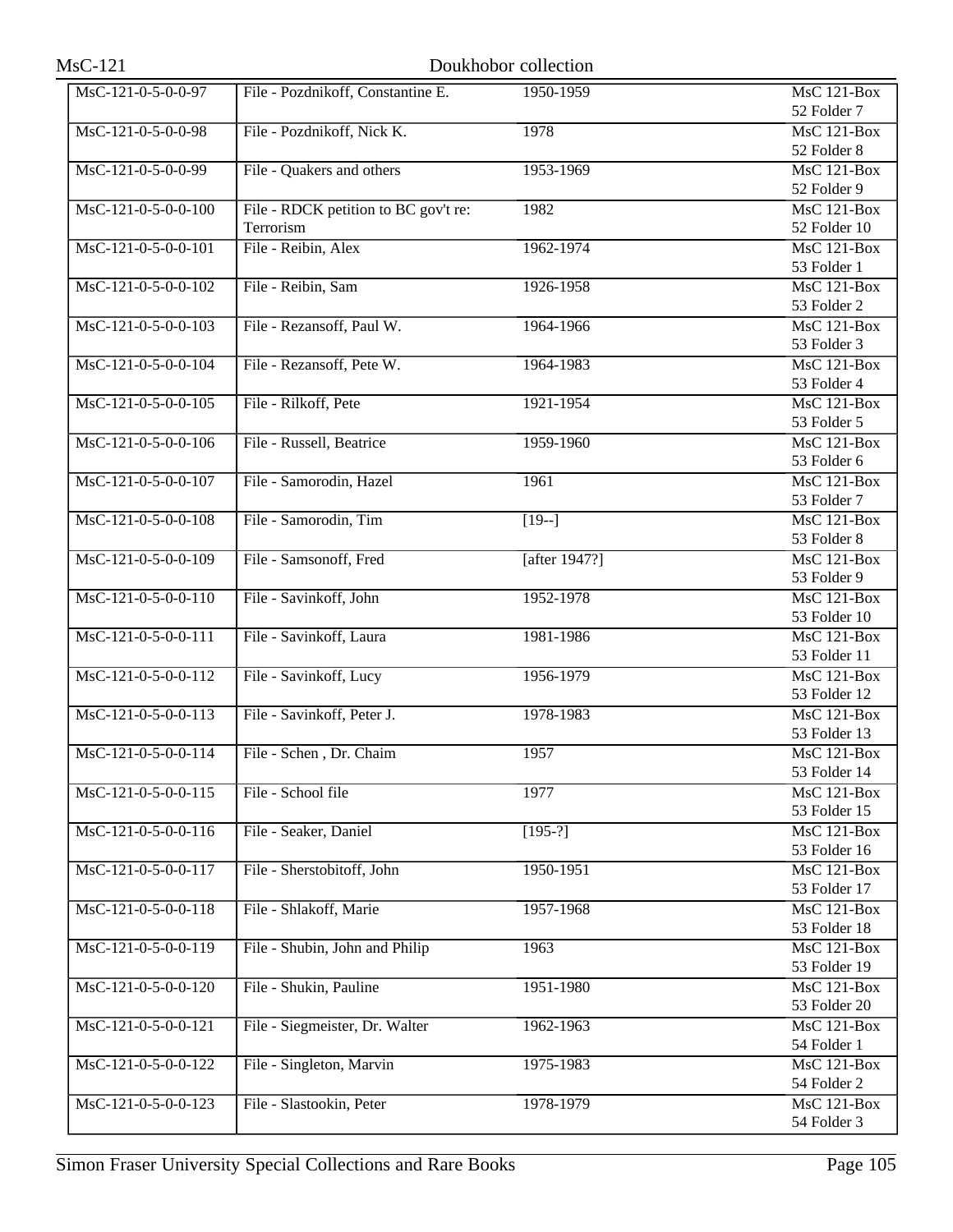| MsC-121-0-5-0-0-97 | File - Pozdnikoff, Constantine E. | 1950-1959 | MsC 121-Box 52 Folder 7 |
|---|---|---|---|
| MsC-121-0-5-0-0-98 | File - Pozdnikoff, Nick K. | 1978 | MsC 121-Box 52 Folder 8 |
| MsC-121-0-5-0-0-99 | File - Quakers and others | 1953-1969 | MsC 121-Box 52 Folder 9 |
| MsC-121-0-5-0-0-100 | File - RDCK petition to BC gov't re: Terrorism | 1982 | MsC 121-Box 52 Folder 10 |
| MsC-121-0-5-0-0-101 | File - Reibin, Alex | 1962-1974 | MsC 121-Box 53 Folder 1 |
| MsC-121-0-5-0-0-102 | File - Reibin, Sam | 1926-1958 | MsC 121-Box 53 Folder 2 |
| MsC-121-0-5-0-0-103 | File - Rezansoff, Paul W. | 1964-1966 | MsC 121-Box 53 Folder 3 |
| MsC-121-0-5-0-0-104 | File - Rezansoff, Pete W. | 1964-1983 | MsC 121-Box 53 Folder 4 |
| MsC-121-0-5-0-0-105 | File - Rilkoff, Pete | 1921-1954 | MsC 121-Box 53 Folder 5 |
| MsC-121-0-5-0-0-106 | File - Russell, Beatrice | 1959-1960 | MsC 121-Box 53 Folder 6 |
| MsC-121-0-5-0-0-107 | File - Samorodin, Hazel | 1961 | MsC 121-Box 53 Folder 7 |
| MsC-121-0-5-0-0-108 | File - Samorodin, Tim | [19--] | MsC 121-Box 53 Folder 8 |
| MsC-121-0-5-0-0-109 | File - Samsonoff, Fred | [after 1947?] | MsC 121-Box 53 Folder 9 |
| MsC-121-0-5-0-0-110 | File - Savinkoff, John | 1952-1978 | MsC 121-Box 53 Folder 10 |
| MsC-121-0-5-0-0-111 | File - Savinkoff, Laura | 1981-1986 | MsC 121-Box 53 Folder 11 |
| MsC-121-0-5-0-0-112 | File - Savinkoff, Lucy | 1956-1979 | MsC 121-Box 53 Folder 12 |
| MsC-121-0-5-0-0-113 | File - Savinkoff, Peter J. | 1978-1983 | MsC 121-Box 53 Folder 13 |
| MsC-121-0-5-0-0-114 | File - Schen , Dr. Chaim | 1957 | MsC 121-Box 53 Folder 14 |
| MsC-121-0-5-0-0-115 | File - School file | 1977 | MsC 121-Box 53 Folder 15 |
| MsC-121-0-5-0-0-116 | File - Seaker, Daniel | [195-?] | MsC 121-Box 53 Folder 16 |
| MsC-121-0-5-0-0-117 | File - Sherstobitoff, John | 1950-1951 | MsC 121-Box 53 Folder 17 |
| MsC-121-0-5-0-0-118 | File - Shlakoff, Marie | 1957-1968 | MsC 121-Box 53 Folder 18 |
| MsC-121-0-5-0-0-119 | File - Shubin, John and Philip | 1963 | MsC 121-Box 53 Folder 19 |
| MsC-121-0-5-0-0-120 | File - Shukin, Pauline | 1951-1980 | MsC 121-Box 53 Folder 20 |
| MsC-121-0-5-0-0-121 | File - Siegmeister, Dr. Walter | 1962-1963 | MsC 121-Box 54 Folder 1 |
| MsC-121-0-5-0-0-122 | File - Singleton, Marvin | 1975-1983 | MsC 121-Box 54 Folder 2 |
| MsC-121-0-5-0-0-123 | File - Slastookin, Peter | 1978-1979 | MsC 121-Box 54 Folder 3 |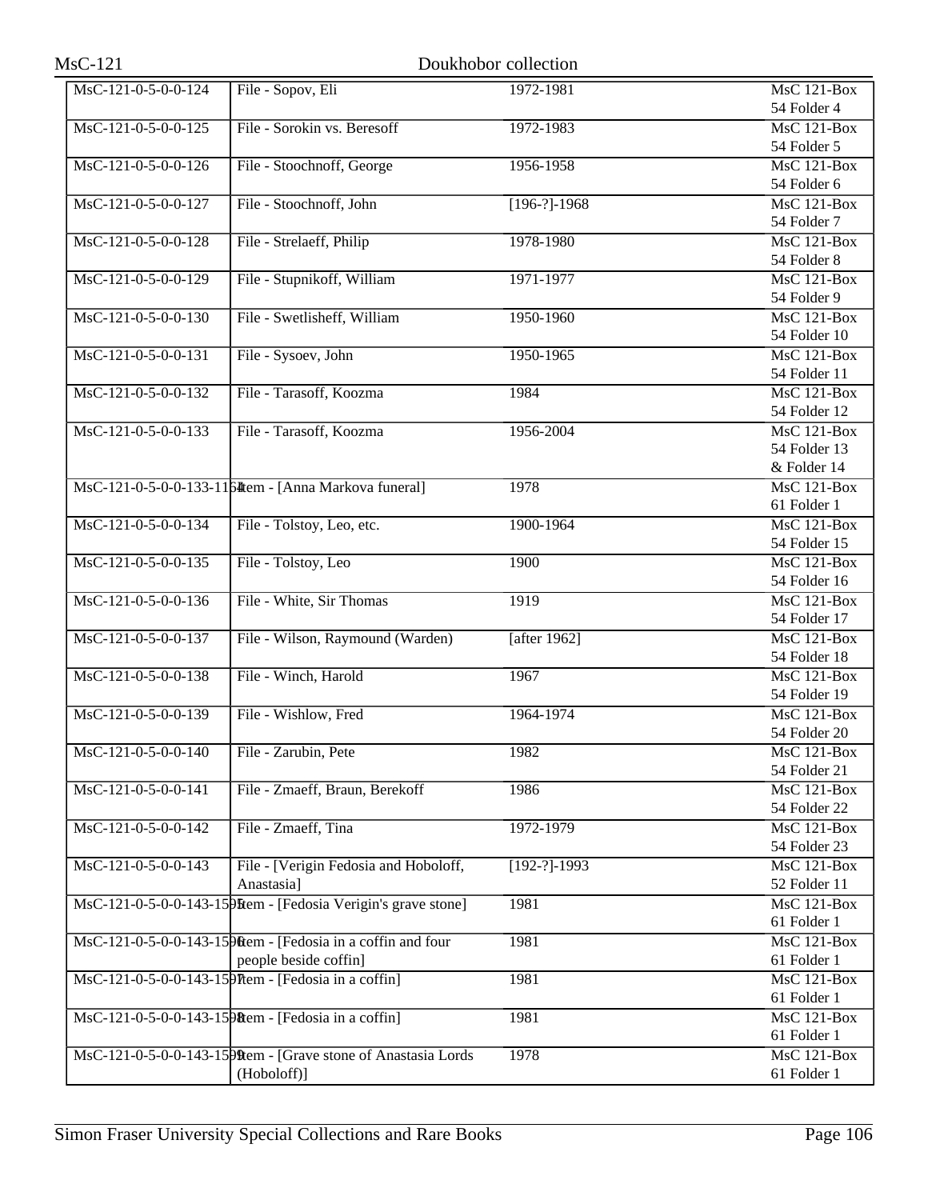| | | | |
|---|---|---|---|
| MsC-121-0-5-0-0-124 | File - Sopov, Eli | 1972-1981 | MsC 121-Box 54 Folder 4 |
| MsC-121-0-5-0-0-125 | File - Sorokin vs. Beresoff | 1972-1983 | MsC 121-Box 54 Folder 5 |
| MsC-121-0-5-0-0-126 | File - Stoochnoff, George | 1956-1958 | MsC 121-Box 54 Folder 6 |
| MsC-121-0-5-0-0-127 | File - Stoochnoff, John | [196-?]-1968 | MsC 121-Box 54 Folder 7 |
| MsC-121-0-5-0-0-128 | File - Strelaeff, Philip | 1978-1980 | MsC 121-Box 54 Folder 8 |
| MsC-121-0-5-0-0-129 | File - Stupnikoff, William | 1971-1977 | MsC 121-Box 54 Folder 9 |
| MsC-121-0-5-0-0-130 | File - Swetlisheff, William | 1950-1960 | MsC 121-Box 54 Folder 10 |
| MsC-121-0-5-0-0-131 | File - Sysoev, John | 1950-1965 | MsC 121-Box 54 Folder 11 |
| MsC-121-0-5-0-0-132 | File - Tarasoff, Koozma | 1984 | MsC 121-Box 54 Folder 12 |
| MsC-121-0-5-0-0-133 | File - Tarasoff, Koozma | 1956-2004 | MsC 121-Box 54 Folder 13 & Folder 14 |
| MsC-121-0-5-0-0-133-1164 | Item - [Anna Markova funeral] | 1978 | MsC 121-Box 61 Folder 1 |
| MsC-121-0-5-0-0-134 | File - Tolstoy, Leo, etc. | 1900-1964 | MsC 121-Box 54 Folder 15 |
| MsC-121-0-5-0-0-135 | File - Tolstoy, Leo | 1900 | MsC 121-Box 54 Folder 16 |
| MsC-121-0-5-0-0-136 | File - White, Sir Thomas | 1919 | MsC 121-Box 54 Folder 17 |
| MsC-121-0-5-0-0-137 | File - Wilson, Raymound (Warden) | [after 1962] | MsC 121-Box 54 Folder 18 |
| MsC-121-0-5-0-0-138 | File - Winch, Harold | 1967 | MsC 121-Box 54 Folder 19 |
| MsC-121-0-5-0-0-139 | File - Wishlow, Fred | 1964-1974 | MsC 121-Box 54 Folder 20 |
| MsC-121-0-5-0-0-140 | File - Zarubin, Pete | 1982 | MsC 121-Box 54 Folder 21 |
| MsC-121-0-5-0-0-141 | File - Zmaeff, Braun, Berekoff | 1986 | MsC 121-Box 54 Folder 22 |
| MsC-121-0-5-0-0-142 | File - Zmaeff, Tina | 1972-1979 | MsC 121-Box 54 Folder 23 |
| MsC-121-0-5-0-0-143 | File - [Verigin Fedosia and Hoboloff, Anastasia] | [192-?]-1993 | MsC 121-Box 52 Folder 11 |
| MsC-121-0-5-0-0-143-1595 | Item - [Fedosia Verigin's grave stone] | 1981 | MsC 121-Box 61 Folder 1 |
| MsC-121-0-5-0-0-143-1596 | Item - [Fedosia in a coffin and four people beside coffin] | 1981 | MsC 121-Box 61 Folder 1 |
| MsC-121-0-5-0-0-143-1597 | Item - [Fedosia in a coffin] | 1981 | MsC 121-Box 61 Folder 1 |
| MsC-121-0-5-0-0-143-1598 | Item - [Fedosia in a coffin] | 1981 | MsC 121-Box 61 Folder 1 |
| MsC-121-0-5-0-0-143-1599 | Item - [Grave stone of Anastasia Lords (Hoboloff)] | 1978 | MsC 121-Box 61 Folder 1 |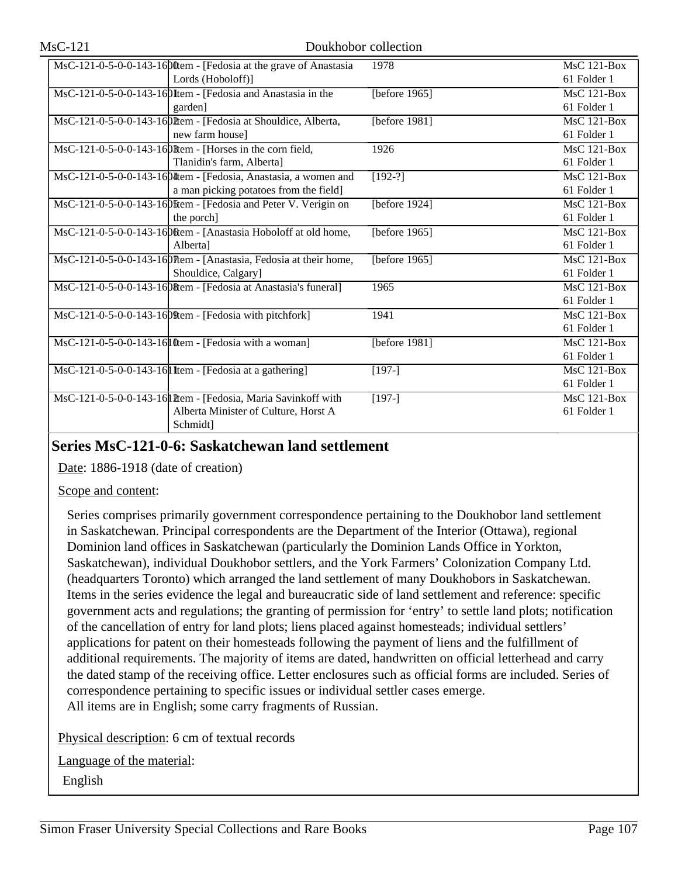| | | | |
|---|---|---|---|
| MsC-121-0-5-0-0-143-1600 | Item - [Fedosia at the grave of Anastasia Lords (Hoboloff)] | 1978 | MsC 121-Box 61 Folder 1 |
| MsC-121-0-5-0-0-143-1601 | Item - [Fedosia and Anastasia in the garden] | [before 1965] | MsC 121-Box 61 Folder 1 |
| MsC-121-0-5-0-0-143-1602 | Item - [Fedosia at Shouldice, Alberta, new farm house] | [before 1981] | MsC 121-Box 61 Folder 1 |
| MsC-121-0-5-0-0-143-1603 | Item - [Horses in the corn field, Tlanidin's farm, Alberta] | 1926 | MsC 121-Box 61 Folder 1 |
| MsC-121-0-5-0-0-143-1604 | Item - [Fedosia, Anastasia, a women and a man picking potatoes from the field] | [192-?] | MsC 121-Box 61 Folder 1 |
| MsC-121-0-5-0-0-143-1605 | Item - [Fedosia and Peter V. Verigin on the porch] | [before 1924] | MsC 121-Box 61 Folder 1 |
| MsC-121-0-5-0-0-143-1606 | Item - [Anastasia Hoboloff at old home, Alberta] | [before 1965] | MsC 121-Box 61 Folder 1 |
| MsC-121-0-5-0-0-143-1607 | Item - [Anastasia, Fedosia at their home, Shouldice, Calgary] | [before 1965] | MsC 121-Box 61 Folder 1 |
| MsC-121-0-5-0-0-143-1608 | Item - [Fedosia at Anastasia's funeral] | 1965 | MsC 121-Box 61 Folder 1 |
| MsC-121-0-5-0-0-143-1609 | Item - [Fedosia with pitchfork] | 1941 | MsC 121-Box 61 Folder 1 |
| MsC-121-0-5-0-0-143-1610 | Item - [Fedosia with a woman] | [before 1981] | MsC 121-Box 61 Folder 1 |
| MsC-121-0-5-0-0-143-1611 | Item - [Fedosia at a gathering] | [197-] | MsC 121-Box 61 Folder 1 |
| MsC-121-0-5-0-0-143-1612 | Item - [Fedosia, Maria Savinkoff with Alberta Minister of Culture, Horst A Schmidt] | [197-] | MsC 121-Box 61 Folder 1 |

## Series MsC-121-0-6: Saskatchewan land settlement

Date: 1886-1918 (date of creation)

Scope and content:

Series comprises primarily government correspondence pertaining to the Doukhobor land settlement in Saskatchewan. Principal correspondents are the Department of the Interior (Ottawa), regional Dominion land offices in Saskatchewan (particularly the Dominion Lands Office in Yorkton, Saskatchewan), individual Doukhobor settlers, and the York Farmers' Colonization Company Ltd. (headquarters Toronto) which arranged the land settlement of many Doukhobors in Saskatchewan. Items in the series evidence the legal and bureaucratic side of land settlement and reference: specific government acts and regulations; the granting of permission for 'entry' to settle land plots; notification of the cancellation of entry for land plots; liens placed against homesteads; individual settlers' applications for patent on their homesteads following the payment of liens and the fulfillment of additional requirements. The majority of items are dated, handwritten on official letterhead and carry the dated stamp of the receiving office. Letter enclosures such as official forms are included. Series of correspondence pertaining to specific issues or individual settler cases emerge.
All items are in English; some carry fragments of Russian.

Physical description: 6 cm of textual records

Language of the material:

English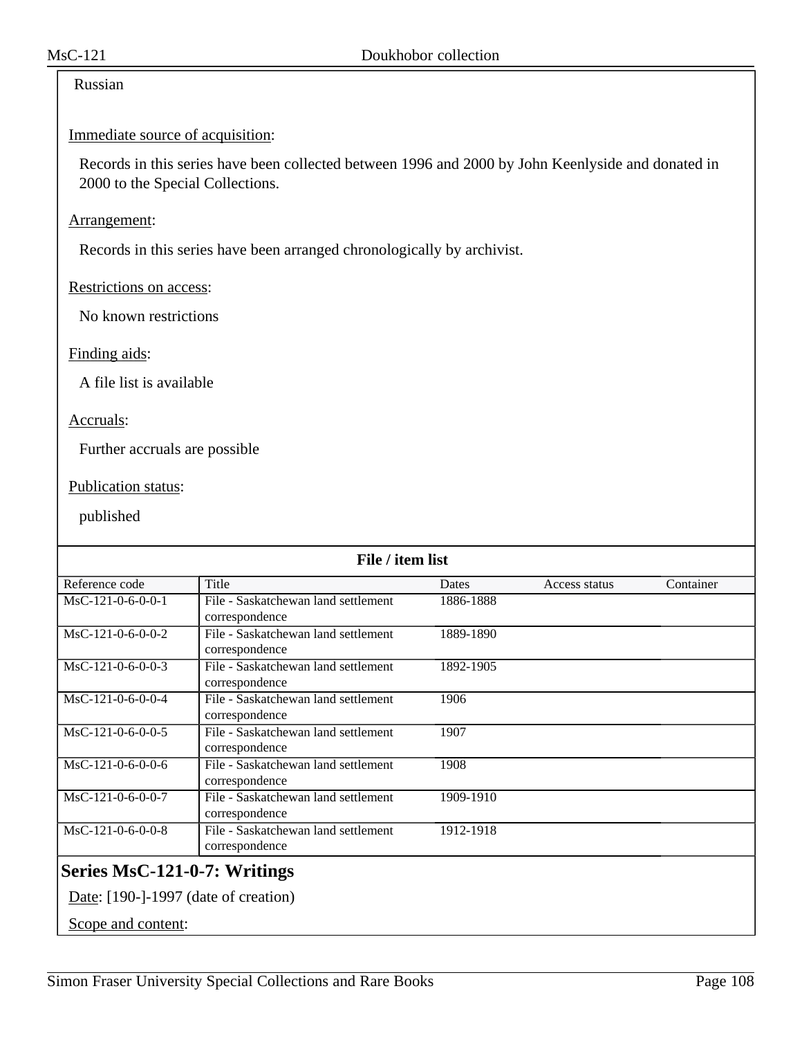Russian

Immediate source of acquisition:

Records in this series have been collected between 1996 and 2000 by John Keenlyside and donated in 2000 to the Special Collections.

Arrangement:

Records in this series have been arranged chronologically by archivist.

Restrictions on access:

No known restrictions

Finding aids:

A file list is available

Accruals:

Further accruals are possible

Publication status:

published

**File / item list**

| Reference code | Title | Dates | Access status | Container |
|---|---|---|---|---|
| MsC-121-0-6-0-0-1 | File - Saskatchewan land settlement correspondence | 1886-1888 | | |
| MsC-121-0-6-0-0-2 | File - Saskatchewan land settlement correspondence | 1889-1890 | | |
| MsC-121-0-6-0-0-3 | File - Saskatchewan land settlement correspondence | 1892-1905 | | |
| MsC-121-0-6-0-0-4 | File - Saskatchewan land settlement correspondence | 1906 | | |
| MsC-121-0-6-0-0-5 | File - Saskatchewan land settlement correspondence | 1907 | | |
| MsC-121-0-6-0-0-6 | File - Saskatchewan land settlement correspondence | 1908 | | |
| MsC-121-0-6-0-0-7 | File - Saskatchewan land settlement correspondence | 1909-1910 | | |
| MsC-121-0-6-0-0-8 | File - Saskatchewan land settlement correspondence | 1912-1918 | | |

## Series MsC-121-0-7: Writings

Date: [190-]-1997 (date of creation)

Scope and content: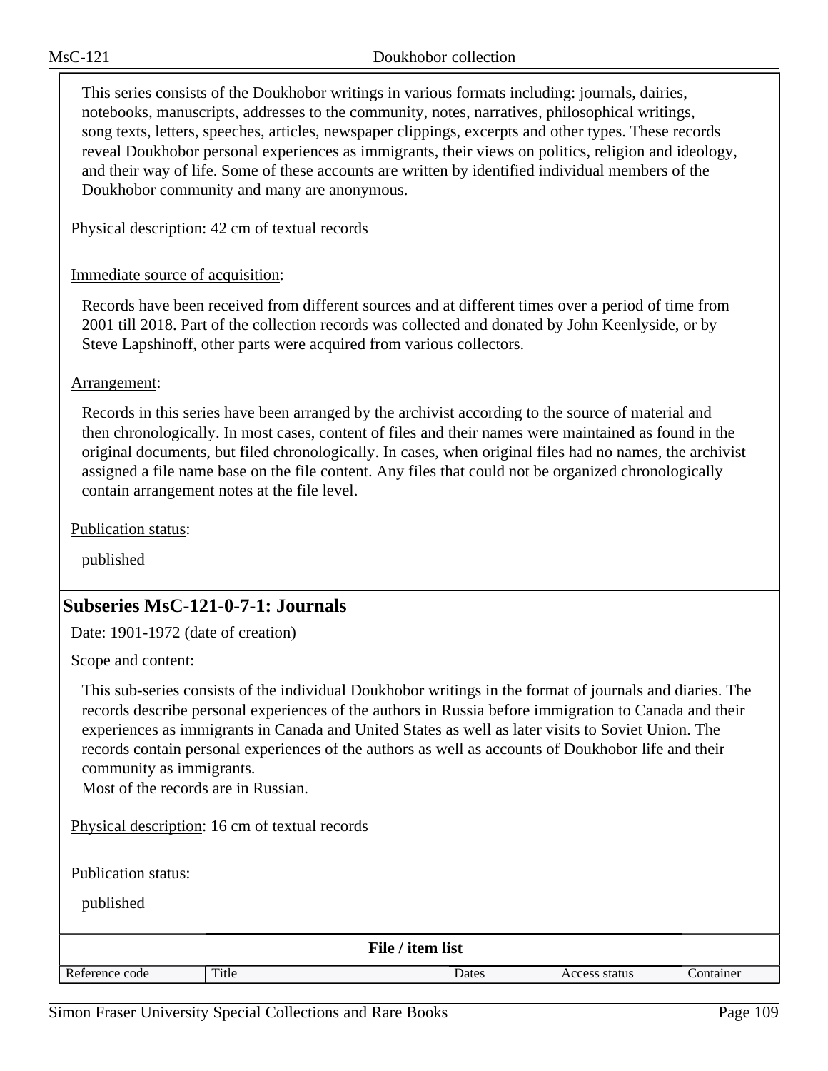This series consists of the Doukhobor writings in various formats including: journals, dairies, notebooks, manuscripts, addresses to the community, notes, narratives, philosophical writings, song texts, letters, speeches, articles, newspaper clippings, excerpts and other types. These records reveal Doukhobor personal experiences as immigrants, their views on politics, religion and ideology, and their way of life. Some of these accounts are written by identified individual members of the Doukhobor community and many are anonymous.

Physical description: 42 cm of textual records

Immediate source of acquisition:

Records have been received from different sources and at different times over a period of time from 2001 till 2018. Part of the collection records was collected and donated by John Keenlyside, or by Steve Lapshinoff, other parts were acquired from various collectors.

Arrangement:

Records in this series have been arranged by the archivist according to the source of material and then chronologically. In most cases, content of files and their names were maintained as found in the original documents, but filed chronologically. In cases, when original files had no names, the archivist assigned a file name base on the file content. Any files that could not be organized chronologically contain arrangement notes at the file level.

Publication status:

published

## Subseries MsC-121-0-7-1: Journals

Date: 1901-1972 (date of creation)

Scope and content:

This sub-series consists of the individual Doukhobor writings in the format of journals and diaries. The records describe personal experiences of the authors in Russia before immigration to Canada and their experiences as immigrants in Canada and United States as well as later visits to Soviet Union. The records contain personal experiences of the authors as well as accounts of Doukhobor life and their community as immigrants.
Most of the records are in Russian.

Physical description: 16 cm of textual records

Publication status:

published

**File / item list**

| Reference code | Title | Dates | Access status | Container |
| --- | --- | --- | --- | --- |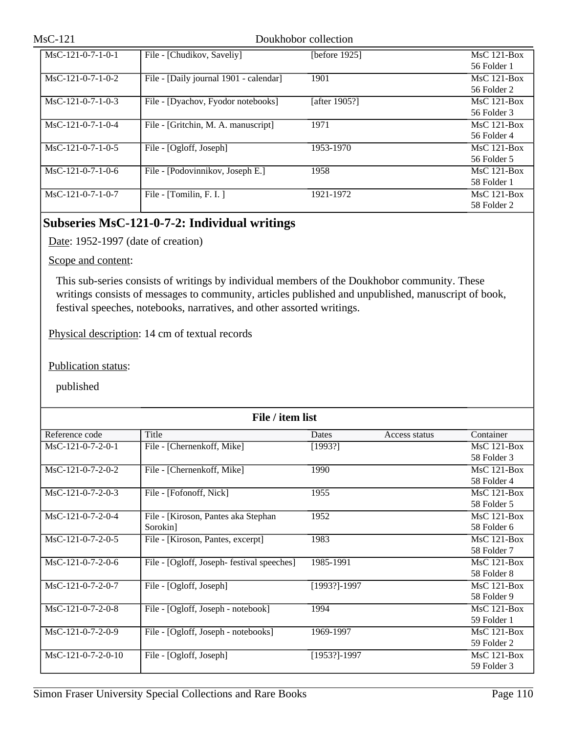| Reference code | Title | Dates | Access status | Container |
|---|---|---|---|---|
| MsC-121-0-7-1-0-1 | File - [Chudikov, Saveliy] | [before 1925] | | MsC 121-Box 56 Folder 1 |
| MsC-121-0-7-1-0-2 | File - [Daily journal 1901 - calendar] | 1901 | | MsC 121-Box 56 Folder 2 |
| MsC-121-0-7-1-0-3 | File - [Dyachov, Fyodor notebooks] | [after 1905?] | | MsC 121-Box 56 Folder 3 |
| MsC-121-0-7-1-0-4 | File - [Gritchin, M. A. manuscript] | 1971 | | MsC 121-Box 56 Folder 4 |
| MsC-121-0-7-1-0-5 | File - [Ogloff, Joseph] | 1953-1970 | | MsC 121-Box 56 Folder 5 |
| MsC-121-0-7-1-0-6 | File - [Podovinnikov, Joseph E.] | 1958 | | MsC 121-Box 58 Folder 1 |
| MsC-121-0-7-1-0-7 | File - [Tomilin, F. I. ] | 1921-1972 | | MsC 121-Box 58 Folder 2 |

## Subseries MsC-121-0-7-2: Individual writings

Date: 1952-1997 (date of creation)

Scope and content:

This sub-series consists of writings by individual members of the Doukhobor community. These writings consists of messages to community, articles published and unpublished, manuscript of book, festival speeches, notebooks, narratives, and other assorted writings.

Physical description: 14 cm of textual records

Publication status:

published

**File / item list**

| Reference code | Title | Dates | Access status | Container |
|---|---|---|---|---|
| MsC-121-0-7-2-0-1 | File - [Chernenkoff, Mike] | [1993?] | | MsC 121-Box 58 Folder 3 |
| MsC-121-0-7-2-0-2 | File - [Chernenkoff, Mike] | 1990 | | MsC 121-Box 58 Folder 4 |
| MsC-121-0-7-2-0-3 | File - [Fofonoff, Nick] | 1955 | | MsC 121-Box 58 Folder 5 |
| MsC-121-0-7-2-0-4 | File - [Kiroson, Pantes aka Stephan Sorokin] | 1952 | | MsC 121-Box 58 Folder 6 |
| MsC-121-0-7-2-0-5 | File - [Kiroson, Pantes, excerpt] | 1983 | | MsC 121-Box 58 Folder 7 |
| MsC-121-0-7-2-0-6 | File - [Ogloff, Joseph- festival speeches] | 1985-1991 | | MsC 121-Box 58 Folder 8 |
| MsC-121-0-7-2-0-7 | File - [Ogloff, Joseph] | [1993?]-1997 | | MsC 121-Box 58 Folder 9 |
| MsC-121-0-7-2-0-8 | File - [Ogloff, Joseph - notebook] | 1994 | | MsC 121-Box 59 Folder 1 |
| MsC-121-0-7-2-0-9 | File - [Ogloff, Joseph - notebooks] | 1969-1997 | | MsC 121-Box 59 Folder 2 |
| MsC-121-0-7-2-0-10 | File - [Ogloff, Joseph] | [1953?]-1997 | | MsC 121-Box 59 Folder 3 |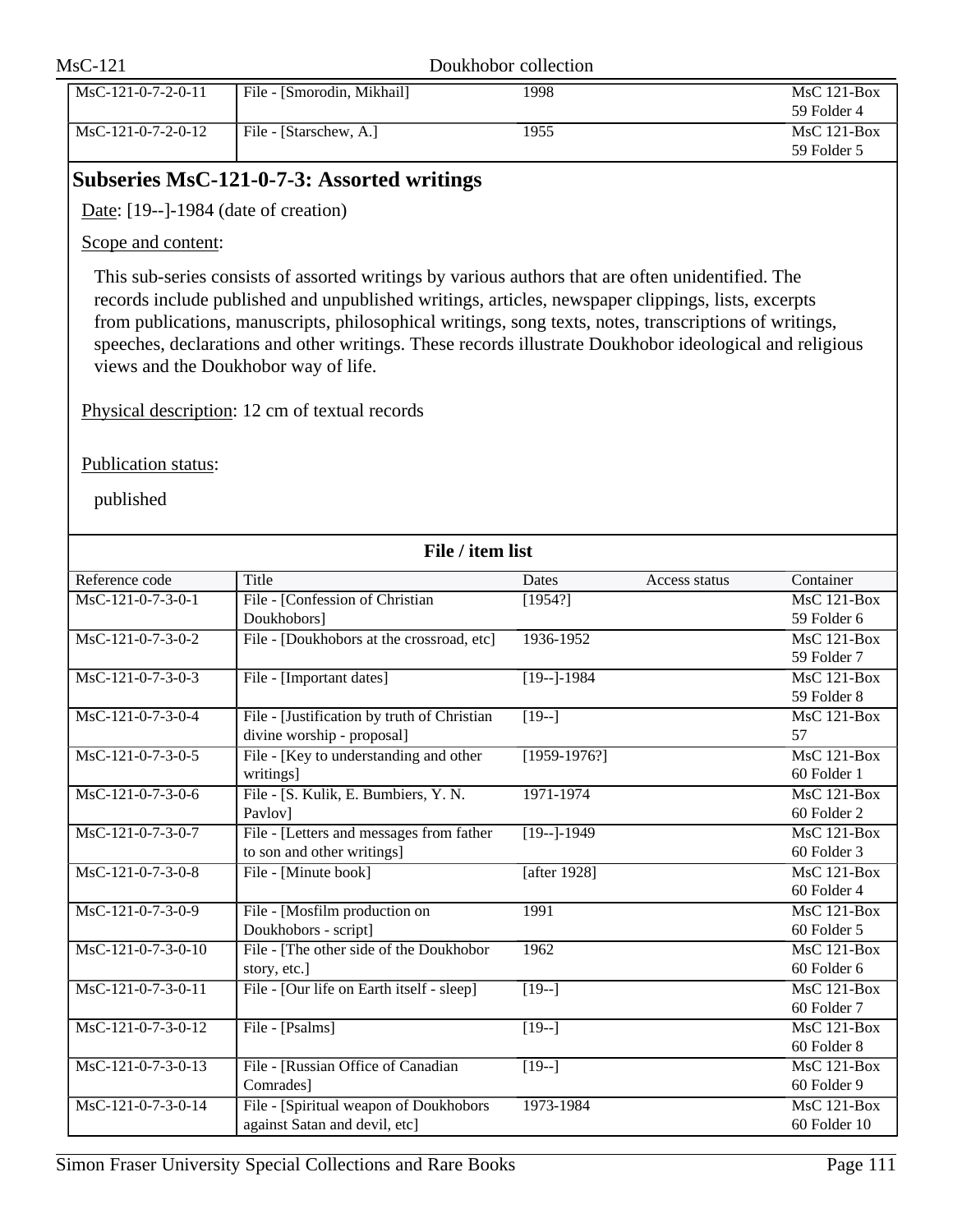| Reference code | Title | Dates | Access status | Container |
|---|---|---|---|---|
| MsC-121-0-7-2-0-11 | File - [Smorodin, Mikhail] | 1998 | | MsC 121-Box 59 Folder 4 |
| MsC-121-0-7-2-0-12 | File - [Starschew, A.] | 1955 | | MsC 121-Box 59 Folder 5 |

## Subseries MsC-121-0-7-3: Assorted writings

Date: [19--]-1984 (date of creation)

Scope and content:

This sub-series consists of assorted writings by various authors that are often unidentified. The records include published and unpublished writings, articles, newspaper clippings, lists, excerpts from publications, manuscripts, philosophical writings, song texts, notes, transcriptions of writings, speeches, declarations and other writings. These records illustrate Doukhobor ideological and religious views and the Doukhobor way of life.

Physical description: 12 cm of textual records

Publication status:

published

**File / item list**

| Reference code | Title | Dates | Access status | Container |
|---|---|---|---|---|
| MsC-121-0-7-3-0-1 | File - [Confession of Christian Doukhobors] | [1954?] | | MsC 121-Box 59 Folder 6 |
| MsC-121-0-7-3-0-2 | File - [Doukhobors at the crossroad, etc] | 1936-1952 | | MsC 121-Box 59 Folder 7 |
| MsC-121-0-7-3-0-3 | File - [Important dates] | [19--]-1984 | | MsC 121-Box 59 Folder 8 |
| MsC-121-0-7-3-0-4 | File - [Justification by truth of Christian divine worship - proposal] | [19--] | | MsC 121-Box 57 |
| MsC-121-0-7-3-0-5 | File - [Key to understanding and other writings] | [1959-1976?] | | MsC 121-Box 60 Folder 1 |
| MsC-121-0-7-3-0-6 | File - [S. Kulik, E. Bumbiers, Y. N. Pavlov] | 1971-1974 | | MsC 121-Box 60 Folder 2 |
| MsC-121-0-7-3-0-7 | File - [Letters and messages from father to son and other writings] | [19--]-1949 | | MsC 121-Box 60 Folder 3 |
| MsC-121-0-7-3-0-8 | File - [Minute book] | [after 1928] | | MsC 121-Box 60 Folder 4 |
| MsC-121-0-7-3-0-9 | File - [Mosfilm production on Doukhobors - script] | 1991 | | MsC 121-Box 60 Folder 5 |
| MsC-121-0-7-3-0-10 | File - [The other side of the Doukhobor story, etc.] | 1962 | | MsC 121-Box 60 Folder 6 |
| MsC-121-0-7-3-0-11 | File - [Our life on Earth itself - sleep] | [19--] | | MsC 121-Box 60 Folder 7 |
| MsC-121-0-7-3-0-12 | File - [Psalms] | [19--] | | MsC 121-Box 60 Folder 8 |
| MsC-121-0-7-3-0-13 | File - [Russian Office of Canadian Comrades] | [19--] | | MsC 121-Box 60 Folder 9 |
| MsC-121-0-7-3-0-14 | File - [Spiritual weapon of Doukhobors against Satan and devil, etc] | 1973-1984 | | MsC 121-Box 60 Folder 10 |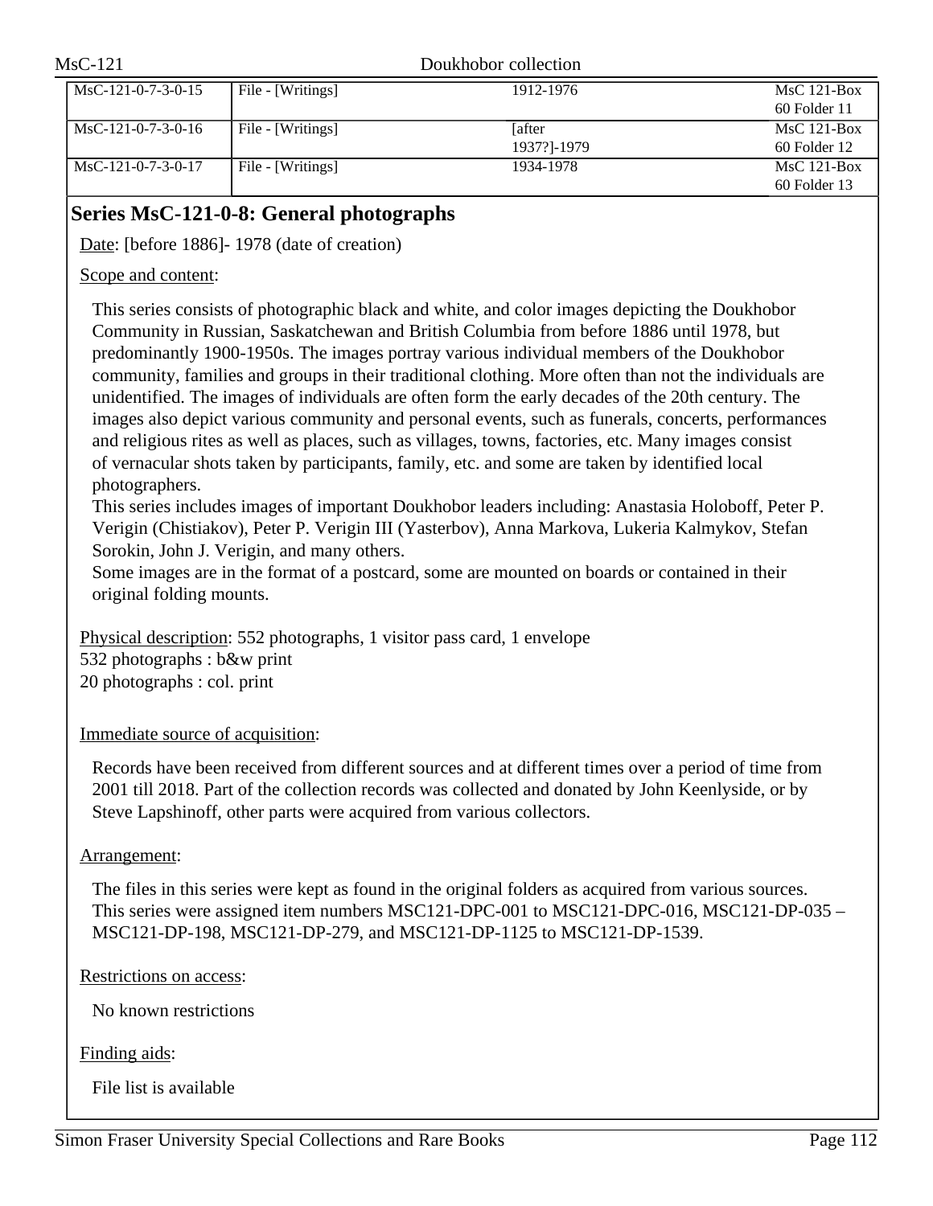| | | | |
|---|---|---|---|
| MsC-121-0-7-3-0-15 | File - [Writings] | 1912-1976 | MsC 121-Box 60 Folder 11 |
| MsC-121-0-7-3-0-16 | File - [Writings] | [after 1937?]-1979 | MsC 121-Box 60 Folder 12 |
| MsC-121-0-7-3-0-17 | File - [Writings] | 1934-1978 | MsC 121-Box 60 Folder 13 |

## Series MsC-121-0-8: General photographs

Date: [before 1886]- 1978 (date of creation)

Scope and content:

This series consists of photographic black and white, and color images depicting the Doukhobor Community in Russian, Saskatchewan and British Columbia from before 1886 until 1978, but predominantly 1900-1950s. The images portray various individual members of the Doukhobor community, families and groups in their traditional clothing. More often than not the individuals are unidentified. The images of individuals are often form the early decades of the 20th century. The images also depict various community and personal events, such as funerals, concerts, performances and religious rites as well as places, such as villages, towns, factories, etc. Many images consist of vernacular shots taken by participants, family, etc. and some are taken by identified local photographers.
This series includes images of important Doukhobor leaders including: Anastasia Holoboff, Peter P. Verigin (Chistiakov), Peter P. Verigin III (Yasterbov), Anna Markova, Lukeria Kalmykov, Stefan Sorokin, John J. Verigin, and many others.
Some images are in the format of a postcard, some are mounted on boards or contained in their original folding mounts.

Physical description: 552 photographs, 1 visitor pass card, 1 envelope
532 photographs : b&w print
20 photographs : col. print

Immediate source of acquisition:

Records have been received from different sources and at different times over a period of time from 2001 till 2018. Part of the collection records was collected and donated by John Keenlyside, or by Steve Lapshinoff, other parts were acquired from various collectors.

Arrangement:

The files in this series were kept as found in the original folders as acquired from various sources. This series were assigned item numbers MSC121-DPC-001 to MSC121-DPC-016, MSC121-DP-035 – MSC121-DP-198, MSC121-DP-279, and MSC121-DP-1125 to MSC121-DP-1539.

Restrictions on access:

No known restrictions

Finding aids:

File list is available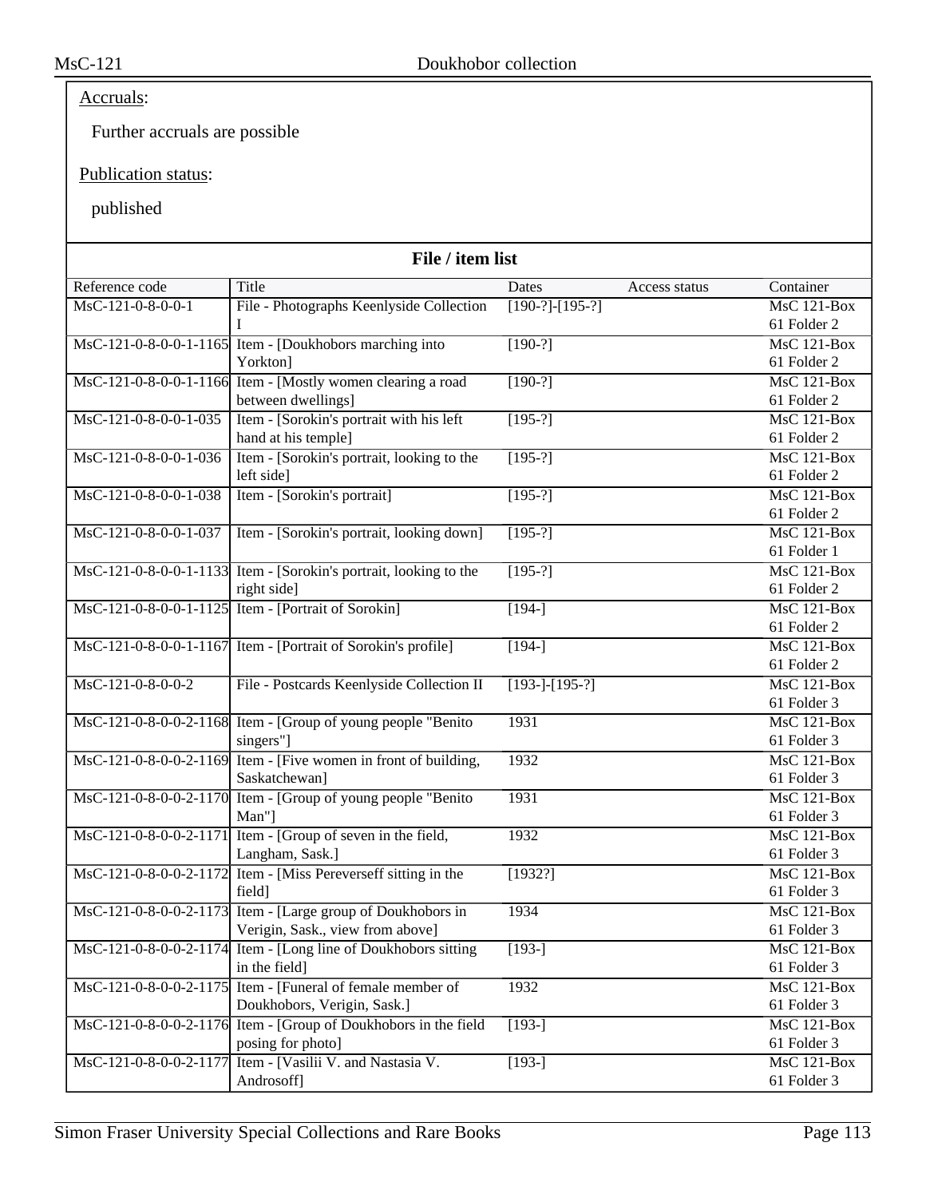Accruals:

Further accruals are possible

Publication status:

published

## File / item list

| Reference code | Title | Dates | Access status | Container |
|---|---|---|---|---|
| MsC-121-0-8-0-0-1 | File - Photographs Keenlyside Collection I | [190-?]-[195-?] | | MsC 121-Box 61 Folder 2 |
| MsC-121-0-8-0-0-1-1165 | Item - [Doukhobors marching into Yorkton] | [190-?] | | MsC 121-Box 61 Folder 2 |
| MsC-121-0-8-0-0-1-1166 | Item - [Mostly women clearing a road between dwellings] | [190-?] | | MsC 121-Box 61 Folder 2 |
| MsC-121-0-8-0-0-1-035 | Item - [Sorokin's portrait with his left hand at his temple] | [195-?] | | MsC 121-Box 61 Folder 2 |
| MsC-121-0-8-0-0-1-036 | Item - [Sorokin's portrait, looking to the left side] | [195-?] | | MsC 121-Box 61 Folder 2 |
| MsC-121-0-8-0-0-1-038 | Item - [Sorokin's portrait] | [195-?] | | MsC 121-Box 61 Folder 2 |
| MsC-121-0-8-0-0-1-037 | Item - [Sorokin's portrait, looking down] | [195-?] | | MsC 121-Box 61 Folder 1 |
| MsC-121-0-8-0-0-1-1133 | Item - [Sorokin's portrait, looking to the right side] | [195-?] | | MsC 121-Box 61 Folder 2 |
| MsC-121-0-8-0-0-1-1125 | Item - [Portrait of Sorokin] | [194-] | | MsC 121-Box 61 Folder 2 |
| MsC-121-0-8-0-0-1-1167 | Item - [Portrait of Sorokin's profile] | [194-] | | MsC 121-Box 61 Folder 2 |
| MsC-121-0-8-0-0-2 | File - Postcards Keenlyside Collection II | [193-]-[195-?] | | MsC 121-Box 61 Folder 3 |
| MsC-121-0-8-0-0-2-1168 | Item - [Group of young people "Benito singers"] | 1931 | | MsC 121-Box 61 Folder 3 |
| MsC-121-0-8-0-0-2-1169 | Item - [Five women in front of building, Saskatchewan] | 1932 | | MsC 121-Box 61 Folder 3 |
| MsC-121-0-8-0-0-2-1170 | Item - [Group of young people "Benito Man"] | 1931 | | MsC 121-Box 61 Folder 3 |
| MsC-121-0-8-0-0-2-1171 | Item - [Group of seven in the field, Langham, Sask.] | 1932 | | MsC 121-Box 61 Folder 3 |
| MsC-121-0-8-0-0-2-1172 | Item - [Miss Pereverseff sitting in the field] | [1932?] | | MsC 121-Box 61 Folder 3 |
| MsC-121-0-8-0-0-2-1173 | Item - [Large group of Doukhobors in Verigin, Sask., view from above] | 1934 | | MsC 121-Box 61 Folder 3 |
| MsC-121-0-8-0-0-2-1174 | Item - [Long line of Doukhobors sitting in the field] | [193-] | | MsC 121-Box 61 Folder 3 |
| MsC-121-0-8-0-0-2-1175 | Item - [Funeral of female member of Doukhobors, Verigin, Sask.] | 1932 | | MsC 121-Box 61 Folder 3 |
| MsC-121-0-8-0-0-2-1176 | Item - [Group of Doukhobors in the field posing for photo] | [193-] | | MsC 121-Box 61 Folder 3 |
| MsC-121-0-8-0-0-2-1177 | Item - [Vasilii V. and Nastasia V. Androsoff] | [193-] | | MsC 121-Box 61 Folder 3 |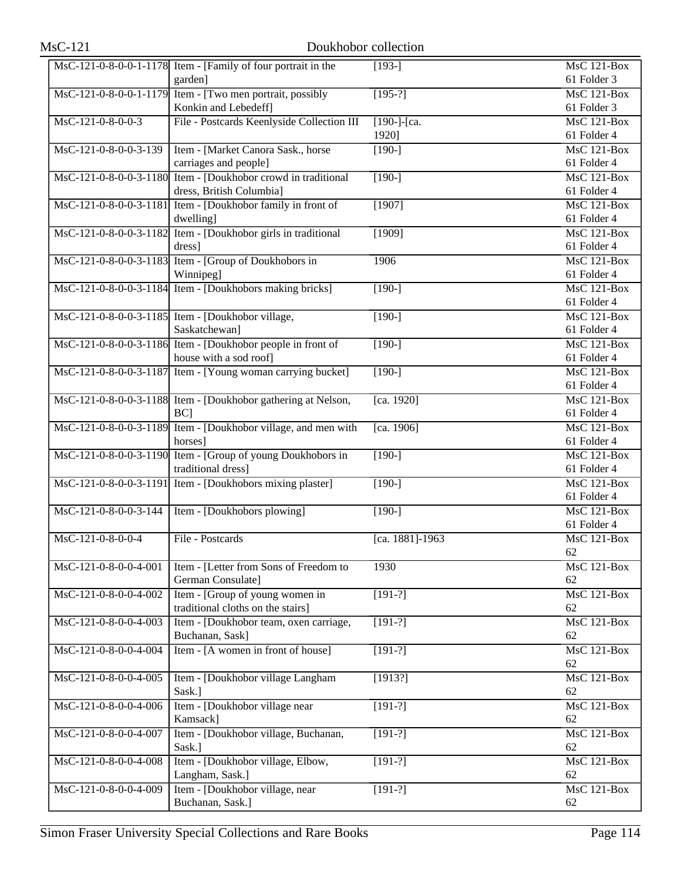| MsC-121-0-8-0-0-1-1178 | Item - [Family of four portrait in the garden] | [193-] | MsC 121-Box 61 Folder 3 |
|---|---|---|---|
| MsC-121-0-8-0-0-1-1179 | Item - [Two men portrait, possibly Konkin and Lebedeff] | [195-?] | MsC 121-Box 61 Folder 3 |
| MsC-121-0-8-0-0-3 | File - Postcards Keenlyside Collection III | [190-]-[ca. 1920] | MsC 121-Box 61 Folder 4 |
| MsC-121-0-8-0-0-3-139 | Item - [Market Canora Sask., horse carriages and people] | [190-] | MsC 121-Box 61 Folder 4 |
| MsC-121-0-8-0-0-3-1180 | Item - [Doukhobor crowd in traditional dress, British Columbia] | [190-] | MsC 121-Box 61 Folder 4 |
| MsC-121-0-8-0-0-3-1181 | Item - [Doukhobor family in front of dwelling] | [1907] | MsC 121-Box 61 Folder 4 |
| MsC-121-0-8-0-0-3-1182 | Item - [Doukhobor girls in traditional dress] | [1909] | MsC 121-Box 61 Folder 4 |
| MsC-121-0-8-0-0-3-1183 | Item - [Group of Doukhobors in Winnipeg] | 1906 | MsC 121-Box 61 Folder 4 |
| MsC-121-0-8-0-0-3-1184 | Item - [Doukhobors making bricks] | [190-] | MsC 121-Box 61 Folder 4 |
| MsC-121-0-8-0-0-3-1185 | Item - [Doukhobor village, Saskatchewan] | [190-] | MsC 121-Box 61 Folder 4 |
| MsC-121-0-8-0-0-3-1186 | Item - [Doukhobor people in front of house with a sod roof] | [190-] | MsC 121-Box 61 Folder 4 |
| MsC-121-0-8-0-0-3-1187 | Item - [Young woman carrying bucket] | [190-] | MsC 121-Box 61 Folder 4 |
| MsC-121-0-8-0-0-3-1188 | Item - [Doukhobor gathering at Nelson, BC] | [ca. 1920] | MsC 121-Box 61 Folder 4 |
| MsC-121-0-8-0-0-3-1189 | Item - [Doukhobor village, and men with horses] | [ca. 1906] | MsC 121-Box 61 Folder 4 |
| MsC-121-0-8-0-0-3-1190 | Item - [Group of young Doukhobors in traditional dress] | [190-] | MsC 121-Box 61 Folder 4 |
| MsC-121-0-8-0-0-3-1191 | Item - [Doukhobors mixing plaster] | [190-] | MsC 121-Box 61 Folder 4 |
| MsC-121-0-8-0-0-3-144 | Item - [Doukhobors plowing] | [190-] | MsC 121-Box 61 Folder 4 |
| MsC-121-0-8-0-0-4 | File - Postcards | [ca. 1881]-1963 | MsC 121-Box 62 |
| MsC-121-0-8-0-0-4-001 | Item - [Letter from Sons of Freedom to German Consulate] | 1930 | MsC 121-Box 62 |
| MsC-121-0-8-0-0-4-002 | Item - [Group of young women in traditional cloths on the stairs] | [191-?] | MsC 121-Box 62 |
| MsC-121-0-8-0-0-4-003 | Item - [Doukhobor team, oxen carriage, Buchanan, Sask] | [191-?] | MsC 121-Box 62 |
| MsC-121-0-8-0-0-4-004 | Item - [A women in front of house] | [191-?] | MsC 121-Box 62 |
| MsC-121-0-8-0-0-4-005 | Item - [Doukhobor village Langham Sask.] | [1913?] | MsC 121-Box 62 |
| MsC-121-0-8-0-0-4-006 | Item - [Doukhobor village near Kamsack] | [191-?] | MsC 121-Box 62 |
| MsC-121-0-8-0-0-4-007 | Item - [Doukhobor village, Buchanan, Sask.] | [191-?] | MsC 121-Box 62 |
| MsC-121-0-8-0-0-4-008 | Item - [Doukhobor village, Elbow, Langham, Sask.] | [191-?] | MsC 121-Box 62 |
| MsC-121-0-8-0-0-4-009 | Item - [Doukhobor village, near Buchanan, Sask.] | [191-?] | MsC 121-Box 62 |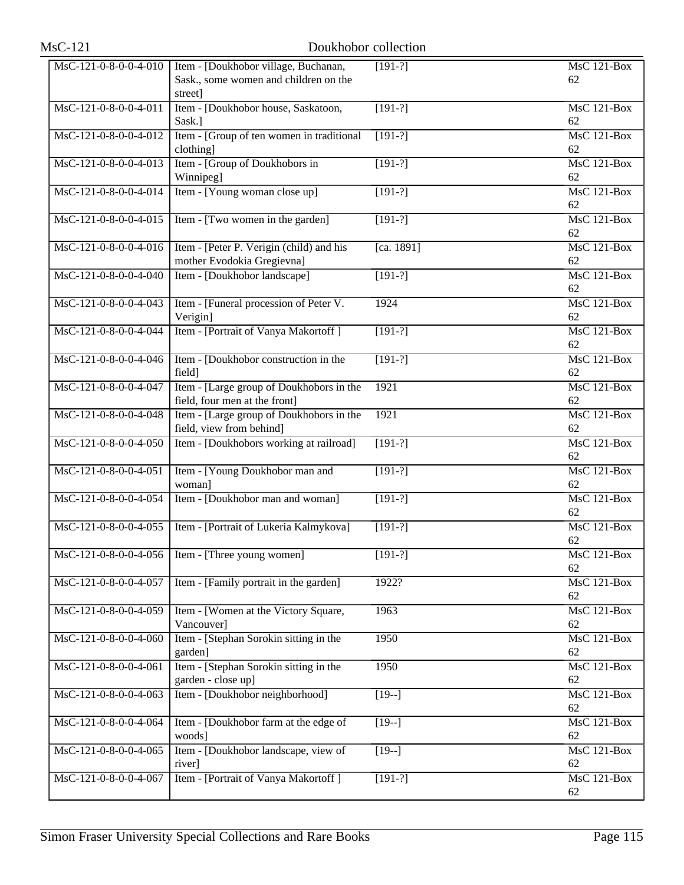| | | | |
|---|---|---|---|
| MsC-121-0-8-0-0-4-010 | Item - [Doukhobor village, Buchanan, Sask., some women and children on the street] | [191-?] | MsC 121-Box 62 |
| MsC-121-0-8-0-0-4-011 | Item - [Doukhobor house, Saskatoon, Sask.] | [191-?] | MsC 121-Box 62 |
| MsC-121-0-8-0-0-4-012 | Item - [Group of ten women in traditional clothing] | [191-?] | MsC 121-Box 62 |
| MsC-121-0-8-0-0-4-013 | Item - [Group of Doukhobors in Winnipeg] | [191-?] | MsC 121-Box 62 |
| MsC-121-0-8-0-0-4-014 | Item - [Young woman close up] | [191-?] | MsC 121-Box 62 |
| MsC-121-0-8-0-0-4-015 | Item - [Two women in the garden] | [191-?] | MsC 121-Box 62 |
| MsC-121-0-8-0-0-4-016 | Item - [Peter P. Verigin (child) and his mother Evodokia Gregievna] | [ca. 1891] | MsC 121-Box 62 |
| MsC-121-0-8-0-0-4-040 | Item - [Doukhobor landscape] | [191-?] | MsC 121-Box 62 |
| MsC-121-0-8-0-0-4-043 | Item - [Funeral procession of Peter V. Verigin] | 1924 | MsC 121-Box 62 |
| MsC-121-0-8-0-0-4-044 | Item - [Portrait of Vanya Makortoff ] | [191-?] | MsC 121-Box 62 |
| MsC-121-0-8-0-0-4-046 | Item - [Doukhobor construction in the field] | [191-?] | MsC 121-Box 62 |
| MsC-121-0-8-0-0-4-047 | Item - [Large group of Doukhobors in the field, four men at the front] | 1921 | MsC 121-Box 62 |
| MsC-121-0-8-0-0-4-048 | Item - [Large group of Doukhobors in the field, view from behind] | 1921 | MsC 121-Box 62 |
| MsC-121-0-8-0-0-4-050 | Item - [Doukhobors working at railroad] | [191-?] | MsC 121-Box 62 |
| MsC-121-0-8-0-0-4-051 | Item - [Young Doukhobor man and woman] | [191-?] | MsC 121-Box 62 |
| MsC-121-0-8-0-0-4-054 | Item - [Doukhobor man and woman] | [191-?] | MsC 121-Box 62 |
| MsC-121-0-8-0-0-4-055 | Item - [Portrait of Lukeria Kalmykova] | [191-?] | MsC 121-Box 62 |
| MsC-121-0-8-0-0-4-056 | Item - [Three young women] | [191-?] | MsC 121-Box 62 |
| MsC-121-0-8-0-0-4-057 | Item - [Family portrait in the garden] | 1922? | MsC 121-Box 62 |
| MsC-121-0-8-0-0-4-059 | Item - [Women at the Victory Square, Vancouver] | 1963 | MsC 121-Box 62 |
| MsC-121-0-8-0-0-4-060 | Item - [Stephan Sorokin sitting in the garden] | 1950 | MsC 121-Box 62 |
| MsC-121-0-8-0-0-4-061 | Item - [Stephan Sorokin sitting in the garden - close up] | 1950 | MsC 121-Box 62 |
| MsC-121-0-8-0-0-4-063 | Item - [Doukhobor neighborhood] | [19--] | MsC 121-Box 62 |
| MsC-121-0-8-0-0-4-064 | Item - [Doukhobor farm at the edge of woods] | [19--] | MsC 121-Box 62 |
| MsC-121-0-8-0-0-4-065 | Item - [Doukhobor landscape, view of river] | [19--] | MsC 121-Box 62 |
| MsC-121-0-8-0-0-4-067 | Item - [Portrait of Vanya Makortoff ] | [191-?] | MsC 121-Box 62 |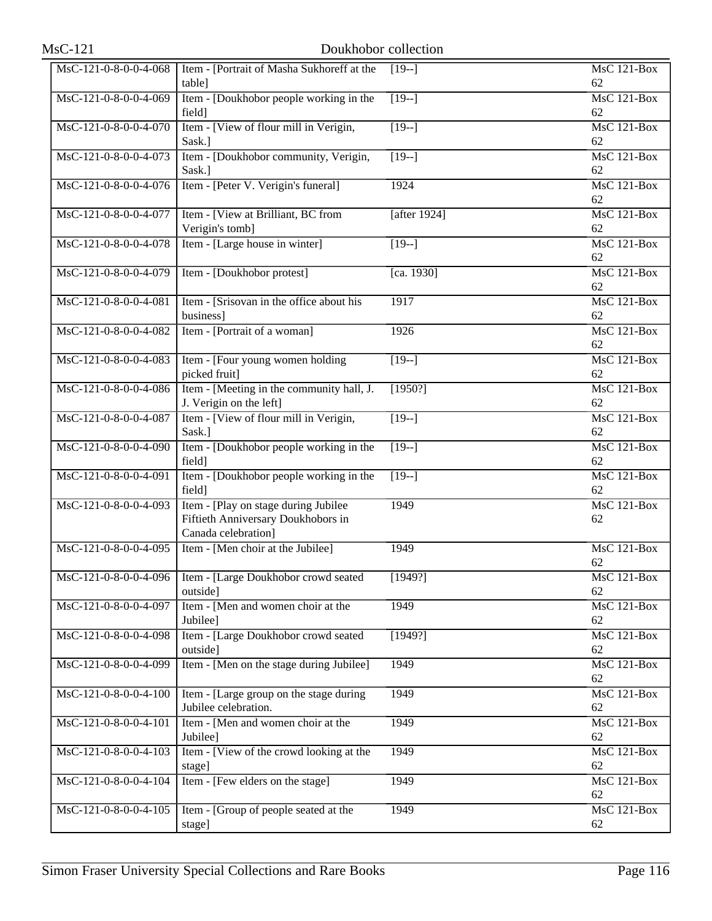| MsC-121-0-8-0-0-4-068 | Item - [Portrait of Masha Sukhoreff at the table] | [19--] | MsC 121-Box 62 |
|---|---|---|---|
| MsC-121-0-8-0-0-4-069 | Item - [Doukhobor people working in the field] | [19--] | MsC 121-Box 62 |
| MsC-121-0-8-0-0-4-070 | Item - [View of flour mill in Verigin, Sask.] | [19--] | MsC 121-Box 62 |
| MsC-121-0-8-0-0-4-073 | Item - [Doukhobor community, Verigin, Sask.] | [19--] | MsC 121-Box 62 |
| MsC-121-0-8-0-0-4-076 | Item - [Peter V. Verigin's funeral] | 1924 | MsC 121-Box 62 |
| MsC-121-0-8-0-0-4-077 | Item - [View at Brilliant, BC from Verigin's tomb] | [after 1924] | MsC 121-Box 62 |
| MsC-121-0-8-0-0-4-078 | Item - [Large house in winter] | [19--] | MsC 121-Box 62 |
| MsC-121-0-8-0-0-4-079 | Item - [Doukhobor protest] | [ca. 1930] | MsC 121-Box 62 |
| MsC-121-0-8-0-0-4-081 | Item - [Srisovan in the office about his business] | 1917 | MsC 121-Box 62 |
| MsC-121-0-8-0-0-4-082 | Item - [Portrait of a woman] | 1926 | MsC 121-Box 62 |
| MsC-121-0-8-0-0-4-083 | Item - [Four young women holding picked fruit] | [19--] | MsC 121-Box 62 |
| MsC-121-0-8-0-0-4-086 | Item - [Meeting in the community hall, J. J. Verigin on the left] | [1950?] | MsC 121-Box 62 |
| MsC-121-0-8-0-0-4-087 | Item - [View of flour mill in Verigin, Sask.] | [19--] | MsC 121-Box 62 |
| MsC-121-0-8-0-0-4-090 | Item - [Doukhobor people working in the field] | [19--] | MsC 121-Box 62 |
| MsC-121-0-8-0-0-4-091 | Item - [Doukhobor people working in the field] | [19--] | MsC 121-Box 62 |
| MsC-121-0-8-0-0-4-093 | Item - [Play on stage during Jubilee Fiftieth Anniversary Doukhobors in Canada celebration] | 1949 | MsC 121-Box 62 |
| MsC-121-0-8-0-0-4-095 | Item - [Men choir at the Jubilee] | 1949 | MsC 121-Box 62 |
| MsC-121-0-8-0-0-4-096 | Item - [Large Doukhobor crowd seated outside] | [1949?] | MsC 121-Box 62 |
| MsC-121-0-8-0-0-4-097 | Item - [Men and women choir at the Jubilee] | 1949 | MsC 121-Box 62 |
| MsC-121-0-8-0-0-4-098 | Item - [Large Doukhobor crowd seated outside] | [1949?] | MsC 121-Box 62 |
| MsC-121-0-8-0-0-4-099 | Item - [Men on the stage during Jubilee] | 1949 | MsC 121-Box 62 |
| MsC-121-0-8-0-0-4-100 | Item - [Large group on the stage during Jubilee celebration. | 1949 | MsC 121-Box 62 |
| MsC-121-0-8-0-0-4-101 | Item - [Men and women choir at the Jubilee] | 1949 | MsC 121-Box 62 |
| MsC-121-0-8-0-0-4-103 | Item - [View of the crowd looking at the stage] | 1949 | MsC 121-Box 62 |
| MsC-121-0-8-0-0-4-104 | Item - [Few elders on the stage] | 1949 | MsC 121-Box 62 |
| MsC-121-0-8-0-0-4-105 | Item - [Group of people seated at the stage] | 1949 | MsC 121-Box 62 |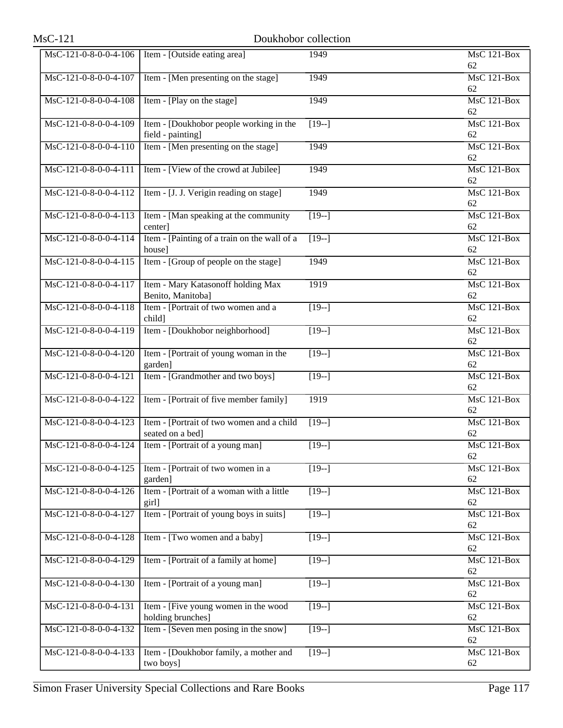| MsC-121-0-8-0-0-4-106 | Item - [Outside eating area] | 1949 | MsC 121-Box 62 |
|---|---|---|---|
| MsC-121-0-8-0-0-4-107 | Item - [Men presenting on the stage] | 1949 | MsC 121-Box 62 |
| MsC-121-0-8-0-0-4-108 | Item - [Play on the stage] | 1949 | MsC 121-Box 62 |
| MsC-121-0-8-0-0-4-109 | Item - [Doukhobor people working in the field - painting] | [19--] | MsC 121-Box 62 |
| MsC-121-0-8-0-0-4-110 | Item - [Men presenting on the stage] | 1949 | MsC 121-Box 62 |
| MsC-121-0-8-0-0-4-111 | Item - [View of the crowd at Jubilee] | 1949 | MsC 121-Box 62 |
| MsC-121-0-8-0-0-4-112 | Item - [J. J. Verigin reading on stage] | 1949 | MsC 121-Box 62 |
| MsC-121-0-8-0-0-4-113 | Item - [Man speaking at the community center] | [19--] | MsC 121-Box 62 |
| MsC-121-0-8-0-0-4-114 | Item - [Painting of a train on the wall of a house] | [19--] | MsC 121-Box 62 |
| MsC-121-0-8-0-0-4-115 | Item - [Group of people on the stage] | 1949 | MsC 121-Box 62 |
| MsC-121-0-8-0-0-4-117 | Item - Mary Katasonoff holding Max Benito, Manitoba] | 1919 | MsC 121-Box 62 |
| MsC-121-0-8-0-0-4-118 | Item - [Portrait of two women and a child] | [19--] | MsC 121-Box 62 |
| MsC-121-0-8-0-0-4-119 | Item - [Doukhobor neighborhood] | [19--] | MsC 121-Box 62 |
| MsC-121-0-8-0-0-4-120 | Item - [Portrait of young woman in the garden] | [19--] | MsC 121-Box 62 |
| MsC-121-0-8-0-0-4-121 | Item - [Grandmother and two boys] | [19--] | MsC 121-Box 62 |
| MsC-121-0-8-0-0-4-122 | Item - [Portrait of five member family] | 1919 | MsC 121-Box 62 |
| MsC-121-0-8-0-0-4-123 | Item - [Portrait of two women and a child seated on a bed] | [19--] | MsC 121-Box 62 |
| MsC-121-0-8-0-0-4-124 | Item - [Portrait of a young man] | [19--] | MsC 121-Box 62 |
| MsC-121-0-8-0-0-4-125 | Item - [Portrait of two women in a garden] | [19--] | MsC 121-Box 62 |
| MsC-121-0-8-0-0-4-126 | Item - [Portrait of a woman with a little girl] | [19--] | MsC 121-Box 62 |
| MsC-121-0-8-0-0-4-127 | Item - [Portrait of young boys in suits] | [19--] | MsC 121-Box 62 |
| MsC-121-0-8-0-0-4-128 | Item - [Two women and a baby] | [19--] | MsC 121-Box 62 |
| MsC-121-0-8-0-0-4-129 | Item - [Portrait of a family at home] | [19--] | MsC 121-Box 62 |
| MsC-121-0-8-0-0-4-130 | Item - [Portrait of a young man] | [19--] | MsC 121-Box 62 |
| MsC-121-0-8-0-0-4-131 | Item - [Five young women in the wood holding brunches] | [19--] | MsC 121-Box 62 |
| MsC-121-0-8-0-0-4-132 | Item - [Seven men posing in the snow] | [19--] | MsC 121-Box 62 |
| MsC-121-0-8-0-0-4-133 | Item - [Doukhobor family, a mother and two boys] | [19--] | MsC 121-Box 62 |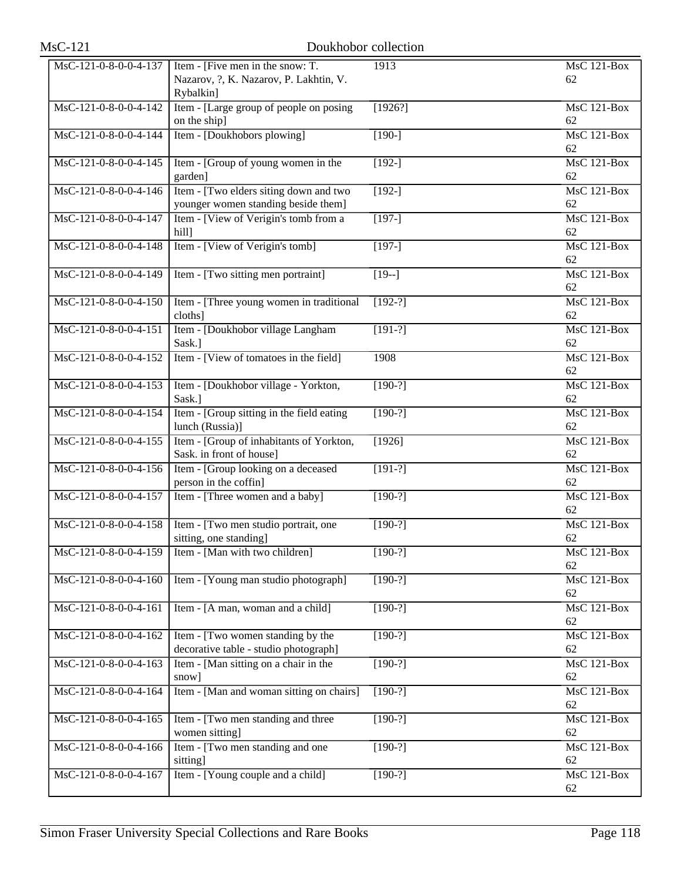| MsC-121-0-8-0-0-4-137 | Item - [Five men in the snow: T. Nazarov, ?, K. Nazarov, P. Lakhtin, V. Rybalkin] | 1913 | MsC 121-Box 62 |
|---|---|---|---|
| MsC-121-0-8-0-0-4-142 | Item - [Large group of people on posing on the ship] | [1926?] | MsC 121-Box 62 |
| MsC-121-0-8-0-0-4-144 | Item - [Doukhobors plowing] | [190-] | MsC 121-Box 62 |
| MsC-121-0-8-0-0-4-145 | Item - [Group of young women in the garden] | [192-] | MsC 121-Box 62 |
| MsC-121-0-8-0-0-4-146 | Item - [Two elders siting down and two younger women standing beside them] | [192-] | MsC 121-Box 62 |
| MsC-121-0-8-0-0-4-147 | Item - [View of Verigin's tomb from a hill] | [197-] | MsC 121-Box 62 |
| MsC-121-0-8-0-0-4-148 | Item - [View of Verigin's tomb] | [197-] | MsC 121-Box 62 |
| MsC-121-0-8-0-0-4-149 | Item - [Two sitting men portraint] | [19--] | MsC 121-Box 62 |
| MsC-121-0-8-0-0-4-150 | Item - [Three young women in traditional cloths] | [192-?] | MsC 121-Box 62 |
| MsC-121-0-8-0-0-4-151 | Item - [Doukhobor village Langham Sask.] | [191-?] | MsC 121-Box 62 |
| MsC-121-0-8-0-0-4-152 | Item - [View of tomatoes in the field] | 1908 | MsC 121-Box 62 |
| MsC-121-0-8-0-0-4-153 | Item - [Doukhobor village - Yorkton, Sask.] | [190-?] | MsC 121-Box 62 |
| MsC-121-0-8-0-0-4-154 | Item - [Group sitting in the field eating lunch (Russia)] | [190-?] | MsC 121-Box 62 |
| MsC-121-0-8-0-0-4-155 | Item - [Group of inhabitants of Yorkton, Sask. in front of house] | [1926] | MsC 121-Box 62 |
| MsC-121-0-8-0-0-4-156 | Item - [Group looking on a deceased person in the coffin] | [191-?] | MsC 121-Box 62 |
| MsC-121-0-8-0-0-4-157 | Item - [Three women and a baby] | [190-?] | MsC 121-Box 62 |
| MsC-121-0-8-0-0-4-158 | Item - [Two men studio portrait, one sitting, one standing] | [190-?] | MsC 121-Box 62 |
| MsC-121-0-8-0-0-4-159 | Item - [Man with two children] | [190-?] | MsC 121-Box 62 |
| MsC-121-0-8-0-0-4-160 | Item - [Young man studio photograph] | [190-?] | MsC 121-Box 62 |
| MsC-121-0-8-0-0-4-161 | Item - [A man, woman and a child] | [190-?] | MsC 121-Box 62 |
| MsC-121-0-8-0-0-4-162 | Item - [Two women standing by the decorative table - studio photograph] | [190-?] | MsC 121-Box 62 |
| MsC-121-0-8-0-0-4-163 | Item - [Man sitting on a chair in the snow] | [190-?] | MsC 121-Box 62 |
| MsC-121-0-8-0-0-4-164 | Item - [Man and woman sitting on chairs] | [190-?] | MsC 121-Box 62 |
| MsC-121-0-8-0-0-4-165 | Item - [Two men standing and three women sitting] | [190-?] | MsC 121-Box 62 |
| MsC-121-0-8-0-0-4-166 | Item - [Two men standing and one sitting] | [190-?] | MsC 121-Box 62 |
| MsC-121-0-8-0-0-4-167 | Item - [Young couple and a child] | [190-?] | MsC 121-Box 62 |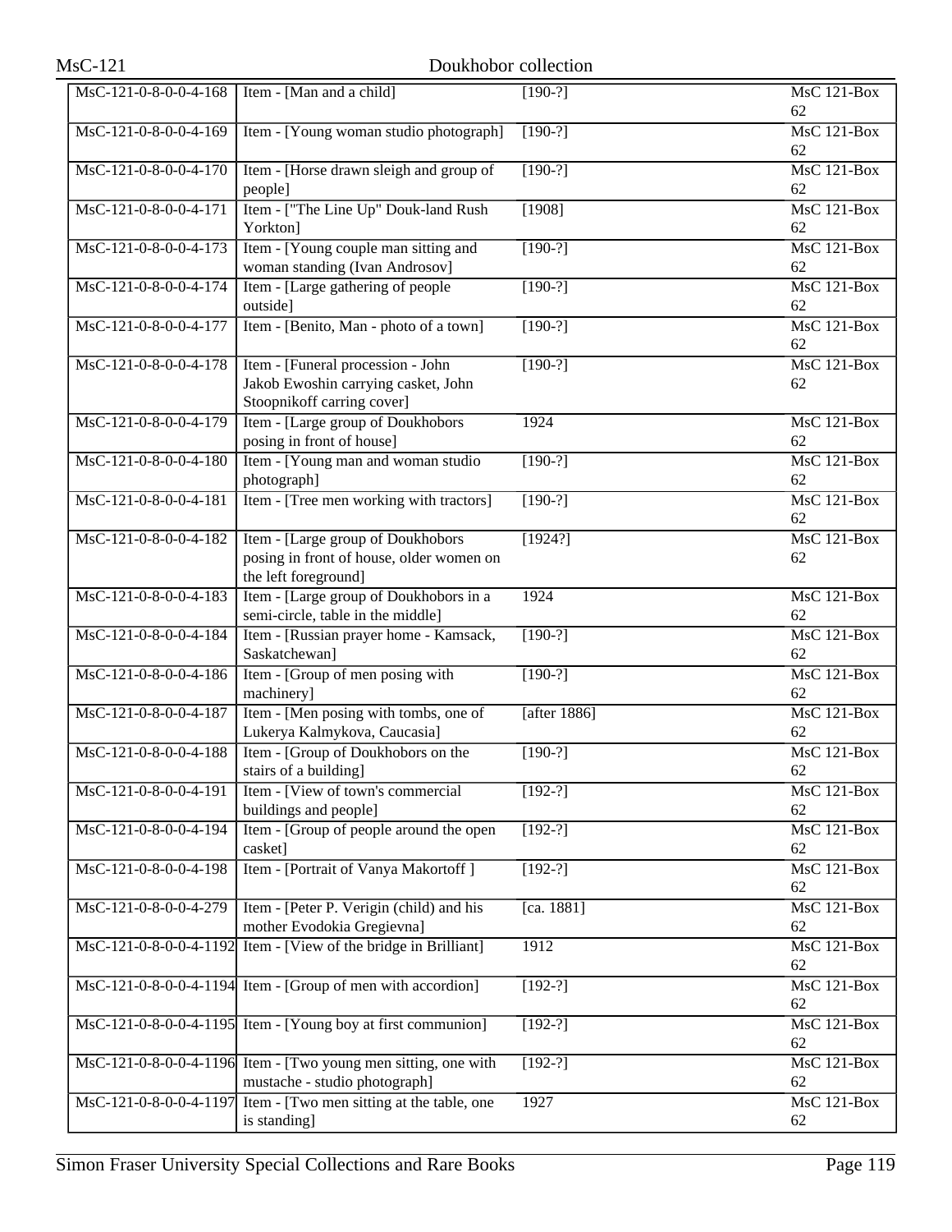| MsC-121-0-8-0-0-4-168 | Item - [Man and a child] | [190-?] | MsC 121-Box 62 |
|---|---|---|---|
| MsC-121-0-8-0-0-4-169 | Item - [Young woman studio photograph] | [190-?] | MsC 121-Box 62 |
| MsC-121-0-8-0-0-4-170 | Item - [Horse drawn sleigh and group of people] | [190-?] | MsC 121-Box 62 |
| MsC-121-0-8-0-0-4-171 | Item - ["The Line Up" Douk-land Rush Yorkton] | [1908] | MsC 121-Box 62 |
| MsC-121-0-8-0-0-4-173 | Item - [Young couple man sitting and woman standing (Ivan Androsov] | [190-?] | MsC 121-Box 62 |
| MsC-121-0-8-0-0-4-174 | Item - [Large gathering of people outside] | [190-?] | MsC 121-Box 62 |
| MsC-121-0-8-0-0-4-177 | Item - [Benito, Man - photo of a town] | [190-?] | MsC 121-Box 62 |
| MsC-121-0-8-0-0-4-178 | Item - [Funeral procession - John Jakob Ewoshin carrying casket, John Stoopnikoff carring cover] | [190-?] | MsC 121-Box 62 |
| MsC-121-0-8-0-0-4-179 | Item - [Large group of Doukhobors posing in front of house] | 1924 | MsC 121-Box 62 |
| MsC-121-0-8-0-0-4-180 | Item - [Young man and woman studio photograph] | [190-?] | MsC 121-Box 62 |
| MsC-121-0-8-0-0-4-181 | Item - [Tree men working with tractors] | [190-?] | MsC 121-Box 62 |
| MsC-121-0-8-0-0-4-182 | Item - [Large group of Doukhobors posing in front of house, older women on the left foreground] | [1924?] | MsC 121-Box 62 |
| MsC-121-0-8-0-0-4-183 | Item - [Large group of Doukhobors in a semi-circle, table in the middle] | 1924 | MsC 121-Box 62 |
| MsC-121-0-8-0-0-4-184 | Item - [Russian prayer home - Kamsack, Saskatchewan] | [190-?] | MsC 121-Box 62 |
| MsC-121-0-8-0-0-4-186 | Item - [Group of men posing with machinery] | [190-?] | MsC 121-Box 62 |
| MsC-121-0-8-0-0-4-187 | Item - [Men posing with tombs, one of Lukerya Kalmykova, Caucasia] | [after 1886] | MsC 121-Box 62 |
| MsC-121-0-8-0-0-4-188 | Item - [Group of Doukhobors on the stairs of a building] | [190-?] | MsC 121-Box 62 |
| MsC-121-0-8-0-0-4-191 | Item - [View of town's commercial buildings and people] | [192-?] | MsC 121-Box 62 |
| MsC-121-0-8-0-0-4-194 | Item - [Group of people around the open casket] | [192-?] | MsC 121-Box 62 |
| MsC-121-0-8-0-0-4-198 | Item - [Portrait of Vanya Makortoff ] | [192-?] | MsC 121-Box 62 |
| MsC-121-0-8-0-0-4-279 | Item - [Peter P. Verigin (child) and his mother Evodokia Gregievna] | [ca. 1881] | MsC 121-Box 62 |
| MsC-121-0-8-0-0-4-1192 | Item - [View of the bridge in Brilliant] | 1912 | MsC 121-Box 62 |
| MsC-121-0-8-0-0-4-1194 | Item - [Group of men with accordion] | [192-?] | MsC 121-Box 62 |
| MsC-121-0-8-0-0-4-1195 | Item - [Young boy at first communion] | [192-?] | MsC 121-Box 62 |
| MsC-121-0-8-0-0-4-1196 | Item - [Two young men sitting, one with mustache - studio photograph] | [192-?] | MsC 121-Box 62 |
| MsC-121-0-8-0-0-4-1197 | Item - [Two men sitting at the table, one is standing] | 1927 | MsC 121-Box 62 |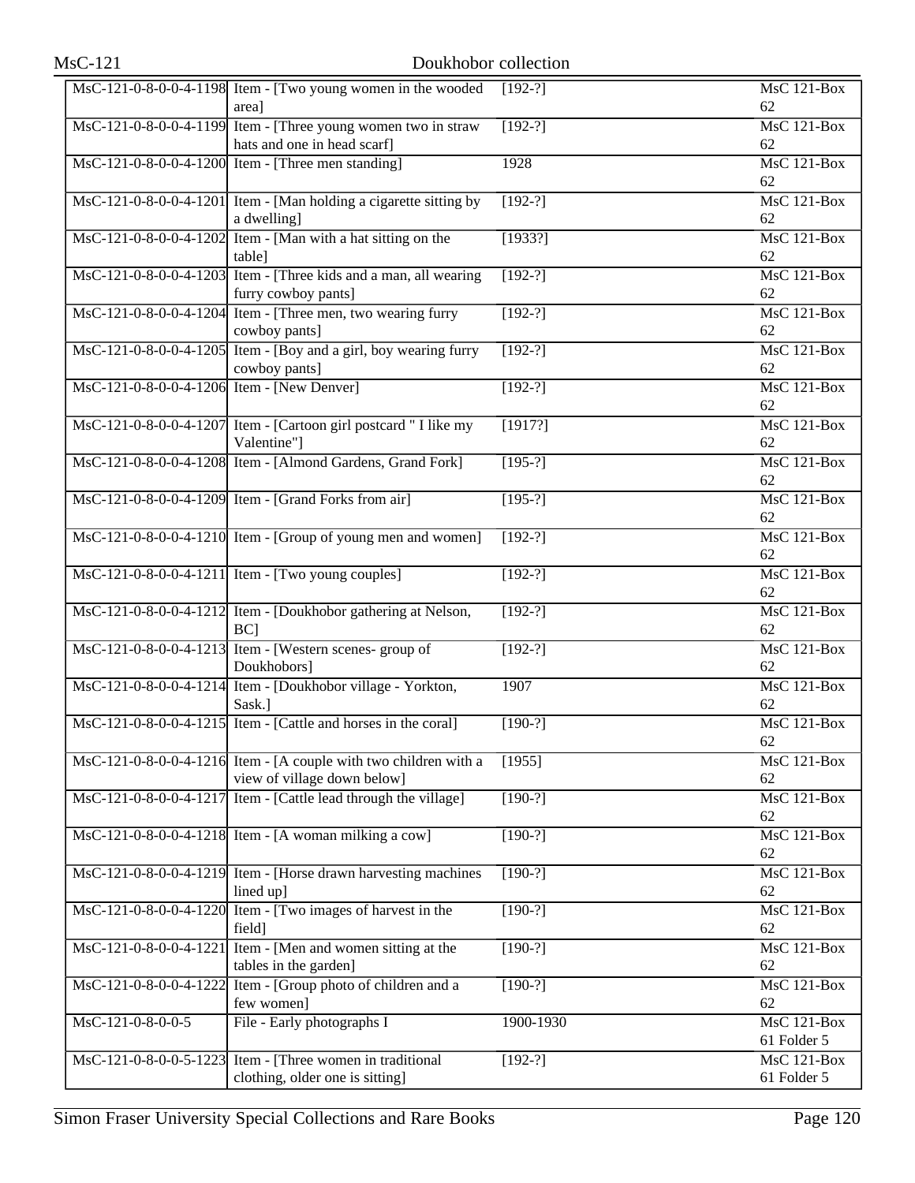| | | | |
|---|---|---|---|
| MsC-121-0-8-0-0-4-1198 | Item - [Two young women in the wooded area] | [192-?] | MsC 121-Box 62 |
| MsC-121-0-8-0-0-4-1199 | Item - [Three young women two in straw hats and one in head scarf] | [192-?] | MsC 121-Box 62 |
| MsC-121-0-8-0-0-4-1200 | Item - [Three men standing] | 1928 | MsC 121-Box 62 |
| MsC-121-0-8-0-0-4-1201 | Item - [Man holding a cigarette sitting by a dwelling] | [192-?] | MsC 121-Box 62 |
| MsC-121-0-8-0-0-4-1202 | Item - [Man with a hat sitting on the table] | [1933?] | MsC 121-Box 62 |
| MsC-121-0-8-0-0-4-1203 | Item - [Three kids and a man, all wearing furry cowboy pants] | [192-?] | MsC 121-Box 62 |
| MsC-121-0-8-0-0-4-1204 | Item - [Three men, two wearing furry cowboy pants] | [192-?] | MsC 121-Box 62 |
| MsC-121-0-8-0-0-4-1205 | Item - [Boy and a girl, boy wearing furry cowboy pants] | [192-?] | MsC 121-Box 62 |
| MsC-121-0-8-0-0-4-1206 | Item - [New Denver] | [192-?] | MsC 121-Box 62 |
| MsC-121-0-8-0-0-4-1207 | Item - [Cartoon girl postcard " I like my Valentine"] | [1917?] | MsC 121-Box 62 |
| MsC-121-0-8-0-0-4-1208 | Item - [Almond Gardens, Grand Fork] | [195-?] | MsC 121-Box 62 |
| MsC-121-0-8-0-0-4-1209 | Item - [Grand Forks from air] | [195-?] | MsC 121-Box 62 |
| MsC-121-0-8-0-0-4-1210 | Item - [Group of young men and women] | [192-?] | MsC 121-Box 62 |
| MsC-121-0-8-0-0-4-1211 | Item - [Two young couples] | [192-?] | MsC 121-Box 62 |
| MsC-121-0-8-0-0-4-1212 | Item - [Doukhobor gathering at Nelson, BC] | [192-?] | MsC 121-Box 62 |
| MsC-121-0-8-0-0-4-1213 | Item - [Western scenes- group of Doukhobors] | [192-?] | MsC 121-Box 62 |
| MsC-121-0-8-0-0-4-1214 | Item - [Doukhobor village - Yorkton, Sask.] | 1907 | MsC 121-Box 62 |
| MsC-121-0-8-0-0-4-1215 | Item - [Cattle and horses in the coral] | [190-?] | MsC 121-Box 62 |
| MsC-121-0-8-0-0-4-1216 | Item - [A couple with two children with a view of village down below] | [1955] | MsC 121-Box 62 |
| MsC-121-0-8-0-0-4-1217 | Item - [Cattle lead through the village] | [190-?] | MsC 121-Box 62 |
| MsC-121-0-8-0-0-4-1218 | Item - [A woman milking a cow] | [190-?] | MsC 121-Box 62 |
| MsC-121-0-8-0-0-4-1219 | Item - [Horse drawn harvesting machines lined up] | [190-?] | MsC 121-Box 62 |
| MsC-121-0-8-0-0-4-1220 | Item - [Two images of harvest in the field] | [190-?] | MsC 121-Box 62 |
| MsC-121-0-8-0-0-4-1221 | Item - [Men and women sitting at the tables in the garden] | [190-?] | MsC 121-Box 62 |
| MsC-121-0-8-0-0-4-1222 | Item - [Group photo of children and a few women] | [190-?] | MsC 121-Box 62 |
| MsC-121-0-8-0-0-5 | File - Early photographs I | 1900-1930 | MsC 121-Box 61 Folder 5 |
| MsC-121-0-8-0-0-5-1223 | Item - [Three women in traditional clothing, older one is sitting] | [192-?] | MsC 121-Box 61 Folder 5 |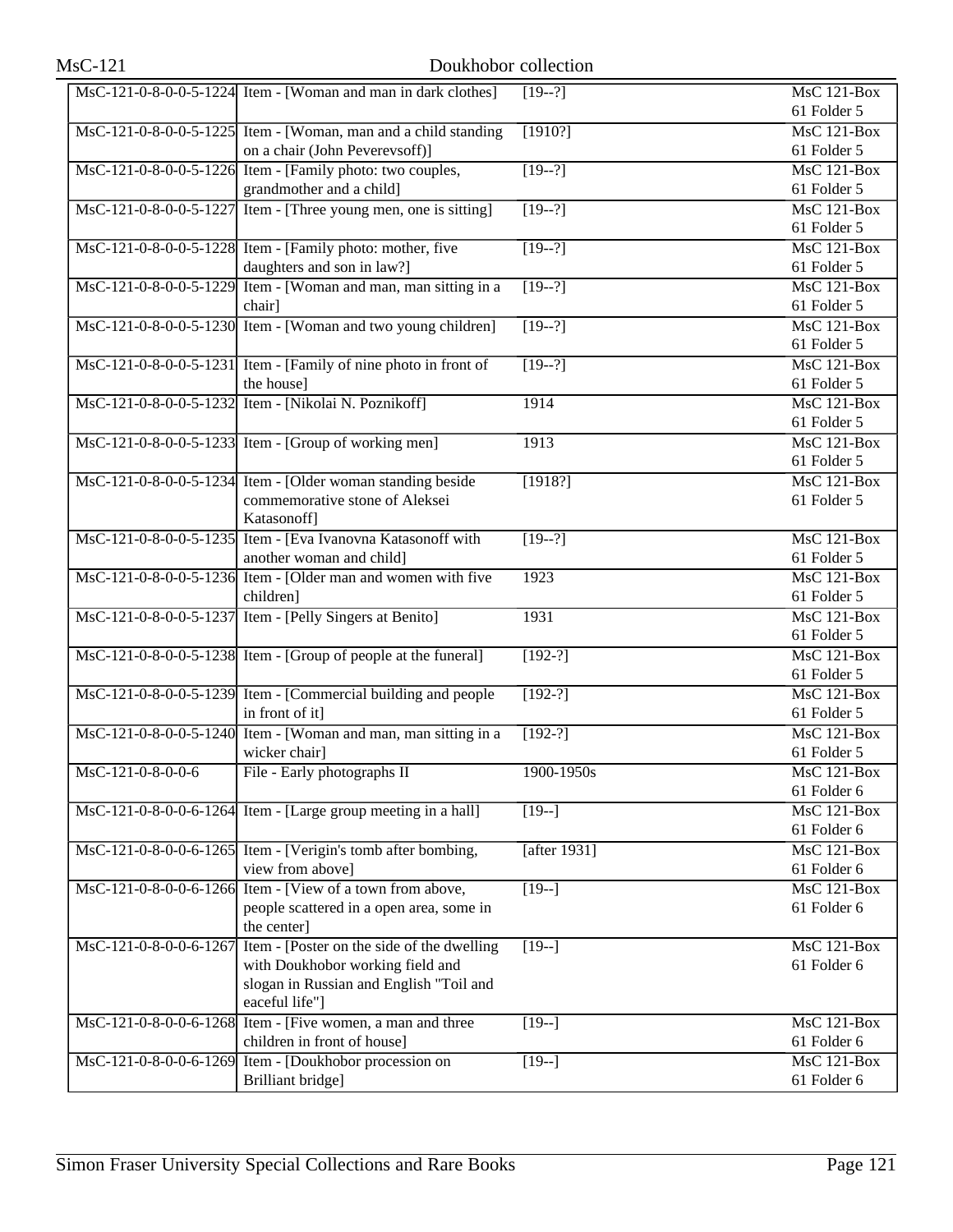| | | | |
|---|---|---|---|
| MsC-121-0-8-0-0-5-1224 | Item - [Woman and man in dark clothes] | [19--?] | MsC 121-Box 61 Folder 5 |
| MsC-121-0-8-0-0-5-1225 | Item - [Woman, man and a child standing on a chair (John Peverevsoff)] | [1910?] | MsC 121-Box 61 Folder 5 |
| MsC-121-0-8-0-0-5-1226 | Item - [Family photo: two couples, grandmother and a child] | [19--?] | MsC 121-Box 61 Folder 5 |
| MsC-121-0-8-0-0-5-1227 | Item - [Three young men, one is sitting] | [19--?] | MsC 121-Box 61 Folder 5 |
| MsC-121-0-8-0-0-5-1228 | Item - [Family photo: mother, five daughters and son in law?] | [19--?] | MsC 121-Box 61 Folder 5 |
| MsC-121-0-8-0-0-5-1229 | Item - [Woman and man, man sitting in a chair] | [19--?] | MsC 121-Box 61 Folder 5 |
| MsC-121-0-8-0-0-5-1230 | Item - [Woman and two young children] | [19--?] | MsC 121-Box 61 Folder 5 |
| MsC-121-0-8-0-0-5-1231 | Item - [Family of nine photo in front of the house] | [19--?] | MsC 121-Box 61 Folder 5 |
| MsC-121-0-8-0-0-5-1232 | Item - [Nikolai N. Poznikoff] | 1914 | MsC 121-Box 61 Folder 5 |
| MsC-121-0-8-0-0-5-1233 | Item - [Group of working men] | 1913 | MsC 121-Box 61 Folder 5 |
| MsC-121-0-8-0-0-5-1234 | Item - [Older woman standing beside commemorative stone of Aleksei Katasonoff] | [1918?] | MsC 121-Box 61 Folder 5 |
| MsC-121-0-8-0-0-5-1235 | Item - [Eva Ivanovna Katasonoff with another woman and child] | [19--?] | MsC 121-Box 61 Folder 5 |
| MsC-121-0-8-0-0-5-1236 | Item - [Older man and women with five children] | 1923 | MsC 121-Box 61 Folder 5 |
| MsC-121-0-8-0-0-5-1237 | Item - [Pelly Singers at Benito] | 1931 | MsC 121-Box 61 Folder 5 |
| MsC-121-0-8-0-0-5-1238 | Item - [Group of people at the funeral] | [192-?] | MsC 121-Box 61 Folder 5 |
| MsC-121-0-8-0-0-5-1239 | Item - [Commercial building and people in front of it] | [192-?] | MsC 121-Box 61 Folder 5 |
| MsC-121-0-8-0-0-5-1240 | Item - [Woman and man, man sitting in a wicker chair] | [192-?] | MsC 121-Box 61 Folder 5 |
| MsC-121-0-8-0-0-6 | File - Early photographs II | 1900-1950s | MsC 121-Box 61 Folder 6 |
| MsC-121-0-8-0-0-6-1264 | Item - [Large group meeting in a hall] | [19--] | MsC 121-Box 61 Folder 6 |
| MsC-121-0-8-0-0-6-1265 | Item - [Verigin's tomb after bombing, view from above] | [after 1931] | MsC 121-Box 61 Folder 6 |
| MsC-121-0-8-0-0-6-1266 | Item - [View of a town from above, people scattered in a open area, some in the center] | [19--] | MsC 121-Box 61 Folder 6 |
| MsC-121-0-8-0-0-6-1267 | Item - [Poster on the side of the dwelling with Doukhobor working field and slogan in Russian and English "Toil and eaceful life"] | [19--] | MsC 121-Box 61 Folder 6 |
| MsC-121-0-8-0-0-6-1268 | Item - [Five women, a man and three children in front of house] | [19--] | MsC 121-Box 61 Folder 6 |
| MsC-121-0-8-0-0-6-1269 | Item - [Doukhobor procession on Brilliant bridge] | [19--] | MsC 121-Box 61 Folder 6 |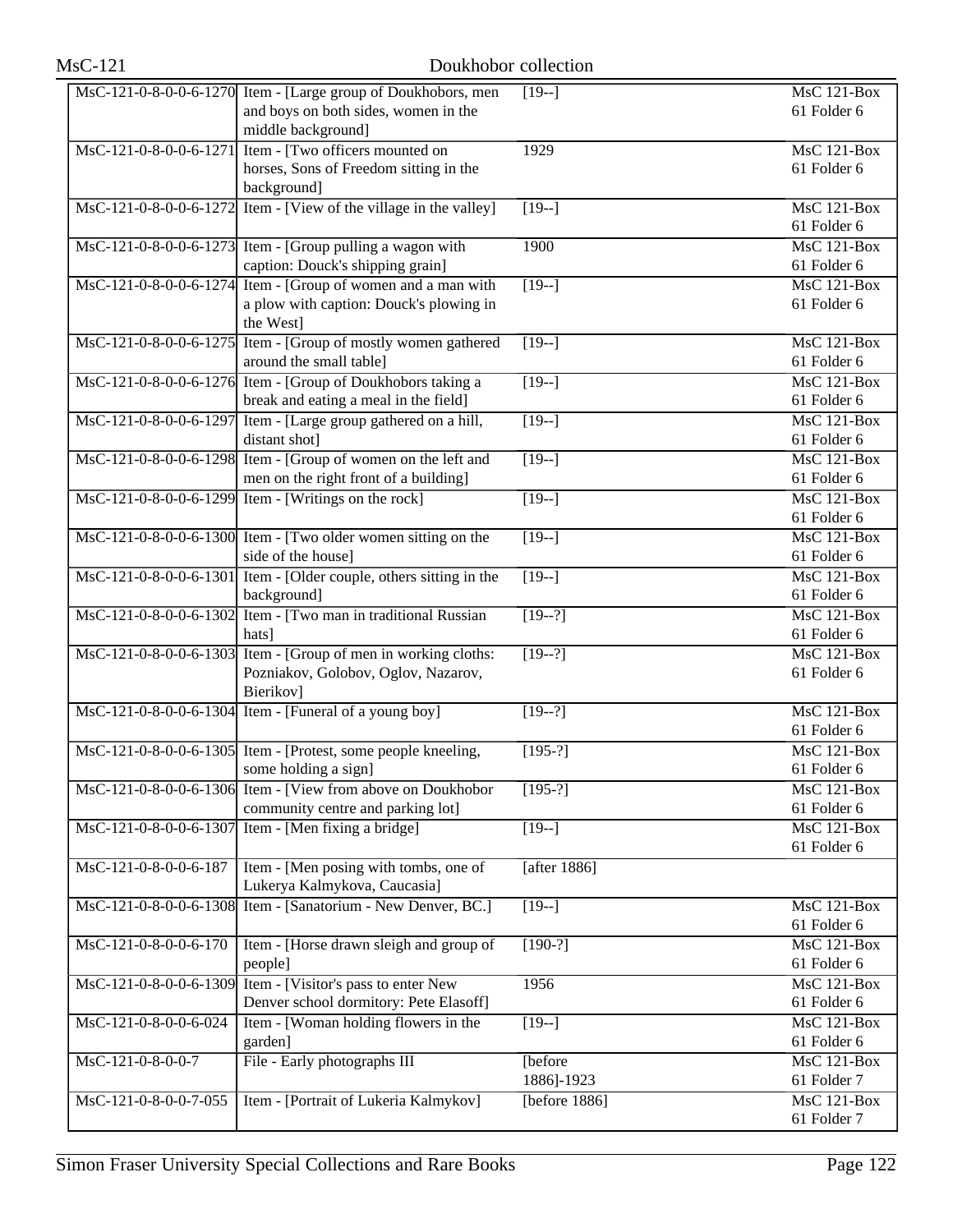| | | | |
|---|---|---|---|
| MsC-121-0-8-0-0-6-1270 | Item - [Large group of Doukhobors, men and boys on both sides, women in the middle background] | [19--] | MsC 121-Box 61 Folder 6 |
| MsC-121-0-8-0-0-6-1271 | Item - [Two officers mounted on horses, Sons of Freedom sitting in the background] | 1929 | MsC 121-Box 61 Folder 6 |
| MsC-121-0-8-0-0-6-1272 | Item - [View of the village in the valley] | [19--] | MsC 121-Box 61 Folder 6 |
| MsC-121-0-8-0-0-6-1273 | Item - [Group pulling a wagon with caption: Douck's shipping grain] | 1900 | MsC 121-Box 61 Folder 6 |
| MsC-121-0-8-0-0-6-1274 | Item - [Group of women and a man with a plow with caption: Douck's plowing in the West] | [19--] | MsC 121-Box 61 Folder 6 |
| MsC-121-0-8-0-0-6-1275 | Item - [Group of mostly women gathered around the small table] | [19--] | MsC 121-Box 61 Folder 6 |
| MsC-121-0-8-0-0-6-1276 | Item - [Group of Doukhobors taking a break and eating a meal in the field] | [19--] | MsC 121-Box 61 Folder 6 |
| MsC-121-0-8-0-0-6-1297 | Item - [Large group gathered on a hill, distant shot] | [19--] | MsC 121-Box 61 Folder 6 |
| MsC-121-0-8-0-0-6-1298 | Item - [Group of women on the left and men on the right front of a building] | [19--] | MsC 121-Box 61 Folder 6 |
| MsC-121-0-8-0-0-6-1299 | Item - [Writings on the rock] | [19--] | MsC 121-Box 61 Folder 6 |
| MsC-121-0-8-0-0-6-1300 | Item - [Two older women sitting on the side of the house] | [19--] | MsC 121-Box 61 Folder 6 |
| MsC-121-0-8-0-0-6-1301 | Item - [Older couple, others sitting in the background] | [19--] | MsC 121-Box 61 Folder 6 |
| MsC-121-0-8-0-0-6-1302 | Item - [Two man in traditional Russian hats] | [19--?] | MsC 121-Box 61 Folder 6 |
| MsC-121-0-8-0-0-6-1303 | Item - [Group of men in working cloths: Pozniakov, Golobov, Oglov, Nazarov, Bierikov] | [19--?] | MsC 121-Box 61 Folder 6 |
| MsC-121-0-8-0-0-6-1304 | Item - [Funeral of a young boy] | [19--?] | MsC 121-Box 61 Folder 6 |
| MsC-121-0-8-0-0-6-1305 | Item - [Protest, some people kneeling, some holding a sign] | [195-?] | MsC 121-Box 61 Folder 6 |
| MsC-121-0-8-0-0-6-1306 | Item - [View from above on Doukhobor community centre and parking lot] | [195-?] | MsC 121-Box 61 Folder 6 |
| MsC-121-0-8-0-0-6-1307 | Item - [Men fixing a bridge] | [19--] | MsC 121-Box 61 Folder 6 |
| MsC-121-0-8-0-0-6-187 | Item - [Men posing with tombs, one of Lukerya Kalmykova, Caucasia] | [after 1886] | |
| MsC-121-0-8-0-0-6-1308 | Item - [Sanatorium - New Denver, BC.] | [19--] | MsC 121-Box 61 Folder 6 |
| MsC-121-0-8-0-0-6-170 | Item - [Horse drawn sleigh and group of people] | [190-?] | MsC 121-Box 61 Folder 6 |
| MsC-121-0-8-0-0-6-1309 | Item - [Visitor's pass to enter New Denver school dormitory: Pete Elasoff] | 1956 | MsC 121-Box 61 Folder 6 |
| MsC-121-0-8-0-0-6-024 | Item - [Woman holding flowers in the garden] | [19--] | MsC 121-Box 61 Folder 6 |
| MsC-121-0-8-0-0-7 | File - Early photographs III | [before 1886]-1923 | MsC 121-Box 61 Folder 7 |
| MsC-121-0-8-0-0-7-055 | Item - [Portrait of Lukeria Kalmykov] | [before 1886] | MsC 121-Box 61 Folder 7 |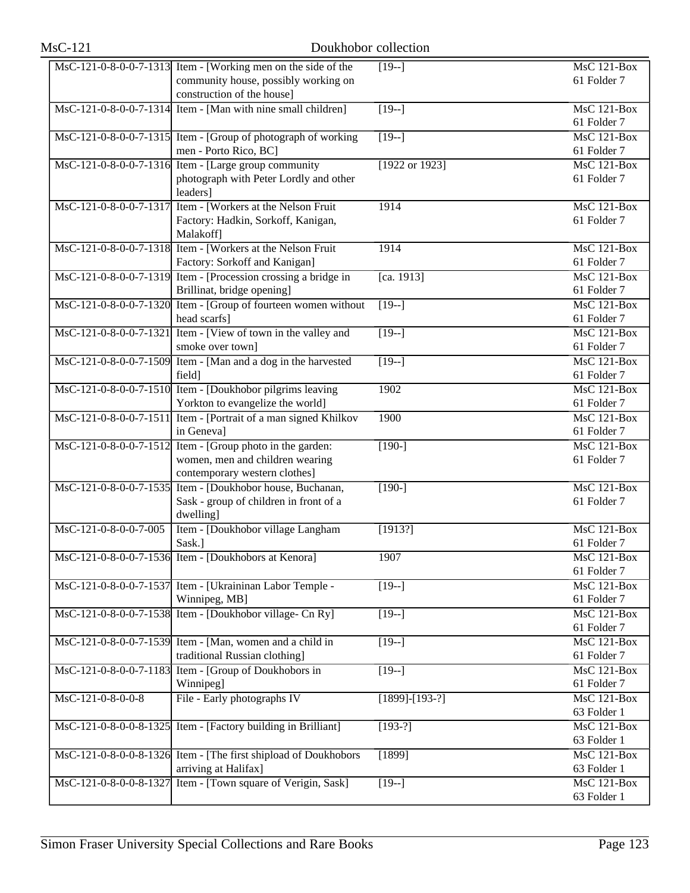| | | | |
|---|---|---|---|
| MsC-121-0-8-0-0-7-1313 | Item - [Working men on the side of the community house, possibly working on construction of the house] | [19--] | MsC 121-Box 61 Folder 7 |
| MsC-121-0-8-0-0-7-1314 | Item - [Man with nine small children] | [19--] | MsC 121-Box 61 Folder 7 |
| MsC-121-0-8-0-0-7-1315 | Item - [Group of photograph of working men - Porto Rico, BC] | [19--] | MsC 121-Box 61 Folder 7 |
| MsC-121-0-8-0-0-7-1316 | Item - [Large group community photograph with Peter Lordly and other leaders] | [1922 or 1923] | MsC 121-Box 61 Folder 7 |
| MsC-121-0-8-0-0-7-1317 | Item - [Workers at the Nelson Fruit Factory: Hadkin, Sorkoff, Kanigan, Malakoff] | 1914 | MsC 121-Box 61 Folder 7 |
| MsC-121-0-8-0-0-7-1318 | Item - [Workers at the Nelson Fruit Factory: Sorkoff and Kanigan] | 1914 | MsC 121-Box 61 Folder 7 |
| MsC-121-0-8-0-0-7-1319 | Item - [Procession crossing a bridge in Brillinat, bridge opening] | [ca. 1913] | MsC 121-Box 61 Folder 7 |
| MsC-121-0-8-0-0-7-1320 | Item - [Group of fourteen women without head scarfs] | [19--] | MsC 121-Box 61 Folder 7 |
| MsC-121-0-8-0-0-7-1321 | Item - [View of town in the valley and smoke over town] | [19--] | MsC 121-Box 61 Folder 7 |
| MsC-121-0-8-0-0-7-1509 | Item - [Man and a dog in the harvested field] | [19--] | MsC 121-Box 61 Folder 7 |
| MsC-121-0-8-0-0-7-1510 | Item - [Doukhobor pilgrims leaving Yorkton to evangelize the world] | 1902 | MsC 121-Box 61 Folder 7 |
| MsC-121-0-8-0-0-7-1511 | Item - [Portrait of a man signed Khilkov in Geneva] | 1900 | MsC 121-Box 61 Folder 7 |
| MsC-121-0-8-0-0-7-1512 | Item - [Group photo in the garden: women, men and children wearing contemporary western clothes] | [190-] | MsC 121-Box 61 Folder 7 |
| MsC-121-0-8-0-0-7-1535 | Item - [Doukhobor house, Buchanan, Sask - group of children in front of a dwelling] | [190-] | MsC 121-Box 61 Folder 7 |
| MsC-121-0-8-0-0-7-005 | Item - [Doukhobor village Langham Sask.] | [1913?] | MsC 121-Box 61 Folder 7 |
| MsC-121-0-8-0-0-7-1536 | Item - [Doukhobors at Kenora] | 1907 | MsC 121-Box 61 Folder 7 |
| MsC-121-0-8-0-0-7-1537 | Item - [Ukraininan Labor Temple - Winnipeg, MB] | [19--] | MsC 121-Box 61 Folder 7 |
| MsC-121-0-8-0-0-7-1538 | Item - [Doukhobor village- Cn Ry] | [19--] | MsC 121-Box 61 Folder 7 |
| MsC-121-0-8-0-0-7-1539 | Item - [Man, women and a child in traditional Russian clothing] | [19--] | MsC 121-Box 61 Folder 7 |
| MsC-121-0-8-0-0-7-1183 | Item - [Group of Doukhobors in Winnipeg] | [19--] | MsC 121-Box 61 Folder 7 |
| MsC-121-0-8-0-0-8 | File - Early photographs IV | [1899]-[193-?] | MsC 121-Box 63 Folder 1 |
| MsC-121-0-8-0-0-8-1325 | Item - [Factory building in Brilliant] | [193-?] | MsC 121-Box 63 Folder 1 |
| MsC-121-0-8-0-0-8-1326 | Item - [The first shipload of Doukhobors arriving at Halifax] | [1899] | MsC 121-Box 63 Folder 1 |
| MsC-121-0-8-0-0-8-1327 | Item - [Town square of Verigin, Sask] | [19--] | MsC 121-Box 63 Folder 1 |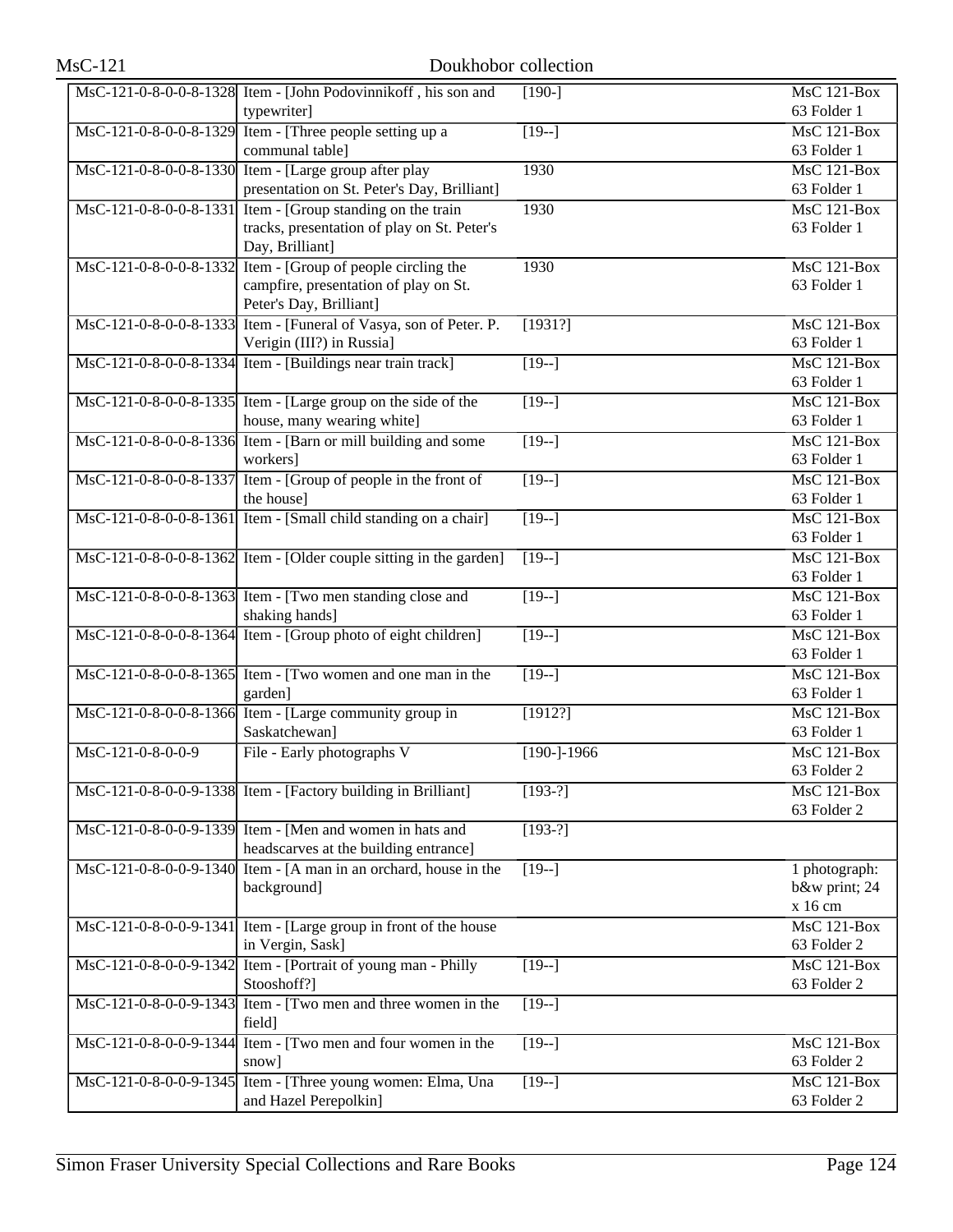| | | | |
|---|---|---|---|
| MsC-121-0-8-0-0-8-1328 | Item - [John Podovinnikoff , his son and typewriter] | [190-] | MsC 121-Box 63 Folder 1 |
| MsC-121-0-8-0-0-8-1329 | Item - [Three people setting up a communal table] | [19--] | MsC 121-Box 63 Folder 1 |
| MsC-121-0-8-0-0-8-1330 | Item - [Large group after play presentation on St. Peter's Day, Brilliant] | 1930 | MsC 121-Box 63 Folder 1 |
| MsC-121-0-8-0-0-8-1331 | Item - [Group standing on the train tracks, presentation of play on St. Peter's Day, Brilliant] | 1930 | MsC 121-Box 63 Folder 1 |
| MsC-121-0-8-0-0-8-1332 | Item - [Group of people circling the campfire, presentation of play on St. Peter's Day, Brilliant] | 1930 | MsC 121-Box 63 Folder 1 |
| MsC-121-0-8-0-0-8-1333 | Item - [Funeral of Vasya, son of Peter. P. Verigin (III?) in Russia] | [1931?] | MsC 121-Box 63 Folder 1 |
| MsC-121-0-8-0-0-8-1334 | Item - [Buildings near train track] | [19--] | MsC 121-Box 63 Folder 1 |
| MsC-121-0-8-0-0-8-1335 | Item - [Large group on the side of the house, many wearing white] | [19--] | MsC 121-Box 63 Folder 1 |
| MsC-121-0-8-0-0-8-1336 | Item - [Barn or mill building and some workers] | [19--] | MsC 121-Box 63 Folder 1 |
| MsC-121-0-8-0-0-8-1337 | Item - [Group of people in the front of the house] | [19--] | MsC 121-Box 63 Folder 1 |
| MsC-121-0-8-0-0-8-1361 | Item - [Small child standing on a chair] | [19--] | MsC 121-Box 63 Folder 1 |
| MsC-121-0-8-0-0-8-1362 | Item - [Older couple sitting in the garden] | [19--] | MsC 121-Box 63 Folder 1 |
| MsC-121-0-8-0-0-8-1363 | Item - [Two men standing close and shaking hands] | [19--] | MsC 121-Box 63 Folder 1 |
| MsC-121-0-8-0-0-8-1364 | Item - [Group photo of eight children] | [19--] | MsC 121-Box 63 Folder 1 |
| MsC-121-0-8-0-0-8-1365 | Item - [Two women and one man in the garden] | [19--] | MsC 121-Box 63 Folder 1 |
| MsC-121-0-8-0-0-8-1366 | Item - [Large community group in Saskatchewan] | [1912?] | MsC 121-Box 63 Folder 1 |
| MsC-121-0-8-0-0-9 | File - Early photographs V | [190-]-1966 | MsC 121-Box 63 Folder 2 |
| MsC-121-0-8-0-0-9-1338 | Item - [Factory building in Brilliant] | [193-?] | MsC 121-Box 63 Folder 2 |
| MsC-121-0-8-0-0-9-1339 | Item - [Men and women in hats and headscarves at the building entrance] | [193-?] | |
| MsC-121-0-8-0-0-9-1340 | Item - [A man in an orchard, house in the background] | [19--] | 1 photograph: b&w print; 24 x 16 cm |
| MsC-121-0-8-0-0-9-1341 | Item - [Large group in front of the house in Vergin, Sask] | | MsC 121-Box 63 Folder 2 |
| MsC-121-0-8-0-0-9-1342 | Item - [Portrait of young man - Philly Stooshoff?] | [19--] | MsC 121-Box 63 Folder 2 |
| MsC-121-0-8-0-0-9-1343 | Item - [Two men and three women in the field] | [19--] | |
| MsC-121-0-8-0-0-9-1344 | Item - [Two men and four women in the snow] | [19--] | MsC 121-Box 63 Folder 2 |
| MsC-121-0-8-0-0-9-1345 | Item - [Three young women: Elma, Una and Hazel Perepolkin] | [19--] | MsC 121-Box 63 Folder 2 |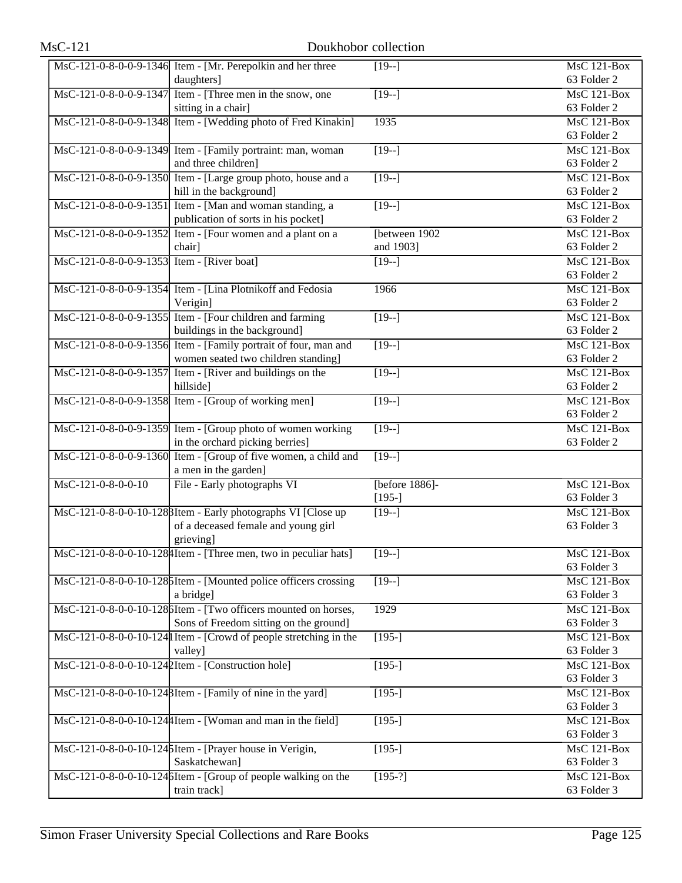| | | | |
|---|---|---|---|
| MsC-121-0-8-0-0-9-1346 | Item - [Mr. Perepolkin and her three daughters] | [19--] | MsC 121-Box 63 Folder 2 |
| MsC-121-0-8-0-0-9-1347 | Item - [Three men in the snow, one sitting in a chair] | [19--] | MsC 121-Box 63 Folder 2 |
| MsC-121-0-8-0-0-9-1348 | Item - [Wedding photo of Fred Kinakin] | 1935 | MsC 121-Box 63 Folder 2 |
| MsC-121-0-8-0-0-9-1349 | Item - [Family portraint: man, woman and three children] | [19--] | MsC 121-Box 63 Folder 2 |
| MsC-121-0-8-0-0-9-1350 | Item - [Large group photo, house and a hill in the background] | [19--] | MsC 121-Box 63 Folder 2 |
| MsC-121-0-8-0-0-9-1351 | Item - [Man and woman standing, a publication of sorts in his pocket] | [19--] | MsC 121-Box 63 Folder 2 |
| MsC-121-0-8-0-0-9-1352 | Item - [Four women and a plant on a chair] | [between 1902 and 1903] | MsC 121-Box 63 Folder 2 |
| MsC-121-0-8-0-0-9-1353 | Item - [River boat] | [19--] | MsC 121-Box 63 Folder 2 |
| MsC-121-0-8-0-0-9-1354 | Item - [Lina Plotnikoff and Fedosia Verigin] | 1966 | MsC 121-Box 63 Folder 2 |
| MsC-121-0-8-0-0-9-1355 | Item - [Four children and farming buildings in the background] | [19--] | MsC 121-Box 63 Folder 2 |
| MsC-121-0-8-0-0-9-1356 | Item - [Family portrait of four, man and women seated two children standing] | [19--] | MsC 121-Box 63 Folder 2 |
| MsC-121-0-8-0-0-9-1357 | Item - [River and buildings on the hillside] | [19--] | MsC 121-Box 63 Folder 2 |
| MsC-121-0-8-0-0-9-1358 | Item - [Group of working men] | [19--] | MsC 121-Box 63 Folder 2 |
| MsC-121-0-8-0-0-9-1359 | Item - [Group photo of women working in the orchard picking berries] | [19--] | MsC 121-Box 63 Folder 2 |
| MsC-121-0-8-0-0-9-1360 | Item - [Group of five women, a child and a men in the garden] | [19--] | |
| MsC-121-0-8-0-0-10 | File - Early photographs VI | [before 1886]-[195-] | MsC 121-Box 63 Folder 3 |
| MsC-121-0-8-0-0-10-1283 | Item - Early photographs VI [Close up of a deceased female and young girl grieving] | [19--] | MsC 121-Box 63 Folder 3 |
| MsC-121-0-8-0-0-10-1284 | Item - [Three men, two in peculiar hats] | [19--] | MsC 121-Box 63 Folder 3 |
| MsC-121-0-8-0-0-10-1285 | Item - [Mounted police officers crossing a bridge] | [19--] | MsC 121-Box 63 Folder 3 |
| MsC-121-0-8-0-0-10-1286 | Item - [Two officers mounted on horses, Sons of Freedom sitting on the ground] | 1929 | MsC 121-Box 63 Folder 3 |
| MsC-121-0-8-0-0-10-1241 | Item - [Crowd of people stretching in the valley] | [195-] | MsC 121-Box 63 Folder 3 |
| MsC-121-0-8-0-0-10-1242 | Item - [Construction hole] | [195-] | MsC 121-Box 63 Folder 3 |
| MsC-121-0-8-0-0-10-1243 | Item - [Family of nine in the yard] | [195-] | MsC 121-Box 63 Folder 3 |
| MsC-121-0-8-0-0-10-1244 | Item - [Woman and man in the field] | [195-] | MsC 121-Box 63 Folder 3 |
| MsC-121-0-8-0-0-10-1245 | Item - [Prayer house in Verigin, Saskatchewan] | [195-] | MsC 121-Box 63 Folder 3 |
| MsC-121-0-8-0-0-10-1246 | Item - [Group of people walking on the train track] | [195-?] | MsC 121-Box 63 Folder 3 |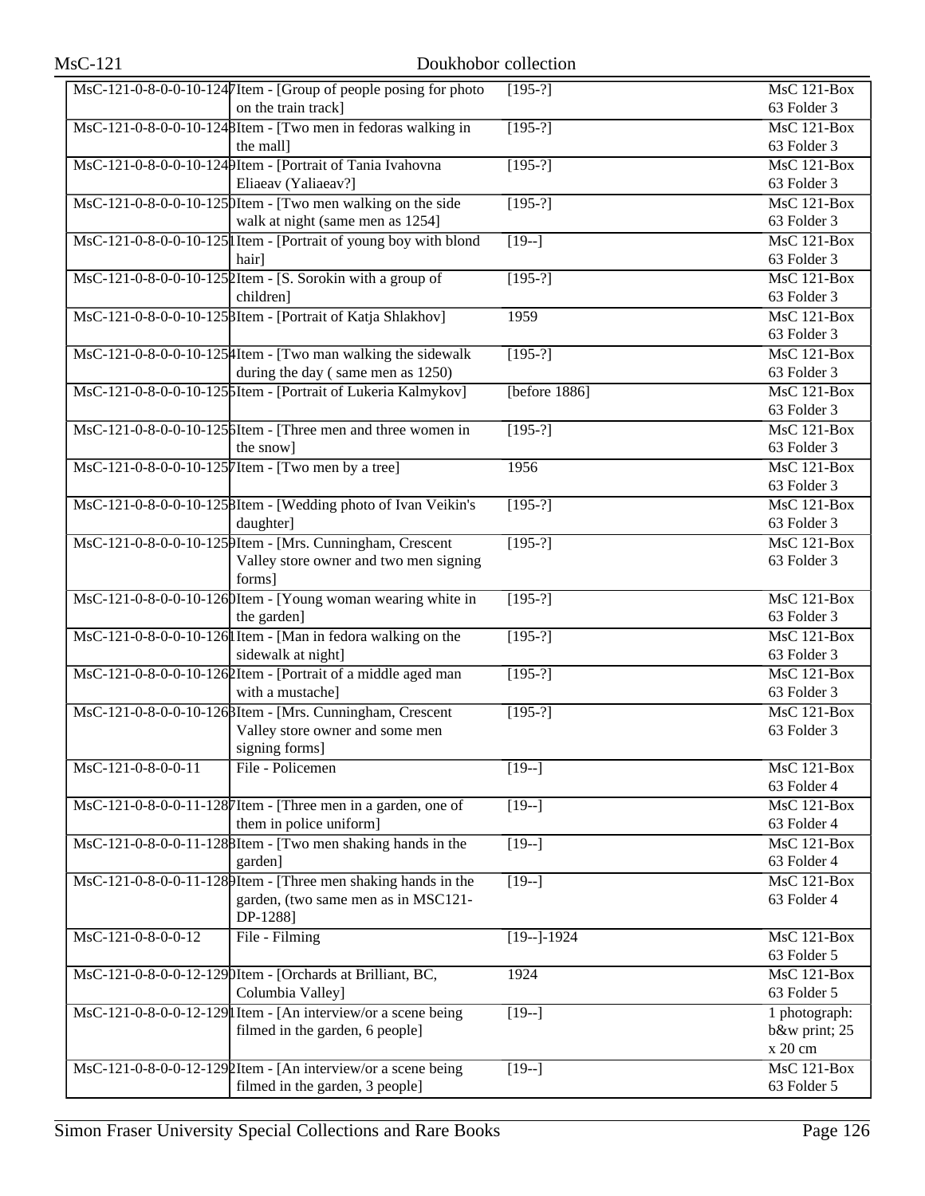| | | | |
|---|---|---|---|
| MsC-121-0-8-0-0-10-1247 | Item - [Group of people posing for photo on the train track] | [195-?] | MsC 121-Box 63 Folder 3 |
| MsC-121-0-8-0-0-10-1248 | Item - [Two men in fedoras walking in the mall] | [195-?] | MsC 121-Box 63 Folder 3 |
| MsC-121-0-8-0-0-10-1249 | Item - [Portrait of Tania Ivahovna Eliaeav (Yaliaeav?] | [195-?] | MsC 121-Box 63 Folder 3 |
| MsC-121-0-8-0-0-10-1250 | Item - [Two men walking on the side walk at night (same men as 1254] | [195-?] | MsC 121-Box 63 Folder 3 |
| MsC-121-0-8-0-0-10-1251 | Item - [Portrait of young boy with blond hair] | [19--] | MsC 121-Box 63 Folder 3 |
| MsC-121-0-8-0-0-10-1252 | Item - [S. Sorokin with a group of children] | [195-?] | MsC 121-Box 63 Folder 3 |
| MsC-121-0-8-0-0-10-1253 | Item - [Portrait of Katja Shlakhov] | 1959 | MsC 121-Box 63 Folder 3 |
| MsC-121-0-8-0-0-10-1254 | Item - [Two man walking the sidewalk during the day ( same men as 1250) | [195-?] | MsC 121-Box 63 Folder 3 |
| MsC-121-0-8-0-0-10-1255 | Item - [Portrait of Lukeria Kalmykov] | [before 1886] | MsC 121-Box 63 Folder 3 |
| MsC-121-0-8-0-0-10-1256 | Item - [Three men and three women in the snow] | [195-?] | MsC 121-Box 63 Folder 3 |
| MsC-121-0-8-0-0-10-1257 | Item - [Two men by a tree] | 1956 | MsC 121-Box 63 Folder 3 |
| MsC-121-0-8-0-0-10-1258 | Item - [Wedding photo of Ivan Veikin's daughter] | [195-?] | MsC 121-Box 63 Folder 3 |
| MsC-121-0-8-0-0-10-1259 | Item - [Mrs. Cunningham, Crescent Valley store owner and two men signing forms] | [195-?] | MsC 121-Box 63 Folder 3 |
| MsC-121-0-8-0-0-10-1260 | Item - [Young woman wearing white in the garden] | [195-?] | MsC 121-Box 63 Folder 3 |
| MsC-121-0-8-0-0-10-1261 | Item - [Man in fedora walking on the sidewalk at night] | [195-?] | MsC 121-Box 63 Folder 3 |
| MsC-121-0-8-0-0-10-1262 | Item - [Portrait of a middle aged man with a mustache] | [195-?] | MsC 121-Box 63 Folder 3 |
| MsC-121-0-8-0-0-10-1263 | Item - [Mrs. Cunningham, Crescent Valley store owner and some men signing forms] | [195-?] | MsC 121-Box 63 Folder 3 |
| MsC-121-0-8-0-0-11 | File - Policemen | [19--] | MsC 121-Box 63 Folder 4 |
| MsC-121-0-8-0-0-11-1287 | Item - [Three men in a garden, one of them in police uniform] | [19--] | MsC 121-Box 63 Folder 4 |
| MsC-121-0-8-0-0-11-1288 | Item - [Two men shaking hands in the garden] | [19--] | MsC 121-Box 63 Folder 4 |
| MsC-121-0-8-0-0-11-1289 | Item - [Three men shaking hands in the garden, (two same men as in MSC121-DP-1288] | [19--] | MsC 121-Box 63 Folder 4 |
| MsC-121-0-8-0-0-12 | File - Filming | [19--]-1924 | MsC 121-Box 63 Folder 5 |
| MsC-121-0-8-0-0-12-1290 | Item - [Orchards at Brilliant, BC, Columbia Valley] | 1924 | MsC 121-Box 63 Folder 5 |
| MsC-121-0-8-0-0-12-1291 | Item - [An interview/or a scene being filmed in the garden, 6 people] | [19--] | 1 photograph: b&w print; 25 x 20 cm |
| MsC-121-0-8-0-0-12-1292 | Item - [An interview/or a scene being filmed in the garden, 3 people] | [19--] | MsC 121-Box 63 Folder 5 |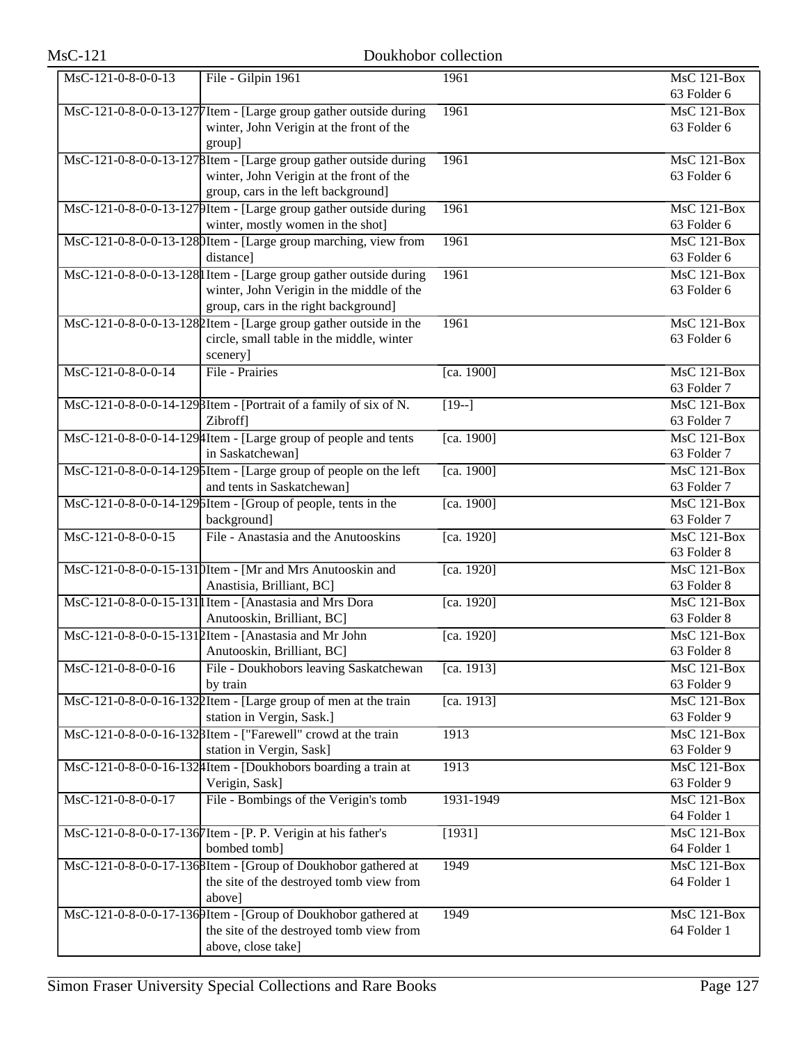| | | | |
|---|---|---|---|
| MsC-121-0-8-0-0-13 | File - Gilpin 1961 | 1961 | MsC 121-Box 63 Folder 6 |
| MsC-121-0-8-0-0-13-1277 | Item - [Large group gather outside during winter, John Verigin at the front of the group] | 1961 | MsC 121-Box 63 Folder 6 |
| MsC-121-0-8-0-0-13-1278 | Item - [Large group gather outside during winter, John Verigin at the front of the group, cars in the left background] | 1961 | MsC 121-Box 63 Folder 6 |
| MsC-121-0-8-0-0-13-1279 | Item - [Large group gather outside during winter, mostly women in the shot] | 1961 | MsC 121-Box 63 Folder 6 |
| MsC-121-0-8-0-0-13-1280 | Item - [Large group marching, view from distance] | 1961 | MsC 121-Box 63 Folder 6 |
| MsC-121-0-8-0-0-13-1281 | Item - [Large group gather outside during winter, John Verigin in the middle of the group, cars in the right background] | 1961 | MsC 121-Box 63 Folder 6 |
| MsC-121-0-8-0-0-13-1282 | Item - [Large group gather outside in the circle, small table in the middle, winter scenery] | 1961 | MsC 121-Box 63 Folder 6 |
| MsC-121-0-8-0-0-14 | File - Prairies | [ca. 1900] | MsC 121-Box 63 Folder 7 |
| MsC-121-0-8-0-0-14-1293 | Item - [Portrait of a family of six of N. Zibroff] | [19--] | MsC 121-Box 63 Folder 7 |
| MsC-121-0-8-0-0-14-1294 | Item - [Large group of people and tents in Saskatchewan] | [ca. 1900] | MsC 121-Box 63 Folder 7 |
| MsC-121-0-8-0-0-14-1295 | Item - [Large group of people on the left and tents in Saskatchewan] | [ca. 1900] | MsC 121-Box 63 Folder 7 |
| MsC-121-0-8-0-0-14-1296 | Item - [Group of people, tents in the background] | [ca. 1900] | MsC 121-Box 63 Folder 7 |
| MsC-121-0-8-0-0-15 | File - Anastasia and the Anutooskins | [ca. 1920] | MsC 121-Box 63 Folder 8 |
| MsC-121-0-8-0-0-15-1310 | Item - [Mr and Mrs Anutooskin and Anastisia, Brilliant, BC] | [ca. 1920] | MsC 121-Box 63 Folder 8 |
| MsC-121-0-8-0-0-15-1311 | Item - [Anastasia and Mrs Dora Anutooskin, Brilliant, BC] | [ca. 1920] | MsC 121-Box 63 Folder 8 |
| MsC-121-0-8-0-0-15-1312 | Item - [Anastasia and Mr John Anutooskin, Brilliant, BC] | [ca. 1920] | MsC 121-Box 63 Folder 8 |
| MsC-121-0-8-0-0-16 | File - Doukhobors leaving Saskatchewan by train | [ca. 1913] | MsC 121-Box 63 Folder 9 |
| MsC-121-0-8-0-0-16-1322 | Item - [Large group of men at the train station in Vergin, Sask.] | [ca. 1913] | MsC 121-Box 63 Folder 9 |
| MsC-121-0-8-0-0-16-1323 | Item - ["Farewell" crowd at the train station in Vergin, Sask] | 1913 | MsC 121-Box 63 Folder 9 |
| MsC-121-0-8-0-0-16-1324 | Item - [Doukhobors boarding a train at Verigin, Sask] | 1913 | MsC 121-Box 63 Folder 9 |
| MsC-121-0-8-0-0-17 | File - Bombings of the Verigin's tomb | 1931-1949 | MsC 121-Box 64 Folder 1 |
| MsC-121-0-8-0-0-17-1367 | Item - [P. P. Verigin at his father's bombed tomb] | [1931] | MsC 121-Box 64 Folder 1 |
| MsC-121-0-8-0-0-17-1368 | Item - [Group of Doukhobor gathered at the site of the destroyed tomb view from above] | 1949 | MsC 121-Box 64 Folder 1 |
| MsC-121-0-8-0-0-17-1369 | Item - [Group of Doukhobor gathered at the site of the destroyed tomb view from above, close take] | 1949 | MsC 121-Box 64 Folder 1 |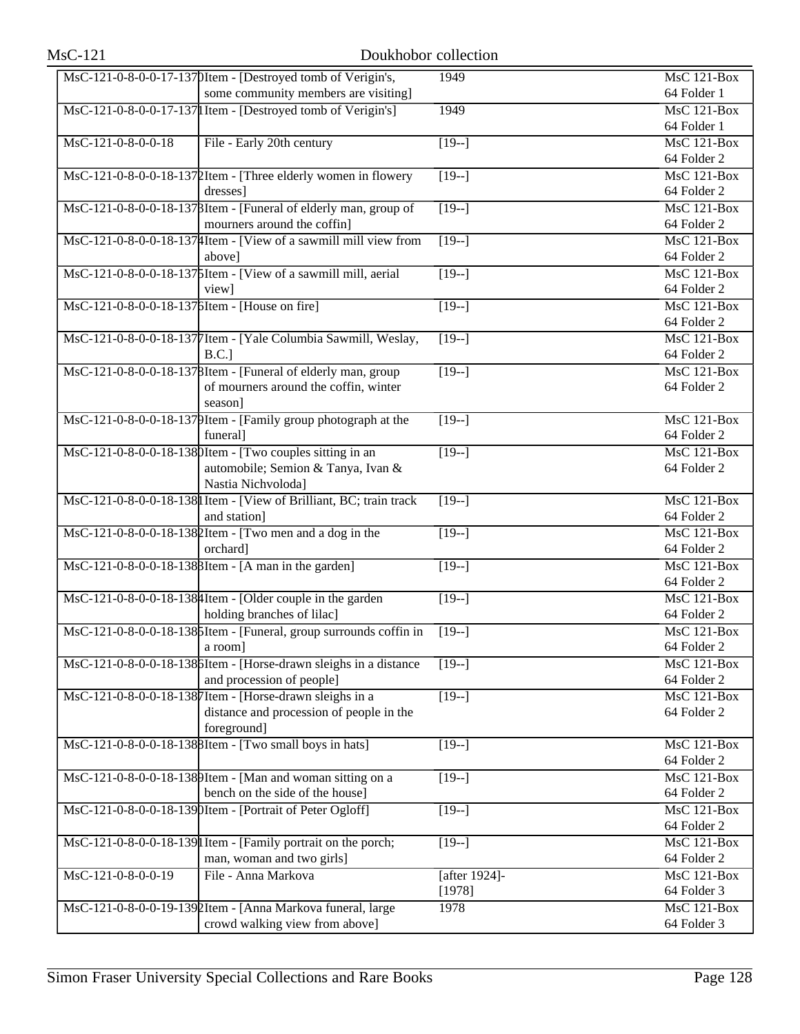| | | | |
|---|---|---|---|
| MsC-121-0-8-0-0-17-1370 | Item - [Destroyed tomb of Verigin's, some community members are visiting] | 1949 | MsC 121-Box 64 Folder 1 |
| MsC-121-0-8-0-0-17-1371 | Item - [Destroyed tomb of Verigin's] | 1949 | MsC 121-Box 64 Folder 1 |
| MsC-121-0-8-0-0-18 | File - Early 20th century | [19--] | MsC 121-Box 64 Folder 2 |
| MsC-121-0-8-0-0-18-1372 | Item - [Three elderly women in flowery dresses] | [19--] | MsC 121-Box 64 Folder 2 |
| MsC-121-0-8-0-0-18-1373 | Item - [Funeral of elderly man, group of mourners around the coffin] | [19--] | MsC 121-Box 64 Folder 2 |
| MsC-121-0-8-0-0-18-1374 | Item - [View of a sawmill mill view from above] | [19--] | MsC 121-Box 64 Folder 2 |
| MsC-121-0-8-0-0-18-1375 | Item - [View of a sawmill mill, aerial view] | [19--] | MsC 121-Box 64 Folder 2 |
| MsC-121-0-8-0-0-18-1376 | Item - [House on fire] | [19--] | MsC 121-Box 64 Folder 2 |
| MsC-121-0-8-0-0-18-1377 | Item - [Yale Columbia Sawmill, Weslay, B.C.] | [19--] | MsC 121-Box 64 Folder 2 |
| MsC-121-0-8-0-0-18-1378 | Item - [Funeral of elderly man, group of mourners around the coffin, winter season] | [19--] | MsC 121-Box 64 Folder 2 |
| MsC-121-0-8-0-0-18-1379 | Item - [Family group photograph at the funeral] | [19--] | MsC 121-Box 64 Folder 2 |
| MsC-121-0-8-0-0-18-1380 | Item - [Two couples sitting in an automobile; Semion & Tanya, Ivan & Nastia Nichvoloda] | [19--] | MsC 121-Box 64 Folder 2 |
| MsC-121-0-8-0-0-18-1381 | Item - [View of Brilliant, BC; train track and station] | [19--] | MsC 121-Box 64 Folder 2 |
| MsC-121-0-8-0-0-18-1382 | Item - [Two men and a dog in the orchard] | [19--] | MsC 121-Box 64 Folder 2 |
| MsC-121-0-8-0-0-18-1383 | Item - [A man in the garden] | [19--] | MsC 121-Box 64 Folder 2 |
| MsC-121-0-8-0-0-18-1384 | Item - [Older couple in the garden holding branches of lilac] | [19--] | MsC 121-Box 64 Folder 2 |
| MsC-121-0-8-0-0-18-1385 | Item - [Funeral, group surrounds coffin in a room] | [19--] | MsC 121-Box 64 Folder 2 |
| MsC-121-0-8-0-0-18-1386 | Item - [Horse-drawn sleighs in a distance and procession of people] | [19--] | MsC 121-Box 64 Folder 2 |
| MsC-121-0-8-0-0-18-1387 | Item - [Horse-drawn sleighs in a distance and procession of people in the foreground] | [19--] | MsC 121-Box 64 Folder 2 |
| MsC-121-0-8-0-0-18-1388 | Item - [Two small boys in hats] | [19--] | MsC 121-Box 64 Folder 2 |
| MsC-121-0-8-0-0-18-1389 | Item - [Man and woman sitting on a bench on the side of the house] | [19--] | MsC 121-Box 64 Folder 2 |
| MsC-121-0-8-0-0-18-1390 | Item - [Portrait of Peter Ogloff] | [19--] | MsC 121-Box 64 Folder 2 |
| MsC-121-0-8-0-0-18-1391 | Item - [Family portrait on the porch; man, woman and two girls] | [19--] | MsC 121-Box 64 Folder 2 |
| MsC-121-0-8-0-0-19 | File - Anna Markova | [after 1924]-[1978] | MsC 121-Box 64 Folder 3 |
| MsC-121-0-8-0-0-19-1392 | Item - [Anna Markova funeral, large crowd walking view from above] | 1978 | MsC 121-Box 64 Folder 3 |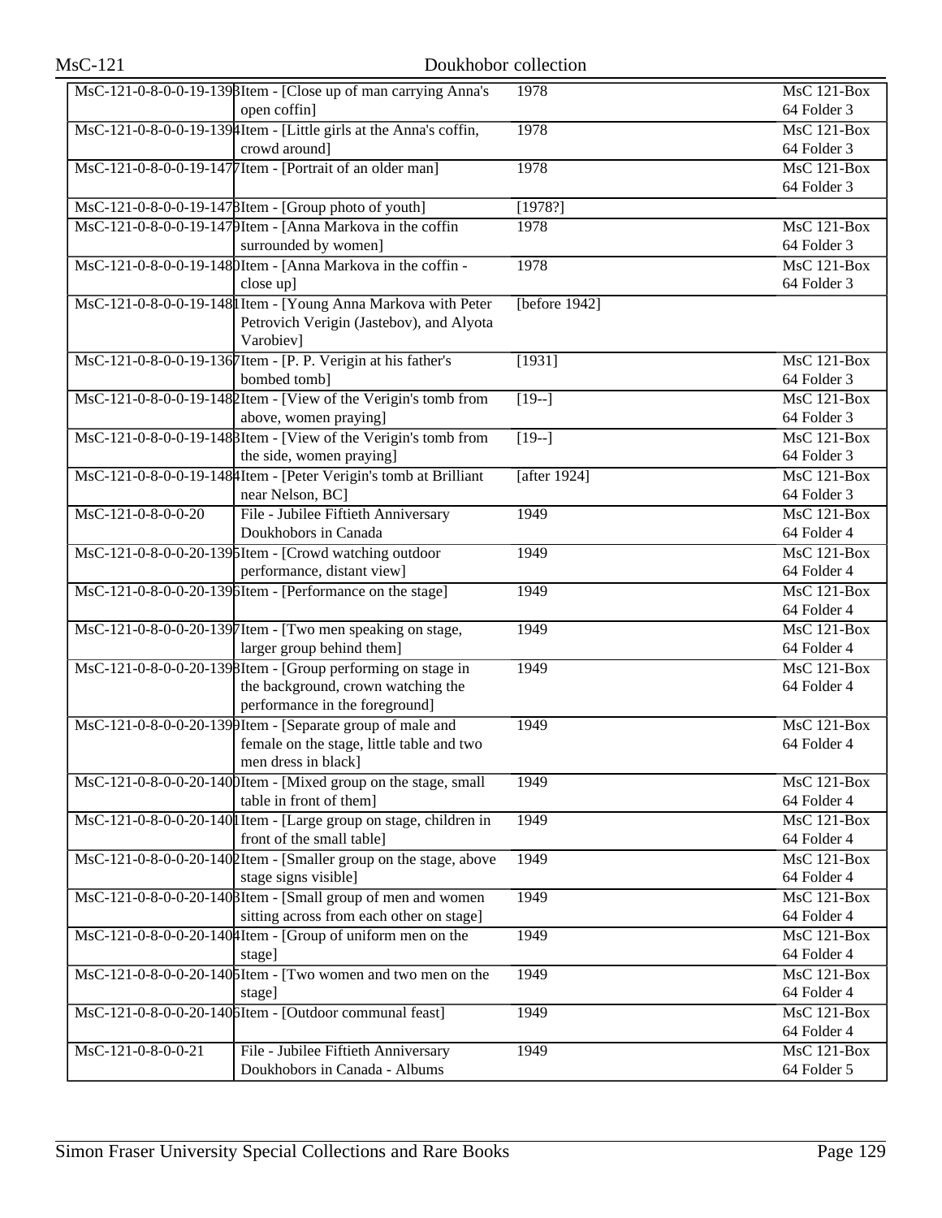| | | | |
|---|---|---|---|
| MsC-121-0-8-0-0-19-1393 | Item - [Close up of man carrying Anna's open coffin] | 1978 | MsC 121-Box 64 Folder 3 |
| MsC-121-0-8-0-0-19-1394 | Item - [Little girls at the Anna's coffin, crowd around] | 1978 | MsC 121-Box 64 Folder 3 |
| MsC-121-0-8-0-0-19-1477 | Item - [Portrait of an older man] | 1978 | MsC 121-Box 64 Folder 3 |
| MsC-121-0-8-0-0-19-1478 | Item - [Group photo of youth] | [1978?] | |
| MsC-121-0-8-0-0-19-1479 | Item - [Anna Markova in the coffin surrounded by women] | 1978 | MsC 121-Box 64 Folder 3 |
| MsC-121-0-8-0-0-19-1480 | Item - [Anna Markova in the coffin - close up] | 1978 | MsC 121-Box 64 Folder 3 |
| MsC-121-0-8-0-0-19-1481 | Item - [Young Anna Markova with Peter Petrovich Verigin (Jastebov), and Alyota Varobiev] | [before 1942] | |
| MsC-121-0-8-0-0-19-1367 | Item - [P. P. Verigin at his father's bombed tomb] | [1931] | MsC 121-Box 64 Folder 3 |
| MsC-121-0-8-0-0-19-1482 | Item - [View of the Verigin's tomb from above, women praying] | [19--] | MsC 121-Box 64 Folder 3 |
| MsC-121-0-8-0-0-19-1483 | Item - [View of the Verigin's tomb from the side, women praying] | [19--] | MsC 121-Box 64 Folder 3 |
| MsC-121-0-8-0-0-19-1484 | Item - [Peter Verigin's tomb at Brilliant near Nelson, BC] | [after 1924] | MsC 121-Box 64 Folder 3 |
| MsC-121-0-8-0-0-20 | File - Jubilee Fiftieth Anniversary Doukhobors in Canada | 1949 | MsC 121-Box 64 Folder 4 |
| MsC-121-0-8-0-0-20-1395 | Item - [Crowd watching outdoor performance, distant view] | 1949 | MsC 121-Box 64 Folder 4 |
| MsC-121-0-8-0-0-20-1396 | Item - [Performance on the stage] | 1949 | MsC 121-Box 64 Folder 4 |
| MsC-121-0-8-0-0-20-1397 | Item - [Two men speaking on stage, larger group behind them] | 1949 | MsC 121-Box 64 Folder 4 |
| MsC-121-0-8-0-0-20-1398 | Item - [Group performing on stage in the background, crown watching the performance in the foreground] | 1949 | MsC 121-Box 64 Folder 4 |
| MsC-121-0-8-0-0-20-1399 | Item - [Separate group of male and female on the stage, little table and two men dress in black] | 1949 | MsC 121-Box 64 Folder 4 |
| MsC-121-0-8-0-0-20-1400 | Item - [Mixed group on the stage, small table in front of them] | 1949 | MsC 121-Box 64 Folder 4 |
| MsC-121-0-8-0-0-20-1401 | Item - [Large group on stage, children in front of the small table] | 1949 | MsC 121-Box 64 Folder 4 |
| MsC-121-0-8-0-0-20-1402 | Item - [Smaller group on the stage, above stage signs visible] | 1949 | MsC 121-Box 64 Folder 4 |
| MsC-121-0-8-0-0-20-1403 | Item - [Small group of men and women sitting across from each other on stage] | 1949 | MsC 121-Box 64 Folder 4 |
| MsC-121-0-8-0-0-20-1404 | Item - [Group of uniform men on the stage] | 1949 | MsC 121-Box 64 Folder 4 |
| MsC-121-0-8-0-0-20-1405 | Item - [Two women and two men on the stage] | 1949 | MsC 121-Box 64 Folder 4 |
| MsC-121-0-8-0-0-20-1406 | Item - [Outdoor communal feast] | 1949 | MsC 121-Box 64 Folder 4 |
| MsC-121-0-8-0-0-21 | File - Jubilee Fiftieth Anniversary Doukhobors in Canada - Albums | 1949 | MsC 121-Box 64 Folder 5 |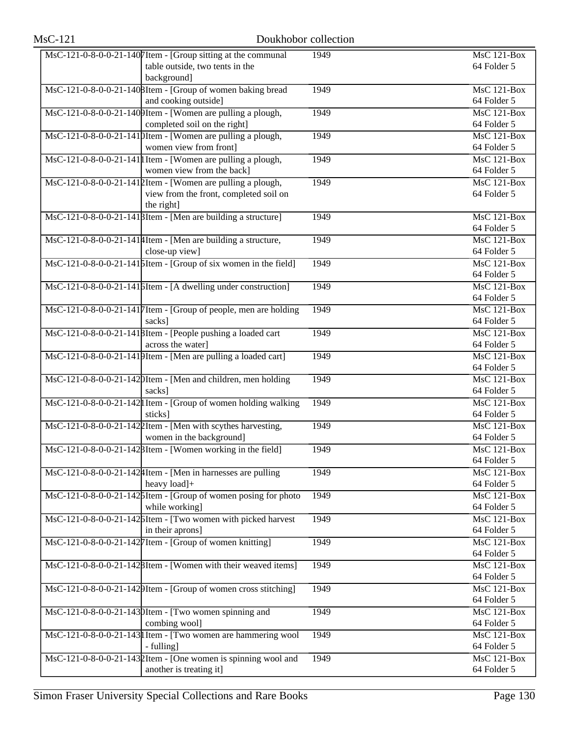| | | | |
|---|---|---|---|
| MsC-121-0-8-0-0-21-1407 | Item - [Group sitting at the communal table outside, two tents in the background] | 1949 | MsC 121-Box 64 Folder 5 |
| MsC-121-0-8-0-0-21-1408 | Item - [Group of women baking bread and cooking outside] | 1949 | MsC 121-Box 64 Folder 5 |
| MsC-121-0-8-0-0-21-1409 | Item - [Women are pulling a plough, completed soil on the right] | 1949 | MsC 121-Box 64 Folder 5 |
| MsC-121-0-8-0-0-21-1410 | Item - [Women are pulling a plough, women view from front] | 1949 | MsC 121-Box 64 Folder 5 |
| MsC-121-0-8-0-0-21-1411 | Item - [Women are pulling a plough, women view from the back] | 1949 | MsC 121-Box 64 Folder 5 |
| MsC-121-0-8-0-0-21-1412 | Item - [Women are pulling a plough, view from the front, completed soil on the right] | 1949 | MsC 121-Box 64 Folder 5 |
| MsC-121-0-8-0-0-21-1413 | Item - [Men are building a structure] | 1949 | MsC 121-Box 64 Folder 5 |
| MsC-121-0-8-0-0-21-1414 | Item - [Men are building a structure, close-up view] | 1949 | MsC 121-Box 64 Folder 5 |
| MsC-121-0-8-0-0-21-1415 | Item - [Group of six women in the field] | 1949 | MsC 121-Box 64 Folder 5 |
| MsC-121-0-8-0-0-21-1416 | Item - [A dwelling under construction] | 1949 | MsC 121-Box 64 Folder 5 |
| MsC-121-0-8-0-0-21-1417 | Item - [Group of people, men are holding sacks] | 1949 | MsC 121-Box 64 Folder 5 |
| MsC-121-0-8-0-0-21-1418 | Item - [People pushing a loaded cart across the water] | 1949 | MsC 121-Box 64 Folder 5 |
| MsC-121-0-8-0-0-21-1419 | Item - [Men are pulling a loaded cart] | 1949 | MsC 121-Box 64 Folder 5 |
| MsC-121-0-8-0-0-21-1420 | Item - [Men and children, men holding sacks] | 1949 | MsC 121-Box 64 Folder 5 |
| MsC-121-0-8-0-0-21-1421 | Item - [Group of women holding walking sticks] | 1949 | MsC 121-Box 64 Folder 5 |
| MsC-121-0-8-0-0-21-1422 | Item - [Men with scythes harvesting, women in the background] | 1949 | MsC 121-Box 64 Folder 5 |
| MsC-121-0-8-0-0-21-1423 | Item - [Women working in the field] | 1949 | MsC 121-Box 64 Folder 5 |
| MsC-121-0-8-0-0-21-1424 | Item - [Men in harnesses are pulling heavy load]+ | 1949 | MsC 121-Box 64 Folder 5 |
| MsC-121-0-8-0-0-21-1425 | Item - [Group of women posing for photo while working] | 1949 | MsC 121-Box 64 Folder 5 |
| MsC-121-0-8-0-0-21-1426 | Item - [Two women with picked harvest in their aprons] | 1949 | MsC 121-Box 64 Folder 5 |
| MsC-121-0-8-0-0-21-1427 | Item - [Group of women knitting] | 1949 | MsC 121-Box 64 Folder 5 |
| MsC-121-0-8-0-0-21-1428 | Item - [Women with their weaved items] | 1949 | MsC 121-Box 64 Folder 5 |
| MsC-121-0-8-0-0-21-1429 | Item - [Group of women cross stitching] | 1949 | MsC 121-Box 64 Folder 5 |
| MsC-121-0-8-0-0-21-1430 | Item - [Two women spinning and combing wool] | 1949 | MsC 121-Box 64 Folder 5 |
| MsC-121-0-8-0-0-21-1431 | Item - [Two women are hammering wool - fulling] | 1949 | MsC 121-Box 64 Folder 5 |
| MsC-121-0-8-0-0-21-1432 | Item - [One women is spinning wool and another is treating it] | 1949 | MsC 121-Box 64 Folder 5 |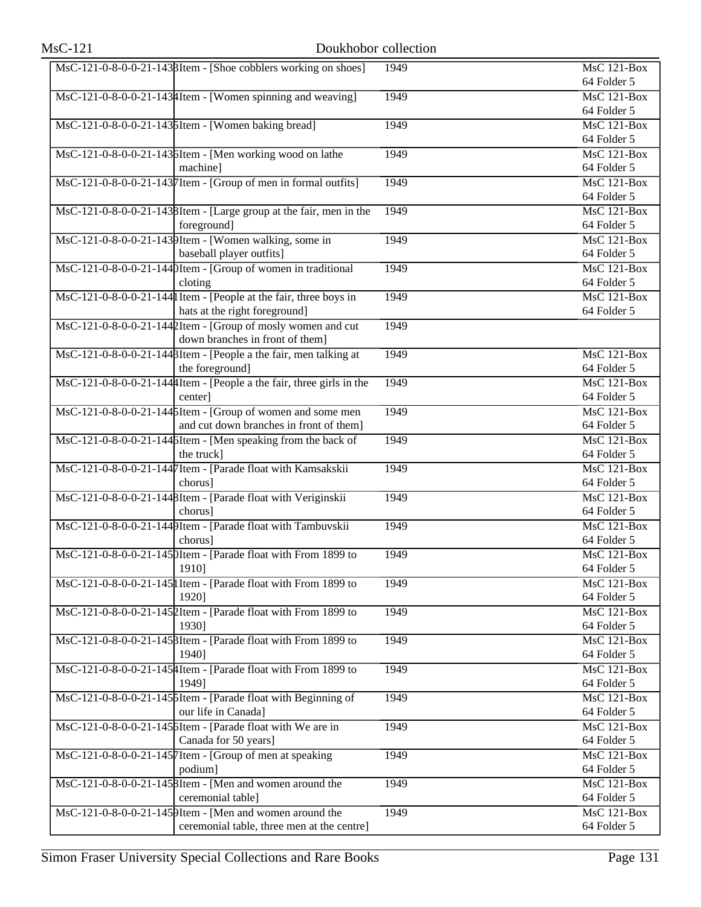| | | | | |
|---|---|---|---|---|
| MsC-121-0-8-0-0-21-1433 | Item - [Shoe cobblers working on shoes] | 1949 | | MsC 121-Box 64 Folder 5 |
| MsC-121-0-8-0-0-21-1434 | Item - [Women spinning and weaving] | 1949 | | MsC 121-Box 64 Folder 5 |
| MsC-121-0-8-0-0-21-1435 | Item - [Women baking bread] | 1949 | | MsC 121-Box 64 Folder 5 |
| MsC-121-0-8-0-0-21-1436 | Item - [Men working wood on lathe machine] | 1949 | | MsC 121-Box 64 Folder 5 |
| MsC-121-0-8-0-0-21-1437 | Item - [Group of men in formal outfits] | 1949 | | MsC 121-Box 64 Folder 5 |
| MsC-121-0-8-0-0-21-1438 | Item - [Large group at the fair, men in the foreground] | 1949 | | MsC 121-Box 64 Folder 5 |
| MsC-121-0-8-0-0-21-1439 | Item - [Women walking, some in baseball player outfits] | 1949 | | MsC 121-Box 64 Folder 5 |
| MsC-121-0-8-0-0-21-1440 | Item - [Group of women in traditional cloting | 1949 | | MsC 121-Box 64 Folder 5 |
| MsC-121-0-8-0-0-21-1441 | Item - [People at the fair, three boys in hats at the right foreground] | 1949 | | MsC 121-Box 64 Folder 5 |
| MsC-121-0-8-0-0-21-1442 | Item - [Group of mosly women and cut down branches in front of them] | 1949 | | |
| MsC-121-0-8-0-0-21-1443 | Item - [People a the fair, men talking at the foreground] | 1949 | | MsC 121-Box 64 Folder 5 |
| MsC-121-0-8-0-0-21-1444 | Item - [People a the fair, three girls in the center] | 1949 | | MsC 121-Box 64 Folder 5 |
| MsC-121-0-8-0-0-21-1445 | Item - [Group of women and some men and cut down branches in front of them] | 1949 | | MsC 121-Box 64 Folder 5 |
| MsC-121-0-8-0-0-21-1446 | Item - [Men speaking from the back of the truck] | 1949 | | MsC 121-Box 64 Folder 5 |
| MsC-121-0-8-0-0-21-1447 | Item - [Parade float with Kamsakskii chorus] | 1949 | | MsC 121-Box 64 Folder 5 |
| MsC-121-0-8-0-0-21-1448 | Item - [Parade float with Veriginskii chorus] | 1949 | | MsC 121-Box 64 Folder 5 |
| MsC-121-0-8-0-0-21-1449 | Item - [Parade float with Tambuvskii chorus] | 1949 | | MsC 121-Box 64 Folder 5 |
| MsC-121-0-8-0-0-21-1450 | Item - [Parade float with From 1899 to 1910] | 1949 | | MsC 121-Box 64 Folder 5 |
| MsC-121-0-8-0-0-21-1451 | Item - [Parade float with From 1899 to 1920] | 1949 | | MsC 121-Box 64 Folder 5 |
| MsC-121-0-8-0-0-21-1452 | Item - [Parade float with From 1899 to 1930] | 1949 | | MsC 121-Box 64 Folder 5 |
| MsC-121-0-8-0-0-21-1453 | Item - [Parade float with From 1899 to 1940] | 1949 | | MsC 121-Box 64 Folder 5 |
| MsC-121-0-8-0-0-21-1454 | Item - [Parade float with From 1899 to 1949] | 1949 | | MsC 121-Box 64 Folder 5 |
| MsC-121-0-8-0-0-21-1455 | Item - [Parade float with Beginning of our life in Canada] | 1949 | | MsC 121-Box 64 Folder 5 |
| MsC-121-0-8-0-0-21-1456 | Item - [Parade float with We are in Canada for 50 years] | 1949 | | MsC 121-Box 64 Folder 5 |
| MsC-121-0-8-0-0-21-1457 | Item - [Group of men at speaking podium] | 1949 | | MsC 121-Box 64 Folder 5 |
| MsC-121-0-8-0-0-21-1458 | Item - [Men and women around the ceremonial table] | 1949 | | MsC 121-Box 64 Folder 5 |
| MsC-121-0-8-0-0-21-1459 | Item - [Men and women around the ceremonial table, three men at the centre] | 1949 | | MsC 121-Box 64 Folder 5 |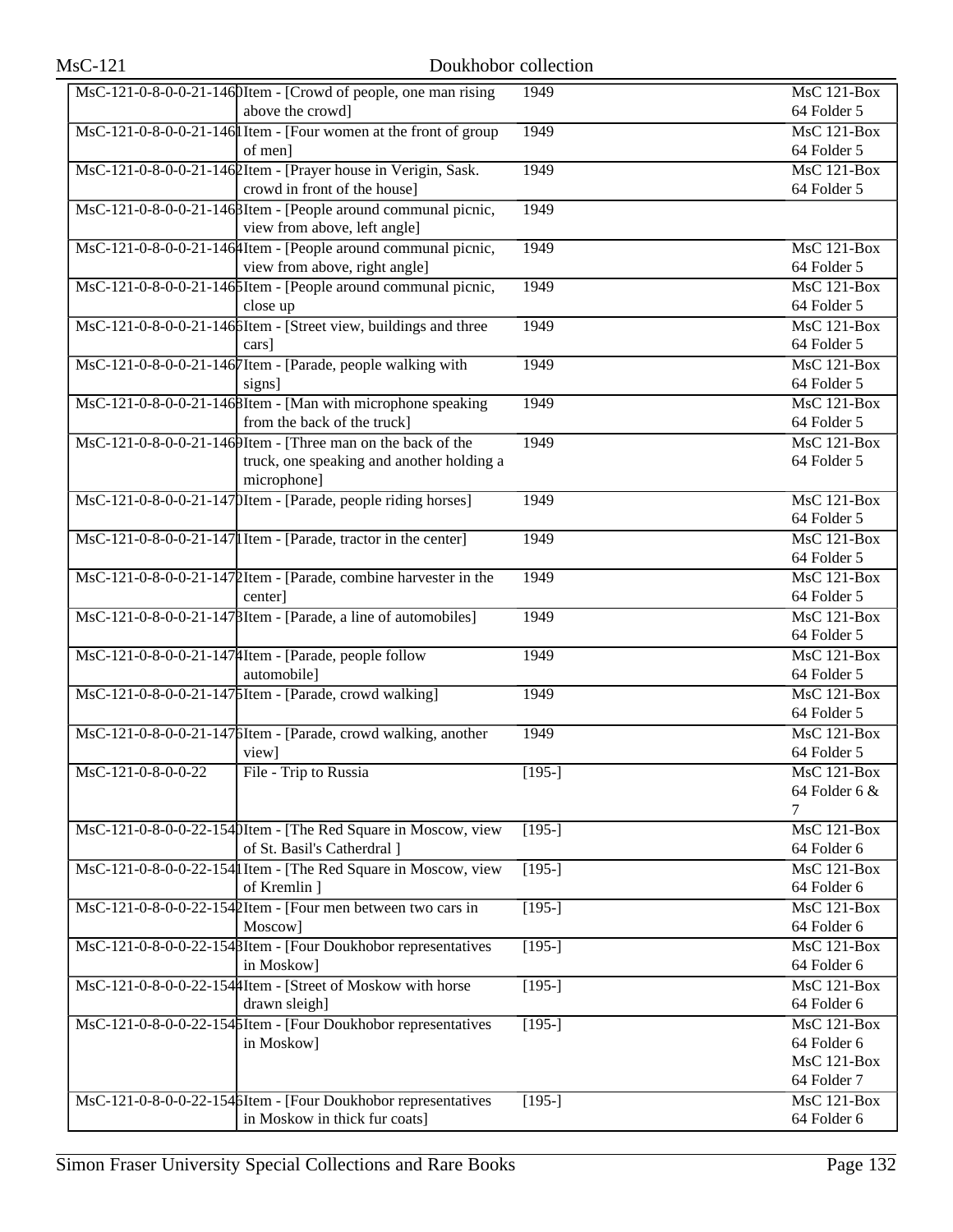| | | | |
|---|---|---|---|
| MsC-121-0-8-0-0-21-1460 | Item - [Crowd of people, one man rising above the crowd] | 1949 | MsC 121-Box 64 Folder 5 |
| MsC-121-0-8-0-0-21-1461 | Item - [Four women at the front of group of men] | 1949 | MsC 121-Box 64 Folder 5 |
| MsC-121-0-8-0-0-21-1462 | Item - [Prayer house in Verigin, Sask. crowd in front of the house] | 1949 | MsC 121-Box 64 Folder 5 |
| MsC-121-0-8-0-0-21-1463 | Item - [People around communal picnic, view from above, left angle] | 1949 | |
| MsC-121-0-8-0-0-21-1464 | Item - [People around communal picnic, view from above, right angle] | 1949 | MsC 121-Box 64 Folder 5 |
| MsC-121-0-8-0-0-21-1465 | Item - [People around communal picnic, close up | 1949 | MsC 121-Box 64 Folder 5 |
| MsC-121-0-8-0-0-21-1466 | Item - [Street view, buildings and three cars] | 1949 | MsC 121-Box 64 Folder 5 |
| MsC-121-0-8-0-0-21-1467 | Item - [Parade, people walking with signs] | 1949 | MsC 121-Box 64 Folder 5 |
| MsC-121-0-8-0-0-21-1468 | Item - [Man with microphone speaking from the back of the truck] | 1949 | MsC 121-Box 64 Folder 5 |
| MsC-121-0-8-0-0-21-1469 | Item - [Three man on the back of the truck, one speaking and another holding a microphone] | 1949 | MsC 121-Box 64 Folder 5 |
| MsC-121-0-8-0-0-21-1470 | Item - [Parade, people riding horses] | 1949 | MsC 121-Box 64 Folder 5 |
| MsC-121-0-8-0-0-21-1471 | Item - [Parade, tractor in the center] | 1949 | MsC 121-Box 64 Folder 5 |
| MsC-121-0-8-0-0-21-1472 | Item - [Parade, combine harvester in the center] | 1949 | MsC 121-Box 64 Folder 5 |
| MsC-121-0-8-0-0-21-1473 | Item - [Parade, a line of automobiles] | 1949 | MsC 121-Box 64 Folder 5 |
| MsC-121-0-8-0-0-21-1474 | Item - [Parade, people follow automobile] | 1949 | MsC 121-Box 64 Folder 5 |
| MsC-121-0-8-0-0-21-1475 | Item - [Parade, crowd walking] | 1949 | MsC 121-Box 64 Folder 5 |
| MsC-121-0-8-0-0-21-1476 | Item - [Parade, crowd walking, another view] | 1949 | MsC 121-Box 64 Folder 5 |
| MsC-121-0-8-0-0-22 | File - Trip to Russia | [195-] | MsC 121-Box 64 Folder 6 & 7 |
| MsC-121-0-8-0-0-22-1540 | Item - [The Red Square in Moscow, view of St. Basil's Catherdral ] | [195-] | MsC 121-Box 64 Folder 6 |
| MsC-121-0-8-0-0-22-1541 | Item - [The Red Square in Moscow, view of Kremlin ] | [195-] | MsC 121-Box 64 Folder 6 |
| MsC-121-0-8-0-0-22-1542 | Item - [Four men between two cars in Moscow] | [195-] | MsC 121-Box 64 Folder 6 |
| MsC-121-0-8-0-0-22-1543 | Item - [Four Doukhobor representatives in Moskow] | [195-] | MsC 121-Box 64 Folder 6 |
| MsC-121-0-8-0-0-22-1544 | Item - [Street of Moskow with horse drawn sleigh] | [195-] | MsC 121-Box 64 Folder 6 |
| MsC-121-0-8-0-0-22-1545 | Item - [Four Doukhobor representatives in Moskow] | [195-] | MsC 121-Box 64 Folder 6 MsC 121-Box 64 Folder 7 |
| MsC-121-0-8-0-0-22-1546 | Item - [Four Doukhobor representatives in Moskow in thick fur coats] | [195-] | MsC 121-Box 64 Folder 6 |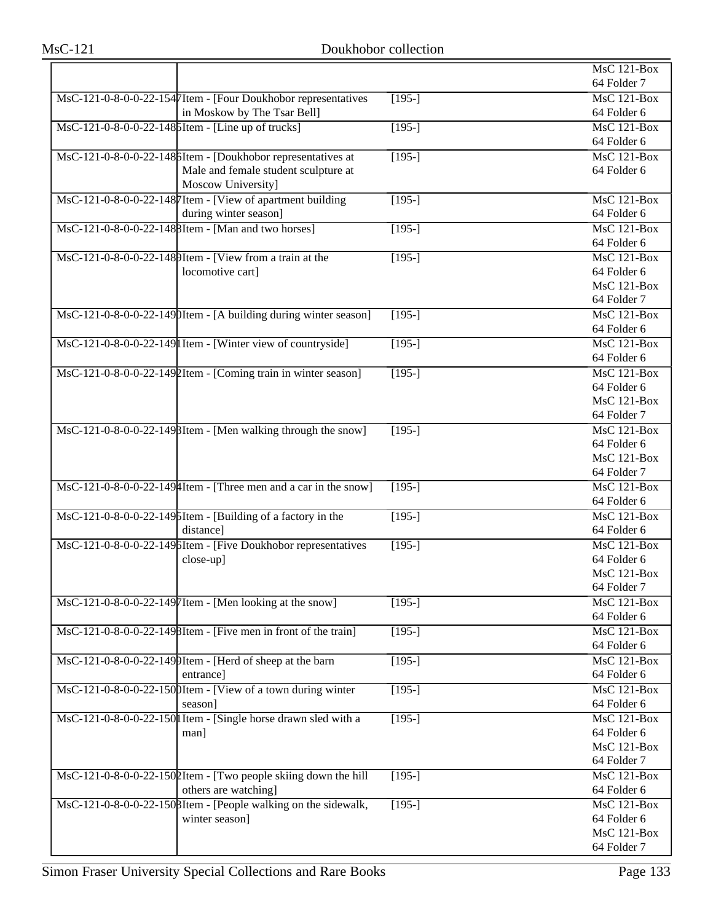| | | | |
|---|---|---|---|
| | | | MsC 121-Box 64 Folder 7 |
| MsC-121-0-8-0-0-22-1547 | Item - [Four Doukhobor representatives in Moskow by The Tsar Bell] | [195-] | MsC 121-Box 64 Folder 6 |
| MsC-121-0-8-0-0-22-1485 | Item - [Line up of trucks] | [195-] | MsC 121-Box 64 Folder 6 |
| MsC-121-0-8-0-0-22-1486 | Item - [Doukhobor representatives at Male and female student sculpture at Moscow University] | [195-] | MsC 121-Box 64 Folder 6 |
| MsC-121-0-8-0-0-22-1487 | Item - [View of apartment building during winter season] | [195-] | MsC 121-Box 64 Folder 6 |
| MsC-121-0-8-0-0-22-1488 | Item - [Man and two horses] | [195-] | MsC 121-Box 64 Folder 6 |
| MsC-121-0-8-0-0-22-1489 | Item - [View from a train at the locomotive cart] | [195-] | MsC 121-Box 64 Folder 6 MsC 121-Box 64 Folder 7 |
| MsC-121-0-8-0-0-22-1490 | Item - [A building during winter season] | [195-] | MsC 121-Box 64 Folder 6 |
| MsC-121-0-8-0-0-22-1491 | Item - [Winter view of countryside] | [195-] | MsC 121-Box 64 Folder 6 |
| MsC-121-0-8-0-0-22-1492 | Item - [Coming train in winter season] | [195-] | MsC 121-Box 64 Folder 6 MsC 121-Box 64 Folder 7 |
| MsC-121-0-8-0-0-22-1493 | Item - [Men walking through the snow] | [195-] | MsC 121-Box 64 Folder 6 MsC 121-Box 64 Folder 7 |
| MsC-121-0-8-0-0-22-1494 | Item - [Three men and a car in the snow] | [195-] | MsC 121-Box 64 Folder 6 |
| MsC-121-0-8-0-0-22-1495 | Item - [Building of a factory in the distance] | [195-] | MsC 121-Box 64 Folder 6 |
| MsC-121-0-8-0-0-22-1496 | Item - [Five Doukhobor representatives close-up] | [195-] | MsC 121-Box 64 Folder 6 MsC 121-Box 64 Folder 7 |
| MsC-121-0-8-0-0-22-1497 | Item - [Men looking at the snow] | [195-] | MsC 121-Box 64 Folder 6 |
| MsC-121-0-8-0-0-22-1498 | Item - [Five men in front of the train] | [195-] | MsC 121-Box 64 Folder 6 |
| MsC-121-0-8-0-0-22-1499 | Item - [Herd of sheep at the barn entrance] | [195-] | MsC 121-Box 64 Folder 6 |
| MsC-121-0-8-0-0-22-1500 | Item - [View of a town during winter season] | [195-] | MsC 121-Box 64 Folder 6 |
| MsC-121-0-8-0-0-22-1501 | Item - [Single horse drawn sled with a man] | [195-] | MsC 121-Box 64 Folder 6 MsC 121-Box 64 Folder 7 |
| MsC-121-0-8-0-0-22-1502 | Item - [Two people skiing down the hill others are watching] | [195-] | MsC 121-Box 64 Folder 6 |
| MsC-121-0-8-0-0-22-1503 | Item - [People walking on the sidewalk, winter season] | [195-] | MsC 121-Box 64 Folder 6 MsC 121-Box 64 Folder 7 |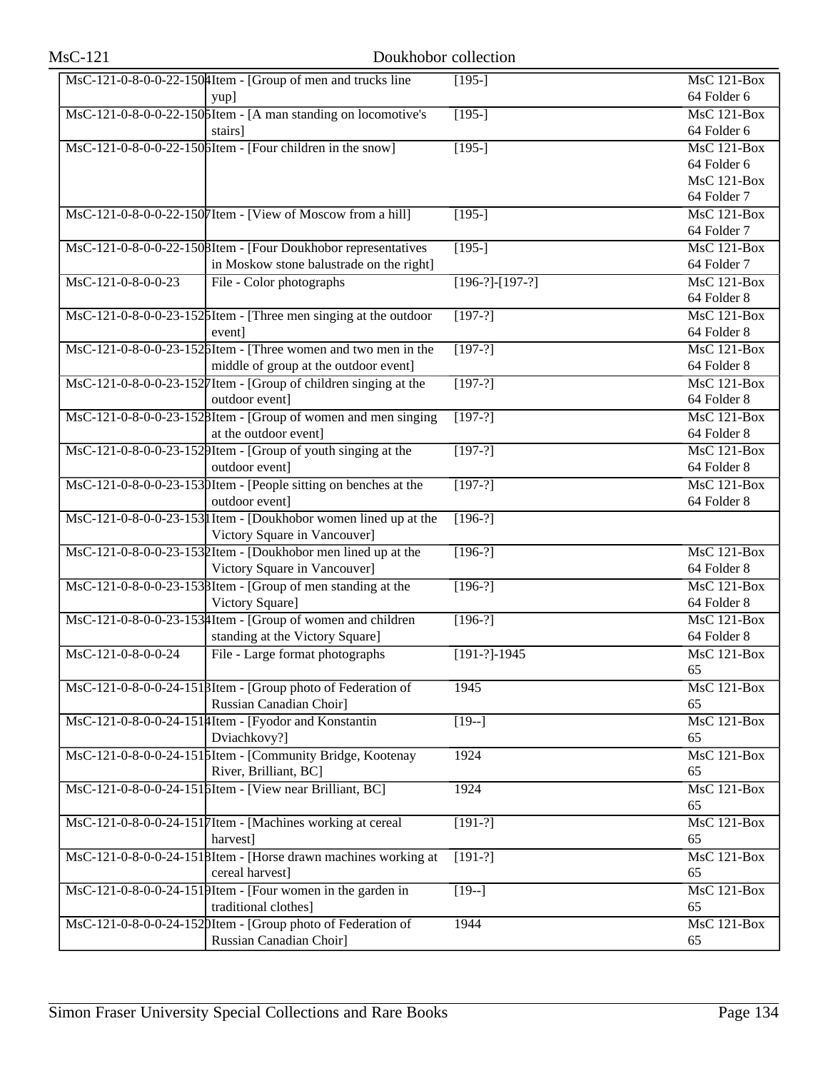| | | | |
|---|---|---|---|
| MsC-121-0-8-0-0-22-1504 | Item - [Group of men and trucks line yup] | [195-] | MsC 121-Box 64 Folder 6 |
| MsC-121-0-8-0-0-22-1505 | Item - [A man standing on locomotive's stairs] | [195-] | MsC 121-Box 64 Folder 6 |
| MsC-121-0-8-0-0-22-1506 | Item - [Four children in the snow] | [195-] | MsC 121-Box 64 Folder 6 MsC 121-Box 64 Folder 7 |
| MsC-121-0-8-0-0-22-1507 | Item - [View of Moscow from a hill] | [195-] | MsC 121-Box 64 Folder 7 |
| MsC-121-0-8-0-0-22-1508 | Item - [Four Doukhobor representatives in Moskow stone balustrade on the right] | [195-] | MsC 121-Box 64 Folder 7 |
| MsC-121-0-8-0-0-23 | File - Color photographs | [196-?]-[197-?] | MsC 121-Box 64 Folder 8 |
| MsC-121-0-8-0-0-23-1525 | Item - [Three men singing at the outdoor event] | [197-?] | MsC 121-Box 64 Folder 8 |
| MsC-121-0-8-0-0-23-1526 | Item - [Three women and two men in the middle of group at the outdoor event] | [197-?] | MsC 121-Box 64 Folder 8 |
| MsC-121-0-8-0-0-23-1527 | Item - [Group of children singing at the outdoor event] | [197-?] | MsC 121-Box 64 Folder 8 |
| MsC-121-0-8-0-0-23-1528 | Item - [Group of women and men singing at the outdoor event] | [197-?] | MsC 121-Box 64 Folder 8 |
| MsC-121-0-8-0-0-23-1529 | Item - [Group of youth singing at the outdoor event] | [197-?] | MsC 121-Box 64 Folder 8 |
| MsC-121-0-8-0-0-23-1530 | Item - [People sitting on benches at the outdoor event] | [197-?] | MsC 121-Box 64 Folder 8 |
| MsC-121-0-8-0-0-23-1531 | Item - [Doukhobor women lined up at the Victory Square in Vancouver] | [196-?] | |
| MsC-121-0-8-0-0-23-1532 | Item - [Doukhobor men lined up at the Victory Square in Vancouver] | [196-?] | MsC 121-Box 64 Folder 8 |
| MsC-121-0-8-0-0-23-1533 | Item - [Group of men standing at the Victory Square] | [196-?] | MsC 121-Box 64 Folder 8 |
| MsC-121-0-8-0-0-23-1534 | Item - [Group of women and children standing at the Victory Square] | [196-?] | MsC 121-Box 64 Folder 8 |
| MsC-121-0-8-0-0-24 | File - Large format photographs | [191-?]-1945 | MsC 121-Box 65 |
| MsC-121-0-8-0-0-24-1513 | Item - [Group photo of Federation of Russian Canadian Choir] | 1945 | MsC 121-Box 65 |
| MsC-121-0-8-0-0-24-1514 | Item - [Fyodor and Konstantin Dviachkovy?] | [19--] | MsC 121-Box 65 |
| MsC-121-0-8-0-0-24-1515 | Item - [Community Bridge, Kootenay River, Brilliant, BC] | 1924 | MsC 121-Box 65 |
| MsC-121-0-8-0-0-24-1516 | Item - [View near Brilliant, BC] | 1924 | MsC 121-Box 65 |
| MsC-121-0-8-0-0-24-1517 | Item - [Machines working at cereal harvest] | [191-?] | MsC 121-Box 65 |
| MsC-121-0-8-0-0-24-1518 | Item - [Horse drawn machines working at cereal harvest] | [191-?] | MsC 121-Box 65 |
| MsC-121-0-8-0-0-24-1519 | Item - [Four women in the garden in traditional clothes] | [19--] | MsC 121-Box 65 |
| MsC-121-0-8-0-0-24-1520 | Item - [Group photo of Federation of Russian Canadian Choir] | 1944 | MsC 121-Box 65 |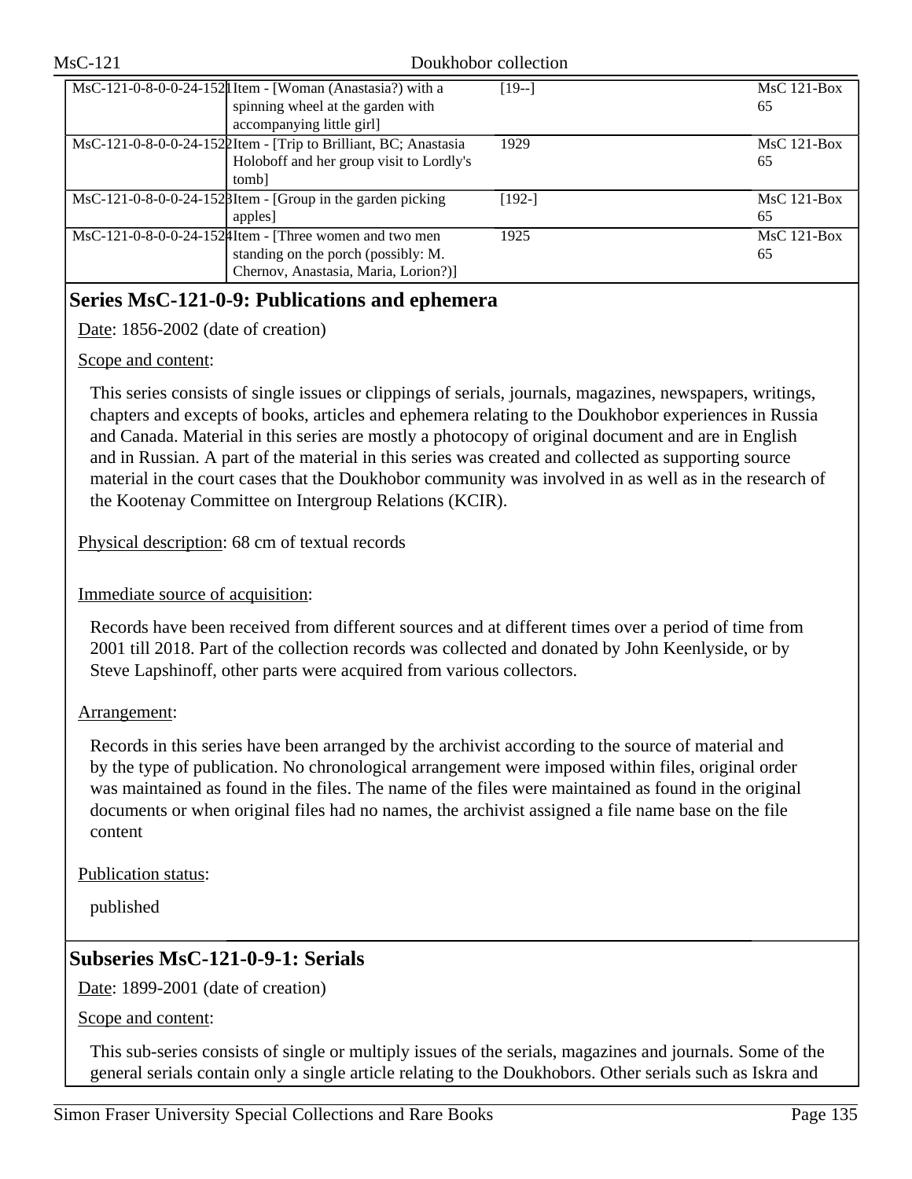| | | | |
|---|---|---|---|
| MsC-121-0-8-0-0-24-1521 | Item - [Woman (Anastasia?) with a spinning wheel at the garden with accompanying little girl] | [19--] | MsC 121-Box 65 |
| MsC-121-0-8-0-0-24-1522 | Item - [Trip to Brilliant, BC; Anastasia Holoboff and her group visit to Lordly's tomb] | 1929 | MsC 121-Box 65 |
| MsC-121-0-8-0-0-24-1523 | Item - [Group in the garden picking apples] | [192-] | MsC 121-Box 65 |
| MsC-121-0-8-0-0-24-1524 | Item - [Three women and two men standing on the porch (possibly: M. Chernov, Anastasia, Maria, Lorion?)] | 1925 | MsC 121-Box 65 |

## Series MsC-121-0-9: Publications and ephemera

Date: 1856-2002 (date of creation)

Scope and content:

This series consists of single issues or clippings of serials, journals, magazines, newspapers, writings, chapters and excepts of books, articles and ephemera relating to the Doukhobor experiences in Russia and Canada. Material in this series are mostly a photocopy of original document and are in English and in Russian. A part of the material in this series was created and collected as supporting source material in the court cases that the Doukhobor community was involved in as well as in the research of the Kootenay Committee on Intergroup Relations (KCIR).

Physical description: 68 cm of textual records

Immediate source of acquisition:

Records have been received from different sources and at different times over a period of time from 2001 till 2018. Part of the collection records was collected and donated by John Keenlyside, or by Steve Lapshinoff, other parts were acquired from various collectors.

Arrangement:

Records in this series have been arranged by the archivist according to the source of material and by the type of publication. No chronological arrangement were imposed within files, original order was maintained as found in the files. The name of the files were maintained as found in the original documents or when original files had no names, the archivist assigned a file name base on the file content

Publication status:

published

## Subseries MsC-121-0-9-1: Serials

Date: 1899-2001 (date of creation)

Scope and content:

This sub-series consists of single or multiply issues of the serials, magazines and journals. Some of the general serials contain only a single article relating to the Doukhobors. Other serials such as Iskra and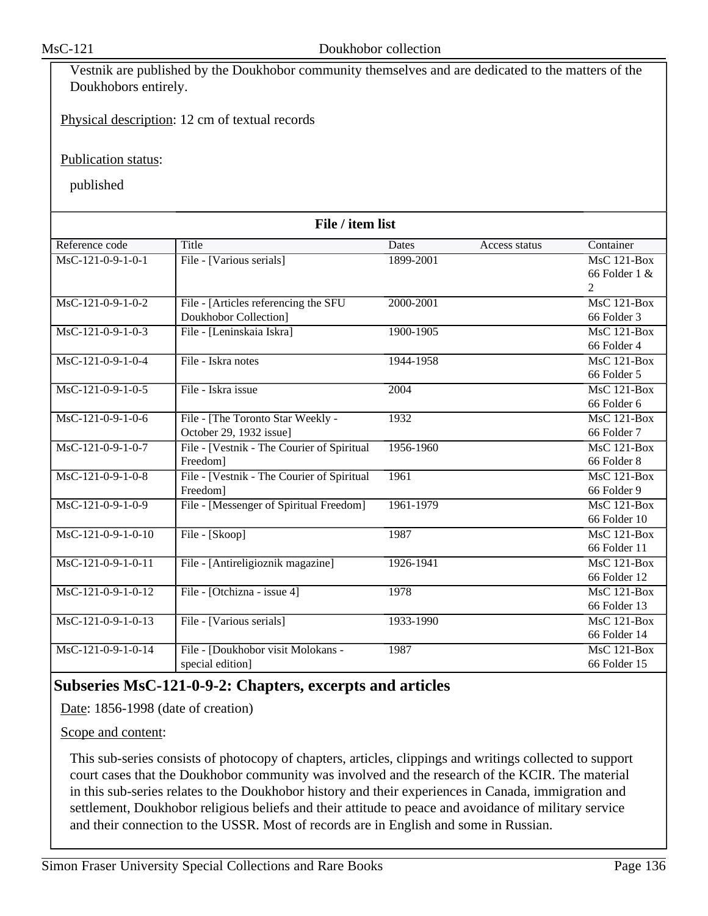Vestnik are published by the Doukhobor community themselves and are dedicated to the matters of the Doukhobors entirely.

Physical description: 12 cm of textual records

Publication status:

published

**File / item list**

| Reference code | Title | Dates | Access status | Container |
|---|---|---|---|---|
| MsC-121-0-9-1-0-1 | File - [Various serials] | 1899-2001 | | MsC 121-Box 66 Folder 1 & 2 |
| MsC-121-0-9-1-0-2 | File - [Articles referencing the SFU Doukhobor Collection] | 2000-2001 | | MsC 121-Box 66 Folder 3 |
| MsC-121-0-9-1-0-3 | File - [Leninskaia Iskra] | 1900-1905 | | MsC 121-Box 66 Folder 4 |
| MsC-121-0-9-1-0-4 | File - Iskra notes | 1944-1958 | | MsC 121-Box 66 Folder 5 |
| MsC-121-0-9-1-0-5 | File - Iskra issue | 2004 | | MsC 121-Box 66 Folder 6 |
| MsC-121-0-9-1-0-6 | File - [The Toronto Star Weekly - October 29, 1932 issue] | 1932 | | MsC 121-Box 66 Folder 7 |
| MsC-121-0-9-1-0-7 | File - [Vestnik - The Courier of Spiritual Freedom] | 1956-1960 | | MsC 121-Box 66 Folder 8 |
| MsC-121-0-9-1-0-8 | File - [Vestnik - The Courier of Spiritual Freedom] | 1961 | | MsC 121-Box 66 Folder 9 |
| MsC-121-0-9-1-0-9 | File - [Messenger of Spiritual Freedom] | 1961-1979 | | MsC 121-Box 66 Folder 10 |
| MsC-121-0-9-1-0-10 | File - [Skoop] | 1987 | | MsC 121-Box 66 Folder 11 |
| MsC-121-0-9-1-0-11 | File - [Antireligioznik magazine] | 1926-1941 | | MsC 121-Box 66 Folder 12 |
| MsC-121-0-9-1-0-12 | File - [Otchizna - issue 4] | 1978 | | MsC 121-Box 66 Folder 13 |
| MsC-121-0-9-1-0-13 | File - [Various serials] | 1933-1990 | | MsC 121-Box 66 Folder 14 |
| MsC-121-0-9-1-0-14 | File - [Doukhobor visit Molokans - special edition] | 1987 | | MsC 121-Box 66 Folder 15 |

## Subseries MsC-121-0-9-2: Chapters, excerpts and articles

Date: 1856-1998 (date of creation)

Scope and content:

This sub-series consists of photocopy of chapters, articles, clippings and writings collected to support court cases that the Doukhobor community was involved and the research of the KCIR. The material in this sub-series relates to the Doukhobor history and their experiences in Canada, immigration and settlement, Doukhobor religious beliefs and their attitude to peace and avoidance of military service and their connection to the USSR. Most of records are in English and some in Russian.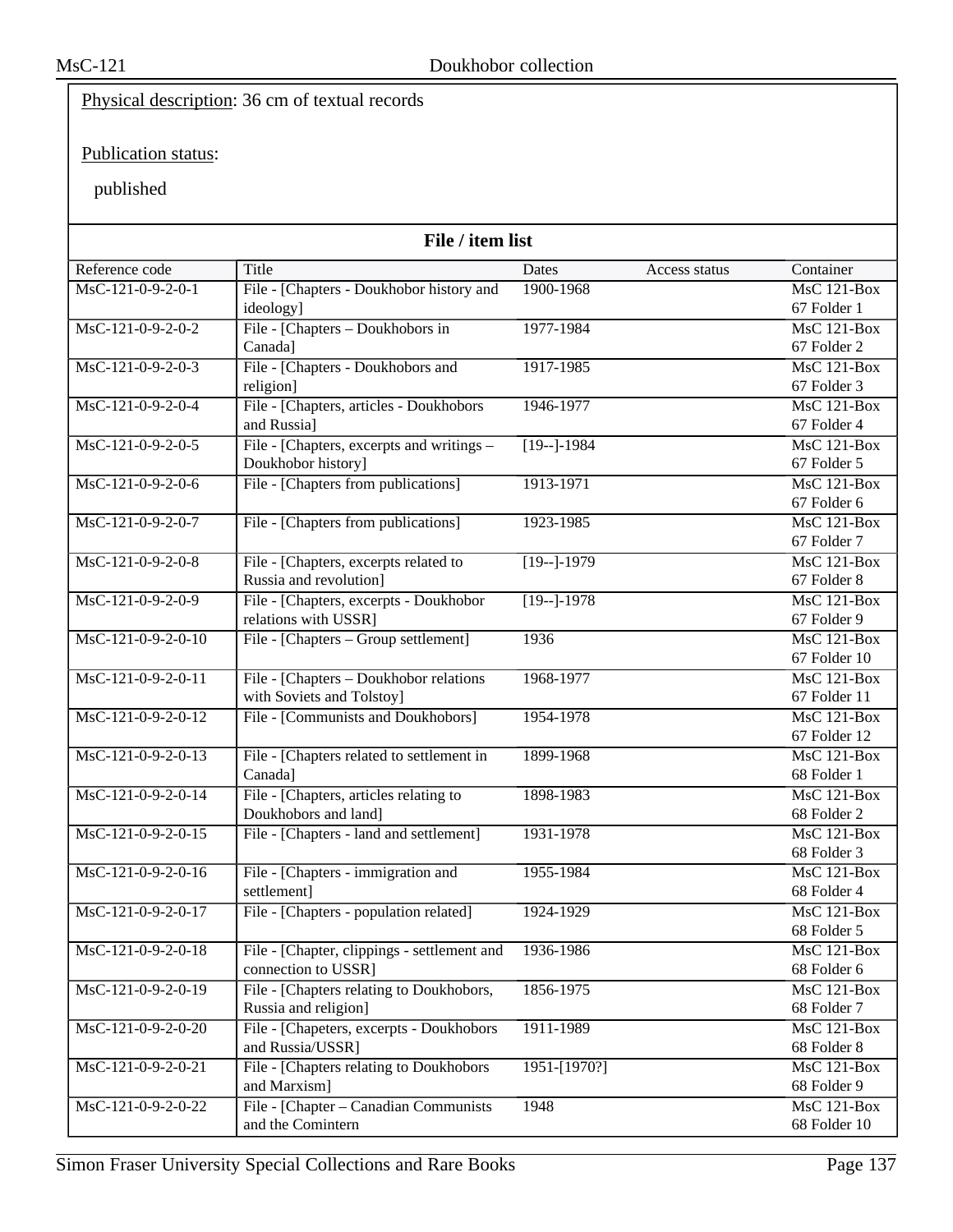Physical description: 36 cm of textual records

Publication status:

published

**File / item list**

| Reference code | Title | Dates | Access status | Container |
|---|---|---|---|---|
| MsC-121-0-9-2-0-1 | File - [Chapters - Doukhobor history and ideology] | 1900-1968 | | MsC 121-Box 67 Folder 1 |
| MsC-121-0-9-2-0-2 | File - [Chapters – Doukhobors in Canada] | 1977-1984 | | MsC 121-Box 67 Folder 2 |
| MsC-121-0-9-2-0-3 | File - [Chapters - Doukhobors and religion] | 1917-1985 | | MsC 121-Box 67 Folder 3 |
| MsC-121-0-9-2-0-4 | File - [Chapters, articles - Doukhobors and Russia] | 1946-1977 | | MsC 121-Box 67 Folder 4 |
| MsC-121-0-9-2-0-5 | File - [Chapters, excerpts and writings – Doukhobor history] | [19--]-1984 | | MsC 121-Box 67 Folder 5 |
| MsC-121-0-9-2-0-6 | File - [Chapters from publications] | 1913-1971 | | MsC 121-Box 67 Folder 6 |
| MsC-121-0-9-2-0-7 | File - [Chapters from publications] | 1923-1985 | | MsC 121-Box 67 Folder 7 |
| MsC-121-0-9-2-0-8 | File - [Chapters, excerpts related to Russia and revolution] | [19--]-1979 | | MsC 121-Box 67 Folder 8 |
| MsC-121-0-9-2-0-9 | File - [Chapters, excerpts - Doukhobor relations with USSR] | [19--]-1978 | | MsC 121-Box 67 Folder 9 |
| MsC-121-0-9-2-0-10 | File - [Chapters – Group settlement] | 1936 | | MsC 121-Box 67 Folder 10 |
| MsC-121-0-9-2-0-11 | File - [Chapters – Doukhobor relations with Soviets and Tolstoy] | 1968-1977 | | MsC 121-Box 67 Folder 11 |
| MsC-121-0-9-2-0-12 | File - [Communists and Doukhobors] | 1954-1978 | | MsC 121-Box 67 Folder 12 |
| MsC-121-0-9-2-0-13 | File - [Chapters related to settlement in Canada] | 1899-1968 | | MsC 121-Box 68 Folder 1 |
| MsC-121-0-9-2-0-14 | File - [Chapters, articles relating to Doukhobors and land] | 1898-1983 | | MsC 121-Box 68 Folder 2 |
| MsC-121-0-9-2-0-15 | File - [Chapters - land and settlement] | 1931-1978 | | MsC 121-Box 68 Folder 3 |
| MsC-121-0-9-2-0-16 | File - [Chapters - immigration and settlement] | 1955-1984 | | MsC 121-Box 68 Folder 4 |
| MsC-121-0-9-2-0-17 | File - [Chapters - population related] | 1924-1929 | | MsC 121-Box 68 Folder 5 |
| MsC-121-0-9-2-0-18 | File - [Chapter, clippings - settlement and connection to USSR] | 1936-1986 | | MsC 121-Box 68 Folder 6 |
| MsC-121-0-9-2-0-19 | File - [Chapters relating to Doukhobors, Russia and religion] | 1856-1975 | | MsC 121-Box 68 Folder 7 |
| MsC-121-0-9-2-0-20 | File - [Chapeters, excerpts - Doukhobors and Russia/USSR] | 1911-1989 | | MsC 121-Box 68 Folder 8 |
| MsC-121-0-9-2-0-21 | File - [Chapters relating to Doukhobors and Marxism] | 1951-[1970?] | | MsC 121-Box 68 Folder 9 |
| MsC-121-0-9-2-0-22 | File - [Chapter – Canadian Communists and the Comintern | 1948 | | MsC 121-Box 68 Folder 10 |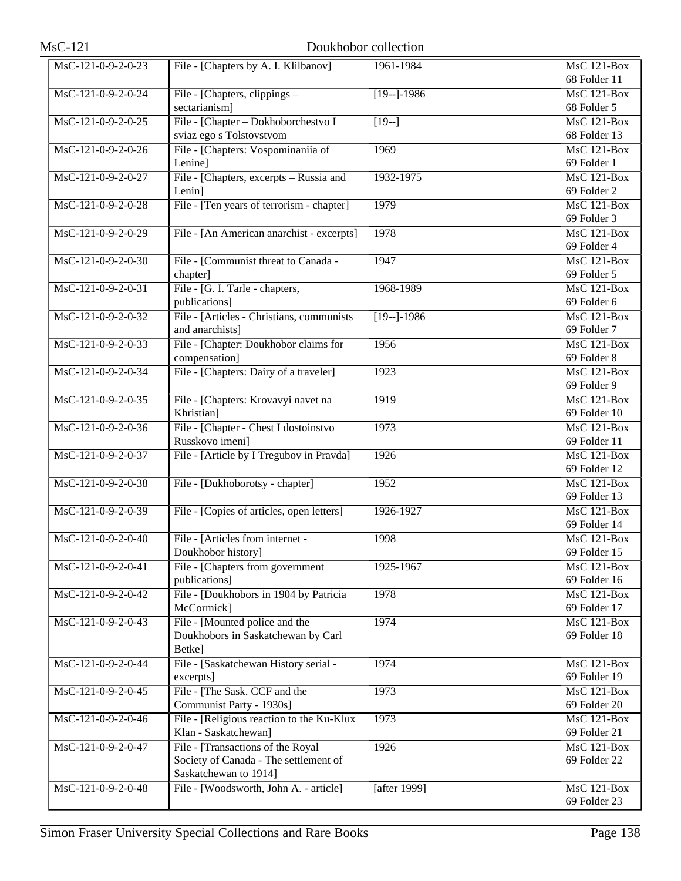| | | | |
|---|---|---|---|
| MsC-121-0-9-2-0-23 | File - [Chapters by A. I. Klilbanov] | 1961-1984 | MsC 121-Box 68 Folder 11 |
| MsC-121-0-9-2-0-24 | File - [Chapters, clippings – sectarianism] | [19--]-1986 | MsC 121-Box 68 Folder 5 |
| MsC-121-0-9-2-0-25 | File - [Chapter – Dokhoborchestvo I sviaz ego s Tolstovstvom | [19--] | MsC 121-Box 68 Folder 13 |
| MsC-121-0-9-2-0-26 | File - [Chapters: Vospominaniia of Lenine] | 1969 | MsC 121-Box 69 Folder 1 |
| MsC-121-0-9-2-0-27 | File - [Chapters, excerpts – Russia and Lenin] | 1932-1975 | MsC 121-Box 69 Folder 2 |
| MsC-121-0-9-2-0-28 | File - [Ten years of terrorism - chapter] | 1979 | MsC 121-Box 69 Folder 3 |
| MsC-121-0-9-2-0-29 | File - [An American anarchist - excerpts] | 1978 | MsC 121-Box 69 Folder 4 |
| MsC-121-0-9-2-0-30 | File - [Communist threat to Canada - chapter] | 1947 | MsC 121-Box 69 Folder 5 |
| MsC-121-0-9-2-0-31 | File - [G. I. Tarle - chapters, publications] | 1968-1989 | MsC 121-Box 69 Folder 6 |
| MsC-121-0-9-2-0-32 | File - [Articles - Christians, communists and anarchists] | [19--]-1986 | MsC 121-Box 69 Folder 7 |
| MsC-121-0-9-2-0-33 | File - [Chapter: Doukhobor claims for compensation] | 1956 | MsC 121-Box 69 Folder 8 |
| MsC-121-0-9-2-0-34 | File - [Chapters: Dairy of a traveler] | 1923 | MsC 121-Box 69 Folder 9 |
| MsC-121-0-9-2-0-35 | File - [Chapters: Krovavyi navet na Khristian] | 1919 | MsC 121-Box 69 Folder 10 |
| MsC-121-0-9-2-0-36 | File - [Chapter - Chest I dostoinstvo Russkovo imeni] | 1973 | MsC 121-Box 69 Folder 11 |
| MsC-121-0-9-2-0-37 | File - [Article by I Tregubov in Pravda] | 1926 | MsC 121-Box 69 Folder 12 |
| MsC-121-0-9-2-0-38 | File - [Dukhoborotsy - chapter] | 1952 | MsC 121-Box 69 Folder 13 |
| MsC-121-0-9-2-0-39 | File - [Copies of articles, open letters] | 1926-1927 | MsC 121-Box 69 Folder 14 |
| MsC-121-0-9-2-0-40 | File - [Articles from internet - Doukhobor history] | 1998 | MsC 121-Box 69 Folder 15 |
| MsC-121-0-9-2-0-41 | File - [Chapters from government publications] | 1925-1967 | MsC 121-Box 69 Folder 16 |
| MsC-121-0-9-2-0-42 | File - [Doukhobors in 1904 by Patricia McCormick] | 1978 | MsC 121-Box 69 Folder 17 |
| MsC-121-0-9-2-0-43 | File - [Mounted police and the Doukhobors in Saskatchewan by Carl Betke] | 1974 | MsC 121-Box 69 Folder 18 |
| MsC-121-0-9-2-0-44 | File - [Saskatchewan History serial - excerpts] | 1974 | MsC 121-Box 69 Folder 19 |
| MsC-121-0-9-2-0-45 | File - [The Sask. CCF and the Communist Party - 1930s] | 1973 | MsC 121-Box 69 Folder 20 |
| MsC-121-0-9-2-0-46 | File - [Religious reaction to the Ku-Klux Klan - Saskatchewan] | 1973 | MsC 121-Box 69 Folder 21 |
| MsC-121-0-9-2-0-47 | File - [Transactions of the Royal Society of Canada - The settlement of Saskatchewan to 1914] | 1926 | MsC 121-Box 69 Folder 22 |
| MsC-121-0-9-2-0-48 | File - [Woodsworth, John A. - article] | [after 1999] | MsC 121-Box 69 Folder 23 |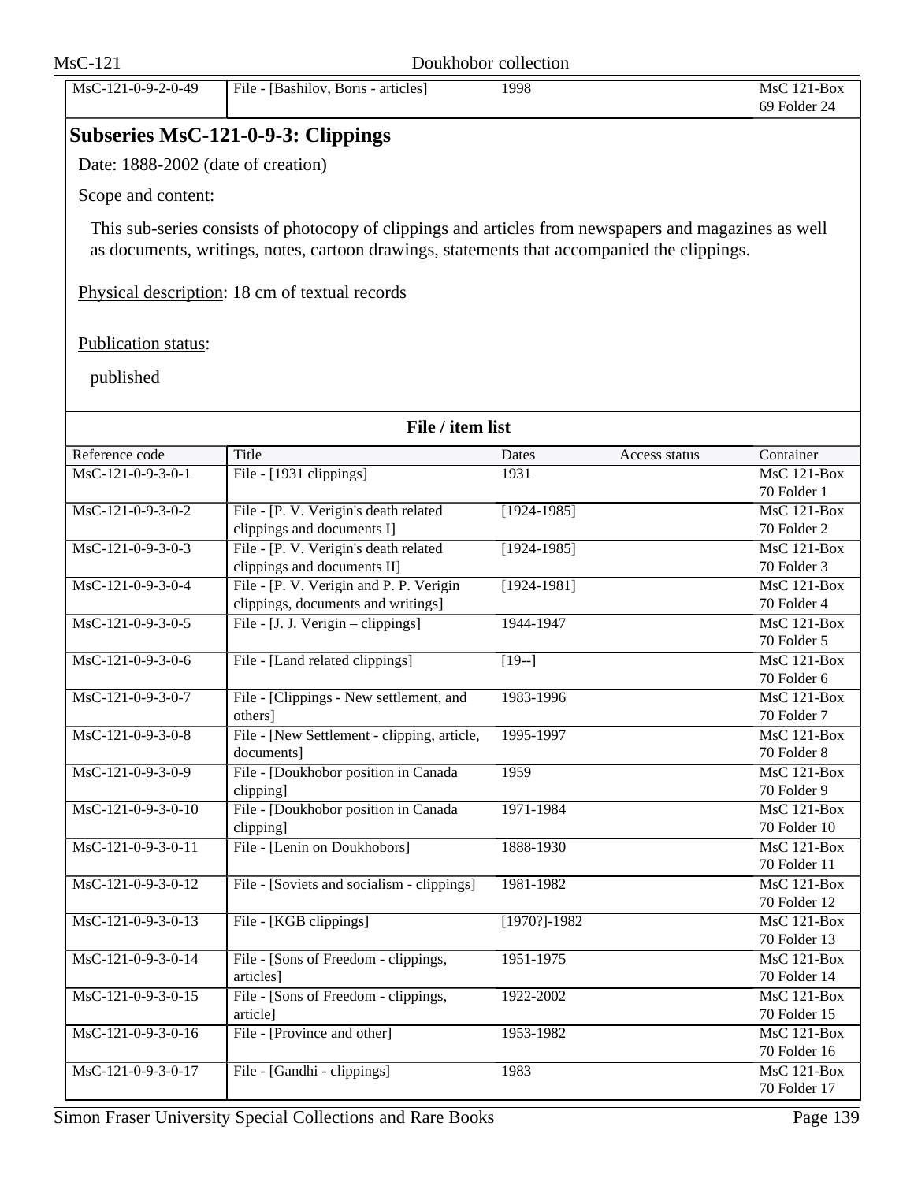| MsC-121-0-9-2-0-49 | File - [Bashilov, Boris - articles] | 1998 | | MsC 121-Box 69 Folder 24 |
|---|---|---|---|---|

## Subseries MsC-121-0-9-3: Clippings

Date: 1888-2002 (date of creation)

Scope and content:

This sub-series consists of photocopy of clippings and articles from newspapers and magazines as well as documents, writings, notes, cartoon drawings, statements that accompanied the clippings.

Physical description: 18 cm of textual records

Publication status:

published

**File / item list**

| Reference code | Title | Dates | Access status | Container |
|---|---|---|---|---|
| MsC-121-0-9-3-0-1 | File - [1931 clippings] | 1931 | | MsC 121-Box 70 Folder 1 |
| MsC-121-0-9-3-0-2 | File - [P. V. Verigin's death related clippings and documents I] | [1924-1985] | | MsC 121-Box 70 Folder 2 |
| MsC-121-0-9-3-0-3 | File - [P. V. Verigin's death related clippings and documents II] | [1924-1985] | | MsC 121-Box 70 Folder 3 |
| MsC-121-0-9-3-0-4 | File - [P. V. Verigin and P. P. Verigin clippings, documents and writings] | [1924-1981] | | MsC 121-Box 70 Folder 4 |
| MsC-121-0-9-3-0-5 | File - [J. J. Verigin – clippings] | 1944-1947 | | MsC 121-Box 70 Folder 5 |
| MsC-121-0-9-3-0-6 | File - [Land related clippings] | [19--] | | MsC 121-Box 70 Folder 6 |
| MsC-121-0-9-3-0-7 | File - [Clippings - New settlement, and others] | 1983-1996 | | MsC 121-Box 70 Folder 7 |
| MsC-121-0-9-3-0-8 | File - [New Settlement - clipping, article, documents] | 1995-1997 | | MsC 121-Box 70 Folder 8 |
| MsC-121-0-9-3-0-9 | File - [Doukhobor position in Canada clipping] | 1959 | | MsC 121-Box 70 Folder 9 |
| MsC-121-0-9-3-0-10 | File - [Doukhobor position in Canada clipping] | 1971-1984 | | MsC 121-Box 70 Folder 10 |
| MsC-121-0-9-3-0-11 | File - [Lenin on Doukhobors] | 1888-1930 | | MsC 121-Box 70 Folder 11 |
| MsC-121-0-9-3-0-12 | File - [Soviets and socialism - clippings] | 1981-1982 | | MsC 121-Box 70 Folder 12 |
| MsC-121-0-9-3-0-13 | File - [KGB clippings] | [1970?]-1982 | | MsC 121-Box 70 Folder 13 |
| MsC-121-0-9-3-0-14 | File - [Sons of Freedom - clippings, articles] | 1951-1975 | | MsC 121-Box 70 Folder 14 |
| MsC-121-0-9-3-0-15 | File - [Sons of Freedom - clippings, article] | 1922-2002 | | MsC 121-Box 70 Folder 15 |
| MsC-121-0-9-3-0-16 | File - [Province and other] | 1953-1982 | | MsC 121-Box 70 Folder 16 |
| MsC-121-0-9-3-0-17 | File - [Gandhi - clippings] | 1983 | | MsC 121-Box 70 Folder 17 |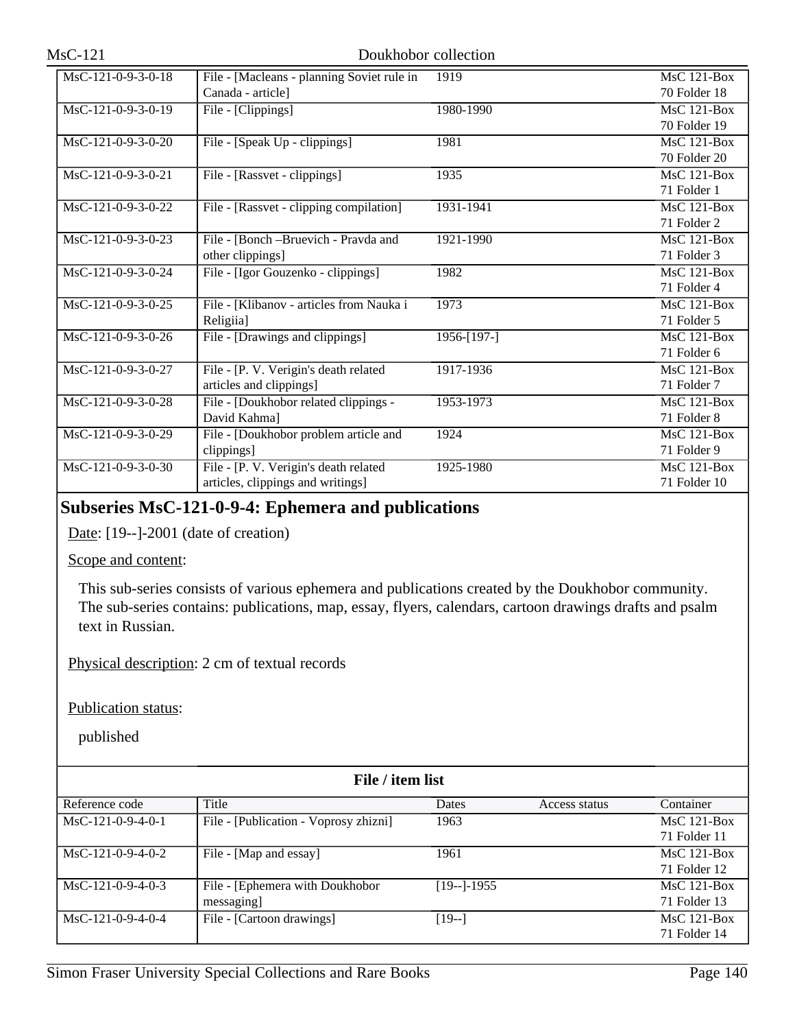| MsC-121-0-9-3-0-18 | File - [Macleans - planning Soviet rule in Canada - article] | 1919 | | MsC 121-Box 70 Folder 18 |
|---|---|---|---|---|
| MsC-121-0-9-3-0-19 | File - [Clippings] | 1980-1990 | | MsC 121-Box 70 Folder 19 |
| MsC-121-0-9-3-0-20 | File - [Speak Up - clippings] | 1981 | | MsC 121-Box 70 Folder 20 |
| MsC-121-0-9-3-0-21 | File - [Rassvet - clippings] | 1935 | | MsC 121-Box 71 Folder 1 |
| MsC-121-0-9-3-0-22 | File - [Rassvet - clipping compilation] | 1931-1941 | | MsC 121-Box 71 Folder 2 |
| MsC-121-0-9-3-0-23 | File - [Bonch –Bruevich - Pravda and other clippings] | 1921-1990 | | MsC 121-Box 71 Folder 3 |
| MsC-121-0-9-3-0-24 | File - [Igor Gouzenko - clippings] | 1982 | | MsC 121-Box 71 Folder 4 |
| MsC-121-0-9-3-0-25 | File - [Klibanov - articles from Nauka i Religiia] | 1973 | | MsC 121-Box 71 Folder 5 |
| MsC-121-0-9-3-0-26 | File - [Drawings and clippings] | 1956-[197-] | | MsC 121-Box 71 Folder 6 |
| MsC-121-0-9-3-0-27 | File - [P. V. Verigin's death related articles and clippings] | 1917-1936 | | MsC 121-Box 71 Folder 7 |
| MsC-121-0-9-3-0-28 | File - [Doukhobor related clippings - David Kahma] | 1953-1973 | | MsC 121-Box 71 Folder 8 |
| MsC-121-0-9-3-0-29 | File - [Doukhobor problem article and clippings] | 1924 | | MsC 121-Box 71 Folder 9 |
| MsC-121-0-9-3-0-30 | File - [P. V. Verigin's death related articles, clippings and writings] | 1925-1980 | | MsC 121-Box 71 Folder 10 |

## Subseries MsC-121-0-9-4: Ephemera and publications

Date: [19--]-2001 (date of creation)

Scope and content:

This sub-series consists of various ephemera and publications created by the Doukhobor community. The sub-series contains: publications, map, essay, flyers, calendars, cartoon drawings drafts and psalm text in Russian.

Physical description: 2 cm of textual records

Publication status:

published

**File / item list**

| Reference code | Title | Dates | Access status | Container |
|---|---|---|---|---|
| MsC-121-0-9-4-0-1 | File - [Publication - Voprosy zhizni] | 1963 | | MsC 121-Box 71 Folder 11 |
| MsC-121-0-9-4-0-2 | File - [Map and essay] | 1961 | | MsC 121-Box 71 Folder 12 |
| MsC-121-0-9-4-0-3 | File - [Ephemera with Doukhobor messaging] | [19--]-1955 | | MsC 121-Box 71 Folder 13 |
| MsC-121-0-9-4-0-4 | File - [Cartoon drawings] | [19--] | | MsC 121-Box 71 Folder 14 |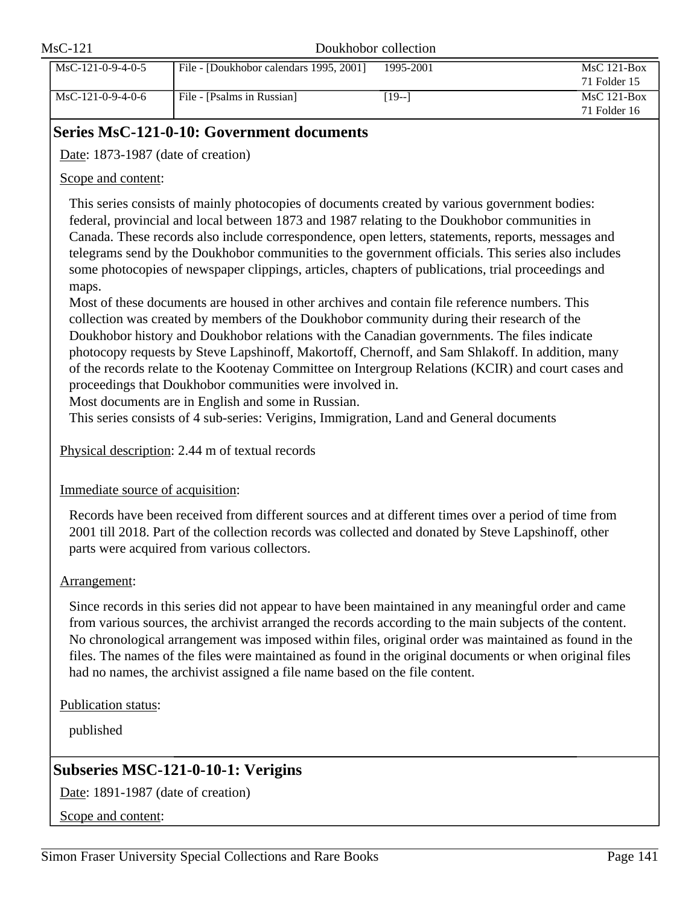| | | | |
|---|---|---|---|
| MsC-121-0-9-4-0-5 | File - [Doukhobor calendars 1995, 2001] | 1995-2001 | MsC 121-Box 71 Folder 15 |
| MsC-121-0-9-4-0-6 | File - [Psalms in Russian] | [19--] | MsC 121-Box 71 Folder 16 |

## Series MsC-121-0-10: Government documents

Date: 1873-1987 (date of creation)

Scope and content:

This series consists of mainly photocopies of documents created by various government bodies: federal, provincial and local between 1873 and 1987 relating to the Doukhobor communities in Canada. These records also include correspondence, open letters, statements, reports, messages and telegrams send by the Doukhobor communities to the government officials. This series also includes some photocopies of newspaper clippings, articles, chapters of publications, trial proceedings and maps.
Most of these documents are housed in other archives and contain file reference numbers. This collection was created by members of the Doukhobor community during their research of the Doukhobor history and Doukhobor relations with the Canadian governments. The files indicate photocopy requests by Steve Lapshinoff, Makortoff, Chernoff, and Sam Shlakoff. In addition, many of the records relate to the Kootenay Committee on Intergroup Relations (KCIR) and court cases and proceedings that Doukhobor communities were involved in.
Most documents are in English and some in Russian.
This series consists of 4 sub-series: Verigins, Immigration, Land and General documents

Physical description: 2.44 m of textual records

Immediate source of acquisition:

Records have been received from different sources and at different times over a period of time from 2001 till 2018. Part of the collection records was collected and donated by Steve Lapshinoff, other parts were acquired from various collectors.

Arrangement:

Since records in this series did not appear to have been maintained in any meaningful order and came from various sources, the archivist arranged the records according to the main subjects of the content. No chronological arrangement was imposed within files, original order was maintained as found in the files. The names of the files were maintained as found in the original documents or when original files had no names, the archivist assigned a file name based on the file content.

Publication status:

published

## Subseries MSC-121-0-10-1: Verigins

Date: 1891-1987 (date of creation)

Scope and content: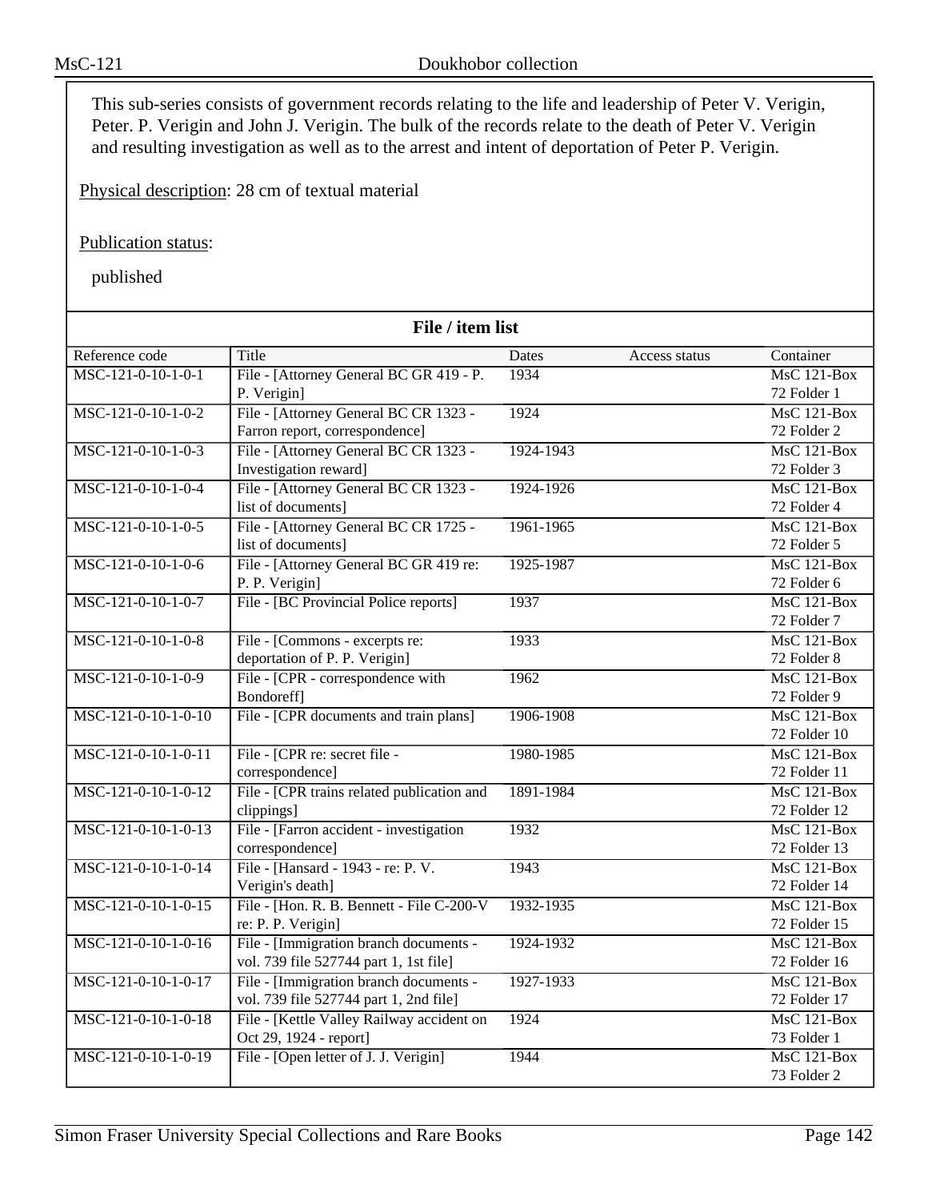This sub-series consists of government records relating to the life and leadership of Peter V. Verigin, Peter. P. Verigin and John J. Verigin. The bulk of the records relate to the death of Peter V. Verigin and resulting investigation as well as to the arrest and intent of deportation of Peter P. Verigin.

Physical description: 28 cm of textual material

Publication status:

published

**File / item list**

| Reference code | Title | Dates | Access status | Container |
|---|---|---|---|---|
| MSC-121-0-10-1-0-1 | File - [Attorney General BC GR 419 - P. P. Verigin] | 1934 | | MsC 121-Box 72 Folder 1 |
| MSC-121-0-10-1-0-2 | File - [Attorney General BC CR 1323 - Farron report, correspondence] | 1924 | | MsC 121-Box 72 Folder 2 |
| MSC-121-0-10-1-0-3 | File - [Attorney General BC CR 1323 - Investigation reward] | 1924-1943 | | MsC 121-Box 72 Folder 3 |
| MSC-121-0-10-1-0-4 | File - [Attorney General BC CR 1323 - list of documents] | 1924-1926 | | MsC 121-Box 72 Folder 4 |
| MSC-121-0-10-1-0-5 | File - [Attorney General BC CR 1725 - list of documents] | 1961-1965 | | MsC 121-Box 72 Folder 5 |
| MSC-121-0-10-1-0-6 | File - [Attorney General BC GR 419 re: P. P. Verigin] | 1925-1987 | | MsC 121-Box 72 Folder 6 |
| MSC-121-0-10-1-0-7 | File - [BC Provincial Police reports] | 1937 | | MsC 121-Box 72 Folder 7 |
| MSC-121-0-10-1-0-8 | File - [Commons - excerpts re: deportation of P. P. Verigin] | 1933 | | MsC 121-Box 72 Folder 8 |
| MSC-121-0-10-1-0-9 | File - [CPR - correspondence with Bondoreff] | 1962 | | MsC 121-Box 72 Folder 9 |
| MSC-121-0-10-1-0-10 | File - [CPR documents and train plans] | 1906-1908 | | MsC 121-Box 72 Folder 10 |
| MSC-121-0-10-1-0-11 | File - [CPR re: secret file - correspondence] | 1980-1985 | | MsC 121-Box 72 Folder 11 |
| MSC-121-0-10-1-0-12 | File - [CPR trains related publication and clippings] | 1891-1984 | | MsC 121-Box 72 Folder 12 |
| MSC-121-0-10-1-0-13 | File - [Farron accident - investigation correspondence] | 1932 | | MsC 121-Box 72 Folder 13 |
| MSC-121-0-10-1-0-14 | File - [Hansard - 1943 - re: P. V. Verigin's death] | 1943 | | MsC 121-Box 72 Folder 14 |
| MSC-121-0-10-1-0-15 | File - [Hon. R. B. Bennett - File C-200-V re: P. P. Verigin] | 1932-1935 | | MsC 121-Box 72 Folder 15 |
| MSC-121-0-10-1-0-16 | File - [Immigration branch documents - vol. 739 file 527744 part 1, 1st file] | 1924-1932 | | MsC 121-Box 72 Folder 16 |
| MSC-121-0-10-1-0-17 | File - [Immigration branch documents - vol. 739 file 527744 part 1, 2nd file] | 1927-1933 | | MsC 121-Box 72 Folder 17 |
| MSC-121-0-10-1-0-18 | File - [Kettle Valley Railway accident on Oct 29, 1924 - report] | 1924 | | MsC 121-Box 73 Folder 1 |
| MSC-121-0-10-1-0-19 | File - [Open letter of J. J. Verigin] | 1944 | | MsC 121-Box 73 Folder 2 |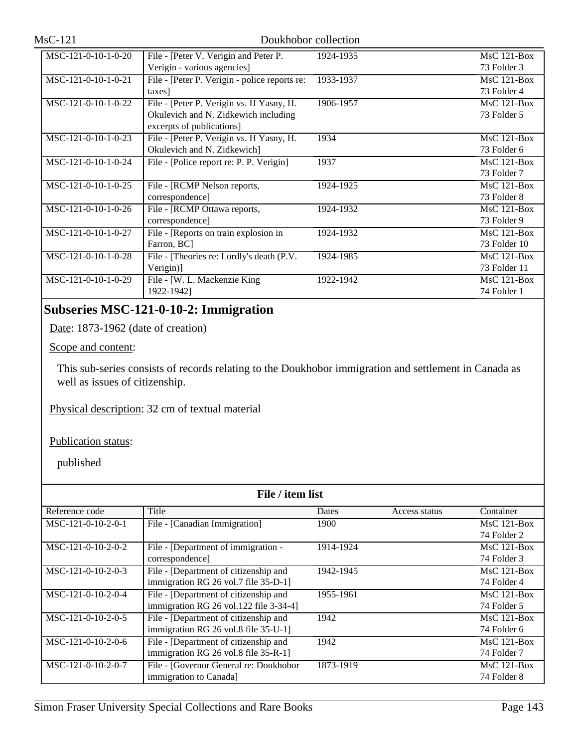| MSC-121-0-10-1-0-20 | File - [Peter V. Verigin and Peter P. Verigin - various agencies] | 1924-1935 | | MsC 121-Box 73 Folder 3 |
|---|---|---|---|---|
| MSC-121-0-10-1-0-21 | File - [Peter P. Verigin - police reports re: taxes] | 1933-1937 | | MsC 121-Box 73 Folder 4 |
| MSC-121-0-10-1-0-22 | File - [Peter P. Verigin vs. H Yasny, H. Okulevich and N. Zidkewich including excerpts of publications] | 1906-1957 | | MsC 121-Box 73 Folder 5 |
| MSC-121-0-10-1-0-23 | File - [Peter P. Verigin vs. H Yasny, H. Okulevich and N. Zidkewich] | 1934 | | MsC 121-Box 73 Folder 6 |
| MSC-121-0-10-1-0-24 | File - [Police report re: P. P. Verigin] | 1937 | | MsC 121-Box 73 Folder 7 |
| MSC-121-0-10-1-0-25 | File - [RCMP Nelson reports, correspondence] | 1924-1925 | | MsC 121-Box 73 Folder 8 |
| MSC-121-0-10-1-0-26 | File - [RCMP Ottawa reports, correspondence] | 1924-1932 | | MsC 121-Box 73 Folder 9 |
| MSC-121-0-10-1-0-27 | File - [Reports on train explosion in Farron, BC] | 1924-1932 | | MsC 121-Box 73 Folder 10 |
| MSC-121-0-10-1-0-28 | File - [Theories re: Lordly's death (P.V. Verigin)] | 1924-1985 | | MsC 121-Box 73 Folder 11 |
| MSC-121-0-10-1-0-29 | File - [W. L. Mackenzie King 1922-1942] | 1922-1942 | | MsC 121-Box 74 Folder 1 |

## Subseries MSC-121-0-10-2: Immigration

Date: 1873-1962 (date of creation)

Scope and content:

This sub-series consists of records relating to the Doukhobor immigration and settlement in Canada as well as issues of citizenship.

Physical description: 32 cm of textual material

Publication status:

published

**File / item list**

| Reference code | Title | Dates | Access status | Container |
|---|---|---|---|---|
| MSC-121-0-10-2-0-1 | File - [Canadian Immigration] | 1900 | | MsC 121-Box 74 Folder 2 |
| MSC-121-0-10-2-0-2 | File - [Department of immigration - correspondence] | 1914-1924 | | MsC 121-Box 74 Folder 3 |
| MSC-121-0-10-2-0-3 | File - [Department of citizenship and immigration RG 26 vol.7 file 35-D-1] | 1942-1945 | | MsC 121-Box 74 Folder 4 |
| MSC-121-0-10-2-0-4 | File - [Department of citizenship and immigration RG 26 vol.122 file 3-34-4] | 1955-1961 | | MsC 121-Box 74 Folder 5 |
| MSC-121-0-10-2-0-5 | File - [Department of citizenship and immigration RG 26 vol.8 file 35-U-1] | 1942 | | MsC 121-Box 74 Folder 6 |
| MSC-121-0-10-2-0-6 | File - [Department of citizenship and immigration RG 26 vol.8 file 35-R-1] | 1942 | | MsC 121-Box 74 Folder 7 |
| MSC-121-0-10-2-0-7 | File - [Governor General re: Doukhobor immigration to Canada] | 1873-1919 | | MsC 121-Box 74 Folder 8 |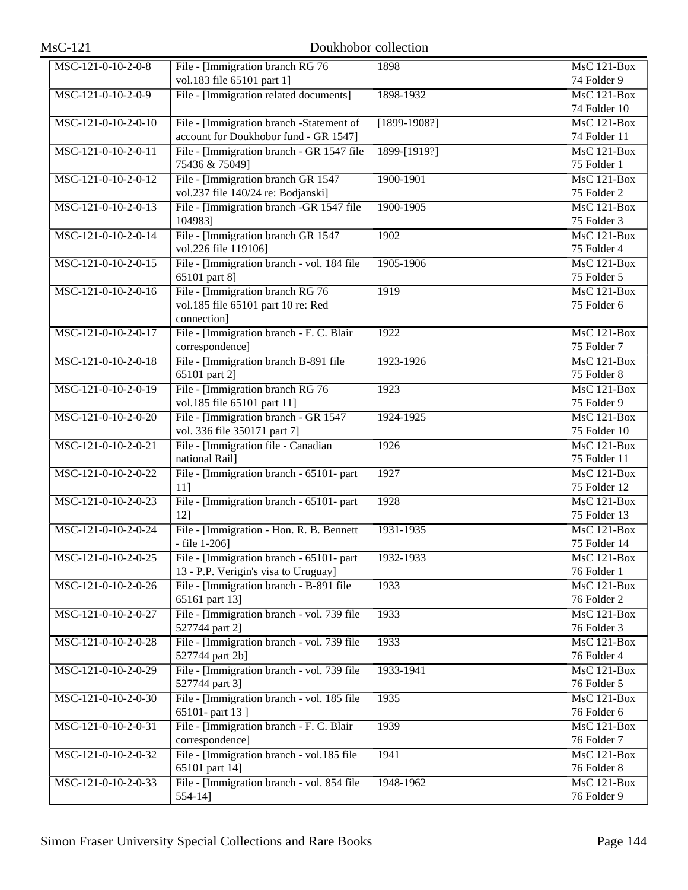| MSC-121-0-10-2-0-8 | File - [Immigration branch RG 76 vol.183 file 65101 part 1] | 1898 | MsC 121-Box 74 Folder 9 |
|---|---|---|---|
| MSC-121-0-10-2-0-9 | File - [Immigration related documents] | 1898-1932 | MsC 121-Box 74 Folder 10 |
| MSC-121-0-10-2-0-10 | File - [Immigration branch -Statement of account for Doukhobor fund - GR 1547] | [1899-1908?] | MsC 121-Box 74 Folder 11 |
| MSC-121-0-10-2-0-11 | File - [Immigration branch - GR 1547 file 75436 & 75049] | 1899-[1919?] | MsC 121-Box 75 Folder 1 |
| MSC-121-0-10-2-0-12 | File - [Immigration branch GR 1547 vol.237 file 140/24 re: Bodjanski] | 1900-1901 | MsC 121-Box 75 Folder 2 |
| MSC-121-0-10-2-0-13 | File - [Immigration branch -GR 1547 file 104983] | 1900-1905 | MsC 121-Box 75 Folder 3 |
| MSC-121-0-10-2-0-14 | File - [Immigration branch GR 1547 vol.226 file 119106] | 1902 | MsC 121-Box 75 Folder 4 |
| MSC-121-0-10-2-0-15 | File - [Immigration branch - vol. 184 file 65101 part 8] | 1905-1906 | MsC 121-Box 75 Folder 5 |
| MSC-121-0-10-2-0-16 | File - [Immigration branch RG 76 vol.185 file 65101 part 10 re: Red connection] | 1919 | MsC 121-Box 75 Folder 6 |
| MSC-121-0-10-2-0-17 | File - [Immigration branch - F. C. Blair correspondence] | 1922 | MsC 121-Box 75 Folder 7 |
| MSC-121-0-10-2-0-18 | File - [Immigration branch B-891 file 65101 part 2] | 1923-1926 | MsC 121-Box 75 Folder 8 |
| MSC-121-0-10-2-0-19 | File - [Immigration branch RG 76 vol.185 file 65101 part 11] | 1923 | MsC 121-Box 75 Folder 9 |
| MSC-121-0-10-2-0-20 | File - [Immigration branch - GR 1547 vol. 336 file 350171 part 7] | 1924-1925 | MsC 121-Box 75 Folder 10 |
| MSC-121-0-10-2-0-21 | File - [Immigration file - Canadian national Rail] | 1926 | MsC 121-Box 75 Folder 11 |
| MSC-121-0-10-2-0-22 | File - [Immigration branch - 65101- part 11] | 1927 | MsC 121-Box 75 Folder 12 |
| MSC-121-0-10-2-0-23 | File - [Immigration branch - 65101- part 12] | 1928 | MsC 121-Box 75 Folder 13 |
| MSC-121-0-10-2-0-24 | File - [Immigration - Hon. R. B. Bennett - file 1-206] | 1931-1935 | MsC 121-Box 75 Folder 14 |
| MSC-121-0-10-2-0-25 | File - [Immigration branch - 65101- part 13 - P.P. Verigin's visa to Uruguay] | 1932-1933 | MsC 121-Box 76 Folder 1 |
| MSC-121-0-10-2-0-26 | File - [Immigration branch - B-891 file 65161 part 13] | 1933 | MsC 121-Box 76 Folder 2 |
| MSC-121-0-10-2-0-27 | File - [Immigration branch - vol. 739 file 527744 part 2] | 1933 | MsC 121-Box 76 Folder 3 |
| MSC-121-0-10-2-0-28 | File - [Immigration branch - vol. 739 file 527744 part 2b] | 1933 | MsC 121-Box 76 Folder 4 |
| MSC-121-0-10-2-0-29 | File - [Immigration branch - vol. 739 file 527744 part 3] | 1933-1941 | MsC 121-Box 76 Folder 5 |
| MSC-121-0-10-2-0-30 | File - [Immigration branch - vol. 185 file 65101- part 13 ] | 1935 | MsC 121-Box 76 Folder 6 |
| MSC-121-0-10-2-0-31 | File - [Immigration branch - F. C. Blair correspondence] | 1939 | MsC 121-Box 76 Folder 7 |
| MSC-121-0-10-2-0-32 | File - [Immigration branch - vol.185 file 65101 part 14] | 1941 | MsC 121-Box 76 Folder 8 |
| MSC-121-0-10-2-0-33 | File - [Immigration branch - vol. 854 file 554-14] | 1948-1962 | MsC 121-Box 76 Folder 9 |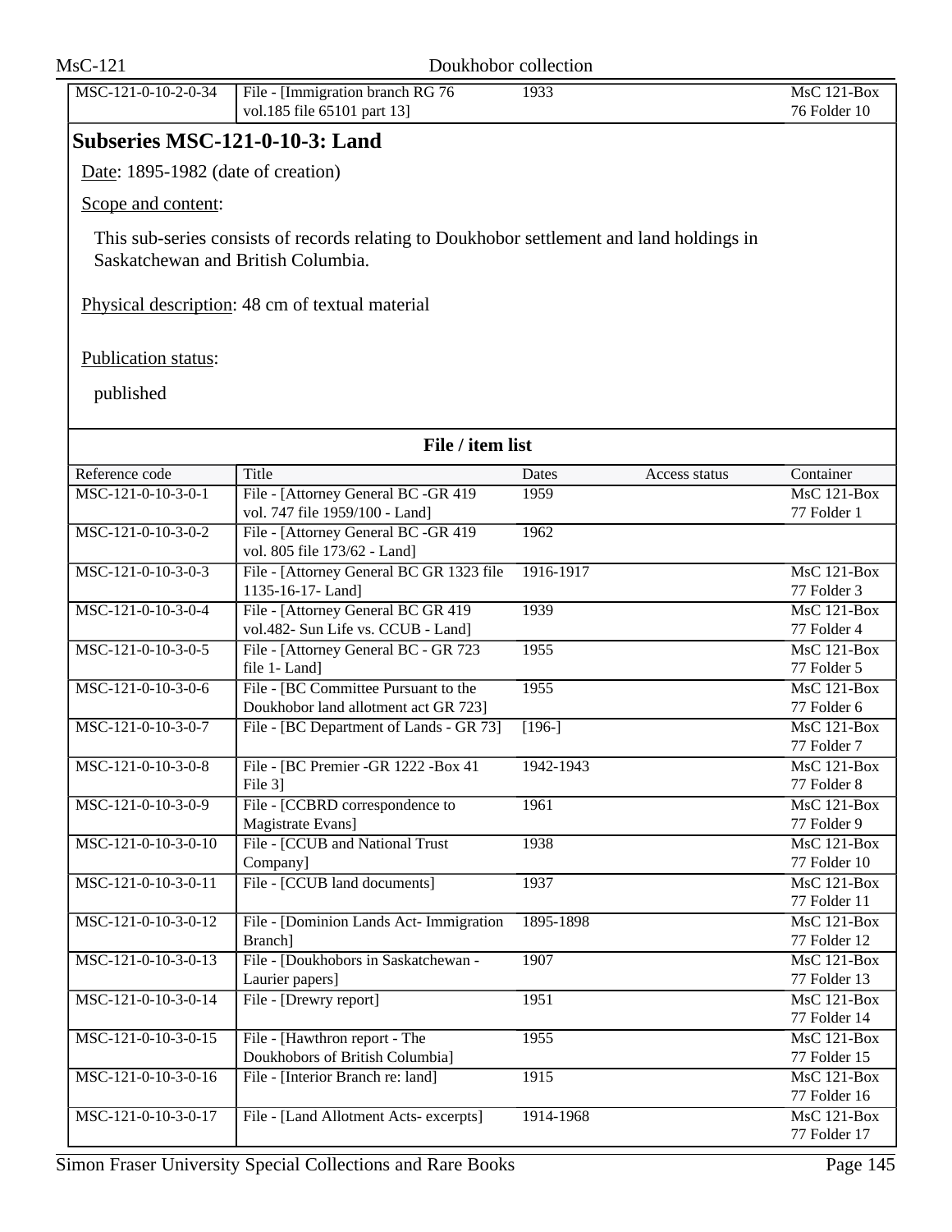| MSC-121-0-10-2-0-34 | File - [Immigration branch RG 76 vol.185 file 65101 part 13] | 1933 | | MsC 121-Box 76 Folder 10 |
|---|---|---|---|---|

## Subseries MSC-121-0-10-3: Land

Date: 1895-1982 (date of creation)

Scope and content:

This sub-series consists of records relating to Doukhobor settlement and land holdings in Saskatchewan and British Columbia.

Physical description: 48 cm of textual material

Publication status:

published

**File / item list**

| Reference code | Title | Dates | Access status | Container |
|---|---|---|---|---|
| MSC-121-0-10-3-0-1 | File - [Attorney General BC -GR 419 vol. 747 file 1959/100 - Land] | 1959 | | MsC 121-Box 77 Folder 1 |
| MSC-121-0-10-3-0-2 | File - [Attorney General BC -GR 419 vol. 805 file 173/62 - Land] | 1962 | | |
| MSC-121-0-10-3-0-3 | File - [Attorney General BC GR 1323 file 1135-16-17- Land] | 1916-1917 | | MsC 121-Box 77 Folder 3 |
| MSC-121-0-10-3-0-4 | File - [Attorney General BC GR 419 vol.482- Sun Life vs. CCUB - Land] | 1939 | | MsC 121-Box 77 Folder 4 |
| MSC-121-0-10-3-0-5 | File - [Attorney General BC - GR 723 file 1- Land] | 1955 | | MsC 121-Box 77 Folder 5 |
| MSC-121-0-10-3-0-6 | File - [BC Committee Pursuant to the Doukhobor land allotment act GR 723] | 1955 | | MsC 121-Box 77 Folder 6 |
| MSC-121-0-10-3-0-7 | File - [BC Department of Lands - GR 73] | [196-] | | MsC 121-Box 77 Folder 7 |
| MSC-121-0-10-3-0-8 | File - [BC Premier -GR 1222 -Box 41 File 3] | 1942-1943 | | MsC 121-Box 77 Folder 8 |
| MSC-121-0-10-3-0-9 | File - [CCBRD correspondence to Magistrate Evans] | 1961 | | MsC 121-Box 77 Folder 9 |
| MSC-121-0-10-3-0-10 | File - [CCUB and National Trust Company] | 1938 | | MsC 121-Box 77 Folder 10 |
| MSC-121-0-10-3-0-11 | File - [CCUB land documents] | 1937 | | MsC 121-Box 77 Folder 11 |
| MSC-121-0-10-3-0-12 | File - [Dominion Lands Act- Immigration Branch] | 1895-1898 | | MsC 121-Box 77 Folder 12 |
| MSC-121-0-10-3-0-13 | File - [Doukhobors in Saskatchewan - Laurier papers] | 1907 | | MsC 121-Box 77 Folder 13 |
| MSC-121-0-10-3-0-14 | File - [Drewry report] | 1951 | | MsC 121-Box 77 Folder 14 |
| MSC-121-0-10-3-0-15 | File - [Hawthron report - The Doukhobors of British Columbia] | 1955 | | MsC 121-Box 77 Folder 15 |
| MSC-121-0-10-3-0-16 | File - [Interior Branch re: land] | 1915 | | MsC 121-Box 77 Folder 16 |
| MSC-121-0-10-3-0-17 | File - [Land Allotment Acts- excerpts] | 1914-1968 | | MsC 121-Box 77 Folder 17 |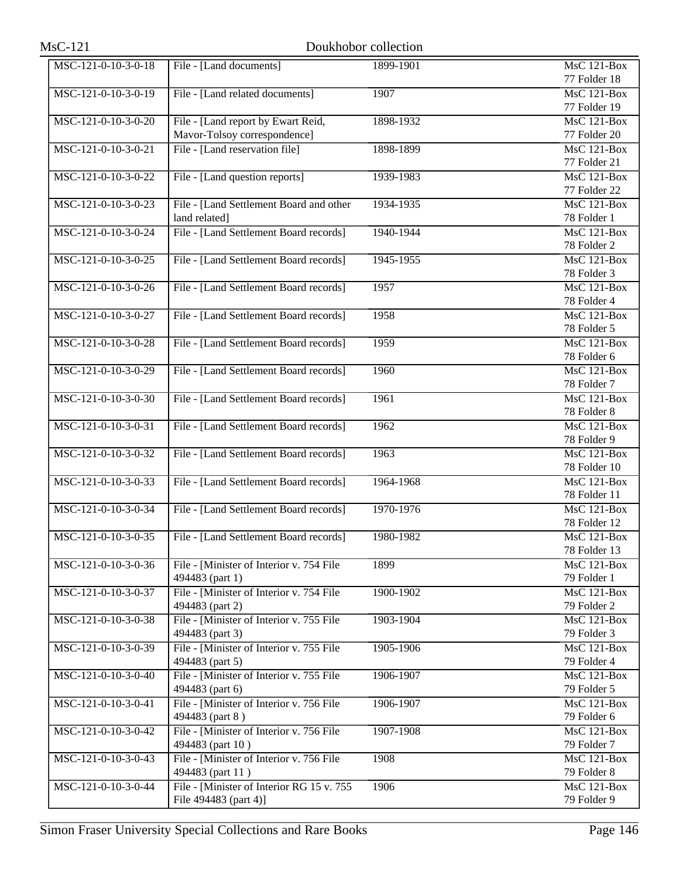| MSC-121-0-10-3-0-18 | File - [Land documents] | 1899-1901 | MsC 121-Box 77 Folder 18 |
|---|---|---|---|
| MSC-121-0-10-3-0-19 | File - [Land related documents] | 1907 | MsC 121-Box 77 Folder 19 |
| MSC-121-0-10-3-0-20 | File - [Land report by Ewart Reid, Mavor-Tolsoy correspondence] | 1898-1932 | MsC 121-Box 77 Folder 20 |
| MSC-121-0-10-3-0-21 | File - [Land reservation file] | 1898-1899 | MsC 121-Box 77 Folder 21 |
| MSC-121-0-10-3-0-22 | File - [Land question reports] | 1939-1983 | MsC 121-Box 77 Folder 22 |
| MSC-121-0-10-3-0-23 | File - [Land Settlement Board and other land related] | 1934-1935 | MsC 121-Box 78 Folder 1 |
| MSC-121-0-10-3-0-24 | File - [Land Settlement Board records] | 1940-1944 | MsC 121-Box 78 Folder 2 |
| MSC-121-0-10-3-0-25 | File - [Land Settlement Board records] | 1945-1955 | MsC 121-Box 78 Folder 3 |
| MSC-121-0-10-3-0-26 | File - [Land Settlement Board records] | 1957 | MsC 121-Box 78 Folder 4 |
| MSC-121-0-10-3-0-27 | File - [Land Settlement Board records] | 1958 | MsC 121-Box 78 Folder 5 |
| MSC-121-0-10-3-0-28 | File - [Land Settlement Board records] | 1959 | MsC 121-Box 78 Folder 6 |
| MSC-121-0-10-3-0-29 | File - [Land Settlement Board records] | 1960 | MsC 121-Box 78 Folder 7 |
| MSC-121-0-10-3-0-30 | File - [Land Settlement Board records] | 1961 | MsC 121-Box 78 Folder 8 |
| MSC-121-0-10-3-0-31 | File - [Land Settlement Board records] | 1962 | MsC 121-Box 78 Folder 9 |
| MSC-121-0-10-3-0-32 | File - [Land Settlement Board records] | 1963 | MsC 121-Box 78 Folder 10 |
| MSC-121-0-10-3-0-33 | File - [Land Settlement Board records] | 1964-1968 | MsC 121-Box 78 Folder 11 |
| MSC-121-0-10-3-0-34 | File - [Land Settlement Board records] | 1970-1976 | MsC 121-Box 78 Folder 12 |
| MSC-121-0-10-3-0-35 | File - [Land Settlement Board records] | 1980-1982 | MsC 121-Box 78 Folder 13 |
| MSC-121-0-10-3-0-36 | File - [Minister of Interior v. 754 File 494483 (part 1) | 1899 | MsC 121-Box 79 Folder 1 |
| MSC-121-0-10-3-0-37 | File - [Minister of Interior v. 754 File 494483 (part 2) | 1900-1902 | MsC 121-Box 79 Folder 2 |
| MSC-121-0-10-3-0-38 | File - [Minister of Interior v. 755 File 494483 (part 3) | 1903-1904 | MsC 121-Box 79 Folder 3 |
| MSC-121-0-10-3-0-39 | File - [Minister of Interior v. 755 File 494483 (part 5) | 1905-1906 | MsC 121-Box 79 Folder 4 |
| MSC-121-0-10-3-0-40 | File - [Minister of Interior v. 755 File 494483 (part 6) | 1906-1907 | MsC 121-Box 79 Folder 5 |
| MSC-121-0-10-3-0-41 | File - [Minister of Interior v. 756 File 494483 (part 8 ) | 1906-1907 | MsC 121-Box 79 Folder 6 |
| MSC-121-0-10-3-0-42 | File - [Minister of Interior v. 756 File 494483 (part 10 ) | 1907-1908 | MsC 121-Box 79 Folder 7 |
| MSC-121-0-10-3-0-43 | File - [Minister of Interior v. 756 File 494483 (part 11 ) | 1908 | MsC 121-Box 79 Folder 8 |
| MSC-121-0-10-3-0-44 | File - [Minister of Interior RG 15 v. 755 File 494483 (part 4)] | 1906 | MsC 121-Box 79 Folder 9 |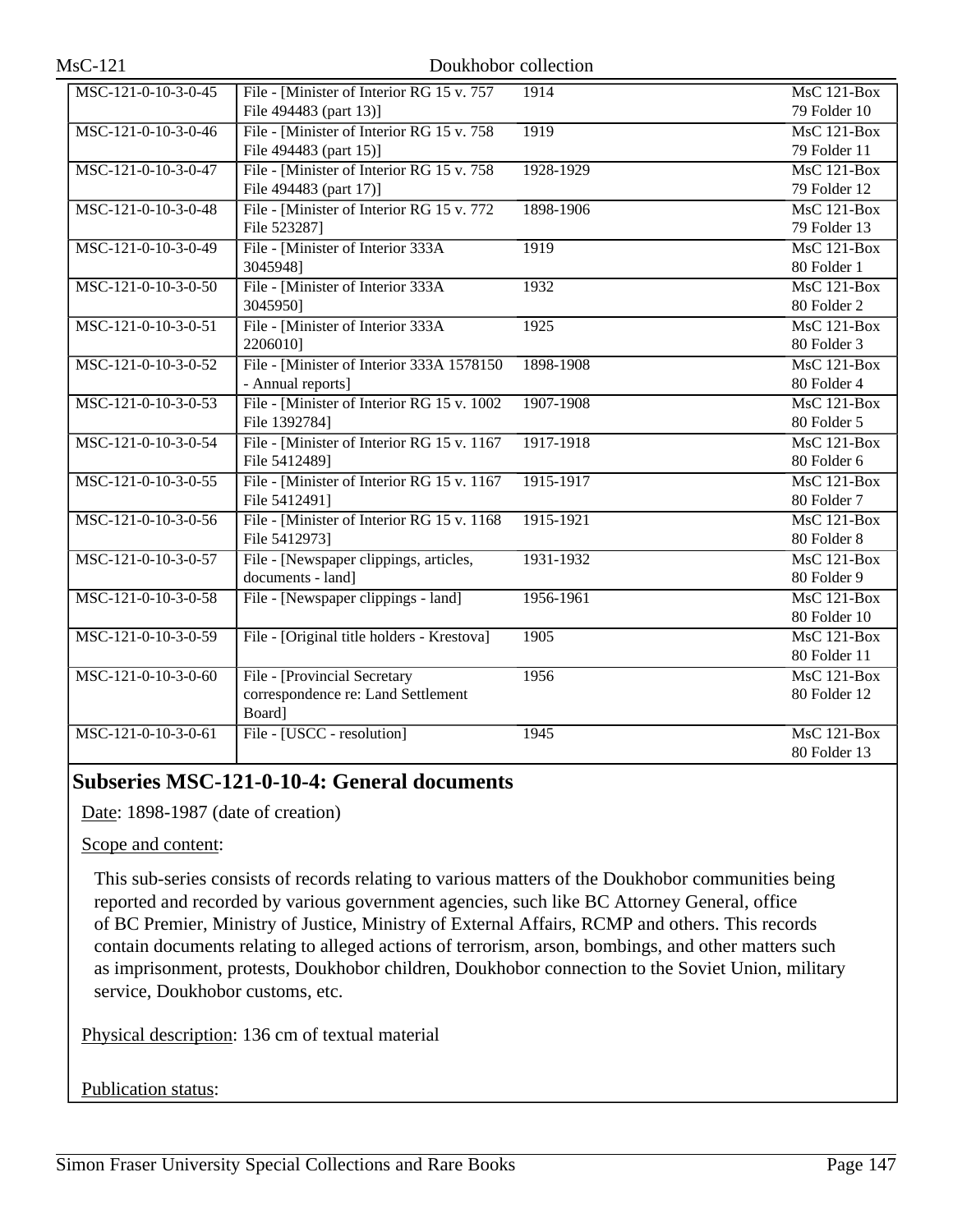| | | | |
|---|---|---|---|
| MSC-121-0-10-3-0-45 | File - [Minister of Interior RG 15 v. 757 File 494483 (part 13)] | 1914 | MsC 121-Box 79 Folder 10 |
| MSC-121-0-10-3-0-46 | File - [Minister of Interior RG 15 v. 758 File 494483 (part 15)] | 1919 | MsC 121-Box 79 Folder 11 |
| MSC-121-0-10-3-0-47 | File - [Minister of Interior RG 15 v. 758 File 494483 (part 17)] | 1928-1929 | MsC 121-Box 79 Folder 12 |
| MSC-121-0-10-3-0-48 | File - [Minister of Interior RG 15 v. 772 File 523287] | 1898-1906 | MsC 121-Box 79 Folder 13 |
| MSC-121-0-10-3-0-49 | File - [Minister of Interior 333A 3045948] | 1919 | MsC 121-Box 80 Folder 1 |
| MSC-121-0-10-3-0-50 | File - [Minister of Interior 333A 3045950] | 1932 | MsC 121-Box 80 Folder 2 |
| MSC-121-0-10-3-0-51 | File - [Minister of Interior 333A 2206010] | 1925 | MsC 121-Box 80 Folder 3 |
| MSC-121-0-10-3-0-52 | File - [Minister of Interior 333A 1578150 - Annual reports] | 1898-1908 | MsC 121-Box 80 Folder 4 |
| MSC-121-0-10-3-0-53 | File - [Minister of Interior RG 15 v. 1002 File 1392784] | 1907-1908 | MsC 121-Box 80 Folder 5 |
| MSC-121-0-10-3-0-54 | File - [Minister of Interior RG 15 v. 1167 File 5412489] | 1917-1918 | MsC 121-Box 80 Folder 6 |
| MSC-121-0-10-3-0-55 | File - [Minister of Interior RG 15 v. 1167 File 5412491] | 1915-1917 | MsC 121-Box 80 Folder 7 |
| MSC-121-0-10-3-0-56 | File - [Minister of Interior RG 15 v. 1168 File 5412973] | 1915-1921 | MsC 121-Box 80 Folder 8 |
| MSC-121-0-10-3-0-57 | File - [Newspaper clippings, articles, documents - land] | 1931-1932 | MsC 121-Box 80 Folder 9 |
| MSC-121-0-10-3-0-58 | File - [Newspaper clippings - land] | 1956-1961 | MsC 121-Box 80 Folder 10 |
| MSC-121-0-10-3-0-59 | File - [Original title holders - Krestova] | 1905 | MsC 121-Box 80 Folder 11 |
| MSC-121-0-10-3-0-60 | File - [Provincial Secretary correspondence re: Land Settlement Board] | 1956 | MsC 121-Box 80 Folder 12 |
| MSC-121-0-10-3-0-61 | File - [USCC - resolution] | 1945 | MsC 121-Box 80 Folder 13 |

## Subseries MSC-121-0-10-4: General documents

Date: 1898-1987 (date of creation)

Scope and content:

This sub-series consists of records relating to various matters of the Doukhobor communities being reported and recorded by various government agencies, such like BC Attorney General, office of BC Premier, Ministry of Justice, Ministry of External Affairs, RCMP and others. This records contain documents relating to alleged actions of terrorism, arson, bombings, and other matters such as imprisonment, protests, Doukhobor children, Doukhobor connection to the Soviet Union, military service, Doukhobor customs, etc.

Physical description: 136 cm of textual material

Publication status: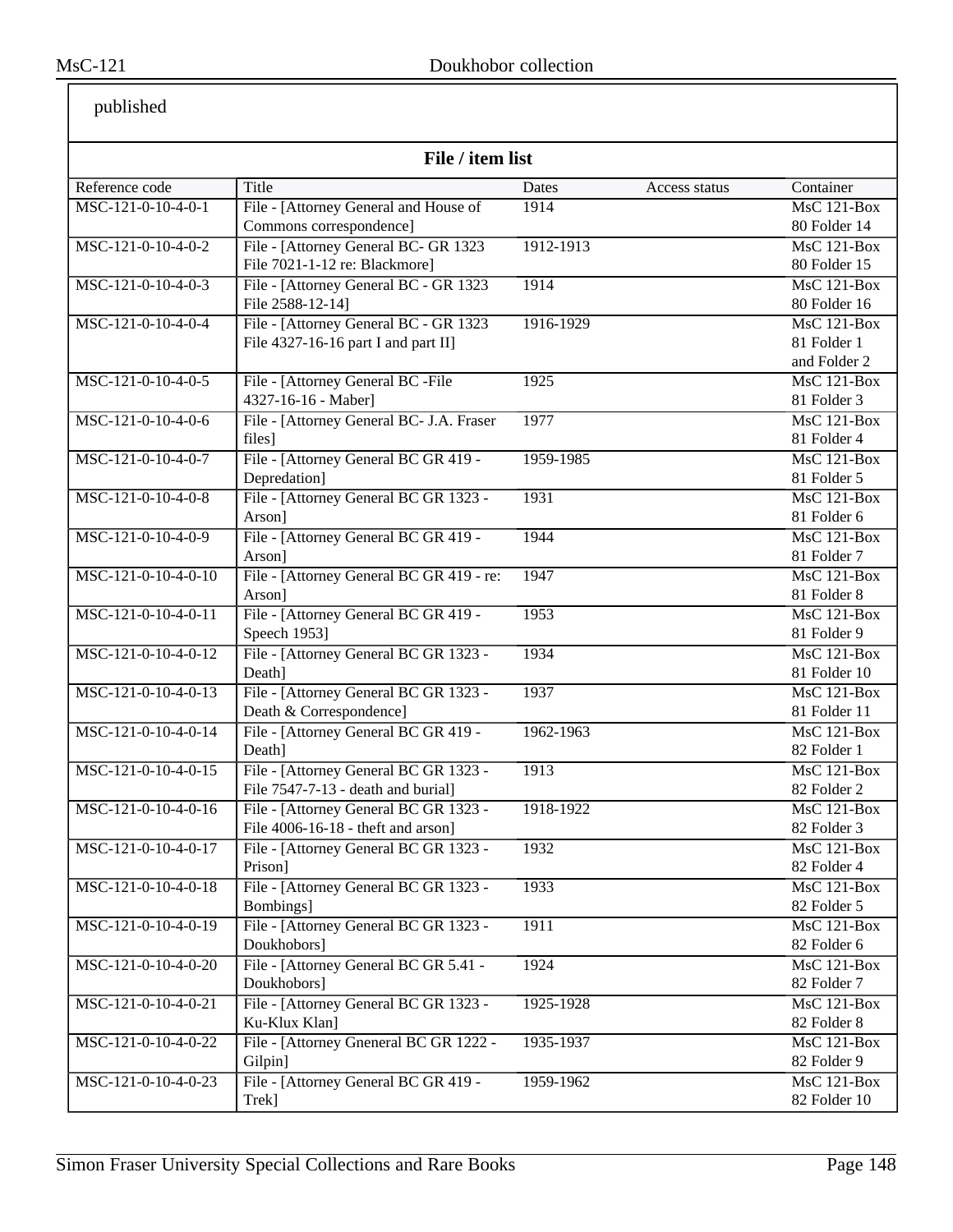published

## File / item list

| Reference code | Title | Dates | Access status | Container |
|---|---|---|---|---|
| MSC-121-0-10-4-0-1 | File - [Attorney General and House of Commons correspondence] | 1914 | | MsC 121-Box 80 Folder 14 |
| MSC-121-0-10-4-0-2 | File - [Attorney General BC- GR 1323 File 7021-1-12 re: Blackmore] | 1912-1913 | | MsC 121-Box 80 Folder 15 |
| MSC-121-0-10-4-0-3 | File - [Attorney General BC - GR 1323 File 2588-12-14] | 1914 | | MsC 121-Box 80 Folder 16 |
| MSC-121-0-10-4-0-4 | File - [Attorney General BC - GR 1323 File 4327-16-16 part I and part II] | 1916-1929 | | MsC 121-Box 81 Folder 1 and Folder 2 |
| MSC-121-0-10-4-0-5 | File - [Attorney General BC -File 4327-16-16 - Maber] | 1925 | | MsC 121-Box 81 Folder 3 |
| MSC-121-0-10-4-0-6 | File - [Attorney General BC- J.A. Fraser files] | 1977 | | MsC 121-Box 81 Folder 4 |
| MSC-121-0-10-4-0-7 | File - [Attorney General BC GR 419 - Depredation] | 1959-1985 | | MsC 121-Box 81 Folder 5 |
| MSC-121-0-10-4-0-8 | File - [Attorney General BC GR 1323 - Arson] | 1931 | | MsC 121-Box 81 Folder 6 |
| MSC-121-0-10-4-0-9 | File - [Attorney General BC GR 419 - Arson] | 1944 | | MsC 121-Box 81 Folder 7 |
| MSC-121-0-10-4-0-10 | File - [Attorney General BC GR 419 - re: Arson] | 1947 | | MsC 121-Box 81 Folder 8 |
| MSC-121-0-10-4-0-11 | File - [Attorney General BC GR 419 - Speech 1953] | 1953 | | MsC 121-Box 81 Folder 9 |
| MSC-121-0-10-4-0-12 | File - [Attorney General BC GR 1323 - Death] | 1934 | | MsC 121-Box 81 Folder 10 |
| MSC-121-0-10-4-0-13 | File - [Attorney General BC GR 1323 - Death & Correspondence] | 1937 | | MsC 121-Box 81 Folder 11 |
| MSC-121-0-10-4-0-14 | File - [Attorney General BC GR 419 - Death] | 1962-1963 | | MsC 121-Box 82 Folder 1 |
| MSC-121-0-10-4-0-15 | File - [Attorney General BC GR 1323 - File 7547-7-13 - death and burial] | 1913 | | MsC 121-Box 82 Folder 2 |
| MSC-121-0-10-4-0-16 | File - [Attorney General BC GR 1323 - File 4006-16-18 - theft and arson] | 1918-1922 | | MsC 121-Box 82 Folder 3 |
| MSC-121-0-10-4-0-17 | File - [Attorney General BC GR 1323 - Prison] | 1932 | | MsC 121-Box 82 Folder 4 |
| MSC-121-0-10-4-0-18 | File - [Attorney General BC GR 1323 - Bombings] | 1933 | | MsC 121-Box 82 Folder 5 |
| MSC-121-0-10-4-0-19 | File - [Attorney General BC GR 1323 - Doukhobors] | 1911 | | MsC 121-Box 82 Folder 6 |
| MSC-121-0-10-4-0-20 | File - [Attorney General BC GR 5.41 - Doukhobors] | 1924 | | MsC 121-Box 82 Folder 7 |
| MSC-121-0-10-4-0-21 | File - [Attorney General BC GR 1323 - Ku-Klux Klan] | 1925-1928 | | MsC 121-Box 82 Folder 8 |
| MSC-121-0-10-4-0-22 | File - [Attorney Gneneral BC GR 1222 - Gilpin] | 1935-1937 | | MsC 121-Box 82 Folder 9 |
| MSC-121-0-10-4-0-23 | File - [Attorney General BC GR 419 - Trek] | 1959-1962 | | MsC 121-Box 82 Folder 10 |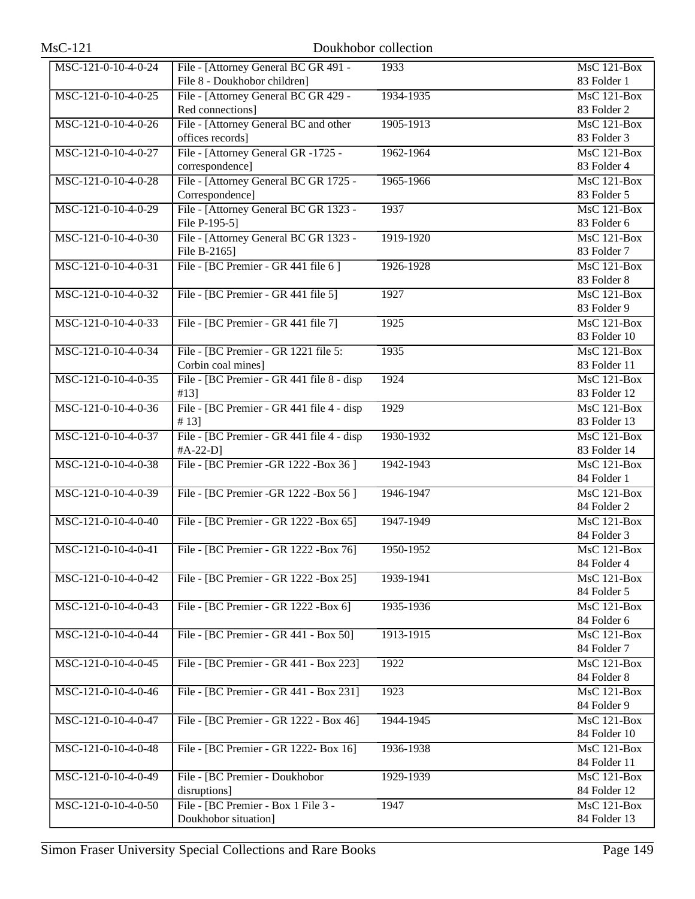| | | | |
|---|---|---|---|
| MSC-121-0-10-4-0-24 | File - [Attorney General BC GR 491 - File 8 - Doukhobor children] | 1933 | MsC 121-Box 83 Folder 1 |
| MSC-121-0-10-4-0-25 | File - [Attorney General BC GR 429 - Red connections] | 1934-1935 | MsC 121-Box 83 Folder 2 |
| MSC-121-0-10-4-0-26 | File - [Attorney General BC and other offices records] | 1905-1913 | MsC 121-Box 83 Folder 3 |
| MSC-121-0-10-4-0-27 | File - [Attorney General GR -1725 - correspondence] | 1962-1964 | MsC 121-Box 83 Folder 4 |
| MSC-121-0-10-4-0-28 | File - [Attorney General BC GR 1725 - Correspondence] | 1965-1966 | MsC 121-Box 83 Folder 5 |
| MSC-121-0-10-4-0-29 | File - [Attorney General BC GR 1323 - File P-195-5] | 1937 | MsC 121-Box 83 Folder 6 |
| MSC-121-0-10-4-0-30 | File - [Attorney General BC GR 1323 - File B-2165] | 1919-1920 | MsC 121-Box 83 Folder 7 |
| MSC-121-0-10-4-0-31 | File - [BC Premier - GR 441 file 6 ] | 1926-1928 | MsC 121-Box 83 Folder 8 |
| MSC-121-0-10-4-0-32 | File - [BC Premier - GR 441 file 5] | 1927 | MsC 121-Box 83 Folder 9 |
| MSC-121-0-10-4-0-33 | File - [BC Premier - GR 441 file 7] | 1925 | MsC 121-Box 83 Folder 10 |
| MSC-121-0-10-4-0-34 | File - [BC Premier - GR 1221 file 5: Corbin coal mines] | 1935 | MsC 121-Box 83 Folder 11 |
| MSC-121-0-10-4-0-35 | File - [BC Premier - GR 441 file 8 - disp #13] | 1924 | MsC 121-Box 83 Folder 12 |
| MSC-121-0-10-4-0-36 | File - [BC Premier - GR 441 file 4 - disp # 13] | 1929 | MsC 121-Box 83 Folder 13 |
| MSC-121-0-10-4-0-37 | File - [BC Premier - GR 441 file 4 - disp #A-22-D] | 1930-1932 | MsC 121-Box 83 Folder 14 |
| MSC-121-0-10-4-0-38 | File - [BC Premier -GR 1222 -Box 36 ] | 1942-1943 | MsC 121-Box 84 Folder 1 |
| MSC-121-0-10-4-0-39 | File - [BC Premier -GR 1222 -Box 56 ] | 1946-1947 | MsC 121-Box 84 Folder 2 |
| MSC-121-0-10-4-0-40 | File - [BC Premier - GR 1222 -Box 65] | 1947-1949 | MsC 121-Box 84 Folder 3 |
| MSC-121-0-10-4-0-41 | File - [BC Premier - GR 1222 -Box 76] | 1950-1952 | MsC 121-Box 84 Folder 4 |
| MSC-121-0-10-4-0-42 | File - [BC Premier - GR 1222 -Box 25] | 1939-1941 | MsC 121-Box 84 Folder 5 |
| MSC-121-0-10-4-0-43 | File - [BC Premier - GR 1222 -Box 6] | 1935-1936 | MsC 121-Box 84 Folder 6 |
| MSC-121-0-10-4-0-44 | File - [BC Premier - GR 441 - Box 50] | 1913-1915 | MsC 121-Box 84 Folder 7 |
| MSC-121-0-10-4-0-45 | File - [BC Premier - GR 441 - Box 223] | 1922 | MsC 121-Box 84 Folder 8 |
| MSC-121-0-10-4-0-46 | File - [BC Premier - GR 441 - Box 231] | 1923 | MsC 121-Box 84 Folder 9 |
| MSC-121-0-10-4-0-47 | File - [BC Premier - GR 1222 - Box 46] | 1944-1945 | MsC 121-Box 84 Folder 10 |
| MSC-121-0-10-4-0-48 | File - [BC Premier - GR 1222- Box 16] | 1936-1938 | MsC 121-Box 84 Folder 11 |
| MSC-121-0-10-4-0-49 | File - [BC Premier - Doukhobor disruptions] | 1929-1939 | MsC 121-Box 84 Folder 12 |
| MSC-121-0-10-4-0-50 | File - [BC Premier - Box 1 File 3 - Doukhobor situation] | 1947 | MsC 121-Box 84 Folder 13 |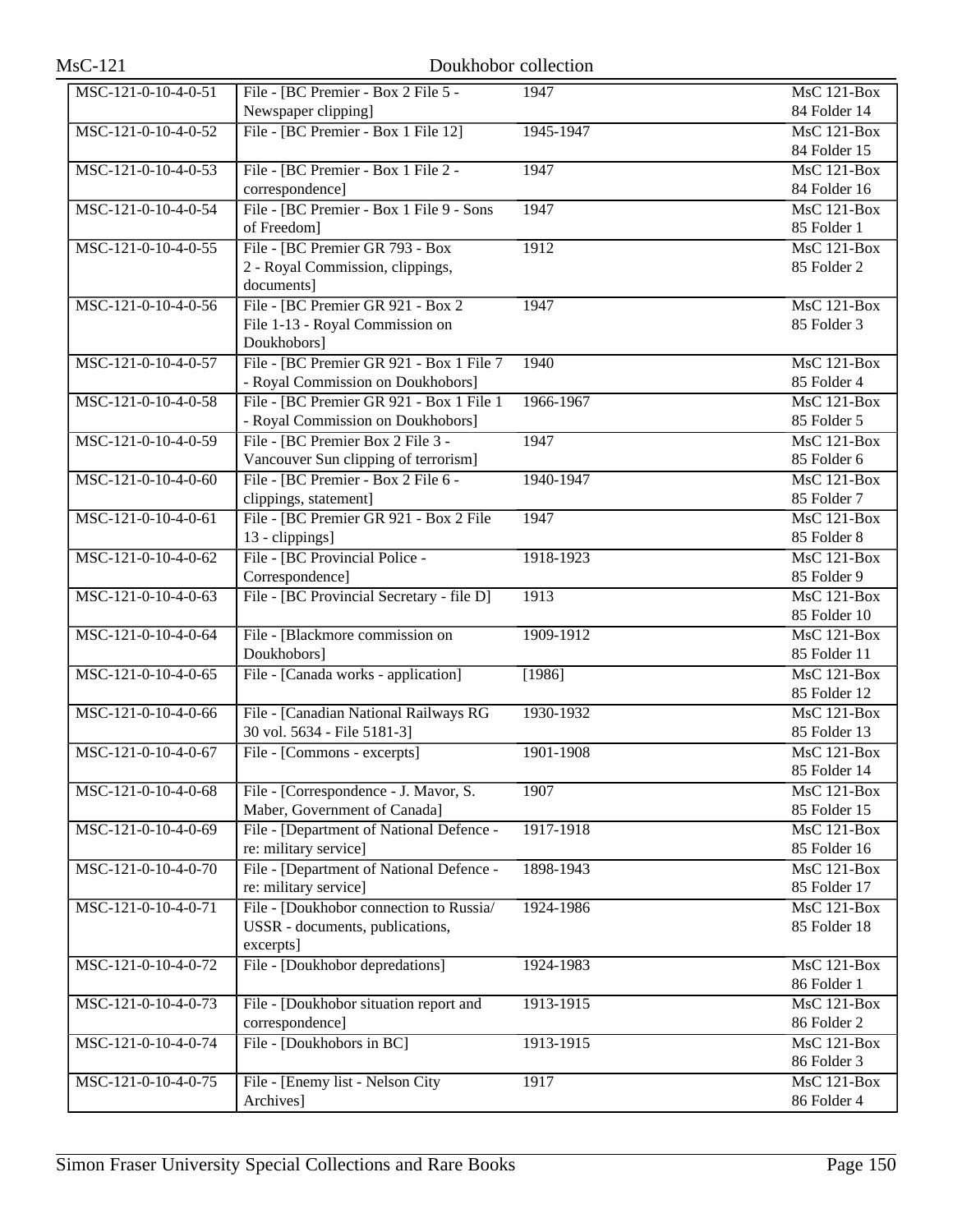| | | | |
|---|---|---|---|
| MSC-121-0-10-4-0-51 | File - [BC Premier - Box 2 File 5 - Newspaper clipping] | 1947 | MsC 121-Box 84 Folder 14 |
| MSC-121-0-10-4-0-52 | File - [BC Premier - Box 1 File 12] | 1945-1947 | MsC 121-Box 84 Folder 15 |
| MSC-121-0-10-4-0-53 | File - [BC Premier - Box 1 File 2 - correspondence] | 1947 | MsC 121-Box 84 Folder 16 |
| MSC-121-0-10-4-0-54 | File - [BC Premier - Box 1 File 9 - Sons of Freedom] | 1947 | MsC 121-Box 85 Folder 1 |
| MSC-121-0-10-4-0-55 | File - [BC Premier GR 793 - Box 2 - Royal Commission, clippings, documents] | 1912 | MsC 121-Box 85 Folder 2 |
| MSC-121-0-10-4-0-56 | File - [BC Premier GR 921 - Box 2 File 1-13 - Royal Commission on Doukhobors] | 1947 | MsC 121-Box 85 Folder 3 |
| MSC-121-0-10-4-0-57 | File - [BC Premier GR 921 - Box 1 File 7 - Royal Commission on Doukhobors] | 1940 | MsC 121-Box 85 Folder 4 |
| MSC-121-0-10-4-0-58 | File - [BC Premier GR 921 - Box 1 File 1 - Royal Commission on Doukhobors] | 1966-1967 | MsC 121-Box 85 Folder 5 |
| MSC-121-0-10-4-0-59 | File - [BC Premier Box 2 File 3 - Vancouver Sun clipping of terrorism] | 1947 | MsC 121-Box 85 Folder 6 |
| MSC-121-0-10-4-0-60 | File - [BC Premier - Box 2 File 6 - clippings, statement] | 1940-1947 | MsC 121-Box 85 Folder 7 |
| MSC-121-0-10-4-0-61 | File - [BC Premier GR 921 - Box 2 File 13 - clippings] | 1947 | MsC 121-Box 85 Folder 8 |
| MSC-121-0-10-4-0-62 | File - [BC Provincial Police - Correspondence] | 1918-1923 | MsC 121-Box 85 Folder 9 |
| MSC-121-0-10-4-0-63 | File - [BC Provincial Secretary - file D] | 1913 | MsC 121-Box 85 Folder 10 |
| MSC-121-0-10-4-0-64 | File - [Blackmore commission on Doukhobors] | 1909-1912 | MsC 121-Box 85 Folder 11 |
| MSC-121-0-10-4-0-65 | File - [Canada works - application] | [1986] | MsC 121-Box 85 Folder 12 |
| MSC-121-0-10-4-0-66 | File - [Canadian National Railways RG 30 vol. 5634 - File 5181-3] | 1930-1932 | MsC 121-Box 85 Folder 13 |
| MSC-121-0-10-4-0-67 | File - [Commons - excerpts] | 1901-1908 | MsC 121-Box 85 Folder 14 |
| MSC-121-0-10-4-0-68 | File - [Correspondence - J. Mavor, S. Maber, Government of Canada] | 1907 | MsC 121-Box 85 Folder 15 |
| MSC-121-0-10-4-0-69 | File - [Department of National Defence - re: military service] | 1917-1918 | MsC 121-Box 85 Folder 16 |
| MSC-121-0-10-4-0-70 | File - [Department of National Defence - re: military service] | 1898-1943 | MsC 121-Box 85 Folder 17 |
| MSC-121-0-10-4-0-71 | File - [Doukhobor connection to Russia/ USSR - documents, publications, excerpts] | 1924-1986 | MsC 121-Box 85 Folder 18 |
| MSC-121-0-10-4-0-72 | File - [Doukhobor depredations] | 1924-1983 | MsC 121-Box 86 Folder 1 |
| MSC-121-0-10-4-0-73 | File - [Doukhobor situation report and correspondence] | 1913-1915 | MsC 121-Box 86 Folder 2 |
| MSC-121-0-10-4-0-74 | File - [Doukhobors in BC] | 1913-1915 | MsC 121-Box 86 Folder 3 |
| MSC-121-0-10-4-0-75 | File - [Enemy list - Nelson City Archives] | 1917 | MsC 121-Box 86 Folder 4 |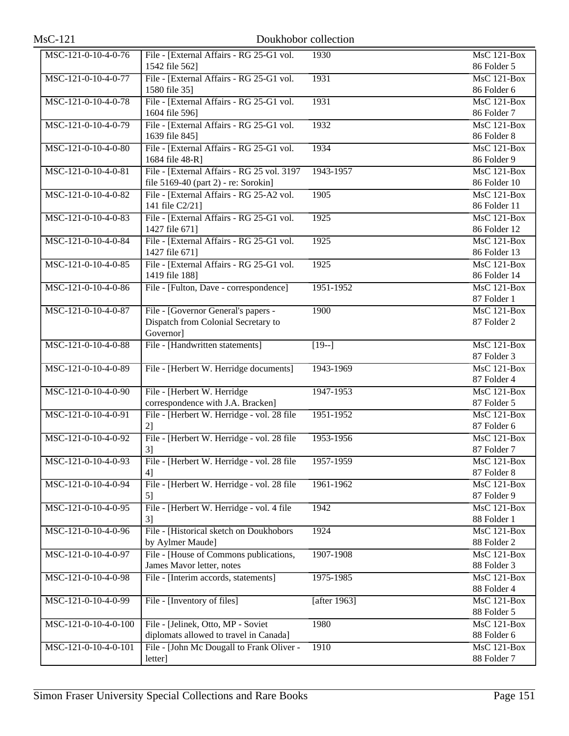| MSC-121-0-10-4-0-76 | File - [External Affairs - RG 25-G1 vol. 1542 file 562] | 1930 | MsC 121-Box 86 Folder 5 |
|---|---|---|---|
| MSC-121-0-10-4-0-77 | File - [External Affairs - RG 25-G1 vol. 1580 file 35] | 1931 | MsC 121-Box 86 Folder 6 |
| MSC-121-0-10-4-0-78 | File - [External Affairs - RG 25-G1 vol. 1604 file 596] | 1931 | MsC 121-Box 86 Folder 7 |
| MSC-121-0-10-4-0-79 | File - [External Affairs - RG 25-G1 vol. 1639 file 845] | 1932 | MsC 121-Box 86 Folder 8 |
| MSC-121-0-10-4-0-80 | File - [External Affairs - RG 25-G1 vol. 1684 file 48-R] | 1934 | MsC 121-Box 86 Folder 9 |
| MSC-121-0-10-4-0-81 | File - [External Affairs - RG 25 vol. 3197 file 5169-40 (part 2) - re: Sorokin] | 1943-1957 | MsC 121-Box 86 Folder 10 |
| MSC-121-0-10-4-0-82 | File - [External Affairs - RG 25-A2 vol. 141 file C2/21] | 1905 | MsC 121-Box 86 Folder 11 |
| MSC-121-0-10-4-0-83 | File - [External Affairs - RG 25-G1 vol. 1427 file 671] | 1925 | MsC 121-Box 86 Folder 12 |
| MSC-121-0-10-4-0-84 | File - [External Affairs - RG 25-G1 vol. 1427 file 671] | 1925 | MsC 121-Box 86 Folder 13 |
| MSC-121-0-10-4-0-85 | File - [External Affairs - RG 25-G1 vol. 1419 file 188] | 1925 | MsC 121-Box 86 Folder 14 |
| MSC-121-0-10-4-0-86 | File - [Fulton, Dave - correspondence] | 1951-1952 | MsC 121-Box 87 Folder 1 |
| MSC-121-0-10-4-0-87 | File - [Governor General's papers - Dispatch from Colonial Secretary to Governor] | 1900 | MsC 121-Box 87 Folder 2 |
| MSC-121-0-10-4-0-88 | File - [Handwritten statements] | [19--] | MsC 121-Box 87 Folder 3 |
| MSC-121-0-10-4-0-89 | File - [Herbert W. Herridge documents] | 1943-1969 | MsC 121-Box 87 Folder 4 |
| MSC-121-0-10-4-0-90 | File - [Herbert W. Herridge correspondence with J.A. Bracken] | 1947-1953 | MsC 121-Box 87 Folder 5 |
| MSC-121-0-10-4-0-91 | File - [Herbert W. Herridge - vol. 28 file 2] | 1951-1952 | MsC 121-Box 87 Folder 6 |
| MSC-121-0-10-4-0-92 | File - [Herbert W. Herridge - vol. 28 file 3] | 1953-1956 | MsC 121-Box 87 Folder 7 |
| MSC-121-0-10-4-0-93 | File - [Herbert W. Herridge - vol. 28 file 4] | 1957-1959 | MsC 121-Box 87 Folder 8 |
| MSC-121-0-10-4-0-94 | File - [Herbert W. Herridge - vol. 28 file 5] | 1961-1962 | MsC 121-Box 87 Folder 9 |
| MSC-121-0-10-4-0-95 | File - [Herbert W. Herridge - vol. 4 file 3] | 1942 | MsC 121-Box 88 Folder 1 |
| MSC-121-0-10-4-0-96 | File - [Historical sketch on Doukhobors by Aylmer Maude] | 1924 | MsC 121-Box 88 Folder 2 |
| MSC-121-0-10-4-0-97 | File - [House of Commons publications, James Mavor letter, notes | 1907-1908 | MsC 121-Box 88 Folder 3 |
| MSC-121-0-10-4-0-98 | File - [Interim accords, statements] | 1975-1985 | MsC 121-Box 88 Folder 4 |
| MSC-121-0-10-4-0-99 | File - [Inventory of files] | [after 1963] | MsC 121-Box 88 Folder 5 |
| MSC-121-0-10-4-0-100 | File - [Jelinek, Otto, MP - Soviet diplomats allowed to travel in Canada] | 1980 | MsC 121-Box 88 Folder 6 |
| MSC-121-0-10-4-0-101 | File - [John Mc Dougall to Frank Oliver - letter] | 1910 | MsC 121-Box 88 Folder 7 |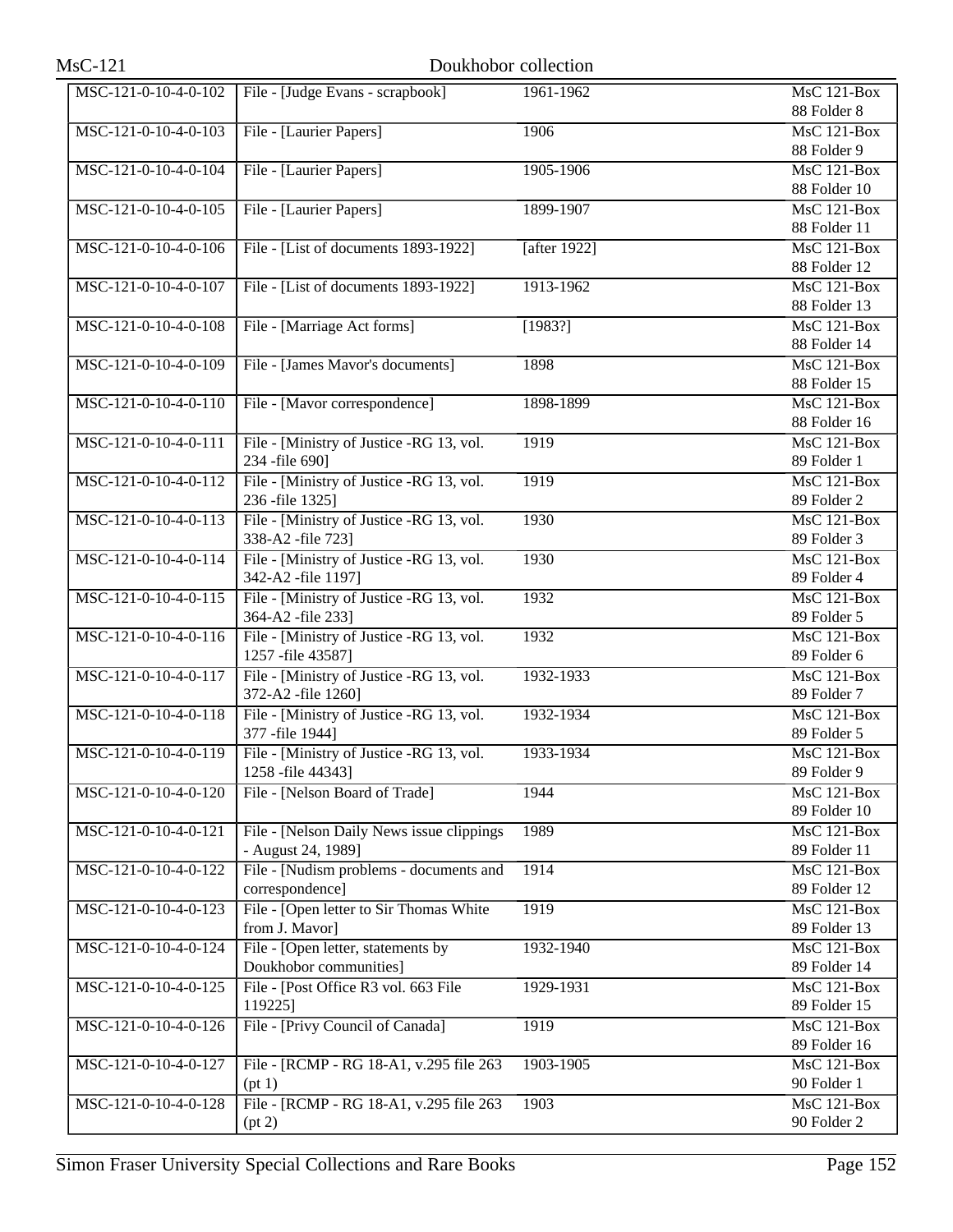| | | | |
|---|---|---|---|
| MSC-121-0-10-4-0-102 | File - [Judge Evans - scrapbook] | 1961-1962 | MsC 121-Box 88 Folder 8 |
| MSC-121-0-10-4-0-103 | File - [Laurier Papers] | 1906 | MsC 121-Box 88 Folder 9 |
| MSC-121-0-10-4-0-104 | File - [Laurier Papers] | 1905-1906 | MsC 121-Box 88 Folder 10 |
| MSC-121-0-10-4-0-105 | File - [Laurier Papers] | 1899-1907 | MsC 121-Box 88 Folder 11 |
| MSC-121-0-10-4-0-106 | File - [List of documents 1893-1922] | [after 1922] | MsC 121-Box 88 Folder 12 |
| MSC-121-0-10-4-0-107 | File - [List of documents 1893-1922] | 1913-1962 | MsC 121-Box 88 Folder 13 |
| MSC-121-0-10-4-0-108 | File - [Marriage Act forms] | [1983?] | MsC 121-Box 88 Folder 14 |
| MSC-121-0-10-4-0-109 | File - [James Mavor's documents] | 1898 | MsC 121-Box 88 Folder 15 |
| MSC-121-0-10-4-0-110 | File - [Mavor correspondence] | 1898-1899 | MsC 121-Box 88 Folder 16 |
| MSC-121-0-10-4-0-111 | File - [Ministry of Justice -RG 13, vol. 234 -file 690] | 1919 | MsC 121-Box 89 Folder 1 |
| MSC-121-0-10-4-0-112 | File - [Ministry of Justice -RG 13, vol. 236 -file 1325] | 1919 | MsC 121-Box 89 Folder 2 |
| MSC-121-0-10-4-0-113 | File - [Ministry of Justice -RG 13, vol. 338-A2 -file 723] | 1930 | MsC 121-Box 89 Folder 3 |
| MSC-121-0-10-4-0-114 | File - [Ministry of Justice -RG 13, vol. 342-A2 -file 1197] | 1930 | MsC 121-Box 89 Folder 4 |
| MSC-121-0-10-4-0-115 | File - [Ministry of Justice -RG 13, vol. 364-A2 -file 233] | 1932 | MsC 121-Box 89 Folder 5 |
| MSC-121-0-10-4-0-116 | File - [Ministry of Justice -RG 13, vol. 1257 -file 43587] | 1932 | MsC 121-Box 89 Folder 6 |
| MSC-121-0-10-4-0-117 | File - [Ministry of Justice -RG 13, vol. 372-A2 -file 1260] | 1932-1933 | MsC 121-Box 89 Folder 7 |
| MSC-121-0-10-4-0-118 | File - [Ministry of Justice -RG 13, vol. 377 -file 1944] | 1932-1934 | MsC 121-Box 89 Folder 5 |
| MSC-121-0-10-4-0-119 | File - [Ministry of Justice -RG 13, vol. 1258 -file 44343] | 1933-1934 | MsC 121-Box 89 Folder 9 |
| MSC-121-0-10-4-0-120 | File - [Nelson Board of Trade] | 1944 | MsC 121-Box 89 Folder 10 |
| MSC-121-0-10-4-0-121 | File - [Nelson Daily News issue clippings - August 24, 1989] | 1989 | MsC 121-Box 89 Folder 11 |
| MSC-121-0-10-4-0-122 | File - [Nudism problems - documents and correspondence] | 1914 | MsC 121-Box 89 Folder 12 |
| MSC-121-0-10-4-0-123 | File - [Open letter to Sir Thomas White from J. Mavor] | 1919 | MsC 121-Box 89 Folder 13 |
| MSC-121-0-10-4-0-124 | File - [Open letter, statements by Doukhobor communities] | 1932-1940 | MsC 121-Box 89 Folder 14 |
| MSC-121-0-10-4-0-125 | File - [Post Office R3 vol. 663 File 119225] | 1929-1931 | MsC 121-Box 89 Folder 15 |
| MSC-121-0-10-4-0-126 | File - [Privy Council of Canada] | 1919 | MsC 121-Box 89 Folder 16 |
| MSC-121-0-10-4-0-127 | File - [RCMP - RG 18-A1, v.295 file 263 (pt 1) | 1903-1905 | MsC 121-Box 90 Folder 1 |
| MSC-121-0-10-4-0-128 | File - [RCMP - RG 18-A1, v.295 file 263 (pt 2) | 1903 | MsC 121-Box 90 Folder 2 |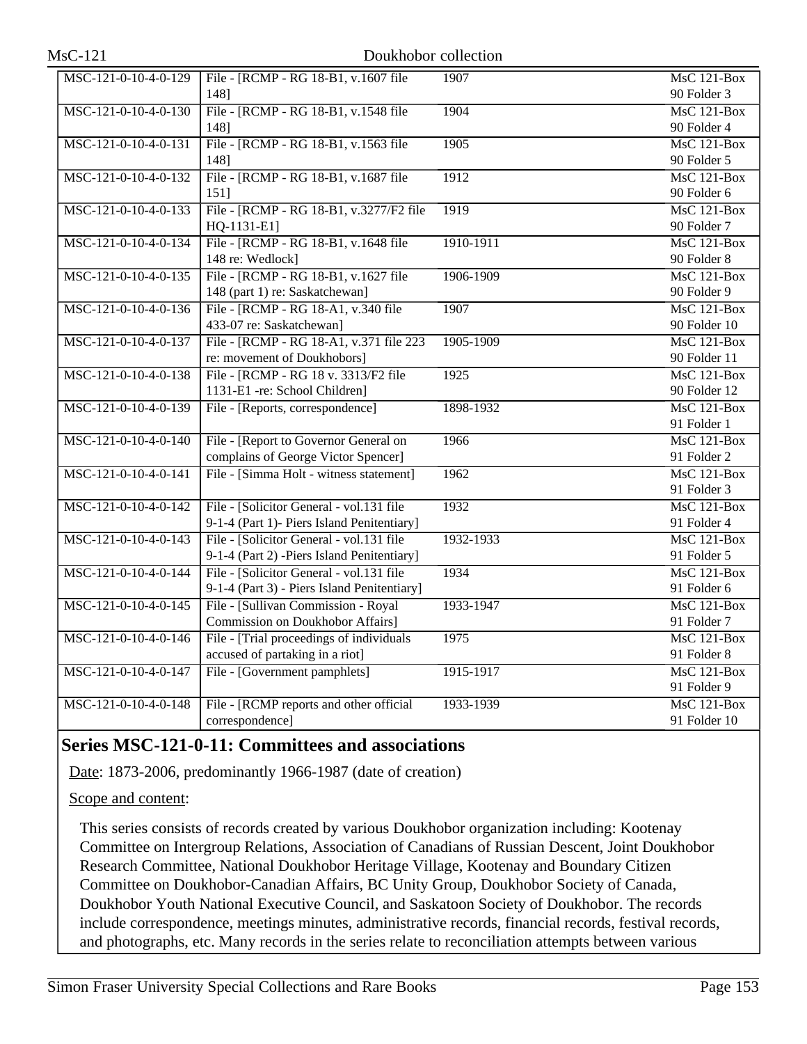| | | | |
|---|---|---|---|
| MSC-121-0-10-4-0-129 | File - [RCMP - RG 18-B1, v.1607 file 148] | 1907 | MsC 121-Box 90 Folder 3 |
| MSC-121-0-10-4-0-130 | File - [RCMP - RG 18-B1, v.1548 file 148] | 1904 | MsC 121-Box 90 Folder 4 |
| MSC-121-0-10-4-0-131 | File - [RCMP - RG 18-B1, v.1563 file 148] | 1905 | MsC 121-Box 90 Folder 5 |
| MSC-121-0-10-4-0-132 | File - [RCMP - RG 18-B1, v.1687 file 151] | 1912 | MsC 121-Box 90 Folder 6 |
| MSC-121-0-10-4-0-133 | File - [RCMP - RG 18-B1, v.3277/F2 file HQ-1131-E1] | 1919 | MsC 121-Box 90 Folder 7 |
| MSC-121-0-10-4-0-134 | File - [RCMP - RG 18-B1, v.1648 file 148 re: Wedlock] | 1910-1911 | MsC 121-Box 90 Folder 8 |
| MSC-121-0-10-4-0-135 | File - [RCMP - RG 18-B1, v.1627 file 148 (part 1) re: Saskatchewan] | 1906-1909 | MsC 121-Box 90 Folder 9 |
| MSC-121-0-10-4-0-136 | File - [RCMP - RG 18-A1, v.340 file 433-07 re: Saskatchewan] | 1907 | MsC 121-Box 90 Folder 10 |
| MSC-121-0-10-4-0-137 | File - [RCMP - RG 18-A1, v.371 file 223 re: movement of Doukhobors] | 1905-1909 | MsC 121-Box 90 Folder 11 |
| MSC-121-0-10-4-0-138 | File - [RCMP - RG 18 v. 3313/F2 file 1131-E1 -re: School Children] | 1925 | MsC 121-Box 90 Folder 12 |
| MSC-121-0-10-4-0-139 | File - [Reports, correspondence] | 1898-1932 | MsC 121-Box 91 Folder 1 |
| MSC-121-0-10-4-0-140 | File - [Report to Governor General on complains of George Victor Spencer] | 1966 | MsC 121-Box 91 Folder 2 |
| MSC-121-0-10-4-0-141 | File - [Simma Holt - witness statement] | 1962 | MsC 121-Box 91 Folder 3 |
| MSC-121-0-10-4-0-142 | File - [Solicitor General - vol.131 file 9-1-4 (Part 1)- Piers Island Penitentiary] | 1932 | MsC 121-Box 91 Folder 4 |
| MSC-121-0-10-4-0-143 | File - [Solicitor General - vol.131 file 9-1-4 (Part 2) -Piers Island Penitentiary] | 1932-1933 | MsC 121-Box 91 Folder 5 |
| MSC-121-0-10-4-0-144 | File - [Solicitor General - vol.131 file 9-1-4 (Part 3) - Piers Island Penitentiary] | 1934 | MsC 121-Box 91 Folder 6 |
| MSC-121-0-10-4-0-145 | File - [Sullivan Commission - Royal Commission on Doukhobor Affairs] | 1933-1947 | MsC 121-Box 91 Folder 7 |
| MSC-121-0-10-4-0-146 | File - [Trial proceedings of individuals accused of partaking in a riot] | 1975 | MsC 121-Box 91 Folder 8 |
| MSC-121-0-10-4-0-147 | File - [Government pamphlets] | 1915-1917 | MsC 121-Box 91 Folder 9 |
| MSC-121-0-10-4-0-148 | File - [RCMP reports and other official correspondence] | 1933-1939 | MsC 121-Box 91 Folder 10 |

## Series MSC-121-0-11: Committees and associations

Date: 1873-2006, predominantly 1966-1987 (date of creation)

Scope and content:

This series consists of records created by various Doukhobor organization including: Kootenay Committee on Intergroup Relations, Association of Canadians of Russian Descent, Joint Doukhobor Research Committee, National Doukhobor Heritage Village, Kootenay and Boundary Citizen Committee on Doukhobor-Canadian Affairs, BC Unity Group, Doukhobor Society of Canada, Doukhobor Youth National Executive Council, and Saskatoon Society of Doukhobor. The records include correspondence, meetings minutes, administrative records, financial records, festival records, and photographs, etc. Many records in the series relate to reconciliation attempts between various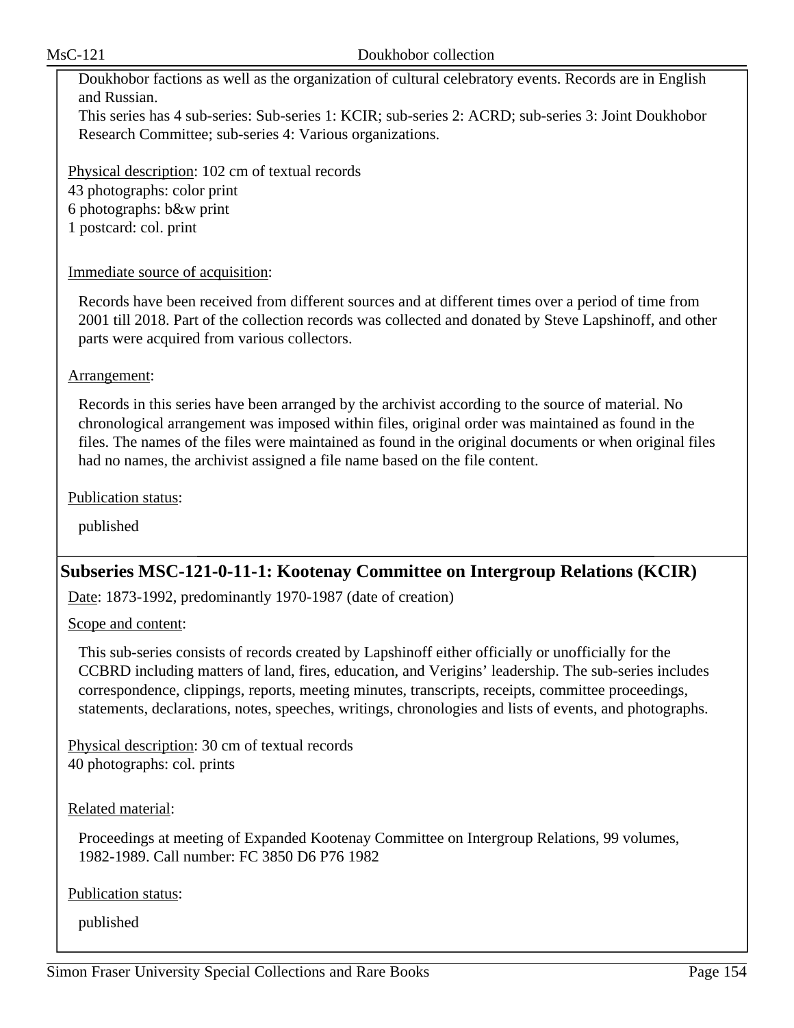Doukhobor factions as well as the organization of cultural celebratory events. Records are in English and Russian.

This series has 4 sub-series: Sub-series 1: KCIR; sub-series 2: ACRD; sub-series 3: Joint Doukhobor Research Committee; sub-series 4: Various organizations.

Physical description: 102 cm of textual records
43 photographs: color print
6 photographs: b&w print
1 postcard: col. print

Immediate source of acquisition:

Records have been received from different sources and at different times over a period of time from 2001 till 2018. Part of the collection records was collected and donated by Steve Lapshinoff, and other parts were acquired from various collectors.

Arrangement:

Records in this series have been arranged by the archivist according to the source of material. No chronological arrangement was imposed within files, original order was maintained as found in the files. The names of the files were maintained as found in the original documents or when original files had no names, the archivist assigned a file name based on the file content.

Publication status:

published

## Subseries MSC-121-0-11-1: Kootenay Committee on Intergroup Relations (KCIR)

Date: 1873-1992, predominantly 1970-1987 (date of creation)

Scope and content:

This sub-series consists of records created by Lapshinoff either officially or unofficially for the CCBRD including matters of land, fires, education, and Verigins' leadership. The sub-series includes correspondence, clippings, reports, meeting minutes, transcripts, receipts, committee proceedings, statements, declarations, notes, speeches, writings, chronologies and lists of events, and photographs.

Physical description: 30 cm of textual records
40 photographs: col. prints

Related material:

Proceedings at meeting of Expanded Kootenay Committee on Intergroup Relations, 99 volumes, 1982-1989. Call number: FC 3850 D6 P76 1982

Publication status:

published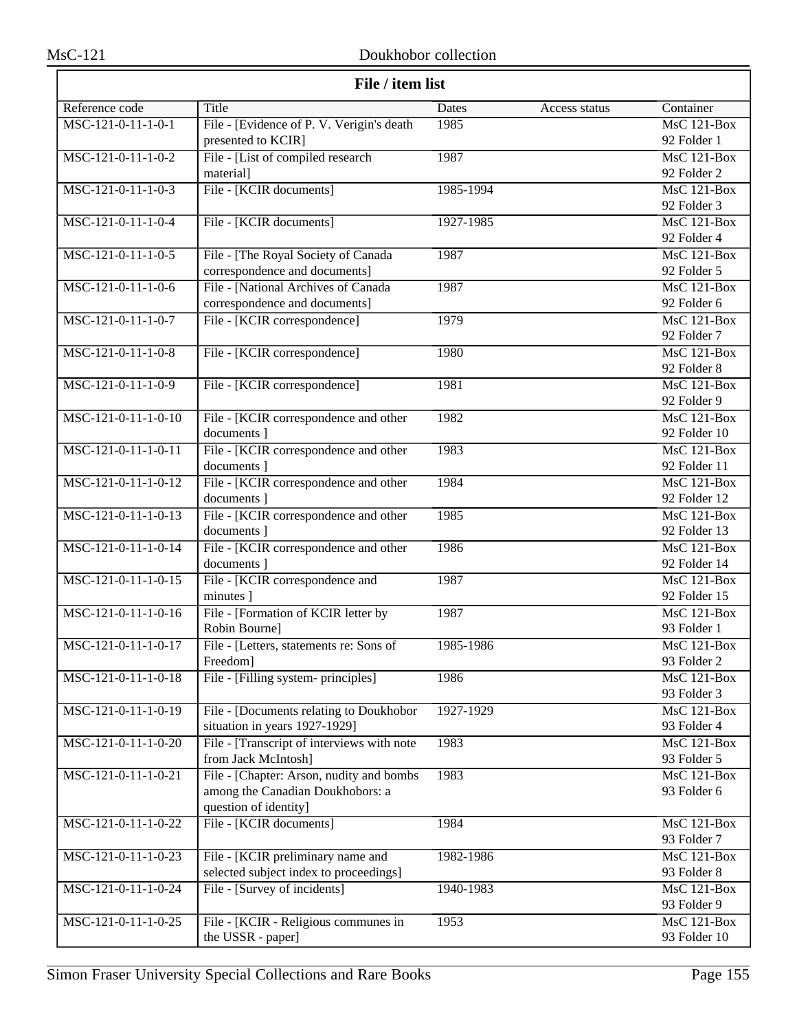## File / item list

| Reference code | Title | Dates | Access status | Container |
|---|---|---|---|---|
| MSC-121-0-11-1-0-1 | File - [Evidence of P. V. Verigin's death presented to KCIR] | 1985 | | MsC 121-Box 92 Folder 1 |
| MSC-121-0-11-1-0-2 | File - [List of compiled research material] | 1987 | | MsC 121-Box 92 Folder 2 |
| MSC-121-0-11-1-0-3 | File - [KCIR documents] | 1985-1994 | | MsC 121-Box 92 Folder 3 |
| MSC-121-0-11-1-0-4 | File - [KCIR documents] | 1927-1985 | | MsC 121-Box 92 Folder 4 |
| MSC-121-0-11-1-0-5 | File - [The Royal Society of Canada correspondence and documents] | 1987 | | MsC 121-Box 92 Folder 5 |
| MSC-121-0-11-1-0-6 | File - [National Archives of Canada correspondence and documents] | 1987 | | MsC 121-Box 92 Folder 6 |
| MSC-121-0-11-1-0-7 | File - [KCIR correspondence] | 1979 | | MsC 121-Box 92 Folder 7 |
| MSC-121-0-11-1-0-8 | File - [KCIR correspondence] | 1980 | | MsC 121-Box 92 Folder 8 |
| MSC-121-0-11-1-0-9 | File - [KCIR correspondence] | 1981 | | MsC 121-Box 92 Folder 9 |
| MSC-121-0-11-1-0-10 | File - [KCIR correspondence and other documents ] | 1982 | | MsC 121-Box 92 Folder 10 |
| MSC-121-0-11-1-0-11 | File - [KCIR correspondence and other documents ] | 1983 | | MsC 121-Box 92 Folder 11 |
| MSC-121-0-11-1-0-12 | File - [KCIR correspondence and other documents ] | 1984 | | MsC 121-Box 92 Folder 12 |
| MSC-121-0-11-1-0-13 | File - [KCIR correspondence and other documents ] | 1985 | | MsC 121-Box 92 Folder 13 |
| MSC-121-0-11-1-0-14 | File - [KCIR correspondence and other documents ] | 1986 | | MsC 121-Box 92 Folder 14 |
| MSC-121-0-11-1-0-15 | File - [KCIR correspondence and minutes ] | 1987 | | MsC 121-Box 92 Folder 15 |
| MSC-121-0-11-1-0-16 | File - [Formation of KCIR letter by Robin Bourne] | 1987 | | MsC 121-Box 93 Folder 1 |
| MSC-121-0-11-1-0-17 | File - [Letters, statements re: Sons of Freedom] | 1985-1986 | | MsC 121-Box 93 Folder 2 |
| MSC-121-0-11-1-0-18 | File - [Filling system- principles] | 1986 | | MsC 121-Box 93 Folder 3 |
| MSC-121-0-11-1-0-19 | File - [Documents relating to Doukhobor situation in years 1927-1929] | 1927-1929 | | MsC 121-Box 93 Folder 4 |
| MSC-121-0-11-1-0-20 | File - [Transcript of interviews with note from Jack McIntosh] | 1983 | | MsC 121-Box 93 Folder 5 |
| MSC-121-0-11-1-0-21 | File - [Chapter: Arson, nudity and bombs among the Canadian Doukhobors: a question of identity] | 1983 | | MsC 121-Box 93 Folder 6 |
| MSC-121-0-11-1-0-22 | File - [KCIR documents] | 1984 | | MsC 121-Box 93 Folder 7 |
| MSC-121-0-11-1-0-23 | File - [KCIR preliminary name and selected subject index to proceedings] | 1982-1986 | | MsC 121-Box 93 Folder 8 |
| MSC-121-0-11-1-0-24 | File - [Survey of incidents] | 1940-1983 | | MsC 121-Box 93 Folder 9 |
| MSC-121-0-11-1-0-25 | File - [KCIR - Religious communes in the USSR - paper] | 1953 | | MsC 121-Box 93 Folder 10 |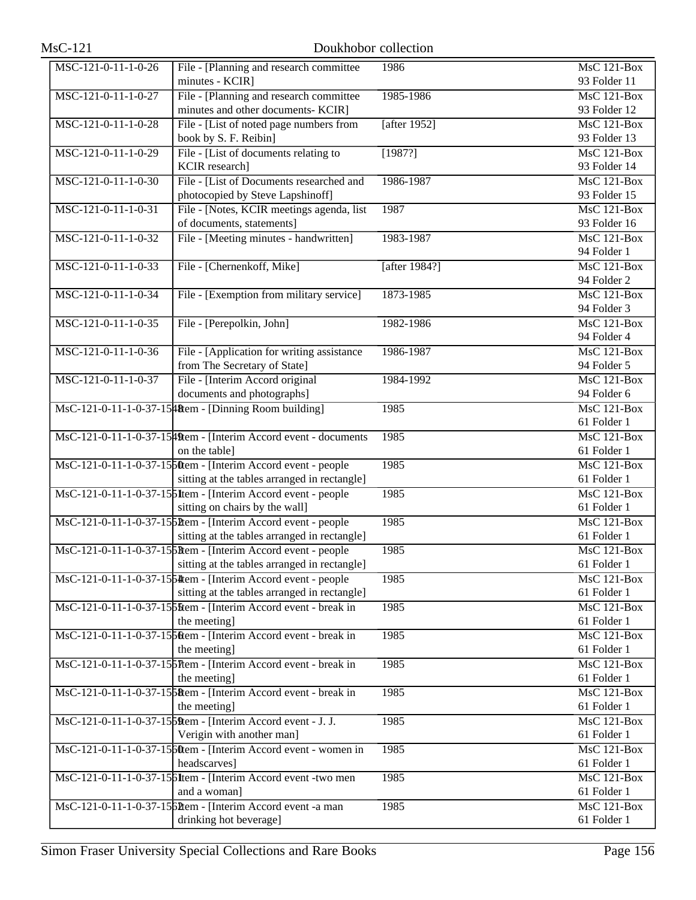| | | | |
|---|---|---|---|
| MSC-121-0-11-1-0-26 | File - [Planning and research committee minutes - KCIR] | 1986 | MsC 121-Box 93 Folder 11 |
| MSC-121-0-11-1-0-27 | File - [Planning and research committee minutes and other documents- KCIR] | 1985-1986 | MsC 121-Box 93 Folder 12 |
| MSC-121-0-11-1-0-28 | File - [List of noted page numbers from book by S. F. Reibin] | [after 1952] | MsC 121-Box 93 Folder 13 |
| MSC-121-0-11-1-0-29 | File - [List of documents relating to KCIR research] | [1987?] | MsC 121-Box 93 Folder 14 |
| MSC-121-0-11-1-0-30 | File - [List of Documents researched and photocopied by Steve Lapshinoff] | 1986-1987 | MsC 121-Box 93 Folder 15 |
| MSC-121-0-11-1-0-31 | File - [Notes, KCIR meetings agenda, list of documents, statements] | 1987 | MsC 121-Box 93 Folder 16 |
| MSC-121-0-11-1-0-32 | File - [Meeting minutes - handwritten] | 1983-1987 | MsC 121-Box 94 Folder 1 |
| MSC-121-0-11-1-0-33 | File - [Chernenkoff, Mike] | [after 1984?] | MsC 121-Box 94 Folder 2 |
| MSC-121-0-11-1-0-34 | File - [Exemption from military service] | 1873-1985 | MsC 121-Box 94 Folder 3 |
| MSC-121-0-11-1-0-35 | File - [Perepolkin, John] | 1982-1986 | MsC 121-Box 94 Folder 4 |
| MSC-121-0-11-1-0-36 | File - [Application for writing assistance from The Secretary of State] | 1986-1987 | MsC 121-Box 94 Folder 5 |
| MSC-121-0-11-1-0-37 | File - [Interim Accord original documents and photographs] | 1984-1992 | MsC 121-Box 94 Folder 6 |
| MsC-121-0-11-1-0-37-1548 | Item - [Dinning Room building] | 1985 | MsC 121-Box 61 Folder 1 |
| MsC-121-0-11-1-0-37-1549 | Item - [Interim Accord event - documents on the table] | 1985 | MsC 121-Box 61 Folder 1 |
| MsC-121-0-11-1-0-37-1550 | Item - [Interim Accord event - people sitting at the tables arranged in rectangle] | 1985 | MsC 121-Box 61 Folder 1 |
| MsC-121-0-11-1-0-37-1551 | Item - [Interim Accord event - people sitting on chairs by the wall] | 1985 | MsC 121-Box 61 Folder 1 |
| MsC-121-0-11-1-0-37-1552 | Item - [Interim Accord event - people sitting at the tables arranged in rectangle] | 1985 | MsC 121-Box 61 Folder 1 |
| MsC-121-0-11-1-0-37-1553 | Item - [Interim Accord event - people sitting at the tables arranged in rectangle] | 1985 | MsC 121-Box 61 Folder 1 |
| MsC-121-0-11-1-0-37-1554 | Item - [Interim Accord event - people sitting at the tables arranged in rectangle] | 1985 | MsC 121-Box 61 Folder 1 |
| MsC-121-0-11-1-0-37-1555 | Item - [Interim Accord event - break in the meeting] | 1985 | MsC 121-Box 61 Folder 1 |
| MsC-121-0-11-1-0-37-1556 | Item - [Interim Accord event - break in the meeting] | 1985 | MsC 121-Box 61 Folder 1 |
| MsC-121-0-11-1-0-37-1557 | Item - [Interim Accord event - break in the meeting] | 1985 | MsC 121-Box 61 Folder 1 |
| MsC-121-0-11-1-0-37-1558 | Item - [Interim Accord event - break in the meeting] | 1985 | MsC 121-Box 61 Folder 1 |
| MsC-121-0-11-1-0-37-1559 | Item - [Interim Accord event - J. J. Verigin with another man] | 1985 | MsC 121-Box 61 Folder 1 |
| MsC-121-0-11-1-0-37-1560 | Item - [Interim Accord event - women in headscarves] | 1985 | MsC 121-Box 61 Folder 1 |
| MsC-121-0-11-1-0-37-1561 | Item - [Interim Accord event -two men and a woman] | 1985 | MsC 121-Box 61 Folder 1 |
| MsC-121-0-11-1-0-37-1562 | Item - [Interim Accord event -a man drinking hot beverage] | 1985 | MsC 121-Box 61 Folder 1 |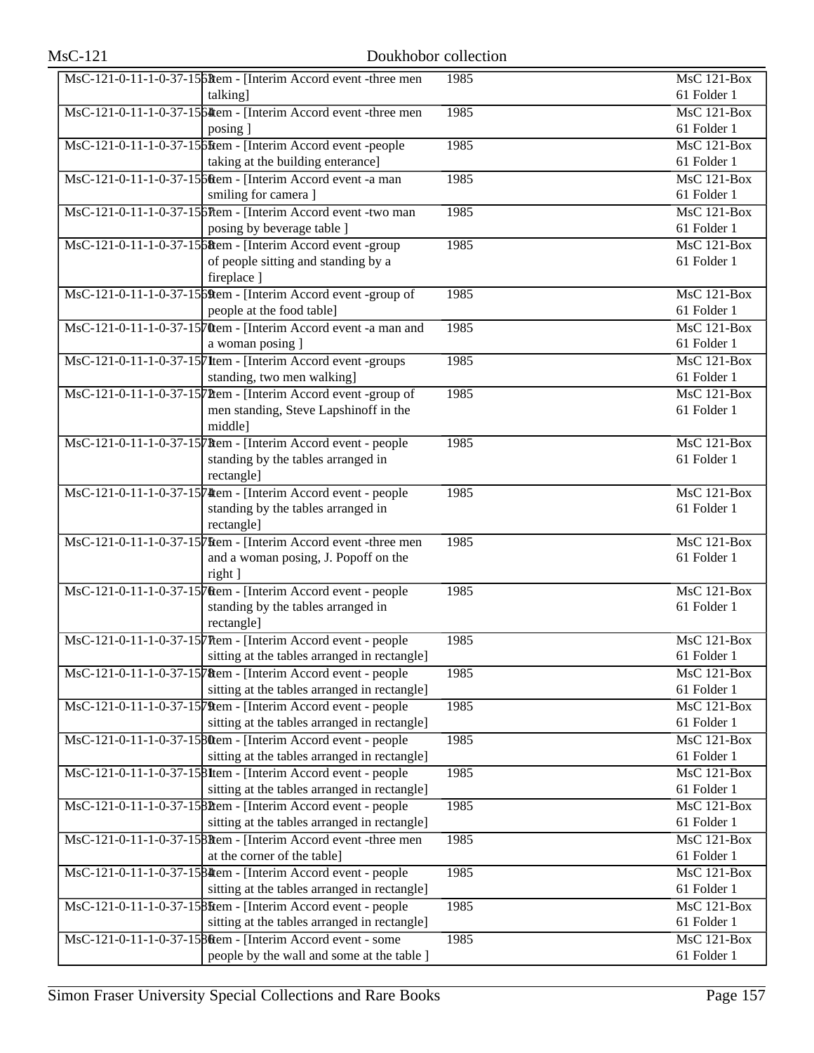| | | | |
|---|---|---|---|
| MsC-121-0-11-1-0-37-1563 | Item - [Interim Accord event -three men talking] | 1985 | MsC 121-Box 61 Folder 1 |
| MsC-121-0-11-1-0-37-1564 | Item - [Interim Accord event -three men posing ] | 1985 | MsC 121-Box 61 Folder 1 |
| MsC-121-0-11-1-0-37-1565 | Item - [Interim Accord event -people taking at the building enterance] | 1985 | MsC 121-Box 61 Folder 1 |
| MsC-121-0-11-1-0-37-1566 | Item - [Interim Accord event -a man smiling for camera ] | 1985 | MsC 121-Box 61 Folder 1 |
| MsC-121-0-11-1-0-37-1567 | Item - [Interim Accord event -two man posing by beverage table ] | 1985 | MsC 121-Box 61 Folder 1 |
| MsC-121-0-11-1-0-37-1568 | Item - [Interim Accord event -group of people sitting and standing by a fireplace ] | 1985 | MsC 121-Box 61 Folder 1 |
| MsC-121-0-11-1-0-37-1569 | Item - [Interim Accord event -group of people at the food table] | 1985 | MsC 121-Box 61 Folder 1 |
| MsC-121-0-11-1-0-37-1570 | Item - [Interim Accord event -a man and a woman posing ] | 1985 | MsC 121-Box 61 Folder 1 |
| MsC-121-0-11-1-0-37-1571 | Item - [Interim Accord event -groups standing, two men walking] | 1985 | MsC 121-Box 61 Folder 1 |
| MsC-121-0-11-1-0-37-1572 | Item - [Interim Accord event -group of men standing, Steve Lapshinoff in the middle] | 1985 | MsC 121-Box 61 Folder 1 |
| MsC-121-0-11-1-0-37-1573 | Item - [Interim Accord event - people standing by the tables arranged in rectangle] | 1985 | MsC 121-Box 61 Folder 1 |
| MsC-121-0-11-1-0-37-1574 | Item - [Interim Accord event - people standing by the tables arranged in rectangle] | 1985 | MsC 121-Box 61 Folder 1 |
| MsC-121-0-11-1-0-37-1575 | Item - [Interim Accord event -three men and a woman posing, J. Popoff on the right ] | 1985 | MsC 121-Box 61 Folder 1 |
| MsC-121-0-11-1-0-37-1576 | Item - [Interim Accord event - people standing by the tables arranged in rectangle] | 1985 | MsC 121-Box 61 Folder 1 |
| MsC-121-0-11-1-0-37-1577 | Item - [Interim Accord event - people sitting at the tables arranged in rectangle] | 1985 | MsC 121-Box 61 Folder 1 |
| MsC-121-0-11-1-0-37-1578 | Item - [Interim Accord event - people sitting at the tables arranged in rectangle] | 1985 | MsC 121-Box 61 Folder 1 |
| MsC-121-0-11-1-0-37-1579 | Item - [Interim Accord event - people sitting at the tables arranged in rectangle] | 1985 | MsC 121-Box 61 Folder 1 |
| MsC-121-0-11-1-0-37-1580 | Item - [Interim Accord event - people sitting at the tables arranged in rectangle] | 1985 | MsC 121-Box 61 Folder 1 |
| MsC-121-0-11-1-0-37-1581 | Item - [Interim Accord event - people sitting at the tables arranged in rectangle] | 1985 | MsC 121-Box 61 Folder 1 |
| MsC-121-0-11-1-0-37-1582 | Item - [Interim Accord event - people sitting at the tables arranged in rectangle] | 1985 | MsC 121-Box 61 Folder 1 |
| MsC-121-0-11-1-0-37-1583 | Item - [Interim Accord event -three men at the corner of the table] | 1985 | MsC 121-Box 61 Folder 1 |
| MsC-121-0-11-1-0-37-1584 | Item - [Interim Accord event - people sitting at the tables arranged in rectangle] | 1985 | MsC 121-Box 61 Folder 1 |
| MsC-121-0-11-1-0-37-1585 | Item - [Interim Accord event - people sitting at the tables arranged in rectangle] | 1985 | MsC 121-Box 61 Folder 1 |
| MsC-121-0-11-1-0-37-1586 | Item - [Interim Accord event - some people by the wall and some at the table ] | 1985 | MsC 121-Box 61 Folder 1 |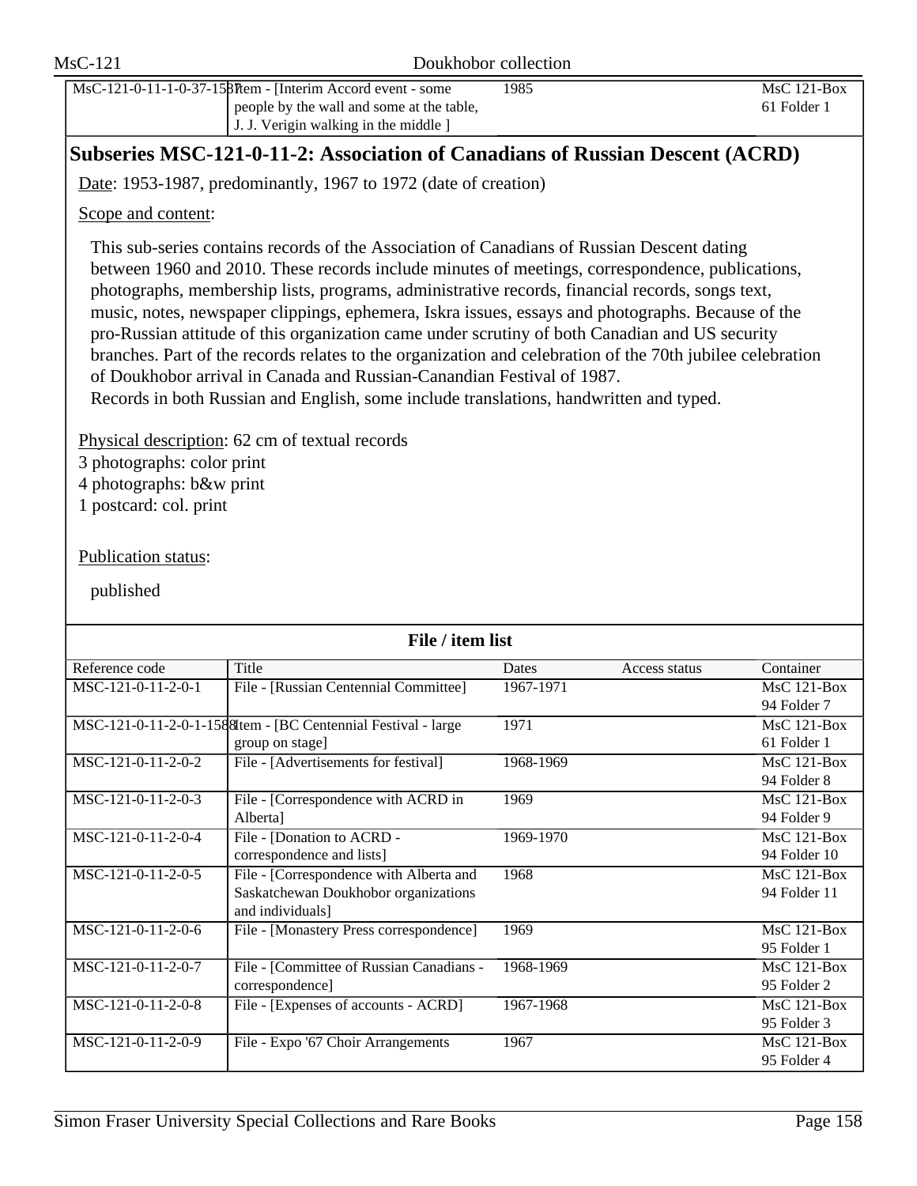| MsC-121-0-11-1-0-37-1587 | Item - [Interim Accord event - some people by the wall and some at the table, J. J. Verigin walking in the middle ] | 1985 | | MsC 121-Box 61 Folder 1 |
|---|---|---|---|---|

## Subseries MSC-121-0-11-2: Association of Canadians of Russian Descent (ACRD)

Date: 1953-1987, predominantly, 1967 to 1972 (date of creation)

Scope and content:

This sub-series contains records of the Association of Canadians of Russian Descent dating between 1960 and 2010. These records include minutes of meetings, correspondence, publications, photographs, membership lists, programs, administrative records, financial records, songs text, music, notes, newspaper clippings, ephemera, Iskra issues, essays and photographs. Because of the pro-Russian attitude of this organization came under scrutiny of both Canadian and US security branches. Part of the records relates to the organization and celebration of the 70th jubilee celebration of Doukhobor arrival in Canada and Russian-Canandian Festival of 1987.
Records in both Russian and English, some include translations, handwritten and typed.

Physical description: 62 cm of textual records
3 photographs: color print
4 photographs: b&w print
1 postcard: col. print

Publication status:

published

**File / item list**

| Reference code | Title | Dates | Access status | Container |
|---|---|---|---|---|
| MSC-121-0-11-2-0-1 | File - [Russian Centennial Committee] | 1967-1971 | | MsC 121-Box 94 Folder 7 |
| MSC-121-0-11-2-0-1-1588 | Item - [BC Centennial Festival - large group on stage] | 1971 | | MsC 121-Box 61 Folder 1 |
| MSC-121-0-11-2-0-2 | File - [Advertisements for festival] | 1968-1969 | | MsC 121-Box 94 Folder 8 |
| MSC-121-0-11-2-0-3 | File - [Correspondence with ACRD in Alberta] | 1969 | | MsC 121-Box 94 Folder 9 |
| MSC-121-0-11-2-0-4 | File - [Donation to ACRD - correspondence and lists] | 1969-1970 | | MsC 121-Box 94 Folder 10 |
| MSC-121-0-11-2-0-5 | File - [Correspondence with Alberta and Saskatchewan Doukhobor organizations and individuals] | 1968 | | MsC 121-Box 94 Folder 11 |
| MSC-121-0-11-2-0-6 | File - [Monastery Press correspondence] | 1969 | | MsC 121-Box 95 Folder 1 |
| MSC-121-0-11-2-0-7 | File - [Committee of Russian Canadians - correspondence] | 1968-1969 | | MsC 121-Box 95 Folder 2 |
| MSC-121-0-11-2-0-8 | File - [Expenses of accounts - ACRD] | 1967-1968 | | MsC 121-Box 95 Folder 3 |
| MSC-121-0-11-2-0-9 | File - Expo '67 Choir Arrangements | 1967 | | MsC 121-Box 95 Folder 4 |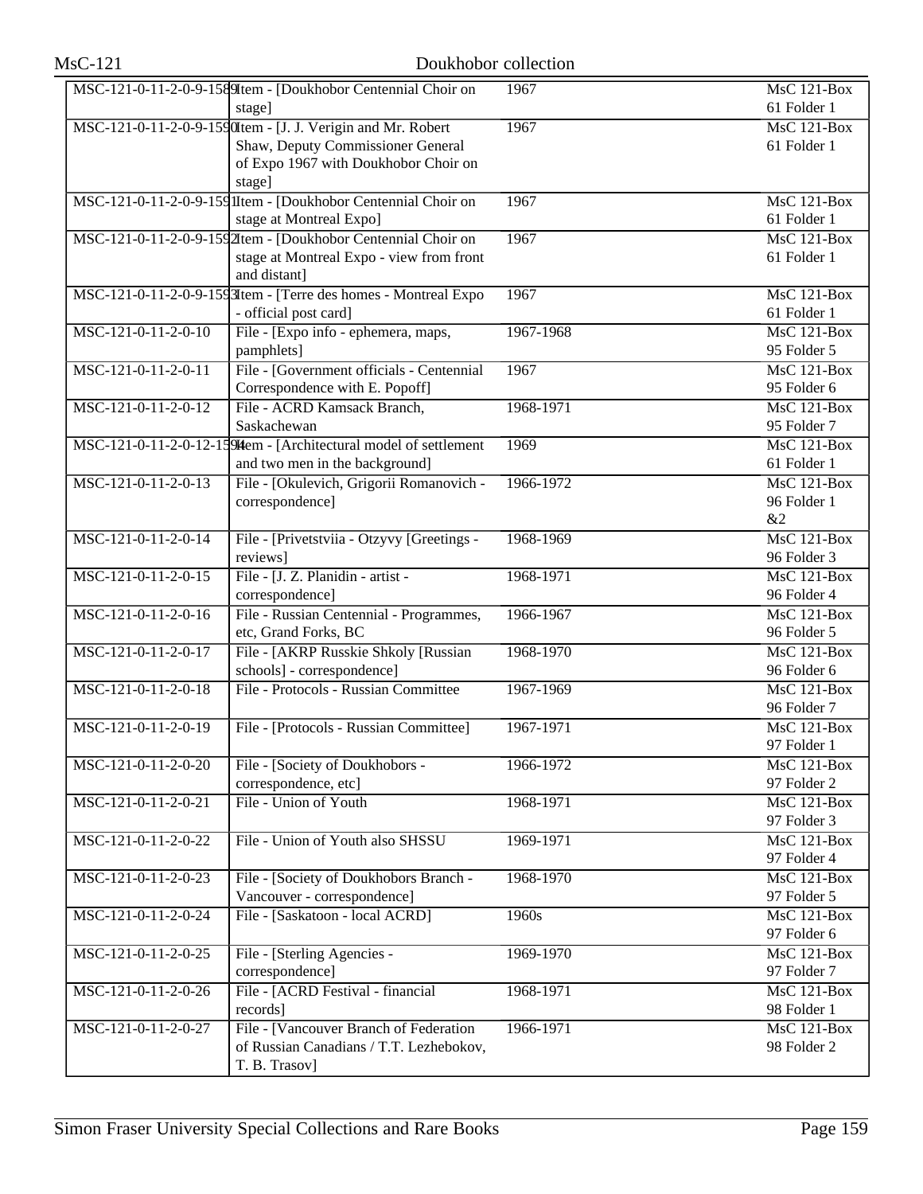| | | | |
|---|---|---|---|
| MSC-121-0-11-2-0-9-1589 | Item - [Doukhobor Centennial Choir on stage] | 1967 | MsC 121-Box 61 Folder 1 |
| MSC-121-0-11-2-0-9-1590 | Item - [J. J. Verigin and Mr. Robert Shaw, Deputy Commissioner General of Expo 1967 with Doukhobor Choir on stage] | 1967 | MsC 121-Box 61 Folder 1 |
| MSC-121-0-11-2-0-9-1591 | Item - [Doukhobor Centennial Choir on stage at Montreal Expo] | 1967 | MsC 121-Box 61 Folder 1 |
| MSC-121-0-11-2-0-9-1592 | Item - [Doukhobor Centennial Choir on stage at Montreal Expo - view from front and distant] | 1967 | MsC 121-Box 61 Folder 1 |
| MSC-121-0-11-2-0-9-1593 | Item - [Terre des homes - Montreal Expo - official post card] | 1967 | MsC 121-Box 61 Folder 1 |
| MSC-121-0-11-2-0-10 | File - [Expo info - ephemera, maps, pamphlets] | 1967-1968 | MsC 121-Box 95 Folder 5 |
| MSC-121-0-11-2-0-11 | File - [Government officials - Centennial Correspondence with E. Popoff] | 1967 | MsC 121-Box 95 Folder 6 |
| MSC-121-0-11-2-0-12 | File - ACRD Kamsack Branch, Saskachewan | 1968-1971 | MsC 121-Box 95 Folder 7 |
| MSC-121-0-11-2-0-12-1594 | Item - [Architectural model of settlement and two men in the background] | 1969 | MsC 121-Box 61 Folder 1 |
| MSC-121-0-11-2-0-13 | File - [Okulevich, Grigorii Romanovich - correspondence] | 1966-1972 | MsC 121-Box 96 Folder 1 &2 |
| MSC-121-0-11-2-0-14 | File - [Privetstviia - Otzyvy [Greetings - reviews] | 1968-1969 | MsC 121-Box 96 Folder 3 |
| MSC-121-0-11-2-0-15 | File - [J. Z. Planidin - artist - correspondence] | 1968-1971 | MsC 121-Box 96 Folder 4 |
| MSC-121-0-11-2-0-16 | File - Russian Centennial - Programmes, etc, Grand Forks, BC | 1966-1967 | MsC 121-Box 96 Folder 5 |
| MSC-121-0-11-2-0-17 | File - [AKRP Russkie Shkoly [Russian schools] - correspondence] | 1968-1970 | MsC 121-Box 96 Folder 6 |
| MSC-121-0-11-2-0-18 | File - Protocols - Russian Committee | 1967-1969 | MsC 121-Box 96 Folder 7 |
| MSC-121-0-11-2-0-19 | File - [Protocols - Russian Committee] | 1967-1971 | MsC 121-Box 97 Folder 1 |
| MSC-121-0-11-2-0-20 | File - [Society of Doukhobors - correspondence, etc] | 1966-1972 | MsC 121-Box 97 Folder 2 |
| MSC-121-0-11-2-0-21 | File - Union of Youth | 1968-1971 | MsC 121-Box 97 Folder 3 |
| MSC-121-0-11-2-0-22 | File - Union of Youth also SHSSU | 1969-1971 | MsC 121-Box 97 Folder 4 |
| MSC-121-0-11-2-0-23 | File - [Society of Doukhobors Branch - Vancouver - correspondence] | 1968-1970 | MsC 121-Box 97 Folder 5 |
| MSC-121-0-11-2-0-24 | File - [Saskatoon - local ACRD] | 1960s | MsC 121-Box 97 Folder 6 |
| MSC-121-0-11-2-0-25 | File - [Sterling Agencies - correspondence] | 1969-1970 | MsC 121-Box 97 Folder 7 |
| MSC-121-0-11-2-0-26 | File - [ACRD Festival - financial records] | 1968-1971 | MsC 121-Box 98 Folder 1 |
| MSC-121-0-11-2-0-27 | File - [Vancouver Branch of Federation of Russian Canadians / T.T. Lezhebokov, T. B. Trasov] | 1966-1971 | MsC 121-Box 98 Folder 2 |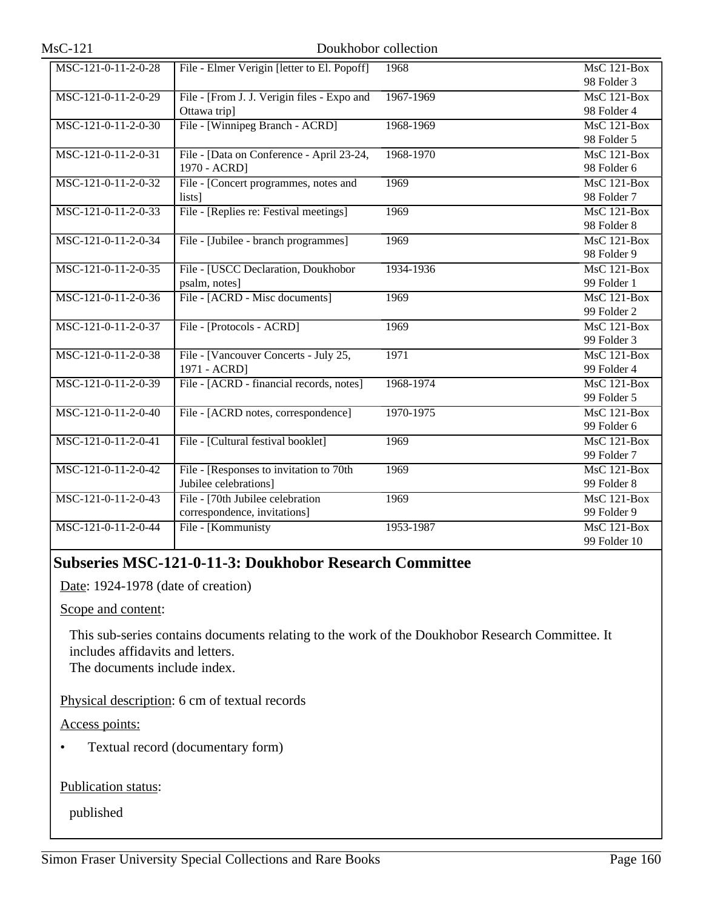| MSC-121-0-11-2-0-28 | File - Elmer Verigin [letter to El. Popoff] | 1968 | MsC 121-Box 98 Folder 3 |
|---|---|---|---|
| MSC-121-0-11-2-0-29 | File - [From J. J. Verigin files - Expo and Ottawa trip] | 1967-1969 | MsC 121-Box 98 Folder 4 |
| MSC-121-0-11-2-0-30 | File - [Winnipeg Branch - ACRD] | 1968-1969 | MsC 121-Box 98 Folder 5 |
| MSC-121-0-11-2-0-31 | File - [Data on Conference - April 23-24, 1970 - ACRD] | 1968-1970 | MsC 121-Box 98 Folder 6 |
| MSC-121-0-11-2-0-32 | File - [Concert programmes, notes and lists] | 1969 | MsC 121-Box 98 Folder 7 |
| MSC-121-0-11-2-0-33 | File - [Replies re: Festival meetings] | 1969 | MsC 121-Box 98 Folder 8 |
| MSC-121-0-11-2-0-34 | File - [Jubilee - branch programmes] | 1969 | MsC 121-Box 98 Folder 9 |
| MSC-121-0-11-2-0-35 | File - [USCC Declaration, Doukhobor psalm, notes] | 1934-1936 | MsC 121-Box 99 Folder 1 |
| MSC-121-0-11-2-0-36 | File - [ACRD - Misc documents] | 1969 | MsC 121-Box 99 Folder 2 |
| MSC-121-0-11-2-0-37 | File - [Protocols - ACRD] | 1969 | MsC 121-Box 99 Folder 3 |
| MSC-121-0-11-2-0-38 | File - [Vancouver Concerts - July 25, 1971 - ACRD] | 1971 | MsC 121-Box 99 Folder 4 |
| MSC-121-0-11-2-0-39 | File - [ACRD - financial records, notes] | 1968-1974 | MsC 121-Box 99 Folder 5 |
| MSC-121-0-11-2-0-40 | File - [ACRD notes, correspondence] | 1970-1975 | MsC 121-Box 99 Folder 6 |
| MSC-121-0-11-2-0-41 | File - [Cultural festival booklet] | 1969 | MsC 121-Box 99 Folder 7 |
| MSC-121-0-11-2-0-42 | File - [Responses to invitation to 70th Jubilee celebrations] | 1969 | MsC 121-Box 99 Folder 8 |
| MSC-121-0-11-2-0-43 | File - [70th Jubilee celebration correspondence, invitations] | 1969 | MsC 121-Box 99 Folder 9 |
| MSC-121-0-11-2-0-44 | File - [Kommunisty | 1953-1987 | MsC 121-Box 99 Folder 10 |

## Subseries MSC-121-0-11-3: Doukhobor Research Committee

Date: 1924-1978 (date of creation)

Scope and content:

This sub-series contains documents relating to the work of the Doukhobor Research Committee. It includes affidavits and letters.
The documents include index.

Physical description: 6 cm of textual records

Access points:

- Textual record (documentary form)

Publication status:

published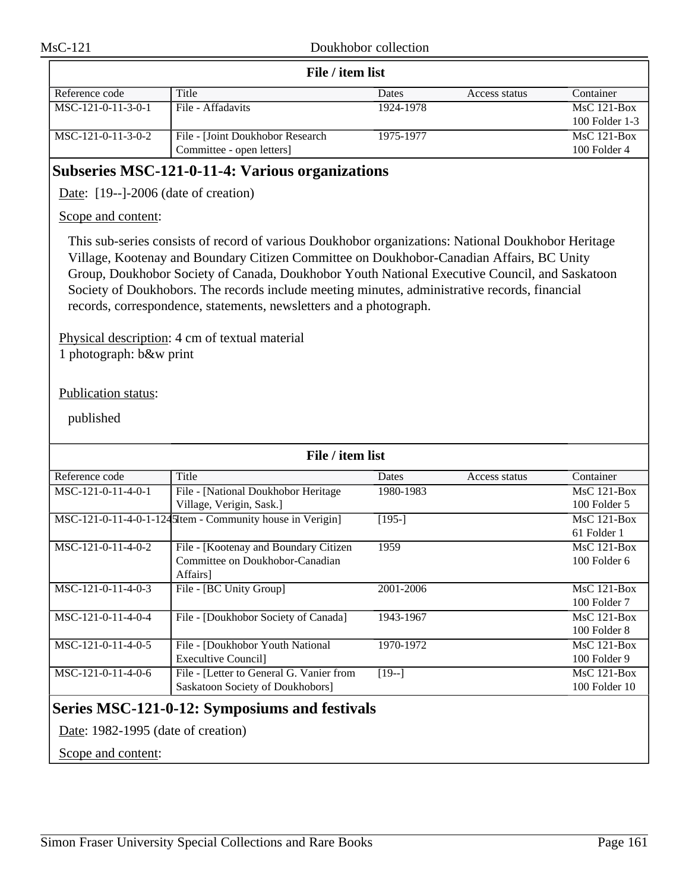| File / item list | | | | |
|---|---|---|---|---|
| Reference code | Title | Dates | Access status | Container |
| MSC-121-0-11-3-0-1 | File - Affadavits | 1924-1978 | | MsC 121-Box 100 Folder 1-3 |
| MSC-121-0-11-3-0-2 | File - [Joint Doukhobor Research Committee - open letters] | 1975-1977 | | MsC 121-Box 100 Folder 4 |

## Subseries MSC-121-0-11-4: Various organizations

Date: [19--]-2006 (date of creation)

Scope and content:

This sub-series consists of record of various Doukhobor organizations: National Doukhobor Heritage Village, Kootenay and Boundary Citizen Committee on Doukhobor-Canadian Affairs, BC Unity Group, Doukhobor Society of Canada, Doukhobor Youth National Executive Council, and Saskatoon Society of Doukhobors. The records include meeting minutes, administrative records, financial records, correspondence, statements, newsletters and a photograph.

Physical description: 4 cm of textual material
1 photograph: b&w print

Publication status:

published

| File / item list | | | | |
|---|---|---|---|---|
| Reference code | Title | Dates | Access status | Container |
| MSC-121-0-11-4-0-1 | File - [National Doukhobor Heritage Village, Verigin, Sask.] | 1980-1983 | | MsC 121-Box 100 Folder 5 |
| MSC-121-0-11-4-0-1-1245 | Item - Community house in Verigin] | [195-] | | MsC 121-Box 61 Folder 1 |
| MSC-121-0-11-4-0-2 | File - [Kootenay and Boundary Citizen Committee on Doukhobor-Canadian Affairs] | 1959 | | MsC 121-Box 100 Folder 6 |
| MSC-121-0-11-4-0-3 | File - [BC Unity Group] | 2001-2006 | | MsC 121-Box 100 Folder 7 |
| MSC-121-0-11-4-0-4 | File - [Doukhobor Society of Canada] | 1943-1967 | | MsC 121-Box 100 Folder 8 |
| MSC-121-0-11-4-0-5 | File - [Doukhobor Youth National Execultive Council] | 1970-1972 | | MsC 121-Box 100 Folder 9 |
| MSC-121-0-11-4-0-6 | File - [Letter to General G. Vanier from Saskatoon Society of Doukhobors] | [19--] | | MsC 121-Box 100 Folder 10 |

## Series MSC-121-0-12: Symposiums and festivals

Date: 1982-1995 (date of creation)

Scope and content: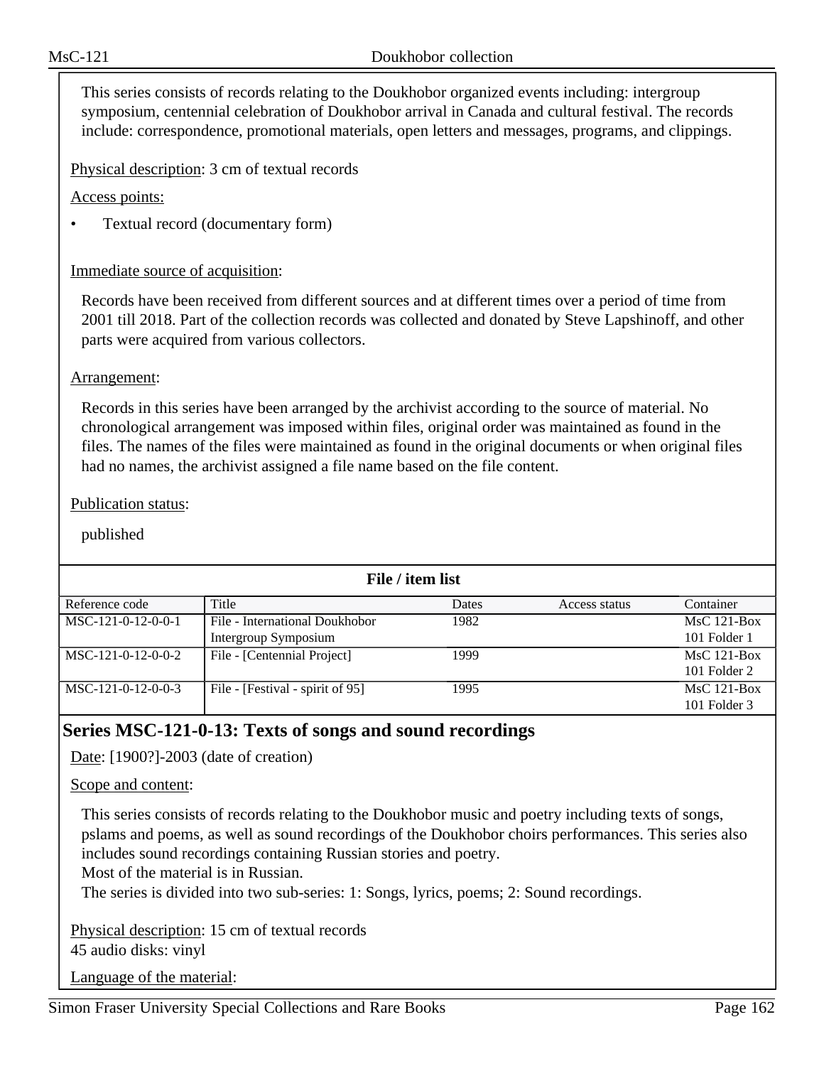This series consists of records relating to the Doukhobor organized events including: intergroup symposium, centennial celebration of Doukhobor arrival in Canada and cultural festival. The records include: correspondence, promotional materials, open letters and messages, programs, and clippings.

Physical description: 3 cm of textual records

Access points:

- Textual record (documentary form)

Immediate source of acquisition:

Records have been received from different sources and at different times over a period of time from 2001 till 2018. Part of the collection records was collected and donated by Steve Lapshinoff, and other parts were acquired from various collectors.

Arrangement:

Records in this series have been arranged by the archivist according to the source of material. No chronological arrangement was imposed within files, original order was maintained as found in the files. The names of the files were maintained as found in the original documents or when original files had no names, the archivist assigned a file name based on the file content.

Publication status:

published

**File / item list**

| Reference code | Title | Dates | Access status | Container |
|---|---|---|---|---|
| MSC-121-0-12-0-0-1 | File - International Doukhobor Intergroup Symposium | 1982 | | MsC 121-Box 101 Folder 1 |
| MSC-121-0-12-0-0-2 | File - [Centennial Project] | 1999 | | MsC 121-Box 101 Folder 2 |
| MSC-121-0-12-0-0-3 | File - [Festival - spirit of 95] | 1995 | | MsC 121-Box 101 Folder 3 |

## Series MSC-121-0-13: Texts of songs and sound recordings

Date: [1900?]-2003 (date of creation)

Scope and content:

This series consists of records relating to the Doukhobor music and poetry including texts of songs, pslams and poems, as well as sound recordings of the Doukhobor choirs performances. This series also includes sound recordings containing Russian stories and poetry.
Most of the material is in Russian.
The series is divided into two sub-series: 1: Songs, lyrics, poems; 2: Sound recordings.

Physical description: 15 cm of textual records
45 audio disks: vinyl

Language of the material: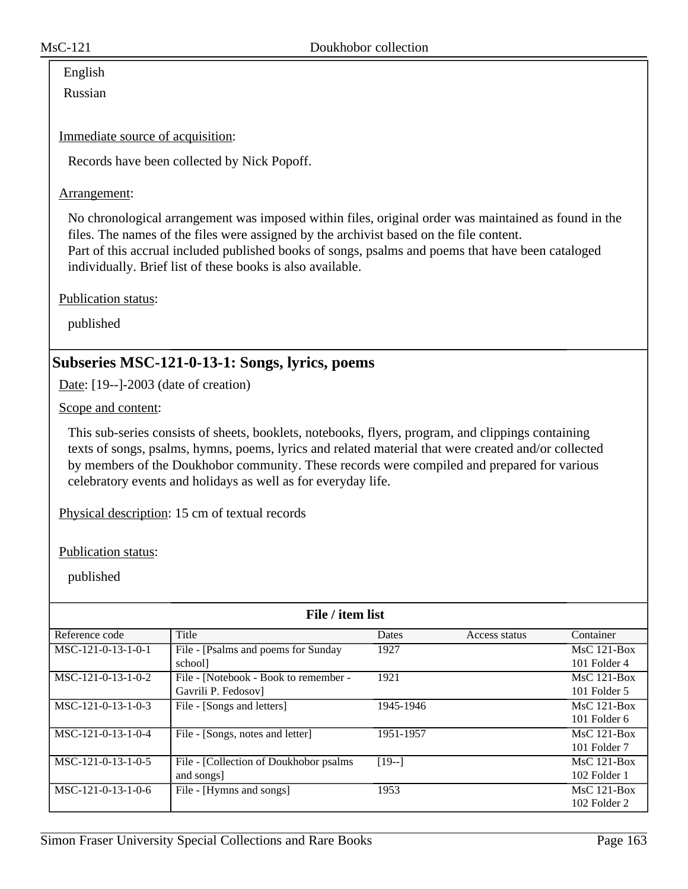English

Russian

Immediate source of acquisition:

Records have been collected by Nick Popoff.

Arrangement:

No chronological arrangement was imposed within files, original order was maintained as found in the files. The names of the files were assigned by the archivist based on the file content.
Part of this accrual included published books of songs, psalms and poems that have been cataloged individually. Brief list of these books is also available.

Publication status:

published

## Subseries MSC-121-0-13-1: Songs, lyrics, poems

Date: [19--]-2003 (date of creation)

Scope and content:

This sub-series consists of sheets, booklets, notebooks, flyers, program, and clippings containing texts of songs, psalms, hymns, poems, lyrics and related material that were created and/or collected by members of the Doukhobor community. These records were compiled and prepared for various celebratory events and holidays as well as for everyday life.

Physical description: 15 cm of textual records

Publication status:

published

**File / item list**

| Reference code | Title | Dates | Access status | Container |
|---|---|---|---|---|
| MSC-121-0-13-1-0-1 | File - [Psalms and poems for Sunday school] | 1927 | | MsC 121-Box 101 Folder 4 |
| MSC-121-0-13-1-0-2 | File - [Notebook - Book to remember - Gavrili P. Fedosov] | 1921 | | MsC 121-Box 101 Folder 5 |
| MSC-121-0-13-1-0-3 | File - [Songs and letters] | 1945-1946 | | MsC 121-Box 101 Folder 6 |
| MSC-121-0-13-1-0-4 | File - [Songs, notes and letter] | 1951-1957 | | MsC 121-Box 101 Folder 7 |
| MSC-121-0-13-1-0-5 | File - [Collection of Doukhobor psalms and songs] | [19--] | | MsC 121-Box 102 Folder 1 |
| MSC-121-0-13-1-0-6 | File - [Hymns and songs] | 1953 | | MsC 121-Box 102 Folder 2 |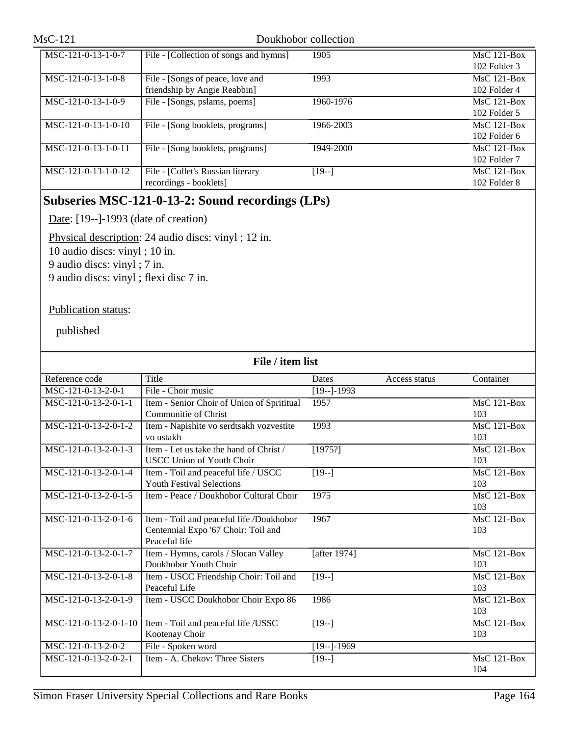| | | | | |
|---|---|---|---|---|
| MSC-121-0-13-1-0-7 | File - [Collection of songs and hymns] | 1905 | | MsC 121-Box 102 Folder 3 |
| MSC-121-0-13-1-0-8 | File - [Songs of peace, love and friendship by Angie Reabbin] | 1993 | | MsC 121-Box 102 Folder 4 |
| MSC-121-0-13-1-0-9 | File - [Songs, pslams, poems] | 1960-1976 | | MsC 121-Box 102 Folder 5 |
| MSC-121-0-13-1-0-10 | File - [Song booklets, programs] | 1966-2003 | | MsC 121-Box 102 Folder 6 |
| MSC-121-0-13-1-0-11 | File - [Song booklets, programs] | 1949-2000 | | MsC 121-Box 102 Folder 7 |
| MSC-121-0-13-1-0-12 | File - [Collet's Russian literary recordings - booklets] | [19--] | | MsC 121-Box 102 Folder 8 |

## Subseries MSC-121-0-13-2: Sound recordings (LPs)

Date: [19--]-1993 (date of creation)

Physical description: 24 audio discs: vinyl ; 12 in.
10 audio discs: vinyl ; 10 in.
9 audio discs: vinyl ; 7 in.
9 audio discs: vinyl ; flexi disc 7 in.

Publication status:

published

**File / item list**

| Reference code | Title | Dates | Access status | Container |
|---|---|---|---|---|
| MSC-121-0-13-2-0-1 | File - Choir music | [19--]-1993 | | |
| MSC-121-0-13-2-0-1-1 | Item - Senior Choir of Union of Sprititual Communitie of Christ | 1957 | | MsC 121-Box 103 |
| MSC-121-0-13-2-0-1-2 | Item - Napishite vo serdtsakh vozvestite vo ustakh | 1993 | | MsC 121-Box 103 |
| MSC-121-0-13-2-0-1-3 | Item - Let us take the hand of Christ / USCC Union of Youth Choir | [1975?] | | MsC 121-Box 103 |
| MSC-121-0-13-2-0-1-4 | Item - Toil and peaceful life / USCC Youth Festival Selections | [19--] | | MsC 121-Box 103 |
| MSC-121-0-13-2-0-1-5 | Item - Peace / Doukhobor Cultural Choir | 1975 | | MsC 121-Box 103 |
| MSC-121-0-13-2-0-1-6 | Item - Toil and peaceful life /Doukhobor Centennial Expo '67 Choir: Toil and Peaceful life | 1967 | | MsC 121-Box 103 |
| MSC-121-0-13-2-0-1-7 | Item - Hymns, carols / Slocan Valley Doukhobor Youth Choir | [after 1974] | | MsC 121-Box 103 |
| MSC-121-0-13-2-0-1-8 | Item - USCC Friendship Choir: Toil and Peaceful Life | [19--] | | MsC 121-Box 103 |
| MSC-121-0-13-2-0-1-9 | Item - USCC Doukhobor Choir Expo 86 | 1986 | | MsC 121-Box 103 |
| MSC-121-0-13-2-0-1-10 | Item - Toil and peaceful life /USSC Kootenay Choir | [19--] | | MsC 121-Box 103 |
| MSC-121-0-13-2-0-2 | File - Spoken word | [19--]-1969 | | |
| MSC-121-0-13-2-0-2-1 | Item - A. Chekov: Three Sisters | [19--] | | MsC 121-Box 104 |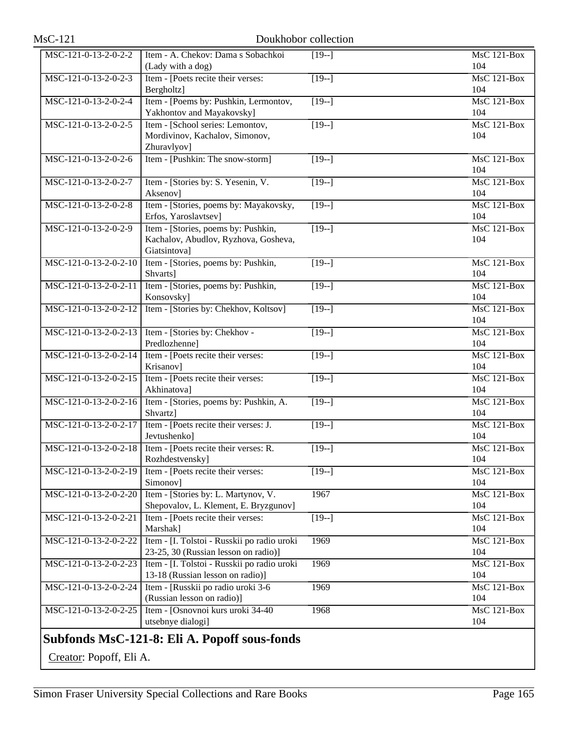| | | | |
|---|---|---|---|
| MSC-121-0-13-2-0-2-2 | Item - A. Chekov: Dama s Sobachkoi (Lady with a dog) | [19--] | MsC 121-Box 104 |
| MSC-121-0-13-2-0-2-3 | Item - [Poets recite their verses: Bergholtz] | [19--] | MsC 121-Box 104 |
| MSC-121-0-13-2-0-2-4 | Item - [Poems by: Pushkin, Lermontov, Yakhontov and Mayakovsky] | [19--] | MsC 121-Box 104 |
| MSC-121-0-13-2-0-2-5 | Item - [School series: Lemontov, Mordivinov, Kachalov, Simonov, Zhuravlyov] | [19--] | MsC 121-Box 104 |
| MSC-121-0-13-2-0-2-6 | Item - [Pushkin: The snow-storm] | [19--] | MsC 121-Box 104 |
| MSC-121-0-13-2-0-2-7 | Item - [Stories by: S. Yesenin, V. Aksenov] | [19--] | MsC 121-Box 104 |
| MSC-121-0-13-2-0-2-8 | Item - [Stories, poems by: Mayakovsky, Erfos, Yaroslavtsev] | [19--] | MsC 121-Box 104 |
| MSC-121-0-13-2-0-2-9 | Item - [Stories, poems by: Pushkin, Kachalov, Abudlov, Ryzhova, Gosheva, Giatsintova] | [19--] | MsC 121-Box 104 |
| MSC-121-0-13-2-0-2-10 | Item - [Stories, poems by: Pushkin, Shvarts] | [19--] | MsC 121-Box 104 |
| MSC-121-0-13-2-0-2-11 | Item - [Stories, poems by: Pushkin, Konsovsky] | [19--] | MsC 121-Box 104 |
| MSC-121-0-13-2-0-2-12 | Item - [Stories by: Chekhov, Koltsov] | [19--] | MsC 121-Box 104 |
| MSC-121-0-13-2-0-2-13 | Item - [Stories by: Chekhov - Predlozhenne] | [19--] | MsC 121-Box 104 |
| MSC-121-0-13-2-0-2-14 | Item - [Poets recite their verses: Krisanov] | [19--] | MsC 121-Box 104 |
| MSC-121-0-13-2-0-2-15 | Item - [Poets recite their verses: Akhinatova] | [19--] | MsC 121-Box 104 |
| MSC-121-0-13-2-0-2-16 | Item - [Stories, poems by: Pushkin, A. Shvartz] | [19--] | MsC 121-Box 104 |
| MSC-121-0-13-2-0-2-17 | Item - [Poets recite their verses: J. Jevtushenko] | [19--] | MsC 121-Box 104 |
| MSC-121-0-13-2-0-2-18 | Item - [Poets recite their verses: R. Rozhdestvensky] | [19--] | MsC 121-Box 104 |
| MSC-121-0-13-2-0-2-19 | Item - [Poets recite their verses: Simonov] | [19--] | MsC 121-Box 104 |
| MSC-121-0-13-2-0-2-20 | Item - [Stories by: L. Martynov, V. Shepovalov, L. Klement, E. Bryzgunov] | 1967 | MsC 121-Box 104 |
| MSC-121-0-13-2-0-2-21 | Item - [Poets recite their verses: Marshak] | [19--] | MsC 121-Box 104 |
| MSC-121-0-13-2-0-2-22 | Item - [I. Tolstoi - Russkii po radio uroki 23-25, 30 (Russian lesson on radio)] | 1969 | MsC 121-Box 104 |
| MSC-121-0-13-2-0-2-23 | Item - [I. Tolstoi - Russkii po radio uroki 13-18 (Russian lesson on radio)] | 1969 | MsC 121-Box 104 |
| MSC-121-0-13-2-0-2-24 | Item - [Russkii po radio uroki 3-6 (Russian lesson on radio)] | 1969 | MsC 121-Box 104 |
| MSC-121-0-13-2-0-2-25 | Item - [Osnovnoi kurs uroki 34-40 utsebnye dialogi] | 1968 | MsC 121-Box 104 |

## Subfonds MsC-121-8: Eli A. Popoff sous-fonds

Creator: Popoff, Eli A.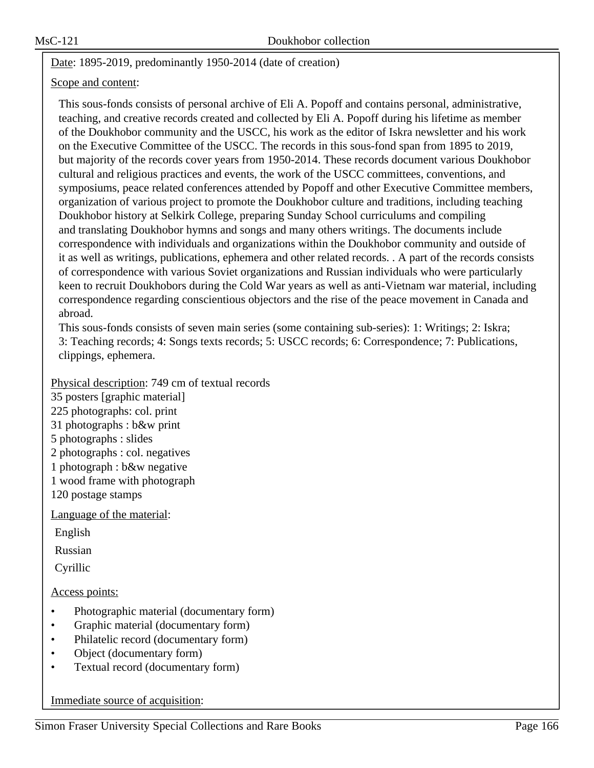Date: 1895-2019, predominantly 1950-2014 (date of creation)

Scope and content:

This sous-fonds consists of personal archive of Eli A. Popoff and contains personal, administrative, teaching, and creative records created and collected by Eli A. Popoff during his lifetime as member of the Doukhobor community and the USCC, his work as the editor of Iskra newsletter and his work on the Executive Committee of the USCC. The records in this sous-fond span from 1895 to 2019, but majority of the records cover years from 1950-2014. These records document various Doukhobor cultural and religious practices and events, the work of the USCC committees, conventions, and symposiums, peace related conferences attended by Popoff and other Executive Committee members, organization of various project to promote the Doukhobor culture and traditions, including teaching Doukhobor history at Selkirk College, preparing Sunday School curriculums and compiling and translating Doukhobor hymns and songs and many others writings. The documents include correspondence with individuals and organizations within the Doukhobor community and outside of it as well as writings, publications, ephemera and other related records. . A part of the records consists of correspondence with various Soviet organizations and Russian individuals who were particularly keen to recruit Doukhobors during the Cold War years as well as anti-Vietnam war material, including correspondence regarding conscientious objectors and the rise of the peace movement in Canada and abroad.

This sous-fonds consists of seven main series (some containing sub-series): 1: Writings; 2: Iskra; 3: Teaching records; 4: Songs texts records; 5: USCC records; 6: Correspondence; 7: Publications, clippings, ephemera.

Physical description: 749 cm of textual records
35 posters [graphic material]
225 photographs: col. print
31 photographs : b&w print
5 photographs : slides
2 photographs : col. negatives
1 photograph : b&w negative
1 wood frame with photograph
120 postage stamps

Language of the material:

English

Russian

Cyrillic

Access points:

- Photographic material (documentary form)
- Graphic material (documentary form)
- Philatelic record (documentary form)
- Object (documentary form)
- Textual record (documentary form)

Immediate source of acquisition: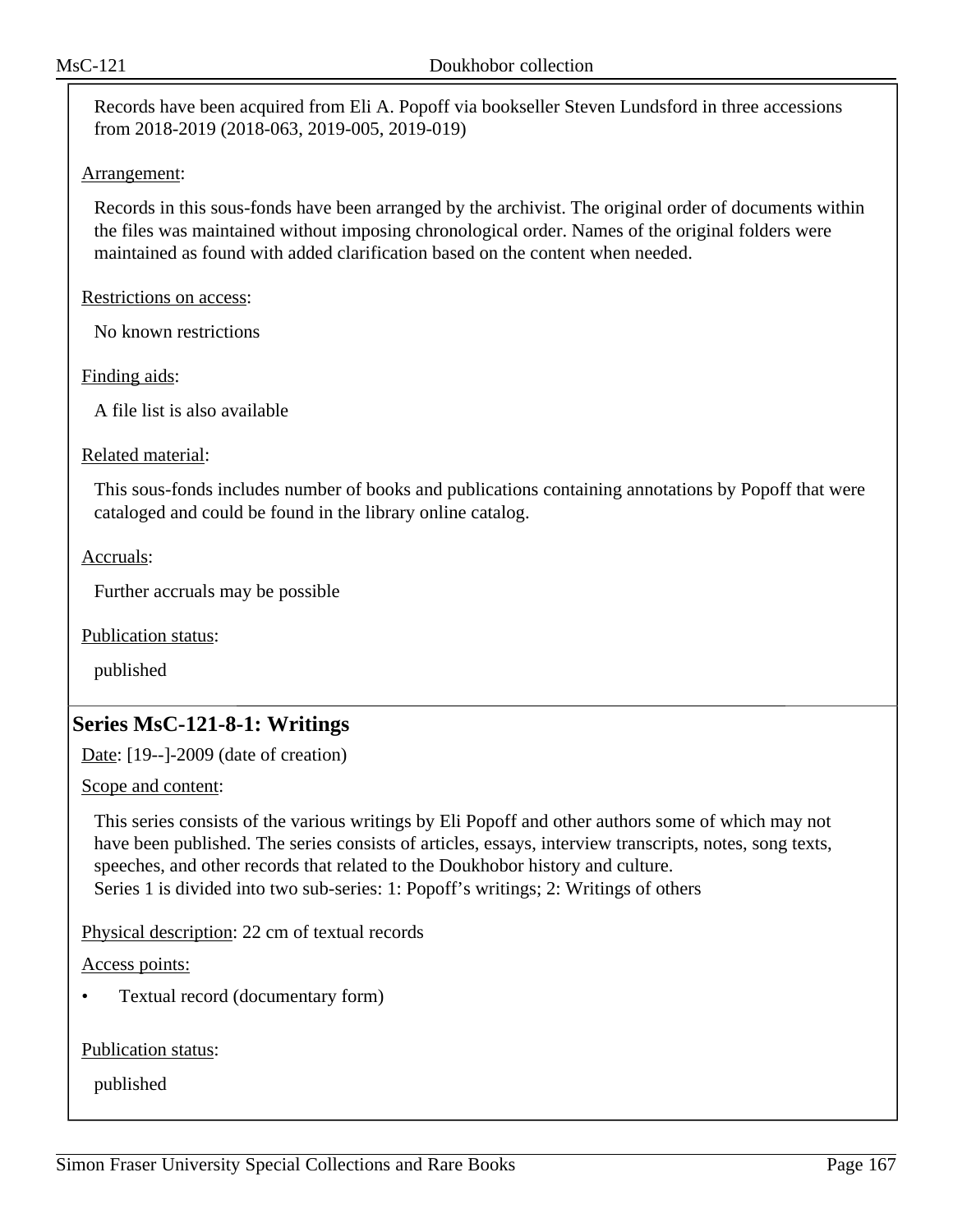Records have been acquired from Eli A. Popoff via bookseller Steven Lundsford in three accessions from 2018-2019 (2018-063, 2019-005, 2019-019)

Arrangement:

Records in this sous-fonds have been arranged by the archivist. The original order of documents within the files was maintained without imposing chronological order. Names of the original folders were maintained as found with added clarification based on the content when needed.

Restrictions on access:

No known restrictions

Finding aids:

A file list is also available

Related material:

This sous-fonds includes number of books and publications containing annotations by Popoff that were cataloged and could be found in the library online catalog.

Accruals:

Further accruals may be possible

Publication status:

published

## Series MsC-121-8-1: Writings

Date: [19--]-2009 (date of creation)

Scope and content:

This series consists of the various writings by Eli Popoff and other authors some of which may not have been published. The series consists of articles, essays, interview transcripts, notes, song texts, speeches, and other records that related to the Doukhobor history and culture.
Series 1 is divided into two sub-series: 1: Popoff's writings; 2: Writings of others

Physical description: 22 cm of textual records

Access points:

- Textual record (documentary form)

Publication status:

published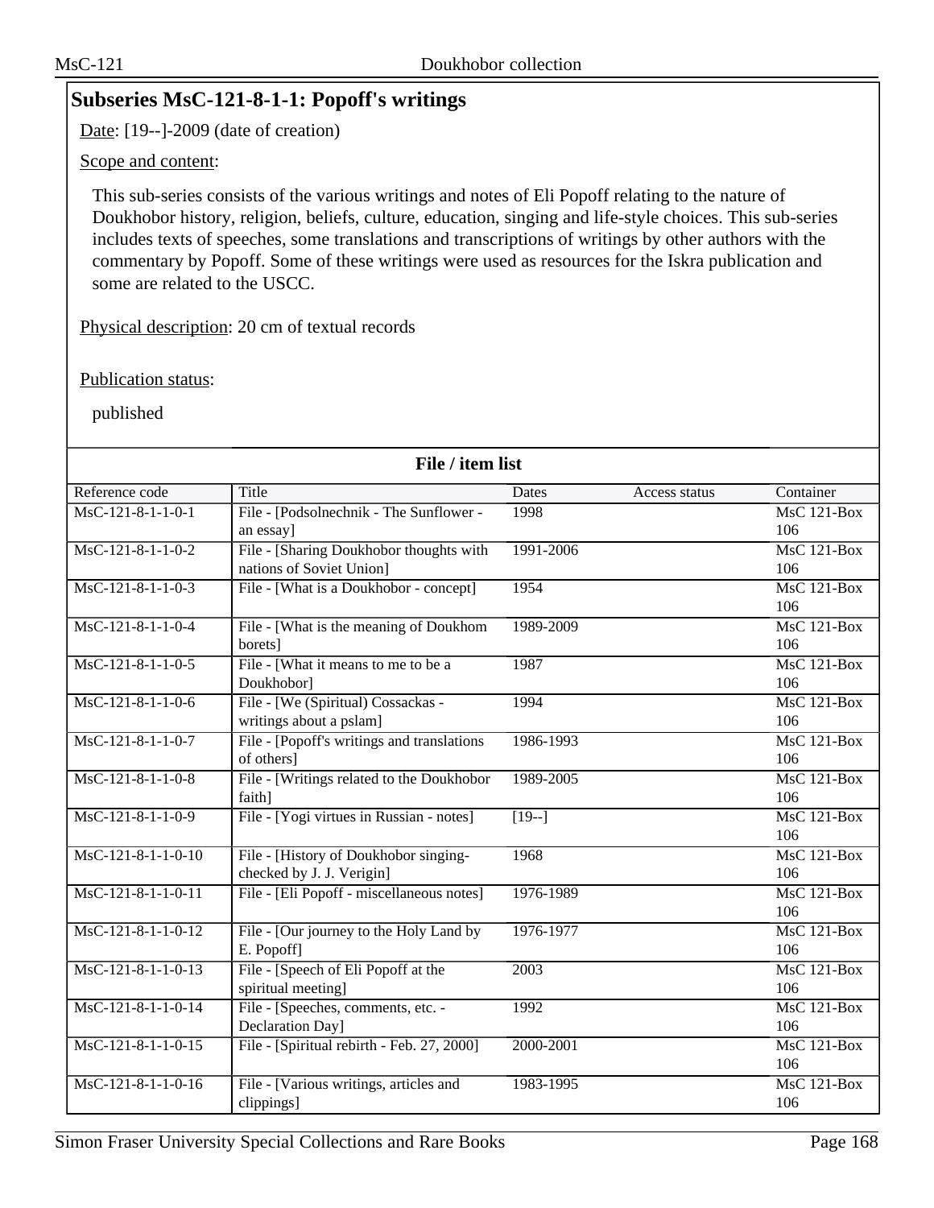## Subseries MsC-121-8-1-1: Popoff's writings

Date: [19--]-2009 (date of creation)

Scope and content:

This sub-series consists of the various writings and notes of Eli Popoff relating to the nature of Doukhobor history, religion, beliefs, culture, education, singing and life-style choices. This sub-series includes texts of speeches, some translations and transcriptions of writings by other authors with the commentary by Popoff. Some of these writings were used as resources for the Iskra publication and some are related to the USCC.

Physical description: 20 cm of textual records

Publication status:

published

**File / item list**

| Reference code | Title | Dates | Access status | Container |
|---|---|---|---|---|
| MsC-121-8-1-1-0-1 | File - [Podsolnechnik - The Sunflower - an essay] | 1998 | | MsC 121-Box 106 |
| MsC-121-8-1-1-0-2 | File - [Sharing Doukhobor thoughts with nations of Soviet Union] | 1991-2006 | | MsC 121-Box 106 |
| MsC-121-8-1-1-0-3 | File - [What is a Doukhobor - concept] | 1954 | | MsC 121-Box 106 |
| MsC-121-8-1-1-0-4 | File - [What is the meaning of Doukhom borets] | 1989-2009 | | MsC 121-Box 106 |
| MsC-121-8-1-1-0-5 | File - [What it means to me to be a Doukhobor] | 1987 | | MsC 121-Box 106 |
| MsC-121-8-1-1-0-6 | File - [We (Spiritual) Cossackas - writings about a pslam] | 1994 | | MsC 121-Box 106 |
| MsC-121-8-1-1-0-7 | File - [Popoff's writings and translations of others] | 1986-1993 | | MsC 121-Box 106 |
| MsC-121-8-1-1-0-8 | File - [Writings related to the Doukhobor faith] | 1989-2005 | | MsC 121-Box 106 |
| MsC-121-8-1-1-0-9 | File - [Yogi virtues in Russian - notes] | [19--] | | MsC 121-Box 106 |
| MsC-121-8-1-1-0-10 | File - [History of Doukhobor singing-checked by J. J. Verigin] | 1968 | | MsC 121-Box 106 |
| MsC-121-8-1-1-0-11 | File - [Eli Popoff - miscellaneous notes] | 1976-1989 | | MsC 121-Box 106 |
| MsC-121-8-1-1-0-12 | File - [Our journey to the Holy Land by E. Popoff] | 1976-1977 | | MsC 121-Box 106 |
| MsC-121-8-1-1-0-13 | File - [Speech of Eli Popoff at the spiritual meeting] | 2003 | | MsC 121-Box 106 |
| MsC-121-8-1-1-0-14 | File - [Speeches, comments, etc. - Declaration Day] | 1992 | | MsC 121-Box 106 |
| MsC-121-8-1-1-0-15 | File - [Spiritual rebirth - Feb. 27, 2000] | 2000-2001 | | MsC 121-Box 106 |
| MsC-121-8-1-1-0-16 | File - [Various writings, articles and clippings] | 1983-1995 | | MsC 121-Box 106 |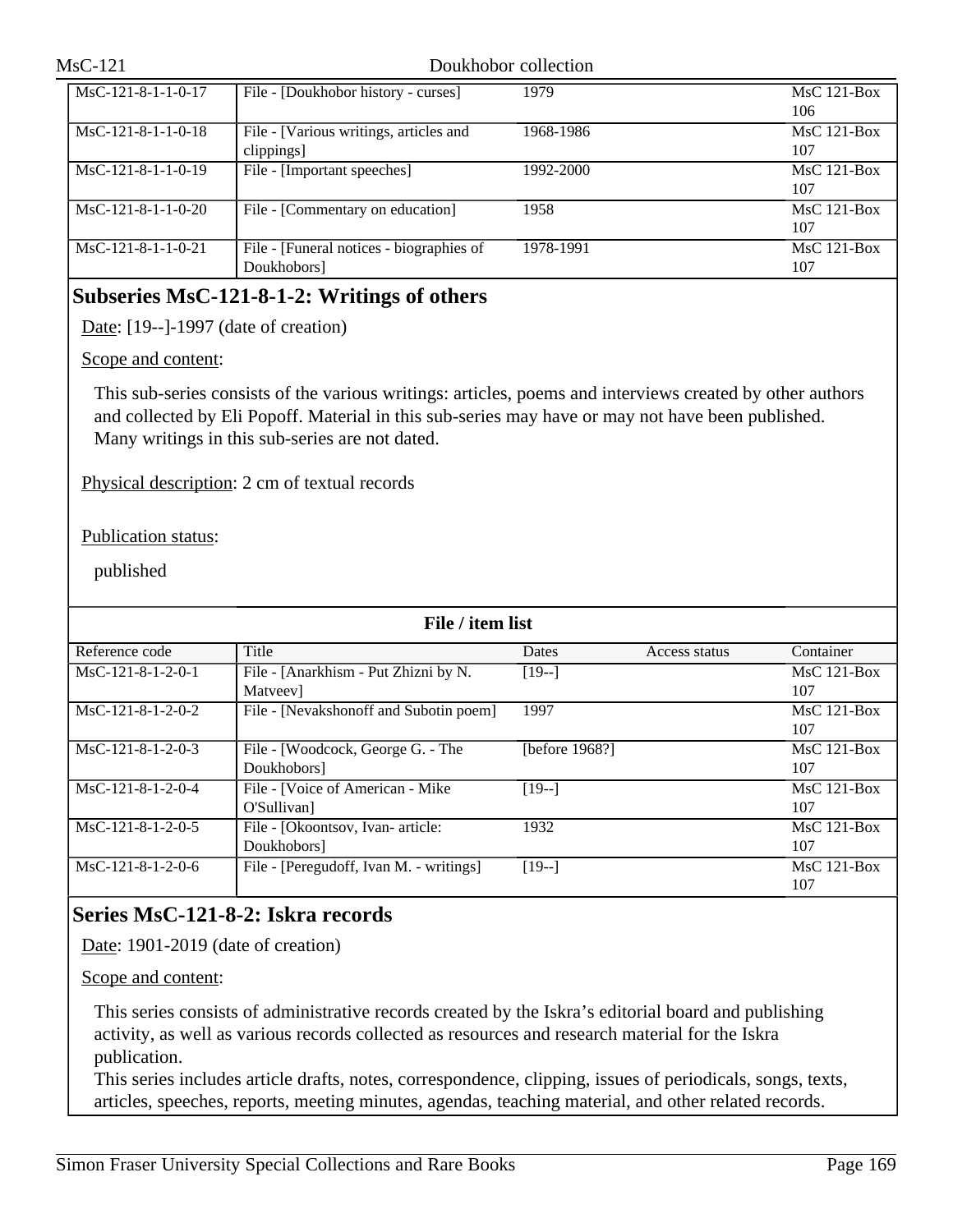| | | | | |
|---|---|---|---|---|
| MsC-121-8-1-1-0-17 | File - [Doukhobor history - curses] | 1979 | | MsC 121-Box 106 |
| MsC-121-8-1-1-0-18 | File - [Various writings, articles and clippings] | 1968-1986 | | MsC 121-Box 107 |
| MsC-121-8-1-1-0-19 | File - [Important speeches] | 1992-2000 | | MsC 121-Box 107 |
| MsC-121-8-1-1-0-20 | File - [Commentary on education] | 1958 | | MsC 121-Box 107 |
| MsC-121-8-1-1-0-21 | File - [Funeral notices - biographies of Doukhobors] | 1978-1991 | | MsC 121-Box 107 |

## Subseries MsC-121-8-1-2: Writings of others

Date: [19--]-1997 (date of creation)

Scope and content:

This sub-series consists of the various writings: articles, poems and interviews created by other authors and collected by Eli Popoff. Material in this sub-series may have or may not have been published. Many writings in this sub-series are not dated.

Physical description: 2 cm of textual records

Publication status:

published

**File / item list**

| Reference code | Title | Dates | Access status | Container |
|---|---|---|---|---|
| MsC-121-8-1-2-0-1 | File - [Anarkhism - Put Zhizni by N. Matveev] | [19--] | | MsC 121-Box 107 |
| MsC-121-8-1-2-0-2 | File - [Nevakshonoff and Subotin poem] | 1997 | | MsC 121-Box 107 |
| MsC-121-8-1-2-0-3 | File - [Woodcock, George G. - The Doukhobors] | [before 1968?] | | MsC 121-Box 107 |
| MsC-121-8-1-2-0-4 | File - [Voice of American - Mike O'Sullivan] | [19--] | | MsC 121-Box 107 |
| MsC-121-8-1-2-0-5 | File - [Okoontsov, Ivan- article: Doukhobors] | 1932 | | MsC 121-Box 107 |
| MsC-121-8-1-2-0-6 | File - [Peregudoff, Ivan M. - writings] | [19--] | | MsC 121-Box 107 |

## Series MsC-121-8-2: Iskra records

Date: 1901-2019 (date of creation)

Scope and content:

This series consists of administrative records created by the Iskra's editorial board and publishing activity, as well as various records collected as resources and research material for the Iskra publication.
This series includes article drafts, notes, correspondence, clipping, issues of periodicals, songs, texts, articles, speeches, reports, meeting minutes, agendas, teaching material, and other related records.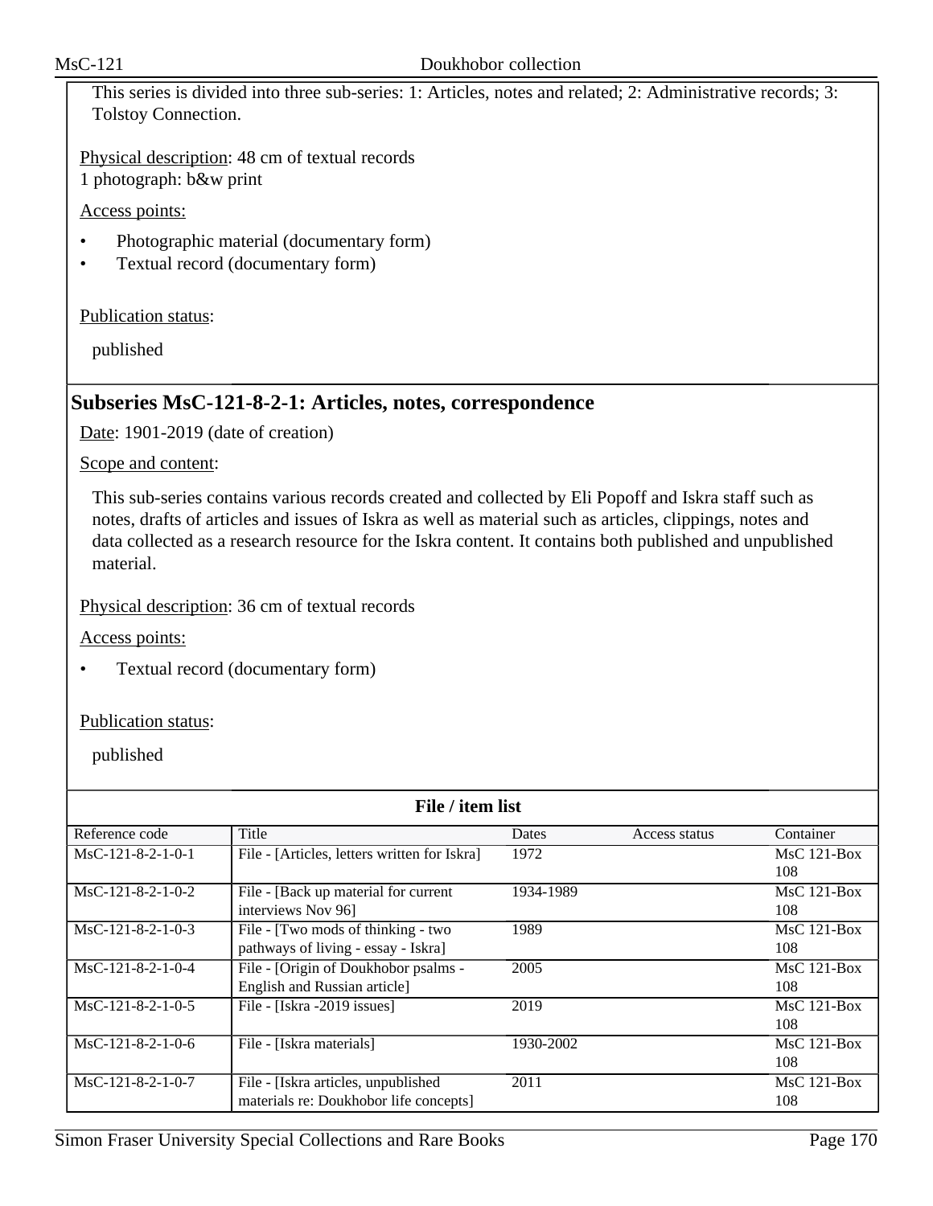This series is divided into three sub-series: 1: Articles, notes and related; 2: Administrative records; 3: Tolstoy Connection.

Physical description: 48 cm of textual records
1 photograph: b&w print

Access points:

- Photographic material (documentary form)
- Textual record (documentary form)

Publication status:

published

## Subseries MsC-121-8-2-1: Articles, notes, correspondence

Date: 1901-2019 (date of creation)

Scope and content:

This sub-series contains various records created and collected by Eli Popoff and Iskra staff such as notes, drafts of articles and issues of Iskra as well as material such as articles, clippings, notes and data collected as a research resource for the Iskra content. It contains both published and unpublished material.

Physical description: 36 cm of textual records

Access points:

- Textual record (documentary form)

Publication status:

published

**File / item list**

| Reference code | Title | Dates | Access status | Container |
|---|---|---|---|---|
| MsC-121-8-2-1-0-1 | File - [Articles, letters written for Iskra] | 1972 | | MsC 121-Box 108 |
| MsC-121-8-2-1-0-2 | File - [Back up material for current interviews Nov 96] | 1934-1989 | | MsC 121-Box 108 |
| MsC-121-8-2-1-0-3 | File - [Two mods of thinking - two pathways of living - essay - Iskra] | 1989 | | MsC 121-Box 108 |
| MsC-121-8-2-1-0-4 | File - [Origin of Doukhobor psalms - English and Russian article] | 2005 | | MsC 121-Box 108 |
| MsC-121-8-2-1-0-5 | File - [Iskra -2019 issues] | 2019 | | MsC 121-Box 108 |
| MsC-121-8-2-1-0-6 | File - [Iskra materials] | 1930-2002 | | MsC 121-Box 108 |
| MsC-121-8-2-1-0-7 | File - [Iskra articles, unpublished materials re: Doukhobor life concepts] | 2011 | | MsC 121-Box 108 |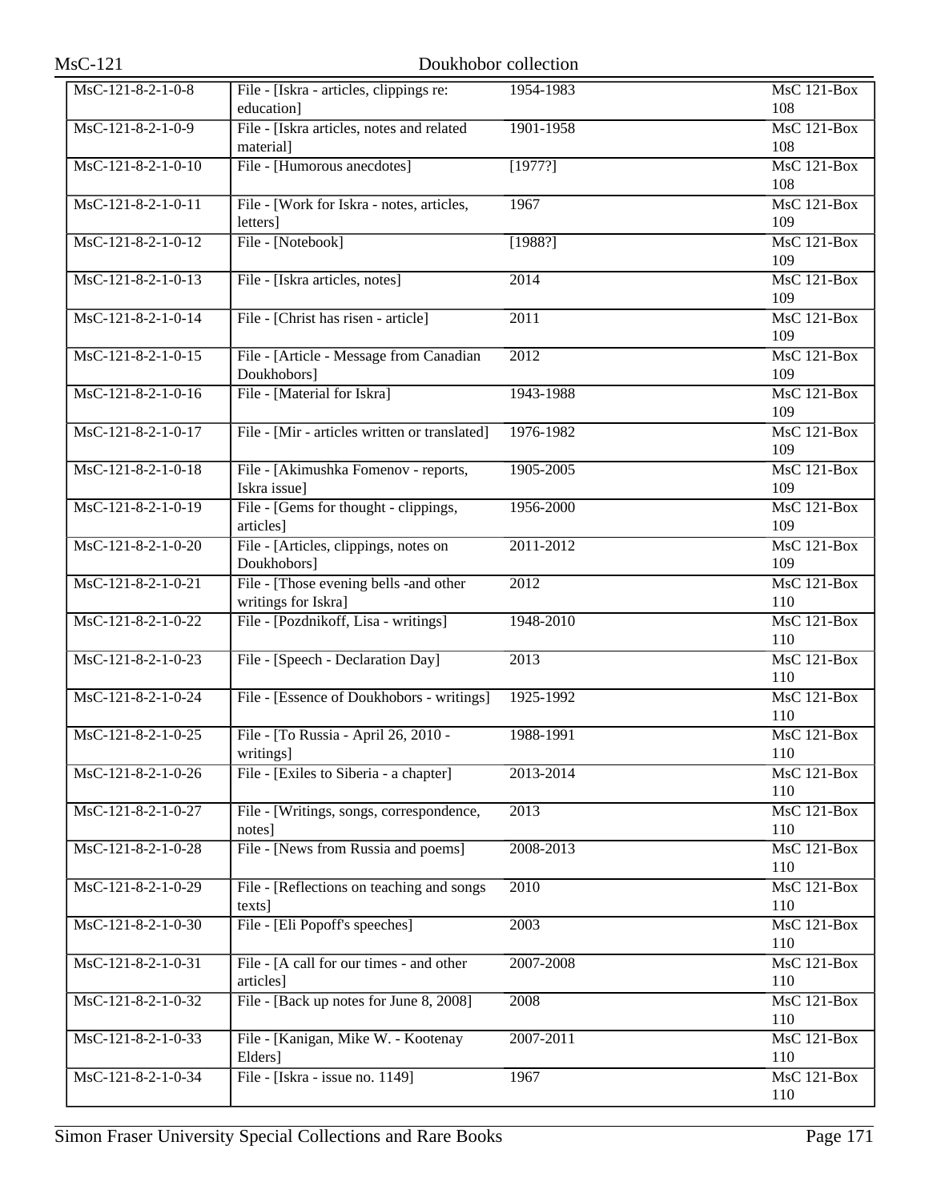| MsC-121-8-2-1-0-8 | File - [Iskra - articles, clippings re: education] | 1954-1983 | MsC 121-Box 108 |
|---|---|---|---|
| MsC-121-8-2-1-0-9 | File - [Iskra articles, notes and related material] | 1901-1958 | MsC 121-Box 108 |
| MsC-121-8-2-1-0-10 | File - [Humorous anecdotes] | [1977?] | MsC 121-Box 108 |
| MsC-121-8-2-1-0-11 | File - [Work for Iskra - notes, articles, letters] | 1967 | MsC 121-Box 109 |
| MsC-121-8-2-1-0-12 | File - [Notebook] | [1988?] | MsC 121-Box 109 |
| MsC-121-8-2-1-0-13 | File - [Iskra articles, notes] | 2014 | MsC 121-Box 109 |
| MsC-121-8-2-1-0-14 | File - [Christ has risen - article] | 2011 | MsC 121-Box 109 |
| MsC-121-8-2-1-0-15 | File - [Article - Message from Canadian Doukhobors] | 2012 | MsC 121-Box 109 |
| MsC-121-8-2-1-0-16 | File - [Material for Iskra] | 1943-1988 | MsC 121-Box 109 |
| MsC-121-8-2-1-0-17 | File - [Mir - articles written or translated] | 1976-1982 | MsC 121-Box 109 |
| MsC-121-8-2-1-0-18 | File - [Akimushka Fomenov - reports, Iskra issue] | 1905-2005 | MsC 121-Box 109 |
| MsC-121-8-2-1-0-19 | File - [Gems for thought - clippings, articles] | 1956-2000 | MsC 121-Box 109 |
| MsC-121-8-2-1-0-20 | File - [Articles, clippings, notes on Doukhobors] | 2011-2012 | MsC 121-Box 109 |
| MsC-121-8-2-1-0-21 | File - [Those evening bells -and other writings for Iskra] | 2012 | MsC 121-Box 110 |
| MsC-121-8-2-1-0-22 | File - [Pozdnikoff, Lisa - writings] | 1948-2010 | MsC 121-Box 110 |
| MsC-121-8-2-1-0-23 | File - [Speech - Declaration Day] | 2013 | MsC 121-Box 110 |
| MsC-121-8-2-1-0-24 | File - [Essence of Doukhobors - writings] | 1925-1992 | MsC 121-Box 110 |
| MsC-121-8-2-1-0-25 | File - [To Russia - April 26, 2010 - writings] | 1988-1991 | MsC 121-Box 110 |
| MsC-121-8-2-1-0-26 | File - [Exiles to Siberia - a chapter] | 2013-2014 | MsC 121-Box 110 |
| MsC-121-8-2-1-0-27 | File - [Writings, songs, correspondence, notes] | 2013 | MsC 121-Box 110 |
| MsC-121-8-2-1-0-28 | File - [News from Russia and poems] | 2008-2013 | MsC 121-Box 110 |
| MsC-121-8-2-1-0-29 | File - [Reflections on teaching and songs texts] | 2010 | MsC 121-Box 110 |
| MsC-121-8-2-1-0-30 | File - [Eli Popoff's speeches] | 2003 | MsC 121-Box 110 |
| MsC-121-8-2-1-0-31 | File - [A call for our times - and other articles] | 2007-2008 | MsC 121-Box 110 |
| MsC-121-8-2-1-0-32 | File - [Back up notes for June 8, 2008] | 2008 | MsC 121-Box 110 |
| MsC-121-8-2-1-0-33 | File - [Kanigan, Mike W. - Kootenay Elders] | 2007-2011 | MsC 121-Box 110 |
| MsC-121-8-2-1-0-34 | File - [Iskra - issue no. 1149] | 1967 | MsC 121-Box 110 |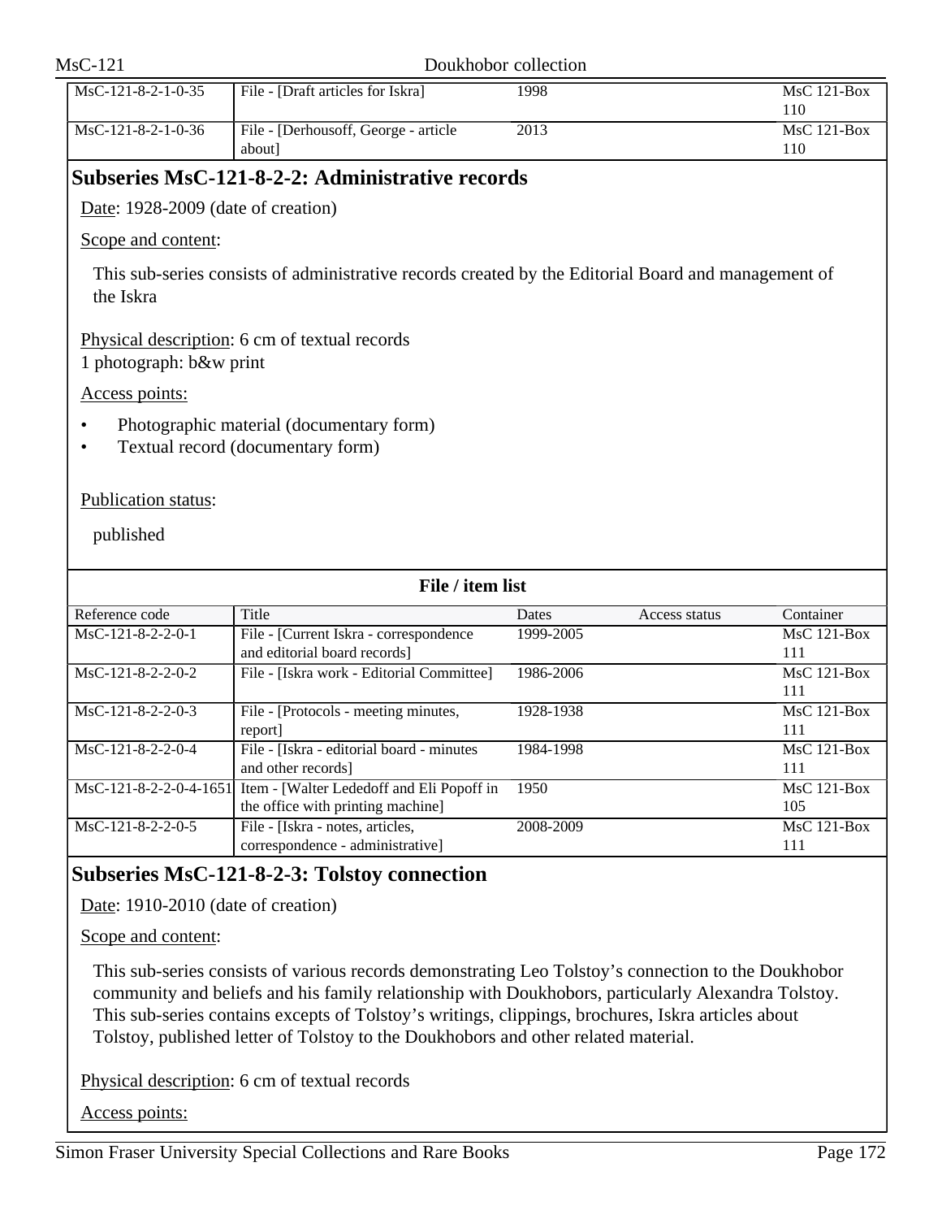| Reference code | Title | Dates | Access status | Container |
|---|---|---|---|---|
| MsC-121-8-2-1-0-35 | File - [Draft articles for Iskra] | 1998 | | MsC 121-Box 110 |
| MsC-121-8-2-1-0-36 | File - [Derhousoff, George - article about] | 2013 | | MsC 121-Box 110 |

## Subseries MsC-121-8-2-2: Administrative records

Date: 1928-2009 (date of creation)

Scope and content:

This sub-series consists of administrative records created by the Editorial Board and management of the Iskra

Physical description: 6 cm of textual records
1 photograph: b&w print

Access points:

- Photographic material (documentary form)
- Textual record (documentary form)

Publication status:

published

**File / item list**

| Reference code | Title | Dates | Access status | Container |
|---|---|---|---|---|
| MsC-121-8-2-2-0-1 | File - [Current Iskra - correspondence and editorial board records] | 1999-2005 | | MsC 121-Box 111 |
| MsC-121-8-2-2-0-2 | File - [Iskra work - Editorial Committee] | 1986-2006 | | MsC 121-Box 111 |
| MsC-121-8-2-2-0-3 | File - [Protocols - meeting minutes, report] | 1928-1938 | | MsC 121-Box 111 |
| MsC-121-8-2-2-0-4 | File - [Iskra - editorial board - minutes and other records] | 1984-1998 | | MsC 121-Box 111 |
| MsC-121-8-2-2-0-4-1651 | Item - [Walter Lededoff and Eli Popoff in the office with printing machine] | 1950 | | MsC 121-Box 105 |
| MsC-121-8-2-2-0-5 | File - [Iskra - notes, articles, correspondence - administrative] | 2008-2009 | | MsC 121-Box 111 |

## Subseries MsC-121-8-2-3: Tolstoy connection

Date: 1910-2010 (date of creation)

Scope and content:

This sub-series consists of various records demonstrating Leo Tolstoy's connection to the Doukhobor community and beliefs and his family relationship with Doukhobors, particularly Alexandra Tolstoy. This sub-series contains excepts of Tolstoy's writings, clippings, brochures, Iskra articles about Tolstoy, published letter of Tolstoy to the Doukhobors and other related material.

Physical description: 6 cm of textual records

Access points: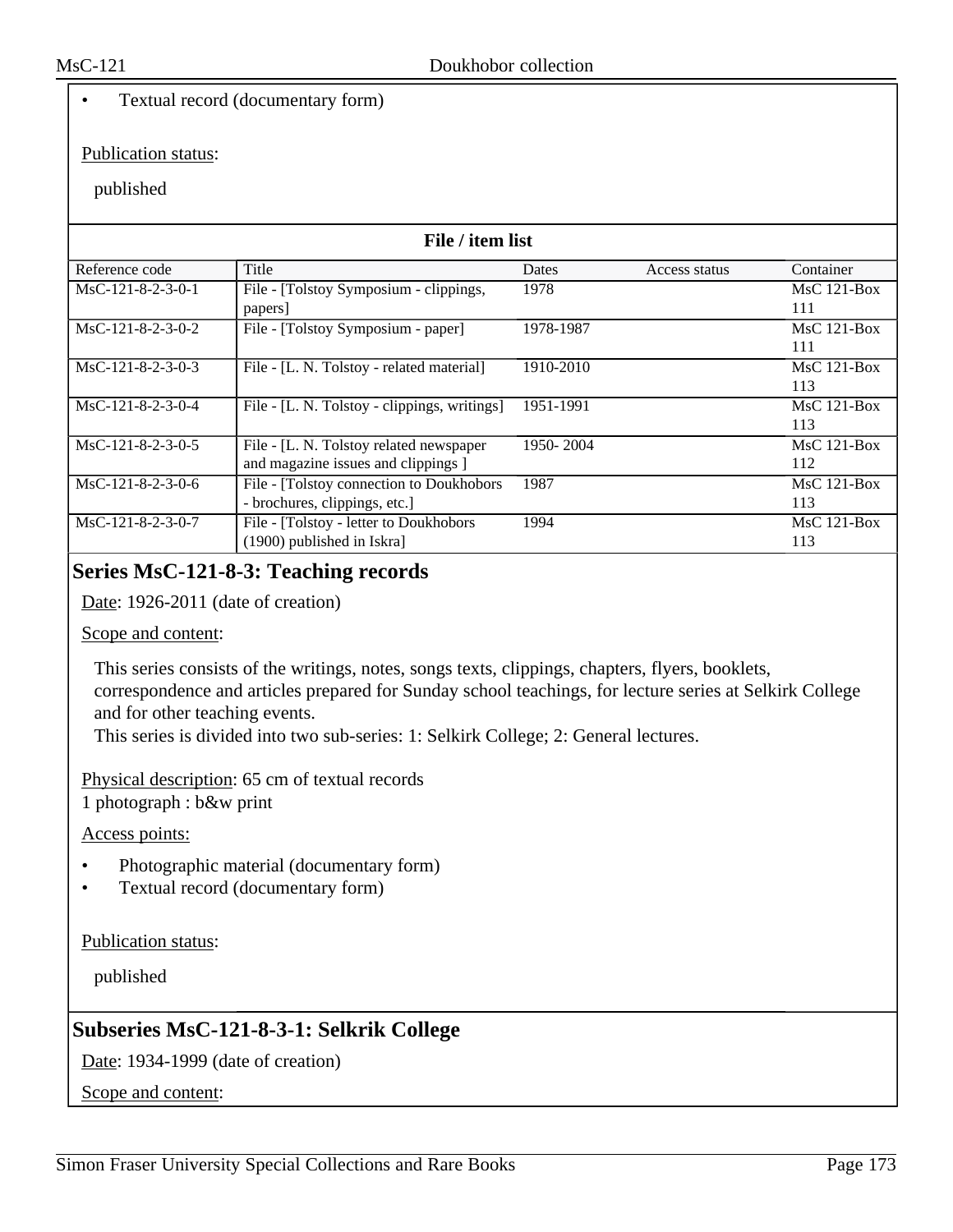- Textual record (documentary form)

Publication status:

published

**File / item list**

| Reference code | Title | Dates | Access status | Container |
|---|---|---|---|---|
| MsC-121-8-2-3-0-1 | File - [Tolstoy Symposium - clippings, papers] | 1978 | | MsC 121-Box 111 |
| MsC-121-8-2-3-0-2 | File - [Tolstoy Symposium - paper] | 1978-1987 | | MsC 121-Box 111 |
| MsC-121-8-2-3-0-3 | File - [L. N. Tolstoy - related material] | 1910-2010 | | MsC 121-Box 113 |
| MsC-121-8-2-3-0-4 | File - [L. N. Tolstoy - clippings, writings] | 1951-1991 | | MsC 121-Box 113 |
| MsC-121-8-2-3-0-5 | File - [L. N. Tolstoy related newspaper and magazine issues and clippings ] | 1950- 2004 | | MsC 121-Box 112 |
| MsC-121-8-2-3-0-6 | File - [Tolstoy connection to Doukhobors - brochures, clippings, etc.] | 1987 | | MsC 121-Box 113 |
| MsC-121-8-2-3-0-7 | File - [Tolstoy - letter to Doukhobors (1900) published in Iskra] | 1994 | | MsC 121-Box 113 |

## Series MsC-121-8-3: Teaching records

Date: 1926-2011 (date of creation)

Scope and content:

This series consists of the writings, notes, songs texts, clippings, chapters, flyers, booklets, correspondence and articles prepared for Sunday school teachings, for lecture series at Selkirk College and for other teaching events.
This series is divided into two sub-series: 1: Selkirk College; 2: General lectures.

Physical description: 65 cm of textual records
1 photograph : b&w print

Access points:

- Photographic material (documentary form)
- Textual record (documentary form)

Publication status:

published

## Subseries MsC-121-8-3-1: Selkrik College

Date: 1934-1999 (date of creation)

Scope and content: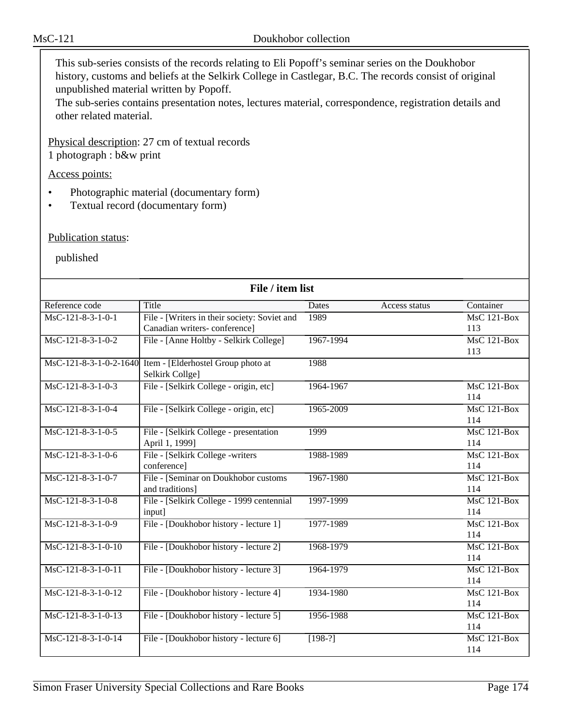This sub-series consists of the records relating to Eli Popoff's seminar series on the Doukhobor history, customs and beliefs at the Selkirk College in Castlegar, B.C. The records consist of original unpublished material written by Popoff.
The sub-series contains presentation notes, lectures material, correspondence, registration details and other related material.

Physical description: 27 cm of textual records
1 photograph : b&w print

Access points:

- Photographic material (documentary form)
- Textual record (documentary form)

Publication status:

published

**File / item list**

| Reference code | Title | Dates | Access status | Container |
|---|---|---|---|---|
| MsC-121-8-3-1-0-1 | File - [Writers in their society: Soviet and Canadian writers- conference] | 1989 | | MsC 121-Box 113 |
| MsC-121-8-3-1-0-2 | File - [Anne Holtby - Selkirk College] | 1967-1994 | | MsC 121-Box 113 |
| MsC-121-8-3-1-0-2-1640 | Item - [Elderhostel Group photo at Selkirk Collge] | 1988 | | |
| MsC-121-8-3-1-0-3 | File - [Selkirk College - origin, etc] | 1964-1967 | | MsC 121-Box 114 |
| MsC-121-8-3-1-0-4 | File - [Selkirk College - origin, etc] | 1965-2009 | | MsC 121-Box 114 |
| MsC-121-8-3-1-0-5 | File - [Selkirk College - presentation April 1, 1999] | 1999 | | MsC 121-Box 114 |
| MsC-121-8-3-1-0-6 | File - [Selkirk College -writers conference] | 1988-1989 | | MsC 121-Box 114 |
| MsC-121-8-3-1-0-7 | File - [Seminar on Doukhobor customs and traditions] | 1967-1980 | | MsC 121-Box 114 |
| MsC-121-8-3-1-0-8 | File - [Selkirk College - 1999 centennial input] | 1997-1999 | | MsC 121-Box 114 |
| MsC-121-8-3-1-0-9 | File - [Doukhobor history - lecture 1] | 1977-1989 | | MsC 121-Box 114 |
| MsC-121-8-3-1-0-10 | File - [Doukhobor history - lecture 2] | 1968-1979 | | MsC 121-Box 114 |
| MsC-121-8-3-1-0-11 | File - [Doukhobor history - lecture 3] | 1964-1979 | | MsC 121-Box 114 |
| MsC-121-8-3-1-0-12 | File - [Doukhobor history - lecture 4] | 1934-1980 | | MsC 121-Box 114 |
| MsC-121-8-3-1-0-13 | File - [Doukhobor history - lecture 5] | 1956-1988 | | MsC 121-Box 114 |
| MsC-121-8-3-1-0-14 | File - [Doukhobor history - lecture 6] | [198-?] | | MsC 121-Box 114 |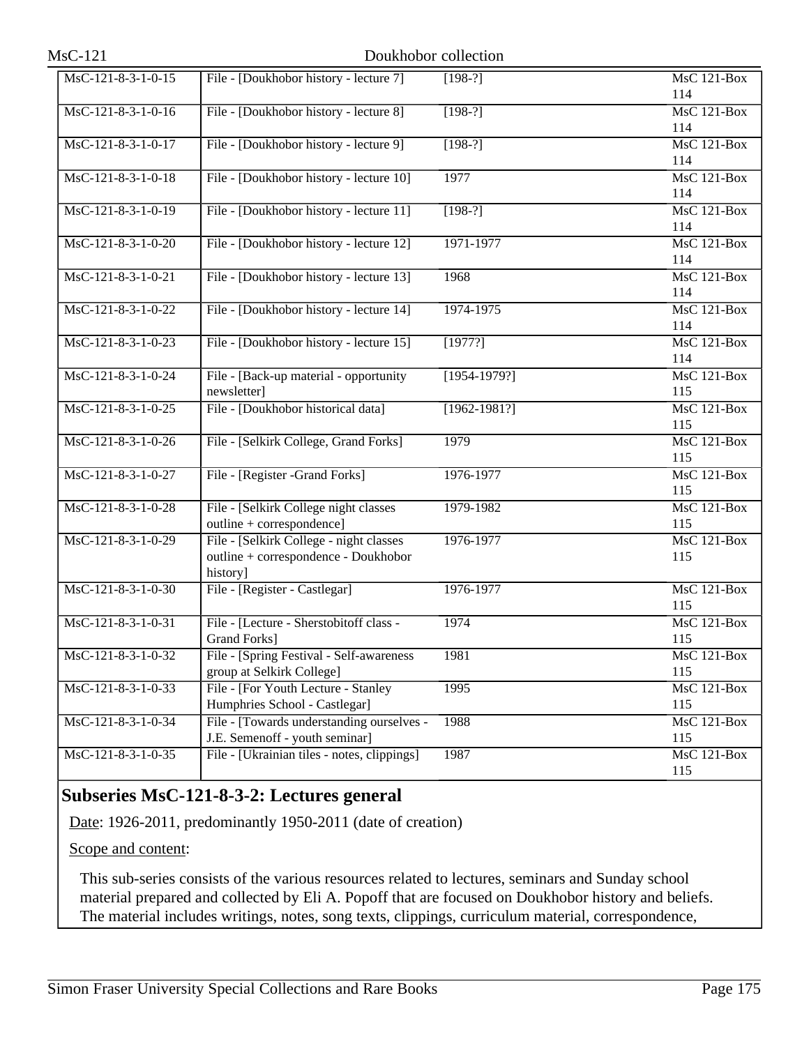| | | | |
|---|---|---|---|
| MsC-121-8-3-1-0-15 | File - [Doukhobor history - lecture 7] | [198-?] | MsC 121-Box 114 |
| MsC-121-8-3-1-0-16 | File - [Doukhobor history - lecture 8] | [198-?] | MsC 121-Box 114 |
| MsC-121-8-3-1-0-17 | File - [Doukhobor history - lecture 9] | [198-?] | MsC 121-Box 114 |
| MsC-121-8-3-1-0-18 | File - [Doukhobor history - lecture 10] | 1977 | MsC 121-Box 114 |
| MsC-121-8-3-1-0-19 | File - [Doukhobor history - lecture 11] | [198-?] | MsC 121-Box 114 |
| MsC-121-8-3-1-0-20 | File - [Doukhobor history - lecture 12] | 1971-1977 | MsC 121-Box 114 |
| MsC-121-8-3-1-0-21 | File - [Doukhobor history - lecture 13] | 1968 | MsC 121-Box 114 |
| MsC-121-8-3-1-0-22 | File - [Doukhobor history - lecture 14] | 1974-1975 | MsC 121-Box 114 |
| MsC-121-8-3-1-0-23 | File - [Doukhobor history - lecture 15] | [1977?] | MsC 121-Box 114 |
| MsC-121-8-3-1-0-24 | File - [Back-up material - opportunity newsletter] | [1954-1979?] | MsC 121-Box 115 |
| MsC-121-8-3-1-0-25 | File - [Doukhobor historical data] | [1962-1981?] | MsC 121-Box 115 |
| MsC-121-8-3-1-0-26 | File - [Selkirk College, Grand Forks] | 1979 | MsC 121-Box 115 |
| MsC-121-8-3-1-0-27 | File - [Register -Grand Forks] | 1976-1977 | MsC 121-Box 115 |
| MsC-121-8-3-1-0-28 | File - [Selkirk College night classes outline + correspondence] | 1979-1982 | MsC 121-Box 115 |
| MsC-121-8-3-1-0-29 | File - [Selkirk College - night classes outline + correspondence - Doukhobor history] | 1976-1977 | MsC 121-Box 115 |
| MsC-121-8-3-1-0-30 | File - [Register - Castlegar] | 1976-1977 | MsC 121-Box 115 |
| MsC-121-8-3-1-0-31 | File - [Lecture - Sherstobitoff class - Grand Forks] | 1974 | MsC 121-Box 115 |
| MsC-121-8-3-1-0-32 | File - [Spring Festival - Self-awareness group at Selkirk College] | 1981 | MsC 121-Box 115 |
| MsC-121-8-3-1-0-33 | File - [For Youth Lecture - Stanley Humphries School - Castlegar] | 1995 | MsC 121-Box 115 |
| MsC-121-8-3-1-0-34 | File - [Towards understanding ourselves - J.E. Semenoff - youth seminar] | 1988 | MsC 121-Box 115 |
| MsC-121-8-3-1-0-35 | File - [Ukrainian tiles - notes, clippings] | 1987 | MsC 121-Box 115 |

## Subseries MsC-121-8-3-2: Lectures general

Date: 1926-2011, predominantly 1950-2011 (date of creation)

Scope and content:

This sub-series consists of the various resources related to lectures, seminars and Sunday school material prepared and collected by Eli A. Popoff that are focused on Doukhobor history and beliefs. The material includes writings, notes, song texts, clippings, curriculum material, correspondence,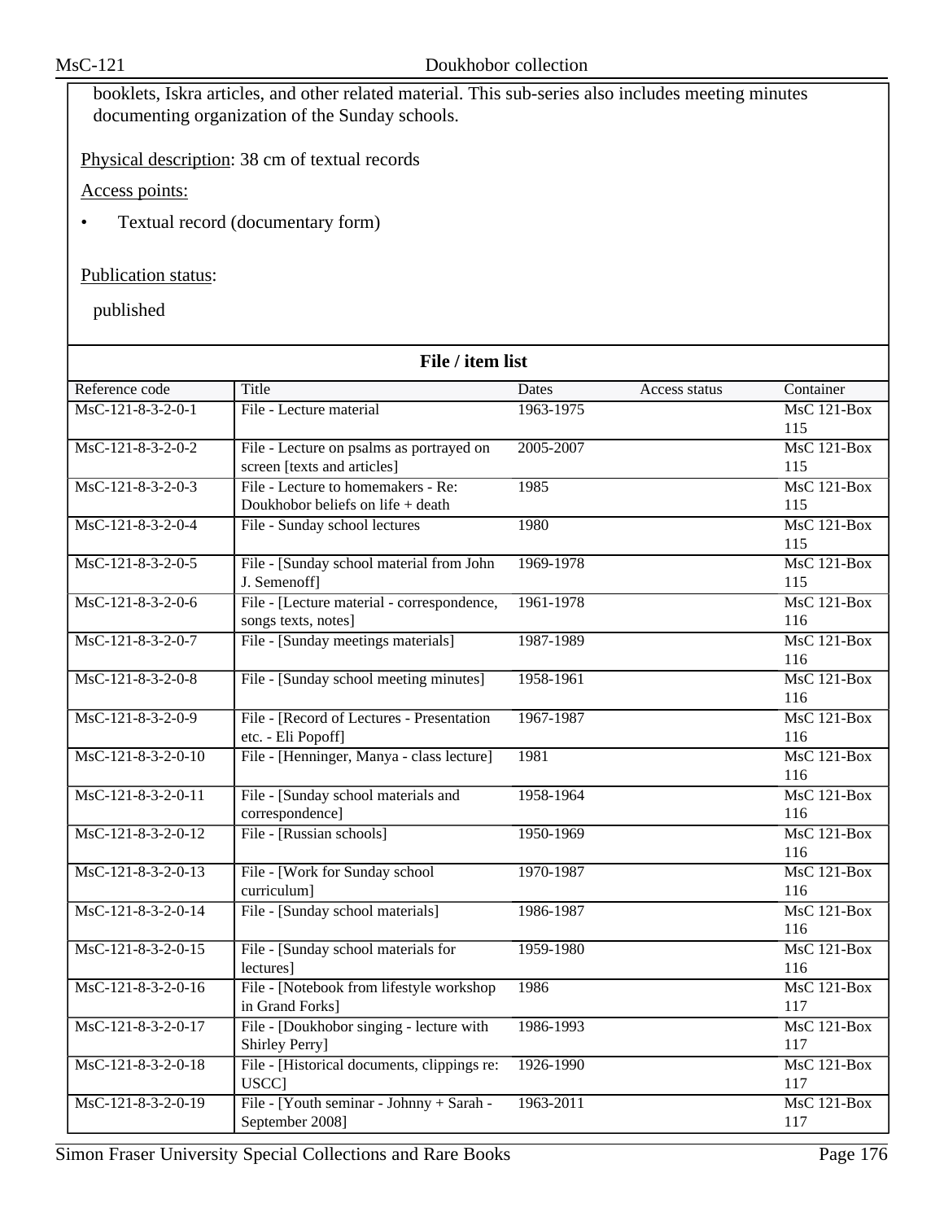booklets, Iskra articles, and other related material. This sub-series also includes meeting minutes documenting organization of the Sunday schools.

Physical description: 38 cm of textual records

Access points:

- Textual record (documentary form)

Publication status:

published

**File / item list**

| Reference code | Title | Dates | Access status | Container |
|---|---|---|---|---|
| MsC-121-8-3-2-0-1 | File - Lecture material | 1963-1975 | | MsC 121-Box 115 |
| MsC-121-8-3-2-0-2 | File - Lecture on psalms as portrayed on screen [texts and articles] | 2005-2007 | | MsC 121-Box 115 |
| MsC-121-8-3-2-0-3 | File - Lecture to homemakers - Re: Doukhobor beliefs on life + death | 1985 | | MsC 121-Box 115 |
| MsC-121-8-3-2-0-4 | File - Sunday school lectures | 1980 | | MsC 121-Box 115 |
| MsC-121-8-3-2-0-5 | File - [Sunday school material from John J. Semenoff] | 1969-1978 | | MsC 121-Box 115 |
| MsC-121-8-3-2-0-6 | File - [Lecture material - correspondence, songs texts, notes] | 1961-1978 | | MsC 121-Box 116 |
| MsC-121-8-3-2-0-7 | File - [Sunday meetings materials] | 1987-1989 | | MsC 121-Box 116 |
| MsC-121-8-3-2-0-8 | File - [Sunday school meeting minutes] | 1958-1961 | | MsC 121-Box 116 |
| MsC-121-8-3-2-0-9 | File - [Record of Lectures - Presentation etc. - Eli Popoff] | 1967-1987 | | MsC 121-Box 116 |
| MsC-121-8-3-2-0-10 | File - [Henninger, Manya - class lecture] | 1981 | | MsC 121-Box 116 |
| MsC-121-8-3-2-0-11 | File - [Sunday school materials and correspondence] | 1958-1964 | | MsC 121-Box 116 |
| MsC-121-8-3-2-0-12 | File - [Russian schools] | 1950-1969 | | MsC 121-Box 116 |
| MsC-121-8-3-2-0-13 | File - [Work for Sunday school curriculum] | 1970-1987 | | MsC 121-Box 116 |
| MsC-121-8-3-2-0-14 | File - [Sunday school materials] | 1986-1987 | | MsC 121-Box 116 |
| MsC-121-8-3-2-0-15 | File - [Sunday school materials for lectures] | 1959-1980 | | MsC 121-Box 116 |
| MsC-121-8-3-2-0-16 | File - [Notebook from lifestyle workshop in Grand Forks] | 1986 | | MsC 121-Box 117 |
| MsC-121-8-3-2-0-17 | File - [Doukhobor singing - lecture with Shirley Perry] | 1986-1993 | | MsC 121-Box 117 |
| MsC-121-8-3-2-0-18 | File - [Historical documents, clippings re: USCC] | 1926-1990 | | MsC 121-Box 117 |
| MsC-121-8-3-2-0-19 | File - [Youth seminar - Johnny + Sarah - September 2008] | 1963-2011 | | MsC 121-Box 117 |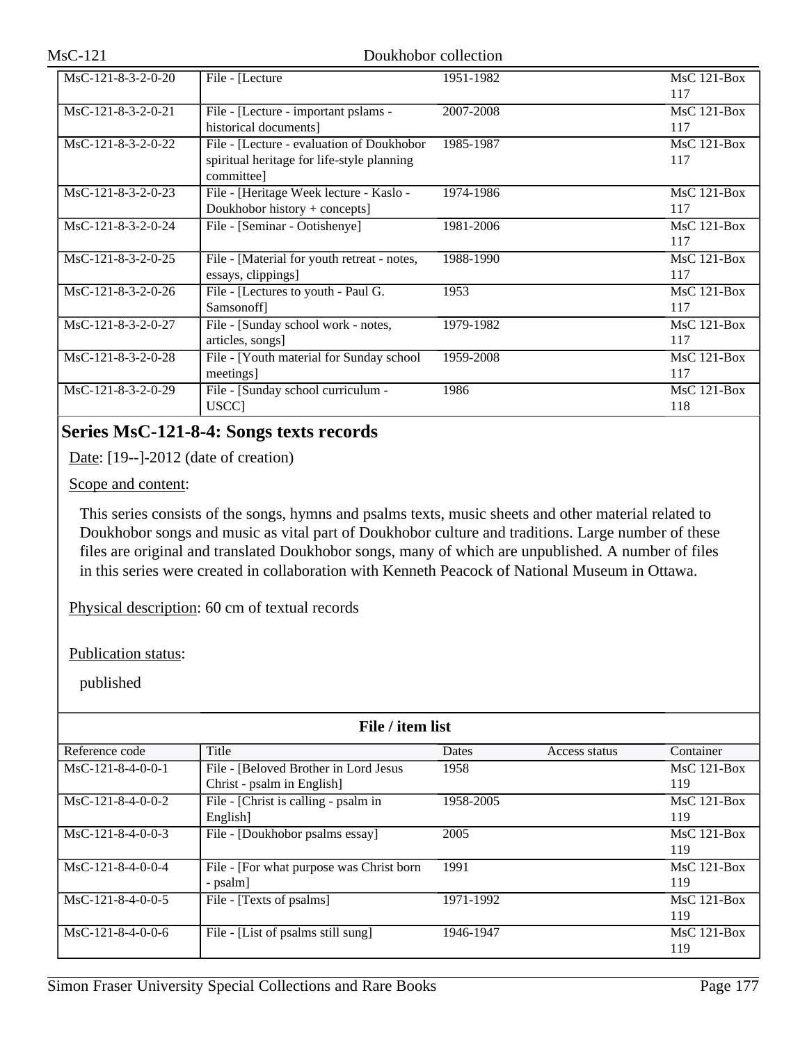| Reference code | Title | Dates | Access status | Container |
|---|---|---|---|---|
| MsC-121-8-3-2-0-20 | File - [Lecture | 1951-1982 | | MsC 121-Box 117 |
| MsC-121-8-3-2-0-21 | File - [Lecture - important pslams - historical documents] | 2007-2008 | | MsC 121-Box 117 |
| MsC-121-8-3-2-0-22 | File - [Lecture - evaluation of Doukhobor spiritual heritage for life-style planning committee] | 1985-1987 | | MsC 121-Box 117 |
| MsC-121-8-3-2-0-23 | File - [Heritage Week lecture - Kaslo - Doukhobor history + concepts] | 1974-1986 | | MsC 121-Box 117 |
| MsC-121-8-3-2-0-24 | File - [Seminar - Ootishenye] | 1981-2006 | | MsC 121-Box 117 |
| MsC-121-8-3-2-0-25 | File - [Material for youth retreat - notes, essays, clippings] | 1988-1990 | | MsC 121-Box 117 |
| MsC-121-8-3-2-0-26 | File - [Lectures to youth - Paul G. Samsonoff] | 1953 | | MsC 121-Box 117 |
| MsC-121-8-3-2-0-27 | File - [Sunday school work - notes, articles, songs] | 1979-1982 | | MsC 121-Box 117 |
| MsC-121-8-3-2-0-28 | File - [Youth material for Sunday school meetings] | 1959-2008 | | MsC 121-Box 117 |
| MsC-121-8-3-2-0-29 | File - [Sunday school curriculum - USCC] | 1986 | | MsC 121-Box 118 |

## Series MsC-121-8-4: Songs texts records

Date: [19--]-2012 (date of creation)

Scope and content:

This series consists of the songs, hymns and psalms texts, music sheets and other material related to Doukhobor songs and music as vital part of Doukhobor culture and traditions. Large number of these files are original and translated Doukhobor songs, many of which are unpublished. A number of files in this series were created in collaboration with Kenneth Peacock of National Museum in Ottawa.

Physical description: 60 cm of textual records

Publication status:

published

**File / item list**

| Reference code | Title | Dates | Access status | Container |
|---|---|---|---|---|
| MsC-121-8-4-0-0-1 | File - [Beloved Brother in Lord Jesus Christ - psalm in English] | 1958 | | MsC 121-Box 119 |
| MsC-121-8-4-0-0-2 | File - [Christ is calling - psalm in English] | 1958-2005 | | MsC 121-Box 119 |
| MsC-121-8-4-0-0-3 | File - [Doukhobor psalms essay] | 2005 | | MsC 121-Box 119 |
| MsC-121-8-4-0-0-4 | File - [For what purpose was Christ born - psalm] | 1991 | | MsC 121-Box 119 |
| MsC-121-8-4-0-0-5 | File - [Texts of psalms] | 1971-1992 | | MsC 121-Box 119 |
| MsC-121-8-4-0-0-6 | File - [List of psalms still sung] | 1946-1947 | | MsC 121-Box 119 |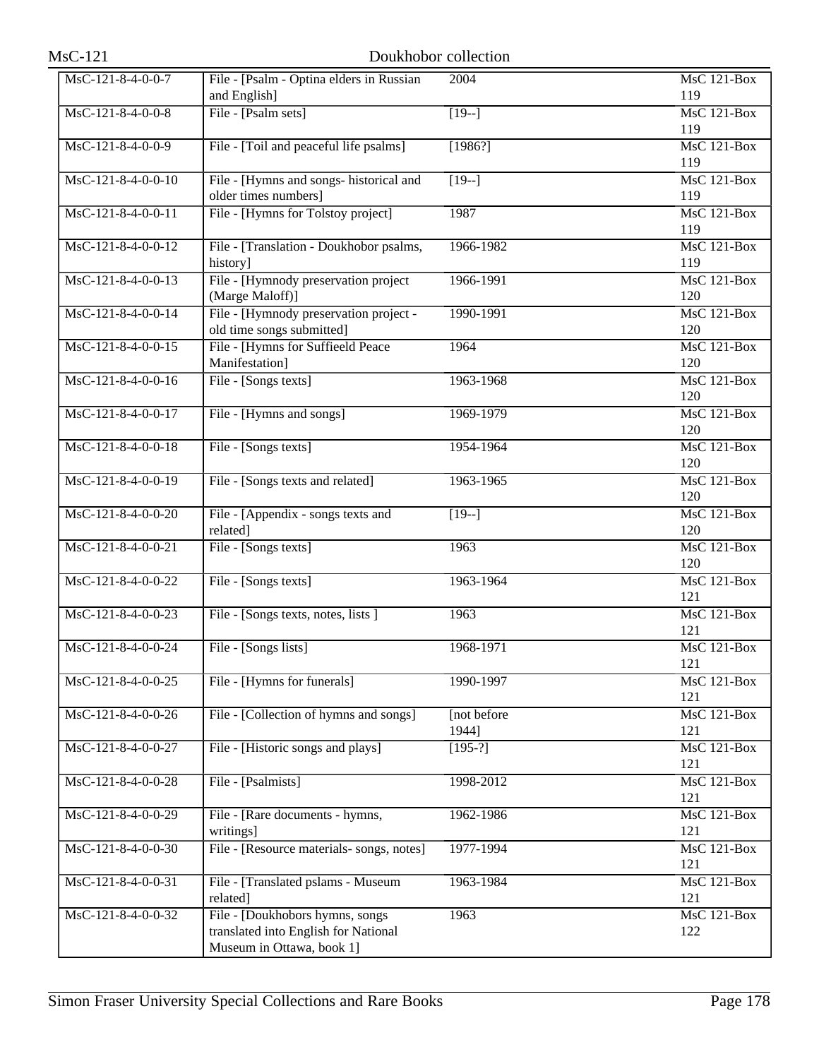| MsC-121-8-4-0-0-7 | File - [Psalm - Optina elders in Russian and English] | 2004 | MsC 121-Box 119 |
|---|---|---|---|
| MsC-121-8-4-0-0-8 | File - [Psalm sets] | [19--] | MsC 121-Box 119 |
| MsC-121-8-4-0-0-9 | File - [Toil and peaceful life psalms] | [1986?] | MsC 121-Box 119 |
| MsC-121-8-4-0-0-10 | File - [Hymns and songs- historical and older times numbers] | [19--] | MsC 121-Box 119 |
| MsC-121-8-4-0-0-11 | File - [Hymns for Tolstoy project] | 1987 | MsC 121-Box 119 |
| MsC-121-8-4-0-0-12 | File - [Translation - Doukhobor psalms, history] | 1966-1982 | MsC 121-Box 119 |
| MsC-121-8-4-0-0-13 | File - [Hymnody preservation project (Marge Maloff)] | 1966-1991 | MsC 121-Box 120 |
| MsC-121-8-4-0-0-14 | File - [Hymnody preservation project - old time songs submitted] | 1990-1991 | MsC 121-Box 120 |
| MsC-121-8-4-0-0-15 | File - [Hymns for Suffieeld Peace Manifestation] | 1964 | MsC 121-Box 120 |
| MsC-121-8-4-0-0-16 | File - [Songs texts] | 1963-1968 | MsC 121-Box 120 |
| MsC-121-8-4-0-0-17 | File - [Hymns and songs] | 1969-1979 | MsC 121-Box 120 |
| MsC-121-8-4-0-0-18 | File - [Songs texts] | 1954-1964 | MsC 121-Box 120 |
| MsC-121-8-4-0-0-19 | File - [Songs texts and related] | 1963-1965 | MsC 121-Box 120 |
| MsC-121-8-4-0-0-20 | File - [Appendix - songs texts and related] | [19--] | MsC 121-Box 120 |
| MsC-121-8-4-0-0-21 | File - [Songs texts] | 1963 | MsC 121-Box 120 |
| MsC-121-8-4-0-0-22 | File - [Songs texts] | 1963-1964 | MsC 121-Box 121 |
| MsC-121-8-4-0-0-23 | File - [Songs texts, notes, lists ] | 1963 | MsC 121-Box 121 |
| MsC-121-8-4-0-0-24 | File - [Songs lists] | 1968-1971 | MsC 121-Box 121 |
| MsC-121-8-4-0-0-25 | File - [Hymns for funerals] | 1990-1997 | MsC 121-Box 121 |
| MsC-121-8-4-0-0-26 | File - [Collection of hymns and songs] | [not before 1944] | MsC 121-Box 121 |
| MsC-121-8-4-0-0-27 | File - [Historic songs and plays] | [195-?] | MsC 121-Box 121 |
| MsC-121-8-4-0-0-28 | File - [Psalmists] | 1998-2012 | MsC 121-Box 121 |
| MsC-121-8-4-0-0-29 | File - [Rare documents - hymns, writings] | 1962-1986 | MsC 121-Box 121 |
| MsC-121-8-4-0-0-30 | File - [Resource materials- songs, notes] | 1977-1994 | MsC 121-Box 121 |
| MsC-121-8-4-0-0-31 | File - [Translated pslams - Museum related] | 1963-1984 | MsC 121-Box 121 |
| MsC-121-8-4-0-0-32 | File - [Doukhobors hymns, songs translated into English for National Museum in Ottawa, book 1] | 1963 | MsC 121-Box 122 |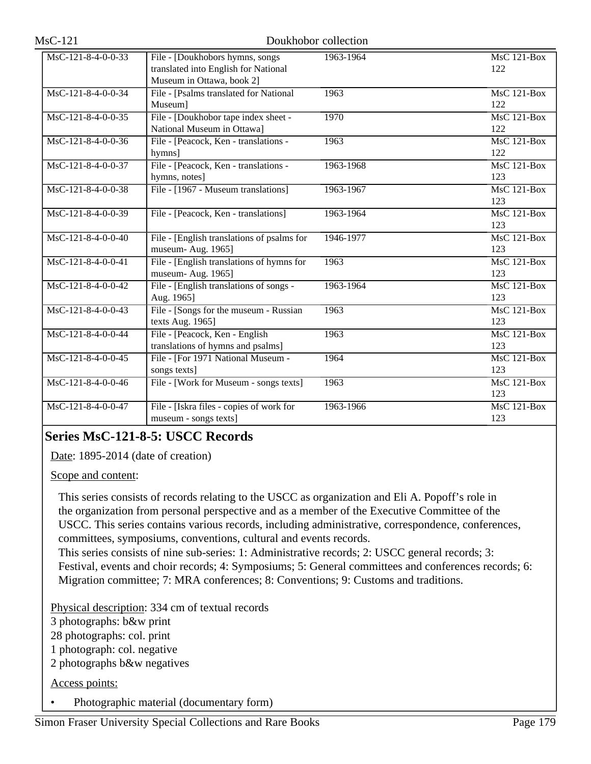| | | | |
|---|---|---|---|
| MsC-121-8-4-0-0-33 | File - [Doukhobors hymns, songs translated into English for National Museum in Ottawa, book 2] | 1963-1964 | MsC 121-Box 122 |
| MsC-121-8-4-0-0-34 | File - [Psalms translated for National Museum] | 1963 | MsC 121-Box 122 |
| MsC-121-8-4-0-0-35 | File - [Doukhobor tape index sheet - National Museum in Ottawa] | 1970 | MsC 121-Box 122 |
| MsC-121-8-4-0-0-36 | File - [Peacock, Ken - translations - hymns] | 1963 | MsC 121-Box 122 |
| MsC-121-8-4-0-0-37 | File - [Peacock, Ken - translations - hymns, notes] | 1963-1968 | MsC 121-Box 123 |
| MsC-121-8-4-0-0-38 | File - [1967 - Museum translations] | 1963-1967 | MsC 121-Box 123 |
| MsC-121-8-4-0-0-39 | File - [Peacock, Ken - translations] | 1963-1964 | MsC 121-Box 123 |
| MsC-121-8-4-0-0-40 | File - [English translations of psalms for museum- Aug. 1965] | 1946-1977 | MsC 121-Box 123 |
| MsC-121-8-4-0-0-41 | File - [English translations of hymns for museum- Aug. 1965] | 1963 | MsC 121-Box 123 |
| MsC-121-8-4-0-0-42 | File - [English translations of songs - Aug. 1965] | 1963-1964 | MsC 121-Box 123 |
| MsC-121-8-4-0-0-43 | File - [Songs for the museum - Russian texts Aug. 1965] | 1963 | MsC 121-Box 123 |
| MsC-121-8-4-0-0-44 | File - [Peacock, Ken - English translations of hymns and psalms] | 1963 | MsC 121-Box 123 |
| MsC-121-8-4-0-0-45 | File - [For 1971 National Museum - songs texts] | 1964 | MsC 121-Box 123 |
| MsC-121-8-4-0-0-46 | File - [Work for Museum - songs texts] | 1963 | MsC 121-Box 123 |
| MsC-121-8-4-0-0-47 | File - [Iskra files - copies of work for museum - songs texts] | 1963-1966 | MsC 121-Box 123 |

## Series MsC-121-8-5: USCC Records

Date: 1895-2014 (date of creation)

Scope and content:

This series consists of records relating to the USCC as organization and Eli A. Popoff's role in the organization from personal perspective and as a member of the Executive Committee of the USCC. This series contains various records, including administrative, correspondence, conferences, committees, symposiums, conventions, cultural and events records.
This series consists of nine sub-series: 1: Administrative records; 2: USCC general records; 3: Festival, events and choir records; 4: Symposiums; 5: General committees and conferences records; 6: Migration committee; 7: MRA conferences; 8: Conventions; 9: Customs and traditions.

Physical description: 334 cm of textual records
3 photographs: b&w print
28 photographs: col. print
1 photograph: col. negative
2 photographs b&w negatives

Access points:

- Photographic material (documentary form)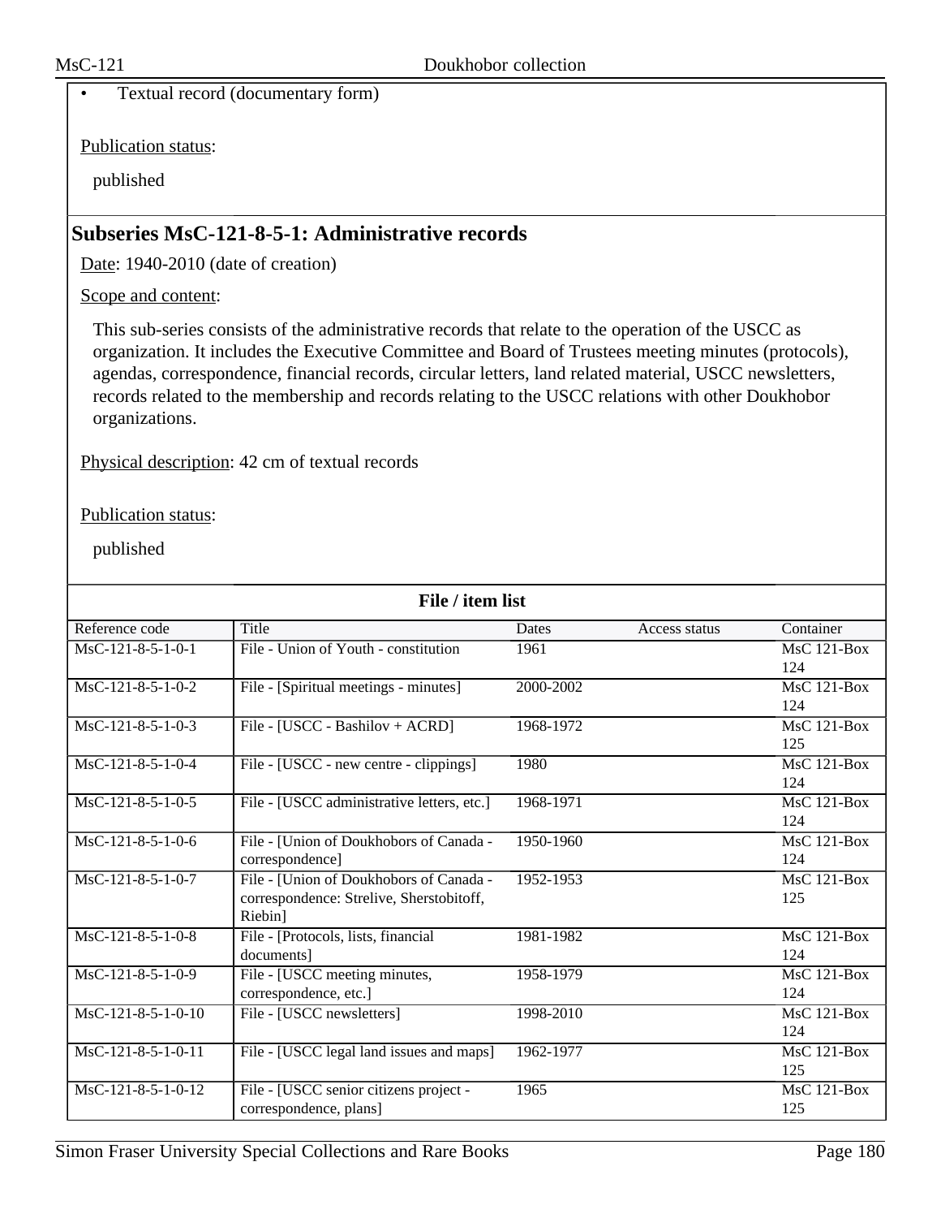- Textual record (documentary form)

Publication status:

published

## Subseries MsC-121-8-5-1: Administrative records

Date: 1940-2010 (date of creation)

Scope and content:

This sub-series consists of the administrative records that relate to the operation of the USCC as organization. It includes the Executive Committee and Board of Trustees meeting minutes (protocols), agendas, correspondence, financial records, circular letters, land related material, USCC newsletters, records related to the membership and records relating to the USCC relations with other Doukhobor organizations.

Physical description: 42 cm of textual records

Publication status:

published

**File / item list**

| Reference code | Title | Dates | Access status | Container |
|---|---|---|---|---|
| MsC-121-8-5-1-0-1 | File - Union of Youth - constitution | 1961 | | MsC 121-Box 124 |
| MsC-121-8-5-1-0-2 | File - [Spiritual meetings - minutes] | 2000-2002 | | MsC 121-Box 124 |
| MsC-121-8-5-1-0-3 | File - [USCC - Bashilov + ACRD] | 1968-1972 | | MsC 121-Box 125 |
| MsC-121-8-5-1-0-4 | File - [USCC - new centre - clippings] | 1980 | | MsC 121-Box 124 |
| MsC-121-8-5-1-0-5 | File - [USCC administrative letters, etc.] | 1968-1971 | | MsC 121-Box 124 |
| MsC-121-8-5-1-0-6 | File - [Union of Doukhobors of Canada - correspondence] | 1950-1960 | | MsC 121-Box 124 |
| MsC-121-8-5-1-0-7 | File - [Union of Doukhobors of Canada - correspondence: Strelive, Sherstobitoff, Riebin] | 1952-1953 | | MsC 121-Box 125 |
| MsC-121-8-5-1-0-8 | File - [Protocols, lists, financial documents] | 1981-1982 | | MsC 121-Box 124 |
| MsC-121-8-5-1-0-9 | File - [USCC meeting minutes, correspondence, etc.] | 1958-1979 | | MsC 121-Box 124 |
| MsC-121-8-5-1-0-10 | File - [USCC newsletters] | 1998-2010 | | MsC 121-Box 124 |
| MsC-121-8-5-1-0-11 | File - [USCC legal land issues and maps] | 1962-1977 | | MsC 121-Box 125 |
| MsC-121-8-5-1-0-12 | File - [USCC senior citizens project - correspondence, plans] | 1965 | | MsC 121-Box 125 |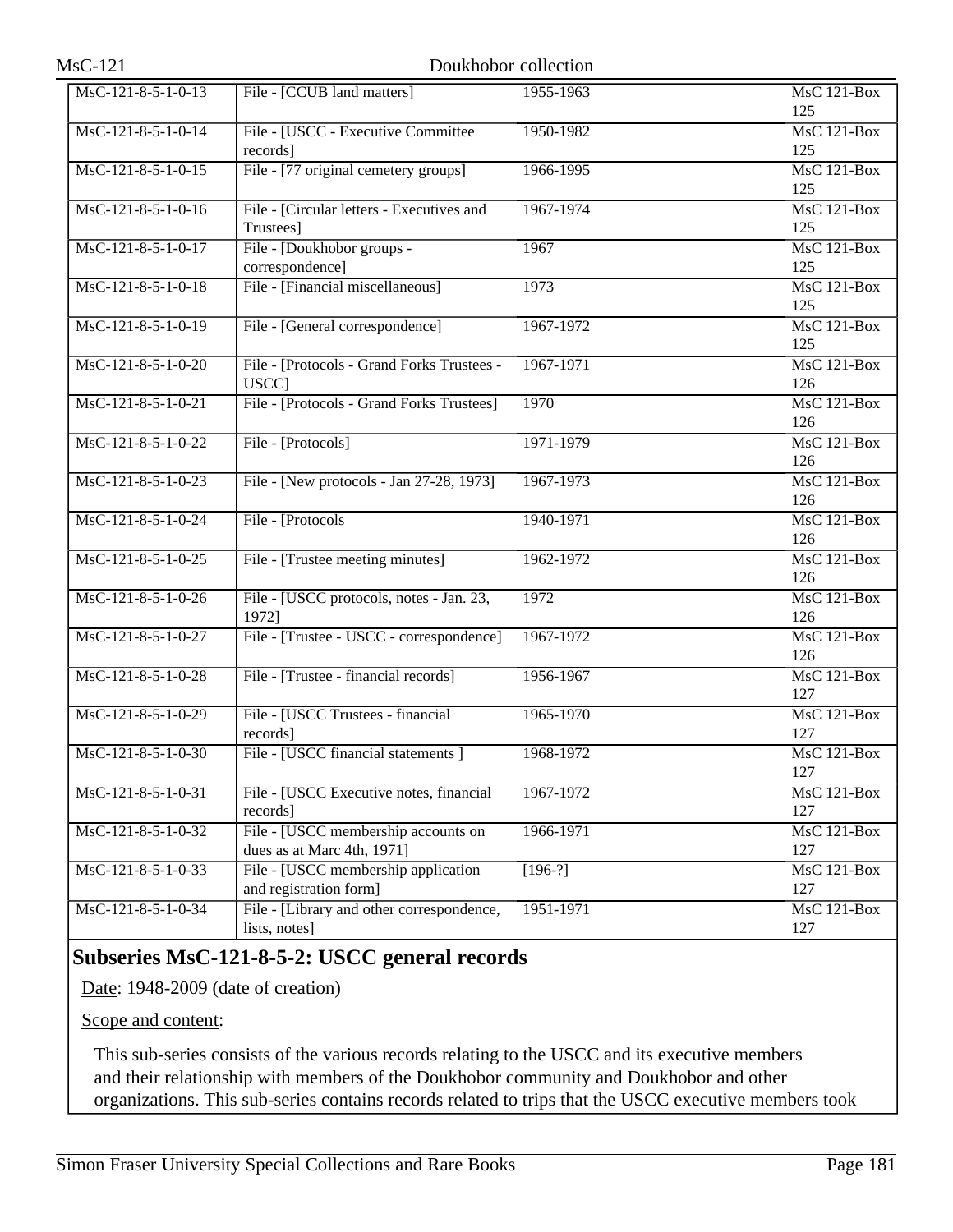| | | | |
|---|---|---|---|
| MsC-121-8-5-1-0-13 | File - [CCUB land matters] | 1955-1963 | MsC 121-Box 125 |
| MsC-121-8-5-1-0-14 | File - [USCC - Executive Committee records] | 1950-1982 | MsC 121-Box 125 |
| MsC-121-8-5-1-0-15 | File - [77 original cemetery groups] | 1966-1995 | MsC 121-Box 125 |
| MsC-121-8-5-1-0-16 | File - [Circular letters - Executives and Trustees] | 1967-1974 | MsC 121-Box 125 |
| MsC-121-8-5-1-0-17 | File - [Doukhobor groups - correspondence] | 1967 | MsC 121-Box 125 |
| MsC-121-8-5-1-0-18 | File - [Financial miscellaneous] | 1973 | MsC 121-Box 125 |
| MsC-121-8-5-1-0-19 | File - [General correspondence] | 1967-1972 | MsC 121-Box 125 |
| MsC-121-8-5-1-0-20 | File - [Protocols - Grand Forks Trustees - USCC] | 1967-1971 | MsC 121-Box 126 |
| MsC-121-8-5-1-0-21 | File - [Protocols - Grand Forks Trustees] | 1970 | MsC 121-Box 126 |
| MsC-121-8-5-1-0-22 | File - [Protocols] | 1971-1979 | MsC 121-Box 126 |
| MsC-121-8-5-1-0-23 | File - [New protocols - Jan 27-28, 1973] | 1967-1973 | MsC 121-Box 126 |
| MsC-121-8-5-1-0-24 | File - [Protocols | 1940-1971 | MsC 121-Box 126 |
| MsC-121-8-5-1-0-25 | File - [Trustee meeting minutes] | 1962-1972 | MsC 121-Box 126 |
| MsC-121-8-5-1-0-26 | File - [USCC protocols, notes - Jan. 23, 1972] | 1972 | MsC 121-Box 126 |
| MsC-121-8-5-1-0-27 | File - [Trustee - USCC - correspondence] | 1967-1972 | MsC 121-Box 126 |
| MsC-121-8-5-1-0-28 | File - [Trustee - financial records] | 1956-1967 | MsC 121-Box 127 |
| MsC-121-8-5-1-0-29 | File - [USCC Trustees - financial records] | 1965-1970 | MsC 121-Box 127 |
| MsC-121-8-5-1-0-30 | File - [USCC financial statements ] | 1968-1972 | MsC 121-Box 127 |
| MsC-121-8-5-1-0-31 | File - [USCC Executive notes, financial records] | 1967-1972 | MsC 121-Box 127 |
| MsC-121-8-5-1-0-32 | File - [USCC membership accounts on dues as at Marc 4th, 1971] | 1966-1971 | MsC 121-Box 127 |
| MsC-121-8-5-1-0-33 | File - [USCC membership application and registration form] | [196-?] | MsC 121-Box 127 |
| MsC-121-8-5-1-0-34 | File - [Library and other correspondence, lists, notes] | 1951-1971 | MsC 121-Box 127 |

## Subseries MsC-121-8-5-2: USCC general records

Date: 1948-2009 (date of creation)

Scope and content:

This sub-series consists of the various records relating to the USCC and its executive members and their relationship with members of the Doukhobor community and Doukhobor and other organizations. This sub-series contains records related to trips that the USCC executive members took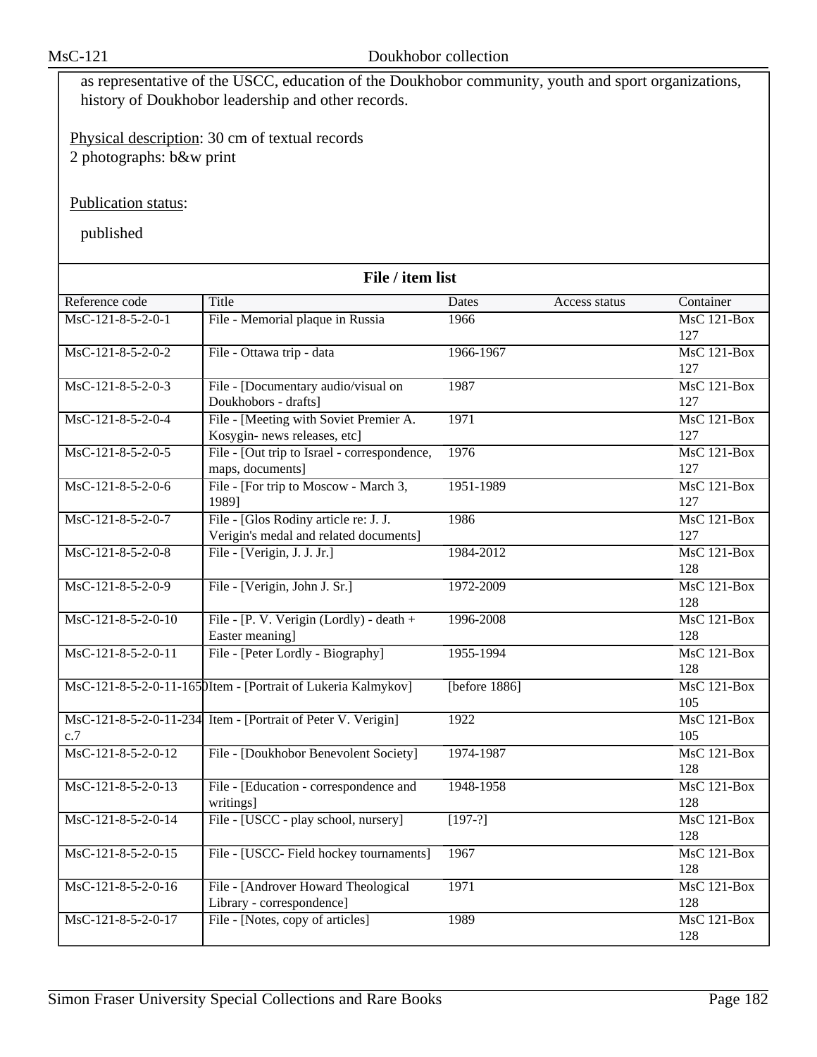as representative of the USCC, education of the Doukhobor community, youth and sport organizations, history of Doukhobor leadership and other records.

Physical description: 30 cm of textual records
2 photographs: b&w print

Publication status:

published

**File / item list**

| Reference code | Title | Dates | Access status | Container |
|---|---|---|---|---|
| MsC-121-8-5-2-0-1 | File - Memorial plaque in Russia | 1966 | | MsC 121-Box 127 |
| MsC-121-8-5-2-0-2 | File - Ottawa trip - data | 1966-1967 | | MsC 121-Box 127 |
| MsC-121-8-5-2-0-3 | File - [Documentary audio/visual on Doukhobors - drafts] | 1987 | | MsC 121-Box 127 |
| MsC-121-8-5-2-0-4 | File - [Meeting with Soviet Premier A. Kosygin- news releases, etc] | 1971 | | MsC 121-Box 127 |
| MsC-121-8-5-2-0-5 | File - [Out trip to Israel - correspondence, maps, documents] | 1976 | | MsC 121-Box 127 |
| MsC-121-8-5-2-0-6 | File - [For trip to Moscow - March 3, 1989] | 1951-1989 | | MsC 121-Box 127 |
| MsC-121-8-5-2-0-7 | File - [Glos Rodiny article re: J. J. Verigin's medal and related documents] | 1986 | | MsC 121-Box 127 |
| MsC-121-8-5-2-0-8 | File - [Verigin, J. J. Jr.] | 1984-2012 | | MsC 121-Box 128 |
| MsC-121-8-5-2-0-9 | File - [Verigin, John J. Sr.] | 1972-2009 | | MsC 121-Box 128 |
| MsC-121-8-5-2-0-10 | File - [P. V. Verigin (Lordly) - death + Easter meaning] | 1996-2008 | | MsC 121-Box 128 |
| MsC-121-8-5-2-0-11 | File - [Peter Lordly - Biography] | 1955-1994 | | MsC 121-Box 128 |
| MsC-121-8-5-2-0-11-1650 | Item - [Portrait of Lukeria Kalmykov] | [before 1886] | | MsC 121-Box 105 |
| MsC-121-8-5-2-0-11-234 c.7 | Item - [Portrait of Peter V. Verigin] | 1922 | | MsC 121-Box 105 |
| MsC-121-8-5-2-0-12 | File - [Doukhobor Benevolent Society] | 1974-1987 | | MsC 121-Box 128 |
| MsC-121-8-5-2-0-13 | File - [Education - correspondence and writings] | 1948-1958 | | MsC 121-Box 128 |
| MsC-121-8-5-2-0-14 | File - [USCC - play school, nursery] | [197-?] | | MsC 121-Box 128 |
| MsC-121-8-5-2-0-15 | File - [USCC- Field hockey tournaments] | 1967 | | MsC 121-Box 128 |
| MsC-121-8-5-2-0-16 | File - [Androver Howard Theological Library - correspondence] | 1971 | | MsC 121-Box 128 |
| MsC-121-8-5-2-0-17 | File - [Notes, copy of articles] | 1989 | | MsC 121-Box 128 |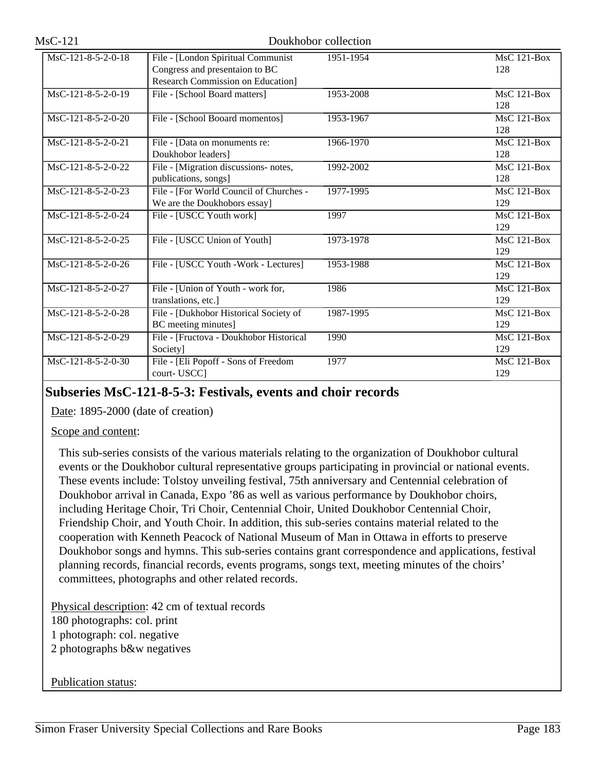| | | | |
|---|---|---|---|
| MsC-121-8-5-2-0-18 | File - [London Spiritual Communist Congress and presentaion to BC Research Commission on Education] | 1951-1954 | MsC 121-Box 128 |
| MsC-121-8-5-2-0-19 | File - [School Board matters] | 1953-2008 | MsC 121-Box 128 |
| MsC-121-8-5-2-0-20 | File - [School Booard momentos] | 1953-1967 | MsC 121-Box 128 |
| MsC-121-8-5-2-0-21 | File - [Data on monuments re: Doukhobor leaders] | 1966-1970 | MsC 121-Box 128 |
| MsC-121-8-5-2-0-22 | File - [Migration discussions- notes, publications, songs] | 1992-2002 | MsC 121-Box 128 |
| MsC-121-8-5-2-0-23 | File - [For World Council of Churches - We are the Doukhobors essay] | 1977-1995 | MsC 121-Box 129 |
| MsC-121-8-5-2-0-24 | File - [USCC Youth work] | 1997 | MsC 121-Box 129 |
| MsC-121-8-5-2-0-25 | File - [USCC Union of Youth] | 1973-1978 | MsC 121-Box 129 |
| MsC-121-8-5-2-0-26 | File - [USCC Youth -Work - Lectures] | 1953-1988 | MsC 121-Box 129 |
| MsC-121-8-5-2-0-27 | File - [Union of Youth - work for, translations, etc.] | 1986 | MsC 121-Box 129 |
| MsC-121-8-5-2-0-28 | File - [Dukhobor Historical Society of BC meeting minutes] | 1987-1995 | MsC 121-Box 129 |
| MsC-121-8-5-2-0-29 | File - [Fructova - Doukhobor Historical Society] | 1990 | MsC 121-Box 129 |
| MsC-121-8-5-2-0-30 | File - [Eli Popoff - Sons of Freedom court- USCC] | 1977 | MsC 121-Box 129 |

## Subseries MsC-121-8-5-3: Festivals, events and choir records

Date: 1895-2000 (date of creation)

Scope and content:

This sub-series consists of the various materials relating to the organization of Doukhobor cultural events or the Doukhobor cultural representative groups participating in provincial or national events. These events include: Tolstoy unveiling festival, 75th anniversary and Centennial celebration of Doukhobor arrival in Canada, Expo ’86 as well as various performance by Doukhobor choirs, including Heritage Choir, Tri Choir, Centennial Choir, United Doukhobor Centennial Choir, Friendship Choir, and Youth Choir. In addition, this sub-series contains material related to the cooperation with Kenneth Peacock of National Museum of Man in Ottawa in efforts to preserve Doukhobor songs and hymns. This sub-series contains grant correspondence and applications, festival planning records, financial records, events programs, songs text, meeting minutes of the choirs’ committees, photographs and other related records.

Physical description: 42 cm of textual records
180 photographs: col. print
1 photograph: col. negative
2 photographs b&w negatives

Publication status: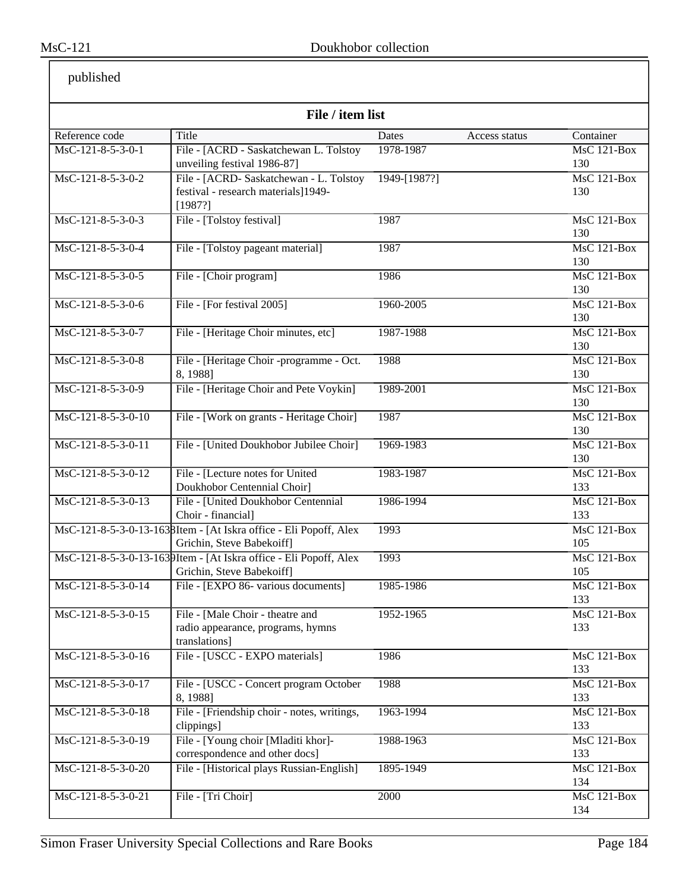published

**File / item list**

| Reference code | Title | Dates | Access status | Container |
|---|---|---|---|---|
| MsC-121-8-5-3-0-1 | File - [ACRD - Saskatchewan L. Tolstoy unveiling festival 1986-87] | 1978-1987 | | MsC 121-Box 130 |
| MsC-121-8-5-3-0-2 | File - [ACRD- Saskatchewan - L. Tolstoy festival - research materials]1949-[1987?] | 1949-[1987?] | | MsC 121-Box 130 |
| MsC-121-8-5-3-0-3 | File - [Tolstoy festival] | 1987 | | MsC 121-Box 130 |
| MsC-121-8-5-3-0-4 | File - [Tolstoy pageant material] | 1987 | | MsC 121-Box 130 |
| MsC-121-8-5-3-0-5 | File - [Choir program] | 1986 | | MsC 121-Box 130 |
| MsC-121-8-5-3-0-6 | File - [For festival 2005] | 1960-2005 | | MsC 121-Box 130 |
| MsC-121-8-5-3-0-7 | File - [Heritage Choir minutes, etc] | 1987-1988 | | MsC 121-Box 130 |
| MsC-121-8-5-3-0-8 | File - [Heritage Choir -programme - Oct. 8, 1988] | 1988 | | MsC 121-Box 130 |
| MsC-121-8-5-3-0-9 | File - [Heritage Choir and Pete Voykin] | 1989-2001 | | MsC 121-Box 130 |
| MsC-121-8-5-3-0-10 | File - [Work on grants - Heritage Choir] | 1987 | | MsC 121-Box 130 |
| MsC-121-8-5-3-0-11 | File - [United Doukhobor Jubilee Choir] | 1969-1983 | | MsC 121-Box 130 |
| MsC-121-8-5-3-0-12 | File - [Lecture notes for United Doukhobor Centennial Choir] | 1983-1987 | | MsC 121-Box 133 |
| MsC-121-8-5-3-0-13 | File - [United Doukhobor Centennial Choir - financial] | 1986-1994 | | MsC 121-Box 133 |
| MsC-121-8-5-3-0-13-1638 | Item - [At Iskra office - Eli Popoff, Alex Grichin, Steve Babekoiff] | 1993 | | MsC 121-Box 105 |
| MsC-121-8-5-3-0-13-1639 | Item - [At Iskra office - Eli Popoff, Alex Grichin, Steve Babekoiff] | 1993 | | MsC 121-Box 105 |
| MsC-121-8-5-3-0-14 | File - [EXPO 86- various documents] | 1985-1986 | | MsC 121-Box 133 |
| MsC-121-8-5-3-0-15 | File - [Male Choir - theatre and radio appearance, programs, hymns translations] | 1952-1965 | | MsC 121-Box 133 |
| MsC-121-8-5-3-0-16 | File - [USCC - EXPO materials] | 1986 | | MsC 121-Box 133 |
| MsC-121-8-5-3-0-17 | File - [USCC - Concert program October 8, 1988] | 1988 | | MsC 121-Box 133 |
| MsC-121-8-5-3-0-18 | File - [Friendship choir - notes, writings, clippings] | 1963-1994 | | MsC 121-Box 133 |
| MsC-121-8-5-3-0-19 | File - [Young choir [Mladiti khor]- correspondence and other docs] | 1988-1963 | | MsC 121-Box 133 |
| MsC-121-8-5-3-0-20 | File - [Historical plays Russian-English] | 1895-1949 | | MsC 121-Box 134 |
| MsC-121-8-5-3-0-21 | File - [Tri Choir] | 2000 | | MsC 121-Box 134 |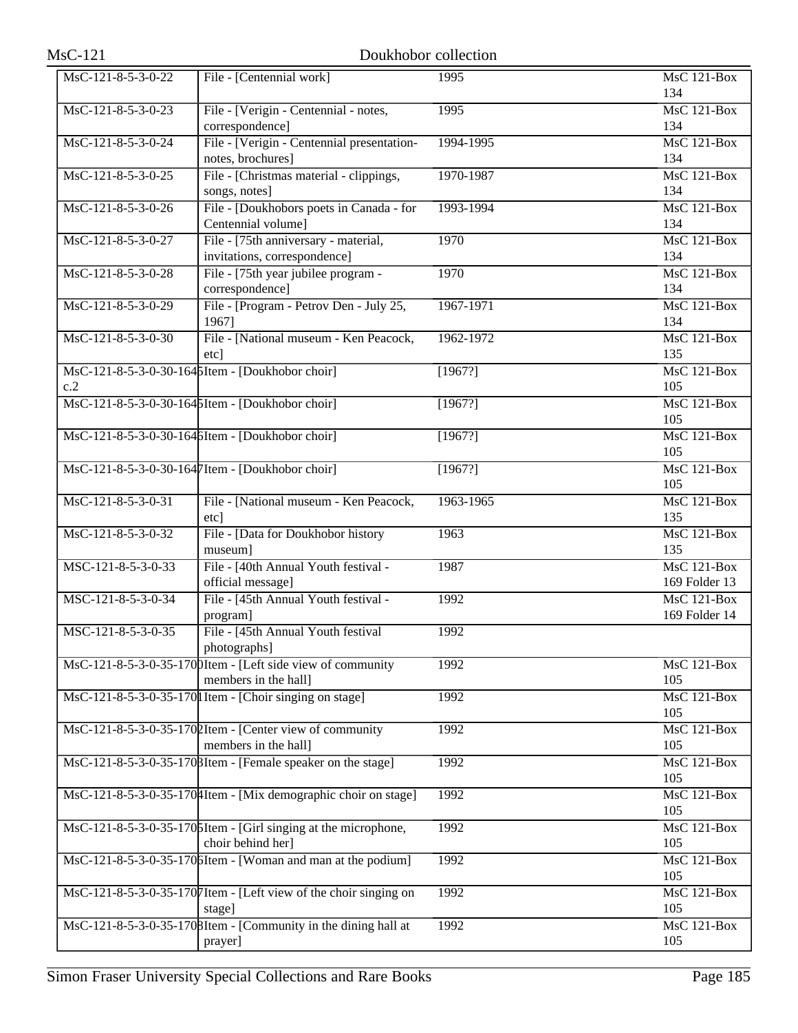| | | | |
|---|---|---|---|
| MsC-121-8-5-3-0-22 | File - [Centennial work] | 1995 | MsC 121-Box 134 |
| MsC-121-8-5-3-0-23 | File - [Verigin - Centennial - notes, correspondence] | 1995 | MsC 121-Box 134 |
| MsC-121-8-5-3-0-24 | File - [Verigin - Centennial presentation- notes, brochures] | 1994-1995 | MsC 121-Box 134 |
| MsC-121-8-5-3-0-25 | File - [Christmas material - clippings, songs, notes] | 1970-1987 | MsC 121-Box 134 |
| MsC-121-8-5-3-0-26 | File - [Doukhobors poets in Canada - for Centennial volume] | 1993-1994 | MsC 121-Box 134 |
| MsC-121-8-5-3-0-27 | File - [75th anniversary - material, invitations, correspondence] | 1970 | MsC 121-Box 134 |
| MsC-121-8-5-3-0-28 | File - [75th year jubilee program - correspondence] | 1970 | MsC 121-Box 134 |
| MsC-121-8-5-3-0-29 | File - [Program - Petrov Den - July 25, 1967] | 1967-1971 | MsC 121-Box 134 |
| MsC-121-8-5-3-0-30 | File - [National museum - Ken Peacock, etc] | 1962-1972 | MsC 121-Box 135 |
| MsC-121-8-5-3-0-30-1645 c.2 | Item - [Doukhobor choir] | [1967?] | MsC 121-Box 105 |
| MsC-121-8-5-3-0-30-1645 | Item - [Doukhobor choir] | [1967?] | MsC 121-Box 105 |
| MsC-121-8-5-3-0-30-1646 | Item - [Doukhobor choir] | [1967?] | MsC 121-Box 105 |
| MsC-121-8-5-3-0-30-1647 | Item - [Doukhobor choir] | [1967?] | MsC 121-Box 105 |
| MsC-121-8-5-3-0-31 | File - [National museum - Ken Peacock, etc] | 1963-1965 | MsC 121-Box 135 |
| MsC-121-8-5-3-0-32 | File - [Data for Doukhobor history museum] | 1963 | MsC 121-Box 135 |
| MSC-121-8-5-3-0-33 | File - [40th Annual Youth festival - official message] | 1987 | MsC 121-Box 169 Folder 13 |
| MSC-121-8-5-3-0-34 | File - [45th Annual Youth festival - program] | 1992 | MsC 121-Box 169 Folder 14 |
| MSC-121-8-5-3-0-35 | File - [45th Annual Youth festival photographs] | 1992 | |
| MsC-121-8-5-3-0-35-1700 | Item - [Left side view of community members in the hall] | 1992 | MsC 121-Box 105 |
| MsC-121-8-5-3-0-35-1701 | Item - [Choir singing on stage] | 1992 | MsC 121-Box 105 |
| MsC-121-8-5-3-0-35-1702 | Item - [Center view of community members in the hall] | 1992 | MsC 121-Box 105 |
| MsC-121-8-5-3-0-35-1703 | Item - [Female speaker on the stage] | 1992 | MsC 121-Box 105 |
| MsC-121-8-5-3-0-35-1704 | Item - [Mix demographic choir on stage] | 1992 | MsC 121-Box 105 |
| MsC-121-8-5-3-0-35-1705 | Item - [Girl singing at the microphone, choir behind her] | 1992 | MsC 121-Box 105 |
| MsC-121-8-5-3-0-35-1706 | Item - [Woman and man at the podium] | 1992 | MsC 121-Box 105 |
| MsC-121-8-5-3-0-35-1707 | Item - [Left view of the choir singing on stage] | 1992 | MsC 121-Box 105 |
| MsC-121-8-5-3-0-35-1708 | Item - [Community in the dining hall at prayer] | 1992 | MsC 121-Box 105 |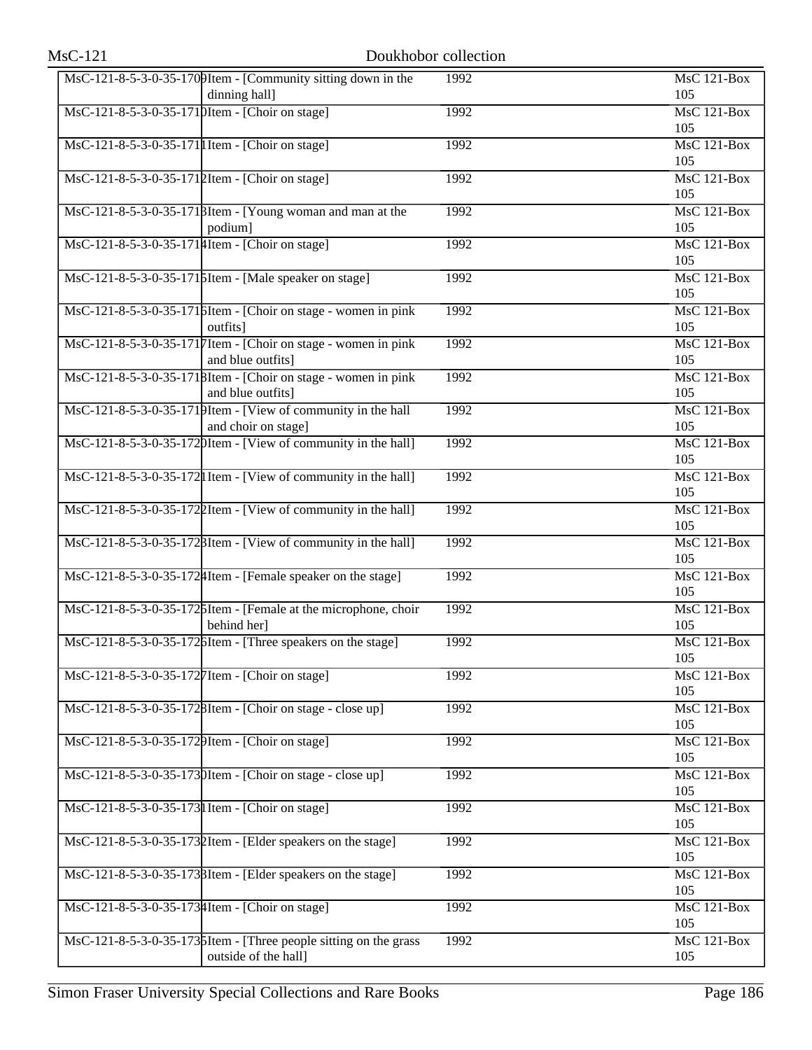| | | | |
|---|---|---|---|
| MsC-121-8-5-3-0-35-1709 | Item - [Community sitting down in the dinning hall] | 1992 | MsC 121-Box 105 |
| MsC-121-8-5-3-0-35-1710 | Item - [Choir on stage] | 1992 | MsC 121-Box 105 |
| MsC-121-8-5-3-0-35-1711 | Item - [Choir on stage] | 1992 | MsC 121-Box 105 |
| MsC-121-8-5-3-0-35-1712 | Item - [Choir on stage] | 1992 | MsC 121-Box 105 |
| MsC-121-8-5-3-0-35-1713 | Item - [Young woman and man at the podium] | 1992 | MsC 121-Box 105 |
| MsC-121-8-5-3-0-35-1714 | Item - [Choir on stage] | 1992 | MsC 121-Box 105 |
| MsC-121-8-5-3-0-35-1715 | Item - [Male speaker on stage] | 1992 | MsC 121-Box 105 |
| MsC-121-8-5-3-0-35-1716 | Item - [Choir on stage - women in pink outfits] | 1992 | MsC 121-Box 105 |
| MsC-121-8-5-3-0-35-1717 | Item - [Choir on stage - women in pink and blue outfits] | 1992 | MsC 121-Box 105 |
| MsC-121-8-5-3-0-35-1718 | Item - [Choir on stage - women in pink and blue outfits] | 1992 | MsC 121-Box 105 |
| MsC-121-8-5-3-0-35-1719 | Item - [View of community in the hall and choir on stage] | 1992 | MsC 121-Box 105 |
| MsC-121-8-5-3-0-35-1720 | Item - [View of community in the hall] | 1992 | MsC 121-Box 105 |
| MsC-121-8-5-3-0-35-1721 | Item - [View of community in the hall] | 1992 | MsC 121-Box 105 |
| MsC-121-8-5-3-0-35-1722 | Item - [View of community in the hall] | 1992 | MsC 121-Box 105 |
| MsC-121-8-5-3-0-35-1723 | Item - [View of community in the hall] | 1992 | MsC 121-Box 105 |
| MsC-121-8-5-3-0-35-1724 | Item - [Female speaker on the stage] | 1992 | MsC 121-Box 105 |
| MsC-121-8-5-3-0-35-1725 | Item - [Female at the microphone, choir behind her] | 1992 | MsC 121-Box 105 |
| MsC-121-8-5-3-0-35-1726 | Item - [Three speakers on the stage] | 1992 | MsC 121-Box 105 |
| MsC-121-8-5-3-0-35-1727 | Item - [Choir on stage] | 1992 | MsC 121-Box 105 |
| MsC-121-8-5-3-0-35-1728 | Item - [Choir on stage - close up] | 1992 | MsC 121-Box 105 |
| MsC-121-8-5-3-0-35-1729 | Item - [Choir on stage] | 1992 | MsC 121-Box 105 |
| MsC-121-8-5-3-0-35-1730 | Item - [Choir on stage - close up] | 1992 | MsC 121-Box 105 |
| MsC-121-8-5-3-0-35-1731 | Item - [Choir on stage] | 1992 | MsC 121-Box 105 |
| MsC-121-8-5-3-0-35-1732 | Item - [Elder speakers on the stage] | 1992 | MsC 121-Box 105 |
| MsC-121-8-5-3-0-35-1733 | Item - [Elder speakers on the stage] | 1992 | MsC 121-Box 105 |
| MsC-121-8-5-3-0-35-1734 | Item - [Choir on stage] | 1992 | MsC 121-Box 105 |
| MsC-121-8-5-3-0-35-1735 | Item - [Three people sitting on the grass outside of the hall] | 1992 | MsC 121-Box 105 |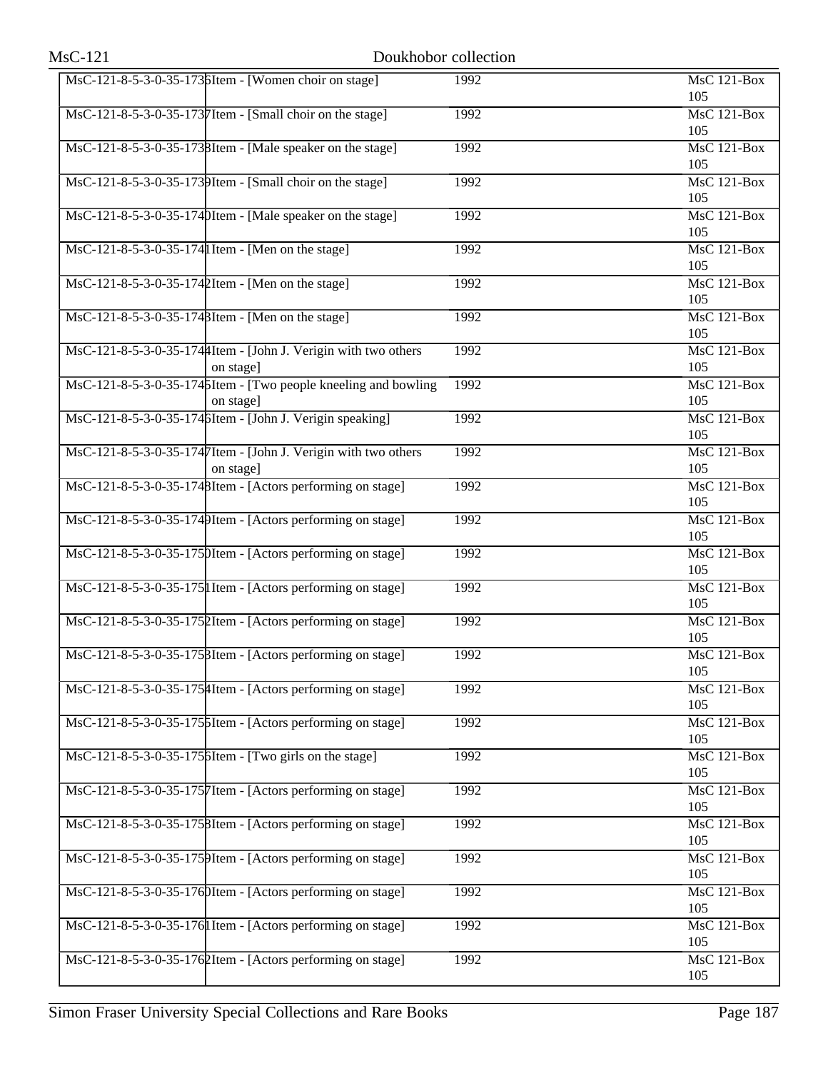| | | | |
|---|---|---|---|
| MsC-121-8-5-3-0-35-1736 | Item - [Women choir on stage] | 1992 | MsC 121-Box 105 |
| MsC-121-8-5-3-0-35-1737 | Item - [Small choir on the stage] | 1992 | MsC 121-Box 105 |
| MsC-121-8-5-3-0-35-1738 | Item - [Male speaker on the stage] | 1992 | MsC 121-Box 105 |
| MsC-121-8-5-3-0-35-1739 | Item - [Small choir on the stage] | 1992 | MsC 121-Box 105 |
| MsC-121-8-5-3-0-35-1740 | Item - [Male speaker on the stage] | 1992 | MsC 121-Box 105 |
| MsC-121-8-5-3-0-35-1741 | Item - [Men on the stage] | 1992 | MsC 121-Box 105 |
| MsC-121-8-5-3-0-35-1742 | Item - [Men on the stage] | 1992 | MsC 121-Box 105 |
| MsC-121-8-5-3-0-35-1743 | Item - [Men on the stage] | 1992 | MsC 121-Box 105 |
| MsC-121-8-5-3-0-35-1744 | Item - [John J. Verigin with two others on stage] | 1992 | MsC 121-Box 105 |
| MsC-121-8-5-3-0-35-1745 | Item - [Two people kneeling and bowling on stage] | 1992 | MsC 121-Box 105 |
| MsC-121-8-5-3-0-35-1746 | Item - [John J. Verigin speaking] | 1992 | MsC 121-Box 105 |
| MsC-121-8-5-3-0-35-1747 | Item - [John J. Verigin with two others on stage] | 1992 | MsC 121-Box 105 |
| MsC-121-8-5-3-0-35-1748 | Item - [Actors performing on stage] | 1992 | MsC 121-Box 105 |
| MsC-121-8-5-3-0-35-1749 | Item - [Actors performing on stage] | 1992 | MsC 121-Box 105 |
| MsC-121-8-5-3-0-35-1750 | Item - [Actors performing on stage] | 1992 | MsC 121-Box 105 |
| MsC-121-8-5-3-0-35-1751 | Item - [Actors performing on stage] | 1992 | MsC 121-Box 105 |
| MsC-121-8-5-3-0-35-1752 | Item - [Actors performing on stage] | 1992 | MsC 121-Box 105 |
| MsC-121-8-5-3-0-35-1753 | Item - [Actors performing on stage] | 1992 | MsC 121-Box 105 |
| MsC-121-8-5-3-0-35-1754 | Item - [Actors performing on stage] | 1992 | MsC 121-Box 105 |
| MsC-121-8-5-3-0-35-1755 | Item - [Actors performing on stage] | 1992 | MsC 121-Box 105 |
| MsC-121-8-5-3-0-35-1756 | Item - [Two girls on the stage] | 1992 | MsC 121-Box 105 |
| MsC-121-8-5-3-0-35-1757 | Item - [Actors performing on stage] | 1992 | MsC 121-Box 105 |
| MsC-121-8-5-3-0-35-1758 | Item - [Actors performing on stage] | 1992 | MsC 121-Box 105 |
| MsC-121-8-5-3-0-35-1759 | Item - [Actors performing on stage] | 1992 | MsC 121-Box 105 |
| MsC-121-8-5-3-0-35-1760 | Item - [Actors performing on stage] | 1992 | MsC 121-Box 105 |
| MsC-121-8-5-3-0-35-1761 | Item - [Actors performing on stage] | 1992 | MsC 121-Box 105 |
| MsC-121-8-5-3-0-35-1762 | Item - [Actors performing on stage] | 1992 | MsC 121-Box 105 |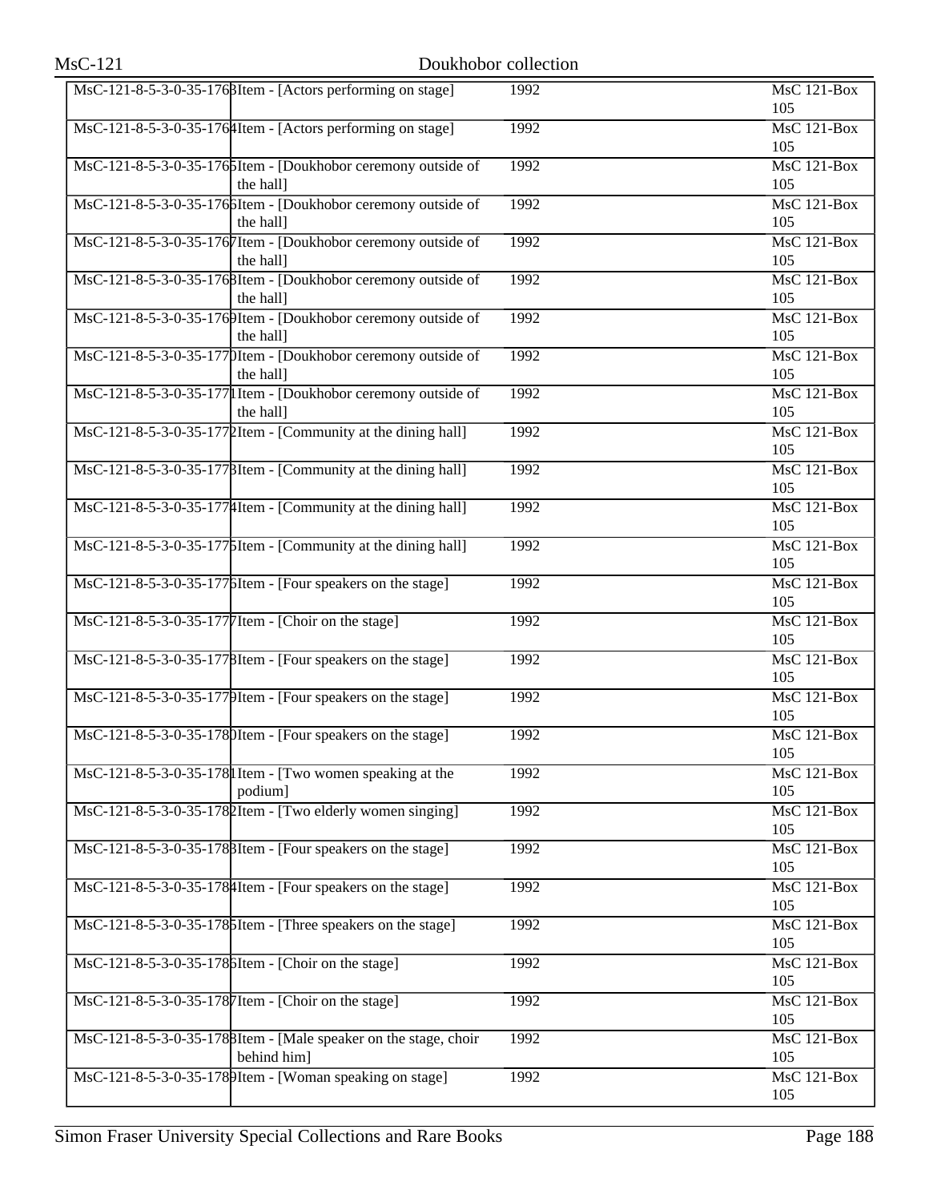| | | | |
|---|---|---|---|
| MsC-121-8-5-3-0-35-1763 | Item - [Actors performing on stage] | 1992 | MsC 121-Box 105 |
| MsC-121-8-5-3-0-35-1764 | Item - [Actors performing on stage] | 1992 | MsC 121-Box 105 |
| MsC-121-8-5-3-0-35-1765 | Item - [Doukhobor ceremony outside of the hall] | 1992 | MsC 121-Box 105 |
| MsC-121-8-5-3-0-35-1766 | Item - [Doukhobor ceremony outside of the hall] | 1992 | MsC 121-Box 105 |
| MsC-121-8-5-3-0-35-1767 | Item - [Doukhobor ceremony outside of the hall] | 1992 | MsC 121-Box 105 |
| MsC-121-8-5-3-0-35-1768 | Item - [Doukhobor ceremony outside of the hall] | 1992 | MsC 121-Box 105 |
| MsC-121-8-5-3-0-35-1769 | Item - [Doukhobor ceremony outside of the hall] | 1992 | MsC 121-Box 105 |
| MsC-121-8-5-3-0-35-1770 | Item - [Doukhobor ceremony outside of the hall] | 1992 | MsC 121-Box 105 |
| MsC-121-8-5-3-0-35-1771 | Item - [Doukhobor ceremony outside of the hall] | 1992 | MsC 121-Box 105 |
| MsC-121-8-5-3-0-35-1772 | Item - [Community at the dining hall] | 1992 | MsC 121-Box 105 |
| MsC-121-8-5-3-0-35-1773 | Item - [Community at the dining hall] | 1992 | MsC 121-Box 105 |
| MsC-121-8-5-3-0-35-1774 | Item - [Community at the dining hall] | 1992 | MsC 121-Box 105 |
| MsC-121-8-5-3-0-35-1775 | Item - [Community at the dining hall] | 1992 | MsC 121-Box 105 |
| MsC-121-8-5-3-0-35-1776 | Item - [Four speakers on the stage] | 1992 | MsC 121-Box 105 |
| MsC-121-8-5-3-0-35-1777 | Item - [Choir on the stage] | 1992 | MsC 121-Box 105 |
| MsC-121-8-5-3-0-35-1778 | Item - [Four speakers on the stage] | 1992 | MsC 121-Box 105 |
| MsC-121-8-5-3-0-35-1779 | Item - [Four speakers on the stage] | 1992 | MsC 121-Box 105 |
| MsC-121-8-5-3-0-35-1780 | Item - [Four speakers on the stage] | 1992 | MsC 121-Box 105 |
| MsC-121-8-5-3-0-35-1781 | Item - [Two women speaking at the podium] | 1992 | MsC 121-Box 105 |
| MsC-121-8-5-3-0-35-1782 | Item - [Two elderly women singing] | 1992 | MsC 121-Box 105 |
| MsC-121-8-5-3-0-35-1783 | Item - [Four speakers on the stage] | 1992 | MsC 121-Box 105 |
| MsC-121-8-5-3-0-35-1784 | Item - [Four speakers on the stage] | 1992 | MsC 121-Box 105 |
| MsC-121-8-5-3-0-35-1785 | Item - [Three speakers on the stage] | 1992 | MsC 121-Box 105 |
| MsC-121-8-5-3-0-35-1786 | Item - [Choir on the stage] | 1992 | MsC 121-Box 105 |
| MsC-121-8-5-3-0-35-1787 | Item - [Choir on the stage] | 1992 | MsC 121-Box 105 |
| MsC-121-8-5-3-0-35-1788 | Item - [Male speaker on the stage, choir behind him] | 1992 | MsC 121-Box 105 |
| MsC-121-8-5-3-0-35-1789 | Item - [Woman speaking on stage] | 1992 | MsC 121-Box 105 |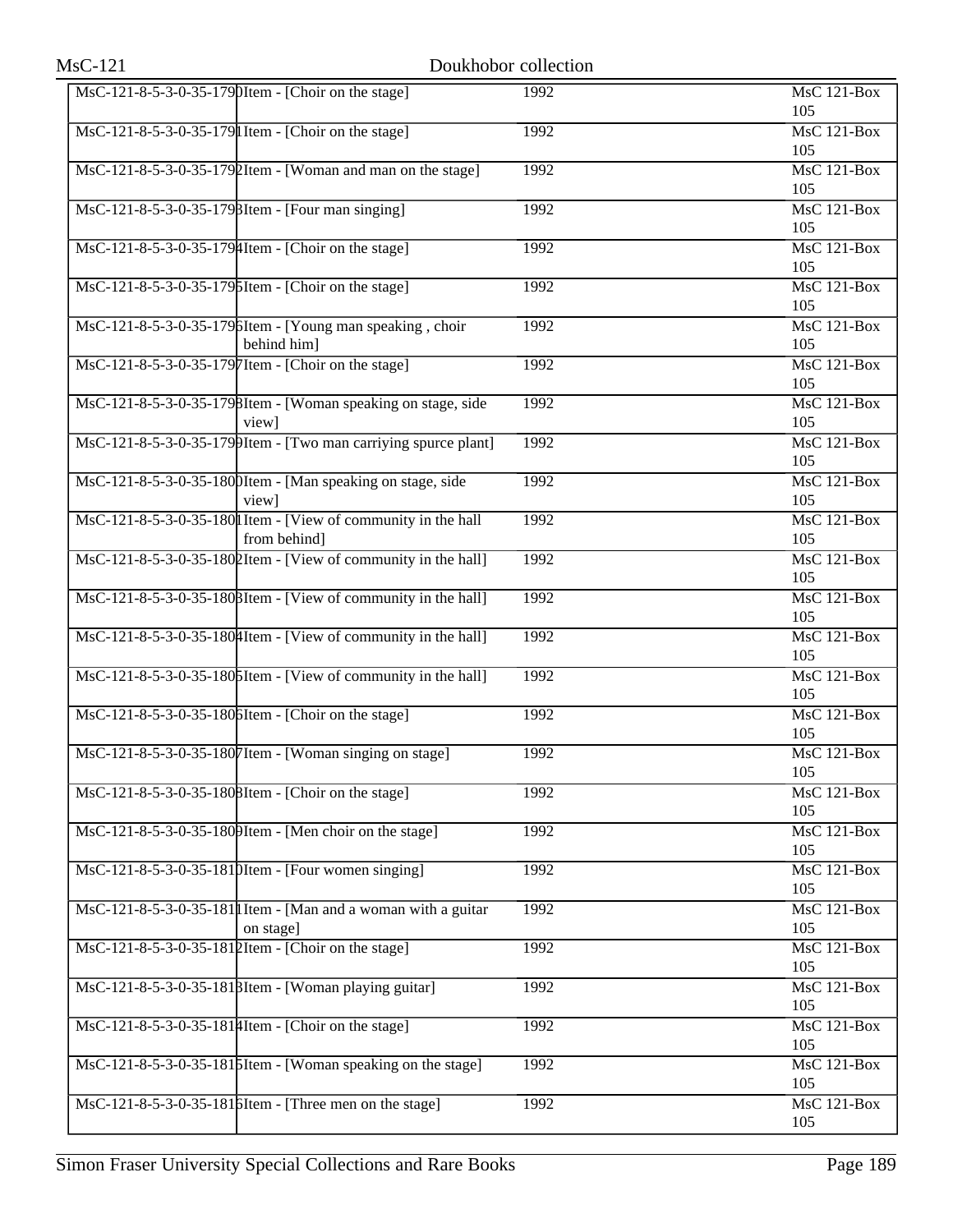| | | | |
|---|---|---|---|
| MsC-121-8-5-3-0-35-1790 | Item - [Choir on the stage] | 1992 | MsC 121-Box 105 |
| MsC-121-8-5-3-0-35-1791 | Item - [Choir on the stage] | 1992 | MsC 121-Box 105 |
| MsC-121-8-5-3-0-35-1792 | Item - [Woman and man on the stage] | 1992 | MsC 121-Box 105 |
| MsC-121-8-5-3-0-35-1793 | Item - [Four man singing] | 1992 | MsC 121-Box 105 |
| MsC-121-8-5-3-0-35-1794 | Item - [Choir on the stage] | 1992 | MsC 121-Box 105 |
| MsC-121-8-5-3-0-35-1795 | Item - [Choir on the stage] | 1992 | MsC 121-Box 105 |
| MsC-121-8-5-3-0-35-1796 | Item - [Young man speaking , choir behind him] | 1992 | MsC 121-Box 105 |
| MsC-121-8-5-3-0-35-1797 | Item - [Choir on the stage] | 1992 | MsC 121-Box 105 |
| MsC-121-8-5-3-0-35-1798 | Item - [Woman speaking on stage, side view] | 1992 | MsC 121-Box 105 |
| MsC-121-8-5-3-0-35-1799 | Item - [Two man carriying spurce plant] | 1992 | MsC 121-Box 105 |
| MsC-121-8-5-3-0-35-1800 | Item - [Man speaking on stage, side view] | 1992 | MsC 121-Box 105 |
| MsC-121-8-5-3-0-35-1801 | Item - [View of community in the hall from behind] | 1992 | MsC 121-Box 105 |
| MsC-121-8-5-3-0-35-1802 | Item - [View of community in the hall] | 1992 | MsC 121-Box 105 |
| MsC-121-8-5-3-0-35-1803 | Item - [View of community in the hall] | 1992 | MsC 121-Box 105 |
| MsC-121-8-5-3-0-35-1804 | Item - [View of community in the hall] | 1992 | MsC 121-Box 105 |
| MsC-121-8-5-3-0-35-1805 | Item - [View of community in the hall] | 1992 | MsC 121-Box 105 |
| MsC-121-8-5-3-0-35-1806 | Item - [Choir on the stage] | 1992 | MsC 121-Box 105 |
| MsC-121-8-5-3-0-35-1807 | Item - [Woman singing on stage] | 1992 | MsC 121-Box 105 |
| MsC-121-8-5-3-0-35-1808 | Item - [Choir on the stage] | 1992 | MsC 121-Box 105 |
| MsC-121-8-5-3-0-35-1809 | Item - [Men choir on the stage] | 1992 | MsC 121-Box 105 |
| MsC-121-8-5-3-0-35-1810 | Item - [Four women singing] | 1992 | MsC 121-Box 105 |
| MsC-121-8-5-3-0-35-1811 | Item - [Man and a woman with a guitar on stage] | 1992 | MsC 121-Box 105 |
| MsC-121-8-5-3-0-35-1812 | Item - [Choir on the stage] | 1992 | MsC 121-Box 105 |
| MsC-121-8-5-3-0-35-1813 | Item - [Woman playing guitar] | 1992 | MsC 121-Box 105 |
| MsC-121-8-5-3-0-35-1814 | Item - [Choir on the stage] | 1992 | MsC 121-Box 105 |
| MsC-121-8-5-3-0-35-1815 | Item - [Woman speaking on the stage] | 1992 | MsC 121-Box 105 |
| MsC-121-8-5-3-0-35-1816 | Item - [Three men on the stage] | 1992 | MsC 121-Box 105 |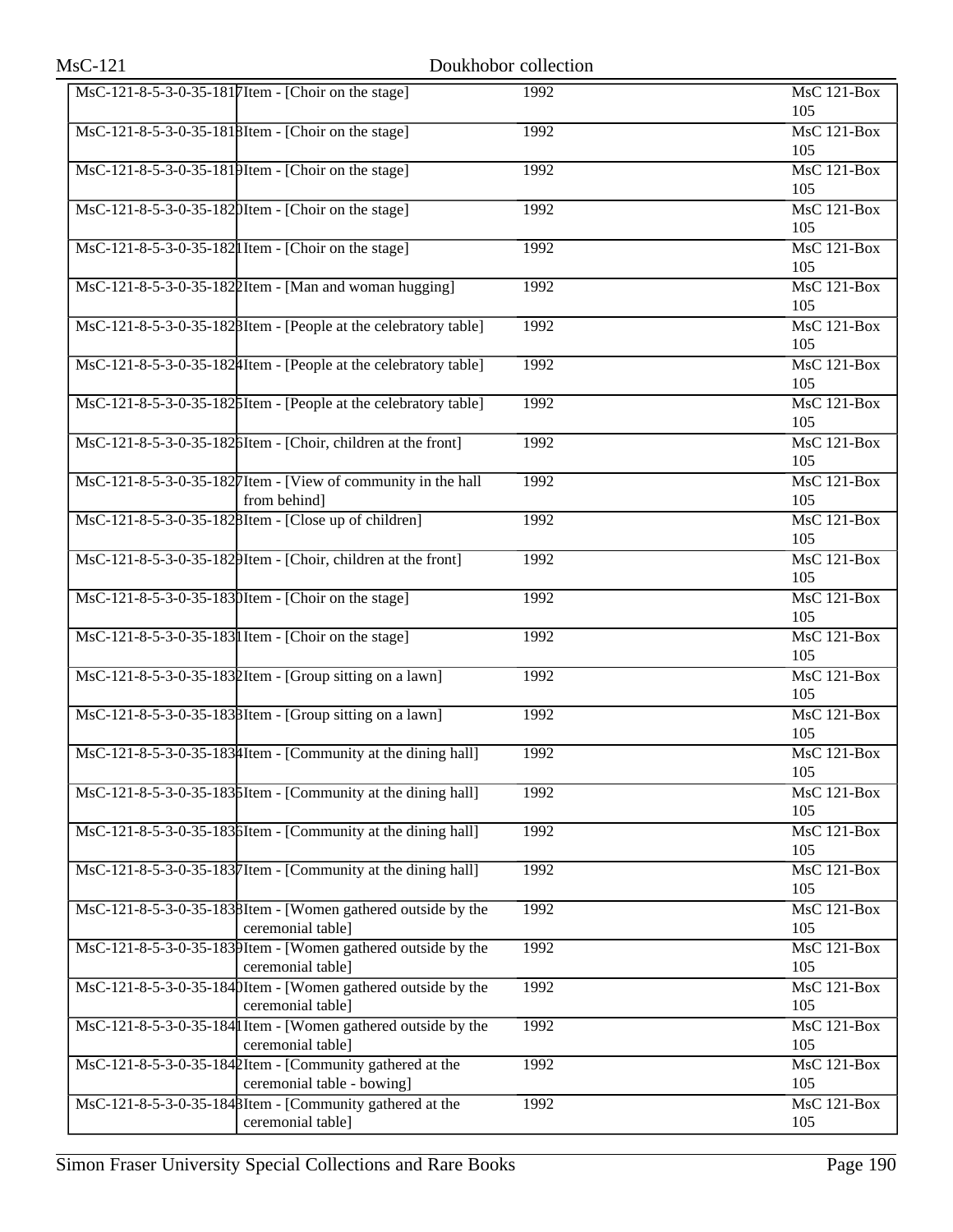| | | | |
|---|---|---|---|
| MsC-121-8-5-3-0-35-1817 | Item - [Choir on the stage] | 1992 | MsC 121-Box 105 |
| MsC-121-8-5-3-0-35-1818 | Item - [Choir on the stage] | 1992 | MsC 121-Box 105 |
| MsC-121-8-5-3-0-35-1819 | Item - [Choir on the stage] | 1992 | MsC 121-Box 105 |
| MsC-121-8-5-3-0-35-1820 | Item - [Choir on the stage] | 1992 | MsC 121-Box 105 |
| MsC-121-8-5-3-0-35-1821 | Item - [Choir on the stage] | 1992 | MsC 121-Box 105 |
| MsC-121-8-5-3-0-35-1822 | Item - [Man and woman hugging] | 1992 | MsC 121-Box 105 |
| MsC-121-8-5-3-0-35-1823 | Item - [People at the celebratory table] | 1992 | MsC 121-Box 105 |
| MsC-121-8-5-3-0-35-1824 | Item - [People at the celebratory table] | 1992 | MsC 121-Box 105 |
| MsC-121-8-5-3-0-35-1825 | Item - [People at the celebratory table] | 1992 | MsC 121-Box 105 |
| MsC-121-8-5-3-0-35-1826 | Item - [Choir, children at the front] | 1992 | MsC 121-Box 105 |
| MsC-121-8-5-3-0-35-1827 | Item - [View of community in the hall from behind] | 1992 | MsC 121-Box 105 |
| MsC-121-8-5-3-0-35-1828 | Item - [Close up of children] | 1992 | MsC 121-Box 105 |
| MsC-121-8-5-3-0-35-1829 | Item - [Choir, children at the front] | 1992 | MsC 121-Box 105 |
| MsC-121-8-5-3-0-35-1830 | Item - [Choir on the stage] | 1992 | MsC 121-Box 105 |
| MsC-121-8-5-3-0-35-1831 | Item - [Choir on the stage] | 1992 | MsC 121-Box 105 |
| MsC-121-8-5-3-0-35-1832 | Item - [Group sitting on a lawn] | 1992 | MsC 121-Box 105 |
| MsC-121-8-5-3-0-35-1833 | Item - [Group sitting on a lawn] | 1992 | MsC 121-Box 105 |
| MsC-121-8-5-3-0-35-1834 | Item - [Community at the dining hall] | 1992 | MsC 121-Box 105 |
| MsC-121-8-5-3-0-35-1835 | Item - [Community at the dining hall] | 1992 | MsC 121-Box 105 |
| MsC-121-8-5-3-0-35-1836 | Item - [Community at the dining hall] | 1992 | MsC 121-Box 105 |
| MsC-121-8-5-3-0-35-1837 | Item - [Community at the dining hall] | 1992 | MsC 121-Box 105 |
| MsC-121-8-5-3-0-35-1838 | Item - [Women gathered outside by the ceremonial table] | 1992 | MsC 121-Box 105 |
| MsC-121-8-5-3-0-35-1839 | Item - [Women gathered outside by the ceremonial table] | 1992 | MsC 121-Box 105 |
| MsC-121-8-5-3-0-35-1840 | Item - [Women gathered outside by the ceremonial table] | 1992 | MsC 121-Box 105 |
| MsC-121-8-5-3-0-35-1841 | Item - [Women gathered outside by the ceremonial table] | 1992 | MsC 121-Box 105 |
| MsC-121-8-5-3-0-35-1842 | Item - [Community gathered at the ceremonial table - bowing] | 1992 | MsC 121-Box 105 |
| MsC-121-8-5-3-0-35-1843 | Item - [Community gathered at the ceremonial table] | 1992 | MsC 121-Box 105 |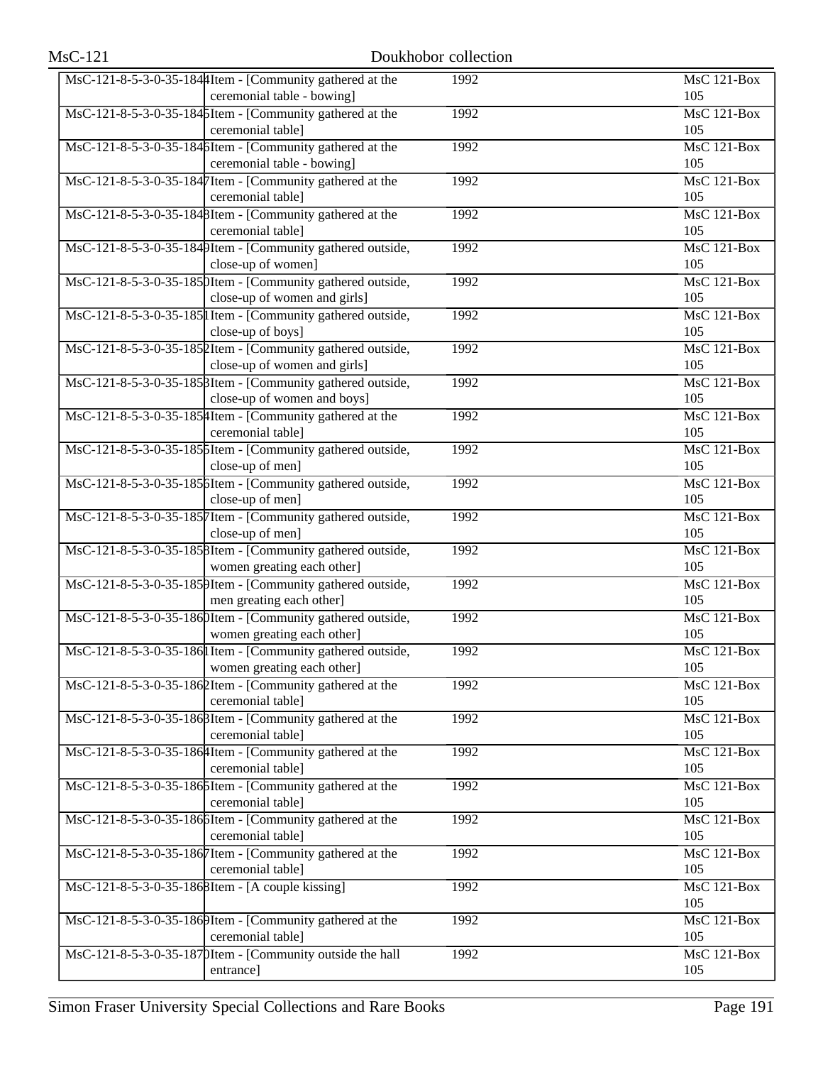| | | | |
|---|---|---|---|
| MsC-121-8-5-3-0-35-1844 | Item - [Community gathered at the ceremonial table - bowing] | 1992 | MsC 121-Box 105 |
| MsC-121-8-5-3-0-35-1845 | Item - [Community gathered at the ceremonial table] | 1992 | MsC 121-Box 105 |
| MsC-121-8-5-3-0-35-1846 | Item - [Community gathered at the ceremonial table - bowing] | 1992 | MsC 121-Box 105 |
| MsC-121-8-5-3-0-35-1847 | Item - [Community gathered at the ceremonial table] | 1992 | MsC 121-Box 105 |
| MsC-121-8-5-3-0-35-1848 | Item - [Community gathered at the ceremonial table] | 1992 | MsC 121-Box 105 |
| MsC-121-8-5-3-0-35-1849 | Item - [Community gathered outside, close-up of women] | 1992 | MsC 121-Box 105 |
| MsC-121-8-5-3-0-35-1850 | Item - [Community gathered outside, close-up of women and girls] | 1992 | MsC 121-Box 105 |
| MsC-121-8-5-3-0-35-1851 | Item - [Community gathered outside, close-up of boys] | 1992 | MsC 121-Box 105 |
| MsC-121-8-5-3-0-35-1852 | Item - [Community gathered outside, close-up of women and girls] | 1992 | MsC 121-Box 105 |
| MsC-121-8-5-3-0-35-1853 | Item - [Community gathered outside, close-up of women and boys] | 1992 | MsC 121-Box 105 |
| MsC-121-8-5-3-0-35-1854 | Item - [Community gathered at the ceremonial table] | 1992 | MsC 121-Box 105 |
| MsC-121-8-5-3-0-35-1855 | Item - [Community gathered outside, close-up of men] | 1992 | MsC 121-Box 105 |
| MsC-121-8-5-3-0-35-1856 | Item - [Community gathered outside, close-up of men] | 1992 | MsC 121-Box 105 |
| MsC-121-8-5-3-0-35-1857 | Item - [Community gathered outside, close-up of men] | 1992 | MsC 121-Box 105 |
| MsC-121-8-5-3-0-35-1858 | Item - [Community gathered outside, women greating each other] | 1992 | MsC 121-Box 105 |
| MsC-121-8-5-3-0-35-1859 | Item - [Community gathered outside, men greating each other] | 1992 | MsC 121-Box 105 |
| MsC-121-8-5-3-0-35-1860 | Item - [Community gathered outside, women greating each other] | 1992 | MsC 121-Box 105 |
| MsC-121-8-5-3-0-35-1861 | Item - [Community gathered outside, women greating each other] | 1992 | MsC 121-Box 105 |
| MsC-121-8-5-3-0-35-1862 | Item - [Community gathered at the ceremonial table] | 1992 | MsC 121-Box 105 |
| MsC-121-8-5-3-0-35-1863 | Item - [Community gathered at the ceremonial table] | 1992 | MsC 121-Box 105 |
| MsC-121-8-5-3-0-35-1864 | Item - [Community gathered at the ceremonial table] | 1992 | MsC 121-Box 105 |
| MsC-121-8-5-3-0-35-1865 | Item - [Community gathered at the ceremonial table] | 1992 | MsC 121-Box 105 |
| MsC-121-8-5-3-0-35-1866 | Item - [Community gathered at the ceremonial table] | 1992 | MsC 121-Box 105 |
| MsC-121-8-5-3-0-35-1867 | Item - [Community gathered at the ceremonial table] | 1992 | MsC 121-Box 105 |
| MsC-121-8-5-3-0-35-1868 | Item - [A couple kissing] | 1992 | MsC 121-Box 105 |
| MsC-121-8-5-3-0-35-1869 | Item - [Community gathered at the ceremonial table] | 1992 | MsC 121-Box 105 |
| MsC-121-8-5-3-0-35-1870 | Item - [Community outside the hall entrance] | 1992 | MsC 121-Box 105 |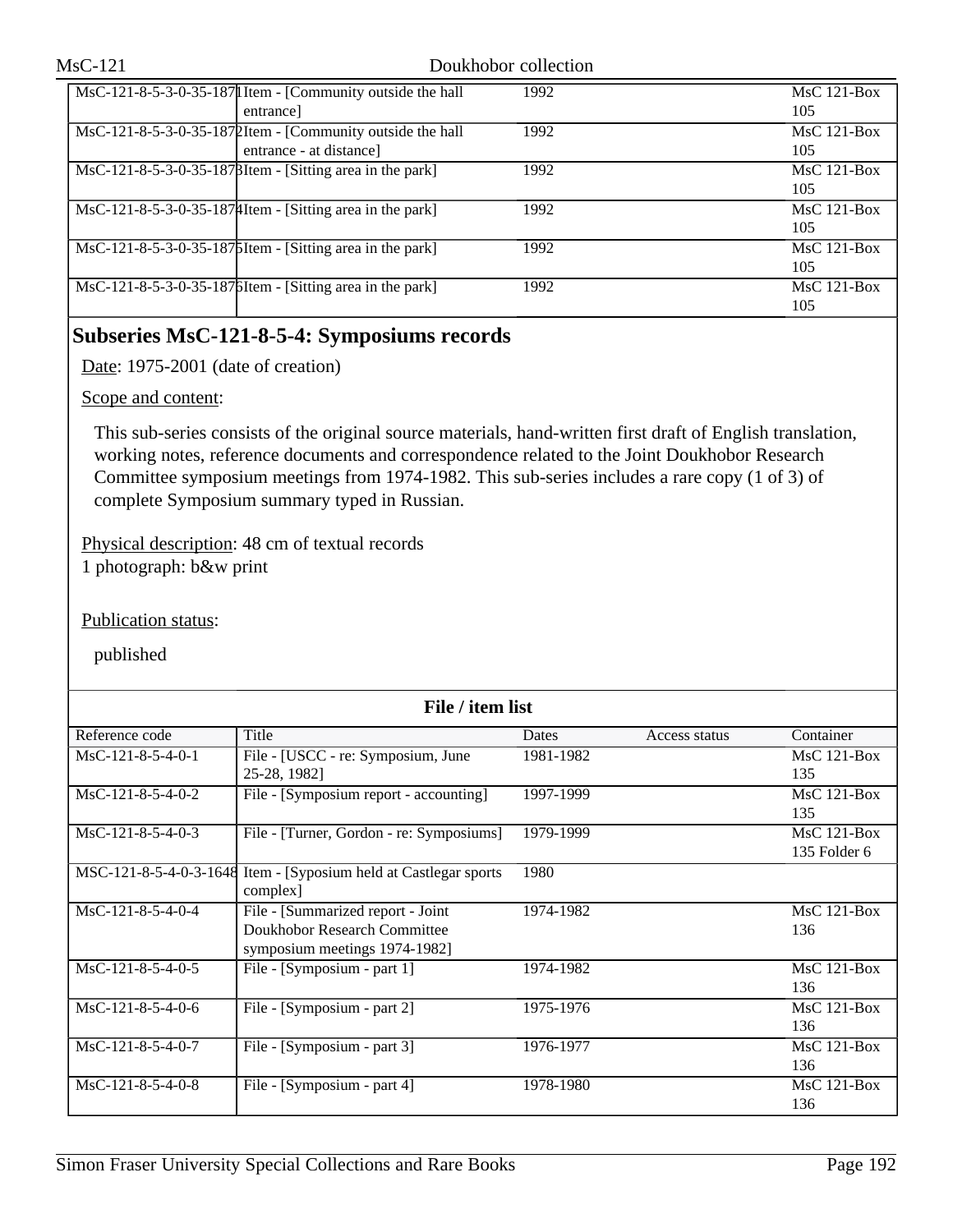| Reference code | Title | Dates | Access status | Container |
| --- | --- | --- | --- | --- |
| MsC-121-8-5-3-0-35-1871 | Item - [Community outside the hall entrance] | 1992 | | MsC 121-Box 105 |
| MsC-121-8-5-3-0-35-1872 | Item - [Community outside the hall entrance - at distance] | 1992 | | MsC 121-Box 105 |
| MsC-121-8-5-3-0-35-1873 | Item - [Sitting area in the park] | 1992 | | MsC 121-Box 105 |
| MsC-121-8-5-3-0-35-1874 | Item - [Sitting area in the park] | 1992 | | MsC 121-Box 105 |
| MsC-121-8-5-3-0-35-1875 | Item - [Sitting area in the park] | 1992 | | MsC 121-Box 105 |
| MsC-121-8-5-3-0-35-1876 | Item - [Sitting area in the park] | 1992 | | MsC 121-Box 105 |

## Subseries MsC-121-8-5-4: Symposiums records

Date: 1975-2001 (date of creation)

Scope and content:

This sub-series consists of the original source materials, hand-written first draft of English translation, working notes, reference documents and correspondence related to the Joint Doukhobor Research Committee symposium meetings from 1974-1982. This sub-series includes a rare copy (1 of 3) of complete Symposium summary typed in Russian.

Physical description: 48 cm of textual records
1 photograph: b&w print

Publication status:

published

**File / item list**

| Reference code | Title | Dates | Access status | Container |
| --- | --- | --- | --- | --- |
| MsC-121-8-5-4-0-1 | File - [USCC - re: Symposium, June 25-28, 1982] | 1981-1982 | | MsC 121-Box 135 |
| MsC-121-8-5-4-0-2 | File - [Symposium report - accounting] | 1997-1999 | | MsC 121-Box 135 |
| MsC-121-8-5-4-0-3 | File - [Turner, Gordon - re: Symposiums] | 1979-1999 | | MsC 121-Box 135 Folder 6 |
| MSC-121-8-5-4-0-3-1648 | Item - [Syposium held at Castlegar sports complex] | 1980 | | |
| MsC-121-8-5-4-0-4 | File - [Summarized report - Joint Doukhobor Research Committee symposium meetings 1974-1982] | 1974-1982 | | MsC 121-Box 136 |
| MsC-121-8-5-4-0-5 | File - [Symposium - part 1] | 1974-1982 | | MsC 121-Box 136 |
| MsC-121-8-5-4-0-6 | File - [Symposium - part 2] | 1975-1976 | | MsC 121-Box 136 |
| MsC-121-8-5-4-0-7 | File - [Symposium - part 3] | 1976-1977 | | MsC 121-Box 136 |
| MsC-121-8-5-4-0-8 | File - [Symposium - part 4] | 1978-1980 | | MsC 121-Box 136 |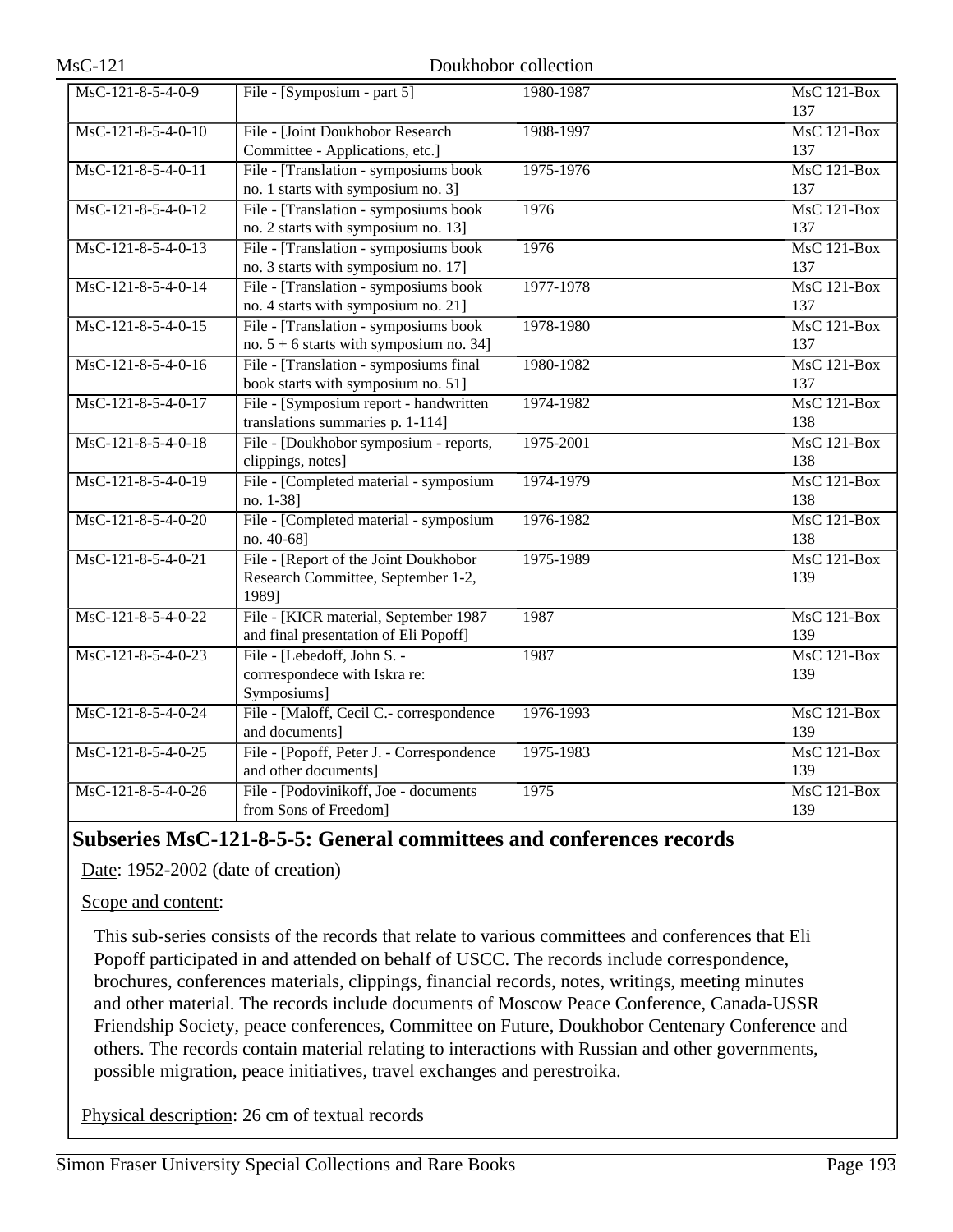| MsC-121-8-5-4-0-9 | File - [Symposium - part 5] | 1980-1987 | MsC 121-Box 137 |
|---|---|---|---|
| MsC-121-8-5-4-0-10 | File - [Joint Doukhobor Research Committee - Applications, etc.] | 1988-1997 | MsC 121-Box 137 |
| MsC-121-8-5-4-0-11 | File - [Translation - symposiums book no. 1 starts with symposium no. 3] | 1975-1976 | MsC 121-Box 137 |
| MsC-121-8-5-4-0-12 | File - [Translation - symposiums book no. 2 starts with symposium no. 13] | 1976 | MsC 121-Box 137 |
| MsC-121-8-5-4-0-13 | File - [Translation - symposiums book no. 3 starts with symposium no. 17] | 1976 | MsC 121-Box 137 |
| MsC-121-8-5-4-0-14 | File - [Translation - symposiums book no. 4 starts with symposium no. 21] | 1977-1978 | MsC 121-Box 137 |
| MsC-121-8-5-4-0-15 | File - [Translation - symposiums book no. 5 + 6 starts with symposium no. 34] | 1978-1980 | MsC 121-Box 137 |
| MsC-121-8-5-4-0-16 | File - [Translation - symposiums final book starts with symposium no. 51] | 1980-1982 | MsC 121-Box 137 |
| MsC-121-8-5-4-0-17 | File - [Symposium report - handwritten translations summaries p. 1-114] | 1974-1982 | MsC 121-Box 138 |
| MsC-121-8-5-4-0-18 | File - [Doukhobor symposium - reports, clippings, notes] | 1975-2001 | MsC 121-Box 138 |
| MsC-121-8-5-4-0-19 | File - [Completed material - symposium no. 1-38] | 1974-1979 | MsC 121-Box 138 |
| MsC-121-8-5-4-0-20 | File - [Completed material - symposium no. 40-68] | 1976-1982 | MsC 121-Box 138 |
| MsC-121-8-5-4-0-21 | File - [Report of the Joint Doukhobor Research Committee, September 1-2, 1989] | 1975-1989 | MsC 121-Box 139 |
| MsC-121-8-5-4-0-22 | File - [KICR material, September 1987 and final presentation of Eli Popoff] | 1987 | MsC 121-Box 139 |
| MsC-121-8-5-4-0-23 | File - [Lebedoff, John S. - corrrespondece with Iskra re: Symposiums] | 1987 | MsC 121-Box 139 |
| MsC-121-8-5-4-0-24 | File - [Maloff, Cecil C.- correspondence and documents] | 1976-1993 | MsC 121-Box 139 |
| MsC-121-8-5-4-0-25 | File - [Popoff, Peter J. - Correspondence and other documents] | 1975-1983 | MsC 121-Box 139 |
| MsC-121-8-5-4-0-26 | File - [Podovinikoff, Joe - documents from Sons of Freedom] | 1975 | MsC 121-Box 139 |

## Subseries MsC-121-8-5-5: General committees and conferences records

Date: 1952-2002 (date of creation)

Scope and content:

This sub-series consists of the records that relate to various committees and conferences that Eli Popoff participated in and attended on behalf of USCC. The records include correspondence, brochures, conferences materials, clippings, financial records, notes, writings, meeting minutes and other material. The records include documents of Moscow Peace Conference, Canada-USSR Friendship Society, peace conferences, Committee on Future, Doukhobor Centenary Conference and others. The records contain material relating to interactions with Russian and other governments, possible migration, peace initiatives, travel exchanges and perestroika.

Physical description: 26 cm of textual records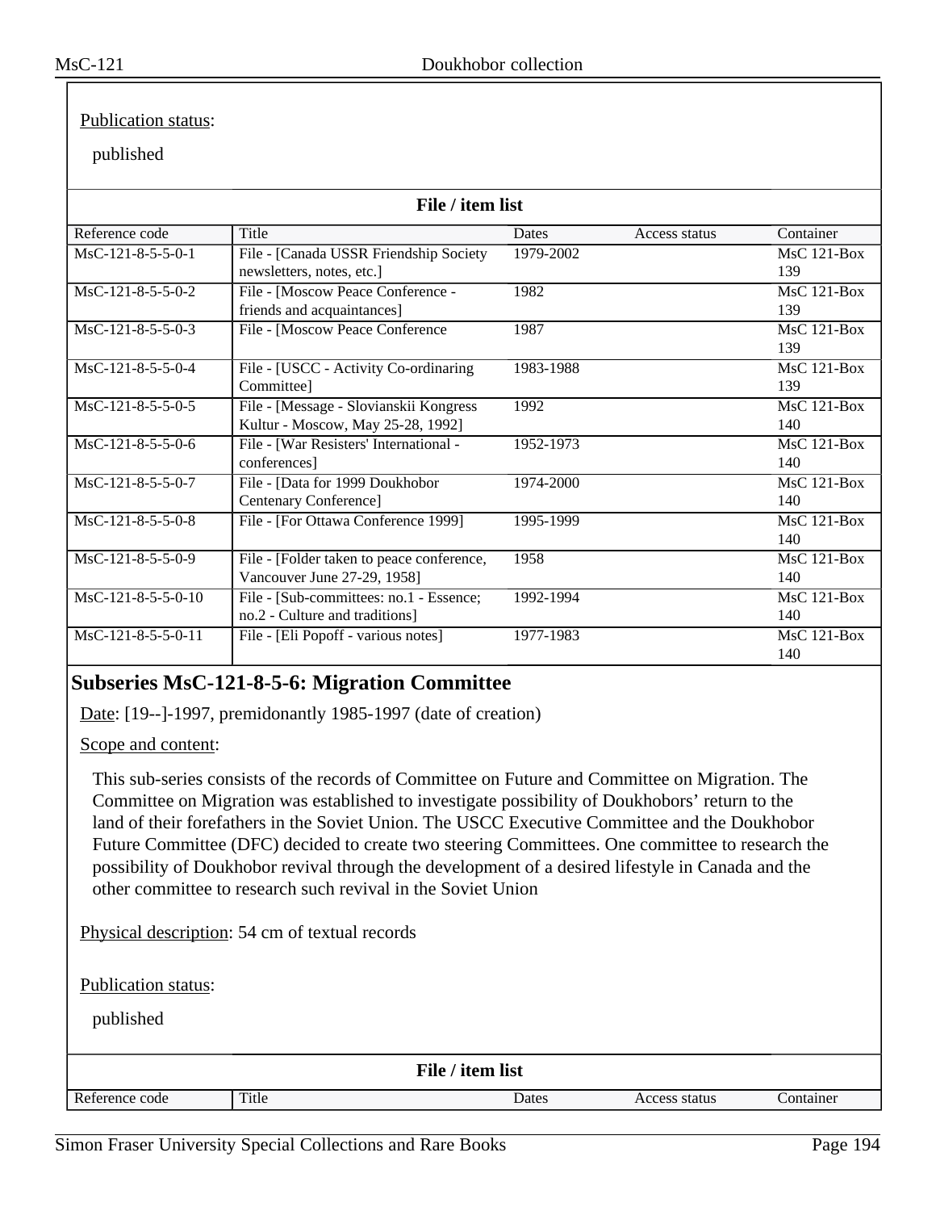Publication status:

published

**File / item list**

| Reference code | Title | Dates | Access status | Container |
|---|---|---|---|---|
| MsC-121-8-5-5-0-1 | File - [Canada USSR Friendship Society newsletters, notes, etc.] | 1979-2002 | | MsC 121-Box 139 |
| MsC-121-8-5-5-0-2 | File - [Moscow Peace Conference - friends and acquaintances] | 1982 | | MsC 121-Box 139 |
| MsC-121-8-5-5-0-3 | File - [Moscow Peace Conference | 1987 | | MsC 121-Box 139 |
| MsC-121-8-5-5-0-4 | File - [USCC - Activity Co-ordinaring Committee] | 1983-1988 | | MsC 121-Box 139 |
| MsC-121-8-5-5-0-5 | File - [Message - Slovianskii Kongress Kultur - Moscow, May 25-28, 1992] | 1992 | | MsC 121-Box 140 |
| MsC-121-8-5-5-0-6 | File - [War Resisters' International - conferences] | 1952-1973 | | MsC 121-Box 140 |
| MsC-121-8-5-5-0-7 | File - [Data for 1999 Doukhobor Centenary Conference] | 1974-2000 | | MsC 121-Box 140 |
| MsC-121-8-5-5-0-8 | File - [For Ottawa Conference 1999] | 1995-1999 | | MsC 121-Box 140 |
| MsC-121-8-5-5-0-9 | File - [Folder taken to peace conference, Vancouver June 27-29, 1958] | 1958 | | MsC 121-Box 140 |
| MsC-121-8-5-5-0-10 | File - [Sub-committees: no.1 - Essence; no.2 - Culture and traditions] | 1992-1994 | | MsC 121-Box 140 |
| MsC-121-8-5-5-0-11 | File - [Eli Popoff - various notes] | 1977-1983 | | MsC 121-Box 140 |

## Subseries MsC-121-8-5-6: Migration Committee

Date: [19--]-1997, premidonantly 1985-1997 (date of creation)

Scope and content:

This sub-series consists of the records of Committee on Future and Committee on Migration. The Committee on Migration was established to investigate possibility of Doukhobors' return to the land of their forefathers in the Soviet Union. The USCC Executive Committee and the Doukhobor Future Committee (DFC) decided to create two steering Committees. One committee to research the possibility of Doukhobor revival through the development of a desired lifestyle in Canada and the other committee to research such revival in the Soviet Union

Physical description: 54 cm of textual records

Publication status:

published

**File / item list**

| Reference code | Title | Dates | Access status | Container |
|---|---|---|---|---|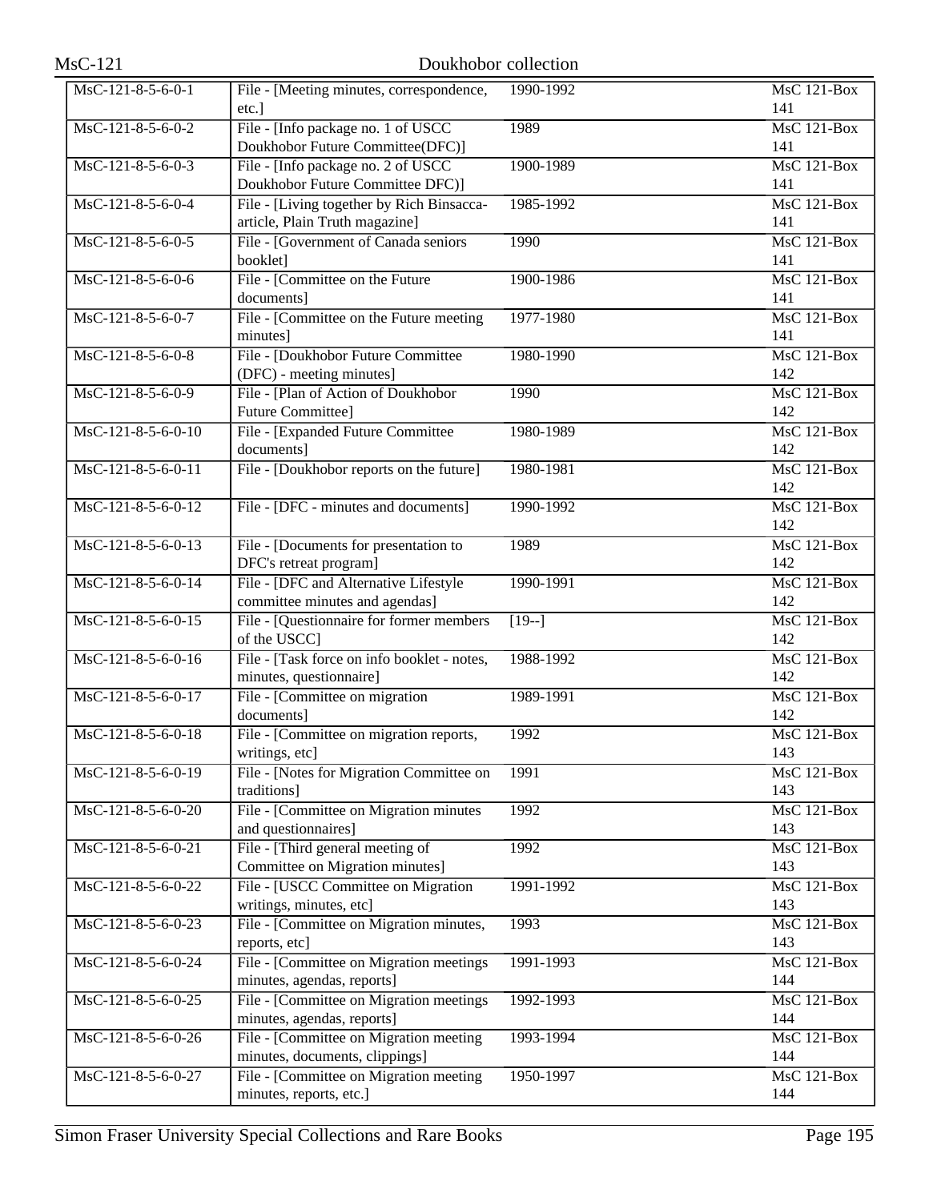| MsC-121-8-5-6-0-1 | File - [Meeting minutes, correspondence, etc.] | 1990-1992 | MsC 121-Box 141 |
|---|---|---|---|
| MsC-121-8-5-6-0-2 | File - [Info package no. 1 of USCC Doukhobor Future Committee(DFC)] | 1989 | MsC 121-Box 141 |
| MsC-121-8-5-6-0-3 | File - [Info package no. 2 of USCC Doukhobor Future Committee DFC)] | 1900-1989 | MsC 121-Box 141 |
| MsC-121-8-5-6-0-4 | File - [Living together by Rich Binsacca- article, Plain Truth magazine] | 1985-1992 | MsC 121-Box 141 |
| MsC-121-8-5-6-0-5 | File - [Government of Canada seniors booklet] | 1990 | MsC 121-Box 141 |
| MsC-121-8-5-6-0-6 | File - [Committee on the Future documents] | 1900-1986 | MsC 121-Box 141 |
| MsC-121-8-5-6-0-7 | File - [Committee on the Future meeting minutes] | 1977-1980 | MsC 121-Box 141 |
| MsC-121-8-5-6-0-8 | File - [Doukhobor Future Committee (DFC) - meeting minutes] | 1980-1990 | MsC 121-Box 142 |
| MsC-121-8-5-6-0-9 | File - [Plan of Action of Doukhobor Future Committee] | 1990 | MsC 121-Box 142 |
| MsC-121-8-5-6-0-10 | File - [Expanded Future Committee documents] | 1980-1989 | MsC 121-Box 142 |
| MsC-121-8-5-6-0-11 | File - [Doukhobor reports on the future] | 1980-1981 | MsC 121-Box 142 |
| MsC-121-8-5-6-0-12 | File - [DFC - minutes and documents] | 1990-1992 | MsC 121-Box 142 |
| MsC-121-8-5-6-0-13 | File - [Documents for presentation to DFC's retreat program] | 1989 | MsC 121-Box 142 |
| MsC-121-8-5-6-0-14 | File - [DFC and Alternative Lifestyle committee minutes and agendas] | 1990-1991 | MsC 121-Box 142 |
| MsC-121-8-5-6-0-15 | File - [Questionnaire for former members of the USCC] | [19--] | MsC 121-Box 142 |
| MsC-121-8-5-6-0-16 | File - [Task force on info booklet - notes, minutes, questionnaire] | 1988-1992 | MsC 121-Box 142 |
| MsC-121-8-5-6-0-17 | File - [Committee on migration documents] | 1989-1991 | MsC 121-Box 142 |
| MsC-121-8-5-6-0-18 | File - [Committee on migration reports, writings, etc] | 1992 | MsC 121-Box 143 |
| MsC-121-8-5-6-0-19 | File - [Notes for Migration Committee on traditions] | 1991 | MsC 121-Box 143 |
| MsC-121-8-5-6-0-20 | File - [Committee on Migration minutes and questionnaires] | 1992 | MsC 121-Box 143 |
| MsC-121-8-5-6-0-21 | File - [Third general meeting of Committee on Migration minutes] | 1992 | MsC 121-Box 143 |
| MsC-121-8-5-6-0-22 | File - [USCC Committee on Migration writings, minutes, etc] | 1991-1992 | MsC 121-Box 143 |
| MsC-121-8-5-6-0-23 | File - [Committee on Migration minutes, reports, etc] | 1993 | MsC 121-Box 143 |
| MsC-121-8-5-6-0-24 | File - [Committee on Migration meetings minutes, agendas, reports] | 1991-1993 | MsC 121-Box 144 |
| MsC-121-8-5-6-0-25 | File - [Committee on Migration meetings minutes, agendas, reports] | 1992-1993 | MsC 121-Box 144 |
| MsC-121-8-5-6-0-26 | File - [Committee on Migration meeting minutes, documents, clippings] | 1993-1994 | MsC 121-Box 144 |
| MsC-121-8-5-6-0-27 | File - [Committee on Migration meeting minutes, reports, etc.] | 1950-1997 | MsC 121-Box 144 |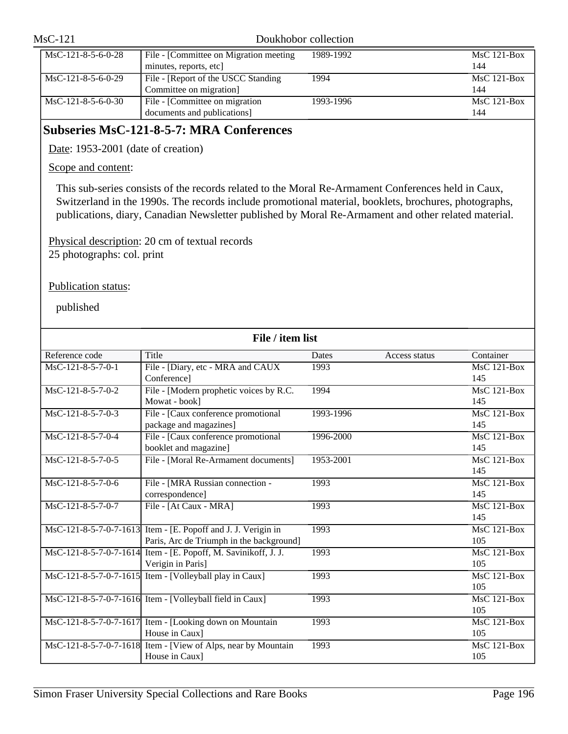| MsC-121-8-5-6-0-28 | File - [Committee on Migration meeting minutes, reports, etc] | 1989-1992 | | MsC 121-Box 144 |
|---|---|---|---|---|
| MsC-121-8-5-6-0-29 | File - [Report of the USCC Standing Committee on migration] | 1994 | | MsC 121-Box 144 |
| MsC-121-8-5-6-0-30 | File - [Committee on migration documents and publications] | 1993-1996 | | MsC 121-Box 144 |

## Subseries MsC-121-8-5-7: MRA Conferences

Date: 1953-2001 (date of creation)

Scope and content:

This sub-series consists of the records related to the Moral Re-Armament Conferences held in Caux, Switzerland in the 1990s. The records include promotional material, booklets, brochures, photographs, publications, diary, Canadian Newsletter published by Moral Re-Armament and other related material.

Physical description: 20 cm of textual records
25 photographs: col. print

Publication status:

published

**File / item list**

| Reference code | Title | Dates | Access status | Container |
|---|---|---|---|---|
| MsC-121-8-5-7-0-1 | File - [Diary, etc - MRA and CAUX Conference] | 1993 | | MsC 121-Box 145 |
| MsC-121-8-5-7-0-2 | File - [Modern prophetic voices by R.C. Mowat - book] | 1994 | | MsC 121-Box 145 |
| MsC-121-8-5-7-0-3 | File - [Caux conference promotional package and magazines] | 1993-1996 | | MsC 121-Box 145 |
| MsC-121-8-5-7-0-4 | File - [Caux conference promotional booklet and magazine] | 1996-2000 | | MsC 121-Box 145 |
| MsC-121-8-5-7-0-5 | File - [Moral Re-Armament documents] | 1953-2001 | | MsC 121-Box 145 |
| MsC-121-8-5-7-0-6 | File - [MRA Russian connection - correspondence] | 1993 | | MsC 121-Box 145 |
| MsC-121-8-5-7-0-7 | File - [At Caux - MRA] | 1993 | | MsC 121-Box 145 |
| MsC-121-8-5-7-0-7-1613 | Item - [E. Popoff and J. J. Verigin in Paris, Arc de Triumph in the background] | 1993 | | MsC 121-Box 105 |
| MsC-121-8-5-7-0-7-1614 | Item - [E. Popoff, M. Savinikoff, J. J. Verigin in Paris] | 1993 | | MsC 121-Box 105 |
| MsC-121-8-5-7-0-7-1615 | Item - [Volleyball play in Caux] | 1993 | | MsC 121-Box 105 |
| MsC-121-8-5-7-0-7-1616 | Item - [Volleyball field in Caux] | 1993 | | MsC 121-Box 105 |
| MsC-121-8-5-7-0-7-1617 | Item - [Looking down on Mountain House in Caux] | 1993 | | MsC 121-Box 105 |
| MsC-121-8-5-7-0-7-1618 | Item - [View of Alps, near by Mountain House in Caux] | 1993 | | MsC 121-Box 105 |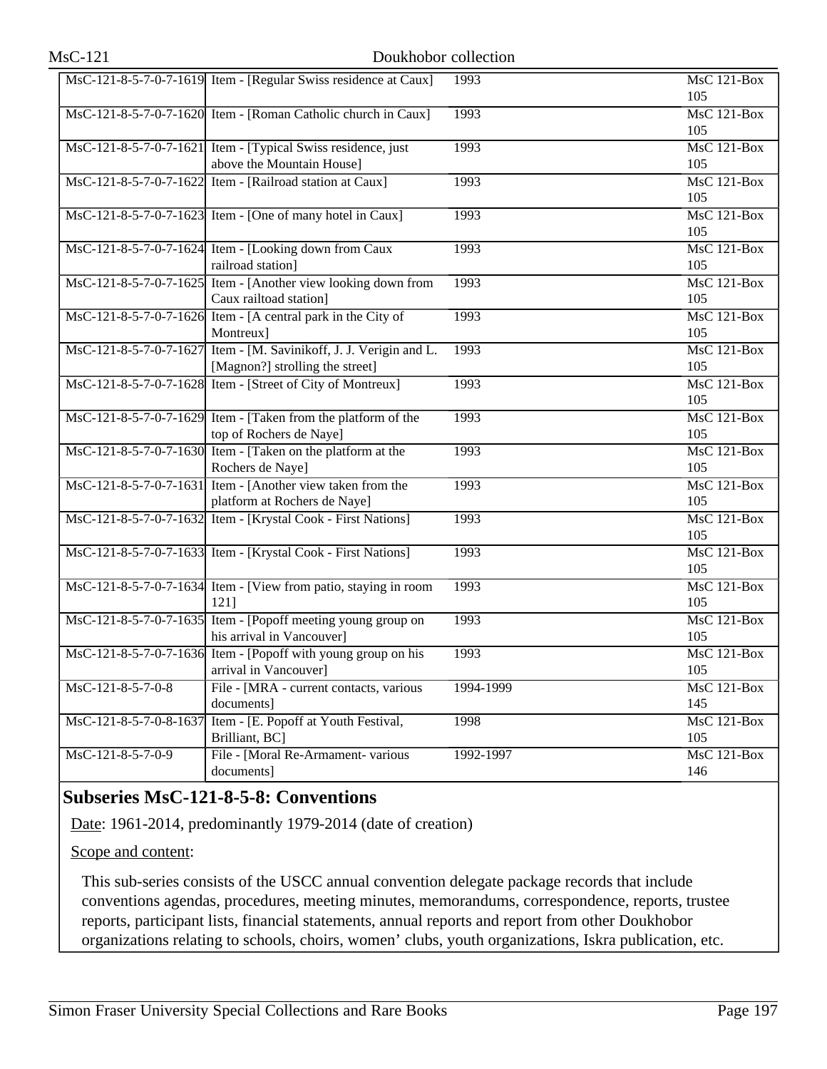| | | | |
|---|---|---|---|
| MsC-121-8-5-7-0-7-1619 | Item - [Regular Swiss residence at Caux] | 1993 | MsC 121-Box 105 |
| MsC-121-8-5-7-0-7-1620 | Item - [Roman Catholic church in Caux] | 1993 | MsC 121-Box 105 |
| MsC-121-8-5-7-0-7-1621 | Item - [Typical Swiss residence, just above the Mountain House] | 1993 | MsC 121-Box 105 |
| MsC-121-8-5-7-0-7-1622 | Item - [Railroad station at Caux] | 1993 | MsC 121-Box 105 |
| MsC-121-8-5-7-0-7-1623 | Item - [One of many hotel in Caux] | 1993 | MsC 121-Box 105 |
| MsC-121-8-5-7-0-7-1624 | Item - [Looking down from Caux railroad station] | 1993 | MsC 121-Box 105 |
| MsC-121-8-5-7-0-7-1625 | Item - [Another view looking down from Caux railtoad station] | 1993 | MsC 121-Box 105 |
| MsC-121-8-5-7-0-7-1626 | Item - [A central park in the City of Montreux] | 1993 | MsC 121-Box 105 |
| MsC-121-8-5-7-0-7-1627 | Item - [M. Savinikoff, J. J. Verigin and L. [Magnon?] strolling the street] | 1993 | MsC 121-Box 105 |
| MsC-121-8-5-7-0-7-1628 | Item - [Street of City of Montreux] | 1993 | MsC 121-Box 105 |
| MsC-121-8-5-7-0-7-1629 | Item - [Taken from the platform of the top of Rochers de Naye] | 1993 | MsC 121-Box 105 |
| MsC-121-8-5-7-0-7-1630 | Item - [Taken on the platform at the Rochers de Naye] | 1993 | MsC 121-Box 105 |
| MsC-121-8-5-7-0-7-1631 | Item - [Another view taken from the platform at Rochers de Naye] | 1993 | MsC 121-Box 105 |
| MsC-121-8-5-7-0-7-1632 | Item - [Krystal Cook - First Nations] | 1993 | MsC 121-Box 105 |
| MsC-121-8-5-7-0-7-1633 | Item - [Krystal Cook - First Nations] | 1993 | MsC 121-Box 105 |
| MsC-121-8-5-7-0-7-1634 | Item - [View from patio, staying in room 121] | 1993 | MsC 121-Box 105 |
| MsC-121-8-5-7-0-7-1635 | Item - [Popoff meeting young group on his arrival in Vancouver] | 1993 | MsC 121-Box 105 |
| MsC-121-8-5-7-0-7-1636 | Item - [Popoff with young group on his arrival in Vancouver] | 1993 | MsC 121-Box 105 |
| MsC-121-8-5-7-0-8 | File - [MRA - current contacts, various documents] | 1994-1999 | MsC 121-Box 145 |
| MsC-121-8-5-7-0-8-1637 | Item - [E. Popoff at Youth Festival, Brilliant, BC] | 1998 | MsC 121-Box 105 |
| MsC-121-8-5-7-0-9 | File - [Moral Re-Armament- various documents] | 1992-1997 | MsC 121-Box 146 |

## Subseries MsC-121-8-5-8: Conventions

Date: 1961-2014, predominantly 1979-2014 (date of creation)

Scope and content:

This sub-series consists of the USCC annual convention delegate package records that include conventions agendas, procedures, meeting minutes, memorandums, correspondence, reports, trustee reports, participant lists, financial statements, annual reports and report from other Doukhobor organizations relating to schools, choirs, women’ clubs, youth organizations, Iskra publication, etc.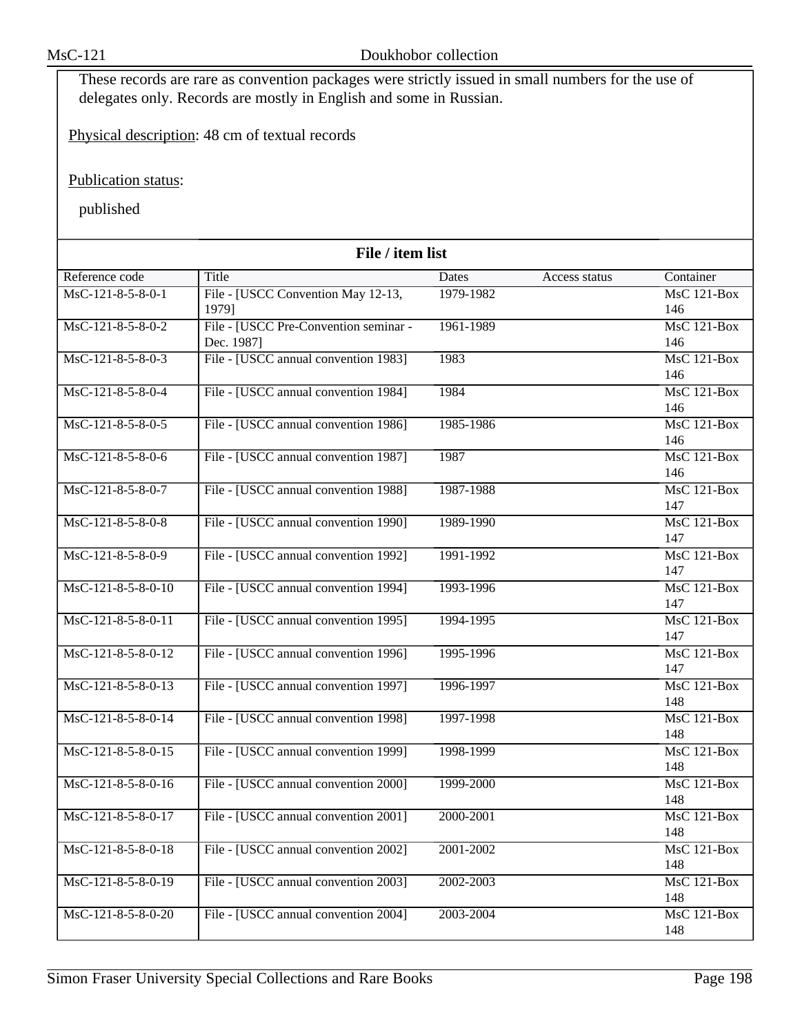These records are rare as convention packages were strictly issued in small numbers for the use of delegates only. Records are mostly in English and some in Russian.

Physical description: 48 cm of textual records

Publication status:

published

## File / item list

| Reference code | Title | Dates | Access status | Container |
|---|---|---|---|---|
| MsC-121-8-5-8-0-1 | File - [USCC Convention May 12-13, 1979] | 1979-1982 | | MsC 121-Box 146 |
| MsC-121-8-5-8-0-2 | File - [USCC Pre-Convention seminar - Dec. 1987] | 1961-1989 | | MsC 121-Box 146 |
| MsC-121-8-5-8-0-3 | File - [USCC annual convention 1983] | 1983 | | MsC 121-Box 146 |
| MsC-121-8-5-8-0-4 | File - [USCC annual convention 1984] | 1984 | | MsC 121-Box 146 |
| MsC-121-8-5-8-0-5 | File - [USCC annual convention 1986] | 1985-1986 | | MsC 121-Box 146 |
| MsC-121-8-5-8-0-6 | File - [USCC annual convention 1987] | 1987 | | MsC 121-Box 146 |
| MsC-121-8-5-8-0-7 | File - [USCC annual convention 1988] | 1987-1988 | | MsC 121-Box 147 |
| MsC-121-8-5-8-0-8 | File - [USCC annual convention 1990] | 1989-1990 | | MsC 121-Box 147 |
| MsC-121-8-5-8-0-9 | File - [USCC annual convention 1992] | 1991-1992 | | MsC 121-Box 147 |
| MsC-121-8-5-8-0-10 | File - [USCC annual convention 1994] | 1993-1996 | | MsC 121-Box 147 |
| MsC-121-8-5-8-0-11 | File - [USCC annual convention 1995] | 1994-1995 | | MsC 121-Box 147 |
| MsC-121-8-5-8-0-12 | File - [USCC annual convention 1996] | 1995-1996 | | MsC 121-Box 147 |
| MsC-121-8-5-8-0-13 | File - [USCC annual convention 1997] | 1996-1997 | | MsC 121-Box 148 |
| MsC-121-8-5-8-0-14 | File - [USCC annual convention 1998] | 1997-1998 | | MsC 121-Box 148 |
| MsC-121-8-5-8-0-15 | File - [USCC annual convention 1999] | 1998-1999 | | MsC 121-Box 148 |
| MsC-121-8-5-8-0-16 | File - [USCC annual convention 2000] | 1999-2000 | | MsC 121-Box 148 |
| MsC-121-8-5-8-0-17 | File - [USCC annual convention 2001] | 2000-2001 | | MsC 121-Box 148 |
| MsC-121-8-5-8-0-18 | File - [USCC annual convention 2002] | 2001-2002 | | MsC 121-Box 148 |
| MsC-121-8-5-8-0-19 | File - [USCC annual convention 2003] | 2002-2003 | | MsC 121-Box 148 |
| MsC-121-8-5-8-0-20 | File - [USCC annual convention 2004] | 2003-2004 | | MsC 121-Box 148 |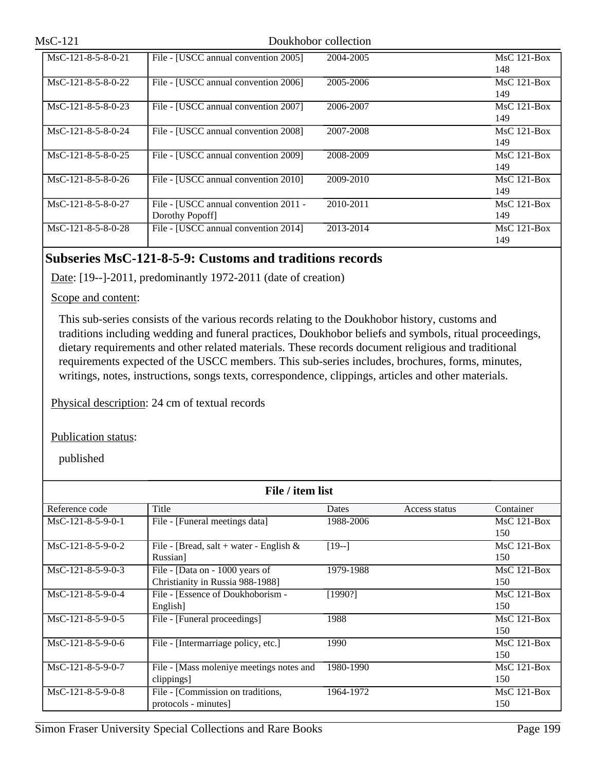| MsC-121-8-5-8-0-21 | File - [USCC annual convention 2005] | 2004-2005 | | MsC 121-Box 148 |
|---|---|---|---|---|
| MsC-121-8-5-8-0-22 | File - [USCC annual convention 2006] | 2005-2006 | | MsC 121-Box 149 |
| MsC-121-8-5-8-0-23 | File - [USCC annual convention 2007] | 2006-2007 | | MsC 121-Box 149 |
| MsC-121-8-5-8-0-24 | File - [USCC annual convention 2008] | 2007-2008 | | MsC 121-Box 149 |
| MsC-121-8-5-8-0-25 | File - [USCC annual convention 2009] | 2008-2009 | | MsC 121-Box 149 |
| MsC-121-8-5-8-0-26 | File - [USCC annual convention 2010] | 2009-2010 | | MsC 121-Box 149 |
| MsC-121-8-5-8-0-27 | File - [USCC annual convention 2011 - Dorothy Popoff] | 2010-2011 | | MsC 121-Box 149 |
| MsC-121-8-5-8-0-28 | File - [USCC annual convention 2014] | 2013-2014 | | MsC 121-Box 149 |

## Subseries MsC-121-8-5-9: Customs and traditions records

Date: [19--]-2011, predominantly 1972-2011 (date of creation)

Scope and content:

This sub-series consists of the various records relating to the Doukhobor history, customs and traditions including wedding and funeral practices, Doukhobor beliefs and symbols, ritual proceedings, dietary requirements and other related materials. These records document religious and traditional requirements expected of the USCC members. This sub-series includes, brochures, forms, minutes, writings, notes, instructions, songs texts, correspondence, clippings, articles and other materials.

Physical description: 24 cm of textual records

Publication status:

published

**File / item list**

| Reference code | Title | Dates | Access status | Container |
|---|---|---|---|---|
| MsC-121-8-5-9-0-1 | File - [Funeral meetings data] | 1988-2006 | | MsC 121-Box 150 |
| MsC-121-8-5-9-0-2 | File - [Bread, salt + water - English & Russian] | [19--] | | MsC 121-Box 150 |
| MsC-121-8-5-9-0-3 | File - [Data on - 1000 years of Christianity in Russia 988-1988] | 1979-1988 | | MsC 121-Box 150 |
| MsC-121-8-5-9-0-4 | File - [Essence of Doukhoborism - English] | [1990?] | | MsC 121-Box 150 |
| MsC-121-8-5-9-0-5 | File - [Funeral proceedings] | 1988 | | MsC 121-Box 150 |
| MsC-121-8-5-9-0-6 | File - [Intermarriage policy, etc.] | 1990 | | MsC 121-Box 150 |
| MsC-121-8-5-9-0-7 | File - [Mass moleniye meetings notes and clippings] | 1980-1990 | | MsC 121-Box 150 |
| MsC-121-8-5-9-0-8 | File - [Commission on traditions, protocols - minutes] | 1964-1972 | | MsC 121-Box 150 |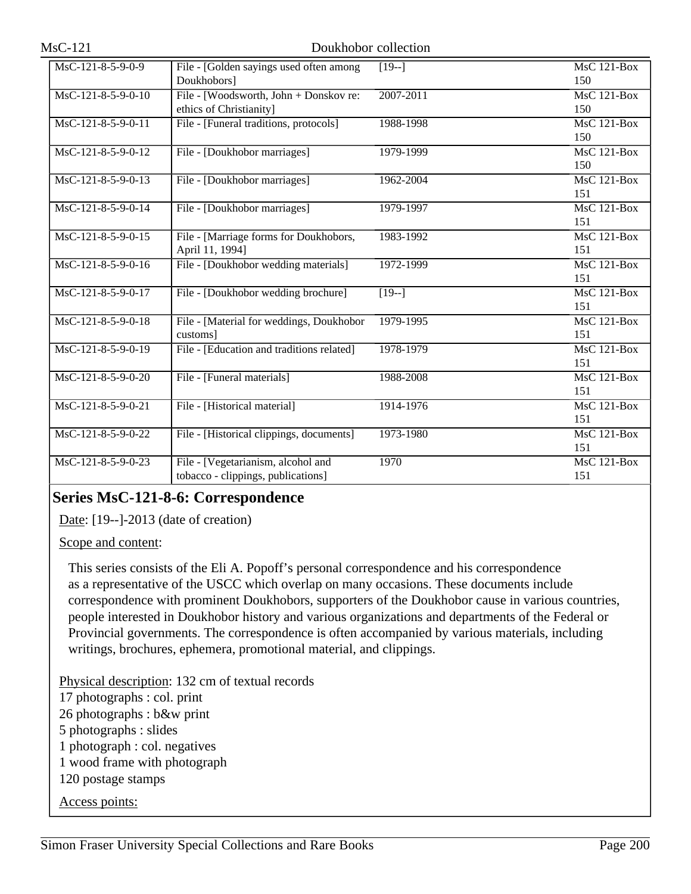| | | | |
|---|---|---|---|
| MsC-121-8-5-9-0-9 | File - [Golden sayings used often among Doukhobors] | [19--] | MsC 121-Box 150 |
| MsC-121-8-5-9-0-10 | File - [Woodsworth, John + Donskov re: ethics of Christianity] | 2007-2011 | MsC 121-Box 150 |
| MsC-121-8-5-9-0-11 | File - [Funeral traditions, protocols] | 1988-1998 | MsC 121-Box 150 |
| MsC-121-8-5-9-0-12 | File - [Doukhobor marriages] | 1979-1999 | MsC 121-Box 150 |
| MsC-121-8-5-9-0-13 | File - [Doukhobor marriages] | 1962-2004 | MsC 121-Box 151 |
| MsC-121-8-5-9-0-14 | File - [Doukhobor marriages] | 1979-1997 | MsC 121-Box 151 |
| MsC-121-8-5-9-0-15 | File - [Marriage forms for Doukhobors, April 11, 1994] | 1983-1992 | MsC 121-Box 151 |
| MsC-121-8-5-9-0-16 | File - [Doukhobor wedding materials] | 1972-1999 | MsC 121-Box 151 |
| MsC-121-8-5-9-0-17 | File - [Doukhobor wedding brochure] | [19--] | MsC 121-Box 151 |
| MsC-121-8-5-9-0-18 | File - [Material for weddings, Doukhobor customs] | 1979-1995 | MsC 121-Box 151 |
| MsC-121-8-5-9-0-19 | File - [Education and traditions related] | 1978-1979 | MsC 121-Box 151 |
| MsC-121-8-5-9-0-20 | File - [Funeral materials] | 1988-2008 | MsC 121-Box 151 |
| MsC-121-8-5-9-0-21 | File - [Historical material] | 1914-1976 | MsC 121-Box 151 |
| MsC-121-8-5-9-0-22 | File - [Historical clippings, documents] | 1973-1980 | MsC 121-Box 151 |
| MsC-121-8-5-9-0-23 | File - [Vegetarianism, alcohol and tobacco - clippings, publications] | 1970 | MsC 121-Box 151 |

## Series MsC-121-8-6: Correspondence

Date: [19--]-2013 (date of creation)

Scope and content:

This series consists of the Eli A. Popoff's personal correspondence and his correspondence as a representative of the USCC which overlap on many occasions. These documents include correspondence with prominent Doukhobors, supporters of the Doukhobor cause in various countries, people interested in Doukhobor history and various organizations and departments of the Federal or Provincial governments. The correspondence is often accompanied by various materials, including writings, brochures, ephemera, promotional material, and clippings.

Physical description: 132 cm of textual records
17 photographs : col. print
26 photographs : b&w print
5 photographs : slides
1 photograph : col. negatives
1 wood frame with photograph
120 postage stamps

Access points: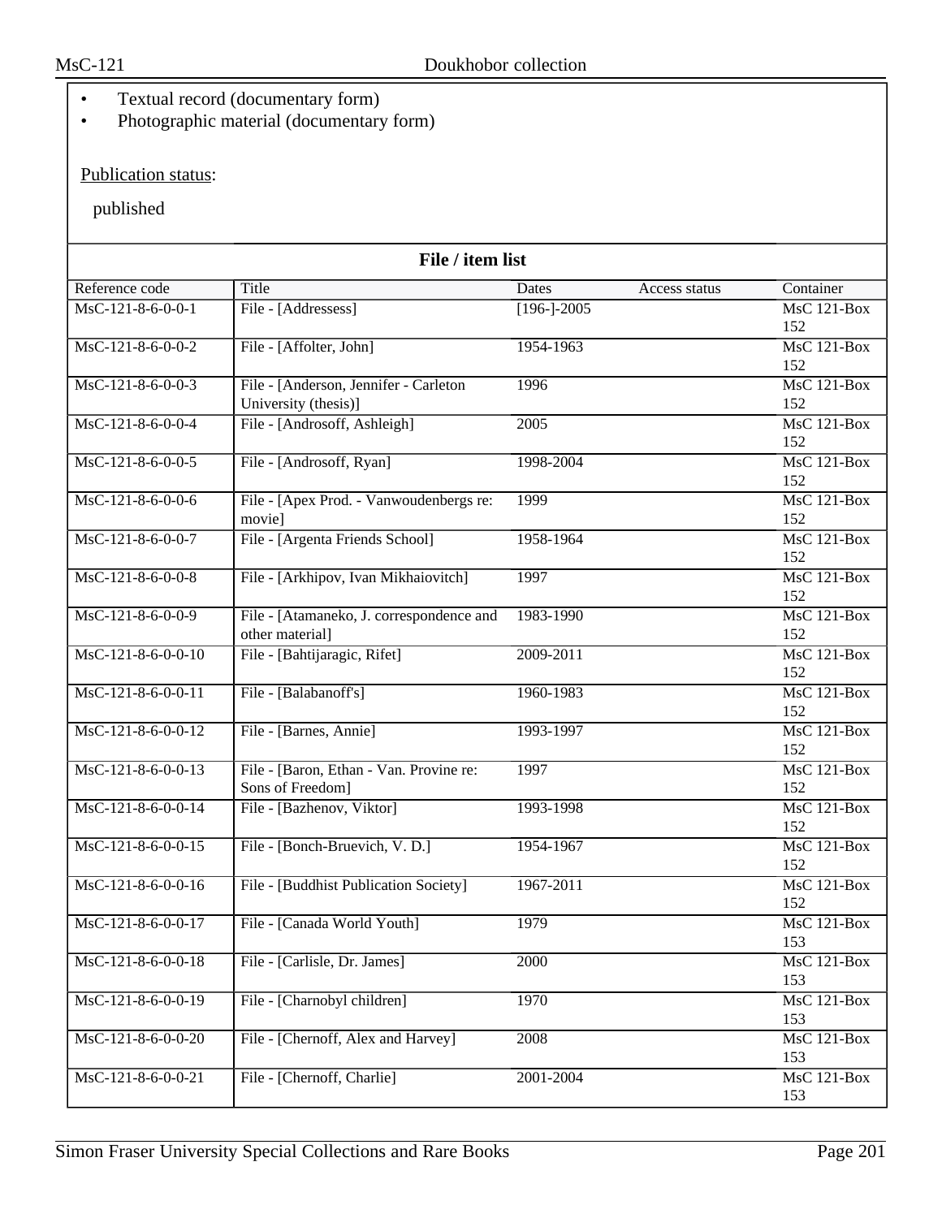- Textual record (documentary form)
- Photographic material (documentary form)

Publication status:

published

**File / item list**

| Reference code | Title | Dates | Access status | Container |
|---|---|---|---|---|
| MsC-121-8-6-0-0-1 | File - [Addressess] | [196-]-2005 | | MsC 121-Box 152 |
| MsC-121-8-6-0-0-2 | File - [Affolter, John] | 1954-1963 | | MsC 121-Box 152 |
| MsC-121-8-6-0-0-3 | File - [Anderson, Jennifer - Carleton University (thesis)] | 1996 | | MsC 121-Box 152 |
| MsC-121-8-6-0-0-4 | File - [Androsoff, Ashleigh] | 2005 | | MsC 121-Box 152 |
| MsC-121-8-6-0-0-5 | File - [Androsoff, Ryan] | 1998-2004 | | MsC 121-Box 152 |
| MsC-121-8-6-0-0-6 | File - [Apex Prod. - Vanwoudenbergs re: movie] | 1999 | | MsC 121-Box 152 |
| MsC-121-8-6-0-0-7 | File - [Argenta Friends School] | 1958-1964 | | MsC 121-Box 152 |
| MsC-121-8-6-0-0-8 | File - [Arkhipov, Ivan Mikhaiovitch] | 1997 | | MsC 121-Box 152 |
| MsC-121-8-6-0-0-9 | File - [Atamaneko, J. correspondence and other material] | 1983-1990 | | MsC 121-Box 152 |
| MsC-121-8-6-0-0-10 | File - [Bahtijaragic, Rifet] | 2009-2011 | | MsC 121-Box 152 |
| MsC-121-8-6-0-0-11 | File - [Balabanoff's] | 1960-1983 | | MsC 121-Box 152 |
| MsC-121-8-6-0-0-12 | File - [Barnes, Annie] | 1993-1997 | | MsC 121-Box 152 |
| MsC-121-8-6-0-0-13 | File - [Baron, Ethan - Van. Provine re: Sons of Freedom] | 1997 | | MsC 121-Box 152 |
| MsC-121-8-6-0-0-14 | File - [Bazhenov, Viktor] | 1993-1998 | | MsC 121-Box 152 |
| MsC-121-8-6-0-0-15 | File - [Bonch-Bruevich, V. D.] | 1954-1967 | | MsC 121-Box 152 |
| MsC-121-8-6-0-0-16 | File - [Buddhist Publication Society] | 1967-2011 | | MsC 121-Box 152 |
| MsC-121-8-6-0-0-17 | File - [Canada World Youth] | 1979 | | MsC 121-Box 153 |
| MsC-121-8-6-0-0-18 | File - [Carlisle, Dr. James] | 2000 | | MsC 121-Box 153 |
| MsC-121-8-6-0-0-19 | File - [Charnobyl children] | 1970 | | MsC 121-Box 153 |
| MsC-121-8-6-0-0-20 | File - [Chernoff, Alex and Harvey] | 2008 | | MsC 121-Box 153 |
| MsC-121-8-6-0-0-21 | File - [Chernoff, Charlie] | 2001-2004 | | MsC 121-Box 153 |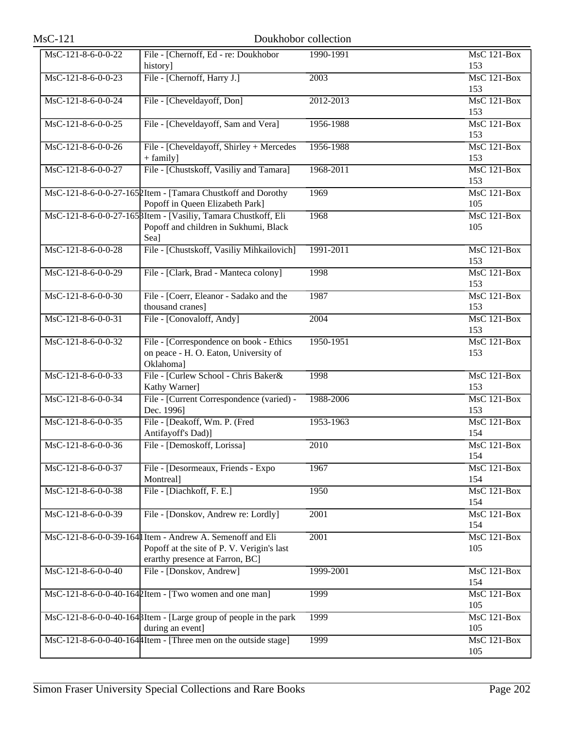| MsC-121-8-6-0-0-22 | File - [Chernoff, Ed - re: Doukhobor history] | 1990-1991 | MsC 121-Box 153 |
|---|---|---|---|
| MsC-121-8-6-0-0-23 | File - [Chernoff, Harry J.] | 2003 | MsC 121-Box 153 |
| MsC-121-8-6-0-0-24 | File - [Cheveldayoff, Don] | 2012-2013 | MsC 121-Box 153 |
| MsC-121-8-6-0-0-25 | File - [Cheveldayoff, Sam and Vera] | 1956-1988 | MsC 121-Box 153 |
| MsC-121-8-6-0-0-26 | File - [Cheveldayoff, Shirley + Mercedes + family] | 1956-1988 | MsC 121-Box 153 |
| MsC-121-8-6-0-0-27 | File - [Chustskoff, Vasiliy and Tamara] | 1968-2011 | MsC 121-Box 153 |
| MsC-121-8-6-0-0-27-1652 | Item - [Tamara Chustkoff and Dorothy Popoff in Queen Elizabeth Park] | 1969 | MsC 121-Box 105 |
| MsC-121-8-6-0-0-27-1653 | Item - [Vasiliy, Tamara Chustkoff, Eli Popoff and children in Sukhumi, Black Sea] | 1968 | MsC 121-Box 105 |
| MsC-121-8-6-0-0-28 | File - [Chustskoff, Vasiliy Mihkailovich] | 1991-2011 | MsC 121-Box 153 |
| MsC-121-8-6-0-0-29 | File - [Clark, Brad - Manteca colony] | 1998 | MsC 121-Box 153 |
| MsC-121-8-6-0-0-30 | File - [Coerr, Eleanor - Sadako and the thousand cranes] | 1987 | MsC 121-Box 153 |
| MsC-121-8-6-0-0-31 | File - [Conovaloff, Andy] | 2004 | MsC 121-Box 153 |
| MsC-121-8-6-0-0-32 | File - [Correspondence on book - Ethics on peace - H. O. Eaton, University of Oklahoma] | 1950-1951 | MsC 121-Box 153 |
| MsC-121-8-6-0-0-33 | File - [Curlew School - Chris Baker& Kathy Warner] | 1998 | MsC 121-Box 153 |
| MsC-121-8-6-0-0-34 | File - [Current Correspondence (varied) - Dec. 1996] | 1988-2006 | MsC 121-Box 153 |
| MsC-121-8-6-0-0-35 | File - [Deakoff, Wm. P. (Fred Antifayoff's Dad)] | 1953-1963 | MsC 121-Box 154 |
| MsC-121-8-6-0-0-36 | File - [Demoskoff, Lorissa] | 2010 | MsC 121-Box 154 |
| MsC-121-8-6-0-0-37 | File - [Desormeaux, Friends - Expo Montreal] | 1967 | MsC 121-Box 154 |
| MsC-121-8-6-0-0-38 | File - [Diachkoff, F. E.] | 1950 | MsC 121-Box 154 |
| MsC-121-8-6-0-0-39 | File - [Donskov, Andrew re: Lordly] | 2001 | MsC 121-Box 154 |
| MsC-121-8-6-0-0-39-1641 | Item - Andrew A. Semenoff and Eli Popoff at the site of P. V. Verigin's last erarthy presence at Farron, BC] | 2001 | MsC 121-Box 105 |
| MsC-121-8-6-0-0-40 | File - [Donskov, Andrew] | 1999-2001 | MsC 121-Box 154 |
| MsC-121-8-6-0-0-40-1642 | Item - [Two women and one man] | 1999 | MsC 121-Box 105 |
| MsC-121-8-6-0-0-40-1643 | Item - [Large group of people in the park during an event] | 1999 | MsC 121-Box 105 |
| MsC-121-8-6-0-0-40-1644 | Item - [Three men on the outside stage] | 1999 | MsC 121-Box 105 |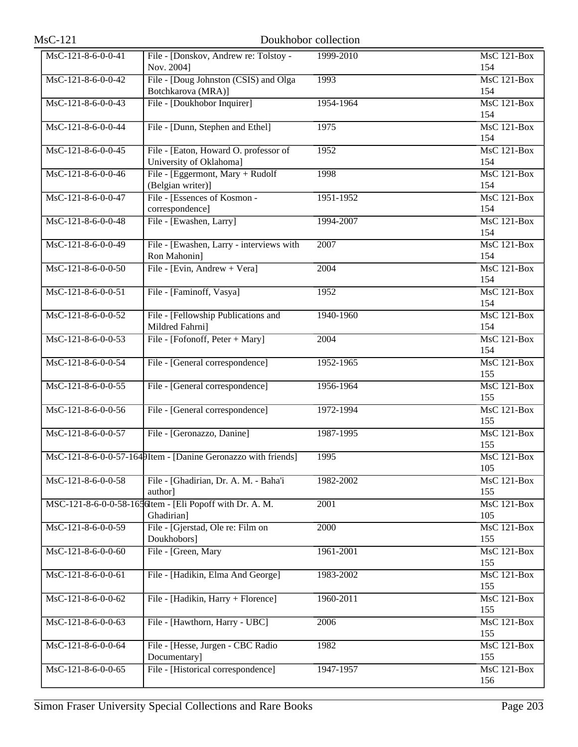| | | | |
|---|---|---|---|
| MsC-121-8-6-0-0-41 | File - [Donskov, Andrew re: Tolstoy - Nov. 2004] | 1999-2010 | MsC 121-Box 154 |
| MsC-121-8-6-0-0-42 | File - [Doug Johnston (CSIS) and Olga Botchkarova (MRA)] | 1993 | MsC 121-Box 154 |
| MsC-121-8-6-0-0-43 | File - [Doukhobor Inquirer] | 1954-1964 | MsC 121-Box 154 |
| MsC-121-8-6-0-0-44 | File - [Dunn, Stephen and Ethel] | 1975 | MsC 121-Box 154 |
| MsC-121-8-6-0-0-45 | File - [Eaton, Howard O. professor of University of Oklahoma] | 1952 | MsC 121-Box 154 |
| MsC-121-8-6-0-0-46 | File - [Eggermont, Mary + Rudolf (Belgian writer)] | 1998 | MsC 121-Box 154 |
| MsC-121-8-6-0-0-47 | File - [Essences of Kosmon - correspondence] | 1951-1952 | MsC 121-Box 154 |
| MsC-121-8-6-0-0-48 | File - [Ewashen, Larry] | 1994-2007 | MsC 121-Box 154 |
| MsC-121-8-6-0-0-49 | File - [Ewashen, Larry - interviews with Ron Mahonin] | 2007 | MsC 121-Box 154 |
| MsC-121-8-6-0-0-50 | File - [Evin, Andrew + Vera] | 2004 | MsC 121-Box 154 |
| MsC-121-8-6-0-0-51 | File - [Faminoff, Vasya] | 1952 | MsC 121-Box 154 |
| MsC-121-8-6-0-0-52 | File - [Fellowship Publications and Mildred Fahrni] | 1940-1960 | MsC 121-Box 154 |
| MsC-121-8-6-0-0-53 | File - [Fofonoff, Peter + Mary] | 2004 | MsC 121-Box 154 |
| MsC-121-8-6-0-0-54 | File - [General correspondence] | 1952-1965 | MsC 121-Box 155 |
| MsC-121-8-6-0-0-55 | File - [General correspondence] | 1956-1964 | MsC 121-Box 155 |
| MsC-121-8-6-0-0-56 | File - [General correspondence] | 1972-1994 | MsC 121-Box 155 |
| MsC-121-8-6-0-0-57 | File - [Geronazzo, Danine] | 1987-1995 | MsC 121-Box 155 |
| MsC-121-8-6-0-0-57-1649 | Item - [Danine Geronazzo with friends] | 1995 | MsC 121-Box 105 |
| MsC-121-8-6-0-0-58 | File - [Ghadirian, Dr. A. M. - Baha'i author] | 1982-2002 | MsC 121-Box 155 |
| MSC-121-8-6-0-0-58-1650 | Item - [Eli Popoff with Dr. A. M. Ghadirian] | 2001 | MsC 121-Box 105 |
| MsC-121-8-6-0-0-59 | File - [Gjerstad, Ole re: Film on Doukhobors] | 2000 | MsC 121-Box 155 |
| MsC-121-8-6-0-0-60 | File - [Green, Mary | 1961-2001 | MsC 121-Box 155 |
| MsC-121-8-6-0-0-61 | File - [Hadikin, Elma And George] | 1983-2002 | MsC 121-Box 155 |
| MsC-121-8-6-0-0-62 | File - [Hadikin, Harry + Florence] | 1960-2011 | MsC 121-Box 155 |
| MsC-121-8-6-0-0-63 | File - [Hawthorn, Harry - UBC] | 2006 | MsC 121-Box 155 |
| MsC-121-8-6-0-0-64 | File - [Hesse, Jurgen - CBC Radio Documentary] | 1982 | MsC 121-Box 155 |
| MsC-121-8-6-0-0-65 | File - [Historical correspondence] | 1947-1957 | MsC 121-Box 156 |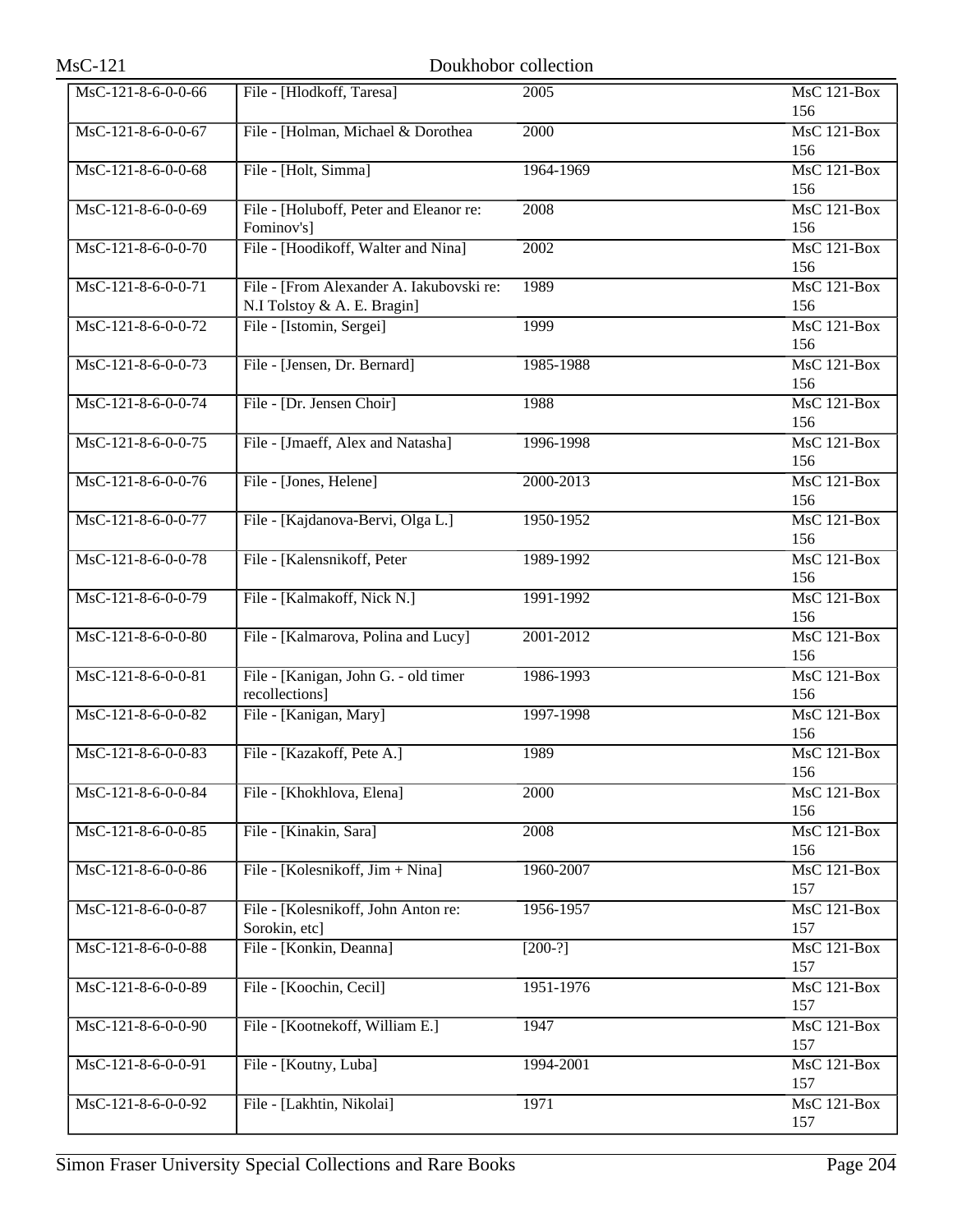| | | | |
|---|---|---|---|
| MsC-121-8-6-0-0-66 | File - [Hlodkoff, Taresa] | 2005 | MsC 121-Box 156 |
| MsC-121-8-6-0-0-67 | File - [Holman, Michael & Dorothea | 2000 | MsC 121-Box 156 |
| MsC-121-8-6-0-0-68 | File - [Holt, Simma] | 1964-1969 | MsC 121-Box 156 |
| MsC-121-8-6-0-0-69 | File - [Holuboff, Peter and Eleanor re: Fominov's] | 2008 | MsC 121-Box 156 |
| MsC-121-8-6-0-0-70 | File - [Hoodikoff, Walter and Nina] | 2002 | MsC 121-Box 156 |
| MsC-121-8-6-0-0-71 | File - [From Alexander A. Iakubovski re: N.I Tolstoy & A. E. Bragin] | 1989 | MsC 121-Box 156 |
| MsC-121-8-6-0-0-72 | File - [Istomin, Sergei] | 1999 | MsC 121-Box 156 |
| MsC-121-8-6-0-0-73 | File - [Jensen, Dr. Bernard] | 1985-1988 | MsC 121-Box 156 |
| MsC-121-8-6-0-0-74 | File - [Dr. Jensen Choir] | 1988 | MsC 121-Box 156 |
| MsC-121-8-6-0-0-75 | File - [Jmaeff, Alex and Natasha] | 1996-1998 | MsC 121-Box 156 |
| MsC-121-8-6-0-0-76 | File - [Jones, Helene] | 2000-2013 | MsC 121-Box 156 |
| MsC-121-8-6-0-0-77 | File - [Kajdanova-Bervi, Olga L.] | 1950-1952 | MsC 121-Box 156 |
| MsC-121-8-6-0-0-78 | File - [Kalensnikoff, Peter | 1989-1992 | MsC 121-Box 156 |
| MsC-121-8-6-0-0-79 | File - [Kalmakoff, Nick N.] | 1991-1992 | MsC 121-Box 156 |
| MsC-121-8-6-0-0-80 | File - [Kalmarova, Polina and Lucy] | 2001-2012 | MsC 121-Box 156 |
| MsC-121-8-6-0-0-81 | File - [Kanigan, John G. - old timer recollections] | 1986-1993 | MsC 121-Box 156 |
| MsC-121-8-6-0-0-82 | File - [Kanigan, Mary] | 1997-1998 | MsC 121-Box 156 |
| MsC-121-8-6-0-0-83 | File - [Kazakoff, Pete A.] | 1989 | MsC 121-Box 156 |
| MsC-121-8-6-0-0-84 | File - [Khokhlova, Elena] | 2000 | MsC 121-Box 156 |
| MsC-121-8-6-0-0-85 | File - [Kinakin, Sara] | 2008 | MsC 121-Box 156 |
| MsC-121-8-6-0-0-86 | File - [Kolesnikoff, Jim + Nina] | 1960-2007 | MsC 121-Box 157 |
| MsC-121-8-6-0-0-87 | File - [Kolesnikoff, John Anton re: Sorokin, etc] | 1956-1957 | MsC 121-Box 157 |
| MsC-121-8-6-0-0-88 | File - [Konkin, Deanna] | [200-?] | MsC 121-Box 157 |
| MsC-121-8-6-0-0-89 | File - [Koochin, Cecil] | 1951-1976 | MsC 121-Box 157 |
| MsC-121-8-6-0-0-90 | File - [Kootnekoff, William E.] | 1947 | MsC 121-Box 157 |
| MsC-121-8-6-0-0-91 | File - [Koutny, Luba] | 1994-2001 | MsC 121-Box 157 |
| MsC-121-8-6-0-0-92 | File - [Lakhtin, Nikolai] | 1971 | MsC 121-Box 157 |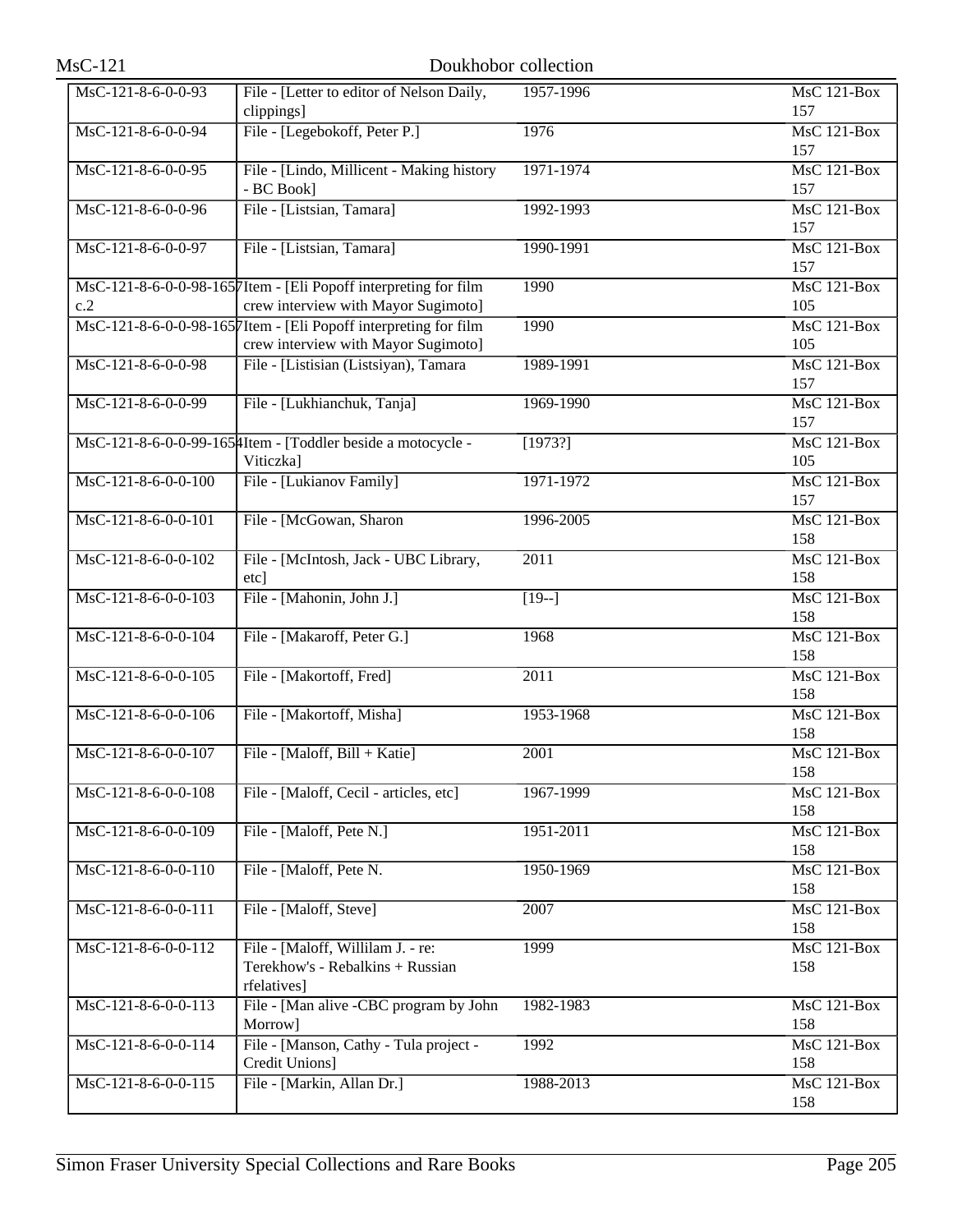| | | | |
|---|---|---|---|
| MsC-121-8-6-0-0-93 | File - [Letter to editor of Nelson Daily, clippings] | 1957-1996 | MsC 121-Box 157 |
| MsC-121-8-6-0-0-94 | File - [Legebokoff, Peter P.] | 1976 | MsC 121-Box 157 |
| MsC-121-8-6-0-0-95 | File - [Lindo, Millicent - Making history - BC Book] | 1971-1974 | MsC 121-Box 157 |
| MsC-121-8-6-0-0-96 | File - [Listsian, Tamara] | 1992-1993 | MsC 121-Box 157 |
| MsC-121-8-6-0-0-97 | File - [Listsian, Tamara] | 1990-1991 | MsC 121-Box 157 |
| MsC-121-8-6-0-0-98-1657 c.2 | Item - [Eli Popoff interpreting for film crew interview with Mayor Sugimoto] | 1990 | MsC 121-Box 105 |
| MsC-121-8-6-0-0-98-1657 | Item - [Eli Popoff interpreting for film crew interview with Mayor Sugimoto] | 1990 | MsC 121-Box 105 |
| MsC-121-8-6-0-0-98 | File - [Listisian (Listsiyan), Tamara | 1989-1991 | MsC 121-Box 157 |
| MsC-121-8-6-0-0-99 | File - [Lukhianchuk, Tanja] | 1969-1990 | MsC 121-Box 157 |
| MsC-121-8-6-0-0-99-1654 | Item - [Toddler beside a motocycle - Viticzka] | [1973?] | MsC 121-Box 105 |
| MsC-121-8-6-0-0-100 | File - [Lukianov Family] | 1971-1972 | MsC 121-Box 157 |
| MsC-121-8-6-0-0-101 | File - [McGowan, Sharon | 1996-2005 | MsC 121-Box 158 |
| MsC-121-8-6-0-0-102 | File - [McIntosh, Jack - UBC Library, etc] | 2011 | MsC 121-Box 158 |
| MsC-121-8-6-0-0-103 | File - [Mahonin, John J.] | [19--] | MsC 121-Box 158 |
| MsC-121-8-6-0-0-104 | File - [Makaroff, Peter G.] | 1968 | MsC 121-Box 158 |
| MsC-121-8-6-0-0-105 | File - [Makortoff, Fred] | 2011 | MsC 121-Box 158 |
| MsC-121-8-6-0-0-106 | File - [Makortoff, Misha] | 1953-1968 | MsC 121-Box 158 |
| MsC-121-8-6-0-0-107 | File - [Maloff, Bill + Katie] | 2001 | MsC 121-Box 158 |
| MsC-121-8-6-0-0-108 | File - [Maloff, Cecil - articles, etc] | 1967-1999 | MsC 121-Box 158 |
| MsC-121-8-6-0-0-109 | File - [Maloff, Pete N.] | 1951-2011 | MsC 121-Box 158 |
| MsC-121-8-6-0-0-110 | File - [Maloff, Pete N. | 1950-1969 | MsC 121-Box 158 |
| MsC-121-8-6-0-0-111 | File - [Maloff, Steve] | 2007 | MsC 121-Box 158 |
| MsC-121-8-6-0-0-112 | File - [Maloff, Willilam J. - re: Terekhow's - Rebalkins + Russian rfelatives] | 1999 | MsC 121-Box 158 |
| MsC-121-8-6-0-0-113 | File - [Man alive -CBC program by John Morrow] | 1982-1983 | MsC 121-Box 158 |
| MsC-121-8-6-0-0-114 | File - [Manson, Cathy - Tula project - Credit Unions] | 1992 | MsC 121-Box 158 |
| MsC-121-8-6-0-0-115 | File - [Markin, Allan Dr.] | 1988-2013 | MsC 121-Box 158 |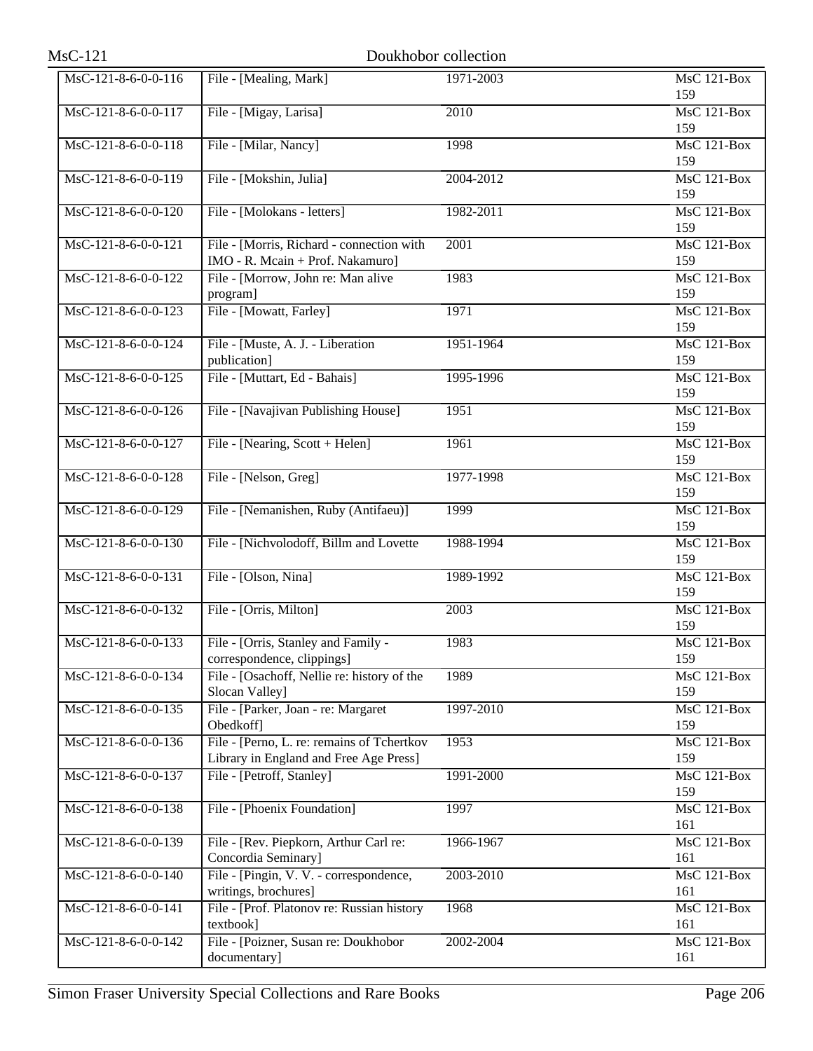| MsC-121-8-6-0-0-116 | File - [Mealing, Mark] | 1971-2003 | MsC 121-Box 159 |
|---|---|---|---|
| MsC-121-8-6-0-0-117 | File - [Migay, Larisa] | 2010 | MsC 121-Box 159 |
| MsC-121-8-6-0-0-118 | File - [Milar, Nancy] | 1998 | MsC 121-Box 159 |
| MsC-121-8-6-0-0-119 | File - [Mokshin, Julia] | 2004-2012 | MsC 121-Box 159 |
| MsC-121-8-6-0-0-120 | File - [Molokans - letters] | 1982-2011 | MsC 121-Box 159 |
| MsC-121-8-6-0-0-121 | File - [Morris, Richard - connection with IMO - R. Mcain + Prof. Nakamuro] | 2001 | MsC 121-Box 159 |
| MsC-121-8-6-0-0-122 | File - [Morrow, John re: Man alive program] | 1983 | MsC 121-Box 159 |
| MsC-121-8-6-0-0-123 | File - [Mowatt, Farley] | 1971 | MsC 121-Box 159 |
| MsC-121-8-6-0-0-124 | File - [Muste, A. J. - Liberation publication] | 1951-1964 | MsC 121-Box 159 |
| MsC-121-8-6-0-0-125 | File - [Muttart, Ed - Bahais] | 1995-1996 | MsC 121-Box 159 |
| MsC-121-8-6-0-0-126 | File - [Navajivan Publishing House] | 1951 | MsC 121-Box 159 |
| MsC-121-8-6-0-0-127 | File - [Nearing, Scott + Helen] | 1961 | MsC 121-Box 159 |
| MsC-121-8-6-0-0-128 | File - [Nelson, Greg] | 1977-1998 | MsC 121-Box 159 |
| MsC-121-8-6-0-0-129 | File - [Nemanishen, Ruby (Antifaeu)] | 1999 | MsC 121-Box 159 |
| MsC-121-8-6-0-0-130 | File - [Nichvolodoff, Billm and Lovette | 1988-1994 | MsC 121-Box 159 |
| MsC-121-8-6-0-0-131 | File - [Olson, Nina] | 1989-1992 | MsC 121-Box 159 |
| MsC-121-8-6-0-0-132 | File - [Orris, Milton] | 2003 | MsC 121-Box 159 |
| MsC-121-8-6-0-0-133 | File - [Orris, Stanley and Family - correspondence, clippings] | 1983 | MsC 121-Box 159 |
| MsC-121-8-6-0-0-134 | File - [Osachoff, Nellie re: history of the Slocan Valley] | 1989 | MsC 121-Box 159 |
| MsC-121-8-6-0-0-135 | File - [Parker, Joan - re: Margaret Obedkoff] | 1997-2010 | MsC 121-Box 159 |
| MsC-121-8-6-0-0-136 | File - [Perno, L. re: remains of Tchertkov Library in England and Free Age Press] | 1953 | MsC 121-Box 159 |
| MsC-121-8-6-0-0-137 | File - [Petroff, Stanley] | 1991-2000 | MsC 121-Box 159 |
| MsC-121-8-6-0-0-138 | File - [Phoenix Foundation] | 1997 | MsC 121-Box 161 |
| MsC-121-8-6-0-0-139 | File - [Rev. Piepkorn, Arthur Carl re: Concordia Seminary] | 1966-1967 | MsC 121-Box 161 |
| MsC-121-8-6-0-0-140 | File - [Pingin, V. V. - correspondence, writings, brochures] | 2003-2010 | MsC 121-Box 161 |
| MsC-121-8-6-0-0-141 | File - [Prof. Platonov re: Russian history textbook] | 1968 | MsC 121-Box 161 |
| MsC-121-8-6-0-0-142 | File - [Poizner, Susan re: Doukhobor documentary] | 2002-2004 | MsC 121-Box 161 |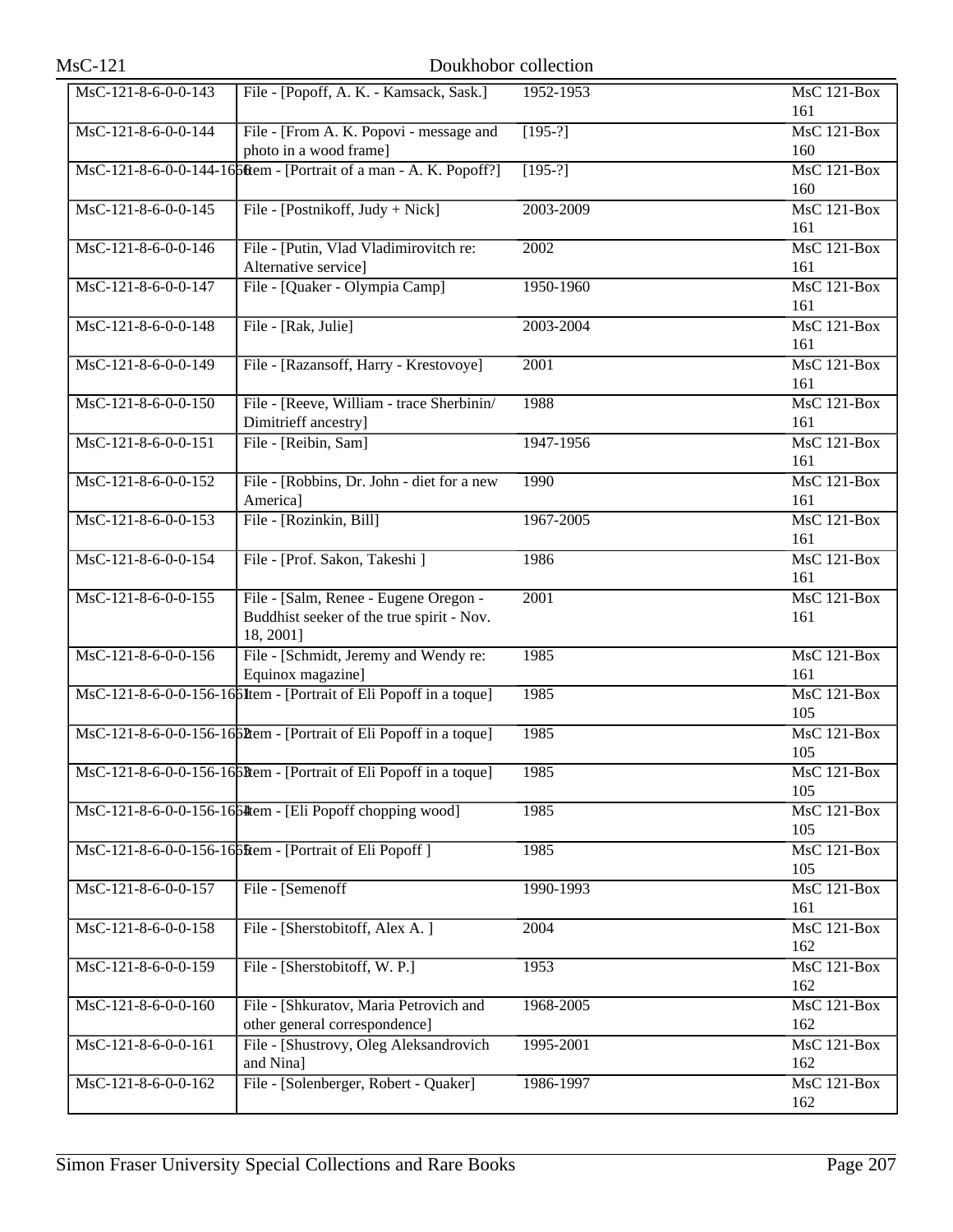| | | | |
|---|---|---|---|
| MsC-121-8-6-0-0-143 | File - [Popoff, A. K. - Kamsack, Sask.] | 1952-1953 | MsC 121-Box 161 |
| MsC-121-8-6-0-0-144 | File - [From A. K. Popovi - message and photo in a wood frame] | [195-?] | MsC 121-Box 160 |
| MsC-121-8-6-0-0-144-1660 | Item - [Portrait of a man - A. K. Popoff?] | [195-?] | MsC 121-Box 160 |
| MsC-121-8-6-0-0-145 | File - [Postnikoff, Judy + Nick] | 2003-2009 | MsC 121-Box 161 |
| MsC-121-8-6-0-0-146 | File - [Putin, Vlad Vladimirovitch re: Alternative service] | 2002 | MsC 121-Box 161 |
| MsC-121-8-6-0-0-147 | File - [Quaker - Olympia Camp] | 1950-1960 | MsC 121-Box 161 |
| MsC-121-8-6-0-0-148 | File - [Rak, Julie] | 2003-2004 | MsC 121-Box 161 |
| MsC-121-8-6-0-0-149 | File - [Razansoff, Harry - Krestovoye] | 2001 | MsC 121-Box 161 |
| MsC-121-8-6-0-0-150 | File - [Reeve, William - trace Sherbinin/ Dimitrieff ancestry] | 1988 | MsC 121-Box 161 |
| MsC-121-8-6-0-0-151 | File - [Reibin, Sam] | 1947-1956 | MsC 121-Box 161 |
| MsC-121-8-6-0-0-152 | File - [Robbins, Dr. John - diet for a new America] | 1990 | MsC 121-Box 161 |
| MsC-121-8-6-0-0-153 | File - [Rozinkin, Bill] | 1967-2005 | MsC 121-Box 161 |
| MsC-121-8-6-0-0-154 | File - [Prof. Sakon, Takeshi ] | 1986 | MsC 121-Box 161 |
| MsC-121-8-6-0-0-155 | File - [Salm, Renee - Eugene Oregon - Buddhist seeker of the true spirit - Nov. 18, 2001] | 2001 | MsC 121-Box 161 |
| MsC-121-8-6-0-0-156 | File - [Schmidt, Jeremy and Wendy re: Equinox magazine] | 1985 | MsC 121-Box 161 |
| MsC-121-8-6-0-0-156-1661 | Item - [Portrait of Eli Popoff in a toque] | 1985 | MsC 121-Box 105 |
| MsC-121-8-6-0-0-156-1662 | Item - [Portrait of Eli Popoff in a toque] | 1985 | MsC 121-Box 105 |
| MsC-121-8-6-0-0-156-1663 | Item - [Portrait of Eli Popoff in a toque] | 1985 | MsC 121-Box 105 |
| MsC-121-8-6-0-0-156-1664 | Item - [Eli Popoff chopping wood] | 1985 | MsC 121-Box 105 |
| MsC-121-8-6-0-0-156-1665 | Item - [Portrait of Eli Popoff ] | 1985 | MsC 121-Box 105 |
| MsC-121-8-6-0-0-157 | File - [Semenoff | 1990-1993 | MsC 121-Box 161 |
| MsC-121-8-6-0-0-158 | File - [Sherstobitoff, Alex A. ] | 2004 | MsC 121-Box 162 |
| MsC-121-8-6-0-0-159 | File - [Sherstobitoff, W. P.] | 1953 | MsC 121-Box 162 |
| MsC-121-8-6-0-0-160 | File - [Shkuratov, Maria Petrovich and other general correspondence] | 1968-2005 | MsC 121-Box 162 |
| MsC-121-8-6-0-0-161 | File - [Shustrovy, Oleg Aleksandrovich and Nina] | 1995-2001 | MsC 121-Box 162 |
| MsC-121-8-6-0-0-162 | File - [Solenberger, Robert - Quaker] | 1986-1997 | MsC 121-Box 162 |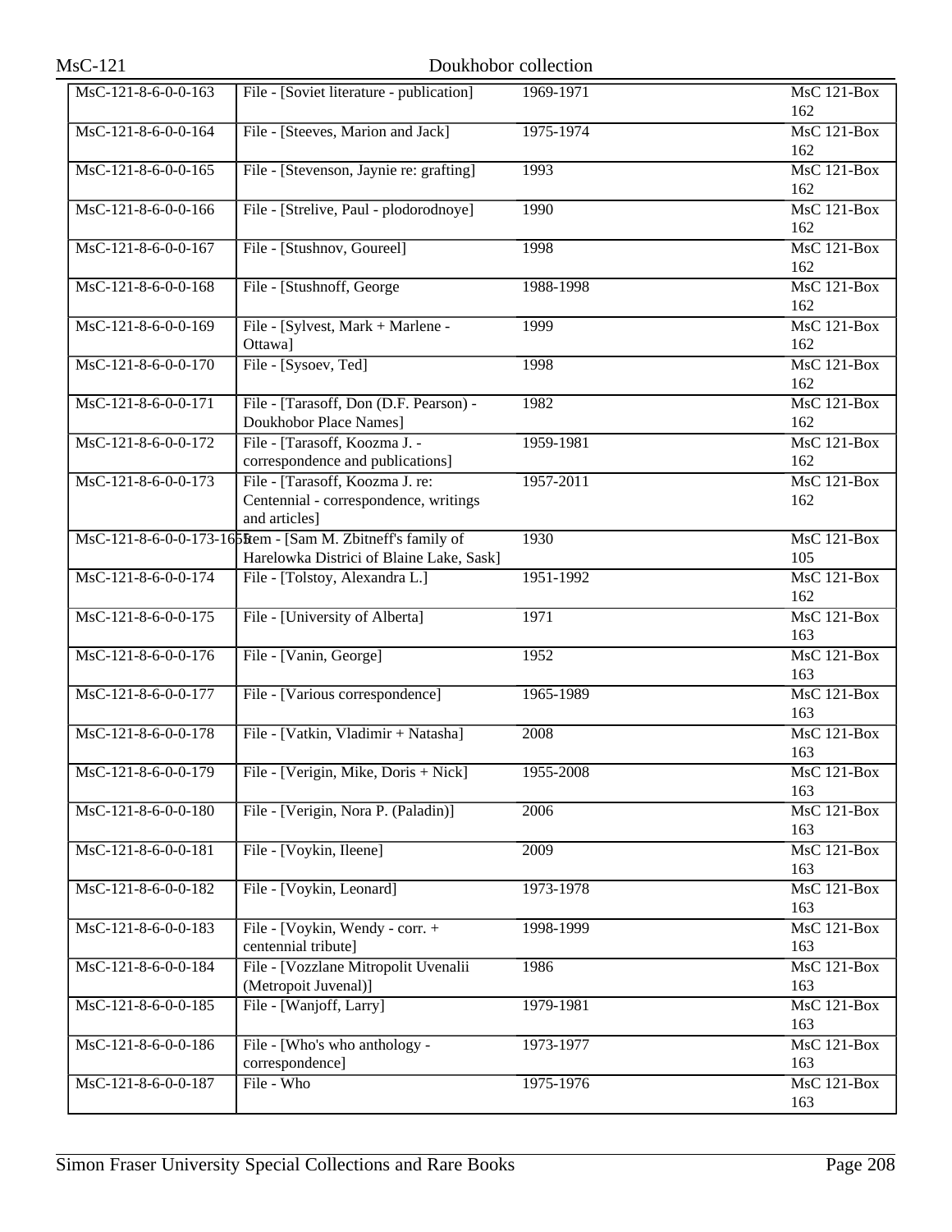| MsC-121-8-6-0-0-163 | File - [Soviet literature - publication] | 1969-1971 | MsC 121-Box 162 |
|---|---|---|---|
| MsC-121-8-6-0-0-164 | File - [Steeves, Marion and Jack] | 1975-1974 | MsC 121-Box 162 |
| MsC-121-8-6-0-0-165 | File - [Stevenson, Jaynie re: grafting] | 1993 | MsC 121-Box 162 |
| MsC-121-8-6-0-0-166 | File - [Strelive, Paul - plodorodnoye] | 1990 | MsC 121-Box 162 |
| MsC-121-8-6-0-0-167 | File - [Stushnov, Goureel] | 1998 | MsC 121-Box 162 |
| MsC-121-8-6-0-0-168 | File - [Stushnoff, George | 1988-1998 | MsC 121-Box 162 |
| MsC-121-8-6-0-0-169 | File - [Sylvest, Mark + Marlene - Ottawa] | 1999 | MsC 121-Box 162 |
| MsC-121-8-6-0-0-170 | File - [Sysoev, Ted] | 1998 | MsC 121-Box 162 |
| MsC-121-8-6-0-0-171 | File - [Tarasoff, Don (D.F. Pearson) - Doukhobor Place Names] | 1982 | MsC 121-Box 162 |
| MsC-121-8-6-0-0-172 | File - [Tarasoff, Koozma J. - correspondence and publications] | 1959-1981 | MsC 121-Box 162 |
| MsC-121-8-6-0-0-173 | File - [Tarasoff, Koozma J. re: Centennial - correspondence, writings and articles] | 1957-2011 | MsC 121-Box 162 |
| MsC-121-8-6-0-0-173-1655 | Item - [Sam M. Zbitneff's family of Harelowka Districi of Blaine Lake, Sask] | 1930 | MsC 121-Box 105 |
| MsC-121-8-6-0-0-174 | File - [Tolstoy, Alexandra L.] | 1951-1992 | MsC 121-Box 162 |
| MsC-121-8-6-0-0-175 | File - [University of Alberta] | 1971 | MsC 121-Box 163 |
| MsC-121-8-6-0-0-176 | File - [Vanin, George] | 1952 | MsC 121-Box 163 |
| MsC-121-8-6-0-0-177 | File - [Various correspondence] | 1965-1989 | MsC 121-Box 163 |
| MsC-121-8-6-0-0-178 | File - [Vatkin, Vladimir + Natasha] | 2008 | MsC 121-Box 163 |
| MsC-121-8-6-0-0-179 | File - [Verigin, Mike, Doris + Nick] | 1955-2008 | MsC 121-Box 163 |
| MsC-121-8-6-0-0-180 | File - [Verigin, Nora P. (Paladin)] | 2006 | MsC 121-Box 163 |
| MsC-121-8-6-0-0-181 | File - [Voykin, Ileene] | 2009 | MsC 121-Box 163 |
| MsC-121-8-6-0-0-182 | File - [Voykin, Leonard] | 1973-1978 | MsC 121-Box 163 |
| MsC-121-8-6-0-0-183 | File - [Voykin, Wendy - corr. + centennial tribute] | 1998-1999 | MsC 121-Box 163 |
| MsC-121-8-6-0-0-184 | File - [Vozzlane Mitropolit Uvenalii (Metropoit Juvenal)] | 1986 | MsC 121-Box 163 |
| MsC-121-8-6-0-0-185 | File - [Wanjoff, Larry] | 1979-1981 | MsC 121-Box 163 |
| MsC-121-8-6-0-0-186 | File - [Who's who anthology - correspondence] | 1973-1977 | MsC 121-Box 163 |
| MsC-121-8-6-0-0-187 | File - Who | 1975-1976 | MsC 121-Box 163 |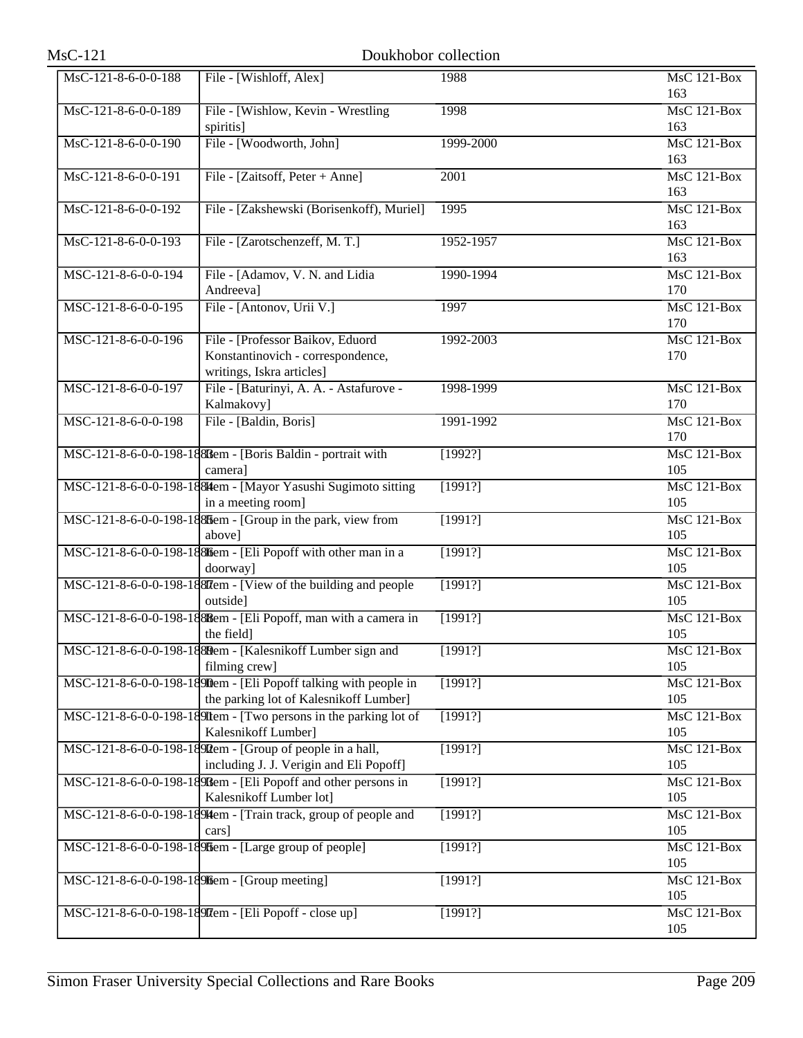| | | | |
|---|---|---|---|
| MsC-121-8-6-0-0-188 | File - [Wishloff, Alex] | 1988 | MsC 121-Box 163 |
| MsC-121-8-6-0-0-189 | File - [Wishlow, Kevin - Wrestling spiritis] | 1998 | MsC 121-Box 163 |
| MsC-121-8-6-0-0-190 | File - [Woodworth, John] | 1999-2000 | MsC 121-Box 163 |
| MsC-121-8-6-0-0-191 | File - [Zaitsoff, Peter + Anne] | 2001 | MsC 121-Box 163 |
| MsC-121-8-6-0-0-192 | File - [Zakshewski (Borisenkoff), Muriel] | 1995 | MsC 121-Box 163 |
| MsC-121-8-6-0-0-193 | File - [Zarotschenzeff, M. T.] | 1952-1957 | MsC 121-Box 163 |
| MSC-121-8-6-0-0-194 | File - [Adamov, V. N. and Lidia Andreeva] | 1990-1994 | MsC 121-Box 170 |
| MSC-121-8-6-0-0-195 | File - [Antonov, Urii V.] | 1997 | MsC 121-Box 170 |
| MSC-121-8-6-0-0-196 | File - [Professor Baikov, Eduord Konstantinovich - correspondence, writings, Iskra articles] | 1992-2003 | MsC 121-Box 170 |
| MSC-121-8-6-0-0-197 | File - [Baturinyi, A. A. - Astafurove - Kalmakovy] | 1998-1999 | MsC 121-Box 170 |
| MSC-121-8-6-0-0-198 | File - [Baldin, Boris] | 1991-1992 | MsC 121-Box 170 |
| MSC-121-8-6-0-0-198-1883 | Item - [Boris Baldin - portrait with camera] | [1992?] | MsC 121-Box 105 |
| MSC-121-8-6-0-0-198-1884 | Item - [Mayor Yasushi Sugimoto sitting in a meeting room] | [1991?] | MsC 121-Box 105 |
| MSC-121-8-6-0-0-198-1885 | Item - [Group in the park, view from above] | [1991?] | MsC 121-Box 105 |
| MSC-121-8-6-0-0-198-1886 | Item - [Eli Popoff with other man in a doorway] | [1991?] | MsC 121-Box 105 |
| MSC-121-8-6-0-0-198-1887 | Item - [View of the building and people outside] | [1991?] | MsC 121-Box 105 |
| MSC-121-8-6-0-0-198-1888 | Item - [Eli Popoff, man with a camera in the field] | [1991?] | MsC 121-Box 105 |
| MSC-121-8-6-0-0-198-1889 | Item - [Kalesnikoff Lumber sign and filming crew] | [1991?] | MsC 121-Box 105 |
| MSC-121-8-6-0-0-198-1890 | Item - [Eli Popoff talking with people in the parking lot of Kalesnikoff Lumber] | [1991?] | MsC 121-Box 105 |
| MSC-121-8-6-0-0-198-1891 | Item - [Two persons in the parking lot of Kalesnikoff Lumber] | [1991?] | MsC 121-Box 105 |
| MSC-121-8-6-0-0-198-1892 | Item - [Group of people in a hall, including J. J. Verigin and Eli Popoff] | [1991?] | MsC 121-Box 105 |
| MSC-121-8-6-0-0-198-1893 | Item - [Eli Popoff and other persons in Kalesnikoff Lumber lot] | [1991?] | MsC 121-Box 105 |
| MSC-121-8-6-0-0-198-1894 | Item - [Train track, group of people and cars] | [1991?] | MsC 121-Box 105 |
| MSC-121-8-6-0-0-198-1895 | Item - [Large group of people] | [1991?] | MsC 121-Box 105 |
| MSC-121-8-6-0-0-198-1896 | Item - [Group meeting] | [1991?] | MsC 121-Box 105 |
| MSC-121-8-6-0-0-198-1897 | Item - [Eli Popoff - close up] | [1991?] | MsC 121-Box 105 |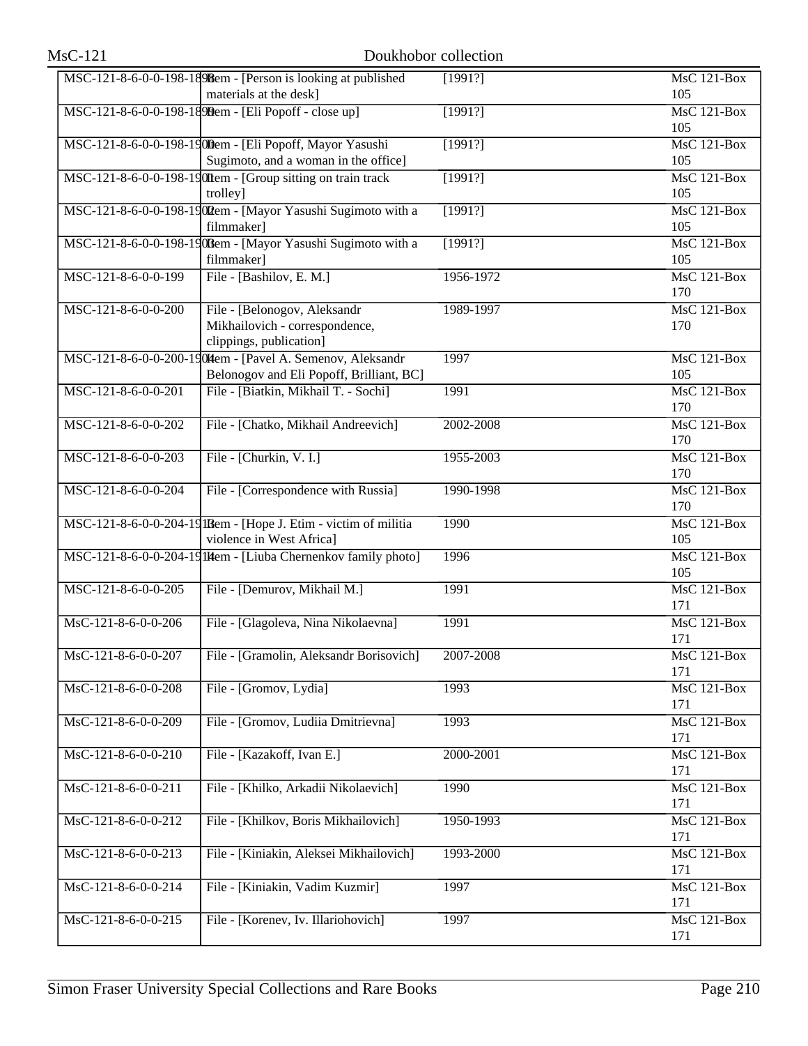| | | | |
|---|---|---|---|
| MSC-121-8-6-0-0-198-1898 | Item - [Person is looking at published materials at the desk] | [1991?] | MsC 121-Box 105 |
| MSC-121-8-6-0-0-198-1899 | Item - [Eli Popoff - close up] | [1991?] | MsC 121-Box 105 |
| MSC-121-8-6-0-0-198-1900 | Item - [Eli Popoff, Mayor Yasushi Sugimoto, and a woman in the office] | [1991?] | MsC 121-Box 105 |
| MSC-121-8-6-0-0-198-1901 | Item - [Group sitting on train track trolley] | [1991?] | MsC 121-Box 105 |
| MSC-121-8-6-0-0-198-1902 | Item - [Mayor Yasushi Sugimoto with a filmmaker] | [1991?] | MsC 121-Box 105 |
| MSC-121-8-6-0-0-198-1903 | Item - [Mayor Yasushi Sugimoto with a filmmaker] | [1991?] | MsC 121-Box 105 |
| MSC-121-8-6-0-0-199 | File - [Bashilov, E. M.] | 1956-1972 | MsC 121-Box 170 |
| MSC-121-8-6-0-0-200 | File - [Belonogov, Aleksandr Mikhailovich - correspondence, clippings, publication] | 1989-1997 | MsC 121-Box 170 |
| MSC-121-8-6-0-0-200-1904 | Item - [Pavel A. Semenov, Aleksandr Belonogov and Eli Popoff, Brilliant, BC] | 1997 | MsC 121-Box 105 |
| MSC-121-8-6-0-0-201 | File - [Biatkin, Mikhail T. - Sochi] | 1991 | MsC 121-Box 170 |
| MSC-121-8-6-0-0-202 | File - [Chatko, Mikhail Andreevich] | 2002-2008 | MsC 121-Box 170 |
| MSC-121-8-6-0-0-203 | File - [Churkin, V. I.] | 1955-2003 | MsC 121-Box 170 |
| MSC-121-8-6-0-0-204 | File - [Correspondence with Russia] | 1990-1998 | MsC 121-Box 170 |
| MSC-121-8-6-0-0-204-1913 | Item - [Hope J. Etim - victim of militia violence in West Africa] | 1990 | MsC 121-Box 105 |
| MSC-121-8-6-0-0-204-1914 | Item - [Liuba Chernenkov family photo] | 1996 | MsC 121-Box 105 |
| MSC-121-8-6-0-0-205 | File - [Demurov, Mikhail M.] | 1991 | MsC 121-Box 171 |
| MsC-121-8-6-0-0-206 | File - [Glagoleva, Nina Nikolaevna] | 1991 | MsC 121-Box 171 |
| MsC-121-8-6-0-0-207 | File - [Gramolin, Aleksandr Borisovich] | 2007-2008 | MsC 121-Box 171 |
| MsC-121-8-6-0-0-208 | File - [Gromov, Lydia] | 1993 | MsC 121-Box 171 |
| MsC-121-8-6-0-0-209 | File - [Gromov, Ludiia Dmitrievna] | 1993 | MsC 121-Box 171 |
| MsC-121-8-6-0-0-210 | File - [Kazakoff, Ivan E.] | 2000-2001 | MsC 121-Box 171 |
| MsC-121-8-6-0-0-211 | File - [Khilko, Arkadii Nikolaevich] | 1990 | MsC 121-Box 171 |
| MsC-121-8-6-0-0-212 | File - [Khilkov, Boris Mikhailovich] | 1950-1993 | MsC 121-Box 171 |
| MsC-121-8-6-0-0-213 | File - [Kiniakin, Aleksei Mikhailovich] | 1993-2000 | MsC 121-Box 171 |
| MsC-121-8-6-0-0-214 | File - [Kiniakin, Vadim Kuzmir] | 1997 | MsC 121-Box 171 |
| MsC-121-8-6-0-0-215 | File - [Korenev, Iv. Illariohovich] | 1997 | MsC 121-Box 171 |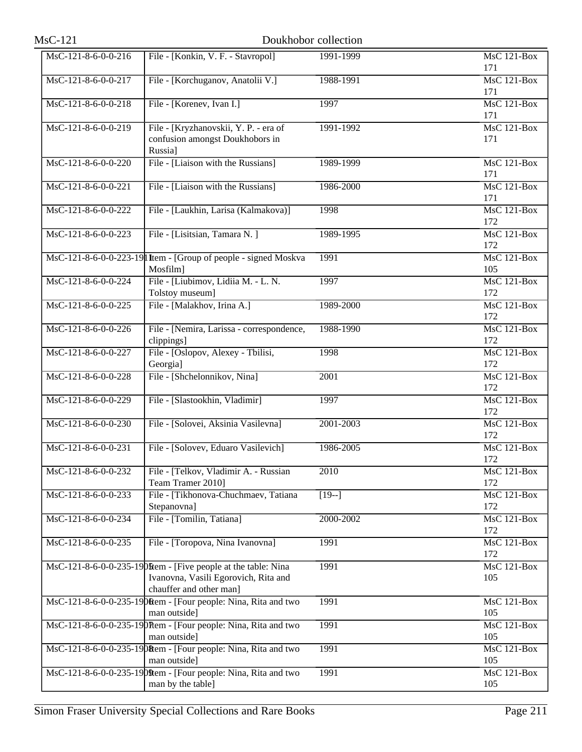| MsC-121-8-6-0-0-216 | File - [Konkin, V. F. - Stavropol] | 1991-1999 | MsC 121-Box 171 |
|---|---|---|---|
| MsC-121-8-6-0-0-217 | File - [Korchuganov, Anatolii V.] | 1988-1991 | MsC 121-Box 171 |
| MsC-121-8-6-0-0-218 | File - [Korenev, Ivan I.] | 1997 | MsC 121-Box 171 |
| MsC-121-8-6-0-0-219 | File - [Kryzhanovskii, Y. P. - era of confusion amongst Doukhobors in Russia] | 1991-1992 | MsC 121-Box 171 |
| MsC-121-8-6-0-0-220 | File - [Liaison with the Russians] | 1989-1999 | MsC 121-Box 171 |
| MsC-121-8-6-0-0-221 | File - [Liaison with the Russians] | 1986-2000 | MsC 121-Box 171 |
| MsC-121-8-6-0-0-222 | File - [Laukhin, Larisa (Kalmakova)] | 1998 | MsC 121-Box 172 |
| MsC-121-8-6-0-0-223 | File - [Lisitsian, Tamara N. ] | 1989-1995 | MsC 121-Box 172 |
| MsC-121-8-6-0-0-223-1911 | Item - [Group of people - signed Moskva Mosfilm] | 1991 | MsC 121-Box 105 |
| MsC-121-8-6-0-0-224 | File - [Liubimov, Lidiia M. - L. N. Tolstoy museum] | 1997 | MsC 121-Box 172 |
| MsC-121-8-6-0-0-225 | File - [Malakhov, Irina A.] | 1989-2000 | MsC 121-Box 172 |
| MsC-121-8-6-0-0-226 | File - [Nemira, Larissa - correspondence, clippings] | 1988-1990 | MsC 121-Box 172 |
| MsC-121-8-6-0-0-227 | File - [Oslopov, Alexey - Tbilisi, Georgia] | 1998 | MsC 121-Box 172 |
| MsC-121-8-6-0-0-228 | File - [Shchelonnikov, Nina] | 2001 | MsC 121-Box 172 |
| MsC-121-8-6-0-0-229 | File - [Slastookhin, Vladimir] | 1997 | MsC 121-Box 172 |
| MsC-121-8-6-0-0-230 | File - [Solovei, Aksinia Vasilevna] | 2001-2003 | MsC 121-Box 172 |
| MsC-121-8-6-0-0-231 | File - [Solovev, Eduaro Vasilevich] | 1986-2005 | MsC 121-Box 172 |
| MsC-121-8-6-0-0-232 | File - [Telkov, Vladimir A. - Russian Team Tramer 2010] | 2010 | MsC 121-Box 172 |
| MsC-121-8-6-0-0-233 | File - [Tikhonova-Chuchmaev, Tatiana Stepanovna] | [19--] | MsC 121-Box 172 |
| MsC-121-8-6-0-0-234 | File - [Tomilin, Tatiana] | 2000-2002 | MsC 121-Box 172 |
| MsC-121-8-6-0-0-235 | File - [Toropova, Nina Ivanovna] | 1991 | MsC 121-Box 172 |
| MsC-121-8-6-0-0-235-1905 | Item - [Five people at the table: Nina Ivanovna, Vasili Egorovich, Rita and chauffer and other man] | 1991 | MsC 121-Box 105 |
| MsC-121-8-6-0-0-235-1906 | Item - [Four people: Nina, Rita and two man outside] | 1991 | MsC 121-Box 105 |
| MsC-121-8-6-0-0-235-1907 | Item - [Four people: Nina, Rita and two man outside] | 1991 | MsC 121-Box 105 |
| MsC-121-8-6-0-0-235-1908 | Item - [Four people: Nina, Rita and two man outside] | 1991 | MsC 121-Box 105 |
| MsC-121-8-6-0-0-235-1909 | Item - [Four people: Nina, Rita and two man by the table] | 1991 | MsC 121-Box 105 |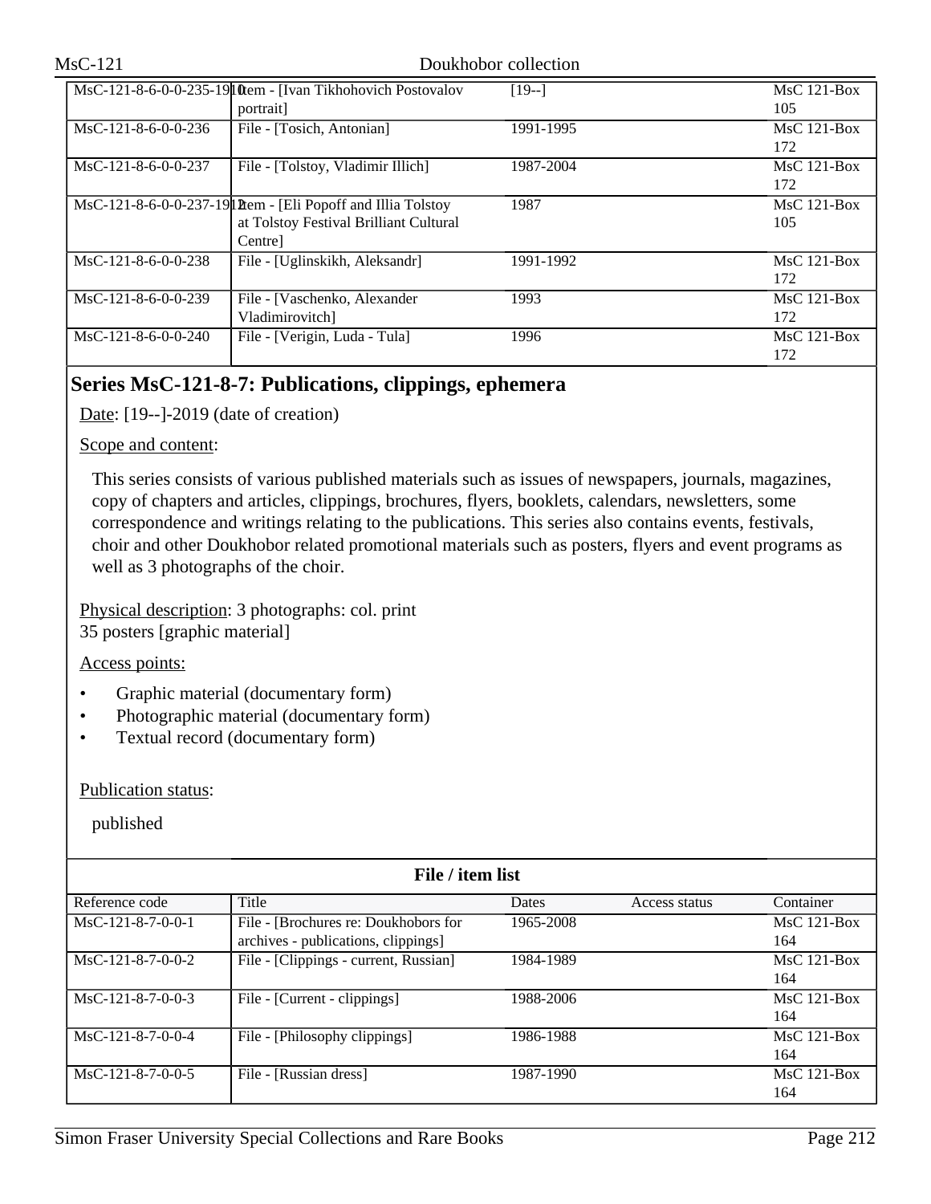| | | | | |
|---|---|---|---|---|
| MsC-121-8-6-0-0-235-1910 | Item - [Ivan Tikhohovich Postovalov portrait] | [19--] | | MsC 121-Box 105 |
| MsC-121-8-6-0-0-236 | File - [Tosich, Antonian] | 1991-1995 | | MsC 121-Box 172 |
| MsC-121-8-6-0-0-237 | File - [Tolstoy, Vladimir Illich] | 1987-2004 | | MsC 121-Box 172 |
| MsC-121-8-6-0-0-237-1912 | Item - [Eli Popoff and Illia Tolstoy at Tolstoy Festival Brilliant Cultural Centre] | 1987 | | MsC 121-Box 105 |
| MsC-121-8-6-0-0-238 | File - [Uglinskikh, Aleksandr] | 1991-1992 | | MsC 121-Box 172 |
| MsC-121-8-6-0-0-239 | File - [Vaschenko, Alexander Vladimirovitch] | 1993 | | MsC 121-Box 172 |
| MsC-121-8-6-0-0-240 | File - [Verigin, Luda - Tula] | 1996 | | MsC 121-Box 172 |

## Series MsC-121-8-7: Publications, clippings, ephemera

Date: [19--]-2019 (date of creation)

Scope and content:

This series consists of various published materials such as issues of newspapers, journals, magazines, copy of chapters and articles, clippings, brochures, flyers, booklets, calendars, newsletters, some correspondence and writings relating to the publications. This series also contains events, festivals, choir and other Doukhobor related promotional materials such as posters, flyers and event programs as well as 3 photographs of the choir.

Physical description: 3 photographs: col. print
35 posters [graphic material]

Access points:

- Graphic material (documentary form)
- Photographic material (documentary form)
- Textual record (documentary form)

Publication status:

published

**File / item list**

| Reference code | Title | Dates | Access status | Container |
|---|---|---|---|---|
| MsC-121-8-7-0-0-1 | File - [Brochures re: Doukhobors for archives - publications, clippings] | 1965-2008 | | MsC 121-Box 164 |
| MsC-121-8-7-0-0-2 | File - [Clippings - current, Russian] | 1984-1989 | | MsC 121-Box 164 |
| MsC-121-8-7-0-0-3 | File - [Current - clippings] | 1988-2006 | | MsC 121-Box 164 |
| MsC-121-8-7-0-0-4 | File - [Philosophy clippings] | 1986-1988 | | MsC 121-Box 164 |
| MsC-121-8-7-0-0-5 | File - [Russian dress] | 1987-1990 | | MsC 121-Box 164 |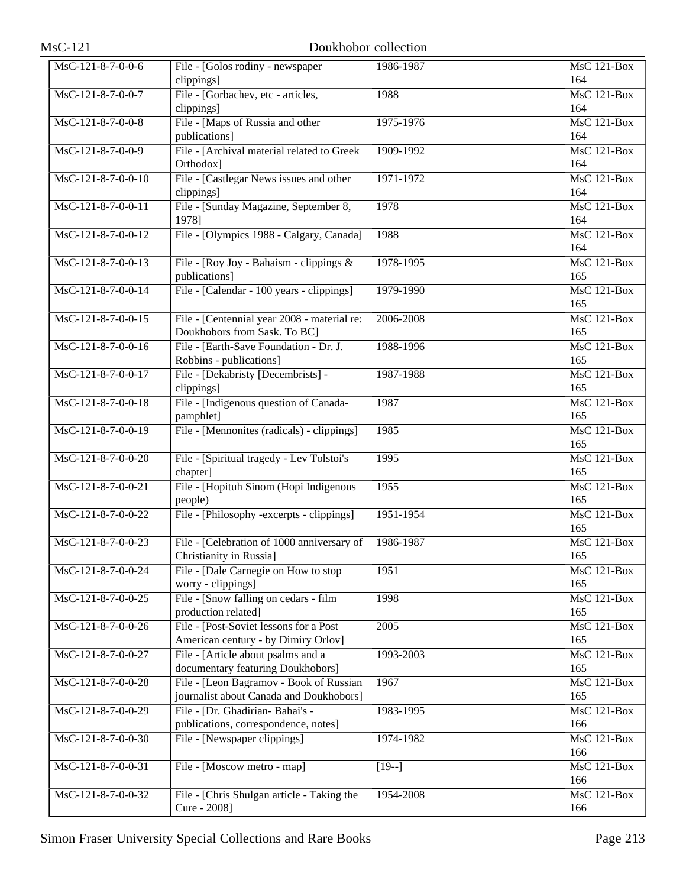| | | | |
|---|---|---|---|
| MsC-121-8-7-0-0-6 | File - [Golos rodiny - newspaper clippings] | 1986-1987 | MsC 121-Box 164 |
| MsC-121-8-7-0-0-7 | File - [Gorbachev, etc - articles, clippings] | 1988 | MsC 121-Box 164 |
| MsC-121-8-7-0-0-8 | File - [Maps of Russia and other publications] | 1975-1976 | MsC 121-Box 164 |
| MsC-121-8-7-0-0-9 | File - [Archival material related to Greek Orthodox] | 1909-1992 | MsC 121-Box 164 |
| MsC-121-8-7-0-0-10 | File - [Castlegar News issues and other clippings] | 1971-1972 | MsC 121-Box 164 |
| MsC-121-8-7-0-0-11 | File - [Sunday Magazine, September 8, 1978] | 1978 | MsC 121-Box 164 |
| MsC-121-8-7-0-0-12 | File - [Olympics 1988 - Calgary, Canada] | 1988 | MsC 121-Box 164 |
| MsC-121-8-7-0-0-13 | File - [Roy Joy - Bahaism - clippings & publications] | 1978-1995 | MsC 121-Box 165 |
| MsC-121-8-7-0-0-14 | File - [Calendar - 100 years - clippings] | 1979-1990 | MsC 121-Box 165 |
| MsC-121-8-7-0-0-15 | File - [Centennial year 2008 - material re: Doukhobors from Sask. To BC] | 2006-2008 | MsC 121-Box 165 |
| MsC-121-8-7-0-0-16 | File - [Earth-Save Foundation - Dr. J. Robbins - publications] | 1988-1996 | MsC 121-Box 165 |
| MsC-121-8-7-0-0-17 | File - [Dekabristy [Decembrists] - clippings] | 1987-1988 | MsC 121-Box 165 |
| MsC-121-8-7-0-0-18 | File - [Indigenous question of Canada-pamphlet] | 1987 | MsC 121-Box 165 |
| MsC-121-8-7-0-0-19 | File - [Mennonites (radicals) - clippings] | 1985 | MsC 121-Box 165 |
| MsC-121-8-7-0-0-20 | File - [Spiritual tragedy - Lev Tolstoi's chapter] | 1995 | MsC 121-Box 165 |
| MsC-121-8-7-0-0-21 | File - [Hopituh Sinom (Hopi Indigenous people) | 1955 | MsC 121-Box 165 |
| MsC-121-8-7-0-0-22 | File - [Philosophy -excerpts - clippings] | 1951-1954 | MsC 121-Box 165 |
| MsC-121-8-7-0-0-23 | File - [Celebration of 1000 anniversary of Christianity in Russia] | 1986-1987 | MsC 121-Box 165 |
| MsC-121-8-7-0-0-24 | File - [Dale Carnegie on How to stop worry - clippings] | 1951 | MsC 121-Box 165 |
| MsC-121-8-7-0-0-25 | File - [Snow falling on cedars - film production related] | 1998 | MsC 121-Box 165 |
| MsC-121-8-7-0-0-26 | File - [Post-Soviet lessons for a Post American century - by Dimiry Orlov] | 2005 | MsC 121-Box 165 |
| MsC-121-8-7-0-0-27 | File - [Article about psalms and a documentary featuring Doukhobors] | 1993-2003 | MsC 121-Box 165 |
| MsC-121-8-7-0-0-28 | File - [Leon Bagramov - Book of Russian journalist about Canada and Doukhobors] | 1967 | MsC 121-Box 165 |
| MsC-121-8-7-0-0-29 | File - [Dr. Ghadirian- Bahai's - publications, correspondence, notes] | 1983-1995 | MsC 121-Box 166 |
| MsC-121-8-7-0-0-30 | File - [Newspaper clippings] | 1974-1982 | MsC 121-Box 166 |
| MsC-121-8-7-0-0-31 | File - [Moscow metro - map] | [19--] | MsC 121-Box 166 |
| MsC-121-8-7-0-0-32 | File - [Chris Shulgan article - Taking the Cure - 2008] | 1954-2008 | MsC 121-Box 166 |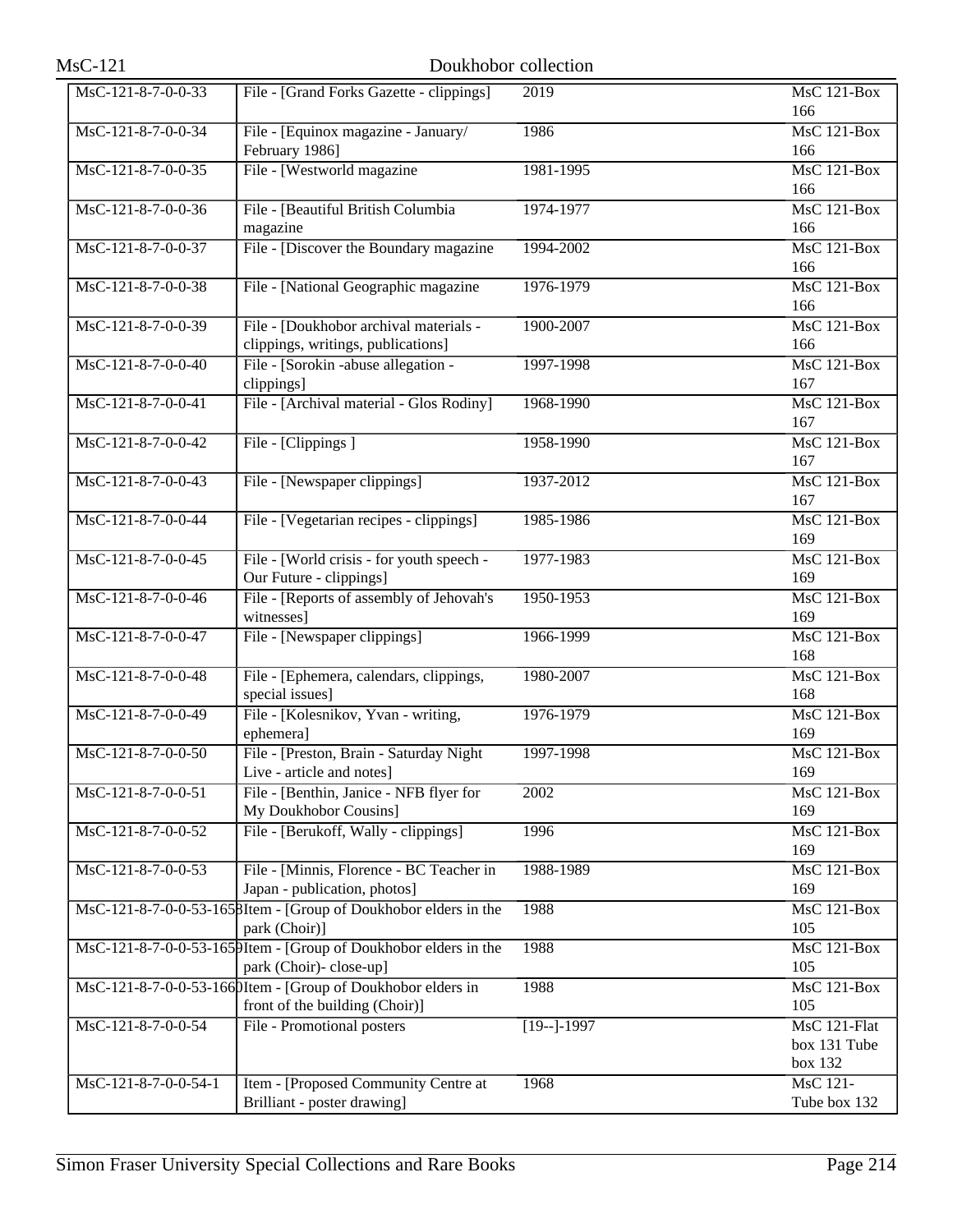| | | | |
|---|---|---|---|
| MsC-121-8-7-0-0-33 | File - [Grand Forks Gazette - clippings] | 2019 | MsC 121-Box 166 |
| MsC-121-8-7-0-0-34 | File - [Equinox magazine - January/ February 1986] | 1986 | MsC 121-Box 166 |
| MsC-121-8-7-0-0-35 | File - [Westworld magazine | 1981-1995 | MsC 121-Box 166 |
| MsC-121-8-7-0-0-36 | File - [Beautiful British Columbia magazine | 1974-1977 | MsC 121-Box 166 |
| MsC-121-8-7-0-0-37 | File - [Discover the Boundary magazine | 1994-2002 | MsC 121-Box 166 |
| MsC-121-8-7-0-0-38 | File - [National Geographic magazine | 1976-1979 | MsC 121-Box 166 |
| MsC-121-8-7-0-0-39 | File - [Doukhobor archival materials - clippings, writings, publications] | 1900-2007 | MsC 121-Box 166 |
| MsC-121-8-7-0-0-40 | File - [Sorokin -abuse allegation - clippings] | 1997-1998 | MsC 121-Box 167 |
| MsC-121-8-7-0-0-41 | File - [Archival material - Glos Rodiny] | 1968-1990 | MsC 121-Box 167 |
| MsC-121-8-7-0-0-42 | File - [Clippings ] | 1958-1990 | MsC 121-Box 167 |
| MsC-121-8-7-0-0-43 | File - [Newspaper clippings] | 1937-2012 | MsC 121-Box 167 |
| MsC-121-8-7-0-0-44 | File - [Vegetarian recipes - clippings] | 1985-1986 | MsC 121-Box 169 |
| MsC-121-8-7-0-0-45 | File - [World crisis - for youth speech - Our Future - clippings] | 1977-1983 | MsC 121-Box 169 |
| MsC-121-8-7-0-0-46 | File - [Reports of assembly of Jehovah's witnesses] | 1950-1953 | MsC 121-Box 169 |
| MsC-121-8-7-0-0-47 | File - [Newspaper clippings] | 1966-1999 | MsC 121-Box 168 |
| MsC-121-8-7-0-0-48 | File - [Ephemera, calendars, clippings, special issues] | 1980-2007 | MsC 121-Box 168 |
| MsC-121-8-7-0-0-49 | File - [Kolesnikov, Yvan - writing, ephemera] | 1976-1979 | MsC 121-Box 169 |
| MsC-121-8-7-0-0-50 | File - [Preston, Brain - Saturday Night Live - article and notes] | 1997-1998 | MsC 121-Box 169 |
| MsC-121-8-7-0-0-51 | File - [Benthin, Janice - NFB flyer for My Doukhobor Cousins] | 2002 | MsC 121-Box 169 |
| MsC-121-8-7-0-0-52 | File - [Berukoff, Wally - clippings] | 1996 | MsC 121-Box 169 |
| MsC-121-8-7-0-0-53 | File - [Minnis, Florence - BC Teacher in Japan - publication, photos] | 1988-1989 | MsC 121-Box 169 |
| MsC-121-8-7-0-0-53-1658 | Item - [Group of Doukhobor elders in the park (Choir)] | 1988 | MsC 121-Box 105 |
| MsC-121-8-7-0-0-53-1659 | Item - [Group of Doukhobor elders in the park (Choir)- close-up] | 1988 | MsC 121-Box 105 |
| MsC-121-8-7-0-0-53-1660 | Item - [Group of Doukhobor elders in front of the building (Choir)] | 1988 | MsC 121-Box 105 |
| MsC-121-8-7-0-0-54 | File - Promotional posters | [19--]-1997 | MsC 121-Flat box 131 Tube box 132 |
| MsC-121-8-7-0-0-54-1 | Item - [Proposed Community Centre at Brilliant - poster drawing] | 1968 | MsC 121-Tube box 132 |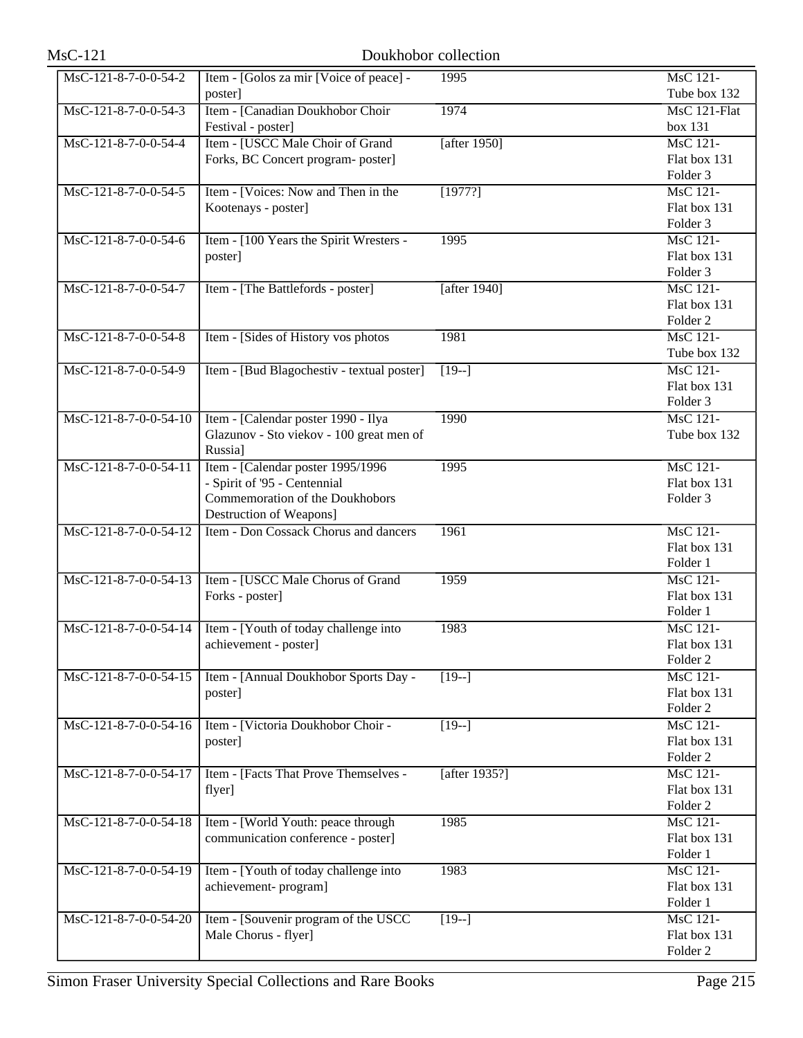| MsC-121-8-7-0-0-54-2 | Item - [Golos za mir [Voice of peace] - poster] | 1995 | MsC 121-Tube box 132 |
|---|---|---|---|
| MsC-121-8-7-0-0-54-3 | Item - [Canadian Doukhobor Choir Festival - poster] | 1974 | MsC 121-Flat box 131 |
| MsC-121-8-7-0-0-54-4 | Item - [USCC Male Choir of Grand Forks, BC Concert program- poster] | [after 1950] | MsC 121-Flat box 131 Folder 3 |
| MsC-121-8-7-0-0-54-5 | Item - [Voices: Now and Then in the Kootenays - poster] | [1977?] | MsC 121-Flat box 131 Folder 3 |
| MsC-121-8-7-0-0-54-6 | Item - [100 Years the Spirit Wresters - poster] | 1995 | MsC 121-Flat box 131 Folder 3 |
| MsC-121-8-7-0-0-54-7 | Item - [The Battlefords - poster] | [after 1940] | MsC 121-Flat box 131 Folder 2 |
| MsC-121-8-7-0-0-54-8 | Item - [Sides of History vos photos | 1981 | MsC 121-Tube box 132 |
| MsC-121-8-7-0-0-54-9 | Item - [Bud Blagochestiv - textual poster] | [19--] | MsC 121-Flat box 131 Folder 3 |
| MsC-121-8-7-0-0-54-10 | Item - [Calendar poster 1990 - Ilya Glazunov - Sto viekov - 100 great men of Russia] | 1990 | MsC 121-Tube box 132 |
| MsC-121-8-7-0-0-54-11 | Item - [Calendar poster 1995/1996 - Spirit of '95 - Centennial Commemoration of the Doukhobors Destruction of Weapons] | 1995 | MsC 121-Flat box 131 Folder 3 |
| MsC-121-8-7-0-0-54-12 | Item - Don Cossack Chorus and dancers | 1961 | MsC 121-Flat box 131 Folder 1 |
| MsC-121-8-7-0-0-54-13 | Item - [USCC Male Chorus of Grand Forks - poster] | 1959 | MsC 121-Flat box 131 Folder 1 |
| MsC-121-8-7-0-0-54-14 | Item - [Youth of today challenge into achievement - poster] | 1983 | MsC 121-Flat box 131 Folder 2 |
| MsC-121-8-7-0-0-54-15 | Item - [Annual Doukhobor Sports Day - poster] | [19--] | MsC 121-Flat box 131 Folder 2 |
| MsC-121-8-7-0-0-54-16 | Item - [Victoria Doukhobor Choir - poster] | [19--] | MsC 121-Flat box 131 Folder 2 |
| MsC-121-8-7-0-0-54-17 | Item - [Facts That Prove Themselves - flyer] | [after 1935?] | MsC 121-Flat box 131 Folder 2 |
| MsC-121-8-7-0-0-54-18 | Item - [World Youth: peace through communication conference - poster] | 1985 | MsC 121-Flat box 131 Folder 1 |
| MsC-121-8-7-0-0-54-19 | Item - [Youth of today challenge into achievement- program] | 1983 | MsC 121-Flat box 131 Folder 1 |
| MsC-121-8-7-0-0-54-20 | Item - [Souvenir program of the USCC Male Chorus - flyer] | [19--] | MsC 121-Flat box 131 Folder 2 |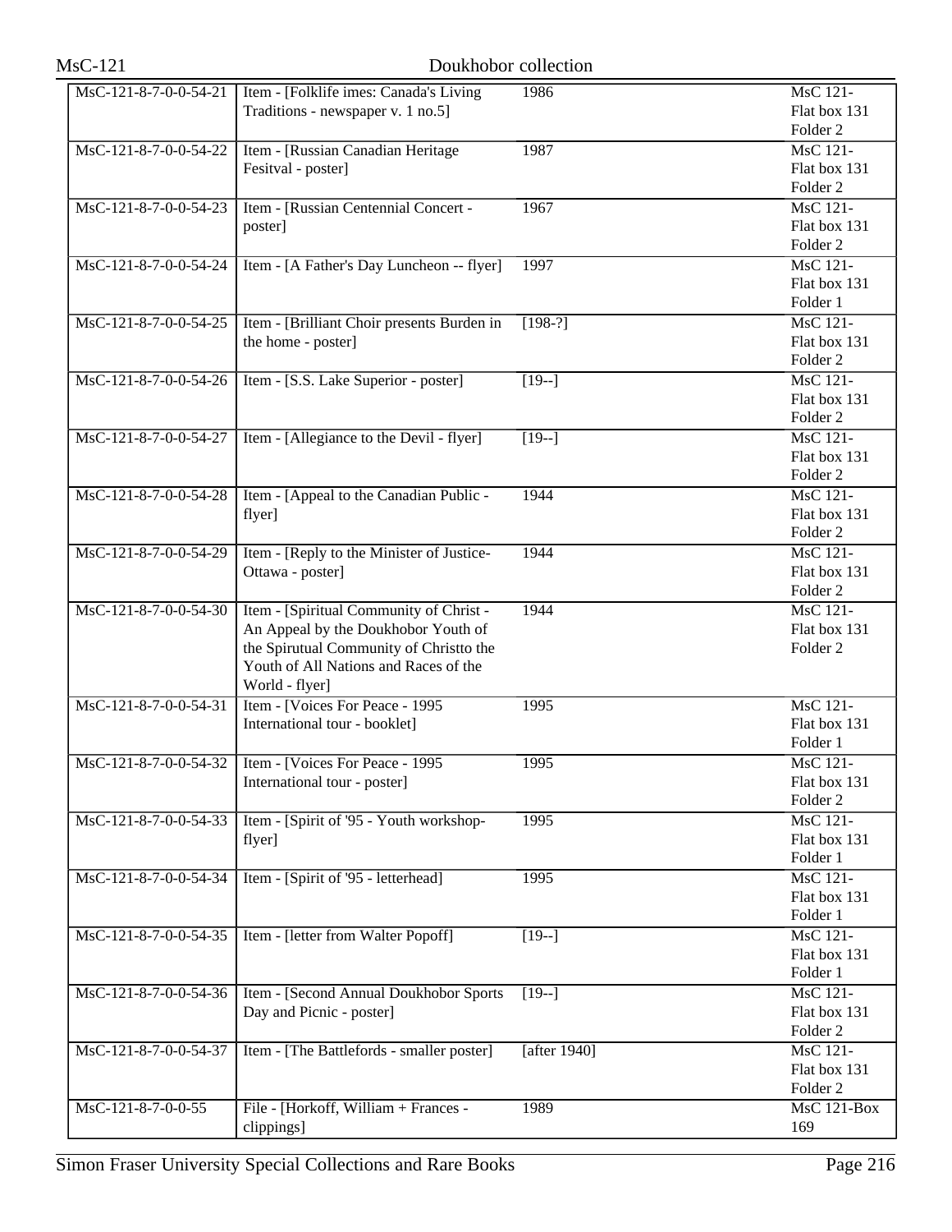| | | | |
|---|---|---|---|
| MsC-121-8-7-0-0-54-21 | Item - [Folklife imes: Canada's Living Traditions - newspaper v. 1 no.5] | 1986 | MsC 121-Flat box 131 Folder 2 |
| MsC-121-8-7-0-0-54-22 | Item - [Russian Canadian Heritage Fesitval - poster] | 1987 | MsC 121-Flat box 131 Folder 2 |
| MsC-121-8-7-0-0-54-23 | Item - [Russian Centennial Concert - poster] | 1967 | MsC 121-Flat box 131 Folder 2 |
| MsC-121-8-7-0-0-54-24 | Item - [A Father's Day Luncheon -- flyer] | 1997 | MsC 121-Flat box 131 Folder 1 |
| MsC-121-8-7-0-0-54-25 | Item - [Brilliant Choir presents Burden in the home - poster] | [198-?] | MsC 121-Flat box 131 Folder 2 |
| MsC-121-8-7-0-0-54-26 | Item - [S.S. Lake Superior - poster] | [19--] | MsC 121-Flat box 131 Folder 2 |
| MsC-121-8-7-0-0-54-27 | Item - [Allegiance to the Devil - flyer] | [19--] | MsC 121-Flat box 131 Folder 2 |
| MsC-121-8-7-0-0-54-28 | Item - [Appeal to the Canadian Public - flyer] | 1944 | MsC 121-Flat box 131 Folder 2 |
| MsC-121-8-7-0-0-54-29 | Item - [Reply to the Minister of Justice-Ottawa - poster] | 1944 | MsC 121-Flat box 131 Folder 2 |
| MsC-121-8-7-0-0-54-30 | Item - [Spiritual Community of Christ - An Appeal by the Doukhobor Youth of the Spirutual Community of Christto the Youth of All Nations and Races of the World - flyer] | 1944 | MsC 121-Flat box 131 Folder 2 |
| MsC-121-8-7-0-0-54-31 | Item - [Voices For Peace - 1995 International tour - booklet] | 1995 | MsC 121-Flat box 131 Folder 1 |
| MsC-121-8-7-0-0-54-32 | Item - [Voices For Peace - 1995 International tour - poster] | 1995 | MsC 121-Flat box 131 Folder 2 |
| MsC-121-8-7-0-0-54-33 | Item - [Spirit of '95 - Youth workshop-flyer] | 1995 | MsC 121-Flat box 131 Folder 1 |
| MsC-121-8-7-0-0-54-34 | Item - [Spirit of '95 - letterhead] | 1995 | MsC 121-Flat box 131 Folder 1 |
| MsC-121-8-7-0-0-54-35 | Item - [letter from Walter Popoff] | [19--] | MsC 121-Flat box 131 Folder 1 |
| MsC-121-8-7-0-0-54-36 | Item - [Second Annual Doukhobor Sports Day and Picnic - poster] | [19--] | MsC 121-Flat box 131 Folder 2 |
| MsC-121-8-7-0-0-54-37 | Item - [The Battlefords - smaller poster] | [after 1940] | MsC 121-Flat box 131 Folder 2 |
| MsC-121-8-7-0-0-55 | File - [Horkoff, William + Frances - clippings] | 1989 | MsC 121-Box 169 |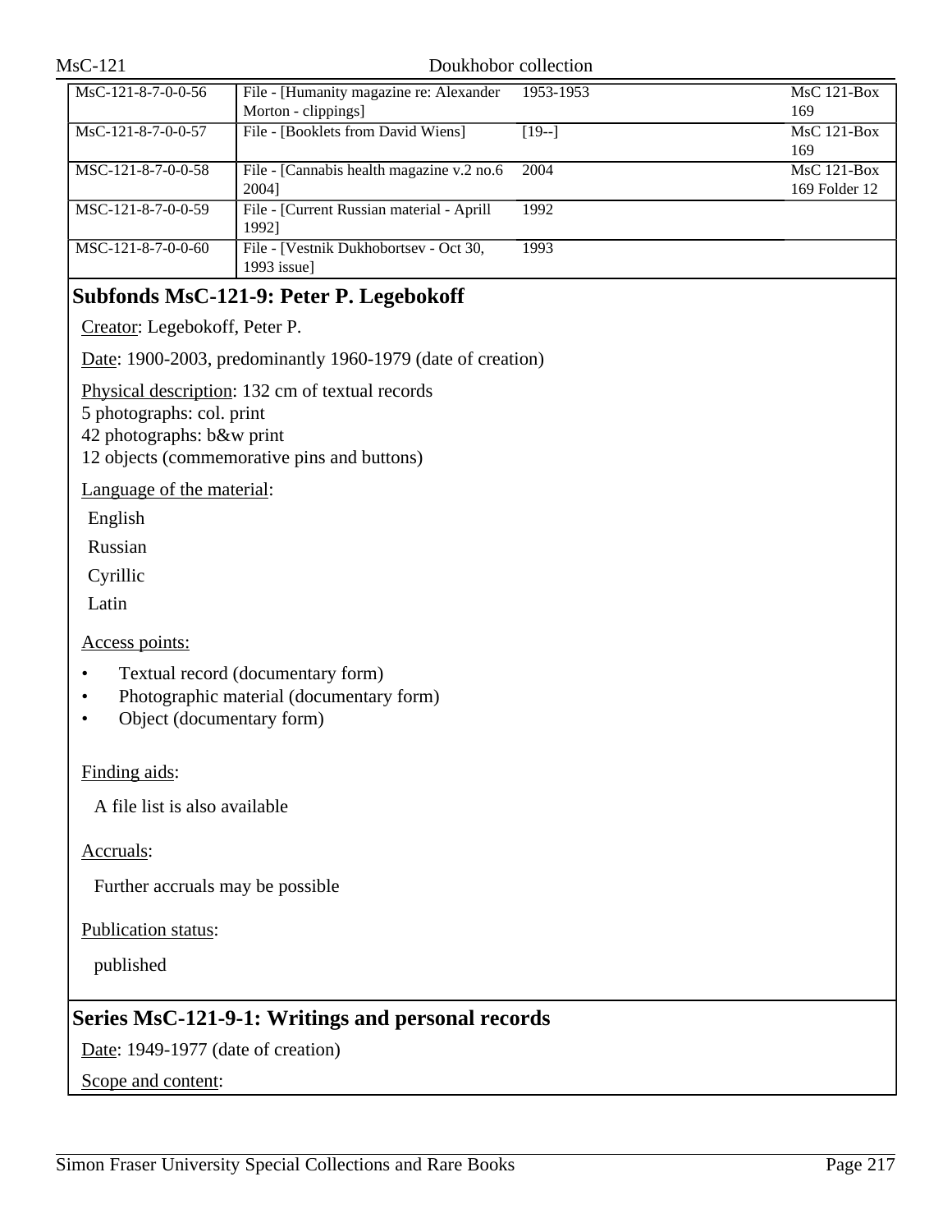| | | | |
|---|---|---|---|
| MsC-121-8-7-0-0-56 | File - [Humanity magazine re: Alexander Morton - clippings] | 1953-1953 | MsC 121-Box 169 |
| MsC-121-8-7-0-0-57 | File - [Booklets from David Wiens] | [19--] | MsC 121-Box 169 |
| MSC-121-8-7-0-0-58 | File - [Cannabis health magazine v.2 no.6 2004] | 2004 | MsC 121-Box 169 Folder 12 |
| MSC-121-8-7-0-0-59 | File - [Current Russian material - Aprill 1992] | 1992 | |
| MSC-121-8-7-0-0-60 | File - [Vestnik Dukhobortsev - Oct 30, 1993 issue] | 1993 | |

## Subfonds MsC-121-9: Peter P. Legebokoff

Creator: Legebokoff, Peter P.

Date: 1900-2003, predominantly 1960-1979 (date of creation)

Physical description: 132 cm of textual records
5 photographs: col. print
42 photographs: b&w print
12 objects (commemorative pins and buttons)

Language of the material:

English

Russian

Cyrillic

Latin

Access points:

- Textual record (documentary form)
- Photographic material (documentary form)
- Object (documentary form)

Finding aids:

A file list is also available

Accruals:

Further accruals may be possible

Publication status:

published

## Series MsC-121-9-1: Writings and personal records

Date: 1949-1977 (date of creation)

Scope and content: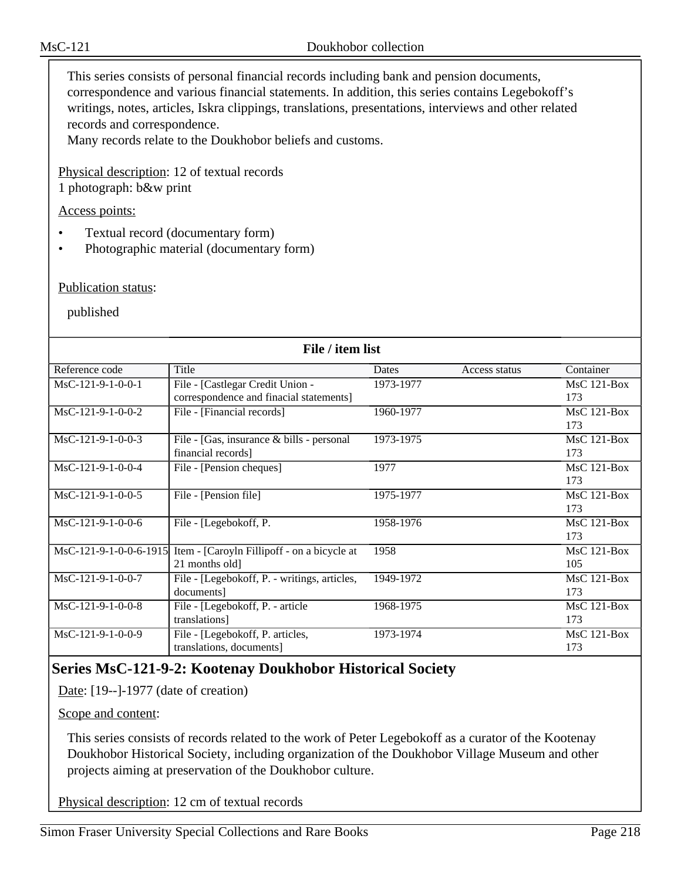This series consists of personal financial records including bank and pension documents, correspondence and various financial statements. In addition, this series contains Legebokoff's writings, notes, articles, Iskra clippings, translations, presentations, interviews and other related records and correspondence.
Many records relate to the Doukhobor beliefs and customs.

Physical description: 12 of textual records
1 photograph: b&w print

Access points:

- Textual record (documentary form)
- Photographic material (documentary form)

Publication status:

published

**File / item list**

| Reference code | Title | Dates | Access status | Container |
|---|---|---|---|---|
| MsC-121-9-1-0-0-1 | File - [Castlegar Credit Union - correspondence and finacial statements] | 1973-1977 | | MsC 121-Box 173 |
| MsC-121-9-1-0-0-2 | File - [Financial records] | 1960-1977 | | MsC 121-Box 173 |
| MsC-121-9-1-0-0-3 | File - [Gas, insurance & bills - personal financial records] | 1973-1975 | | MsC 121-Box 173 |
| MsC-121-9-1-0-0-4 | File - [Pension cheques] | 1977 | | MsC 121-Box 173 |
| MsC-121-9-1-0-0-5 | File - [Pension file] | 1975-1977 | | MsC 121-Box 173 |
| MsC-121-9-1-0-0-6 | File - [Legebokoff, P. | 1958-1976 | | MsC 121-Box 173 |
| MsC-121-9-1-0-0-6-1915 | Item - [Caroyln Fillipoff - on a bicycle at 21 months old] | 1958 | | MsC 121-Box 105 |
| MsC-121-9-1-0-0-7 | File - [Legebokoff, P. - writings, articles, documents] | 1949-1972 | | MsC 121-Box 173 |
| MsC-121-9-1-0-0-8 | File - [Legebokoff, P. - article translations] | 1968-1975 | | MsC 121-Box 173 |
| MsC-121-9-1-0-0-9 | File - [Legebokoff, P. articles, translations, documents] | 1973-1974 | | MsC 121-Box 173 |

## Series MsC-121-9-2: Kootenay Doukhobor Historical Society

Date: [19--]-1977 (date of creation)

Scope and content:

This series consists of records related to the work of Peter Legebokoff as a curator of the Kootenay Doukhobor Historical Society, including organization of the Doukhobor Village Museum and other projects aiming at preservation of the Doukhobor culture.

Physical description: 12 cm of textual records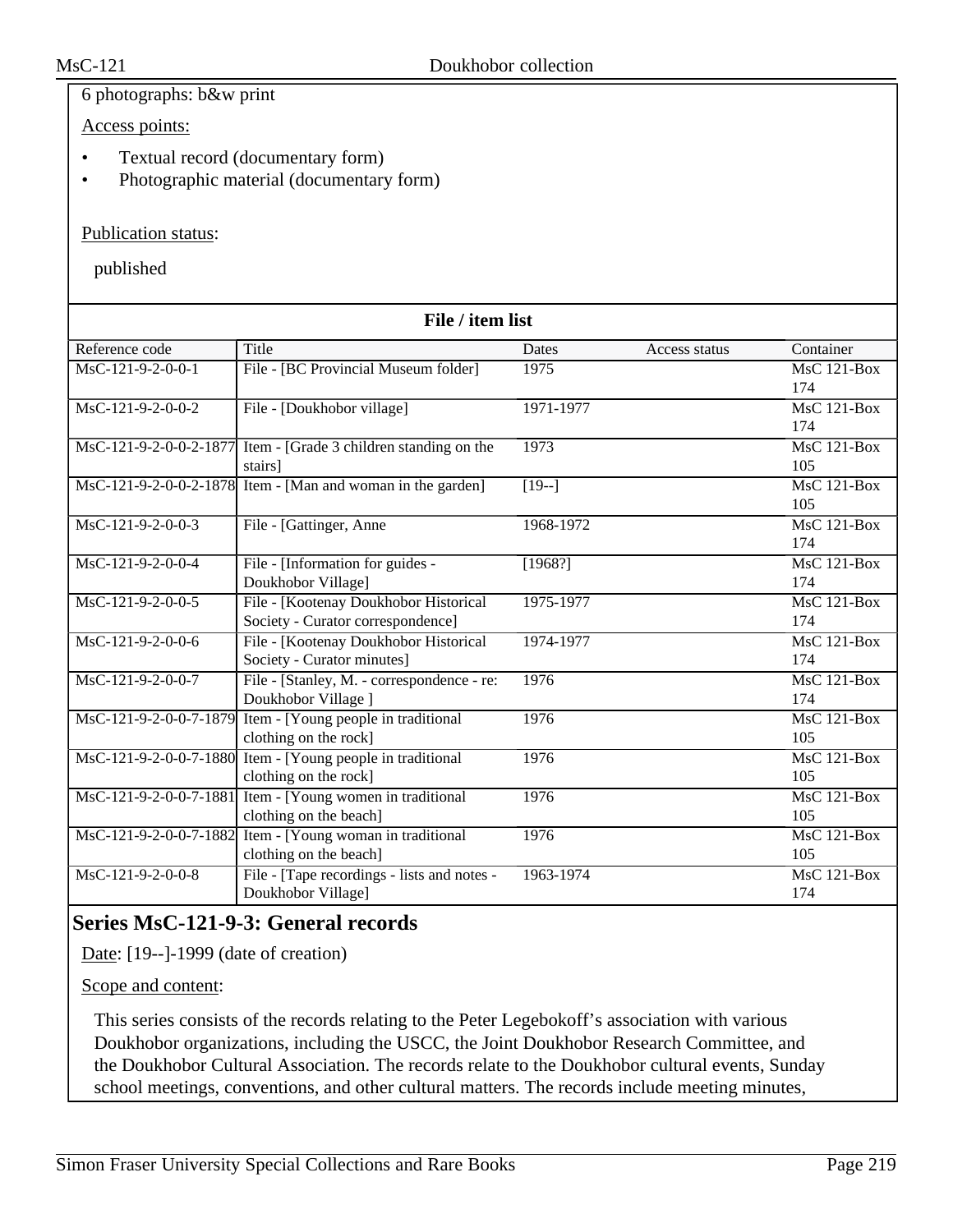6 photographs: b&w print

Access points:

- Textual record (documentary form)
- Photographic material (documentary form)

Publication status:

published

**File / item list**

| Reference code | Title | Dates | Access status | Container |
|---|---|---|---|---|
| MsC-121-9-2-0-0-1 | File - [BC Provincial Museum folder] | 1975 | | MsC 121-Box 174 |
| MsC-121-9-2-0-0-2 | File - [Doukhobor village] | 1971-1977 | | MsC 121-Box 174 |
| MsC-121-9-2-0-0-2-1877 | Item - [Grade 3 children standing on the stairs] | 1973 | | MsC 121-Box 105 |
| MsC-121-9-2-0-0-2-1878 | Item - [Man and woman in the garden] | [19--] | | MsC 121-Box 105 |
| MsC-121-9-2-0-0-3 | File - [Gattinger, Anne | 1968-1972 | | MsC 121-Box 174 |
| MsC-121-9-2-0-0-4 | File - [Information for guides - Doukhobor Village] | [1968?] | | MsC 121-Box 174 |
| MsC-121-9-2-0-0-5 | File - [Kootenay Doukhobor Historical Society - Curator correspondence] | 1975-1977 | | MsC 121-Box 174 |
| MsC-121-9-2-0-0-6 | File - [Kootenay Doukhobor Historical Society - Curator minutes] | 1974-1977 | | MsC 121-Box 174 |
| MsC-121-9-2-0-0-7 | File - [Stanley, M. - correspondence - re: Doukhobor Village ] | 1976 | | MsC 121-Box 174 |
| MsC-121-9-2-0-0-7-1879 | Item - [Young people in traditional clothing on the rock] | 1976 | | MsC 121-Box 105 |
| MsC-121-9-2-0-0-7-1880 | Item - [Young people in traditional clothing on the rock] | 1976 | | MsC 121-Box 105 |
| MsC-121-9-2-0-0-7-1881 | Item - [Young women in traditional clothing on the beach] | 1976 | | MsC 121-Box 105 |
| MsC-121-9-2-0-0-7-1882 | Item - [Young woman in traditional clothing on the beach] | 1976 | | MsC 121-Box 105 |
| MsC-121-9-2-0-0-8 | File - [Tape recordings - lists and notes - Doukhobor Village] | 1963-1974 | | MsC 121-Box 174 |

## Series MsC-121-9-3: General records

Date: [19--]-1999 (date of creation)

Scope and content:

This series consists of the records relating to the Peter Legebokoff's association with various Doukhobor organizations, including the USCC, the Joint Doukhobor Research Committee, and the Doukhobor Cultural Association. The records relate to the Doukhobor cultural events, Sunday school meetings, conventions, and other cultural matters. The records include meeting minutes,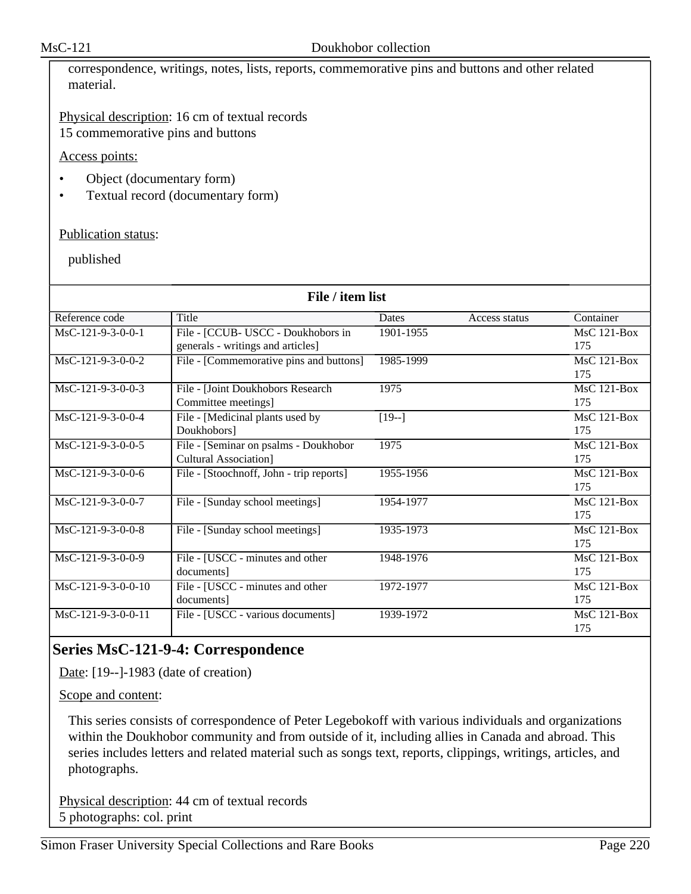correspondence, writings, notes, lists, reports, commemorative pins and buttons and other related material.

Physical description: 16 cm of textual records
15 commemorative pins and buttons

Access points:

- Object (documentary form)
- Textual record (documentary form)

Publication status:

published

**File / item list**

| Reference code | Title | Dates | Access status | Container |
|---|---|---|---|---|
| MsC-121-9-3-0-0-1 | File - [CCUB- USCC - Doukhobors in generals - writings and articles] | 1901-1955 | | MsC 121-Box 175 |
| MsC-121-9-3-0-0-2 | File - [Commemorative pins and buttons] | 1985-1999 | | MsC 121-Box 175 |
| MsC-121-9-3-0-0-3 | File - [Joint Doukhobors Research Committee meetings] | 1975 | | MsC 121-Box 175 |
| MsC-121-9-3-0-0-4 | File - [Medicinal plants used by Doukhobors] | [19--] | | MsC 121-Box 175 |
| MsC-121-9-3-0-0-5 | File - [Seminar on psalms - Doukhobor Cultural Association] | 1975 | | MsC 121-Box 175 |
| MsC-121-9-3-0-0-6 | File - [Stoochnoff, John - trip reports] | 1955-1956 | | MsC 121-Box 175 |
| MsC-121-9-3-0-0-7 | File - [Sunday school meetings] | 1954-1977 | | MsC 121-Box 175 |
| MsC-121-9-3-0-0-8 | File - [Sunday school meetings] | 1935-1973 | | MsC 121-Box 175 |
| MsC-121-9-3-0-0-9 | File - [USCC - minutes and other documents] | 1948-1976 | | MsC 121-Box 175 |
| MsC-121-9-3-0-0-10 | File - [USCC - minutes and other documents] | 1972-1977 | | MsC 121-Box 175 |
| MsC-121-9-3-0-0-11 | File - [USCC - various documents] | 1939-1972 | | MsC 121-Box 175 |

## Series MsC-121-9-4: Correspondence

Date: [19--]-1983 (date of creation)

Scope and content:

This series consists of correspondence of Peter Legebokoff with various individuals and organizations within the Doukhobor community and from outside of it, including allies in Canada and abroad. This series includes letters and related material such as songs text, reports, clippings, writings, articles, and photographs.

Physical description: 44 cm of textual records
5 photographs: col. print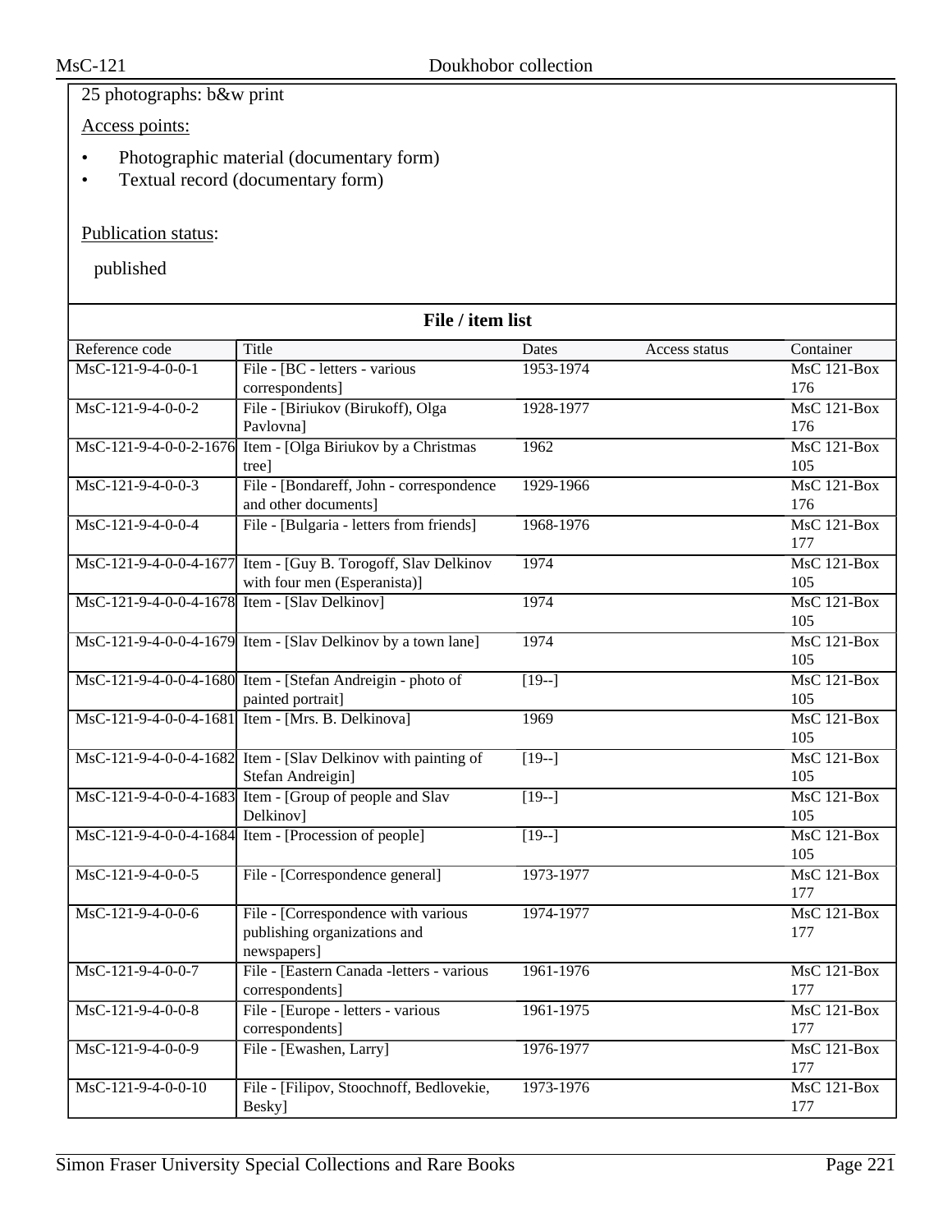25 photographs: b&w print

Access points:

- Photographic material (documentary form)
- Textual record (documentary form)

Publication status:

published

**File / item list**

| Reference code | Title | Dates | Access status | Container |
|---|---|---|---|---|
| MsC-121-9-4-0-0-1 | File - [BC - letters - various correspondents] | 1953-1974 | | MsC 121-Box 176 |
| MsC-121-9-4-0-0-2 | File - [Biriukov (Birukoff), Olga Pavlovna] | 1928-1977 | | MsC 121-Box 176 |
| MsC-121-9-4-0-0-2-1676 | Item - [Olga Biriukov by a Christmas tree] | 1962 | | MsC 121-Box 105 |
| MsC-121-9-4-0-0-3 | File - [Bondareff, John - correspondence and other documents] | 1929-1966 | | MsC 121-Box 176 |
| MsC-121-9-4-0-0-4 | File - [Bulgaria - letters from friends] | 1968-1976 | | MsC 121-Box 177 |
| MsC-121-9-4-0-0-4-1677 | Item - [Guy B. Torogoff, Slav Delkinov with four men (Esperanista)] | 1974 | | MsC 121-Box 105 |
| MsC-121-9-4-0-0-4-1678 | Item - [Slav Delkinov] | 1974 | | MsC 121-Box 105 |
| MsC-121-9-4-0-0-4-1679 | Item - [Slav Delkinov by a town lane] | 1974 | | MsC 121-Box 105 |
| MsC-121-9-4-0-0-4-1680 | Item - [Stefan Andreigin - photo of painted portrait] | [19--] | | MsC 121-Box 105 |
| MsC-121-9-4-0-0-4-1681 | Item - [Mrs. B. Delkinova] | 1969 | | MsC 121-Box 105 |
| MsC-121-9-4-0-0-4-1682 | Item - [Slav Delkinov with painting of Stefan Andreigin] | [19--] | | MsC 121-Box 105 |
| MsC-121-9-4-0-0-4-1683 | Item - [Group of people and Slav Delkinov] | [19--] | | MsC 121-Box 105 |
| MsC-121-9-4-0-0-4-1684 | Item - [Procession of people] | [19--] | | MsC 121-Box 105 |
| MsC-121-9-4-0-0-5 | File - [Correspondence general] | 1973-1977 | | MsC 121-Box 177 |
| MsC-121-9-4-0-0-6 | File - [Correspondence with various publishing organizations and newspapers] | 1974-1977 | | MsC 121-Box 177 |
| MsC-121-9-4-0-0-7 | File - [Eastern Canada -letters - various correspondents] | 1961-1976 | | MsC 121-Box 177 |
| MsC-121-9-4-0-0-8 | File - [Europe - letters - various correspondents] | 1961-1975 | | MsC 121-Box 177 |
| MsC-121-9-4-0-0-9 | File - [Ewashen, Larry] | 1976-1977 | | MsC 121-Box 177 |
| MsC-121-9-4-0-0-10 | File - [Filipov, Stoochnoff, Bedlovekie, Besky] | 1973-1976 | | MsC 121-Box 177 |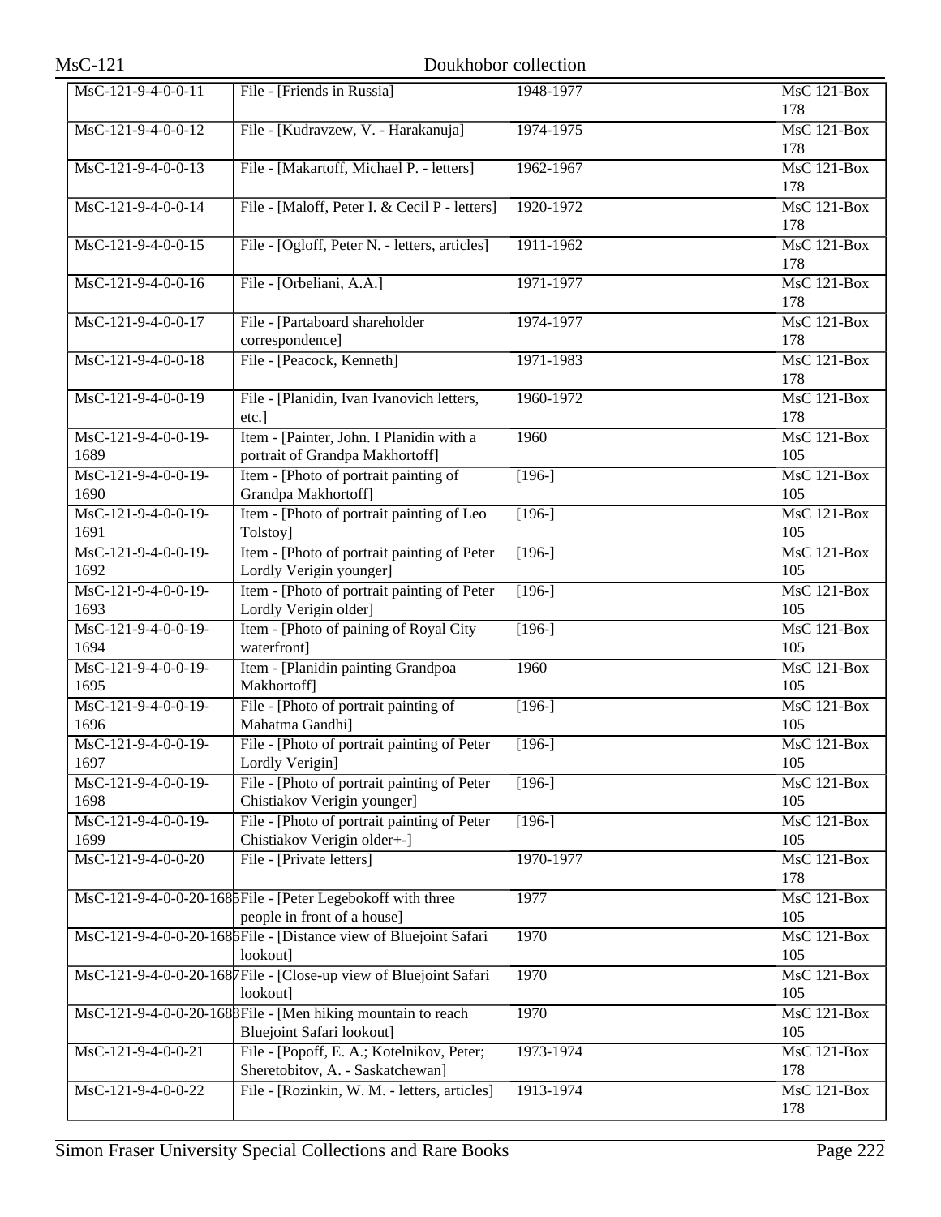| | | | |
|---|---|---|---|
| MsC-121-9-4-0-0-11 | File - [Friends in Russia] | 1948-1977 | MsC 121-Box 178 |
| MsC-121-9-4-0-0-12 | File - [Kudravzew, V. - Harakanuja] | 1974-1975 | MsC 121-Box 178 |
| MsC-121-9-4-0-0-13 | File - [Makartoff, Michael P. - letters] | 1962-1967 | MsC 121-Box 178 |
| MsC-121-9-4-0-0-14 | File - [Maloff, Peter I. & Cecil P - letters] | 1920-1972 | MsC 121-Box 178 |
| MsC-121-9-4-0-0-15 | File - [Ogloff, Peter N. - letters, articles] | 1911-1962 | MsC 121-Box 178 |
| MsC-121-9-4-0-0-16 | File - [Orbeliani, A.A.] | 1971-1977 | MsC 121-Box 178 |
| MsC-121-9-4-0-0-17 | File - [Partaboard shareholder correspondence] | 1974-1977 | MsC 121-Box 178 |
| MsC-121-9-4-0-0-18 | File - [Peacock, Kenneth] | 1971-1983 | MsC 121-Box 178 |
| MsC-121-9-4-0-0-19 | File - [Planidin, Ivan Ivanovich letters, etc.] | 1960-1972 | MsC 121-Box 178 |
| MsC-121-9-4-0-0-19-1689 | Item - [Painter, John. I Planidin with a portrait of Grandpa Makhortoff] | 1960 | MsC 121-Box 105 |
| MsC-121-9-4-0-0-19-1690 | Item - [Photo of portrait painting of Grandpa Makhortoff] | [196-] | MsC 121-Box 105 |
| MsC-121-9-4-0-0-19-1691 | Item - [Photo of portrait painting of Leo Tolstoy] | [196-] | MsC 121-Box 105 |
| MsC-121-9-4-0-0-19-1692 | Item - [Photo of portrait painting of Peter Lordly Verigin younger] | [196-] | MsC 121-Box 105 |
| MsC-121-9-4-0-0-19-1693 | Item - [Photo of portrait painting of Peter Lordly Verigin older] | [196-] | MsC 121-Box 105 |
| MsC-121-9-4-0-0-19-1694 | Item - [Photo of paining of Royal City waterfront] | [196-] | MsC 121-Box 105 |
| MsC-121-9-4-0-0-19-1695 | Item - [Planidin painting Grandpoa Makhortoff] | 1960 | MsC 121-Box 105 |
| MsC-121-9-4-0-0-19-1696 | File - [Photo of portrait painting of Mahatma Gandhi] | [196-] | MsC 121-Box 105 |
| MsC-121-9-4-0-0-19-1697 | File - [Photo of portrait painting of Peter Lordly Verigin] | [196-] | MsC 121-Box 105 |
| MsC-121-9-4-0-0-19-1698 | File - [Photo of portrait painting of Peter Chistiakov Verigin younger] | [196-] | MsC 121-Box 105 |
| MsC-121-9-4-0-0-19-1699 | File - [Photo of portrait painting of Peter Chistiakov Verigin older+-] | [196-] | MsC 121-Box 105 |
| MsC-121-9-4-0-0-20 | File - [Private letters] | 1970-1977 | MsC 121-Box 178 |
| MsC-121-9-4-0-0-20-1685 | File - [Peter Legebokoff with three people in front of a house] | 1977 | MsC 121-Box 105 |
| MsC-121-9-4-0-0-20-1686 | File - [Distance view of Bluejoint Safari lookout] | 1970 | MsC 121-Box 105 |
| MsC-121-9-4-0-0-20-1687 | File - [Close-up view of Bluejoint Safari lookout] | 1970 | MsC 121-Box 105 |
| MsC-121-9-4-0-0-20-1688 | File - [Men hiking mountain to reach Bluejoint Safari lookout] | 1970 | MsC 121-Box 105 |
| MsC-121-9-4-0-0-21 | File - [Popoff, E. A.; Kotelnikov, Peter; Sheretobitov, A. - Saskatchewan] | 1973-1974 | MsC 121-Box 178 |
| MsC-121-9-4-0-0-22 | File - [Rozinkin, W. M. - letters, articles] | 1913-1974 | MsC 121-Box 178 |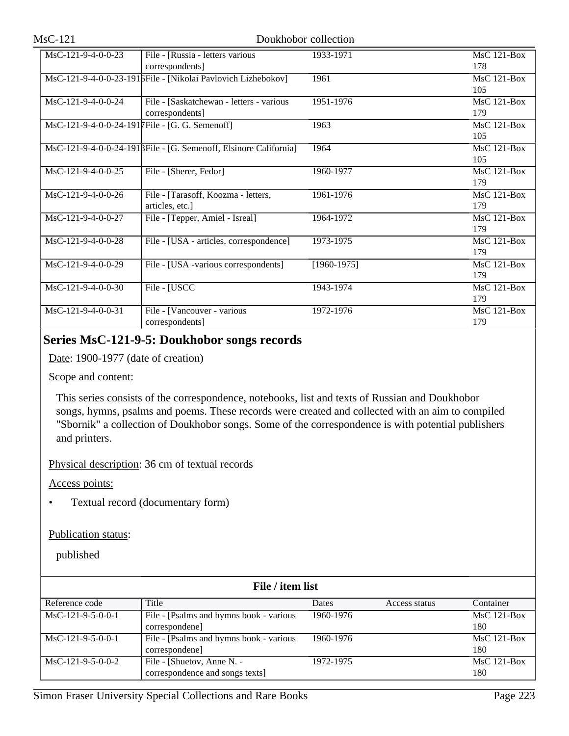| | | | | |
|---|---|---|---|---|
| MsC-121-9-4-0-0-23 | File - [Russia - letters various correspondents] | 1933-1971 | | MsC 121-Box 178 |
| MsC-121-9-4-0-0-23-1916 | File - [Nikolai Pavlovich Lizhebokov] | 1961 | | MsC 121-Box 105 |
| MsC-121-9-4-0-0-24 | File - [Saskatchewan - letters - various correspondents] | 1951-1976 | | MsC 121-Box 179 |
| MsC-121-9-4-0-0-24-1917 | File - [G. G. Semenoff] | 1963 | | MsC 121-Box 105 |
| MsC-121-9-4-0-0-24-1918 | File - [G. Semenoff, Elsinore California] | 1964 | | MsC 121-Box 105 |
| MsC-121-9-4-0-0-25 | File - [Sherer, Fedor] | 1960-1977 | | MsC 121-Box 179 |
| MsC-121-9-4-0-0-26 | File - [Tarasoff, Koozma - letters, articles, etc.] | 1961-1976 | | MsC 121-Box 179 |
| MsC-121-9-4-0-0-27 | File - [Tepper, Amiel - Isreal] | 1964-1972 | | MsC 121-Box 179 |
| MsC-121-9-4-0-0-28 | File - [USA - articles, correspondence] | 1973-1975 | | MsC 121-Box 179 |
| MsC-121-9-4-0-0-29 | File - [USA -various correspondents] | [1960-1975] | | MsC 121-Box 179 |
| MsC-121-9-4-0-0-30 | File - [USCC | 1943-1974 | | MsC 121-Box 179 |
| MsC-121-9-4-0-0-31 | File - [Vancouver - various correspondents] | 1972-1976 | | MsC 121-Box 179 |

## Series MsC-121-9-5: Doukhobor songs records

Date: 1900-1977 (date of creation)

Scope and content:

This series consists of the correspondence, notebooks, list and texts of Russian and Doukhobor songs, hymns, psalms and poems. These records were created and collected with an aim to compiled "Sbornik" a collection of Doukhobor songs. Some of the correspondence is with potential publishers and printers.

Physical description: 36 cm of textual records

Access points:

- Textual record (documentary form)

Publication status:

published

**File / item list**

| Reference code | Title | Dates | Access status | Container |
|---|---|---|---|---|
| MsC-121-9-5-0-0-1 | File - [Psalms and hymns book - various correspondene] | 1960-1976 | | MsC 121-Box 180 |
| MsC-121-9-5-0-0-1 | File - [Psalms and hymns book - various correspondene] | 1960-1976 | | MsC 121-Box 180 |
| MsC-121-9-5-0-0-2 | File - [Shuetov, Anne N. - correspondence and songs texts] | 1972-1975 | | MsC 121-Box 180 |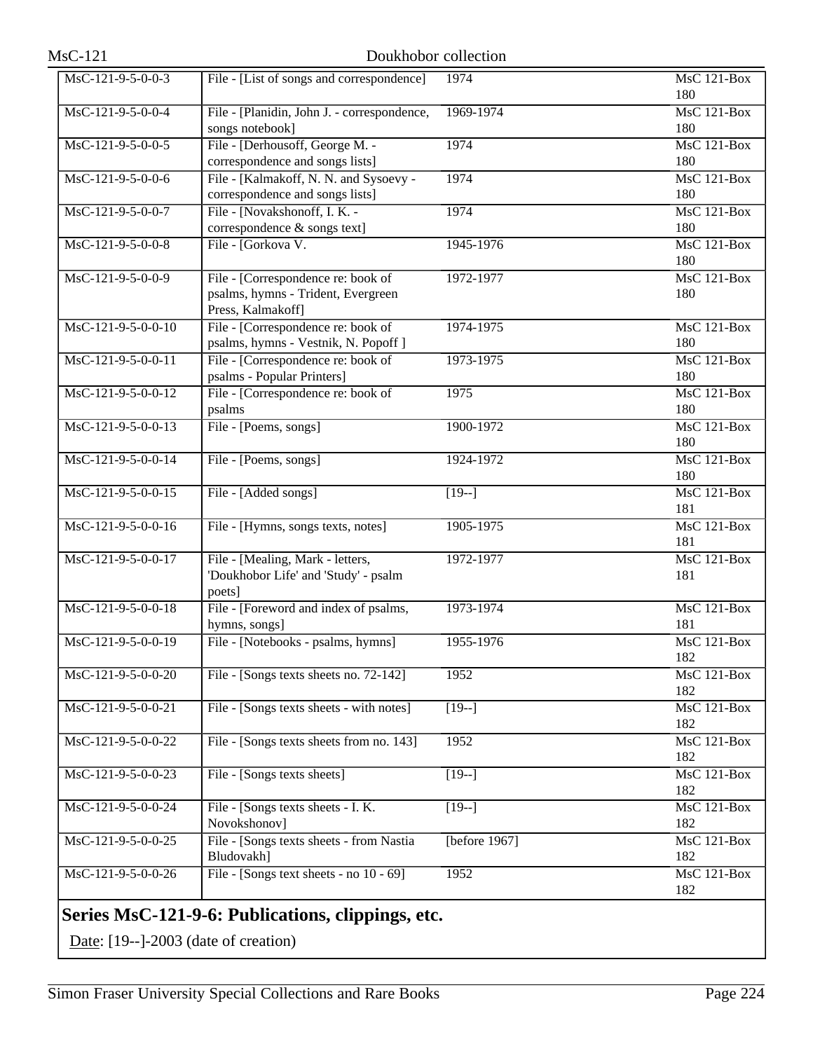| MsC-121-9-5-0-0-3 | File - [List of songs and correspondence] | 1974 | MsC 121-Box 180 |
|---|---|---|---|
| MsC-121-9-5-0-0-4 | File - [Planidin, John J. - correspondence, songs notebook] | 1969-1974 | MsC 121-Box 180 |
| MsC-121-9-5-0-0-5 | File - [Derhousoff, George M. - correspondence and songs lists] | 1974 | MsC 121-Box 180 |
| MsC-121-9-5-0-0-6 | File - [Kalmakoff, N. N. and Sysoevy - correspondence and songs lists] | 1974 | MsC 121-Box 180 |
| MsC-121-9-5-0-0-7 | File - [Novakshonoff, I. K. - correspondence & songs text] | 1974 | MsC 121-Box 180 |
| MsC-121-9-5-0-0-8 | File - [Gorkova V. | 1945-1976 | MsC 121-Box 180 |
| MsC-121-9-5-0-0-9 | File - [Correspondence re: book of psalms, hymns - Trident, Evergreen Press, Kalmakoff] | 1972-1977 | MsC 121-Box 180 |
| MsC-121-9-5-0-0-10 | File - [Correspondence re: book of psalms, hymns - Vestnik, N. Popoff ] | 1974-1975 | MsC 121-Box 180 |
| MsC-121-9-5-0-0-11 | File - [Correspondence re: book of psalms - Popular Printers] | 1973-1975 | MsC 121-Box 180 |
| MsC-121-9-5-0-0-12 | File - [Correspondence re: book of psalms | 1975 | MsC 121-Box 180 |
| MsC-121-9-5-0-0-13 | File - [Poems, songs] | 1900-1972 | MsC 121-Box 180 |
| MsC-121-9-5-0-0-14 | File - [Poems, songs] | 1924-1972 | MsC 121-Box 180 |
| MsC-121-9-5-0-0-15 | File - [Added songs] | [19--] | MsC 121-Box 181 |
| MsC-121-9-5-0-0-16 | File - [Hymns, songs texts, notes] | 1905-1975 | MsC 121-Box 181 |
| MsC-121-9-5-0-0-17 | File - [Mealing, Mark - letters, 'Doukhobor Life' and 'Study' - psalm poets] | 1972-1977 | MsC 121-Box 181 |
| MsC-121-9-5-0-0-18 | File - [Foreword and index of psalms, hymns, songs] | 1973-1974 | MsC 121-Box 181 |
| MsC-121-9-5-0-0-19 | File - [Notebooks - psalms, hymns] | 1955-1976 | MsC 121-Box 182 |
| MsC-121-9-5-0-0-20 | File - [Songs texts sheets no. 72-142] | 1952 | MsC 121-Box 182 |
| MsC-121-9-5-0-0-21 | File - [Songs texts sheets - with notes] | [19--] | MsC 121-Box 182 |
| MsC-121-9-5-0-0-22 | File - [Songs texts sheets from no. 143] | 1952 | MsC 121-Box 182 |
| MsC-121-9-5-0-0-23 | File - [Songs texts sheets] | [19--] | MsC 121-Box 182 |
| MsC-121-9-5-0-0-24 | File - [Songs texts sheets - I. K. Novokshonov] | [19--] | MsC 121-Box 182 |
| MsC-121-9-5-0-0-25 | File - [Songs texts sheets - from Nastia Bludovakh] | [before 1967] | MsC 121-Box 182 |
| MsC-121-9-5-0-0-26 | File - [Songs text sheets - no 10 - 69] | 1952 | MsC 121-Box 182 |

## Series MsC-121-9-6: Publications, clippings, etc.

Date: [19--]-2003 (date of creation)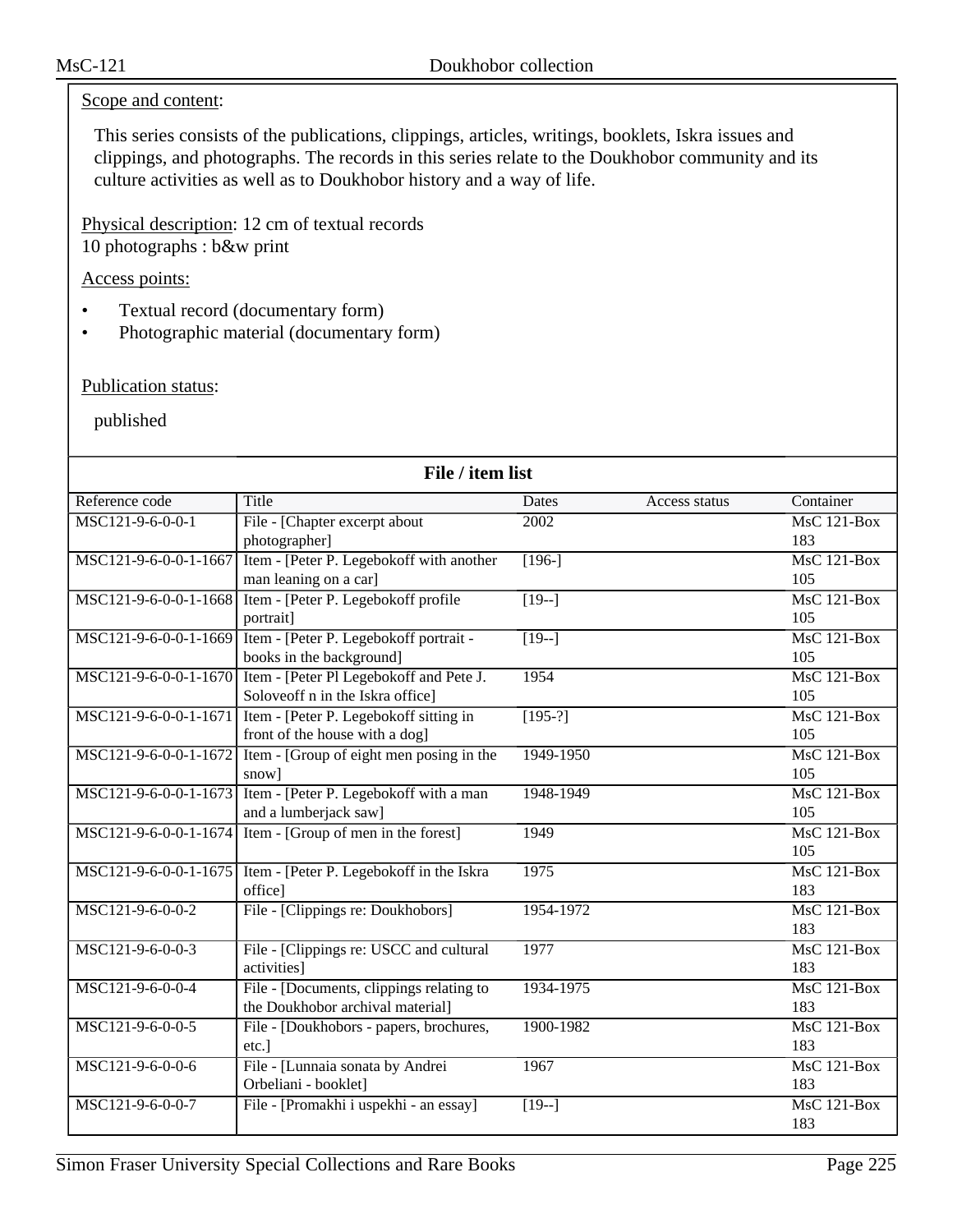Scope and content:

This series consists of the publications, clippings, articles, writings, booklets, Iskra issues and clippings, and photographs. The records in this series relate to the Doukhobor community and its culture activities as well as to Doukhobor history and a way of life.

Physical description: 12 cm of textual records
10 photographs : b&w print

Access points:

- Textual record (documentary form)
- Photographic material (documentary form)

Publication status:

published

**File / item list**

| Reference code | Title | Dates | Access status | Container |
|---|---|---|---|---|
| MSC121-9-6-0-0-1 | File - [Chapter excerpt about photographer] | 2002 | | MsC 121-Box 183 |
| MSC121-9-6-0-0-1-1667 | Item - [Peter P. Legebokoff with another man leaning on a car] | [196-] | | MsC 121-Box 105 |
| MSC121-9-6-0-0-1-1668 | Item - [Peter P. Legebokoff profile portrait] | [19--] | | MsC 121-Box 105 |
| MSC121-9-6-0-0-1-1669 | Item - [Peter P. Legebokoff portrait - books in the background] | [19--] | | MsC 121-Box 105 |
| MSC121-9-6-0-0-1-1670 | Item - [Peter Pl Legebokoff and Pete J. Soloveoff n in the Iskra office] | 1954 | | MsC 121-Box 105 |
| MSC121-9-6-0-0-1-1671 | Item - [Peter P. Legebokoff sitting in front of the house with a dog] | [195-?] | | MsC 121-Box 105 |
| MSC121-9-6-0-0-1-1672 | Item - [Group of eight men posing in the snow] | 1949-1950 | | MsC 121-Box 105 |
| MSC121-9-6-0-0-1-1673 | Item - [Peter P. Legebokoff with a man and a lumberjack saw] | 1948-1949 | | MsC 121-Box 105 |
| MSC121-9-6-0-0-1-1674 | Item - [Group of men in the forest] | 1949 | | MsC 121-Box 105 |
| MSC121-9-6-0-0-1-1675 | Item - [Peter P. Legebokoff in the Iskra office] | 1975 | | MsC 121-Box 183 |
| MSC121-9-6-0-0-2 | File - [Clippings re: Doukhobors] | 1954-1972 | | MsC 121-Box 183 |
| MSC121-9-6-0-0-3 | File - [Clippings re: USCC and cultural activities] | 1977 | | MsC 121-Box 183 |
| MSC121-9-6-0-0-4 | File - [Documents, clippings relating to the Doukhobor archival material] | 1934-1975 | | MsC 121-Box 183 |
| MSC121-9-6-0-0-5 | File - [Doukhobors - papers, brochures, etc.] | 1900-1982 | | MsC 121-Box 183 |
| MSC121-9-6-0-0-6 | File - [Lunnaia sonata by Andrei Orbeliani - booklet] | 1967 | | MsC 121-Box 183 |
| MSC121-9-6-0-0-7 | File - [Promakhi i uspekhi - an essay] | [19--] | | MsC 121-Box 183 |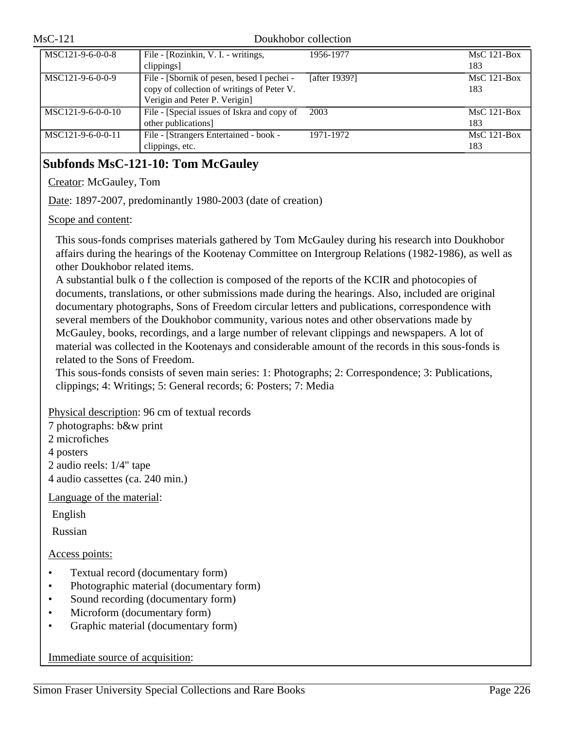| | | | |
|---|---|---|---|
| MSC121-9-6-0-0-8 | File - [Rozinkin, V. I. - writings, clippings] | 1956-1977 | MsC 121-Box 183 |
| MSC121-9-6-0-0-9 | File - [Sbornik of pesen, besed I pechei - copy of collection of writings of Peter V. Verigin and Peter P. Verigin] | [after 1939?] | MsC 121-Box 183 |
| MSC121-9-6-0-0-10 | File - [Special issues of Iskra and copy of other publications] | 2003 | MsC 121-Box 183 |
| MSC121-9-6-0-0-11 | File - [Strangers Entertained - book - clippings, etc. | 1971-1972 | MsC 121-Box 183 |

## Subfonds MsC-121-10: Tom McGauley

Creator: McGauley, Tom

Date: 1897-2007, predominantly 1980-2003 (date of creation)

Scope and content:

This sous-fonds comprises materials gathered by Tom McGauley during his research into Doukhobor affairs during the hearings of the Kootenay Committee on Intergroup Relations (1982-1986), as well as other Doukhobor related items.
A substantial bulk o f the collection is composed of the reports of the KCIR and photocopies of documents, translations, or other submissions made during the hearings. Also, included are original documentary photographs, Sons of Freedom circular letters and publications, correspondence with several members of the Doukhobor community, various notes and other observations made by McGauley, books, recordings, and a large number of relevant clippings and newspapers. A lot of material was collected in the Kootenays and considerable amount of the records in this sous-fonds is related to the Sons of Freedom.
This sous-fonds consists of seven main series: 1: Photographs; 2: Correspondence; 3: Publications, clippings; 4: Writings; 5: General records; 6: Posters; 7: Media

Physical description: 96 cm of textual records
7 photographs: b&w print
2 microfiches
4 posters
2 audio reels: 1/4" tape
4 audio cassettes (ca. 240 min.)

Language of the material:

English

Russian

Access points:

- Textual record (documentary form)
- Photographic material (documentary form)
- Sound recording (documentary form)
- Microform (documentary form)
- Graphic material (documentary form)

Immediate source of acquisition: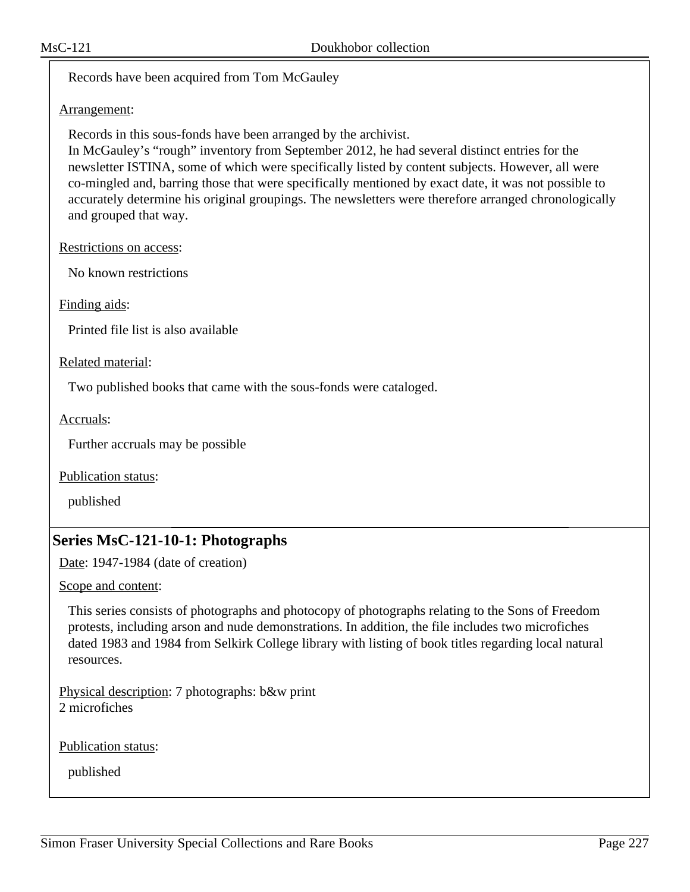Records have been acquired from Tom McGauley

Arrangement:

Records in this sous-fonds have been arranged by the archivist.
In McGauley's "rough" inventory from September 2012, he had several distinct entries for the newsletter ISTINA, some of which were specifically listed by content subjects. However, all were co-mingled and, barring those that were specifically mentioned by exact date, it was not possible to accurately determine his original groupings. The newsletters were therefore arranged chronologically and grouped that way.

Restrictions on access:

No known restrictions

Finding aids:

Printed file list is also available

Related material:

Two published books that came with the sous-fonds were cataloged.

Accruals:

Further accruals may be possible

Publication status:

published

## Series MsC-121-10-1: Photographs

Date: 1947-1984 (date of creation)

Scope and content:

This series consists of photographs and photocopy of photographs relating to the Sons of Freedom protests, including arson and nude demonstrations. In addition, the file includes two microfiches dated 1983 and 1984 from Selkirk College library with listing of book titles regarding local natural resources.

Physical description: 7 photographs: b&w print
2 microfiches

Publication status:

published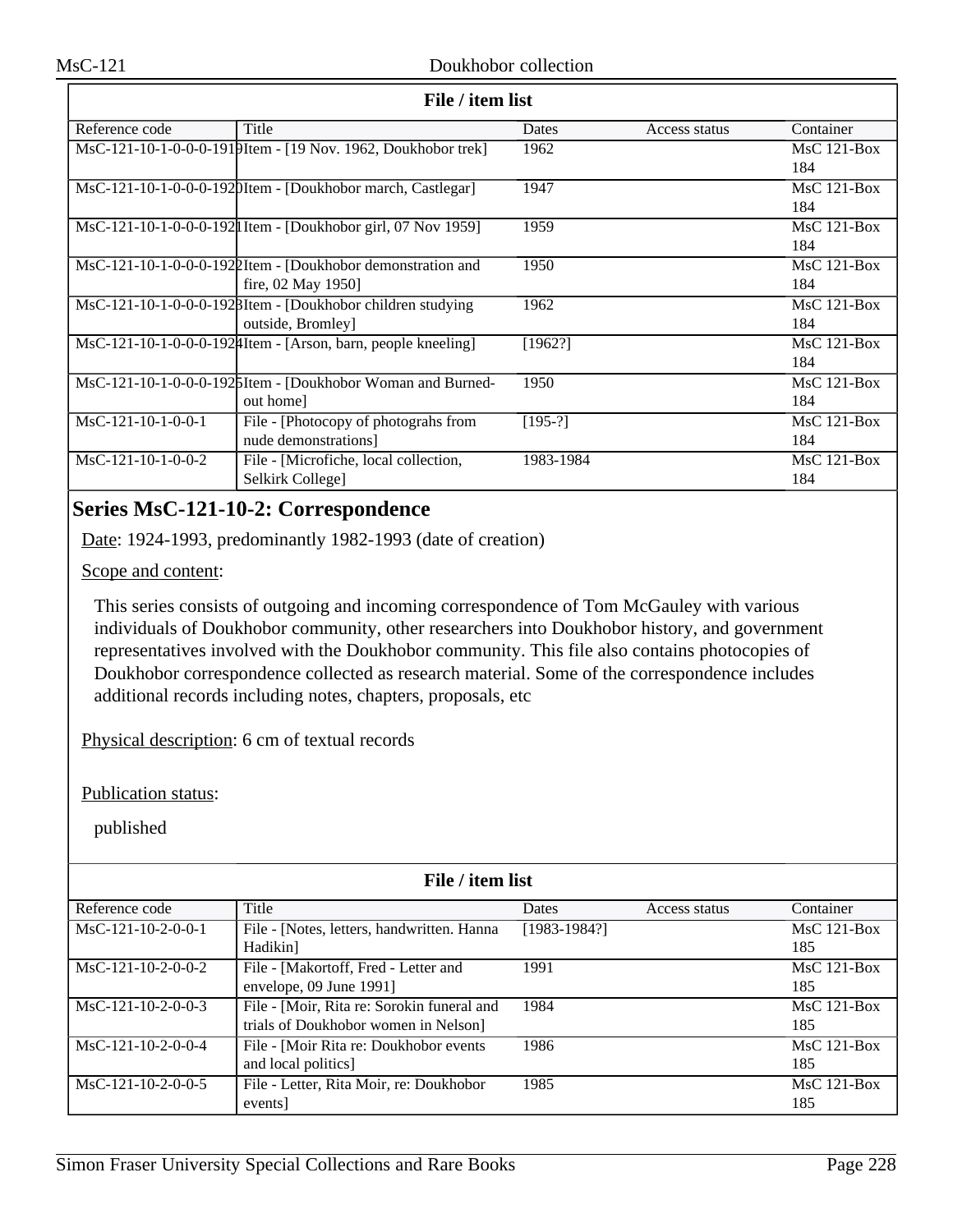| File / item list | | | | |
|---|---|---|---|---|
| Reference code | Title | Dates | Access status | Container |
| MsC-121-10-1-0-0-0-1919 | Item - [19 Nov. 1962, Doukhobor trek] | 1962 | | MsC 121-Box 184 |
| MsC-121-10-1-0-0-0-1920 | Item - [Doukhobor march, Castlegar] | 1947 | | MsC 121-Box 184 |
| MsC-121-10-1-0-0-0-1921 | Item - [Doukhobor girl, 07 Nov 1959] | 1959 | | MsC 121-Box 184 |
| MsC-121-10-1-0-0-0-1922 | Item - [Doukhobor demonstration and fire, 02 May 1950] | 1950 | | MsC 121-Box 184 |
| MsC-121-10-1-0-0-0-1923 | Item - [Doukhobor children studying outside, Bromley] | 1962 | | MsC 121-Box 184 |
| MsC-121-10-1-0-0-0-1924 | Item - [Arson, barn, people kneeling] | [1962?] | | MsC 121-Box 184 |
| MsC-121-10-1-0-0-0-1925 | Item - [Doukhobor Woman and Burned-out home] | 1950 | | MsC 121-Box 184 |
| MsC-121-10-1-0-0-1 | File - [Photocopy of photograhs from nude demonstrations] | [195-?] | | MsC 121-Box 184 |
| MsC-121-10-1-0-0-2 | File - [Microfiche, local collection, Selkirk College] | 1983-1984 | | MsC 121-Box 184 |

## Series MsC-121-10-2: Correspondence

Date: 1924-1993, predominantly 1982-1993 (date of creation)

Scope and content:

This series consists of outgoing and incoming correspondence of Tom McGauley with various individuals of Doukhobor community, other researchers into Doukhobor history, and government representatives involved with the Doukhobor community. This file also contains photocopies of Doukhobor correspondence collected as research material. Some of the correspondence includes additional records including notes, chapters, proposals, etc

Physical description: 6 cm of textual records

Publication status:

published

| File / item list | | | | |
|---|---|---|---|---|
| Reference code | Title | Dates | Access status | Container |
| MsC-121-10-2-0-0-1 | File - [Notes, letters, handwritten. Hanna Hadikin] | [1983-1984?] | | MsC 121-Box 185 |
| MsC-121-10-2-0-0-2 | File - [Makortoff, Fred - Letter and envelope, 09 June 1991] | 1991 | | MsC 121-Box 185 |
| MsC-121-10-2-0-0-3 | File - [Moir, Rita re: Sorokin funeral and trials of Doukhobor women in Nelson] | 1984 | | MsC 121-Box 185 |
| MsC-121-10-2-0-0-4 | File - [Moir Rita re: Doukhobor events and local politics] | 1986 | | MsC 121-Box 185 |
| MsC-121-10-2-0-0-5 | File - Letter, Rita Moir, re: Doukhobor events] | 1985 | | MsC 121-Box 185 |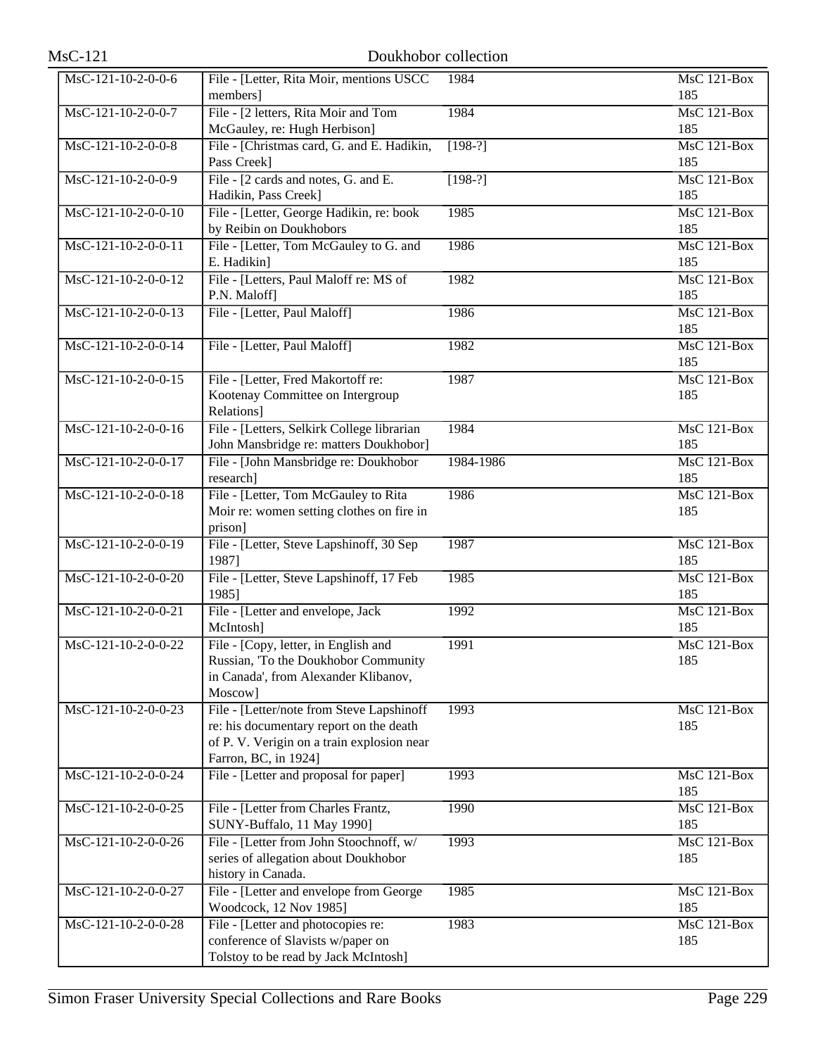| MsC-121-10-2-0-0-6 | File - [Letter, Rita Moir, mentions USCC members] | 1984 | MsC 121-Box 185 |
|---|---|---|---|
| MsC-121-10-2-0-0-7 | File - [2 letters, Rita Moir and Tom McGauley, re: Hugh Herbison] | 1984 | MsC 121-Box 185 |
| MsC-121-10-2-0-0-8 | File - [Christmas card, G. and E. Hadikin, Pass Creek] | [198-?] | MsC 121-Box 185 |
| MsC-121-10-2-0-0-9 | File - [2 cards and notes, G. and E. Hadikin, Pass Creek] | [198-?] | MsC 121-Box 185 |
| MsC-121-10-2-0-0-10 | File - [Letter, George Hadikin, re: book by Reibin on Doukhobors | 1985 | MsC 121-Box 185 |
| MsC-121-10-2-0-0-11 | File - [Letter, Tom McGauley to G. and E. Hadikin] | 1986 | MsC 121-Box 185 |
| MsC-121-10-2-0-0-12 | File - [Letters, Paul Maloff re: MS of P.N. Maloff] | 1982 | MsC 121-Box 185 |
| MsC-121-10-2-0-0-13 | File - [Letter, Paul Maloff] | 1986 | MsC 121-Box 185 |
| MsC-121-10-2-0-0-14 | File - [Letter, Paul Maloff] | 1982 | MsC 121-Box 185 |
| MsC-121-10-2-0-0-15 | File - [Letter, Fred Makortoff re: Kootenay Committee on Intergroup Relations] | 1987 | MsC 121-Box 185 |
| MsC-121-10-2-0-0-16 | File - [Letters, Selkirk College librarian John Mansbridge re: matters Doukhobor] | 1984 | MsC 121-Box 185 |
| MsC-121-10-2-0-0-17 | File - [John Mansbridge re: Doukhobor research] | 1984-1986 | MsC 121-Box 185 |
| MsC-121-10-2-0-0-18 | File - [Letter, Tom McGauley to Rita Moir re: women setting clothes on fire in prison] | 1986 | MsC 121-Box 185 |
| MsC-121-10-2-0-0-19 | File - [Letter, Steve Lapshinoff, 30 Sep 1987] | 1987 | MsC 121-Box 185 |
| MsC-121-10-2-0-0-20 | File - [Letter, Steve Lapshinoff, 17 Feb 1985] | 1985 | MsC 121-Box 185 |
| MsC-121-10-2-0-0-21 | File - [Letter and envelope, Jack McIntosh] | 1992 | MsC 121-Box 185 |
| MsC-121-10-2-0-0-22 | File - [Copy, letter, in English and Russian, 'To the Doukhobor Community in Canada', from Alexander Klibanov, Moscow] | 1991 | MsC 121-Box 185 |
| MsC-121-10-2-0-0-23 | File - [Letter/note from Steve Lapshinoff re: his documentary report on the death of P. V. Verigin on a train explosion near Farron, BC, in 1924] | 1993 | MsC 121-Box 185 |
| MsC-121-10-2-0-0-24 | File - [Letter and proposal for paper] | 1993 | MsC 121-Box 185 |
| MsC-121-10-2-0-0-25 | File - [Letter from Charles Frantz, SUNY-Buffalo, 11 May 1990] | 1990 | MsC 121-Box 185 |
| MsC-121-10-2-0-0-26 | File - [Letter from John Stoochnoff, w/ series of allegation about Doukhobor history in Canada. | 1993 | MsC 121-Box 185 |
| MsC-121-10-2-0-0-27 | File - [Letter and envelope from George Woodcock, 12 Nov 1985] | 1985 | MsC 121-Box 185 |
| MsC-121-10-2-0-0-28 | File - [Letter and photocopies re: conference of Slavists w/paper on Tolstoy to be read by Jack McIntosh] | 1983 | MsC 121-Box 185 |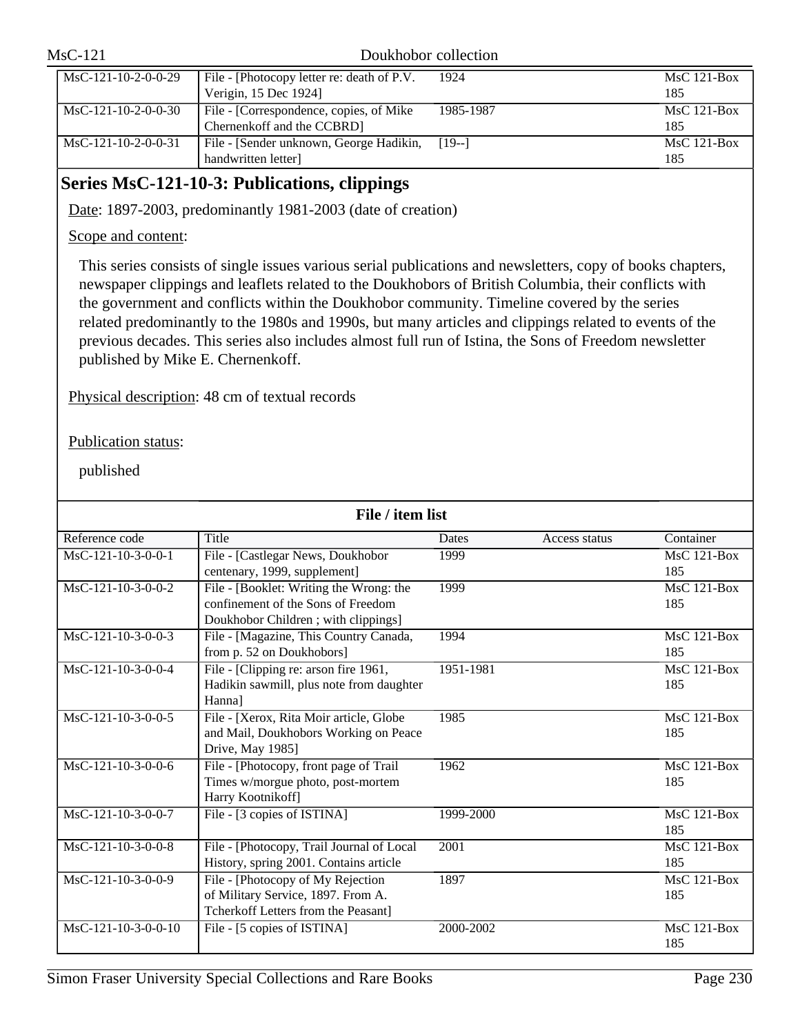| MsC-121-10-2-0-0-29 | File - [Photocopy letter re: death of P.V. Verigin, 15 Dec 1924] | 1924 | | MsC 121-Box 185 |
|---|---|---|---|---|
| MsC-121-10-2-0-0-30 | File - [Correspondence, copies, of Mike Chernenkoff and the CCBRD] | 1985-1987 | | MsC 121-Box 185 |
| MsC-121-10-2-0-0-31 | File - [Sender unknown, George Hadikin, handwritten letter] | [19--] | | MsC 121-Box 185 |

## Series MsC-121-10-3: Publications, clippings

Date: 1897-2003, predominantly 1981-2003 (date of creation)

Scope and content:

This series consists of single issues various serial publications and newsletters, copy of books chapters, newspaper clippings and leaflets related to the Doukhobors of British Columbia, their conflicts with the government and conflicts within the Doukhobor community. Timeline covered by the series related predominantly to the 1980s and 1990s, but many articles and clippings related to events of the previous decades. This series also includes almost full run of Istina, the Sons of Freedom newsletter published by Mike E. Chernenkoff.

Physical description: 48 cm of textual records

Publication status:

published

**File / item list**

| Reference code | Title | Dates | Access status | Container |
|---|---|---|---|---|
| MsC-121-10-3-0-0-1 | File - [Castlegar News, Doukhobor centenary, 1999, supplement] | 1999 | | MsC 121-Box 185 |
| MsC-121-10-3-0-0-2 | File - [Booklet: Writing the Wrong: the confinement of the Sons of Freedom Doukhobor Children ; with clippings] | 1999 | | MsC 121-Box 185 |
| MsC-121-10-3-0-0-3 | File - [Magazine, This Country Canada, from p. 52 on Doukhobors] | 1994 | | MsC 121-Box 185 |
| MsC-121-10-3-0-0-4 | File - [Clipping re: arson fire 1961, Hadikin sawmill, plus note from daughter Hanna] | 1951-1981 | | MsC 121-Box 185 |
| MsC-121-10-3-0-0-5 | File - [Xerox, Rita Moir article, Globe and Mail, Doukhobors Working on Peace Drive, May 1985] | 1985 | | MsC 121-Box 185 |
| MsC-121-10-3-0-0-6 | File - [Photocopy, front page of Trail Times w/morgue photo, post-mortem Harry Kootnikoff] | 1962 | | MsC 121-Box 185 |
| MsC-121-10-3-0-0-7 | File - [3 copies of ISTINA] | 1999-2000 | | MsC 121-Box 185 |
| MsC-121-10-3-0-0-8 | File - [Photocopy, Trail Journal of Local History, spring 2001. Contains article | 2001 | | MsC 121-Box 185 |
| MsC-121-10-3-0-0-9 | File - [Photocopy of My Rejection of Military Service, 1897. From A. Tcherkoff Letters from the Peasant] | 1897 | | MsC 121-Box 185 |
| MsC-121-10-3-0-0-10 | File - [5 copies of ISTINA] | 2000-2002 | | MsC 121-Box 185 |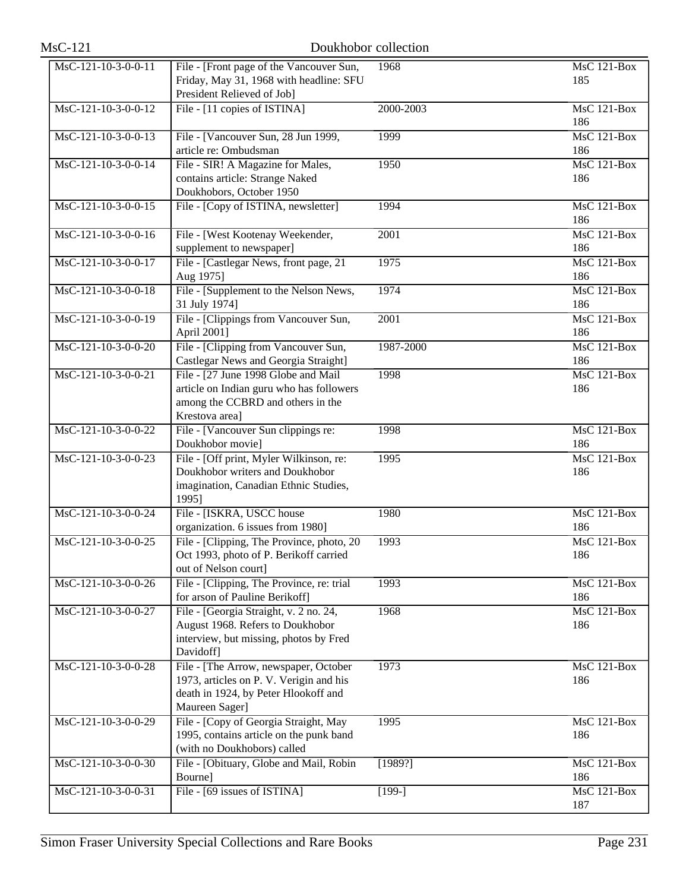| MsC-121-10-3-0-0-11 | File - [Front page of the Vancouver Sun, Friday, May 31, 1968 with headline: SFU President Relieved of Job] | 1968 | MsC 121-Box 185 |
|---|---|---|---|
| MsC-121-10-3-0-0-12 | File - [11 copies of ISTINA] | 2000-2003 | MsC 121-Box 186 |
| MsC-121-10-3-0-0-13 | File - [Vancouver Sun, 28 Jun 1999, article re: Ombudsman | 1999 | MsC 121-Box 186 |
| MsC-121-10-3-0-0-14 | File - SIR! A Magazine for Males, contains article: Strange Naked Doukhobors, October 1950 | 1950 | MsC 121-Box 186 |
| MsC-121-10-3-0-0-15 | File - [Copy of ISTINA, newsletter] | 1994 | MsC 121-Box 186 |
| MsC-121-10-3-0-0-16 | File - [West Kootenay Weekender, supplement to newspaper] | 2001 | MsC 121-Box 186 |
| MsC-121-10-3-0-0-17 | File - [Castlegar News, front page, 21 Aug 1975] | 1975 | MsC 121-Box 186 |
| MsC-121-10-3-0-0-18 | File - [Supplement to the Nelson News, 31 July 1974] | 1974 | MsC 121-Box 186 |
| MsC-121-10-3-0-0-19 | File - [Clippings from Vancouver Sun, April 2001] | 2001 | MsC 121-Box 186 |
| MsC-121-10-3-0-0-20 | File - [Clipping from Vancouver Sun, Castlegar News and Georgia Straight] | 1987-2000 | MsC 121-Box 186 |
| MsC-121-10-3-0-0-21 | File - [27 June 1998 Globe and Mail article on Indian guru who has followers among the CCBRD and others in the Krestova area] | 1998 | MsC 121-Box 186 |
| MsC-121-10-3-0-0-22 | File - [Vancouver Sun clippings re: Doukhobor movie] | 1998 | MsC 121-Box 186 |
| MsC-121-10-3-0-0-23 | File - [Off print, Myler Wilkinson, re: Doukhobor writers and Doukhobor imagination, Canadian Ethnic Studies, 1995] | 1995 | MsC 121-Box 186 |
| MsC-121-10-3-0-0-24 | File - [ISKRA, USCC house organization. 6 issues from 1980] | 1980 | MsC 121-Box 186 |
| MsC-121-10-3-0-0-25 | File - [Clipping, The Province, photo, 20 Oct 1993, photo of P. Berikoff carried out of Nelson court] | 1993 | MsC 121-Box 186 |
| MsC-121-10-3-0-0-26 | File - [Clipping, The Province, re: trial for arson of Pauline Berikoff] | 1993 | MsC 121-Box 186 |
| MsC-121-10-3-0-0-27 | File - [Georgia Straight, v. 2 no. 24, August 1968. Refers to Doukhobor interview, but missing, photos by Fred Davidoff] | 1968 | MsC 121-Box 186 |
| MsC-121-10-3-0-0-28 | File - [The Arrow, newspaper, October 1973, articles on P. V. Verigin and his death in 1924, by Peter Hlookoff and Maureen Sager] | 1973 | MsC 121-Box 186 |
| MsC-121-10-3-0-0-29 | File - [Copy of Georgia Straight, May 1995, contains article on the punk band (with no Doukhobors) called | 1995 | MsC 121-Box 186 |
| MsC-121-10-3-0-0-30 | File - [Obituary, Globe and Mail, Robin Bourne] | [1989?] | MsC 121-Box 186 |
| MsC-121-10-3-0-0-31 | File - [69 issues of ISTINA] | [199-] | MsC 121-Box 187 |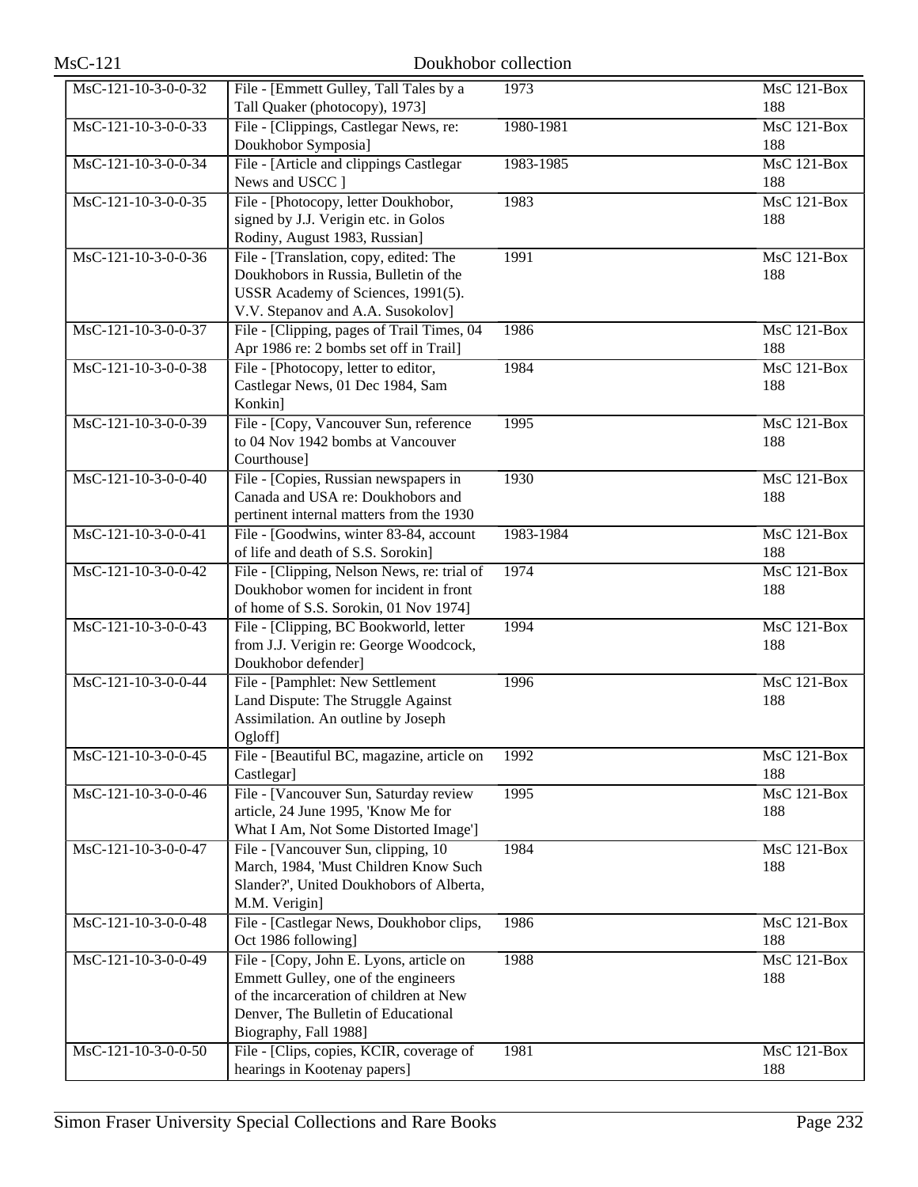| | | | |
|---|---|---|---|
| MsC-121-10-3-0-0-32 | File - [Emmett Gulley, Tall Tales by a Tall Quaker (photocopy), 1973] | 1973 | MsC 121-Box 188 |
| MsC-121-10-3-0-0-33 | File - [Clippings, Castlegar News, re: Doukhobor Symposia] | 1980-1981 | MsC 121-Box 188 |
| MsC-121-10-3-0-0-34 | File - [Article and clippings Castlegar News and USCC ] | 1983-1985 | MsC 121-Box 188 |
| MsC-121-10-3-0-0-35 | File - [Photocopy, letter Doukhobor, signed by J.J. Verigin etc. in Golos Rodiny, August 1983, Russian] | 1983 | MsC 121-Box 188 |
| MsC-121-10-3-0-0-36 | File - [Translation, copy, edited: The Doukhobors in Russia, Bulletin of the USSR Academy of Sciences, 1991(5). V.V. Stepanov and A.A. Susokolov] | 1991 | MsC 121-Box 188 |
| MsC-121-10-3-0-0-37 | File - [Clipping, pages of Trail Times, 04 Apr 1986 re: 2 bombs set off in Trail] | 1986 | MsC 121-Box 188 |
| MsC-121-10-3-0-0-38 | File - [Photocopy, letter to editor, Castlegar News, 01 Dec 1984, Sam Konkin] | 1984 | MsC 121-Box 188 |
| MsC-121-10-3-0-0-39 | File - [Copy, Vancouver Sun, reference to 04 Nov 1942 bombs at Vancouver Courthouse] | 1995 | MsC 121-Box 188 |
| MsC-121-10-3-0-0-40 | File - [Copies, Russian newspapers in Canada and USA re: Doukhobors and pertinent internal matters from the 1930 | 1930 | MsC 121-Box 188 |
| MsC-121-10-3-0-0-41 | File - [Goodwins, winter 83-84, account of life and death of S.S. Sorokin] | 1983-1984 | MsC 121-Box 188 |
| MsC-121-10-3-0-0-42 | File - [Clipping, Nelson News, re: trial of Doukhobor women for incident in front of home of S.S. Sorokin, 01 Nov 1974] | 1974 | MsC 121-Box 188 |
| MsC-121-10-3-0-0-43 | File - [Clipping, BC Bookworld, letter from J.J. Verigin re: George Woodcock, Doukhobor defender] | 1994 | MsC 121-Box 188 |
| MsC-121-10-3-0-0-44 | File - [Pamphlet: New Settlement Land Dispute: The Struggle Against Assimilation. An outline by Joseph Ogloff] | 1996 | MsC 121-Box 188 |
| MsC-121-10-3-0-0-45 | File - [Beautiful BC, magazine, article on Castlegar] | 1992 | MsC 121-Box 188 |
| MsC-121-10-3-0-0-46 | File - [Vancouver Sun, Saturday review article, 24 June 1995, 'Know Me for What I Am, Not Some Distorted Image'] | 1995 | MsC 121-Box 188 |
| MsC-121-10-3-0-0-47 | File - [Vancouver Sun, clipping, 10 March, 1984, 'Must Children Know Such Slander?', United Doukhobors of Alberta, M.M. Verigin] | 1984 | MsC 121-Box 188 |
| MsC-121-10-3-0-0-48 | File - [Castlegar News, Doukhobor clips, Oct 1986 following] | 1986 | MsC 121-Box 188 |
| MsC-121-10-3-0-0-49 | File - [Copy, John E. Lyons, article on Emmett Gulley, one of the engineers of the incarceration of children at New Denver, The Bulletin of Educational Biography, Fall 1988] | 1988 | MsC 121-Box 188 |
| MsC-121-10-3-0-0-50 | File - [Clips, copies, KCIR, coverage of hearings in Kootenay papers] | 1981 | MsC 121-Box 188 |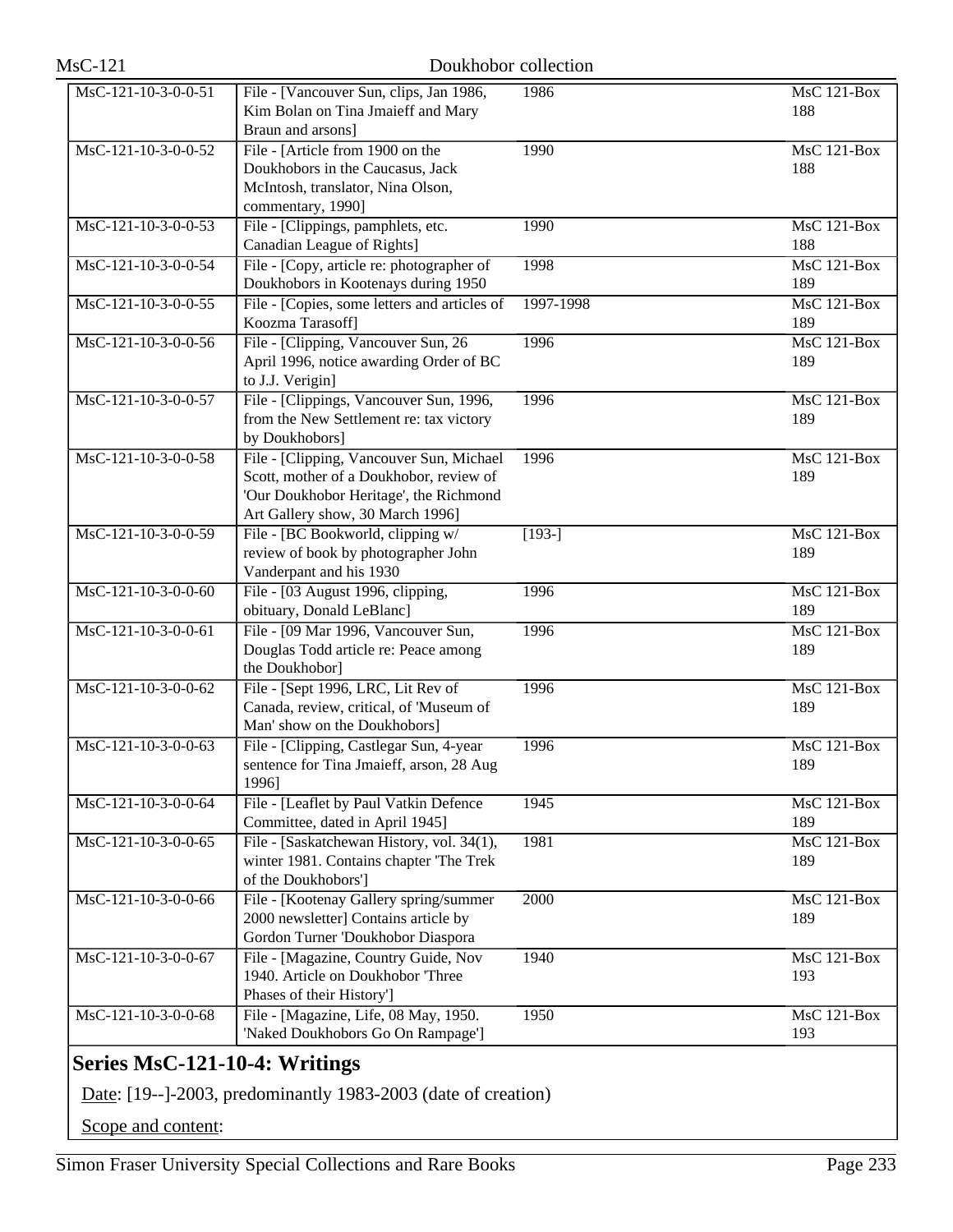| | | | |
|---|---|---|---|
| MsC-121-10-3-0-0-51 | File - [Vancouver Sun, clips, Jan 1986, Kim Bolan on Tina Jmaieff and Mary Braun and arsons] | 1986 | MsC 121-Box 188 |
| MsC-121-10-3-0-0-52 | File - [Article from 1900 on the Doukhobors in the Caucasus, Jack McIntosh, translator, Nina Olson, commentary, 1990] | 1990 | MsC 121-Box 188 |
| MsC-121-10-3-0-0-53 | File - [Clippings, pamphlets, etc. Canadian League of Rights] | 1990 | MsC 121-Box 188 |
| MsC-121-10-3-0-0-54 | File - [Copy, article re: photographer of Doukhobors in Kootenays during 1950 | 1998 | MsC 121-Box 189 |
| MsC-121-10-3-0-0-55 | File - [Copies, some letters and articles of Koozma Tarasoff] | 1997-1998 | MsC 121-Box 189 |
| MsC-121-10-3-0-0-56 | File - [Clipping, Vancouver Sun, 26 April 1996, notice awarding Order of BC to J.J. Verigin] | 1996 | MsC 121-Box 189 |
| MsC-121-10-3-0-0-57 | File - [Clippings, Vancouver Sun, 1996, from the New Settlement re: tax victory by Doukhobors] | 1996 | MsC 121-Box 189 |
| MsC-121-10-3-0-0-58 | File - [Clipping, Vancouver Sun, Michael Scott, mother of a Doukhobor, review of 'Our Doukhobor Heritage', the Richmond Art Gallery show, 30 March 1996] | 1996 | MsC 121-Box 189 |
| MsC-121-10-3-0-0-59 | File - [BC Bookworld, clipping w/ review of book by photographer John Vanderpant and his 1930 | [193-] | MsC 121-Box 189 |
| MsC-121-10-3-0-0-60 | File - [03 August 1996, clipping, obituary, Donald LeBlanc] | 1996 | MsC 121-Box 189 |
| MsC-121-10-3-0-0-61 | File - [09 Mar 1996, Vancouver Sun, Douglas Todd article re: Peace among the Doukhobor] | 1996 | MsC 121-Box 189 |
| MsC-121-10-3-0-0-62 | File - [Sept 1996, LRC, Lit Rev of Canada, review, critical, of 'Museum of Man' show on the Doukhobors] | 1996 | MsC 121-Box 189 |
| MsC-121-10-3-0-0-63 | File - [Clipping, Castlegar Sun, 4-year sentence for Tina Jmaieff, arson, 28 Aug 1996] | 1996 | MsC 121-Box 189 |
| MsC-121-10-3-0-0-64 | File - [Leaflet by Paul Vatkin Defence Committee, dated in April 1945] | 1945 | MsC 121-Box 189 |
| MsC-121-10-3-0-0-65 | File - [Saskatchewan History, vol. 34(1), winter 1981. Contains chapter 'The Trek of the Doukhobors'] | 1981 | MsC 121-Box 189 |
| MsC-121-10-3-0-0-66 | File - [Kootenay Gallery spring/summer 2000 newsletter] Contains article by Gordon Turner 'Doukhobor Diaspora | 2000 | MsC 121-Box 189 |
| MsC-121-10-3-0-0-67 | File - [Magazine, Country Guide, Nov 1940. Article on Doukhobor 'Three Phases of their History'] | 1940 | MsC 121-Box 193 |
| MsC-121-10-3-0-0-68 | File - [Magazine, Life, 08 May, 1950. 'Naked Doukhobors Go On Rampage'] | 1950 | MsC 121-Box 193 |

## Series MsC-121-10-4: Writings

Date: [19--]-2003, predominantly 1983-2003 (date of creation)

Scope and content: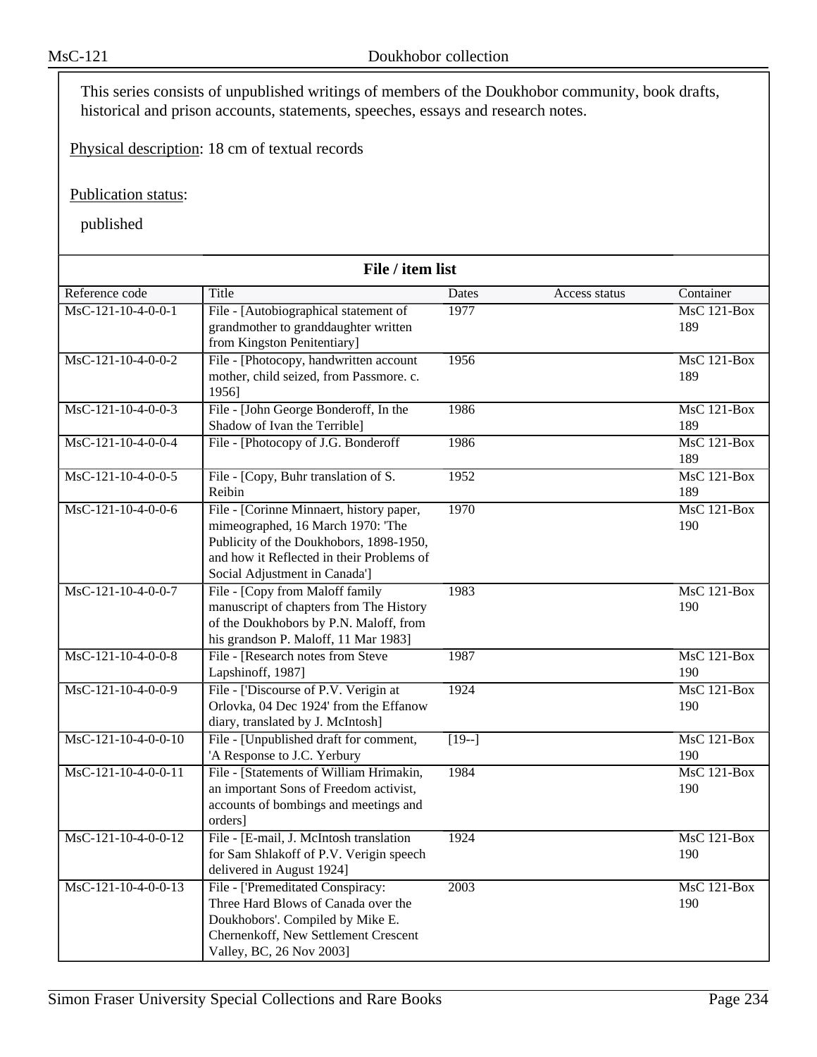This series consists of unpublished writings of members of the Doukhobor community, book drafts, historical and prison accounts, statements, speeches, essays and research notes.

Physical description: 18 cm of textual records

Publication status:

published

**File / item list**

| Reference code | Title | Dates | Access status | Container |
| --- | --- | --- | --- | --- |
| MsC-121-10-4-0-0-1 | File - [Autobiographical statement of grandmother to granddaughter written from Kingston Penitentiary] | 1977 | | MsC 121-Box 189 |
| MsC-121-10-4-0-0-2 | File - [Photocopy, handwritten account mother, child seized, from Passmore. c. 1956] | 1956 | | MsC 121-Box 189 |
| MsC-121-10-4-0-0-3 | File - [John George Bonderoff, In the Shadow of Ivan the Terrible] | 1986 | | MsC 121-Box 189 |
| MsC-121-10-4-0-0-4 | File - [Photocopy of J.G. Bonderoff | 1986 | | MsC 121-Box 189 |
| MsC-121-10-4-0-0-5 | File - [Copy, Buhr translation of S. Reibin | 1952 | | MsC 121-Box 189 |
| MsC-121-10-4-0-0-6 | File - [Corinne Minnaert, history paper, mimeographed, 16 March 1970: 'The Publicity of the Doukhobors, 1898-1950, and how it Reflected in their Problems of Social Adjustment in Canada'] | 1970 | | MsC 121-Box 190 |
| MsC-121-10-4-0-0-7 | File - [Copy from Maloff family manuscript of chapters from The History of the Doukhobors by P.N. Maloff, from his grandson P. Maloff, 11 Mar 1983] | 1983 | | MsC 121-Box 190 |
| MsC-121-10-4-0-0-8 | File - [Research notes from Steve Lapshinoff, 1987] | 1987 | | MsC 121-Box 190 |
| MsC-121-10-4-0-0-9 | File - ['Discourse of P.V. Verigin at Orlovka, 04 Dec 1924' from the Effanow diary, translated by J. McIntosh] | 1924 | | MsC 121-Box 190 |
| MsC-121-10-4-0-0-10 | File - [Unpublished draft for comment, 'A Response to J.C. Yerbury | [19--] | | MsC 121-Box 190 |
| MsC-121-10-4-0-0-11 | File - [Statements of William Hrimakin, an important Sons of Freedom activist, accounts of bombings and meetings and orders] | 1984 | | MsC 121-Box 190 |
| MsC-121-10-4-0-0-12 | File - [E-mail, J. McIntosh translation for Sam Shlakoff of P.V. Verigin speech delivered in August 1924] | 1924 | | MsC 121-Box 190 |
| MsC-121-10-4-0-0-13 | File - ['Premeditated Conspiracy: Three Hard Blows of Canada over the Doukhobors'. Compiled by Mike E. Chernenkoff, New Settlement Crescent Valley, BC, 26 Nov 2003] | 2003 | | MsC 121-Box 190 |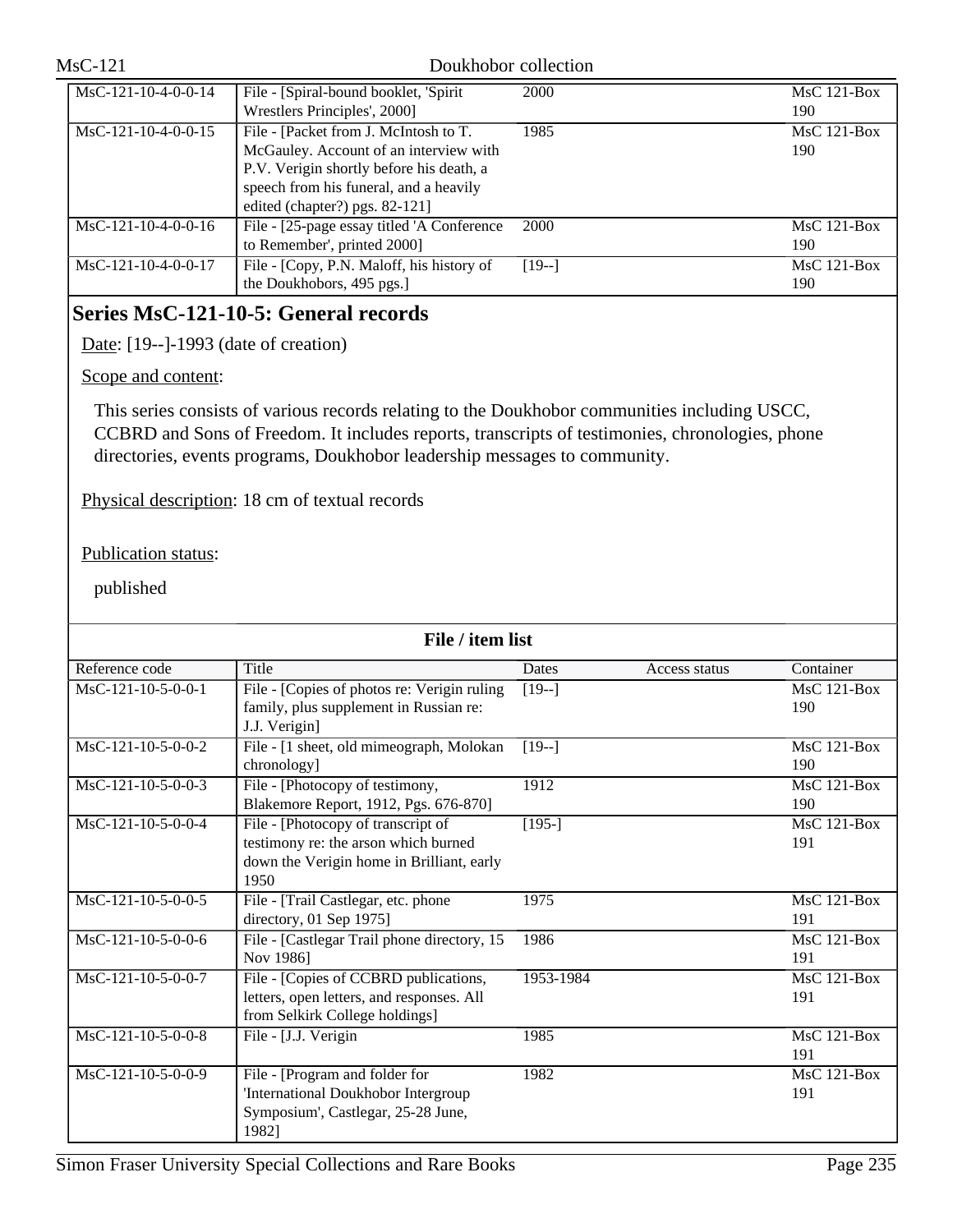| MsC-121-10-4-0-0-14 | File - [Spiral-bound booklet, 'Spirit Wrestlers Principles', 2000] | 2000 | | MsC 121-Box 190 |
|---|---|---|---|---|
| MsC-121-10-4-0-0-15 | File - [Packet from J. McIntosh to T. McGauley. Account of an interview with P.V. Verigin shortly before his death, a speech from his funeral, and a heavily edited (chapter?) pgs. 82-121] | 1985 | | MsC 121-Box 190 |
| MsC-121-10-4-0-0-16 | File - [25-page essay titled 'A Conference to Remember', printed 2000] | 2000 | | MsC 121-Box 190 |
| MsC-121-10-4-0-0-17 | File - [Copy, P.N. Maloff, his history of the Doukhobors, 495 pgs.] | [19--] | | MsC 121-Box 190 |

## Series MsC-121-10-5: General records

Date: [19--]-1993 (date of creation)

Scope and content:

This series consists of various records relating to the Doukhobor communities including USCC, CCBRD and Sons of Freedom. It includes reports, transcripts of testimonies, chronologies, phone directories, events programs, Doukhobor leadership messages to community.

Physical description: 18 cm of textual records

Publication status:

published

**File / item list**

| Reference code | Title | Dates | Access status | Container |
|---|---|---|---|---|
| MsC-121-10-5-0-0-1 | File - [Copies of photos re: Verigin ruling family, plus supplement in Russian re: J.J. Verigin] | [19--] | | MsC 121-Box 190 |
| MsC-121-10-5-0-0-2 | File - [1 sheet, old mimeograph, Molokan chronology] | [19--] | | MsC 121-Box 190 |
| MsC-121-10-5-0-0-3 | File - [Photocopy of testimony, Blakemore Report, 1912, Pgs. 676-870] | 1912 | | MsC 121-Box 190 |
| MsC-121-10-5-0-0-4 | File - [Photocopy of transcript of testimony re: the arson which burned down the Verigin home in Brilliant, early 1950 | [195-] | | MsC 121-Box 191 |
| MsC-121-10-5-0-0-5 | File - [Trail Castlegar, etc. phone directory, 01 Sep 1975] | 1975 | | MsC 121-Box 191 |
| MsC-121-10-5-0-0-6 | File - [Castlegar Trail phone directory, 15 Nov 1986] | 1986 | | MsC 121-Box 191 |
| MsC-121-10-5-0-0-7 | File - [Copies of CCBRD publications, letters, open letters, and responses. All from Selkirk College holdings] | 1953-1984 | | MsC 121-Box 191 |
| MsC-121-10-5-0-0-8 | File - [J.J. Verigin | 1985 | | MsC 121-Box 191 |
| MsC-121-10-5-0-0-9 | File - [Program and folder for 'International Doukhobor Intergroup Symposium', Castlegar, 25-28 June, 1982] | 1982 | | MsC 121-Box 191 |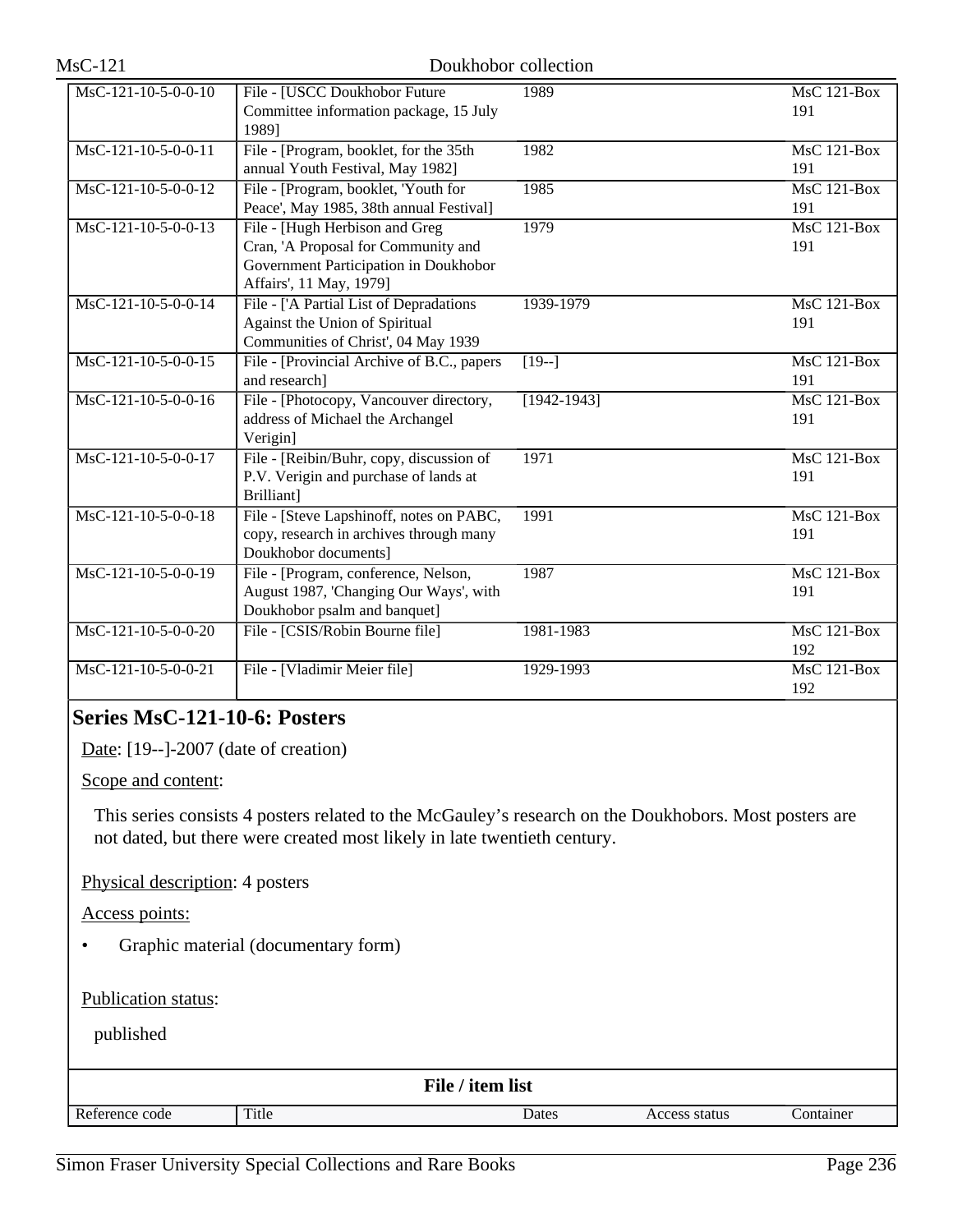| | | | | |
|---|---|---|---|---|
| MsC-121-10-5-0-0-10 | File - [USCC Doukhobor Future Committee information package, 15 July 1989] | 1989 | | MsC 121-Box 191 |
| MsC-121-10-5-0-0-11 | File - [Program, booklet, for the 35th annual Youth Festival, May 1982] | 1982 | | MsC 121-Box 191 |
| MsC-121-10-5-0-0-12 | File - [Program, booklet, 'Youth for Peace', May 1985, 38th annual Festival] | 1985 | | MsC 121-Box 191 |
| MsC-121-10-5-0-0-13 | File - [Hugh Herbison and Greg Cran, 'A Proposal for Community and Government Participation in Doukhobor Affairs', 11 May, 1979] | 1979 | | MsC 121-Box 191 |
| MsC-121-10-5-0-0-14 | File - ['A Partial List of Depradations Against the Union of Spiritual Communities of Christ', 04 May 1939 | 1939-1979 | | MsC 121-Box 191 |
| MsC-121-10-5-0-0-15 | File - [Provincial Archive of B.C., papers and research] | [19--] | | MsC 121-Box 191 |
| MsC-121-10-5-0-0-16 | File - [Photocopy, Vancouver directory, address of Michael the Archangel Verigin] | [1942-1943] | | MsC 121-Box 191 |
| MsC-121-10-5-0-0-17 | File - [Reibin/Buhr, copy, discussion of P.V. Verigin and purchase of lands at Brilliant] | 1971 | | MsC 121-Box 191 |
| MsC-121-10-5-0-0-18 | File - [Steve Lapshinoff, notes on PABC, copy, research in archives through many Doukhobor documents] | 1991 | | MsC 121-Box 191 |
| MsC-121-10-5-0-0-19 | File - [Program, conference, Nelson, August 1987, 'Changing Our Ways', with Doukhobor psalm and banquet] | 1987 | | MsC 121-Box 191 |
| MsC-121-10-5-0-0-20 | File - [CSIS/Robin Bourne file] | 1981-1983 | | MsC 121-Box 192 |
| MsC-121-10-5-0-0-21 | File - [Vladimir Meier file] | 1929-1993 | | MsC 121-Box 192 |

## Series MsC-121-10-6: Posters

Date: [19--]-2007 (date of creation)

Scope and content:

This series consists 4 posters related to the McGauley's research on the Doukhobors. Most posters are not dated, but there were created most likely in late twentieth century.

Physical description: 4 posters

Access points:

- Graphic material (documentary form)

Publication status:

published

**File / item list**

| Reference code | Title | Dates | Access status | Container |
|---|---|---|---|---|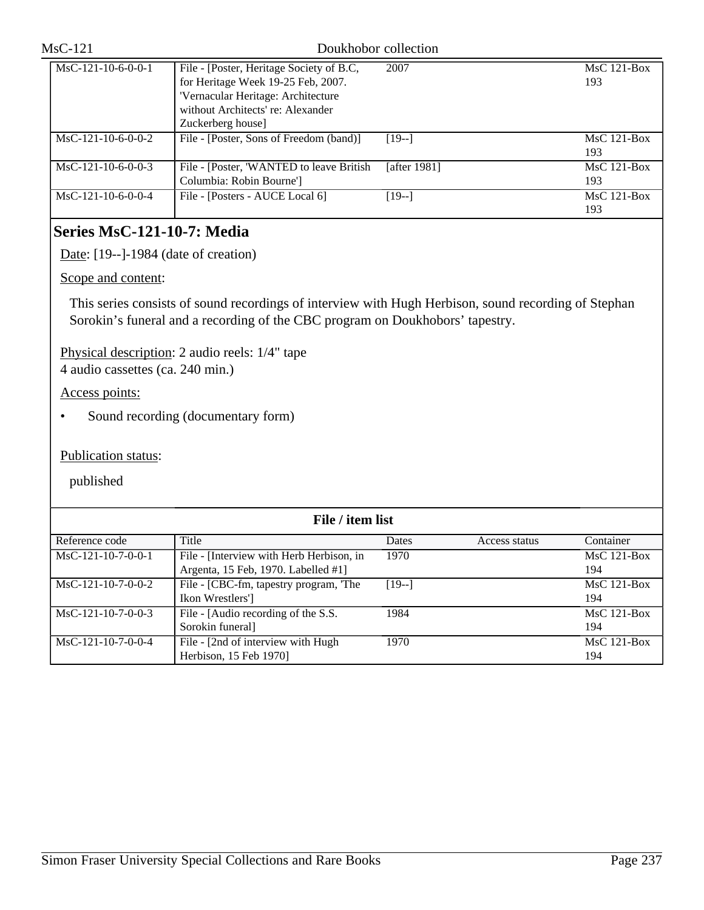| | | | | |
|---|---|---|---|---|
| MsC-121-10-6-0-0-1 | File - [Poster, Heritage Society of B.C, for Heritage Week 19-25 Feb, 2007. 'Vernacular Heritage: Architecture without Architects' re: Alexander Zuckerberg house] | 2007 | | MsC 121-Box 193 |
| MsC-121-10-6-0-0-2 | File - [Poster, Sons of Freedom (band)] | [19--] | | MsC 121-Box 193 |
| MsC-121-10-6-0-0-3 | File - [Poster, 'WANTED to leave British Columbia: Robin Bourne'] | [after 1981] | | MsC 121-Box 193 |
| MsC-121-10-6-0-0-4 | File - [Posters - AUCE Local 6] | [19--] | | MsC 121-Box 193 |

## Series MsC-121-10-7: Media

Date: [19--]-1984 (date of creation)

Scope and content:

This series consists of sound recordings of interview with Hugh Herbison, sound recording of Stephan Sorokin's funeral and a recording of the CBC program on Doukhobors' tapestry.

Physical description: 2 audio reels: 1/4" tape
4 audio cassettes (ca. 240 min.)

Access points:

- Sound recording (documentary form)

Publication status:

published

**File / item list**

| Reference code | Title | Dates | Access status | Container |
|---|---|---|---|---|
| MsC-121-10-7-0-0-1 | File - [Interview with Herb Herbison, in Argenta, 15 Feb, 1970. Labelled #1] | 1970 | | MsC 121-Box 194 |
| MsC-121-10-7-0-0-2 | File - [CBC-fm, tapestry program, 'The Ikon Wrestlers'] | [19--] | | MsC 121-Box 194 |
| MsC-121-10-7-0-0-3 | File - [Audio recording of the S.S. Sorokin funeral] | 1984 | | MsC 121-Box 194 |
| MsC-121-10-7-0-0-4 | File - [2nd of interview with Hugh Herbison, 15 Feb 1970] | 1970 | | MsC 121-Box 194 |